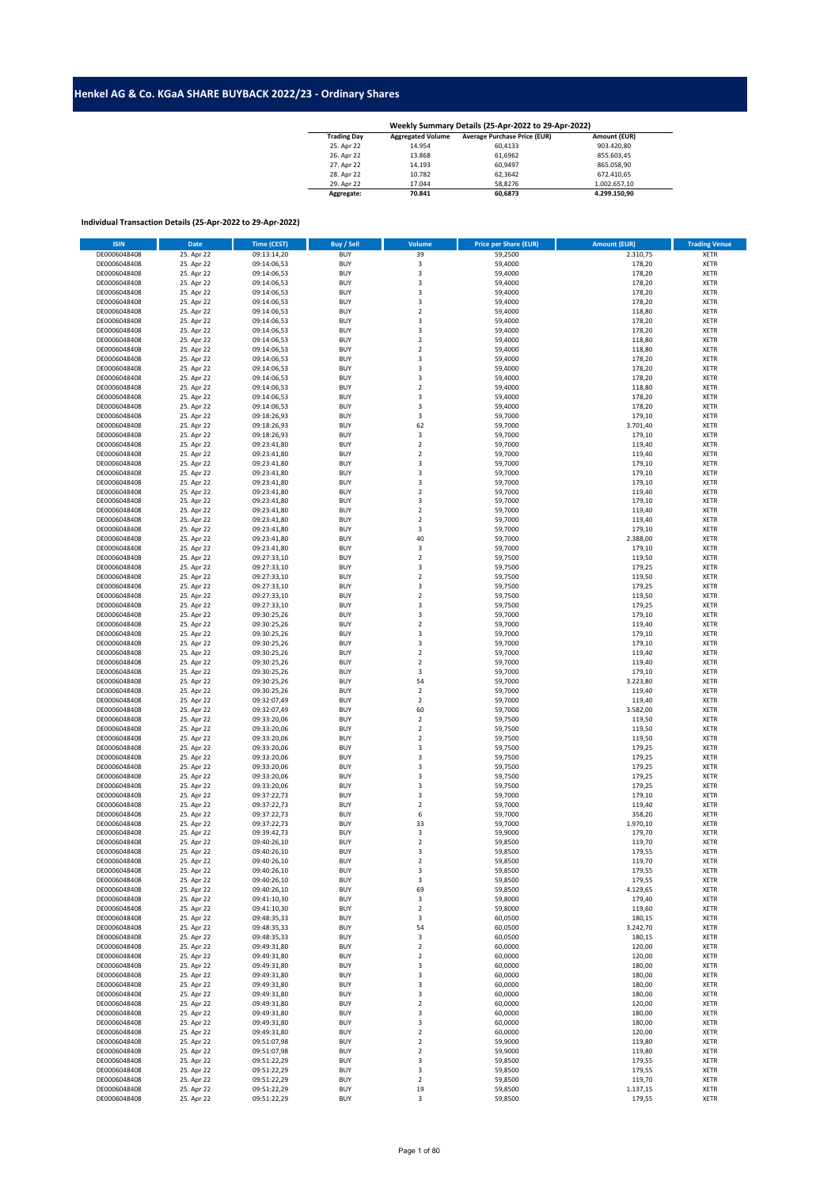# Henkel AG & Co. KGaA SHARE BUYBACK 2022/23 - Ordinary Shares

| Weekly Summary Details (25-Apr-2022 to 29-Apr-2022) | | | |
|---|---|---|---|
| **Trading Day** | **Aggregated Volume** | **Average Purchase Price (EUR)** | **Amount (EUR)** |
| 25. Apr 22 | 14.954 | 60,4133 | 903.420,80 |
| 26. Apr 22 | 13.868 | 61,6962 | 855.603,45 |
| 27. Apr 22 | 14.193 | 60,9497 | 865.058,90 |
| 28. Apr 22 | 10.782 | 62,3642 | 672.410,65 |
| 29. Apr 22 | 17.044 | 58,8276 | 1.002.657,10 |
| **Aggregate:** | **70.841** | **60,6873** | **4.299.150,90** |

**Individual Transaction Details (25-Apr-2022 to 29-Apr-2022)**

| ISIN | Date | Time (CEST) | Buy / Sell | Volume | Price per Share (EUR) | Amount (EUR) | Trading Venue |
|---|---|---|---|---|---|---|---|
| DE0006048408 | 25. Apr 22 | 09:13:14,20 | BUY | 39 | 59,2500 | 2.310,75 | XETR |
| DE0006048408 | 25. Apr 22 | 09:14:06,53 | BUY | 3 | 59,4000 | 178,20 | XETR |
| DE0006048408 | 25. Apr 22 | 09:14:06,53 | BUY | 3 | 59,4000 | 178,20 | XETR |
| DE0006048408 | 25. Apr 22 | 09:14:06,53 | BUY | 3 | 59,4000 | 178,20 | XETR |
| DE0006048408 | 25. Apr 22 | 09:14:06,53 | BUY | 3 | 59,4000 | 178,20 | XETR |
| DE0006048408 | 25. Apr 22 | 09:14:06,53 | BUY | 3 | 59,4000 | 178,20 | XETR |
| DE0006048408 | 25. Apr 22 | 09:14:06,53 | BUY | 2 | 59,4000 | 118,80 | XETR |
| DE0006048408 | 25. Apr 22 | 09:14:06,53 | BUY | 3 | 59,4000 | 178,20 | XETR |
| DE0006048408 | 25. Apr 22 | 09:14:06,53 | BUY | 3 | 59,4000 | 178,20 | XETR |
| DE0006048408 | 25. Apr 22 | 09:14:06,53 | BUY | 2 | 59,4000 | 118,80 | XETR |
| DE0006048408 | 25. Apr 22 | 09:14:06,53 | BUY | 2 | 59,4000 | 118,80 | XETR |
| DE0006048408 | 25. Apr 22 | 09:14:06,53 | BUY | 3 | 59,4000 | 178,20 | XETR |
| DE0006048408 | 25. Apr 22 | 09:14:06,53 | BUY | 3 | 59,4000 | 178,20 | XETR |
| DE0006048408 | 25. Apr 22 | 09:14:06,53 | BUY | 3 | 59,4000 | 178,20 | XETR |
| DE0006048408 | 25. Apr 22 | 09:14:06,53 | BUY | 2 | 59,4000 | 118,80 | XETR |
| DE0006048408 | 25. Apr 22 | 09:14:06,53 | BUY | 3 | 59,4000 | 178,20 | XETR |
| DE0006048408 | 25. Apr 22 | 09:14:06,53 | BUY | 3 | 59,4000 | 178,20 | XETR |
| DE0006048408 | 25. Apr 22 | 09:18:26,93 | BUY | 3 | 59,7000 | 179,10 | XETR |
| DE0006048408 | 25. Apr 22 | 09:18:26,93 | BUY | 62 | 59,7000 | 3.701,40 | XETR |
| DE0006048408 | 25. Apr 22 | 09:18:26,93 | BUY | 3 | 59,7000 | 179,10 | XETR |
| DE0006048408 | 25. Apr 22 | 09:23:41,80 | BUY | 2 | 59,7000 | 119,40 | XETR |
| DE0006048408 | 25. Apr 22 | 09:23:41,80 | BUY | 2 | 59,7000 | 119,40 | XETR |
| DE0006048408 | 25. Apr 22 | 09:23:41,80 | BUY | 3 | 59,7000 | 179,10 | XETR |
| DE0006048408 | 25. Apr 22 | 09:23:41,80 | BUY | 3 | 59,7000 | 179,10 | XETR |
| DE0006048408 | 25. Apr 22 | 09:23:41,80 | BUY | 3 | 59,7000 | 179,10 | XETR |
| DE0006048408 | 25. Apr 22 | 09:23:41,80 | BUY | 2 | 59,7000 | 119,40 | XETR |
| DE0006048408 | 25. Apr 22 | 09:23:41,80 | BUY | 3 | 59,7000 | 179,10 | XETR |
| DE0006048408 | 25. Apr 22 | 09:23:41,80 | BUY | 2 | 59,7000 | 119,40 | XETR |
| DE0006048408 | 25. Apr 22 | 09:23:41,80 | BUY | 2 | 59,7000 | 119,40 | XETR |
| DE0006048408 | 25. Apr 22 | 09:23:41,80 | BUY | 3 | 59,7000 | 179,10 | XETR |
| DE0006048408 | 25. Apr 22 | 09:23:41,80 | BUY | 40 | 59,7000 | 2.388,00 | XETR |
| DE0006048408 | 25. Apr 22 | 09:23:41,80 | BUY | 3 | 59,7000 | 179,10 | XETR |
| DE0006048408 | 25. Apr 22 | 09:27:33,10 | BUY | 2 | 59,7500 | 119,50 | XETR |
| DE0006048408 | 25. Apr 22 | 09:27:33,10 | BUY | 3 | 59,7500 | 179,25 | XETR |
| DE0006048408 | 25. Apr 22 | 09:27:33,10 | BUY | 2 | 59,7500 | 119,50 | XETR |
| DE0006048408 | 25. Apr 22 | 09:27:33,10 | BUY | 3 | 59,7500 | 179,25 | XETR |
| DE0006048408 | 25. Apr 22 | 09:27:33,10 | BUY | 2 | 59,7500 | 119,50 | XETR |
| DE0006048408 | 25. Apr 22 | 09:27:33,10 | BUY | 3 | 59,7500 | 179,25 | XETR |
| DE0006048408 | 25. Apr 22 | 09:30:25,26 | BUY | 3 | 59,7000 | 179,10 | XETR |
| DE0006048408 | 25. Apr 22 | 09:30:25,26 | BUY | 2 | 59,7000 | 119,40 | XETR |
| DE0006048408 | 25. Apr 22 | 09:30:25,26 | BUY | 3 | 59,7000 | 179,10 | XETR |
| DE0006048408 | 25. Apr 22 | 09:30:25,26 | BUY | 3 | 59,7000 | 179,10 | XETR |
| DE0006048408 | 25. Apr 22 | 09:30:25,26 | BUY | 2 | 59,7000 | 119,40 | XETR |
| DE0006048408 | 25. Apr 22 | 09:30:25,26 | BUY | 2 | 59,7000 | 119,40 | XETR |
| DE0006048408 | 25. Apr 22 | 09:30:25,26 | BUY | 3 | 59,7000 | 179,10 | XETR |
| DE0006048408 | 25. Apr 22 | 09:30:25,26 | BUY | 54 | 59,7000 | 3.223,80 | XETR |
| DE0006048408 | 25. Apr 22 | 09:30:25,26 | BUY | 2 | 59,7000 | 119,40 | XETR |
| DE0006048408 | 25. Apr 22 | 09:32:07,49 | BUY | 2 | 59,7000 | 119,40 | XETR |
| DE0006048408 | 25. Apr 22 | 09:32:07,49 | BUY | 60 | 59,7000 | 3.582,00 | XETR |
| DE0006048408 | 25. Apr 22 | 09:33:20,06 | BUY | 2 | 59,7500 | 119,50 | XETR |
| DE0006048408 | 25. Apr 22 | 09:33:20,06 | BUY | 2 | 59,7500 | 119,50 | XETR |
| DE0006048408 | 25. Apr 22 | 09:33:20,06 | BUY | 2 | 59,7500 | 119,50 | XETR |
| DE0006048408 | 25. Apr 22 | 09:33:20,06 | BUY | 3 | 59,7500 | 179,25 | XETR |
| DE0006048408 | 25. Apr 22 | 09:33:20,06 | BUY | 3 | 59,7500 | 179,25 | XETR |
| DE0006048408 | 25. Apr 22 | 09:33:20,06 | BUY | 3 | 59,7500 | 179,25 | XETR |
| DE0006048408 | 25. Apr 22 | 09:33:20,06 | BUY | 3 | 59,7500 | 179,25 | XETR |
| DE0006048408 | 25. Apr 22 | 09:33:20,06 | BUY | 3 | 59,7500 | 179,25 | XETR |
| DE0006048408 | 25. Apr 22 | 09:37:22,73 | BUY | 3 | 59,7000 | 179,10 | XETR |
| DE0006048408 | 25. Apr 22 | 09:37:22,73 | BUY | 2 | 59,7000 | 119,40 | XETR |
| DE0006048408 | 25. Apr 22 | 09:37:22,73 | BUY | 6 | 59,7000 | 358,20 | XETR |
| DE0006048408 | 25. Apr 22 | 09:37:22,73 | BUY | 33 | 59,7000 | 1.970,10 | XETR |
| DE0006048408 | 25. Apr 22 | 09:39:42,73 | BUY | 3 | 59,9000 | 179,70 | XETR |
| DE0006048408 | 25. Apr 22 | 09:40:26,10 | BUY | 2 | 59,8500 | 119,70 | XETR |
| DE0006048408 | 25. Apr 22 | 09:40:26,10 | BUY | 3 | 59,8500 | 179,55 | XETR |
| DE0006048408 | 25. Apr 22 | 09:40:26,10 | BUY | 2 | 59,8500 | 119,70 | XETR |
| DE0006048408 | 25. Apr 22 | 09:40:26,10 | BUY | 3 | 59,8500 | 179,55 | XETR |
| DE0006048408 | 25. Apr 22 | 09:40:26,10 | BUY | 3 | 59,8500 | 179,55 | XETR |
| DE0006048408 | 25. Apr 22 | 09:40:26,10 | BUY | 69 | 59,8500 | 4.129,65 | XETR |
| DE0006048408 | 25. Apr 22 | 09:41:10,30 | BUY | 3 | 59,8000 | 179,40 | XETR |
| DE0006048408 | 25. Apr 22 | 09:41:10,30 | BUY | 2 | 59,8000 | 119,60 | XETR |
| DE0006048408 | 25. Apr 22 | 09:48:35,33 | BUY | 3 | 60,0500 | 180,15 | XETR |
| DE0006048408 | 25. Apr 22 | 09:48:35,33 | BUY | 54 | 60,0500 | 3.242,70 | XETR |
| DE0006048408 | 25. Apr 22 | 09:48:35,33 | BUY | 3 | 60,0500 | 180,15 | XETR |
| DE0006048408 | 25. Apr 22 | 09:49:31,80 | BUY | 2 | 60,0000 | 120,00 | XETR |
| DE0006048408 | 25. Apr 22 | 09:49:31,80 | BUY | 2 | 60,0000 | 120,00 | XETR |
| DE0006048408 | 25. Apr 22 | 09:49:31,80 | BUY | 3 | 60,0000 | 180,00 | XETR |
| DE0006048408 | 25. Apr 22 | 09:49:31,80 | BUY | 3 | 60,0000 | 180,00 | XETR |
| DE0006048408 | 25. Apr 22 | 09:49:31,80 | BUY | 3 | 60,0000 | 180,00 | XETR |
| DE0006048408 | 25. Apr 22 | 09:49:31,80 | BUY | 3 | 60,0000 | 180,00 | XETR |
| DE0006048408 | 25. Apr 22 | 09:49:31,80 | BUY | 2 | 60,0000 | 120,00 | XETR |
| DE0006048408 | 25. Apr 22 | 09:49:31,80 | BUY | 3 | 60,0000 | 180,00 | XETR |
| DE0006048408 | 25. Apr 22 | 09:49:31,80 | BUY | 3 | 60,0000 | 180,00 | XETR |
| DE0006048408 | 25. Apr 22 | 09:49:31,80 | BUY | 2 | 60,0000 | 120,00 | XETR |
| DE0006048408 | 25. Apr 22 | 09:51:07,98 | BUY | 2 | 59,9000 | 119,80 | XETR |
| DE0006048408 | 25. Apr 22 | 09:51:07,98 | BUY | 2 | 59,9000 | 119,80 | XETR |
| DE0006048408 | 25. Apr 22 | 09:51:22,29 | BUY | 3 | 59,8500 | 179,55 | XETR |
| DE0006048408 | 25. Apr 22 | 09:51:22,29 | BUY | 3 | 59,8500 | 179,55 | XETR |
| DE0006048408 | 25. Apr 22 | 09:51:22,29 | BUY | 2 | 59,8500 | 119,70 | XETR |
| DE0006048408 | 25. Apr 22 | 09:51:22,29 | BUY | 19 | 59,8500 | 1.137,15 | XETR |
| DE0006048408 | 25. Apr 22 | 09:51:22,29 | BUY | 3 | 59,8500 | 179,55 | XETR |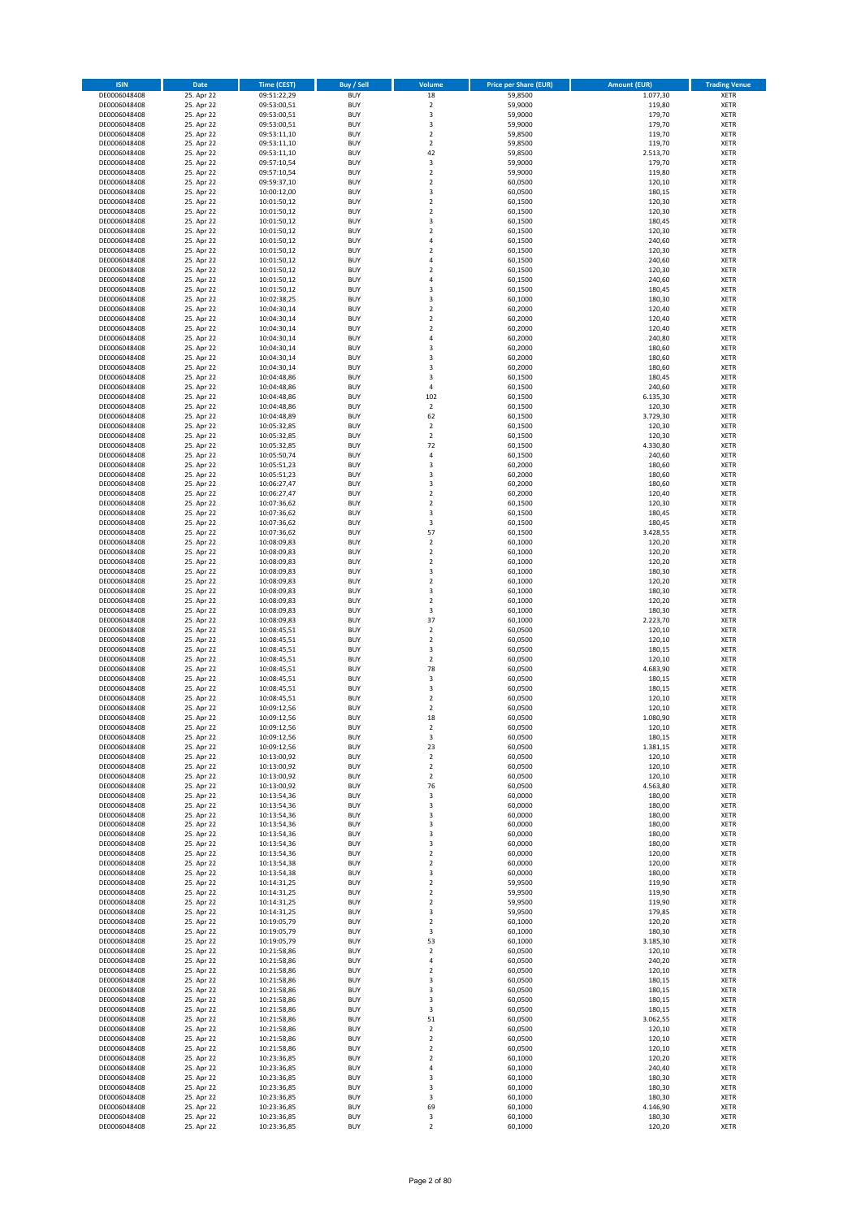| ISIN | Date | Time (CEST) | Buy / Sell | Volume | Price per Share (EUR) | Amount (EUR) | Trading Venue |
|---|---|---|---|---|---|---|---|
| DE0006048408 | 25. Apr 22 | 09:51:22,29 | BUY | 18 | 59,8500 | 1.077,30 | XETR |
| DE0006048408 | 25. Apr 22 | 09:53:00,51 | BUY | 2 | 59,9000 | 119,80 | XETR |
| DE0006048408 | 25. Apr 22 | 09:53:00,51 | BUY | 3 | 59,9000 | 179,70 | XETR |
| DE0006048408 | 25. Apr 22 | 09:53:00,51 | BUY | 3 | 59,9000 | 179,70 | XETR |
| DE0006048408 | 25. Apr 22 | 09:53:11,10 | BUY | 2 | 59,8500 | 119,70 | XETR |
| DE0006048408 | 25. Apr 22 | 09:53:11,10 | BUY | 2 | 59,8500 | 119,70 | XETR |
| DE0006048408 | 25. Apr 22 | 09:53:11,10 | BUY | 42 | 59,8500 | 2.513,70 | XETR |
| DE0006048408 | 25. Apr 22 | 09:57:10,54 | BUY | 3 | 59,9000 | 179,70 | XETR |
| DE0006048408 | 25. Apr 22 | 09:57:10,54 | BUY | 2 | 59,9000 | 119,80 | XETR |
| DE0006048408 | 25. Apr 22 | 09:59:37,10 | BUY | 2 | 60,0500 | 120,10 | XETR |
| DE0006048408 | 25. Apr 22 | 10:00:12,00 | BUY | 3 | 60,0500 | 180,15 | XETR |
| DE0006048408 | 25. Apr 22 | 10:01:50,12 | BUY | 2 | 60,1500 | 120,30 | XETR |
| DE0006048408 | 25. Apr 22 | 10:01:50,12 | BUY | 2 | 60,1500 | 120,30 | XETR |
| DE0006048408 | 25. Apr 22 | 10:01:50,12 | BUY | 3 | 60,1500 | 180,45 | XETR |
| DE0006048408 | 25. Apr 22 | 10:01:50,12 | BUY | 2 | 60,1500 | 120,30 | XETR |
| DE0006048408 | 25. Apr 22 | 10:01:50,12 | BUY | 4 | 60,1500 | 240,60 | XETR |
| DE0006048408 | 25. Apr 22 | 10:01:50,12 | BUY | 2 | 60,1500 | 120,30 | XETR |
| DE0006048408 | 25. Apr 22 | 10:01:50,12 | BUY | 4 | 60,1500 | 240,60 | XETR |
| DE0006048408 | 25. Apr 22 | 10:01:50,12 | BUY | 2 | 60,1500 | 120,30 | XETR |
| DE0006048408 | 25. Apr 22 | 10:01:50,12 | BUY | 4 | 60,1500 | 240,60 | XETR |
| DE0006048408 | 25. Apr 22 | 10:01:50,12 | BUY | 3 | 60,1500 | 180,45 | XETR |
| DE0006048408 | 25. Apr 22 | 10:02:38,25 | BUY | 3 | 60,1000 | 180,30 | XETR |
| DE0006048408 | 25. Apr 22 | 10:04:30,14 | BUY | 2 | 60,2000 | 120,40 | XETR |
| DE0006048408 | 25. Apr 22 | 10:04:30,14 | BUY | 2 | 60,2000 | 120,40 | XETR |
| DE0006048408 | 25. Apr 22 | 10:04:30,14 | BUY | 2 | 60,2000 | 120,40 | XETR |
| DE0006048408 | 25. Apr 22 | 10:04:30,14 | BUY | 4 | 60,2000 | 240,80 | XETR |
| DE0006048408 | 25. Apr 22 | 10:04:30,14 | BUY | 3 | 60,2000 | 180,60 | XETR |
| DE0006048408 | 25. Apr 22 | 10:04:30,14 | BUY | 3 | 60,2000 | 180,60 | XETR |
| DE0006048408 | 25. Apr 22 | 10:04:30,14 | BUY | 3 | 60,2000 | 180,60 | XETR |
| DE0006048408 | 25. Apr 22 | 10:04:48,86 | BUY | 3 | 60,1500 | 180,45 | XETR |
| DE0006048408 | 25. Apr 22 | 10:04:48,86 | BUY | 4 | 60,1500 | 240,60 | XETR |
| DE0006048408 | 25. Apr 22 | 10:04:48,86 | BUY | 102 | 60,1500 | 6.135,30 | XETR |
| DE0006048408 | 25. Apr 22 | 10:04:48,86 | BUY | 2 | 60,1500 | 120,30 | XETR |
| DE0006048408 | 25. Apr 22 | 10:04:48,89 | BUY | 62 | 60,1500 | 3.729,30 | XETR |
| DE0006048408 | 25. Apr 22 | 10:05:32,85 | BUY | 2 | 60,1500 | 120,30 | XETR |
| DE0006048408 | 25. Apr 22 | 10:05:32,85 | BUY | 2 | 60,1500 | 120,30 | XETR |
| DE0006048408 | 25. Apr 22 | 10:05:32,85 | BUY | 72 | 60,1500 | 4.330,80 | XETR |
| DE0006048408 | 25. Apr 22 | 10:05:50,74 | BUY | 4 | 60,1500 | 240,60 | XETR |
| DE0006048408 | 25. Apr 22 | 10:05:51,23 | BUY | 3 | 60,2000 | 180,60 | XETR |
| DE0006048408 | 25. Apr 22 | 10:05:51,23 | BUY | 3 | 60,2000 | 180,60 | XETR |
| DE0006048408 | 25. Apr 22 | 10:06:27,47 | BUY | 3 | 60,2000 | 180,60 | XETR |
| DE0006048408 | 25. Apr 22 | 10:06:27,47 | BUY | 2 | 60,2000 | 120,40 | XETR |
| DE0006048408 | 25. Apr 22 | 10:07:36,62 | BUY | 2 | 60,1500 | 120,30 | XETR |
| DE0006048408 | 25. Apr 22 | 10:07:36,62 | BUY | 3 | 60,1500 | 180,45 | XETR |
| DE0006048408 | 25. Apr 22 | 10:07:36,62 | BUY | 3 | 60,1500 | 180,45 | XETR |
| DE0006048408 | 25. Apr 22 | 10:07:36,62 | BUY | 57 | 60,1500 | 3.428,55 | XETR |
| DE0006048408 | 25. Apr 22 | 10:08:09,83 | BUY | 2 | 60,1000 | 120,20 | XETR |
| DE0006048408 | 25. Apr 22 | 10:08:09,83 | BUY | 2 | 60,1000 | 120,20 | XETR |
| DE0006048408 | 25. Apr 22 | 10:08:09,83 | BUY | 2 | 60,1000 | 120,20 | XETR |
| DE0006048408 | 25. Apr 22 | 10:08:09,83 | BUY | 3 | 60,1000 | 180,30 | XETR |
| DE0006048408 | 25. Apr 22 | 10:08:09,83 | BUY | 2 | 60,1000 | 120,20 | XETR |
| DE0006048408 | 25. Apr 22 | 10:08:09,83 | BUY | 3 | 60,1000 | 180,30 | XETR |
| DE0006048408 | 25. Apr 22 | 10:08:09,83 | BUY | 2 | 60,1000 | 120,20 | XETR |
| DE0006048408 | 25. Apr 22 | 10:08:09,83 | BUY | 3 | 60,1000 | 180,30 | XETR |
| DE0006048408 | 25. Apr 22 | 10:08:09,83 | BUY | 37 | 60,1000 | 2.223,70 | XETR |
| DE0006048408 | 25. Apr 22 | 10:08:45,51 | BUY | 2 | 60,0500 | 120,10 | XETR |
| DE0006048408 | 25. Apr 22 | 10:08:45,51 | BUY | 2 | 60,0500 | 120,10 | XETR |
| DE0006048408 | 25. Apr 22 | 10:08:45,51 | BUY | 3 | 60,0500 | 180,15 | XETR |
| DE0006048408 | 25. Apr 22 | 10:08:45,51 | BUY | 2 | 60,0500 | 120,10 | XETR |
| DE0006048408 | 25. Apr 22 | 10:08:45,51 | BUY | 78 | 60,0500 | 4.683,90 | XETR |
| DE0006048408 | 25. Apr 22 | 10:08:45,51 | BUY | 3 | 60,0500 | 180,15 | XETR |
| DE0006048408 | 25. Apr 22 | 10:08:45,51 | BUY | 3 | 60,0500 | 180,15 | XETR |
| DE0006048408 | 25. Apr 22 | 10:08:45,51 | BUY | 2 | 60,0500 | 120,10 | XETR |
| DE0006048408 | 25. Apr 22 | 10:09:12,56 | BUY | 2 | 60,0500 | 120,10 | XETR |
| DE0006048408 | 25. Apr 22 | 10:09:12,56 | BUY | 18 | 60,0500 | 1.080,90 | XETR |
| DE0006048408 | 25. Apr 22 | 10:09:12,56 | BUY | 2 | 60,0500 | 120,10 | XETR |
| DE0006048408 | 25. Apr 22 | 10:09:12,56 | BUY | 3 | 60,0500 | 180,15 | XETR |
| DE0006048408 | 25. Apr 22 | 10:09:12,56 | BUY | 23 | 60,0500 | 1.381,15 | XETR |
| DE0006048408 | 25. Apr 22 | 10:13:00,92 | BUY | 2 | 60,0500 | 120,10 | XETR |
| DE0006048408 | 25. Apr 22 | 10:13:00,92 | BUY | 2 | 60,0500 | 120,10 | XETR |
| DE0006048408 | 25. Apr 22 | 10:13:00,92 | BUY | 2 | 60,0500 | 120,10 | XETR |
| DE0006048408 | 25. Apr 22 | 10:13:00,92 | BUY | 76 | 60,0500 | 4.563,80 | XETR |
| DE0006048408 | 25. Apr 22 | 10:13:54,36 | BUY | 3 | 60,0000 | 180,00 | XETR |
| DE0006048408 | 25. Apr 22 | 10:13:54,36 | BUY | 3 | 60,0000 | 180,00 | XETR |
| DE0006048408 | 25. Apr 22 | 10:13:54,36 | BUY | 3 | 60,0000 | 180,00 | XETR |
| DE0006048408 | 25. Apr 22 | 10:13:54,36 | BUY | 3 | 60,0000 | 180,00 | XETR |
| DE0006048408 | 25. Apr 22 | 10:13:54,36 | BUY | 3 | 60,0000 | 180,00 | XETR |
| DE0006048408 | 25. Apr 22 | 10:13:54,36 | BUY | 3 | 60,0000 | 180,00 | XETR |
| DE0006048408 | 25. Apr 22 | 10:13:54,36 | BUY | 2 | 60,0000 | 120,00 | XETR |
| DE0006048408 | 25. Apr 22 | 10:13:54,38 | BUY | 2 | 60,0000 | 120,00 | XETR |
| DE0006048408 | 25. Apr 22 | 10:13:54,38 | BUY | 3 | 60,0000 | 180,00 | XETR |
| DE0006048408 | 25. Apr 22 | 10:14:31,25 | BUY | 2 | 59,9500 | 119,90 | XETR |
| DE0006048408 | 25. Apr 22 | 10:14:31,25 | BUY | 2 | 59,9500 | 119,90 | XETR |
| DE0006048408 | 25. Apr 22 | 10:14:31,25 | BUY | 2 | 59,9500 | 119,90 | XETR |
| DE0006048408 | 25. Apr 22 | 10:14:31,25 | BUY | 3 | 59,9500 | 179,85 | XETR |
| DE0006048408 | 25. Apr 22 | 10:19:05,79 | BUY | 2 | 60,1000 | 120,20 | XETR |
| DE0006048408 | 25. Apr 22 | 10:19:05,79 | BUY | 3 | 60,1000 | 180,30 | XETR |
| DE0006048408 | 25. Apr 22 | 10:19:05,79 | BUY | 53 | 60,1000 | 3.185,30 | XETR |
| DE0006048408 | 25. Apr 22 | 10:21:58,86 | BUY | 2 | 60,0500 | 120,10 | XETR |
| DE0006048408 | 25. Apr 22 | 10:21:58,86 | BUY | 4 | 60,0500 | 240,20 | XETR |
| DE0006048408 | 25. Apr 22 | 10:21:58,86 | BUY | 2 | 60,0500 | 120,10 | XETR |
| DE0006048408 | 25. Apr 22 | 10:21:58,86 | BUY | 3 | 60,0500 | 180,15 | XETR |
| DE0006048408 | 25. Apr 22 | 10:21:58,86 | BUY | 3 | 60,0500 | 180,15 | XETR |
| DE0006048408 | 25. Apr 22 | 10:21:58,86 | BUY | 3 | 60,0500 | 180,15 | XETR |
| DE0006048408 | 25. Apr 22 | 10:21:58,86 | BUY | 3 | 60,0500 | 180,15 | XETR |
| DE0006048408 | 25. Apr 22 | 10:21:58,86 | BUY | 51 | 60,0500 | 3.062,55 | XETR |
| DE0006048408 | 25. Apr 22 | 10:21:58,86 | BUY | 2 | 60,0500 | 120,10 | XETR |
| DE0006048408 | 25. Apr 22 | 10:21:58,86 | BUY | 2 | 60,0500 | 120,10 | XETR |
| DE0006048408 | 25. Apr 22 | 10:21:58,86 | BUY | 2 | 60,0500 | 120,10 | XETR |
| DE0006048408 | 25. Apr 22 | 10:23:36,85 | BUY | 2 | 60,1000 | 120,20 | XETR |
| DE0006048408 | 25. Apr 22 | 10:23:36,85 | BUY | 4 | 60,1000 | 240,40 | XETR |
| DE0006048408 | 25. Apr 22 | 10:23:36,85 | BUY | 3 | 60,1000 | 180,30 | XETR |
| DE0006048408 | 25. Apr 22 | 10:23:36,85 | BUY | 3 | 60,1000 | 180,30 | XETR |
| DE0006048408 | 25. Apr 22 | 10:23:36,85 | BUY | 3 | 60,1000 | 180,30 | XETR |
| DE0006048408 | 25. Apr 22 | 10:23:36,85 | BUY | 69 | 60,1000 | 4.146,90 | XETR |
| DE0006048408 | 25. Apr 22 | 10:23:36,85 | BUY | 3 | 60,1000 | 180,30 | XETR |
| DE0006048408 | 25. Apr 22 | 10:23:36,85 | BUY | 2 | 60,1000 | 120,20 | XETR |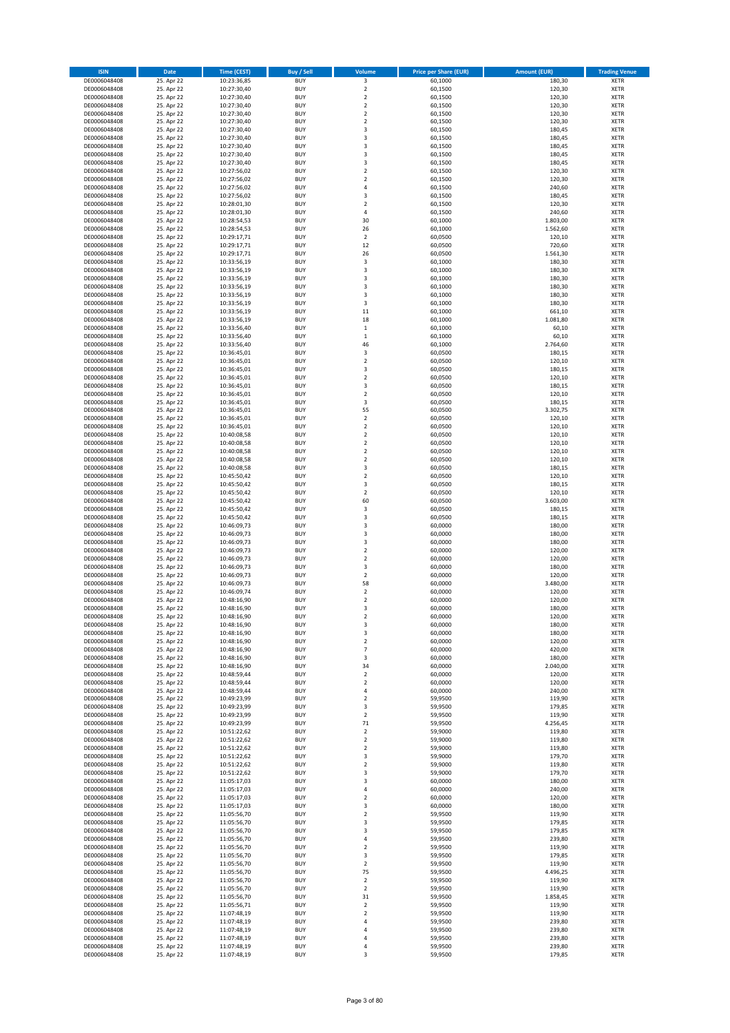| ISIN | Date | Time (CEST) | Buy / Sell | Volume | Price per Share (EUR) | Amount (EUR) | Trading Venue |
|---|---|---|---|---|---|---|---|
| DE0006048408 | 25. Apr 22 | 10:23:36,85 | BUY | 3 | 60,1000 | 180,30 | XETR |
| DE0006048408 | 25. Apr 22 | 10:27:30,40 | BUY | 2 | 60,1500 | 120,30 | XETR |
| DE0006048408 | 25. Apr 22 | 10:27:30,40 | BUY | 2 | 60,1500 | 120,30 | XETR |
| DE0006048408 | 25. Apr 22 | 10:27:30,40 | BUY | 2 | 60,1500 | 120,30 | XETR |
| DE0006048408 | 25. Apr 22 | 10:27:30,40 | BUY | 2 | 60,1500 | 120,30 | XETR |
| DE0006048408 | 25. Apr 22 | 10:27:30,40 | BUY | 2 | 60,1500 | 120,30 | XETR |
| DE0006048408 | 25. Apr 22 | 10:27:30,40 | BUY | 3 | 60,1500 | 180,45 | XETR |
| DE0006048408 | 25. Apr 22 | 10:27:30,40 | BUY | 3 | 60,1500 | 180,45 | XETR |
| DE0006048408 | 25. Apr 22 | 10:27:30,40 | BUY | 3 | 60,1500 | 180,45 | XETR |
| DE0006048408 | 25. Apr 22 | 10:27:30,40 | BUY | 3 | 60,1500 | 180,45 | XETR |
| DE0006048408 | 25. Apr 22 | 10:27:30,40 | BUY | 3 | 60,1500 | 180,45 | XETR |
| DE0006048408 | 25. Apr 22 | 10:27:56,02 | BUY | 2 | 60,1500 | 120,30 | XETR |
| DE0006048408 | 25. Apr 22 | 10:27:56,02 | BUY | 2 | 60,1500 | 120,30 | XETR |
| DE0006048408 | 25. Apr 22 | 10:27:56,02 | BUY | 4 | 60,1500 | 240,60 | XETR |
| DE0006048408 | 25. Apr 22 | 10:27:56,02 | BUY | 3 | 60,1500 | 180,45 | XETR |
| DE0006048408 | 25. Apr 22 | 10:28:01,30 | BUY | 2 | 60,1500 | 120,30 | XETR |
| DE0006048408 | 25. Apr 22 | 10:28:01,30 | BUY | 4 | 60,1500 | 240,60 | XETR |
| DE0006048408 | 25. Apr 22 | 10:28:54,53 | BUY | 30 | 60,1000 | 1.803,00 | XETR |
| DE0006048408 | 25. Apr 22 | 10:28:54,53 | BUY | 26 | 60,1000 | 1.562,60 | XETR |
| DE0006048408 | 25. Apr 22 | 10:29:17,71 | BUY | 2 | 60,0500 | 120,10 | XETR |
| DE0006048408 | 25. Apr 22 | 10:29:17,71 | BUY | 12 | 60,0500 | 720,60 | XETR |
| DE0006048408 | 25. Apr 22 | 10:29:17,71 | BUY | 26 | 60,0500 | 1.561,30 | XETR |
| DE0006048408 | 25. Apr 22 | 10:33:56,19 | BUY | 3 | 60,1000 | 180,30 | XETR |
| DE0006048408 | 25. Apr 22 | 10:33:56,19 | BUY | 3 | 60,1000 | 180,30 | XETR |
| DE0006048408 | 25. Apr 22 | 10:33:56,19 | BUY | 3 | 60,1000 | 180,30 | XETR |
| DE0006048408 | 25. Apr 22 | 10:33:56,19 | BUY | 3 | 60,1000 | 180,30 | XETR |
| DE0006048408 | 25. Apr 22 | 10:33:56,19 | BUY | 3 | 60,1000 | 180,30 | XETR |
| DE0006048408 | 25. Apr 22 | 10:33:56,19 | BUY | 3 | 60,1000 | 180,30 | XETR |
| DE0006048408 | 25. Apr 22 | 10:33:56,19 | BUY | 11 | 60,1000 | 661,10 | XETR |
| DE0006048408 | 25. Apr 22 | 10:33:56,19 | BUY | 18 | 60,1000 | 1.081,80 | XETR |
| DE0006048408 | 25. Apr 22 | 10:33:56,40 | BUY | 1 | 60,1000 | 60,10 | XETR |
| DE0006048408 | 25. Apr 22 | 10:33:56,40 | BUY | 1 | 60,1000 | 60,10 | XETR |
| DE0006048408 | 25. Apr 22 | 10:33:56,40 | BUY | 46 | 60,1000 | 2.764,60 | XETR |
| DE0006048408 | 25. Apr 22 | 10:36:45,01 | BUY | 3 | 60,0500 | 180,15 | XETR |
| DE0006048408 | 25. Apr 22 | 10:36:45,01 | BUY | 2 | 60,0500 | 120,10 | XETR |
| DE0006048408 | 25. Apr 22 | 10:36:45,01 | BUY | 3 | 60,0500 | 180,15 | XETR |
| DE0006048408 | 25. Apr 22 | 10:36:45,01 | BUY | 2 | 60,0500 | 120,10 | XETR |
| DE0006048408 | 25. Apr 22 | 10:36:45,01 | BUY | 3 | 60,0500 | 180,15 | XETR |
| DE0006048408 | 25. Apr 22 | 10:36:45,01 | BUY | 2 | 60,0500 | 120,10 | XETR |
| DE0006048408 | 25. Apr 22 | 10:36:45,01 | BUY | 3 | 60,0500 | 180,15 | XETR |
| DE0006048408 | 25. Apr 22 | 10:36:45,01 | BUY | 55 | 60,0500 | 3.302,75 | XETR |
| DE0006048408 | 25. Apr 22 | 10:36:45,01 | BUY | 2 | 60,0500 | 120,10 | XETR |
| DE0006048408 | 25. Apr 22 | 10:36:45,01 | BUY | 2 | 60,0500 | 120,10 | XETR |
| DE0006048408 | 25. Apr 22 | 10:40:08,58 | BUY | 2 | 60,0500 | 120,10 | XETR |
| DE0006048408 | 25. Apr 22 | 10:40:08,58 | BUY | 2 | 60,0500 | 120,10 | XETR |
| DE0006048408 | 25. Apr 22 | 10:40:08,58 | BUY | 2 | 60,0500 | 120,10 | XETR |
| DE0006048408 | 25. Apr 22 | 10:40:08,58 | BUY | 2 | 60,0500 | 120,10 | XETR |
| DE0006048408 | 25. Apr 22 | 10:40:08,58 | BUY | 3 | 60,0500 | 180,15 | XETR |
| DE0006048408 | 25. Apr 22 | 10:45:50,42 | BUY | 2 | 60,0500 | 120,10 | XETR |
| DE0006048408 | 25. Apr 22 | 10:45:50,42 | BUY | 3 | 60,0500 | 180,15 | XETR |
| DE0006048408 | 25. Apr 22 | 10:45:50,42 | BUY | 2 | 60,0500 | 120,10 | XETR |
| DE0006048408 | 25. Apr 22 | 10:45:50,42 | BUY | 60 | 60,0500 | 3.603,00 | XETR |
| DE0006048408 | 25. Apr 22 | 10:45:50,42 | BUY | 3 | 60,0500 | 180,15 | XETR |
| DE0006048408 | 25. Apr 22 | 10:45:50,42 | BUY | 3 | 60,0500 | 180,15 | XETR |
| DE0006048408 | 25. Apr 22 | 10:46:09,73 | BUY | 3 | 60,0000 | 180,00 | XETR |
| DE0006048408 | 25. Apr 22 | 10:46:09,73 | BUY | 3 | 60,0000 | 180,00 | XETR |
| DE0006048408 | 25. Apr 22 | 10:46:09,73 | BUY | 3 | 60,0000 | 180,00 | XETR |
| DE0006048408 | 25. Apr 22 | 10:46:09,73 | BUY | 2 | 60,0000 | 120,00 | XETR |
| DE0006048408 | 25. Apr 22 | 10:46:09,73 | BUY | 2 | 60,0000 | 120,00 | XETR |
| DE0006048408 | 25. Apr 22 | 10:46:09,73 | BUY | 3 | 60,0000 | 180,00 | XETR |
| DE0006048408 | 25. Apr 22 | 10:46:09,73 | BUY | 2 | 60,0000 | 120,00 | XETR |
| DE0006048408 | 25. Apr 22 | 10:46:09,73 | BUY | 58 | 60,0000 | 3.480,00 | XETR |
| DE0006048408 | 25. Apr 22 | 10:46:09,74 | BUY | 2 | 60,0000 | 120,00 | XETR |
| DE0006048408 | 25. Apr 22 | 10:48:16,90 | BUY | 2 | 60,0000 | 120,00 | XETR |
| DE0006048408 | 25. Apr 22 | 10:48:16,90 | BUY | 3 | 60,0000 | 180,00 | XETR |
| DE0006048408 | 25. Apr 22 | 10:48:16,90 | BUY | 2 | 60,0000 | 120,00 | XETR |
| DE0006048408 | 25. Apr 22 | 10:48:16,90 | BUY | 3 | 60,0000 | 180,00 | XETR |
| DE0006048408 | 25. Apr 22 | 10:48:16,90 | BUY | 3 | 60,0000 | 180,00 | XETR |
| DE0006048408 | 25. Apr 22 | 10:48:16,90 | BUY | 2 | 60,0000 | 120,00 | XETR |
| DE0006048408 | 25. Apr 22 | 10:48:16,90 | BUY | 7 | 60,0000 | 420,00 | XETR |
| DE0006048408 | 25. Apr 22 | 10:48:16,90 | BUY | 3 | 60,0000 | 180,00 | XETR |
| DE0006048408 | 25. Apr 22 | 10:48:16,90 | BUY | 34 | 60,0000 | 2.040,00 | XETR |
| DE0006048408 | 25. Apr 22 | 10:48:59,44 | BUY | 2 | 60,0000 | 120,00 | XETR |
| DE0006048408 | 25. Apr 22 | 10:48:59,44 | BUY | 2 | 60,0000 | 120,00 | XETR |
| DE0006048408 | 25. Apr 22 | 10:48:59,44 | BUY | 4 | 60,0000 | 240,00 | XETR |
| DE0006048408 | 25. Apr 22 | 10:49:23,99 | BUY | 2 | 59,9500 | 119,90 | XETR |
| DE0006048408 | 25. Apr 22 | 10:49:23,99 | BUY | 3 | 59,9500 | 179,85 | XETR |
| DE0006048408 | 25. Apr 22 | 10:49:23,99 | BUY | 2 | 59,9500 | 119,90 | XETR |
| DE0006048408 | 25. Apr 22 | 10:49:23,99 | BUY | 71 | 59,9500 | 4.256,45 | XETR |
| DE0006048408 | 25. Apr 22 | 10:51:22,62 | BUY | 2 | 59,9000 | 119,80 | XETR |
| DE0006048408 | 25. Apr 22 | 10:51:22,62 | BUY | 2 | 59,9000 | 119,80 | XETR |
| DE0006048408 | 25. Apr 22 | 10:51:22,62 | BUY | 2 | 59,9000 | 119,80 | XETR |
| DE0006048408 | 25. Apr 22 | 10:51:22,62 | BUY | 3 | 59,9000 | 179,70 | XETR |
| DE0006048408 | 25. Apr 22 | 10:51:22,62 | BUY | 2 | 59,9000 | 119,80 | XETR |
| DE0006048408 | 25. Apr 22 | 10:51:22,62 | BUY | 3 | 59,9000 | 179,70 | XETR |
| DE0006048408 | 25. Apr 22 | 11:05:17,03 | BUY | 3 | 60,0000 | 180,00 | XETR |
| DE0006048408 | 25. Apr 22 | 11:05:17,03 | BUY | 4 | 60,0000 | 240,00 | XETR |
| DE0006048408 | 25. Apr 22 | 11:05:17,03 | BUY | 2 | 60,0000 | 120,00 | XETR |
| DE0006048408 | 25. Apr 22 | 11:05:17,03 | BUY | 3 | 60,0000 | 180,00 | XETR |
| DE0006048408 | 25. Apr 22 | 11:05:56,70 | BUY | 2 | 59,9500 | 119,90 | XETR |
| DE0006048408 | 25. Apr 22 | 11:05:56,70 | BUY | 3 | 59,9500 | 179,85 | XETR |
| DE0006048408 | 25. Apr 22 | 11:05:56,70 | BUY | 3 | 59,9500 | 179,85 | XETR |
| DE0006048408 | 25. Apr 22 | 11:05:56,70 | BUY | 4 | 59,9500 | 239,80 | XETR |
| DE0006048408 | 25. Apr 22 | 11:05:56,70 | BUY | 2 | 59,9500 | 119,90 | XETR |
| DE0006048408 | 25. Apr 22 | 11:05:56,70 | BUY | 3 | 59,9500 | 179,85 | XETR |
| DE0006048408 | 25. Apr 22 | 11:05:56,70 | BUY | 2 | 59,9500 | 119,90 | XETR |
| DE0006048408 | 25. Apr 22 | 11:05:56,70 | BUY | 75 | 59,9500 | 4.496,25 | XETR |
| DE0006048408 | 25. Apr 22 | 11:05:56,70 | BUY | 2 | 59,9500 | 119,90 | XETR |
| DE0006048408 | 25. Apr 22 | 11:05:56,70 | BUY | 2 | 59,9500 | 119,90 | XETR |
| DE0006048408 | 25. Apr 22 | 11:05:56,70 | BUY | 31 | 59,9500 | 1.858,45 | XETR |
| DE0006048408 | 25. Apr 22 | 11:05:56,71 | BUY | 2 | 59,9500 | 119,90 | XETR |
| DE0006048408 | 25. Apr 22 | 11:07:48,19 | BUY | 2 | 59,9500 | 119,90 | XETR |
| DE0006048408 | 25. Apr 22 | 11:07:48,19 | BUY | 4 | 59,9500 | 239,80 | XETR |
| DE0006048408 | 25. Apr 22 | 11:07:48,19 | BUY | 4 | 59,9500 | 239,80 | XETR |
| DE0006048408 | 25. Apr 22 | 11:07:48,19 | BUY | 4 | 59,9500 | 239,80 | XETR |
| DE0006048408 | 25. Apr 22 | 11:07:48,19 | BUY | 4 | 59,9500 | 239,80 | XETR |
| DE0006048408 | 25. Apr 22 | 11:07:48,19 | BUY | 3 | 59,9500 | 179,85 | XETR |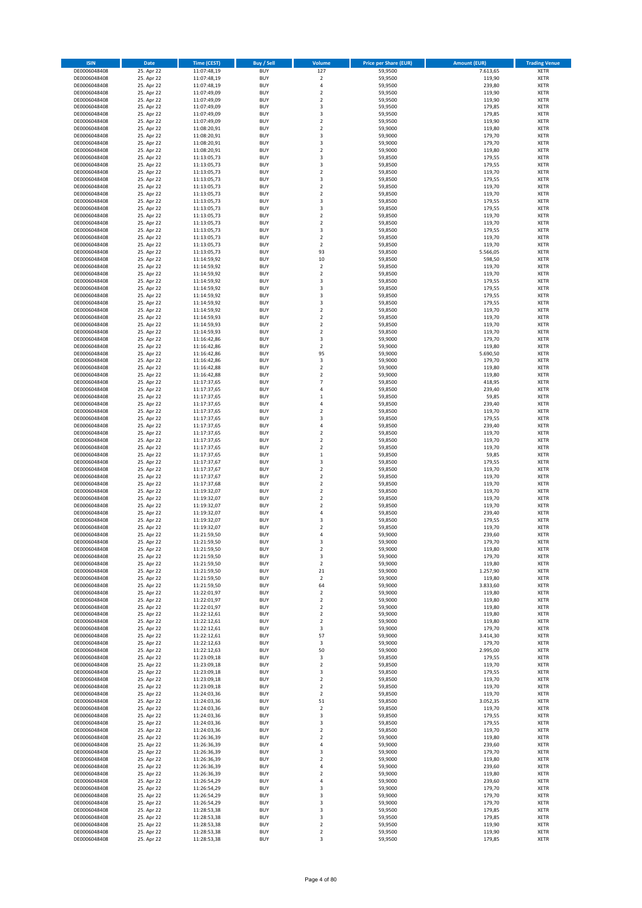| ISIN | Date | Time (CEST) | Buy / Sell | Volume | Price per Share (EUR) | Amount (EUR) | Trading Venue |
|---|---|---|---|---|---|---|---|
| DE0006048408 | 25. Apr 22 | 11:07:48,19 | BUY | 127 | 59,9500 | 7.613,65 | XETR |
| DE0006048408 | 25. Apr 22 | 11:07:48,19 | BUY | 2 | 59,9500 | 119,90 | XETR |
| DE0006048408 | 25. Apr 22 | 11:07:48,19 | BUY | 4 | 59,9500 | 239,80 | XETR |
| DE0006048408 | 25. Apr 22 | 11:07:49,09 | BUY | 2 | 59,9500 | 119,90 | XETR |
| DE0006048408 | 25. Apr 22 | 11:07:49,09 | BUY | 2 | 59,9500 | 119,90 | XETR |
| DE0006048408 | 25. Apr 22 | 11:07:49,09 | BUY | 3 | 59,9500 | 179,85 | XETR |
| DE0006048408 | 25. Apr 22 | 11:07:49,09 | BUY | 3 | 59,9500 | 179,85 | XETR |
| DE0006048408 | 25. Apr 22 | 11:07:49,09 | BUY | 2 | 59,9500 | 119,90 | XETR |
| DE0006048408 | 25. Apr 22 | 11:08:20,91 | BUY | 2 | 59,9000 | 119,80 | XETR |
| DE0006048408 | 25. Apr 22 | 11:08:20,91 | BUY | 3 | 59,9000 | 179,70 | XETR |
| DE0006048408 | 25. Apr 22 | 11:08:20,91 | BUY | 3 | 59,9000 | 179,70 | XETR |
| DE0006048408 | 25. Apr 22 | 11:08:20,91 | BUY | 2 | 59,9000 | 119,80 | XETR |
| DE0006048408 | 25. Apr 22 | 11:13:05,73 | BUY | 3 | 59,8500 | 179,55 | XETR |
| DE0006048408 | 25. Apr 22 | 11:13:05,73 | BUY | 3 | 59,8500 | 179,55 | XETR |
| DE0006048408 | 25. Apr 22 | 11:13:05,73 | BUY | 2 | 59,8500 | 119,70 | XETR |
| DE0006048408 | 25. Apr 22 | 11:13:05,73 | BUY | 3 | 59,8500 | 179,55 | XETR |
| DE0006048408 | 25. Apr 22 | 11:13:05,73 | BUY | 2 | 59,8500 | 119,70 | XETR |
| DE0006048408 | 25. Apr 22 | 11:13:05,73 | BUY | 2 | 59,8500 | 119,70 | XETR |
| DE0006048408 | 25. Apr 22 | 11:13:05,73 | BUY | 3 | 59,8500 | 179,55 | XETR |
| DE0006048408 | 25. Apr 22 | 11:13:05,73 | BUY | 3 | 59,8500 | 179,55 | XETR |
| DE0006048408 | 25. Apr 22 | 11:13:05,73 | BUY | 2 | 59,8500 | 119,70 | XETR |
| DE0006048408 | 25. Apr 22 | 11:13:05,73 | BUY | 2 | 59,8500 | 119,70 | XETR |
| DE0006048408 | 25. Apr 22 | 11:13:05,73 | BUY | 3 | 59,8500 | 179,55 | XETR |
| DE0006048408 | 25. Apr 22 | 11:13:05,73 | BUY | 2 | 59,8500 | 119,70 | XETR |
| DE0006048408 | 25. Apr 22 | 11:13:05,73 | BUY | 2 | 59,8500 | 119,70 | XETR |
| DE0006048408 | 25. Apr 22 | 11:13:05,73 | BUY | 93 | 59,8500 | 5.566,05 | XETR |
| DE0006048408 | 25. Apr 22 | 11:14:59,92 | BUY | 10 | 59,8500 | 598,50 | XETR |
| DE0006048408 | 25. Apr 22 | 11:14:59,92 | BUY | 2 | 59,8500 | 119,70 | XETR |
| DE0006048408 | 25. Apr 22 | 11:14:59,92 | BUY | 2 | 59,8500 | 119,70 | XETR |
| DE0006048408 | 25. Apr 22 | 11:14:59,92 | BUY | 3 | 59,8500 | 179,55 | XETR |
| DE0006048408 | 25. Apr 22 | 11:14:59,92 | BUY | 3 | 59,8500 | 179,55 | XETR |
| DE0006048408 | 25. Apr 22 | 11:14:59,92 | BUY | 3 | 59,8500 | 179,55 | XETR |
| DE0006048408 | 25. Apr 22 | 11:14:59,92 | BUY | 3 | 59,8500 | 179,55 | XETR |
| DE0006048408 | 25. Apr 22 | 11:14:59,92 | BUY | 2 | 59,8500 | 119,70 | XETR |
| DE0006048408 | 25. Apr 22 | 11:14:59,93 | BUY | 2 | 59,8500 | 119,70 | XETR |
| DE0006048408 | 25. Apr 22 | 11:14:59,93 | BUY | 2 | 59,8500 | 119,70 | XETR |
| DE0006048408 | 25. Apr 22 | 11:14:59,93 | BUY | 2 | 59,8500 | 119,70 | XETR |
| DE0006048408 | 25. Apr 22 | 11:16:42,86 | BUY | 3 | 59,9000 | 179,70 | XETR |
| DE0006048408 | 25. Apr 22 | 11:16:42,86 | BUY | 2 | 59,9000 | 119,80 | XETR |
| DE0006048408 | 25. Apr 22 | 11:16:42,86 | BUY | 95 | 59,9000 | 5.690,50 | XETR |
| DE0006048408 | 25. Apr 22 | 11:16:42,86 | BUY | 3 | 59,9000 | 179,70 | XETR |
| DE0006048408 | 25. Apr 22 | 11:16:42,88 | BUY | 2 | 59,9000 | 119,80 | XETR |
| DE0006048408 | 25. Apr 22 | 11:16:42,88 | BUY | 2 | 59,9000 | 119,80 | XETR |
| DE0006048408 | 25. Apr 22 | 11:17:37,65 | BUY | 7 | 59,8500 | 418,95 | XETR |
| DE0006048408 | 25. Apr 22 | 11:17:37,65 | BUY | 4 | 59,8500 | 239,40 | XETR |
| DE0006048408 | 25. Apr 22 | 11:17:37,65 | BUY | 1 | 59,8500 | 59,85 | XETR |
| DE0006048408 | 25. Apr 22 | 11:17:37,65 | BUY | 4 | 59,8500 | 239,40 | XETR |
| DE0006048408 | 25. Apr 22 | 11:17:37,65 | BUY | 2 | 59,8500 | 119,70 | XETR |
| DE0006048408 | 25. Apr 22 | 11:17:37,65 | BUY | 3 | 59,8500 | 179,55 | XETR |
| DE0006048408 | 25. Apr 22 | 11:17:37,65 | BUY | 4 | 59,8500 | 239,40 | XETR |
| DE0006048408 | 25. Apr 22 | 11:17:37,65 | BUY | 2 | 59,8500 | 119,70 | XETR |
| DE0006048408 | 25. Apr 22 | 11:17:37,65 | BUY | 2 | 59,8500 | 119,70 | XETR |
| DE0006048408 | 25. Apr 22 | 11:17:37,65 | BUY | 2 | 59,8500 | 119,70 | XETR |
| DE0006048408 | 25. Apr 22 | 11:17:37,65 | BUY | 1 | 59,8500 | 59,85 | XETR |
| DE0006048408 | 25. Apr 22 | 11:17:37,67 | BUY | 3 | 59,8500 | 179,55 | XETR |
| DE0006048408 | 25. Apr 22 | 11:17:37,67 | BUY | 2 | 59,8500 | 119,70 | XETR |
| DE0006048408 | 25. Apr 22 | 11:17:37,67 | BUY | 2 | 59,8500 | 119,70 | XETR |
| DE0006048408 | 25. Apr 22 | 11:17:37,68 | BUY | 2 | 59,8500 | 119,70 | XETR |
| DE0006048408 | 25. Apr 22 | 11:19:32,07 | BUY | 2 | 59,8500 | 119,70 | XETR |
| DE0006048408 | 25. Apr 22 | 11:19:32,07 | BUY | 2 | 59,8500 | 119,70 | XETR |
| DE0006048408 | 25. Apr 22 | 11:19:32,07 | BUY | 2 | 59,8500 | 119,70 | XETR |
| DE0006048408 | 25. Apr 22 | 11:19:32,07 | BUY | 4 | 59,8500 | 239,40 | XETR |
| DE0006048408 | 25. Apr 22 | 11:19:32,07 | BUY | 3 | 59,8500 | 179,55 | XETR |
| DE0006048408 | 25. Apr 22 | 11:19:32,07 | BUY | 2 | 59,8500 | 119,70 | XETR |
| DE0006048408 | 25. Apr 22 | 11:21:59,50 | BUY | 4 | 59,9000 | 239,60 | XETR |
| DE0006048408 | 25. Apr 22 | 11:21:59,50 | BUY | 3 | 59,9000 | 179,70 | XETR |
| DE0006048408 | 25. Apr 22 | 11:21:59,50 | BUY | 2 | 59,9000 | 119,80 | XETR |
| DE0006048408 | 25. Apr 22 | 11:21:59,50 | BUY | 3 | 59,9000 | 179,70 | XETR |
| DE0006048408 | 25. Apr 22 | 11:21:59,50 | BUY | 2 | 59,9000 | 119,80 | XETR |
| DE0006048408 | 25. Apr 22 | 11:21:59,50 | BUY | 21 | 59,9000 | 1.257,90 | XETR |
| DE0006048408 | 25. Apr 22 | 11:21:59,50 | BUY | 2 | 59,9000 | 119,80 | XETR |
| DE0006048408 | 25. Apr 22 | 11:21:59,50 | BUY | 64 | 59,9000 | 3.833,60 | XETR |
| DE0006048408 | 25. Apr 22 | 11:22:01,97 | BUY | 2 | 59,9000 | 119,80 | XETR |
| DE0006048408 | 25. Apr 22 | 11:22:01,97 | BUY | 2 | 59,9000 | 119,80 | XETR |
| DE0006048408 | 25. Apr 22 | 11:22:01,97 | BUY | 2 | 59,9000 | 119,80 | XETR |
| DE0006048408 | 25. Apr 22 | 11:22:12,61 | BUY | 2 | 59,9000 | 119,80 | XETR |
| DE0006048408 | 25. Apr 22 | 11:22:12,61 | BUY | 2 | 59,9000 | 119,80 | XETR |
| DE0006048408 | 25. Apr 22 | 11:22:12,61 | BUY | 3 | 59,9000 | 179,70 | XETR |
| DE0006048408 | 25. Apr 22 | 11:22:12,61 | BUY | 57 | 59,9000 | 3.414,30 | XETR |
| DE0006048408 | 25. Apr 22 | 11:22:12,63 | BUY | 3 | 59,9000 | 179,70 | XETR |
| DE0006048408 | 25. Apr 22 | 11:22:12,63 | BUY | 50 | 59,9000 | 2.995,00 | XETR |
| DE0006048408 | 25. Apr 22 | 11:23:09,18 | BUY | 3 | 59,8500 | 179,55 | XETR |
| DE0006048408 | 25. Apr 22 | 11:23:09,18 | BUY | 2 | 59,8500 | 119,70 | XETR |
| DE0006048408 | 25. Apr 22 | 11:23:09,18 | BUY | 3 | 59,8500 | 179,55 | XETR |
| DE0006048408 | 25. Apr 22 | 11:23:09,18 | BUY | 2 | 59,8500 | 119,70 | XETR |
| DE0006048408 | 25. Apr 22 | 11:23:09,18 | BUY | 2 | 59,8500 | 119,70 | XETR |
| DE0006048408 | 25. Apr 22 | 11:24:03,36 | BUY | 2 | 59,8500 | 119,70 | XETR |
| DE0006048408 | 25. Apr 22 | 11:24:03,36 | BUY | 51 | 59,8500 | 3.052,35 | XETR |
| DE0006048408 | 25. Apr 22 | 11:24:03,36 | BUY | 2 | 59,8500 | 119,70 | XETR |
| DE0006048408 | 25. Apr 22 | 11:24:03,36 | BUY | 3 | 59,8500 | 179,55 | XETR |
| DE0006048408 | 25. Apr 22 | 11:24:03,36 | BUY | 3 | 59,8500 | 179,55 | XETR |
| DE0006048408 | 25. Apr 22 | 11:24:03,36 | BUY | 2 | 59,8500 | 119,70 | XETR |
| DE0006048408 | 25. Apr 22 | 11:26:36,39 | BUY | 2 | 59,9000 | 119,80 | XETR |
| DE0006048408 | 25. Apr 22 | 11:26:36,39 | BUY | 4 | 59,9000 | 239,60 | XETR |
| DE0006048408 | 25. Apr 22 | 11:26:36,39 | BUY | 3 | 59,9000 | 179,70 | XETR |
| DE0006048408 | 25. Apr 22 | 11:26:36,39 | BUY | 2 | 59,9000 | 119,80 | XETR |
| DE0006048408 | 25. Apr 22 | 11:26:36,39 | BUY | 4 | 59,9000 | 239,60 | XETR |
| DE0006048408 | 25. Apr 22 | 11:26:36,39 | BUY | 2 | 59,9000 | 119,80 | XETR |
| DE0006048408 | 25. Apr 22 | 11:26:54,29 | BUY | 4 | 59,9000 | 239,60 | XETR |
| DE0006048408 | 25. Apr 22 | 11:26:54,29 | BUY | 3 | 59,9000 | 179,70 | XETR |
| DE0006048408 | 25. Apr 22 | 11:26:54,29 | BUY | 3 | 59,9000 | 179,70 | XETR |
| DE0006048408 | 25. Apr 22 | 11:26:54,29 | BUY | 3 | 59,9000 | 179,70 | XETR |
| DE0006048408 | 25. Apr 22 | 11:28:53,38 | BUY | 3 | 59,9500 | 179,85 | XETR |
| DE0006048408 | 25. Apr 22 | 11:28:53,38 | BUY | 3 | 59,9500 | 179,85 | XETR |
| DE0006048408 | 25. Apr 22 | 11:28:53,38 | BUY | 2 | 59,9500 | 119,90 | XETR |
| DE0006048408 | 25. Apr 22 | 11:28:53,38 | BUY | 2 | 59,9500 | 119,90 | XETR |
| DE0006048408 | 25. Apr 22 | 11:28:53,38 | BUY | 3 | 59,9500 | 179,85 | XETR |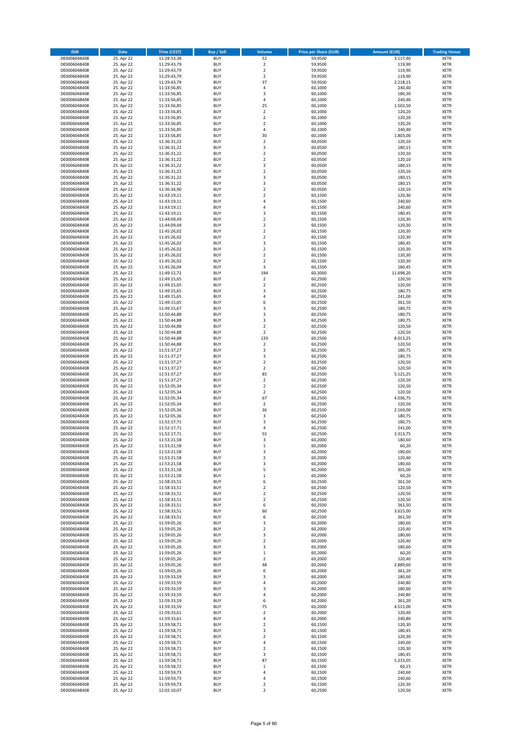| ISIN | Date | Time (CEST) | Buy / Sell | Volume | Price per Share (EUR) | Amount (EUR) | Trading Venue |
|---|---|---|---|---|---|---|---|
| DE0006048408 | 25. Apr 22 | 11:28:53,38 | BUY | 52 | 59,9500 | 3.117,40 | XETR |
| DE0006048408 | 25. Apr 22 | 11:29:43,79 | BUY | 2 | 59,9500 | 119,90 | XETR |
| DE0006048408 | 25. Apr 22 | 11:29:43,79 | BUY | 2 | 59,9500 | 119,90 | XETR |
| DE0006048408 | 25. Apr 22 | 11:29:43,79 | BUY | 2 | 59,9500 | 119,90 | XETR |
| DE0006048408 | 25. Apr 22 | 11:29:43,79 | BUY | 37 | 59,9500 | 2.218,15 | XETR |
| DE0006048408 | 25. Apr 22 | 11:33:56,85 | BUY | 4 | 60,1000 | 240,40 | XETR |
| DE0006048408 | 25. Apr 22 | 11:33:56,85 | BUY | 3 | 60,1000 | 180,30 | XETR |
| DE0006048408 | 25. Apr 22 | 11:33:56,85 | BUY | 4 | 60,1000 | 240,40 | XETR |
| DE0006048408 | 25. Apr 22 | 11:33:56,85 | BUY | 25 | 60,1000 | 1.502,50 | XETR |
| DE0006048408 | 25. Apr 22 | 11:33:56,85 | BUY | 2 | 60,1000 | 120,20 | XETR |
| DE0006048408 | 25. Apr 22 | 11:33:56,85 | BUY | 2 | 60,1000 | 120,20 | XETR |
| DE0006048408 | 25. Apr 22 | 11:33:56,85 | BUY | 2 | 60,1000 | 120,20 | XETR |
| DE0006048408 | 25. Apr 22 | 11:33:56,85 | BUY | 4 | 60,1000 | 240,40 | XETR |
| DE0006048408 | 25. Apr 22 | 11:33:56,85 | BUY | 30 | 60,1000 | 1.803,00 | XETR |
| DE0006048408 | 25. Apr 22 | 11:36:31,22 | BUY | 2 | 60,0500 | 120,10 | XETR |
| DE0006048408 | 25. Apr 22 | 11:36:31,22 | BUY | 3 | 60,0500 | 180,15 | XETR |
| DE0006048408 | 25. Apr 22 | 11:36:31,22 | BUY | 2 | 60,0500 | 120,10 | XETR |
| DE0006048408 | 25. Apr 22 | 11:36:31,22 | BUY | 2 | 60,0500 | 120,10 | XETR |
| DE0006048408 | 25. Apr 22 | 11:36:31,22 | BUY | 3 | 60,0500 | 180,15 | XETR |
| DE0006048408 | 25. Apr 22 | 11:36:31,22 | BUY | 2 | 60,0500 | 120,10 | XETR |
| DE0006048408 | 25. Apr 22 | 11:36:31,22 | BUY | 3 | 60,0500 | 180,15 | XETR |
| DE0006048408 | 25. Apr 22 | 11:36:31,22 | BUY | 3 | 60,0500 | 180,15 | XETR |
| DE0006048408 | 25. Apr 22 | 11:36:34,90 | BUY | 2 | 60,0500 | 120,10 | XETR |
| DE0006048408 | 25. Apr 22 | 11:43:19,11 | BUY | 2 | 60,1500 | 120,30 | XETR |
| DE0006048408 | 25. Apr 22 | 11:43:19,11 | BUY | 4 | 60,1500 | 240,60 | XETR |
| DE0006048408 | 25. Apr 22 | 11:43:19,11 | BUY | 4 | 60,1500 | 240,60 | XETR |
| DE0006048408 | 25. Apr 22 | 11:43:19,11 | BUY | 3 | 60,1500 | 180,45 | XETR |
| DE0006048408 | 25. Apr 22 | 11:44:09,49 | BUY | 2 | 60,1500 | 120,30 | XETR |
| DE0006048408 | 25. Apr 22 | 11:44:09,49 | BUY | 2 | 60,1500 | 120,30 | XETR |
| DE0006048408 | 25. Apr 22 | 11:45:26,02 | BUY | 2 | 60,1500 | 120,30 | XETR |
| DE0006048408 | 25. Apr 22 | 11:45:26,02 | BUY | 2 | 60,1500 | 120,30 | XETR |
| DE0006048408 | 25. Apr 22 | 11:45:26,02 | BUY | 3 | 60,1500 | 180,45 | XETR |
| DE0006048408 | 25. Apr 22 | 11:45:26,02 | BUY | 2 | 60,1500 | 120,30 | XETR |
| DE0006048408 | 25. Apr 22 | 11:45:26,02 | BUY | 2 | 60,1500 | 120,30 | XETR |
| DE0006048408 | 25. Apr 22 | 11:45:26,02 | BUY | 2 | 60,1500 | 120,30 | XETR |
| DE0006048408 | 25. Apr 22 | 11:45:26,04 | BUY | 3 | 60,1500 | 180,45 | XETR |
| DE0006048408 | 25. Apr 22 | 11:49:12,72 | BUY | 194 | 60,3000 | 11.698,20 | XETR |
| DE0006048408 | 25. Apr 22 | 11:49:15,65 | BUY | 2 | 60,2500 | 120,50 | XETR |
| DE0006048408 | 25. Apr 22 | 11:49:15,65 | BUY | 2 | 60,2500 | 120,50 | XETR |
| DE0006048408 | 25. Apr 22 | 11:49:15,65 | BUY | 3 | 60,2500 | 180,75 | XETR |
| DE0006048408 | 25. Apr 22 | 11:49:15,65 | BUY | 4 | 60,2500 | 241,00 | XETR |
| DE0006048408 | 25. Apr 22 | 11:49:15,65 | BUY | 6 | 60,2500 | 361,50 | XETR |
| DE0006048408 | 25. Apr 22 | 11:49:15,67 | BUY | 3 | 60,2500 | 180,75 | XETR |
| DE0006048408 | 25. Apr 22 | 11:50:44,88 | BUY | 3 | 60,2500 | 180,75 | XETR |
| DE0006048408 | 25. Apr 22 | 11:50:44,88 | BUY | 3 | 60,2500 | 180,75 | XETR |
| DE0006048408 | 25. Apr 22 | 11:50:44,88 | BUY | 2 | 60,2500 | 120,50 | XETR |
| DE0006048408 | 25. Apr 22 | 11:50:44,88 | BUY | 2 | 60,2500 | 120,50 | XETR |
| DE0006048408 | 25. Apr 22 | 11:50:44,88 | BUY | 133 | 60,2500 | 8.013,25 | XETR |
| DE0006048408 | 25. Apr 22 | 11:50:44,88 | BUY | 2 | 60,2500 | 120,50 | XETR |
| DE0006048408 | 25. Apr 22 | 11:51:37,27 | BUY | 3 | 60,2500 | 180,75 | XETR |
| DE0006048408 | 25. Apr 22 | 11:51:37,27 | BUY | 3 | 60,2500 | 180,75 | XETR |
| DE0006048408 | 25. Apr 22 | 11:51:37,27 | BUY | 2 | 60,2500 | 120,50 | XETR |
| DE0006048408 | 25. Apr 22 | 11:51:37,27 | BUY | 2 | 60,2500 | 120,50 | XETR |
| DE0006048408 | 25. Apr 22 | 11:51:37,27 | BUY | 85 | 60,2500 | 5.121,25 | XETR |
| DE0006048408 | 25. Apr 22 | 11:51:37,27 | BUY | 2 | 60,2500 | 120,50 | XETR |
| DE0006048408 | 25. Apr 22 | 11:52:05,34 | BUY | 2 | 60,2500 | 120,50 | XETR |
| DE0006048408 | 25. Apr 22 | 11:52:05,34 | BUY | 2 | 60,2500 | 120,50 | XETR |
| DE0006048408 | 25. Apr 22 | 11:52:05,34 | BUY | 67 | 60,2500 | 4.036,75 | XETR |
| DE0006048408 | 25. Apr 22 | 11:52:05,34 | BUY | 2 | 60,2500 | 120,50 | XETR |
| DE0006048408 | 25. Apr 22 | 11:52:05,36 | BUY | 36 | 60,2500 | 2.169,00 | XETR |
| DE0006048408 | 25. Apr 22 | 11:52:05,36 | BUY | 3 | 60,2500 | 180,75 | XETR |
| DE0006048408 | 25. Apr 22 | 11:52:17,71 | BUY | 3 | 60,2500 | 180,75 | XETR |
| DE0006048408 | 25. Apr 22 | 11:52:17,71 | BUY | 4 | 60,2500 | 241,00 | XETR |
| DE0006048408 | 25. Apr 22 | 11:52:17,71 | BUY | 55 | 60,2500 | 3.313,75 | XETR |
| DE0006048408 | 25. Apr 22 | 11:53:21,58 | BUY | 3 | 60,2000 | 180,60 | XETR |
| DE0006048408 | 25. Apr 22 | 11:53:21,58 | BUY | 1 | 60,2000 | 60,20 | XETR |
| DE0006048408 | 25. Apr 22 | 11:53:21,58 | BUY | 3 | 60,2000 | 180,60 | XETR |
| DE0006048408 | 25. Apr 22 | 11:53:21,58 | BUY | 2 | 60,2000 | 120,40 | XETR |
| DE0006048408 | 25. Apr 22 | 11:53:21,58 | BUY | 3 | 60,2000 | 180,60 | XETR |
| DE0006048408 | 25. Apr 22 | 11:53:21,58 | BUY | 5 | 60,2000 | 301,00 | XETR |
| DE0006048408 | 25. Apr 22 | 11:53:21,58 | BUY | 1 | 60,2000 | 60,20 | XETR |
| DE0006048408 | 25. Apr 22 | 11:58:33,51 | BUY | 6 | 60,2500 | 361,50 | XETR |
| DE0006048408 | 25. Apr 22 | 11:58:33,51 | BUY | 2 | 60,2500 | 120,50 | XETR |
| DE0006048408 | 25. Apr 22 | 11:58:33,51 | BUY | 2 | 60,2500 | 120,50 | XETR |
| DE0006048408 | 25. Apr 22 | 11:58:33,51 | BUY | 2 | 60,2500 | 120,50 | XETR |
| DE0006048408 | 25. Apr 22 | 11:58:33,51 | BUY | 6 | 60,2500 | 361,50 | XETR |
| DE0006048408 | 25. Apr 22 | 11:58:33,51 | BUY | 60 | 60,2500 | 3.615,00 | XETR |
| DE0006048408 | 25. Apr 22 | 11:58:33,51 | BUY | 6 | 60,2500 | 361,50 | XETR |
| DE0006048408 | 25. Apr 22 | 11:59:05,26 | BUY | 3 | 60,2000 | 180,60 | XETR |
| DE0006048408 | 25. Apr 22 | 11:59:05,26 | BUY | 2 | 60,2000 | 120,40 | XETR |
| DE0006048408 | 25. Apr 22 | 11:59:05,26 | BUY | 3 | 60,2000 | 180,60 | XETR |
| DE0006048408 | 25. Apr 22 | 11:59:05,26 | BUY | 2 | 60,2000 | 120,40 | XETR |
| DE0006048408 | 25. Apr 22 | 11:59:05,26 | BUY | 3 | 60,2000 | 180,60 | XETR |
| DE0006048408 | 25. Apr 22 | 11:59:05,26 | BUY | 1 | 60,2000 | 60,20 | XETR |
| DE0006048408 | 25. Apr 22 | 11:59:05,26 | BUY | 2 | 60,2000 | 120,40 | XETR |
| DE0006048408 | 25. Apr 22 | 11:59:05,26 | BUY | 48 | 60,2000 | 2.889,60 | XETR |
| DE0006048408 | 25. Apr 22 | 11:59:05,26 | BUY | 6 | 60,2000 | 361,20 | XETR |
| DE0006048408 | 25. Apr 22 | 11:59:33,59 | BUY | 3 | 60,2000 | 180,60 | XETR |
| DE0006048408 | 25. Apr 22 | 11:59:33,59 | BUY | 4 | 60,2000 | 240,80 | XETR |
| DE0006048408 | 25. Apr 22 | 11:59:33,59 | BUY | 3 | 60,2000 | 180,60 | XETR |
| DE0006048408 | 25. Apr 22 | 11:59:33,59 | BUY | 4 | 60,2000 | 240,80 | XETR |
| DE0006048408 | 25. Apr 22 | 11:59:33,59 | BUY | 6 | 60,2000 | 361,20 | XETR |
| DE0006048408 | 25. Apr 22 | 11:59:33,59 | BUY | 75 | 60,2000 | 4.515,00 | XETR |
| DE0006048408 | 25. Apr 22 | 11:59:33,61 | BUY | 2 | 60,2000 | 120,40 | XETR |
| DE0006048408 | 25. Apr 22 | 11:59:33,61 | BUY | 4 | 60,2000 | 240,80 | XETR |
| DE0006048408 | 25. Apr 22 | 11:59:58,71 | BUY | 2 | 60,1500 | 120,30 | XETR |
| DE0006048408 | 25. Apr 22 | 11:59:58,71 | BUY | 3 | 60,1500 | 180,45 | XETR |
| DE0006048408 | 25. Apr 22 | 11:59:58,71 | BUY | 2 | 60,1500 | 120,30 | XETR |
| DE0006048408 | 25. Apr 22 | 11:59:58,71 | BUY | 4 | 60,1500 | 240,60 | XETR |
| DE0006048408 | 25. Apr 22 | 11:59:58,71 | BUY | 2 | 60,1500 | 120,30 | XETR |
| DE0006048408 | 25. Apr 22 | 11:59:58,71 | BUY | 3 | 60,1500 | 180,45 | XETR |
| DE0006048408 | 25. Apr 22 | 11:59:58,71 | BUY | 87 | 60,1500 | 5.233,05 | XETR |
| DE0006048408 | 25. Apr 22 | 11:59:58,72 | BUY | 1 | 60,1500 | 60,15 | XETR |
| DE0006048408 | 25. Apr 22 | 11:59:59,73 | BUY | 4 | 60,1500 | 240,60 | XETR |
| DE0006048408 | 25. Apr 22 | 11:59:59,73 | BUY | 4 | 60,1500 | 240,60 | XETR |
| DE0006048408 | 25. Apr 22 | 11:59:59,73 | BUY | 2 | 60,1500 | 120,30 | XETR |
| DE0006048408 | 25. Apr 22 | 12:02:10,07 | BUY | 2 | 60,2500 | 120,50 | XETR |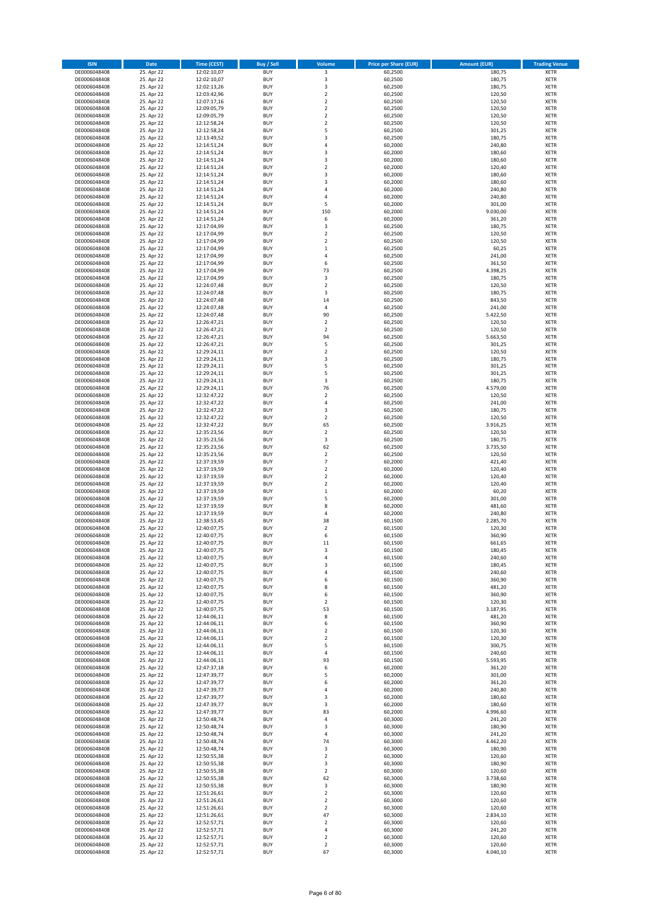| ISIN | Date | Time (CEST) | Buy / Sell | Volume | Price per Share (EUR) | Amount (EUR) | Trading Venue |
|---|---|---|---|---|---|---|---|
| DE0006048408 | 25. Apr 22 | 12:02:10,07 | BUY | 3 | 60,2500 | 180,75 | XETR |
| DE0006048408 | 25. Apr 22 | 12:02:10,07 | BUY | 3 | 60,2500 | 180,75 | XETR |
| DE0006048408 | 25. Apr 22 | 12:02:13,26 | BUY | 3 | 60,2500 | 180,75 | XETR |
| DE0006048408 | 25. Apr 22 | 12:03:42,96 | BUY | 2 | 60,2500 | 120,50 | XETR |
| DE0006048408 | 25. Apr 22 | 12:07:17,16 | BUY | 2 | 60,2500 | 120,50 | XETR |
| DE0006048408 | 25. Apr 22 | 12:09:05,79 | BUY | 2 | 60,2500 | 120,50 | XETR |
| DE0006048408 | 25. Apr 22 | 12:09:05,79 | BUY | 2 | 60,2500 | 120,50 | XETR |
| DE0006048408 | 25. Apr 22 | 12:12:58,24 | BUY | 2 | 60,2500 | 120,50 | XETR |
| DE0006048408 | 25. Apr 22 | 12:12:58,24 | BUY | 5 | 60,2500 | 301,25 | XETR |
| DE0006048408 | 25. Apr 22 | 12:13:49,52 | BUY | 3 | 60,2500 | 180,75 | XETR |
| DE0006048408 | 25. Apr 22 | 12:14:51,24 | BUY | 4 | 60,2000 | 240,80 | XETR |
| DE0006048408 | 25. Apr 22 | 12:14:51,24 | BUY | 3 | 60,2000 | 180,60 | XETR |
| DE0006048408 | 25. Apr 22 | 12:14:51,24 | BUY | 3 | 60,2000 | 180,60 | XETR |
| DE0006048408 | 25. Apr 22 | 12:14:51,24 | BUY | 2 | 60,2000 | 120,40 | XETR |
| DE0006048408 | 25. Apr 22 | 12:14:51,24 | BUY | 3 | 60,2000 | 180,60 | XETR |
| DE0006048408 | 25. Apr 22 | 12:14:51,24 | BUY | 3 | 60,2000 | 180,60 | XETR |
| DE0006048408 | 25. Apr 22 | 12:14:51,24 | BUY | 4 | 60,2000 | 240,80 | XETR |
| DE0006048408 | 25. Apr 22 | 12:14:51,24 | BUY | 4 | 60,2000 | 240,80 | XETR |
| DE0006048408 | 25. Apr 22 | 12:14:51,24 | BUY | 5 | 60,2000 | 301,00 | XETR |
| DE0006048408 | 25. Apr 22 | 12:14:51,24 | BUY | 150 | 60,2000 | 9.030,00 | XETR |
| DE0006048408 | 25. Apr 22 | 12:14:51,24 | BUY | 6 | 60,2000 | 361,20 | XETR |
| DE0006048408 | 25. Apr 22 | 12:17:04,99 | BUY | 3 | 60,2500 | 180,75 | XETR |
| DE0006048408 | 25. Apr 22 | 12:17:04,99 | BUY | 2 | 60,2500 | 120,50 | XETR |
| DE0006048408 | 25. Apr 22 | 12:17:04,99 | BUY | 2 | 60,2500 | 120,50 | XETR |
| DE0006048408 | 25. Apr 22 | 12:17:04,99 | BUY | 1 | 60,2500 | 60,25 | XETR |
| DE0006048408 | 25. Apr 22 | 12:17:04,99 | BUY | 4 | 60,2500 | 241,00 | XETR |
| DE0006048408 | 25. Apr 22 | 12:17:04,99 | BUY | 6 | 60,2500 | 361,50 | XETR |
| DE0006048408 | 25. Apr 22 | 12:17:04,99 | BUY | 73 | 60,2500 | 4.398,25 | XETR |
| DE0006048408 | 25. Apr 22 | 12:17:04,99 | BUY | 3 | 60,2500 | 180,75 | XETR |
| DE0006048408 | 25. Apr 22 | 12:24:07,48 | BUY | 2 | 60,2500 | 120,50 | XETR |
| DE0006048408 | 25. Apr 22 | 12:24:07,48 | BUY | 3 | 60,2500 | 180,75 | XETR |
| DE0006048408 | 25. Apr 22 | 12:24:07,48 | BUY | 14 | 60,2500 | 843,50 | XETR |
| DE0006048408 | 25. Apr 22 | 12:24:07,48 | BUY | 4 | 60,2500 | 241,00 | XETR |
| DE0006048408 | 25. Apr 22 | 12:24:07,48 | BUY | 90 | 60,2500 | 5.422,50 | XETR |
| DE0006048408 | 25. Apr 22 | 12:26:47,21 | BUY | 2 | 60,2500 | 120,50 | XETR |
| DE0006048408 | 25. Apr 22 | 12:26:47,21 | BUY | 2 | 60,2500 | 120,50 | XETR |
| DE0006048408 | 25. Apr 22 | 12:26:47,21 | BUY | 94 | 60,2500 | 5.663,50 | XETR |
| DE0006048408 | 25. Apr 22 | 12:26:47,21 | BUY | 5 | 60,2500 | 301,25 | XETR |
| DE0006048408 | 25. Apr 22 | 12:29:24,11 | BUY | 2 | 60,2500 | 120,50 | XETR |
| DE0006048408 | 25. Apr 22 | 12:29:24,11 | BUY | 3 | 60,2500 | 180,75 | XETR |
| DE0006048408 | 25. Apr 22 | 12:29:24,11 | BUY | 5 | 60,2500 | 301,25 | XETR |
| DE0006048408 | 25. Apr 22 | 12:29:24,11 | BUY | 5 | 60,2500 | 301,25 | XETR |
| DE0006048408 | 25. Apr 22 | 12:29:24,11 | BUY | 3 | 60,2500 | 180,75 | XETR |
| DE0006048408 | 25. Apr 22 | 12:29:24,11 | BUY | 76 | 60,2500 | 4.579,00 | XETR |
| DE0006048408 | 25. Apr 22 | 12:32:47,22 | BUY | 2 | 60,2500 | 120,50 | XETR |
| DE0006048408 | 25. Apr 22 | 12:32:47,22 | BUY | 4 | 60,2500 | 241,00 | XETR |
| DE0006048408 | 25. Apr 22 | 12:32:47,22 | BUY | 3 | 60,2500 | 180,75 | XETR |
| DE0006048408 | 25. Apr 22 | 12:32:47,22 | BUY | 2 | 60,2500 | 120,50 | XETR |
| DE0006048408 | 25. Apr 22 | 12:32:47,22 | BUY | 65 | 60,2500 | 3.916,25 | XETR |
| DE0006048408 | 25. Apr 22 | 12:35:23,56 | BUY | 2 | 60,2500 | 120,50 | XETR |
| DE0006048408 | 25. Apr 22 | 12:35:23,56 | BUY | 3 | 60,2500 | 180,75 | XETR |
| DE0006048408 | 25. Apr 22 | 12:35:23,56 | BUY | 62 | 60,2500 | 3.735,50 | XETR |
| DE0006048408 | 25. Apr 22 | 12:35:23,56 | BUY | 2 | 60,2500 | 120,50 | XETR |
| DE0006048408 | 25. Apr 22 | 12:37:19,59 | BUY | 7 | 60,2000 | 421,40 | XETR |
| DE0006048408 | 25. Apr 22 | 12:37:19,59 | BUY | 2 | 60,2000 | 120,40 | XETR |
| DE0006048408 | 25. Apr 22 | 12:37:19,59 | BUY | 2 | 60,2000 | 120,40 | XETR |
| DE0006048408 | 25. Apr 22 | 12:37:19,59 | BUY | 2 | 60,2000 | 120,40 | XETR |
| DE0006048408 | 25. Apr 22 | 12:37:19,59 | BUY | 1 | 60,2000 | 60,20 | XETR |
| DE0006048408 | 25. Apr 22 | 12:37:19,59 | BUY | 5 | 60,2000 | 301,00 | XETR |
| DE0006048408 | 25. Apr 22 | 12:37:19,59 | BUY | 8 | 60,2000 | 481,60 | XETR |
| DE0006048408 | 25. Apr 22 | 12:37:19,59 | BUY | 4 | 60,2000 | 240,80 | XETR |
| DE0006048408 | 25. Apr 22 | 12:38:53,45 | BUY | 38 | 60,1500 | 2.285,70 | XETR |
| DE0006048408 | 25. Apr 22 | 12:40:07,75 | BUY | 2 | 60,1500 | 120,30 | XETR |
| DE0006048408 | 25. Apr 22 | 12:40:07,75 | BUY | 6 | 60,1500 | 360,90 | XETR |
| DE0006048408 | 25. Apr 22 | 12:40:07,75 | BUY | 11 | 60,1500 | 661,65 | XETR |
| DE0006048408 | 25. Apr 22 | 12:40:07,75 | BUY | 3 | 60,1500 | 180,45 | XETR |
| DE0006048408 | 25. Apr 22 | 12:40:07,75 | BUY | 4 | 60,1500 | 240,60 | XETR |
| DE0006048408 | 25. Apr 22 | 12:40:07,75 | BUY | 3 | 60,1500 | 180,45 | XETR |
| DE0006048408 | 25. Apr 22 | 12:40:07,75 | BUY | 4 | 60,1500 | 240,60 | XETR |
| DE0006048408 | 25. Apr 22 | 12:40:07,75 | BUY | 6 | 60,1500 | 360,90 | XETR |
| DE0006048408 | 25. Apr 22 | 12:40:07,75 | BUY | 8 | 60,1500 | 481,20 | XETR |
| DE0006048408 | 25. Apr 22 | 12:40:07,75 | BUY | 6 | 60,1500 | 360,90 | XETR |
| DE0006048408 | 25. Apr 22 | 12:40:07,75 | BUY | 2 | 60,1500 | 120,30 | XETR |
| DE0006048408 | 25. Apr 22 | 12:40:07,75 | BUY | 53 | 60,1500 | 3.187,95 | XETR |
| DE0006048408 | 25. Apr 22 | 12:44:06,11 | BUY | 8 | 60,1500 | 481,20 | XETR |
| DE0006048408 | 25. Apr 22 | 12:44:06,11 | BUY | 6 | 60,1500 | 360,90 | XETR |
| DE0006048408 | 25. Apr 22 | 12:44:06,11 | BUY | 2 | 60,1500 | 120,30 | XETR |
| DE0006048408 | 25. Apr 22 | 12:44:06,11 | BUY | 2 | 60,1500 | 120,30 | XETR |
| DE0006048408 | 25. Apr 22 | 12:44:06,11 | BUY | 5 | 60,1500 | 300,75 | XETR |
| DE0006048408 | 25. Apr 22 | 12:44:06,11 | BUY | 4 | 60,1500 | 240,60 | XETR |
| DE0006048408 | 25. Apr 22 | 12:44:06,11 | BUY | 93 | 60,1500 | 5.593,95 | XETR |
| DE0006048408 | 25. Apr 22 | 12:47:37,18 | BUY | 6 | 60,2000 | 361,20 | XETR |
| DE0006048408 | 25. Apr 22 | 12:47:39,77 | BUY | 5 | 60,2000 | 301,00 | XETR |
| DE0006048408 | 25. Apr 22 | 12:47:39,77 | BUY | 6 | 60,2000 | 361,20 | XETR |
| DE0006048408 | 25. Apr 22 | 12:47:39,77 | BUY | 4 | 60,2000 | 240,80 | XETR |
| DE0006048408 | 25. Apr 22 | 12:47:39,77 | BUY | 3 | 60,2000 | 180,60 | XETR |
| DE0006048408 | 25. Apr 22 | 12:47:39,77 | BUY | 3 | 60,2000 | 180,60 | XETR |
| DE0006048408 | 25. Apr 22 | 12:47:39,77 | BUY | 83 | 60,2000 | 4.996,60 | XETR |
| DE0006048408 | 25. Apr 22 | 12:50:48,74 | BUY | 4 | 60,3000 | 241,20 | XETR |
| DE0006048408 | 25. Apr 22 | 12:50:48,74 | BUY | 3 | 60,3000 | 180,90 | XETR |
| DE0006048408 | 25. Apr 22 | 12:50:48,74 | BUY | 4 | 60,3000 | 241,20 | XETR |
| DE0006048408 | 25. Apr 22 | 12:50:48,74 | BUY | 74 | 60,3000 | 4.462,20 | XETR |
| DE0006048408 | 25. Apr 22 | 12:50:48,74 | BUY | 3 | 60,3000 | 180,90 | XETR |
| DE0006048408 | 25. Apr 22 | 12:50:55,38 | BUY | 2 | 60,3000 | 120,60 | XETR |
| DE0006048408 | 25. Apr 22 | 12:50:55,38 | BUY | 3 | 60,3000 | 180,90 | XETR |
| DE0006048408 | 25. Apr 22 | 12:50:55,38 | BUY | 2 | 60,3000 | 120,60 | XETR |
| DE0006048408 | 25. Apr 22 | 12:50:55,38 | BUY | 62 | 60,3000 | 3.738,60 | XETR |
| DE0006048408 | 25. Apr 22 | 12:50:55,38 | BUY | 3 | 60,3000 | 180,90 | XETR |
| DE0006048408 | 25. Apr 22 | 12:51:26,61 | BUY | 2 | 60,3000 | 120,60 | XETR |
| DE0006048408 | 25. Apr 22 | 12:51:26,61 | BUY | 2 | 60,3000 | 120,60 | XETR |
| DE0006048408 | 25. Apr 22 | 12:51:26,61 | BUY | 2 | 60,3000 | 120,60 | XETR |
| DE0006048408 | 25. Apr 22 | 12:51:26,61 | BUY | 47 | 60,3000 | 2.834,10 | XETR |
| DE0006048408 | 25. Apr 22 | 12:52:57,71 | BUY | 2 | 60,3000 | 120,60 | XETR |
| DE0006048408 | 25. Apr 22 | 12:52:57,71 | BUY | 4 | 60,3000 | 241,20 | XETR |
| DE0006048408 | 25. Apr 22 | 12:52:57,71 | BUY | 2 | 60,3000 | 120,60 | XETR |
| DE0006048408 | 25. Apr 22 | 12:52:57,71 | BUY | 2 | 60,3000 | 120,60 | XETR |
| DE0006048408 | 25. Apr 22 | 12:52:57,71 | BUY | 67 | 60,3000 | 4.040,10 | XETR |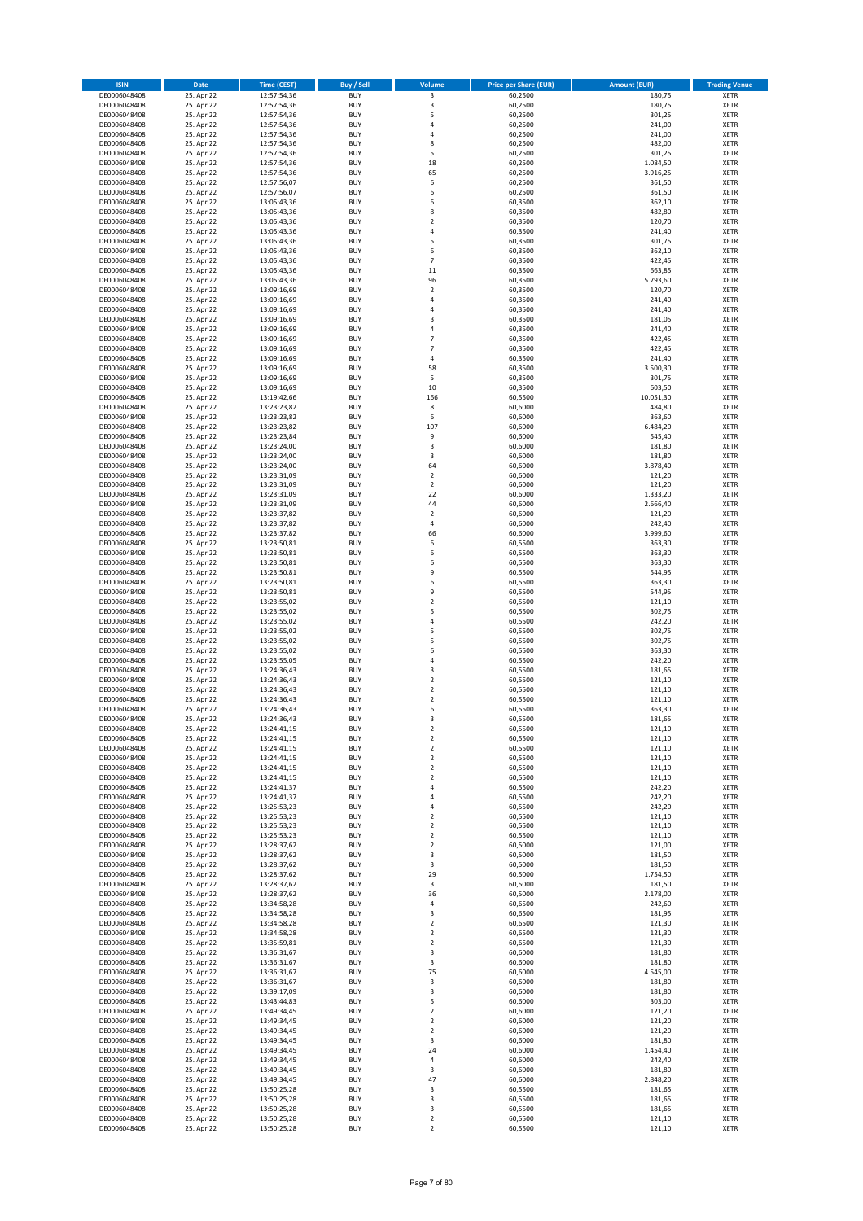| ISIN | Date | Time (CEST) | Buy / Sell | Volume | Price per Share (EUR) | Amount (EUR) | Trading Venue |
|---|---|---|---|---|---|---|---|
| DE0006048408 | 25. Apr 22 | 12:57:54,36 | BUY | 3 | 60,2500 | 180,75 | XETR |
| DE0006048408 | 25. Apr 22 | 12:57:54,36 | BUY | 3 | 60,2500 | 180,75 | XETR |
| DE0006048408 | 25. Apr 22 | 12:57:54,36 | BUY | 5 | 60,2500 | 301,25 | XETR |
| DE0006048408 | 25. Apr 22 | 12:57:54,36 | BUY | 4 | 60,2500 | 241,00 | XETR |
| DE0006048408 | 25. Apr 22 | 12:57:54,36 | BUY | 4 | 60,2500 | 241,00 | XETR |
| DE0006048408 | 25. Apr 22 | 12:57:54,36 | BUY | 8 | 60,2500 | 482,00 | XETR |
| DE0006048408 | 25. Apr 22 | 12:57:54,36 | BUY | 5 | 60,2500 | 301,25 | XETR |
| DE0006048408 | 25. Apr 22 | 12:57:54,36 | BUY | 18 | 60,2500 | 1.084,50 | XETR |
| DE0006048408 | 25. Apr 22 | 12:57:54,36 | BUY | 65 | 60,2500 | 3.916,25 | XETR |
| DE0006048408 | 25. Apr 22 | 12:57:56,07 | BUY | 6 | 60,2500 | 361,50 | XETR |
| DE0006048408 | 25. Apr 22 | 12:57:56,07 | BUY | 6 | 60,2500 | 361,50 | XETR |
| DE0006048408 | 25. Apr 22 | 13:05:43,36 | BUY | 6 | 60,3500 | 362,10 | XETR |
| DE0006048408 | 25. Apr 22 | 13:05:43,36 | BUY | 8 | 60,3500 | 482,80 | XETR |
| DE0006048408 | 25. Apr 22 | 13:05:43,36 | BUY | 2 | 60,3500 | 120,70 | XETR |
| DE0006048408 | 25. Apr 22 | 13:05:43,36 | BUY | 4 | 60,3500 | 241,40 | XETR |
| DE0006048408 | 25. Apr 22 | 13:05:43,36 | BUY | 5 | 60,3500 | 301,75 | XETR |
| DE0006048408 | 25. Apr 22 | 13:05:43,36 | BUY | 6 | 60,3500 | 362,10 | XETR |
| DE0006048408 | 25. Apr 22 | 13:05:43,36 | BUY | 7 | 60,3500 | 422,45 | XETR |
| DE0006048408 | 25. Apr 22 | 13:05:43,36 | BUY | 11 | 60,3500 | 663,85 | XETR |
| DE0006048408 | 25. Apr 22 | 13:05:43,36 | BUY | 96 | 60,3500 | 5.793,60 | XETR |
| DE0006048408 | 25. Apr 22 | 13:09:16,69 | BUY | 2 | 60,3500 | 120,70 | XETR |
| DE0006048408 | 25. Apr 22 | 13:09:16,69 | BUY | 4 | 60,3500 | 241,40 | XETR |
| DE0006048408 | 25. Apr 22 | 13:09:16,69 | BUY | 4 | 60,3500 | 241,40 | XETR |
| DE0006048408 | 25. Apr 22 | 13:09:16,69 | BUY | 3 | 60,3500 | 181,05 | XETR |
| DE0006048408 | 25. Apr 22 | 13:09:16,69 | BUY | 4 | 60,3500 | 241,40 | XETR |
| DE0006048408 | 25. Apr 22 | 13:09:16,69 | BUY | 7 | 60,3500 | 422,45 | XETR |
| DE0006048408 | 25. Apr 22 | 13:09:16,69 | BUY | 7 | 60,3500 | 422,45 | XETR |
| DE0006048408 | 25. Apr 22 | 13:09:16,69 | BUY | 4 | 60,3500 | 241,40 | XETR |
| DE0006048408 | 25. Apr 22 | 13:09:16,69 | BUY | 58 | 60,3500 | 3.500,30 | XETR |
| DE0006048408 | 25. Apr 22 | 13:09:16,69 | BUY | 5 | 60,3500 | 301,75 | XETR |
| DE0006048408 | 25. Apr 22 | 13:09:16,69 | BUY | 10 | 60,3500 | 603,50 | XETR |
| DE0006048408 | 25. Apr 22 | 13:19:42,66 | BUY | 166 | 60,5500 | 10.051,30 | XETR |
| DE0006048408 | 25. Apr 22 | 13:23:23,82 | BUY | 8 | 60,6000 | 484,80 | XETR |
| DE0006048408 | 25. Apr 22 | 13:23:23,82 | BUY | 6 | 60,6000 | 363,60 | XETR |
| DE0006048408 | 25. Apr 22 | 13:23:23,82 | BUY | 107 | 60,6000 | 6.484,20 | XETR |
| DE0006048408 | 25. Apr 22 | 13:23:23,84 | BUY | 9 | 60,6000 | 545,40 | XETR |
| DE0006048408 | 25. Apr 22 | 13:23:24,00 | BUY | 3 | 60,6000 | 181,80 | XETR |
| DE0006048408 | 25. Apr 22 | 13:23:24,00 | BUY | 3 | 60,6000 | 181,80 | XETR |
| DE0006048408 | 25. Apr 22 | 13:23:24,00 | BUY | 64 | 60,6000 | 3.878,40 | XETR |
| DE0006048408 | 25. Apr 22 | 13:23:31,09 | BUY | 2 | 60,6000 | 121,20 | XETR |
| DE0006048408 | 25. Apr 22 | 13:23:31,09 | BUY | 2 | 60,6000 | 121,20 | XETR |
| DE0006048408 | 25. Apr 22 | 13:23:31,09 | BUY | 22 | 60,6000 | 1.333,20 | XETR |
| DE0006048408 | 25. Apr 22 | 13:23:31,09 | BUY | 44 | 60,6000 | 2.666,40 | XETR |
| DE0006048408 | 25. Apr 22 | 13:23:37,82 | BUY | 2 | 60,6000 | 121,20 | XETR |
| DE0006048408 | 25. Apr 22 | 13:23:37,82 | BUY | 4 | 60,6000 | 242,40 | XETR |
| DE0006048408 | 25. Apr 22 | 13:23:37,82 | BUY | 66 | 60,6000 | 3.999,60 | XETR |
| DE0006048408 | 25. Apr 22 | 13:23:50,81 | BUY | 6 | 60,5500 | 363,30 | XETR |
| DE0006048408 | 25. Apr 22 | 13:23:50,81 | BUY | 6 | 60,5500 | 363,30 | XETR |
| DE0006048408 | 25. Apr 22 | 13:23:50,81 | BUY | 6 | 60,5500 | 363,30 | XETR |
| DE0006048408 | 25. Apr 22 | 13:23:50,81 | BUY | 9 | 60,5500 | 544,95 | XETR |
| DE0006048408 | 25. Apr 22 | 13:23:50,81 | BUY | 6 | 60,5500 | 363,30 | XETR |
| DE0006048408 | 25. Apr 22 | 13:23:50,81 | BUY | 9 | 60,5500 | 544,95 | XETR |
| DE0006048408 | 25. Apr 22 | 13:23:55,02 | BUY | 2 | 60,5500 | 121,10 | XETR |
| DE0006048408 | 25. Apr 22 | 13:23:55,02 | BUY | 5 | 60,5500 | 302,75 | XETR |
| DE0006048408 | 25. Apr 22 | 13:23:55,02 | BUY | 4 | 60,5500 | 242,20 | XETR |
| DE0006048408 | 25. Apr 22 | 13:23:55,02 | BUY | 5 | 60,5500 | 302,75 | XETR |
| DE0006048408 | 25. Apr 22 | 13:23:55,02 | BUY | 5 | 60,5500 | 302,75 | XETR |
| DE0006048408 | 25. Apr 22 | 13:23:55,02 | BUY | 6 | 60,5500 | 363,30 | XETR |
| DE0006048408 | 25. Apr 22 | 13:23:55,05 | BUY | 4 | 60,5500 | 242,20 | XETR |
| DE0006048408 | 25. Apr 22 | 13:24:36,43 | BUY | 3 | 60,5500 | 181,65 | XETR |
| DE0006048408 | 25. Apr 22 | 13:24:36,43 | BUY | 2 | 60,5500 | 121,10 | XETR |
| DE0006048408 | 25. Apr 22 | 13:24:36,43 | BUY | 2 | 60,5500 | 121,10 | XETR |
| DE0006048408 | 25. Apr 22 | 13:24:36,43 | BUY | 2 | 60,5500 | 121,10 | XETR |
| DE0006048408 | 25. Apr 22 | 13:24:36,43 | BUY | 6 | 60,5500 | 363,30 | XETR |
| DE0006048408 | 25. Apr 22 | 13:24:36,43 | BUY | 3 | 60,5500 | 181,65 | XETR |
| DE0006048408 | 25. Apr 22 | 13:24:41,15 | BUY | 2 | 60,5500 | 121,10 | XETR |
| DE0006048408 | 25. Apr 22 | 13:24:41,15 | BUY | 2 | 60,5500 | 121,10 | XETR |
| DE0006048408 | 25. Apr 22 | 13:24:41,15 | BUY | 2 | 60,5500 | 121,10 | XETR |
| DE0006048408 | 25. Apr 22 | 13:24:41,15 | BUY | 2 | 60,5500 | 121,10 | XETR |
| DE0006048408 | 25. Apr 22 | 13:24:41,15 | BUY | 2 | 60,5500 | 121,10 | XETR |
| DE0006048408 | 25. Apr 22 | 13:24:41,15 | BUY | 2 | 60,5500 | 121,10 | XETR |
| DE0006048408 | 25. Apr 22 | 13:24:41,37 | BUY | 4 | 60,5500 | 242,20 | XETR |
| DE0006048408 | 25. Apr 22 | 13:24:41,37 | BUY | 4 | 60,5500 | 242,20 | XETR |
| DE0006048408 | 25. Apr 22 | 13:25:53,23 | BUY | 4 | 60,5500 | 242,20 | XETR |
| DE0006048408 | 25. Apr 22 | 13:25:53,23 | BUY | 2 | 60,5500 | 121,10 | XETR |
| DE0006048408 | 25. Apr 22 | 13:25:53,23 | BUY | 2 | 60,5500 | 121,10 | XETR |
| DE0006048408 | 25. Apr 22 | 13:25:53,23 | BUY | 2 | 60,5500 | 121,10 | XETR |
| DE0006048408 | 25. Apr 22 | 13:28:37,62 | BUY | 2 | 60,5000 | 121,00 | XETR |
| DE0006048408 | 25. Apr 22 | 13:28:37,62 | BUY | 3 | 60,5000 | 181,50 | XETR |
| DE0006048408 | 25. Apr 22 | 13:28:37,62 | BUY | 3 | 60,5000 | 181,50 | XETR |
| DE0006048408 | 25. Apr 22 | 13:28:37,62 | BUY | 29 | 60,5000 | 1.754,50 | XETR |
| DE0006048408 | 25. Apr 22 | 13:28:37,62 | BUY | 3 | 60,5000 | 181,50 | XETR |
| DE0006048408 | 25. Apr 22 | 13:28:37,62 | BUY | 36 | 60,5000 | 2.178,00 | XETR |
| DE0006048408 | 25. Apr 22 | 13:34:58,28 | BUY | 4 | 60,6500 | 242,60 | XETR |
| DE0006048408 | 25. Apr 22 | 13:34:58,28 | BUY | 3 | 60,6500 | 181,95 | XETR |
| DE0006048408 | 25. Apr 22 | 13:34:58,28 | BUY | 2 | 60,6500 | 121,30 | XETR |
| DE0006048408 | 25. Apr 22 | 13:34:58,28 | BUY | 2 | 60,6500 | 121,30 | XETR |
| DE0006048408 | 25. Apr 22 | 13:35:59,81 | BUY | 2 | 60,6500 | 121,30 | XETR |
| DE0006048408 | 25. Apr 22 | 13:36:31,67 | BUY | 3 | 60,6000 | 181,80 | XETR |
| DE0006048408 | 25. Apr 22 | 13:36:31,67 | BUY | 3 | 60,6000 | 181,80 | XETR |
| DE0006048408 | 25. Apr 22 | 13:36:31,67 | BUY | 75 | 60,6000 | 4.545,00 | XETR |
| DE0006048408 | 25. Apr 22 | 13:36:31,67 | BUY | 3 | 60,6000 | 181,80 | XETR |
| DE0006048408 | 25. Apr 22 | 13:39:17,09 | BUY | 3 | 60,6000 | 181,80 | XETR |
| DE0006048408 | 25. Apr 22 | 13:43:44,83 | BUY | 5 | 60,6000 | 303,00 | XETR |
| DE0006048408 | 25. Apr 22 | 13:49:34,45 | BUY | 2 | 60,6000 | 121,20 | XETR |
| DE0006048408 | 25. Apr 22 | 13:49:34,45 | BUY | 2 | 60,6000 | 121,20 | XETR |
| DE0006048408 | 25. Apr 22 | 13:49:34,45 | BUY | 2 | 60,6000 | 121,20 | XETR |
| DE0006048408 | 25. Apr 22 | 13:49:34,45 | BUY | 3 | 60,6000 | 181,80 | XETR |
| DE0006048408 | 25. Apr 22 | 13:49:34,45 | BUY | 24 | 60,6000 | 1.454,40 | XETR |
| DE0006048408 | 25. Apr 22 | 13:49:34,45 | BUY | 4 | 60,6000 | 242,40 | XETR |
| DE0006048408 | 25. Apr 22 | 13:49:34,45 | BUY | 3 | 60,6000 | 181,80 | XETR |
| DE0006048408 | 25. Apr 22 | 13:49:34,45 | BUY | 47 | 60,6000 | 2.848,20 | XETR |
| DE0006048408 | 25. Apr 22 | 13:50:25,28 | BUY | 3 | 60,5500 | 181,65 | XETR |
| DE0006048408 | 25. Apr 22 | 13:50:25,28 | BUY | 3 | 60,5500 | 181,65 | XETR |
| DE0006048408 | 25. Apr 22 | 13:50:25,28 | BUY | 3 | 60,5500 | 181,65 | XETR |
| DE0006048408 | 25. Apr 22 | 13:50:25,28 | BUY | 2 | 60,5500 | 121,10 | XETR |
| DE0006048408 | 25. Apr 22 | 13:50:25,28 | BUY | 2 | 60,5500 | 121,10 | XETR |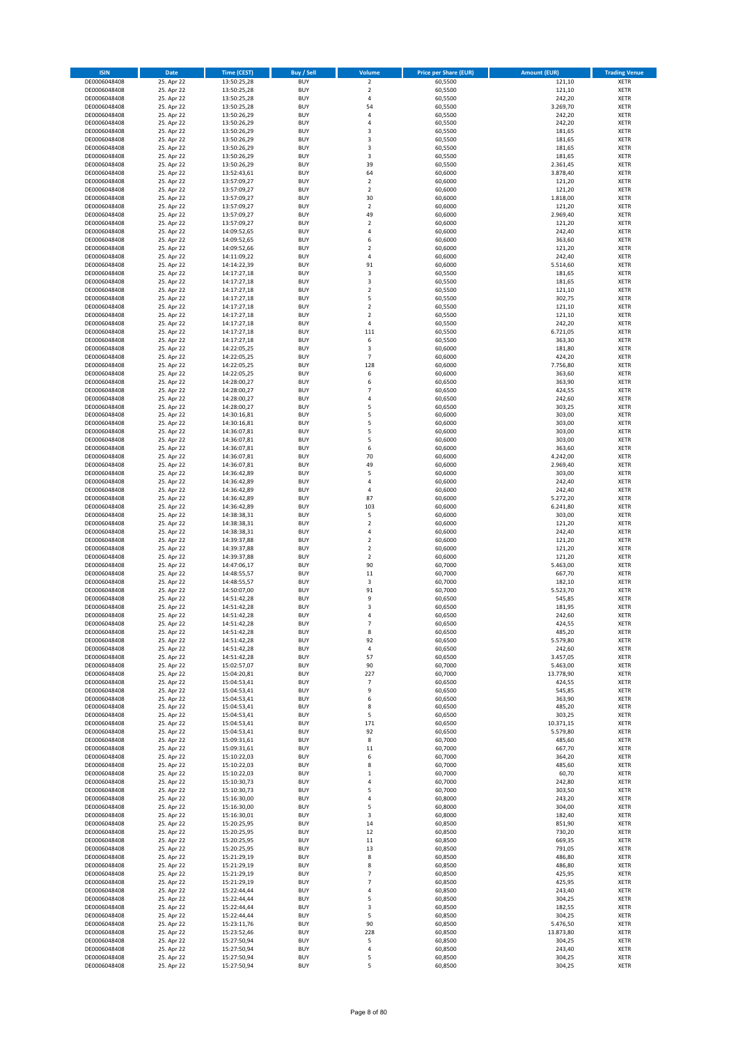| ISIN | Date | Time (CEST) | Buy / Sell | Volume | Price per Share (EUR) | Amount (EUR) | Trading Venue |
|---|---|---|---|---|---|---|---|
| DE0006048408 | 25. Apr 22 | 13:50:25,28 | BUY | 2 | 60,5500 | 121,10 | XETR |
| DE0006048408 | 25. Apr 22 | 13:50:25,28 | BUY | 2 | 60,5500 | 121,10 | XETR |
| DE0006048408 | 25. Apr 22 | 13:50:25,28 | BUY | 4 | 60,5500 | 242,20 | XETR |
| DE0006048408 | 25. Apr 22 | 13:50:25,28 | BUY | 54 | 60,5500 | 3.269,70 | XETR |
| DE0006048408 | 25. Apr 22 | 13:50:26,29 | BUY | 4 | 60,5500 | 242,20 | XETR |
| DE0006048408 | 25. Apr 22 | 13:50:26,29 | BUY | 4 | 60,5500 | 242,20 | XETR |
| DE0006048408 | 25. Apr 22 | 13:50:26,29 | BUY | 3 | 60,5500 | 181,65 | XETR |
| DE0006048408 | 25. Apr 22 | 13:50:26,29 | BUY | 3 | 60,5500 | 181,65 | XETR |
| DE0006048408 | 25. Apr 22 | 13:50:26,29 | BUY | 3 | 60,5500 | 181,65 | XETR |
| DE0006048408 | 25. Apr 22 | 13:50:26,29 | BUY | 3 | 60,5500 | 181,65 | XETR |
| DE0006048408 | 25. Apr 22 | 13:50:26,29 | BUY | 39 | 60,5500 | 2.361,45 | XETR |
| DE0006048408 | 25. Apr 22 | 13:52:43,61 | BUY | 64 | 60,6000 | 3.878,40 | XETR |
| DE0006048408 | 25. Apr 22 | 13:57:09,27 | BUY | 2 | 60,6000 | 121,20 | XETR |
| DE0006048408 | 25. Apr 22 | 13:57:09,27 | BUY | 2 | 60,6000 | 121,20 | XETR |
| DE0006048408 | 25. Apr 22 | 13:57:09,27 | BUY | 30 | 60,6000 | 1.818,00 | XETR |
| DE0006048408 | 25. Apr 22 | 13:57:09,27 | BUY | 2 | 60,6000 | 121,20 | XETR |
| DE0006048408 | 25. Apr 22 | 13:57:09,27 | BUY | 49 | 60,6000 | 2.969,40 | XETR |
| DE0006048408 | 25. Apr 22 | 13:57:09,27 | BUY | 2 | 60,6000 | 121,20 | XETR |
| DE0006048408 | 25. Apr 22 | 14:09:52,65 | BUY | 4 | 60,6000 | 242,40 | XETR |
| DE0006048408 | 25. Apr 22 | 14:09:52,65 | BUY | 6 | 60,6000 | 363,60 | XETR |
| DE0006048408 | 25. Apr 22 | 14:09:52,66 | BUY | 2 | 60,6000 | 121,20 | XETR |
| DE0006048408 | 25. Apr 22 | 14:11:09,22 | BUY | 4 | 60,6000 | 242,40 | XETR |
| DE0006048408 | 25. Apr 22 | 14:14:22,39 | BUY | 91 | 60,6000 | 5.514,60 | XETR |
| DE0006048408 | 25. Apr 22 | 14:17:27,18 | BUY | 3 | 60,5500 | 181,65 | XETR |
| DE0006048408 | 25. Apr 22 | 14:17:27,18 | BUY | 3 | 60,5500 | 181,65 | XETR |
| DE0006048408 | 25. Apr 22 | 14:17:27,18 | BUY | 2 | 60,5500 | 121,10 | XETR |
| DE0006048408 | 25. Apr 22 | 14:17:27,18 | BUY | 5 | 60,5500 | 302,75 | XETR |
| DE0006048408 | 25. Apr 22 | 14:17:27,18 | BUY | 2 | 60,5500 | 121,10 | XETR |
| DE0006048408 | 25. Apr 22 | 14:17:27,18 | BUY | 2 | 60,5500 | 121,10 | XETR |
| DE0006048408 | 25. Apr 22 | 14:17:27,18 | BUY | 4 | 60,5500 | 242,20 | XETR |
| DE0006048408 | 25. Apr 22 | 14:17:27,18 | BUY | 111 | 60,5500 | 6.721,05 | XETR |
| DE0006048408 | 25. Apr 22 | 14:17:27,18 | BUY | 6 | 60,5500 | 363,30 | XETR |
| DE0006048408 | 25. Apr 22 | 14:22:05,25 | BUY | 3 | 60,6000 | 181,80 | XETR |
| DE0006048408 | 25. Apr 22 | 14:22:05,25 | BUY | 7 | 60,6000 | 424,20 | XETR |
| DE0006048408 | 25. Apr 22 | 14:22:05,25 | BUY | 128 | 60,6000 | 7.756,80 | XETR |
| DE0006048408 | 25. Apr 22 | 14:22:05,25 | BUY | 6 | 60,6000 | 363,60 | XETR |
| DE0006048408 | 25. Apr 22 | 14:28:00,27 | BUY | 6 | 60,6500 | 363,90 | XETR |
| DE0006048408 | 25. Apr 22 | 14:28:00,27 | BUY | 7 | 60,6500 | 424,55 | XETR |
| DE0006048408 | 25. Apr 22 | 14:28:00,27 | BUY | 4 | 60,6500 | 242,60 | XETR |
| DE0006048408 | 25. Apr 22 | 14:28:00,27 | BUY | 5 | 60,6500 | 303,25 | XETR |
| DE0006048408 | 25. Apr 22 | 14:30:16,81 | BUY | 5 | 60,6000 | 303,00 | XETR |
| DE0006048408 | 25. Apr 22 | 14:30:16,81 | BUY | 5 | 60,6000 | 303,00 | XETR |
| DE0006048408 | 25. Apr 22 | 14:36:07,81 | BUY | 5 | 60,6000 | 303,00 | XETR |
| DE0006048408 | 25. Apr 22 | 14:36:07,81 | BUY | 5 | 60,6000 | 303,00 | XETR |
| DE0006048408 | 25. Apr 22 | 14:36:07,81 | BUY | 6 | 60,6000 | 363,60 | XETR |
| DE0006048408 | 25. Apr 22 | 14:36:07,81 | BUY | 70 | 60,6000 | 4.242,00 | XETR |
| DE0006048408 | 25. Apr 22 | 14:36:07,81 | BUY | 49 | 60,6000 | 2.969,40 | XETR |
| DE0006048408 | 25. Apr 22 | 14:36:42,89 | BUY | 5 | 60,6000 | 303,00 | XETR |
| DE0006048408 | 25. Apr 22 | 14:36:42,89 | BUY | 4 | 60,6000 | 242,40 | XETR |
| DE0006048408 | 25. Apr 22 | 14:36:42,89 | BUY | 4 | 60,6000 | 242,40 | XETR |
| DE0006048408 | 25. Apr 22 | 14:36:42,89 | BUY | 87 | 60,6000 | 5.272,20 | XETR |
| DE0006048408 | 25. Apr 22 | 14:36:42,89 | BUY | 103 | 60,6000 | 6.241,80 | XETR |
| DE0006048408 | 25. Apr 22 | 14:38:38,31 | BUY | 5 | 60,6000 | 303,00 | XETR |
| DE0006048408 | 25. Apr 22 | 14:38:38,31 | BUY | 2 | 60,6000 | 121,20 | XETR |
| DE0006048408 | 25. Apr 22 | 14:38:38,31 | BUY | 4 | 60,6000 | 242,40 | XETR |
| DE0006048408 | 25. Apr 22 | 14:39:37,88 | BUY | 2 | 60,6000 | 121,20 | XETR |
| DE0006048408 | 25. Apr 22 | 14:39:37,88 | BUY | 2 | 60,6000 | 121,20 | XETR |
| DE0006048408 | 25. Apr 22 | 14:39:37,88 | BUY | 2 | 60,6000 | 121,20 | XETR |
| DE0006048408 | 25. Apr 22 | 14:47:06,17 | BUY | 90 | 60,7000 | 5.463,00 | XETR |
| DE0006048408 | 25. Apr 22 | 14:48:55,57 | BUY | 11 | 60,7000 | 667,70 | XETR |
| DE0006048408 | 25. Apr 22 | 14:48:55,57 | BUY | 3 | 60,7000 | 182,10 | XETR |
| DE0006048408 | 25. Apr 22 | 14:50:07,00 | BUY | 91 | 60,7000 | 5.523,70 | XETR |
| DE0006048408 | 25. Apr 22 | 14:51:42,28 | BUY | 9 | 60,6500 | 545,85 | XETR |
| DE0006048408 | 25. Apr 22 | 14:51:42,28 | BUY | 3 | 60,6500 | 181,95 | XETR |
| DE0006048408 | 25. Apr 22 | 14:51:42,28 | BUY | 4 | 60,6500 | 242,60 | XETR |
| DE0006048408 | 25. Apr 22 | 14:51:42,28 | BUY | 7 | 60,6500 | 424,55 | XETR |
| DE0006048408 | 25. Apr 22 | 14:51:42,28 | BUY | 8 | 60,6500 | 485,20 | XETR |
| DE0006048408 | 25. Apr 22 | 14:51:42,28 | BUY | 92 | 60,6500 | 5.579,80 | XETR |
| DE0006048408 | 25. Apr 22 | 14:51:42,28 | BUY | 4 | 60,6500 | 242,60 | XETR |
| DE0006048408 | 25. Apr 22 | 14:51:42,28 | BUY | 57 | 60,6500 | 3.457,05 | XETR |
| DE0006048408 | 25. Apr 22 | 15:02:57,07 | BUY | 90 | 60,7000 | 5.463,00 | XETR |
| DE0006048408 | 25. Apr 22 | 15:04:20,81 | BUY | 227 | 60,7000 | 13.778,90 | XETR |
| DE0006048408 | 25. Apr 22 | 15:04:53,41 | BUY | 7 | 60,6500 | 424,55 | XETR |
| DE0006048408 | 25. Apr 22 | 15:04:53,41 | BUY | 9 | 60,6500 | 545,85 | XETR |
| DE0006048408 | 25. Apr 22 | 15:04:53,41 | BUY | 6 | 60,6500 | 363,90 | XETR |
| DE0006048408 | 25. Apr 22 | 15:04:53,41 | BUY | 8 | 60,6500 | 485,20 | XETR |
| DE0006048408 | 25. Apr 22 | 15:04:53,41 | BUY | 5 | 60,6500 | 303,25 | XETR |
| DE0006048408 | 25. Apr 22 | 15:04:53,41 | BUY | 171 | 60,6500 | 10.371,15 | XETR |
| DE0006048408 | 25. Apr 22 | 15:04:53,41 | BUY | 92 | 60,6500 | 5.579,80 | XETR |
| DE0006048408 | 25. Apr 22 | 15:09:31,61 | BUY | 8 | 60,7000 | 485,60 | XETR |
| DE0006048408 | 25. Apr 22 | 15:09:31,61 | BUY | 11 | 60,7000 | 667,70 | XETR |
| DE0006048408 | 25. Apr 22 | 15:10:22,03 | BUY | 6 | 60,7000 | 364,20 | XETR |
| DE0006048408 | 25. Apr 22 | 15:10:22,03 | BUY | 8 | 60,7000 | 485,60 | XETR |
| DE0006048408 | 25. Apr 22 | 15:10:22,03 | BUY | 1 | 60,7000 | 60,70 | XETR |
| DE0006048408 | 25. Apr 22 | 15:10:30,73 | BUY | 4 | 60,7000 | 242,80 | XETR |
| DE0006048408 | 25. Apr 22 | 15:10:30,73 | BUY | 5 | 60,7000 | 303,50 | XETR |
| DE0006048408 | 25. Apr 22 | 15:16:30,00 | BUY | 4 | 60,8000 | 243,20 | XETR |
| DE0006048408 | 25. Apr 22 | 15:16:30,00 | BUY | 5 | 60,8000 | 304,00 | XETR |
| DE0006048408 | 25. Apr 22 | 15:16:30,01 | BUY | 3 | 60,8000 | 182,40 | XETR |
| DE0006048408 | 25. Apr 22 | 15:20:25,95 | BUY | 14 | 60,8500 | 851,90 | XETR |
| DE0006048408 | 25. Apr 22 | 15:20:25,95 | BUY | 12 | 60,8500 | 730,20 | XETR |
| DE0006048408 | 25. Apr 22 | 15:20:25,95 | BUY | 11 | 60,8500 | 669,35 | XETR |
| DE0006048408 | 25. Apr 22 | 15:20:25,95 | BUY | 13 | 60,8500 | 791,05 | XETR |
| DE0006048408 | 25. Apr 22 | 15:21:29,19 | BUY | 8 | 60,8500 | 486,80 | XETR |
| DE0006048408 | 25. Apr 22 | 15:21:29,19 | BUY | 8 | 60,8500 | 486,80 | XETR |
| DE0006048408 | 25. Apr 22 | 15:21:29,19 | BUY | 7 | 60,8500 | 425,95 | XETR |
| DE0006048408 | 25. Apr 22 | 15:21:29,19 | BUY | 7 | 60,8500 | 425,95 | XETR |
| DE0006048408 | 25. Apr 22 | 15:22:44,44 | BUY | 4 | 60,8500 | 243,40 | XETR |
| DE0006048408 | 25. Apr 22 | 15:22:44,44 | BUY | 5 | 60,8500 | 304,25 | XETR |
| DE0006048408 | 25. Apr 22 | 15:22:44,44 | BUY | 3 | 60,8500 | 182,55 | XETR |
| DE0006048408 | 25. Apr 22 | 15:22:44,44 | BUY | 5 | 60,8500 | 304,25 | XETR |
| DE0006048408 | 25. Apr 22 | 15:23:11,76 | BUY | 90 | 60,8500 | 5.476,50 | XETR |
| DE0006048408 | 25. Apr 22 | 15:23:52,46 | BUY | 228 | 60,8500 | 13.873,80 | XETR |
| DE0006048408 | 25. Apr 22 | 15:27:50,94 | BUY | 5 | 60,8500 | 304,25 | XETR |
| DE0006048408 | 25. Apr 22 | 15:27:50,94 | BUY | 4 | 60,8500 | 243,40 | XETR |
| DE0006048408 | 25. Apr 22 | 15:27:50,94 | BUY | 5 | 60,8500 | 304,25 | XETR |
| DE0006048408 | 25. Apr 22 | 15:27:50,94 | BUY | 5 | 60,8500 | 304,25 | XETR |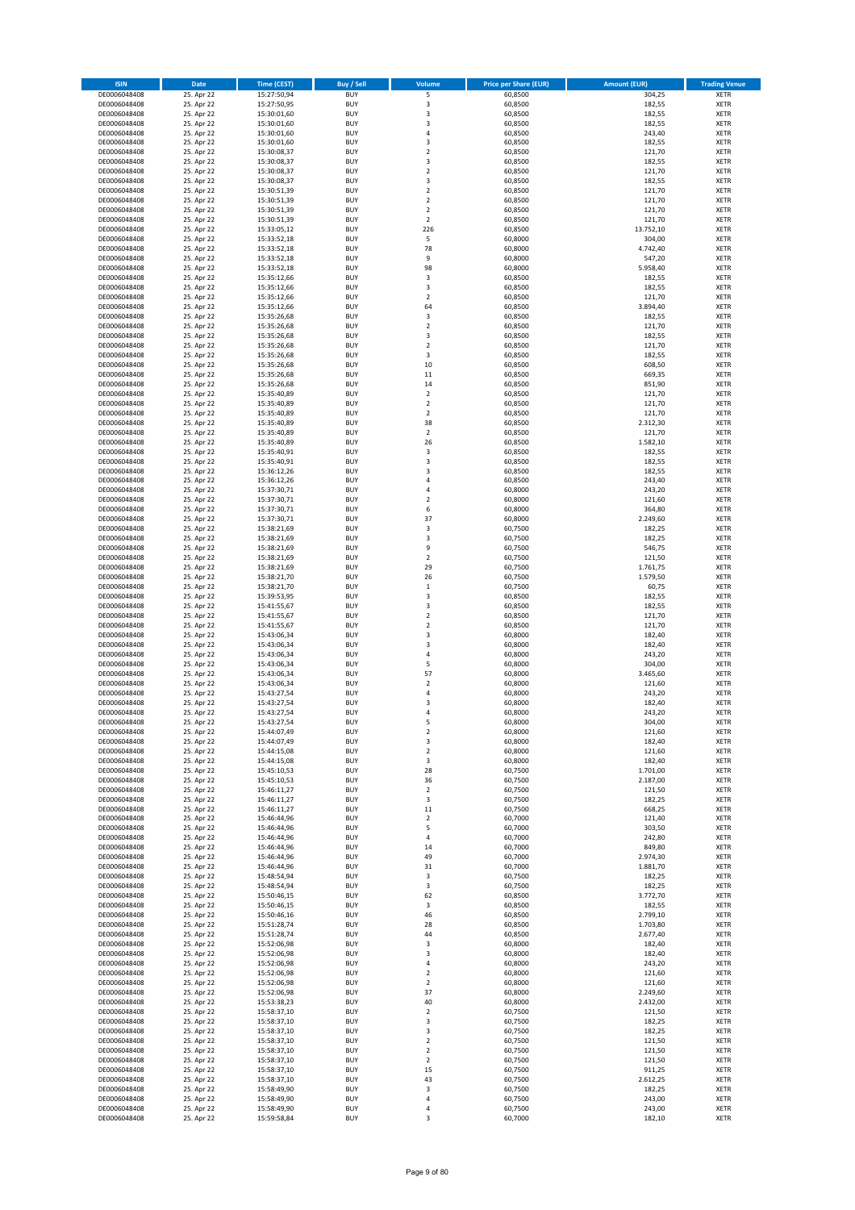| ISIN | Date | Time (CEST) | Buy / Sell | Volume | Price per Share (EUR) | Amount (EUR) | Trading Venue |
|---|---|---|---|---|---|---|---|
| DE0006048408 | 25. Apr 22 | 15:27:50,94 | BUY | 5 | 60,8500 | 304,25 | XETR |
| DE0006048408 | 25. Apr 22 | 15:27:50,95 | BUY | 3 | 60,8500 | 182,55 | XETR |
| DE0006048408 | 25. Apr 22 | 15:30:01,60 | BUY | 3 | 60,8500 | 182,55 | XETR |
| DE0006048408 | 25. Apr 22 | 15:30:01,60 | BUY | 3 | 60,8500 | 182,55 | XETR |
| DE0006048408 | 25. Apr 22 | 15:30:01,60 | BUY | 4 | 60,8500 | 243,40 | XETR |
| DE0006048408 | 25. Apr 22 | 15:30:01,60 | BUY | 3 | 60,8500 | 182,55 | XETR |
| DE0006048408 | 25. Apr 22 | 15:30:08,37 | BUY | 2 | 60,8500 | 121,70 | XETR |
| DE0006048408 | 25. Apr 22 | 15:30:08,37 | BUY | 3 | 60,8500 | 182,55 | XETR |
| DE0006048408 | 25. Apr 22 | 15:30:08,37 | BUY | 2 | 60,8500 | 121,70 | XETR |
| DE0006048408 | 25. Apr 22 | 15:30:08,37 | BUY | 3 | 60,8500 | 182,55 | XETR |
| DE0006048408 | 25. Apr 22 | 15:30:51,39 | BUY | 2 | 60,8500 | 121,70 | XETR |
| DE0006048408 | 25. Apr 22 | 15:30:51,39 | BUY | 2 | 60,8500 | 121,70 | XETR |
| DE0006048408 | 25. Apr 22 | 15:30:51,39 | BUY | 2 | 60,8500 | 121,70 | XETR |
| DE0006048408 | 25. Apr 22 | 15:30:51,39 | BUY | 2 | 60,8500 | 121,70 | XETR |
| DE0006048408 | 25. Apr 22 | 15:33:05,12 | BUY | 226 | 60,8500 | 13.752,10 | XETR |
| DE0006048408 | 25. Apr 22 | 15:33:52,18 | BUY | 5 | 60,8000 | 304,00 | XETR |
| DE0006048408 | 25. Apr 22 | 15:33:52,18 | BUY | 78 | 60,8000 | 4.742,40 | XETR |
| DE0006048408 | 25. Apr 22 | 15:33:52,18 | BUY | 9 | 60,8000 | 547,20 | XETR |
| DE0006048408 | 25. Apr 22 | 15:33:52,18 | BUY | 98 | 60,8000 | 5.958,40 | XETR |
| DE0006048408 | 25. Apr 22 | 15:35:12,66 | BUY | 3 | 60,8500 | 182,55 | XETR |
| DE0006048408 | 25. Apr 22 | 15:35:12,66 | BUY | 3 | 60,8500 | 182,55 | XETR |
| DE0006048408 | 25. Apr 22 | 15:35:12,66 | BUY | 2 | 60,8500 | 121,70 | XETR |
| DE0006048408 | 25. Apr 22 | 15:35:12,66 | BUY | 64 | 60,8500 | 3.894,40 | XETR |
| DE0006048408 | 25. Apr 22 | 15:35:26,68 | BUY | 3 | 60,8500 | 182,55 | XETR |
| DE0006048408 | 25. Apr 22 | 15:35:26,68 | BUY | 2 | 60,8500 | 121,70 | XETR |
| DE0006048408 | 25. Apr 22 | 15:35:26,68 | BUY | 3 | 60,8500 | 182,55 | XETR |
| DE0006048408 | 25. Apr 22 | 15:35:26,68 | BUY | 2 | 60,8500 | 121,70 | XETR |
| DE0006048408 | 25. Apr 22 | 15:35:26,68 | BUY | 3 | 60,8500 | 182,55 | XETR |
| DE0006048408 | 25. Apr 22 | 15:35:26,68 | BUY | 10 | 60,8500 | 608,50 | XETR |
| DE0006048408 | 25. Apr 22 | 15:35:26,68 | BUY | 11 | 60,8500 | 669,35 | XETR |
| DE0006048408 | 25. Apr 22 | 15:35:26,68 | BUY | 14 | 60,8500 | 851,90 | XETR |
| DE0006048408 | 25. Apr 22 | 15:35:40,89 | BUY | 2 | 60,8500 | 121,70 | XETR |
| DE0006048408 | 25. Apr 22 | 15:35:40,89 | BUY | 2 | 60,8500 | 121,70 | XETR |
| DE0006048408 | 25. Apr 22 | 15:35:40,89 | BUY | 2 | 60,8500 | 121,70 | XETR |
| DE0006048408 | 25. Apr 22 | 15:35:40,89 | BUY | 38 | 60,8500 | 2.312,30 | XETR |
| DE0006048408 | 25. Apr 22 | 15:35:40,89 | BUY | 2 | 60,8500 | 121,70 | XETR |
| DE0006048408 | 25. Apr 22 | 15:35:40,89 | BUY | 26 | 60,8500 | 1.582,10 | XETR |
| DE0006048408 | 25. Apr 22 | 15:35:40,91 | BUY | 3 | 60,8500 | 182,55 | XETR |
| DE0006048408 | 25. Apr 22 | 15:35:40,91 | BUY | 3 | 60,8500 | 182,55 | XETR |
| DE0006048408 | 25. Apr 22 | 15:36:12,26 | BUY | 3 | 60,8500 | 182,55 | XETR |
| DE0006048408 | 25. Apr 22 | 15:36:12,26 | BUY | 4 | 60,8500 | 243,40 | XETR |
| DE0006048408 | 25. Apr 22 | 15:37:30,71 | BUY | 4 | 60,8000 | 243,20 | XETR |
| DE0006048408 | 25. Apr 22 | 15:37:30,71 | BUY | 2 | 60,8000 | 121,60 | XETR |
| DE0006048408 | 25. Apr 22 | 15:37:30,71 | BUY | 6 | 60,8000 | 364,80 | XETR |
| DE0006048408 | 25. Apr 22 | 15:37:30,71 | BUY | 37 | 60,8000 | 2.249,60 | XETR |
| DE0006048408 | 25. Apr 22 | 15:38:21,69 | BUY | 3 | 60,7500 | 182,25 | XETR |
| DE0006048408 | 25. Apr 22 | 15:38:21,69 | BUY | 3 | 60,7500 | 182,25 | XETR |
| DE0006048408 | 25. Apr 22 | 15:38:21,69 | BUY | 9 | 60,7500 | 546,75 | XETR |
| DE0006048408 | 25. Apr 22 | 15:38:21,69 | BUY | 2 | 60,7500 | 121,50 | XETR |
| DE0006048408 | 25. Apr 22 | 15:38:21,69 | BUY | 29 | 60,7500 | 1.761,75 | XETR |
| DE0006048408 | 25. Apr 22 | 15:38:21,70 | BUY | 26 | 60,7500 | 1.579,50 | XETR |
| DE0006048408 | 25. Apr 22 | 15:38:21,70 | BUY | 1 | 60,7500 | 60,75 | XETR |
| DE0006048408 | 25. Apr 22 | 15:39:53,95 | BUY | 3 | 60,8500 | 182,55 | XETR |
| DE0006048408 | 25. Apr 22 | 15:41:55,67 | BUY | 3 | 60,8500 | 182,55 | XETR |
| DE0006048408 | 25. Apr 22 | 15:41:55,67 | BUY | 2 | 60,8500 | 121,70 | XETR |
| DE0006048408 | 25. Apr 22 | 15:41:55,67 | BUY | 2 | 60,8500 | 121,70 | XETR |
| DE0006048408 | 25. Apr 22 | 15:43:06,34 | BUY | 3 | 60,8000 | 182,40 | XETR |
| DE0006048408 | 25. Apr 22 | 15:43:06,34 | BUY | 3 | 60,8000 | 182,40 | XETR |
| DE0006048408 | 25. Apr 22 | 15:43:06,34 | BUY | 4 | 60,8000 | 243,20 | XETR |
| DE0006048408 | 25. Apr 22 | 15:43:06,34 | BUY | 5 | 60,8000 | 304,00 | XETR |
| DE0006048408 | 25. Apr 22 | 15:43:06,34 | BUY | 57 | 60,8000 | 3.465,60 | XETR |
| DE0006048408 | 25. Apr 22 | 15:43:06,34 | BUY | 2 | 60,8000 | 121,60 | XETR |
| DE0006048408 | 25. Apr 22 | 15:43:27,54 | BUY | 4 | 60,8000 | 243,20 | XETR |
| DE0006048408 | 25. Apr 22 | 15:43:27,54 | BUY | 3 | 60,8000 | 182,40 | XETR |
| DE0006048408 | 25. Apr 22 | 15:43:27,54 | BUY | 4 | 60,8000 | 243,20 | XETR |
| DE0006048408 | 25. Apr 22 | 15:43:27,54 | BUY | 5 | 60,8000 | 304,00 | XETR |
| DE0006048408 | 25. Apr 22 | 15:44:07,49 | BUY | 2 | 60,8000 | 121,60 | XETR |
| DE0006048408 | 25. Apr 22 | 15:44:07,49 | BUY | 3 | 60,8000 | 182,40 | XETR |
| DE0006048408 | 25. Apr 22 | 15:44:15,08 | BUY | 2 | 60,8000 | 121,60 | XETR |
| DE0006048408 | 25. Apr 22 | 15:44:15,08 | BUY | 3 | 60,8000 | 182,40 | XETR |
| DE0006048408 | 25. Apr 22 | 15:45:10,53 | BUY | 28 | 60,7500 | 1.701,00 | XETR |
| DE0006048408 | 25. Apr 22 | 15:45:10,53 | BUY | 36 | 60,7500 | 2.187,00 | XETR |
| DE0006048408 | 25. Apr 22 | 15:46:11,27 | BUY | 2 | 60,7500 | 121,50 | XETR |
| DE0006048408 | 25. Apr 22 | 15:46:11,27 | BUY | 3 | 60,7500 | 182,25 | XETR |
| DE0006048408 | 25. Apr 22 | 15:46:11,27 | BUY | 11 | 60,7500 | 668,25 | XETR |
| DE0006048408 | 25. Apr 22 | 15:46:44,96 | BUY | 2 | 60,7000 | 121,40 | XETR |
| DE0006048408 | 25. Apr 22 | 15:46:44,96 | BUY | 5 | 60,7000 | 303,50 | XETR |
| DE0006048408 | 25. Apr 22 | 15:46:44,96 | BUY | 4 | 60,7000 | 242,80 | XETR |
| DE0006048408 | 25. Apr 22 | 15:46:44,96 | BUY | 14 | 60,7000 | 849,80 | XETR |
| DE0006048408 | 25. Apr 22 | 15:46:44,96 | BUY | 49 | 60,7000 | 2.974,30 | XETR |
| DE0006048408 | 25. Apr 22 | 15:46:44,96 | BUY | 31 | 60,7000 | 1.881,70 | XETR |
| DE0006048408 | 25. Apr 22 | 15:48:54,94 | BUY | 3 | 60,7500 | 182,25 | XETR |
| DE0006048408 | 25. Apr 22 | 15:48:54,94 | BUY | 3 | 60,7500 | 182,25 | XETR |
| DE0006048408 | 25. Apr 22 | 15:50:46,15 | BUY | 62 | 60,8500 | 3.772,70 | XETR |
| DE0006048408 | 25. Apr 22 | 15:50:46,15 | BUY | 3 | 60,8500 | 182,55 | XETR |
| DE0006048408 | 25. Apr 22 | 15:50:46,16 | BUY | 46 | 60,8500 | 2.799,10 | XETR |
| DE0006048408 | 25. Apr 22 | 15:51:28,74 | BUY | 28 | 60,8500 | 1.703,80 | XETR |
| DE0006048408 | 25. Apr 22 | 15:51:28,74 | BUY | 44 | 60,8500 | 2.677,40 | XETR |
| DE0006048408 | 25. Apr 22 | 15:52:06,98 | BUY | 3 | 60,8000 | 182,40 | XETR |
| DE0006048408 | 25. Apr 22 | 15:52:06,98 | BUY | 3 | 60,8000 | 182,40 | XETR |
| DE0006048408 | 25. Apr 22 | 15:52:06,98 | BUY | 4 | 60,8000 | 243,20 | XETR |
| DE0006048408 | 25. Apr 22 | 15:52:06,98 | BUY | 2 | 60,8000 | 121,60 | XETR |
| DE0006048408 | 25. Apr 22 | 15:52:06,98 | BUY | 2 | 60,8000 | 121,60 | XETR |
| DE0006048408 | 25. Apr 22 | 15:52:06,98 | BUY | 37 | 60,8000 | 2.249,60 | XETR |
| DE0006048408 | 25. Apr 22 | 15:53:38,23 | BUY | 40 | 60,8000 | 2.432,00 | XETR |
| DE0006048408 | 25. Apr 22 | 15:58:37,10 | BUY | 2 | 60,7500 | 121,50 | XETR |
| DE0006048408 | 25. Apr 22 | 15:58:37,10 | BUY | 3 | 60,7500 | 182,25 | XETR |
| DE0006048408 | 25. Apr 22 | 15:58:37,10 | BUY | 3 | 60,7500 | 182,25 | XETR |
| DE0006048408 | 25. Apr 22 | 15:58:37,10 | BUY | 2 | 60,7500 | 121,50 | XETR |
| DE0006048408 | 25. Apr 22 | 15:58:37,10 | BUY | 2 | 60,7500 | 121,50 | XETR |
| DE0006048408 | 25. Apr 22 | 15:58:37,10 | BUY | 2 | 60,7500 | 121,50 | XETR |
| DE0006048408 | 25. Apr 22 | 15:58:37,10 | BUY | 15 | 60,7500 | 911,25 | XETR |
| DE0006048408 | 25. Apr 22 | 15:58:37,10 | BUY | 43 | 60,7500 | 2.612,25 | XETR |
| DE0006048408 | 25. Apr 22 | 15:58:49,90 | BUY | 3 | 60,7500 | 182,25 | XETR |
| DE0006048408 | 25. Apr 22 | 15:58:49,90 | BUY | 4 | 60,7500 | 243,00 | XETR |
| DE0006048408 | 25. Apr 22 | 15:58:49,90 | BUY | 4 | 60,7500 | 243,00 | XETR |
| DE0006048408 | 25. Apr 22 | 15:59:58,84 | BUY | 3 | 60,7000 | 182,10 | XETR |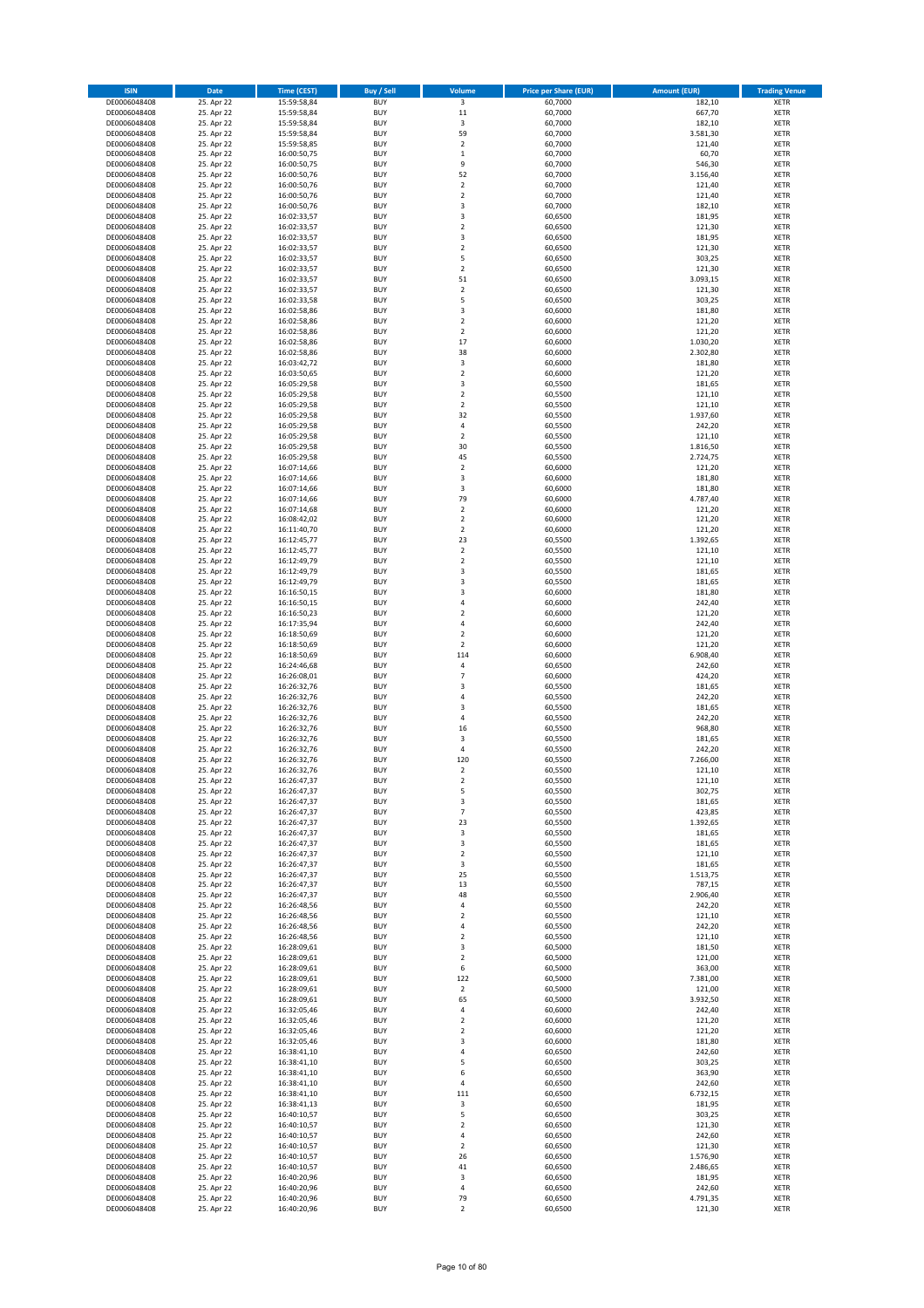| ISIN | Date | Time (CEST) | Buy / Sell | Volume | Price per Share (EUR) | Amount (EUR) | Trading Venue |
|---|---|---|---|---|---|---|---|
| DE0006048408 | 25. Apr 22 | 15:59:58,84 | BUY | 3 | 60,7000 | 182,10 | XETR |
| DE0006048408 | 25. Apr 22 | 15:59:58,84 | BUY | 11 | 60,7000 | 667,70 | XETR |
| DE0006048408 | 25. Apr 22 | 15:59:58,84 | BUY | 3 | 60,7000 | 182,10 | XETR |
| DE0006048408 | 25. Apr 22 | 15:59:58,84 | BUY | 59 | 60,7000 | 3.581,30 | XETR |
| DE0006048408 | 25. Apr 22 | 15:59:58,85 | BUY | 2 | 60,7000 | 121,40 | XETR |
| DE0006048408 | 25. Apr 22 | 16:00:50,75 | BUY | 1 | 60,7000 | 60,70 | XETR |
| DE0006048408 | 25. Apr 22 | 16:00:50,75 | BUY | 9 | 60,7000 | 546,30 | XETR |
| DE0006048408 | 25. Apr 22 | 16:00:50,76 | BUY | 52 | 60,7000 | 3.156,40 | XETR |
| DE0006048408 | 25. Apr 22 | 16:00:50,76 | BUY | 2 | 60,7000 | 121,40 | XETR |
| DE0006048408 | 25. Apr 22 | 16:00:50,76 | BUY | 2 | 60,7000 | 121,40 | XETR |
| DE0006048408 | 25. Apr 22 | 16:00:50,76 | BUY | 3 | 60,7000 | 182,10 | XETR |
| DE0006048408 | 25. Apr 22 | 16:02:33,57 | BUY | 3 | 60,6500 | 181,95 | XETR |
| DE0006048408 | 25. Apr 22 | 16:02:33,57 | BUY | 2 | 60,6500 | 121,30 | XETR |
| DE0006048408 | 25. Apr 22 | 16:02:33,57 | BUY | 3 | 60,6500 | 181,95 | XETR |
| DE0006048408 | 25. Apr 22 | 16:02:33,57 | BUY | 2 | 60,6500 | 121,30 | XETR |
| DE0006048408 | 25. Apr 22 | 16:02:33,57 | BUY | 5 | 60,6500 | 303,25 | XETR |
| DE0006048408 | 25. Apr 22 | 16:02:33,57 | BUY | 2 | 60,6500 | 121,30 | XETR |
| DE0006048408 | 25. Apr 22 | 16:02:33,57 | BUY | 51 | 60,6500 | 3.093,15 | XETR |
| DE0006048408 | 25. Apr 22 | 16:02:33,57 | BUY | 2 | 60,6500 | 121,30 | XETR |
| DE0006048408 | 25. Apr 22 | 16:02:33,58 | BUY | 5 | 60,6500 | 303,25 | XETR |
| DE0006048408 | 25. Apr 22 | 16:02:58,86 | BUY | 3 | 60,6000 | 181,80 | XETR |
| DE0006048408 | 25. Apr 22 | 16:02:58,86 | BUY | 2 | 60,6000 | 121,20 | XETR |
| DE0006048408 | 25. Apr 22 | 16:02:58,86 | BUY | 2 | 60,6000 | 121,20 | XETR |
| DE0006048408 | 25. Apr 22 | 16:02:58,86 | BUY | 17 | 60,6000 | 1.030,20 | XETR |
| DE0006048408 | 25. Apr 22 | 16:02:58,86 | BUY | 38 | 60,6000 | 2.302,80 | XETR |
| DE0006048408 | 25. Apr 22 | 16:03:42,72 | BUY | 3 | 60,6000 | 181,80 | XETR |
| DE0006048408 | 25. Apr 22 | 16:03:50,65 | BUY | 2 | 60,6000 | 121,20 | XETR |
| DE0006048408 | 25. Apr 22 | 16:05:29,58 | BUY | 3 | 60,5500 | 181,65 | XETR |
| DE0006048408 | 25. Apr 22 | 16:05:29,58 | BUY | 2 | 60,5500 | 121,10 | XETR |
| DE0006048408 | 25. Apr 22 | 16:05:29,58 | BUY | 2 | 60,5500 | 121,10 | XETR |
| DE0006048408 | 25. Apr 22 | 16:05:29,58 | BUY | 32 | 60,5500 | 1.937,60 | XETR |
| DE0006048408 | 25. Apr 22 | 16:05:29,58 | BUY | 4 | 60,5500 | 242,20 | XETR |
| DE0006048408 | 25. Apr 22 | 16:05:29,58 | BUY | 2 | 60,5500 | 121,10 | XETR |
| DE0006048408 | 25. Apr 22 | 16:05:29,58 | BUY | 30 | 60,5500 | 1.816,50 | XETR |
| DE0006048408 | 25. Apr 22 | 16:05:29,58 | BUY | 45 | 60,5500 | 2.724,75 | XETR |
| DE0006048408 | 25. Apr 22 | 16:07:14,66 | BUY | 2 | 60,6000 | 121,20 | XETR |
| DE0006048408 | 25. Apr 22 | 16:07:14,66 | BUY | 3 | 60,6000 | 181,80 | XETR |
| DE0006048408 | 25. Apr 22 | 16:07:14,66 | BUY | 3 | 60,6000 | 181,80 | XETR |
| DE0006048408 | 25. Apr 22 | 16:07:14,66 | BUY | 79 | 60,6000 | 4.787,40 | XETR |
| DE0006048408 | 25. Apr 22 | 16:07:14,68 | BUY | 2 | 60,6000 | 121,20 | XETR |
| DE0006048408 | 25. Apr 22 | 16:08:42,02 | BUY | 2 | 60,6000 | 121,20 | XETR |
| DE0006048408 | 25. Apr 22 | 16:11:40,70 | BUY | 2 | 60,6000 | 121,20 | XETR |
| DE0006048408 | 25. Apr 22 | 16:12:45,77 | BUY | 23 | 60,5500 | 1.392,65 | XETR |
| DE0006048408 | 25. Apr 22 | 16:12:45,77 | BUY | 2 | 60,5500 | 121,10 | XETR |
| DE0006048408 | 25. Apr 22 | 16:12:49,79 | BUY | 2 | 60,5500 | 121,10 | XETR |
| DE0006048408 | 25. Apr 22 | 16:12:49,79 | BUY | 3 | 60,5500 | 181,65 | XETR |
| DE0006048408 | 25. Apr 22 | 16:12:49,79 | BUY | 3 | 60,5500 | 181,65 | XETR |
| DE0006048408 | 25. Apr 22 | 16:16:50,15 | BUY | 3 | 60,6000 | 181,80 | XETR |
| DE0006048408 | 25. Apr 22 | 16:16:50,15 | BUY | 4 | 60,6000 | 242,40 | XETR |
| DE0006048408 | 25. Apr 22 | 16:16:50,23 | BUY | 2 | 60,6000 | 121,20 | XETR |
| DE0006048408 | 25. Apr 22 | 16:17:35,94 | BUY | 4 | 60,6000 | 242,40 | XETR |
| DE0006048408 | 25. Apr 22 | 16:18:50,69 | BUY | 2 | 60,6000 | 121,20 | XETR |
| DE0006048408 | 25. Apr 22 | 16:18:50,69 | BUY | 2 | 60,6000 | 121,20 | XETR |
| DE0006048408 | 25. Apr 22 | 16:18:50,69 | BUY | 114 | 60,6000 | 6.908,40 | XETR |
| DE0006048408 | 25. Apr 22 | 16:24:46,68 | BUY | 4 | 60,6500 | 242,60 | XETR |
| DE0006048408 | 25. Apr 22 | 16:26:08,01 | BUY | 7 | 60,6000 | 424,20 | XETR |
| DE0006048408 | 25. Apr 22 | 16:26:32,76 | BUY | 3 | 60,5500 | 181,65 | XETR |
| DE0006048408 | 25. Apr 22 | 16:26:32,76 | BUY | 4 | 60,5500 | 242,20 | XETR |
| DE0006048408 | 25. Apr 22 | 16:26:32,76 | BUY | 3 | 60,5500 | 181,65 | XETR |
| DE0006048408 | 25. Apr 22 | 16:26:32,76 | BUY | 4 | 60,5500 | 242,20 | XETR |
| DE0006048408 | 25. Apr 22 | 16:26:32,76 | BUY | 16 | 60,5500 | 968,80 | XETR |
| DE0006048408 | 25. Apr 22 | 16:26:32,76 | BUY | 3 | 60,5500 | 181,65 | XETR |
| DE0006048408 | 25. Apr 22 | 16:26:32,76 | BUY | 4 | 60,5500 | 242,20 | XETR |
| DE0006048408 | 25. Apr 22 | 16:26:32,76 | BUY | 120 | 60,5500 | 7.266,00 | XETR |
| DE0006048408 | 25. Apr 22 | 16:26:32,76 | BUY | 2 | 60,5500 | 121,10 | XETR |
| DE0006048408 | 25. Apr 22 | 16:26:47,37 | BUY | 2 | 60,5500 | 121,10 | XETR |
| DE0006048408 | 25. Apr 22 | 16:26:47,37 | BUY | 5 | 60,5500 | 302,75 | XETR |
| DE0006048408 | 25. Apr 22 | 16:26:47,37 | BUY | 3 | 60,5500 | 181,65 | XETR |
| DE0006048408 | 25. Apr 22 | 16:26:47,37 | BUY | 7 | 60,5500 | 423,85 | XETR |
| DE0006048408 | 25. Apr 22 | 16:26:47,37 | BUY | 23 | 60,5500 | 1.392,65 | XETR |
| DE0006048408 | 25. Apr 22 | 16:26:47,37 | BUY | 3 | 60,5500 | 181,65 | XETR |
| DE0006048408 | 25. Apr 22 | 16:26:47,37 | BUY | 3 | 60,5500 | 181,65 | XETR |
| DE0006048408 | 25. Apr 22 | 16:26:47,37 | BUY | 2 | 60,5500 | 121,10 | XETR |
| DE0006048408 | 25. Apr 22 | 16:26:47,37 | BUY | 3 | 60,5500 | 181,65 | XETR |
| DE0006048408 | 25. Apr 22 | 16:26:47,37 | BUY | 25 | 60,5500 | 1.513,75 | XETR |
| DE0006048408 | 25. Apr 22 | 16:26:47,37 | BUY | 13 | 60,5500 | 787,15 | XETR |
| DE0006048408 | 25. Apr 22 | 16:26:47,37 | BUY | 48 | 60,5500 | 2.906,40 | XETR |
| DE0006048408 | 25. Apr 22 | 16:26:48,56 | BUY | 4 | 60,5500 | 242,20 | XETR |
| DE0006048408 | 25. Apr 22 | 16:26:48,56 | BUY | 2 | 60,5500 | 121,10 | XETR |
| DE0006048408 | 25. Apr 22 | 16:26:48,56 | BUY | 4 | 60,5500 | 242,20 | XETR |
| DE0006048408 | 25. Apr 22 | 16:26:48,56 | BUY | 2 | 60,5500 | 121,10 | XETR |
| DE0006048408 | 25. Apr 22 | 16:28:09,61 | BUY | 3 | 60,5000 | 181,50 | XETR |
| DE0006048408 | 25. Apr 22 | 16:28:09,61 | BUY | 2 | 60,5000 | 121,00 | XETR |
| DE0006048408 | 25. Apr 22 | 16:28:09,61 | BUY | 6 | 60,5000 | 363,00 | XETR |
| DE0006048408 | 25. Apr 22 | 16:28:09,61 | BUY | 122 | 60,5000 | 7.381,00 | XETR |
| DE0006048408 | 25. Apr 22 | 16:28:09,61 | BUY | 2 | 60,5000 | 121,00 | XETR |
| DE0006048408 | 25. Apr 22 | 16:28:09,61 | BUY | 65 | 60,5000 | 3.932,50 | XETR |
| DE0006048408 | 25. Apr 22 | 16:32:05,46 | BUY | 4 | 60,6000 | 242,40 | XETR |
| DE0006048408 | 25. Apr 22 | 16:32:05,46 | BUY | 2 | 60,6000 | 121,20 | XETR |
| DE0006048408 | 25. Apr 22 | 16:32:05,46 | BUY | 2 | 60,6000 | 121,20 | XETR |
| DE0006048408 | 25. Apr 22 | 16:32:05,46 | BUY | 3 | 60,6000 | 181,80 | XETR |
| DE0006048408 | 25. Apr 22 | 16:38:41,10 | BUY | 4 | 60,6500 | 242,60 | XETR |
| DE0006048408 | 25. Apr 22 | 16:38:41,10 | BUY | 5 | 60,6500 | 303,25 | XETR |
| DE0006048408 | 25. Apr 22 | 16:38:41,10 | BUY | 6 | 60,6500 | 363,90 | XETR |
| DE0006048408 | 25. Apr 22 | 16:38:41,10 | BUY | 4 | 60,6500 | 242,60 | XETR |
| DE0006048408 | 25. Apr 22 | 16:38:41,10 | BUY | 111 | 60,6500 | 6.732,15 | XETR |
| DE0006048408 | 25. Apr 22 | 16:38:41,13 | BUY | 3 | 60,6500 | 181,95 | XETR |
| DE0006048408 | 25. Apr 22 | 16:40:10,57 | BUY | 5 | 60,6500 | 303,25 | XETR |
| DE0006048408 | 25. Apr 22 | 16:40:10,57 | BUY | 2 | 60,6500 | 121,30 | XETR |
| DE0006048408 | 25. Apr 22 | 16:40:10,57 | BUY | 4 | 60,6500 | 242,60 | XETR |
| DE0006048408 | 25. Apr 22 | 16:40:10,57 | BUY | 2 | 60,6500 | 121,30 | XETR |
| DE0006048408 | 25. Apr 22 | 16:40:10,57 | BUY | 26 | 60,6500 | 1.576,90 | XETR |
| DE0006048408 | 25. Apr 22 | 16:40:10,57 | BUY | 41 | 60,6500 | 2.486,65 | XETR |
| DE0006048408 | 25. Apr 22 | 16:40:20,96 | BUY | 3 | 60,6500 | 181,95 | XETR |
| DE0006048408 | 25. Apr 22 | 16:40:20,96 | BUY | 4 | 60,6500 | 242,60 | XETR |
| DE0006048408 | 25. Apr 22 | 16:40:20,96 | BUY | 79 | 60,6500 | 4.791,35 | XETR |
| DE0006048408 | 25. Apr 22 | 16:40:20,96 | BUY | 2 | 60,6500 | 121,30 | XETR |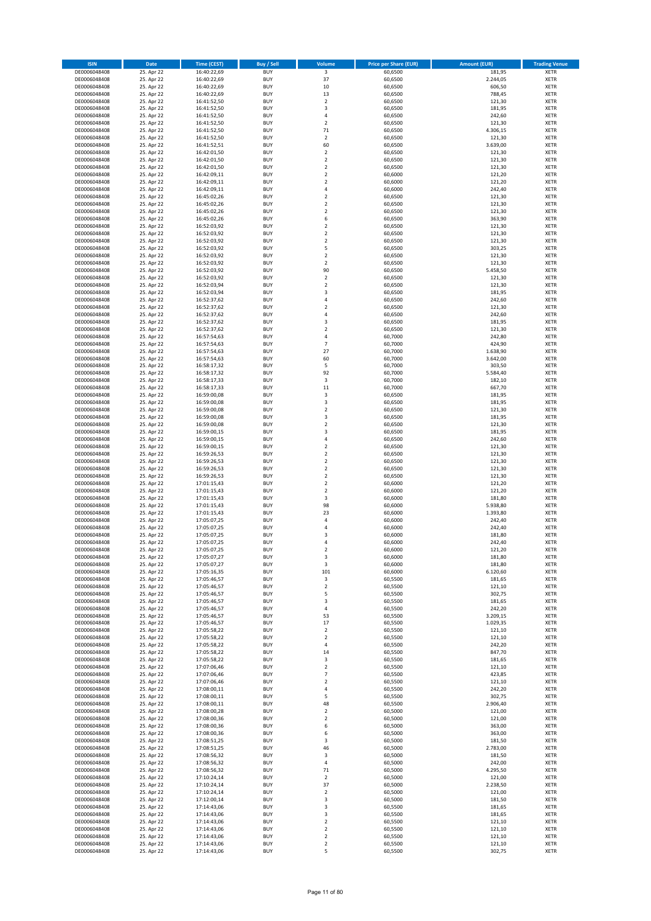| ISIN | Date | Time (CEST) | Buy / Sell | Volume | Price per Share (EUR) | Amount (EUR) | Trading Venue |
|---|---|---|---|---|---|---|---|
| DE0006048408 | 25. Apr 22 | 16:40:22,69 | BUY | 3 | 60,6500 | 181,95 | XETR |
| DE0006048408 | 25. Apr 22 | 16:40:22,69 | BUY | 37 | 60,6500 | 2.244,05 | XETR |
| DE0006048408 | 25. Apr 22 | 16:40:22,69 | BUY | 10 | 60,6500 | 606,50 | XETR |
| DE0006048408 | 25. Apr 22 | 16:40:22,69 | BUY | 13 | 60,6500 | 788,45 | XETR |
| DE0006048408 | 25. Apr 22 | 16:41:52,50 | BUY | 2 | 60,6500 | 121,30 | XETR |
| DE0006048408 | 25. Apr 22 | 16:41:52,50 | BUY | 3 | 60,6500 | 181,95 | XETR |
| DE0006048408 | 25. Apr 22 | 16:41:52,50 | BUY | 4 | 60,6500 | 242,60 | XETR |
| DE0006048408 | 25. Apr 22 | 16:41:52,50 | BUY | 2 | 60,6500 | 121,30 | XETR |
| DE0006048408 | 25. Apr 22 | 16:41:52,50 | BUY | 71 | 60,6500 | 4.306,15 | XETR |
| DE0006048408 | 25. Apr 22 | 16:41:52,50 | BUY | 2 | 60,6500 | 121,30 | XETR |
| DE0006048408 | 25. Apr 22 | 16:41:52,51 | BUY | 60 | 60,6500 | 3.639,00 | XETR |
| DE0006048408 | 25. Apr 22 | 16:42:01,50 | BUY | 2 | 60,6500 | 121,30 | XETR |
| DE0006048408 | 25. Apr 22 | 16:42:01,50 | BUY | 2 | 60,6500 | 121,30 | XETR |
| DE0006048408 | 25. Apr 22 | 16:42:01,50 | BUY | 2 | 60,6500 | 121,30 | XETR |
| DE0006048408 | 25. Apr 22 | 16:42:09,11 | BUY | 2 | 60,6000 | 121,20 | XETR |
| DE0006048408 | 25. Apr 22 | 16:42:09,11 | BUY | 2 | 60,6000 | 121,20 | XETR |
| DE0006048408 | 25. Apr 22 | 16:42:09,11 | BUY | 4 | 60,6000 | 242,40 | XETR |
| DE0006048408 | 25. Apr 22 | 16:45:02,26 | BUY | 2 | 60,6500 | 121,30 | XETR |
| DE0006048408 | 25. Apr 22 | 16:45:02,26 | BUY | 2 | 60,6500 | 121,30 | XETR |
| DE0006048408 | 25. Apr 22 | 16:45:02,26 | BUY | 2 | 60,6500 | 121,30 | XETR |
| DE0006048408 | 25. Apr 22 | 16:45:02,26 | BUY | 6 | 60,6500 | 363,90 | XETR |
| DE0006048408 | 25. Apr 22 | 16:52:03,92 | BUY | 2 | 60,6500 | 121,30 | XETR |
| DE0006048408 | 25. Apr 22 | 16:52:03,92 | BUY | 2 | 60,6500 | 121,30 | XETR |
| DE0006048408 | 25. Apr 22 | 16:52:03,92 | BUY | 2 | 60,6500 | 121,30 | XETR |
| DE0006048408 | 25. Apr 22 | 16:52:03,92 | BUY | 5 | 60,6500 | 303,25 | XETR |
| DE0006048408 | 25. Apr 22 | 16:52:03,92 | BUY | 2 | 60,6500 | 121,30 | XETR |
| DE0006048408 | 25. Apr 22 | 16:52:03,92 | BUY | 2 | 60,6500 | 121,30 | XETR |
| DE0006048408 | 25. Apr 22 | 16:52:03,92 | BUY | 90 | 60,6500 | 5.458,50 | XETR |
| DE0006048408 | 25. Apr 22 | 16:52:03,92 | BUY | 2 | 60,6500 | 121,30 | XETR |
| DE0006048408 | 25. Apr 22 | 16:52:03,94 | BUY | 2 | 60,6500 | 121,30 | XETR |
| DE0006048408 | 25. Apr 22 | 16:52:03,94 | BUY | 3 | 60,6500 | 181,95 | XETR |
| DE0006048408 | 25. Apr 22 | 16:52:37,62 | BUY | 4 | 60,6500 | 242,60 | XETR |
| DE0006048408 | 25. Apr 22 | 16:52:37,62 | BUY | 2 | 60,6500 | 121,30 | XETR |
| DE0006048408 | 25. Apr 22 | 16:52:37,62 | BUY | 4 | 60,6500 | 242,60 | XETR |
| DE0006048408 | 25. Apr 22 | 16:52:37,62 | BUY | 3 | 60,6500 | 181,95 | XETR |
| DE0006048408 | 25. Apr 22 | 16:52:37,62 | BUY | 2 | 60,6500 | 121,30 | XETR |
| DE0006048408 | 25. Apr 22 | 16:57:54,63 | BUY | 4 | 60,7000 | 242,80 | XETR |
| DE0006048408 | 25. Apr 22 | 16:57:54,63 | BUY | 7 | 60,7000 | 424,90 | XETR |
| DE0006048408 | 25. Apr 22 | 16:57:54,63 | BUY | 27 | 60,7000 | 1.638,90 | XETR |
| DE0006048408 | 25. Apr 22 | 16:57:54,63 | BUY | 60 | 60,7000 | 3.642,00 | XETR |
| DE0006048408 | 25. Apr 22 | 16:58:17,32 | BUY | 5 | 60,7000 | 303,50 | XETR |
| DE0006048408 | 25. Apr 22 | 16:58:17,32 | BUY | 92 | 60,7000 | 5.584,40 | XETR |
| DE0006048408 | 25. Apr 22 | 16:58:17,33 | BUY | 3 | 60,7000 | 182,10 | XETR |
| DE0006048408 | 25. Apr 22 | 16:58:17,33 | BUY | 11 | 60,7000 | 667,70 | XETR |
| DE0006048408 | 25. Apr 22 | 16:59:00,08 | BUY | 3 | 60,6500 | 181,95 | XETR |
| DE0006048408 | 25. Apr 22 | 16:59:00,08 | BUY | 3 | 60,6500 | 181,95 | XETR |
| DE0006048408 | 25. Apr 22 | 16:59:00,08 | BUY | 2 | 60,6500 | 121,30 | XETR |
| DE0006048408 | 25. Apr 22 | 16:59:00,08 | BUY | 3 | 60,6500 | 181,95 | XETR |
| DE0006048408 | 25. Apr 22 | 16:59:00,08 | BUY | 2 | 60,6500 | 121,30 | XETR |
| DE0006048408 | 25. Apr 22 | 16:59:00,15 | BUY | 3 | 60,6500 | 181,95 | XETR |
| DE0006048408 | 25. Apr 22 | 16:59:00,15 | BUY | 4 | 60,6500 | 242,60 | XETR |
| DE0006048408 | 25. Apr 22 | 16:59:00,15 | BUY | 2 | 60,6500 | 121,30 | XETR |
| DE0006048408 | 25. Apr 22 | 16:59:26,53 | BUY | 2 | 60,6500 | 121,30 | XETR |
| DE0006048408 | 25. Apr 22 | 16:59:26,53 | BUY | 2 | 60,6500 | 121,30 | XETR |
| DE0006048408 | 25. Apr 22 | 16:59:26,53 | BUY | 2 | 60,6500 | 121,30 | XETR |
| DE0006048408 | 25. Apr 22 | 16:59:26,53 | BUY | 2 | 60,6500 | 121,30 | XETR |
| DE0006048408 | 25. Apr 22 | 17:01:15,43 | BUY | 2 | 60,6000 | 121,20 | XETR |
| DE0006048408 | 25. Apr 22 | 17:01:15,43 | BUY | 2 | 60,6000 | 121,20 | XETR |
| DE0006048408 | 25. Apr 22 | 17:01:15,43 | BUY | 3 | 60,6000 | 181,80 | XETR |
| DE0006048408 | 25. Apr 22 | 17:01:15,43 | BUY | 98 | 60,6000 | 5.938,80 | XETR |
| DE0006048408 | 25. Apr 22 | 17:01:15,43 | BUY | 23 | 60,6000 | 1.393,80 | XETR |
| DE0006048408 | 25. Apr 22 | 17:05:07,25 | BUY | 4 | 60,6000 | 242,40 | XETR |
| DE0006048408 | 25. Apr 22 | 17:05:07,25 | BUY | 4 | 60,6000 | 242,40 | XETR |
| DE0006048408 | 25. Apr 22 | 17:05:07,25 | BUY | 3 | 60,6000 | 181,80 | XETR |
| DE0006048408 | 25. Apr 22 | 17:05:07,25 | BUY | 4 | 60,6000 | 242,40 | XETR |
| DE0006048408 | 25. Apr 22 | 17:05:07,25 | BUY | 2 | 60,6000 | 121,20 | XETR |
| DE0006048408 | 25. Apr 22 | 17:05:07,27 | BUY | 3 | 60,6000 | 181,80 | XETR |
| DE0006048408 | 25. Apr 22 | 17:05:07,27 | BUY | 3 | 60,6000 | 181,80 | XETR |
| DE0006048408 | 25. Apr 22 | 17:05:16,35 | BUY | 101 | 60,6000 | 6.120,60 | XETR |
| DE0006048408 | 25. Apr 22 | 17:05:46,57 | BUY | 3 | 60,5500 | 181,65 | XETR |
| DE0006048408 | 25. Apr 22 | 17:05:46,57 | BUY | 2 | 60,5500 | 121,10 | XETR |
| DE0006048408 | 25. Apr 22 | 17:05:46,57 | BUY | 5 | 60,5500 | 302,75 | XETR |
| DE0006048408 | 25. Apr 22 | 17:05:46,57 | BUY | 3 | 60,5500 | 181,65 | XETR |
| DE0006048408 | 25. Apr 22 | 17:05:46,57 | BUY | 4 | 60,5500 | 242,20 | XETR |
| DE0006048408 | 25. Apr 22 | 17:05:46,57 | BUY | 53 | 60,5500 | 3.209,15 | XETR |
| DE0006048408 | 25. Apr 22 | 17:05:46,57 | BUY | 17 | 60,5500 | 1.029,35 | XETR |
| DE0006048408 | 25. Apr 22 | 17:05:58,22 | BUY | 2 | 60,5500 | 121,10 | XETR |
| DE0006048408 | 25. Apr 22 | 17:05:58,22 | BUY | 2 | 60,5500 | 121,10 | XETR |
| DE0006048408 | 25. Apr 22 | 17:05:58,22 | BUY | 4 | 60,5500 | 242,20 | XETR |
| DE0006048408 | 25. Apr 22 | 17:05:58,22 | BUY | 14 | 60,5500 | 847,70 | XETR |
| DE0006048408 | 25. Apr 22 | 17:05:58,22 | BUY | 3 | 60,5500 | 181,65 | XETR |
| DE0006048408 | 25. Apr 22 | 17:07:06,46 | BUY | 2 | 60,5500 | 121,10 | XETR |
| DE0006048408 | 25. Apr 22 | 17:07:06,46 | BUY | 7 | 60,5500 | 423,85 | XETR |
| DE0006048408 | 25. Apr 22 | 17:07:06,46 | BUY | 2 | 60,5500 | 121,10 | XETR |
| DE0006048408 | 25. Apr 22 | 17:08:00,11 | BUY | 4 | 60,5500 | 242,20 | XETR |
| DE0006048408 | 25. Apr 22 | 17:08:00,11 | BUY | 5 | 60,5500 | 302,75 | XETR |
| DE0006048408 | 25. Apr 22 | 17:08:00,11 | BUY | 48 | 60,5500 | 2.906,40 | XETR |
| DE0006048408 | 25. Apr 22 | 17:08:00,28 | BUY | 2 | 60,5000 | 121,00 | XETR |
| DE0006048408 | 25. Apr 22 | 17:08:00,36 | BUY | 2 | 60,5000 | 121,00 | XETR |
| DE0006048408 | 25. Apr 22 | 17:08:00,36 | BUY | 6 | 60,5000 | 363,00 | XETR |
| DE0006048408 | 25. Apr 22 | 17:08:00,36 | BUY | 6 | 60,5000 | 363,00 | XETR |
| DE0006048408 | 25. Apr 22 | 17:08:51,25 | BUY | 3 | 60,5000 | 181,50 | XETR |
| DE0006048408 | 25. Apr 22 | 17:08:51,25 | BUY | 46 | 60,5000 | 2.783,00 | XETR |
| DE0006048408 | 25. Apr 22 | 17:08:56,32 | BUY | 3 | 60,5000 | 181,50 | XETR |
| DE0006048408 | 25. Apr 22 | 17:08:56,32 | BUY | 4 | 60,5000 | 242,00 | XETR |
| DE0006048408 | 25. Apr 22 | 17:08:56,32 | BUY | 71 | 60,5000 | 4.295,50 | XETR |
| DE0006048408 | 25. Apr 22 | 17:10:24,14 | BUY | 2 | 60,5000 | 121,00 | XETR |
| DE0006048408 | 25. Apr 22 | 17:10:24,14 | BUY | 37 | 60,5000 | 2.238,50 | XETR |
| DE0006048408 | 25. Apr 22 | 17:10:24,14 | BUY | 2 | 60,5000 | 121,00 | XETR |
| DE0006048408 | 25. Apr 22 | 17:12:00,14 | BUY | 3 | 60,5000 | 181,50 | XETR |
| DE0006048408 | 25. Apr 22 | 17:14:43,06 | BUY | 3 | 60,5500 | 181,65 | XETR |
| DE0006048408 | 25. Apr 22 | 17:14:43,06 | BUY | 3 | 60,5500 | 181,65 | XETR |
| DE0006048408 | 25. Apr 22 | 17:14:43,06 | BUY | 2 | 60,5500 | 121,10 | XETR |
| DE0006048408 | 25. Apr 22 | 17:14:43,06 | BUY | 2 | 60,5500 | 121,10 | XETR |
| DE0006048408 | 25. Apr 22 | 17:14:43,06 | BUY | 2 | 60,5500 | 121,10 | XETR |
| DE0006048408 | 25. Apr 22 | 17:14:43,06 | BUY | 2 | 60,5500 | 121,10 | XETR |
| DE0006048408 | 25. Apr 22 | 17:14:43,06 | BUY | 5 | 60,5500 | 302,75 | XETR |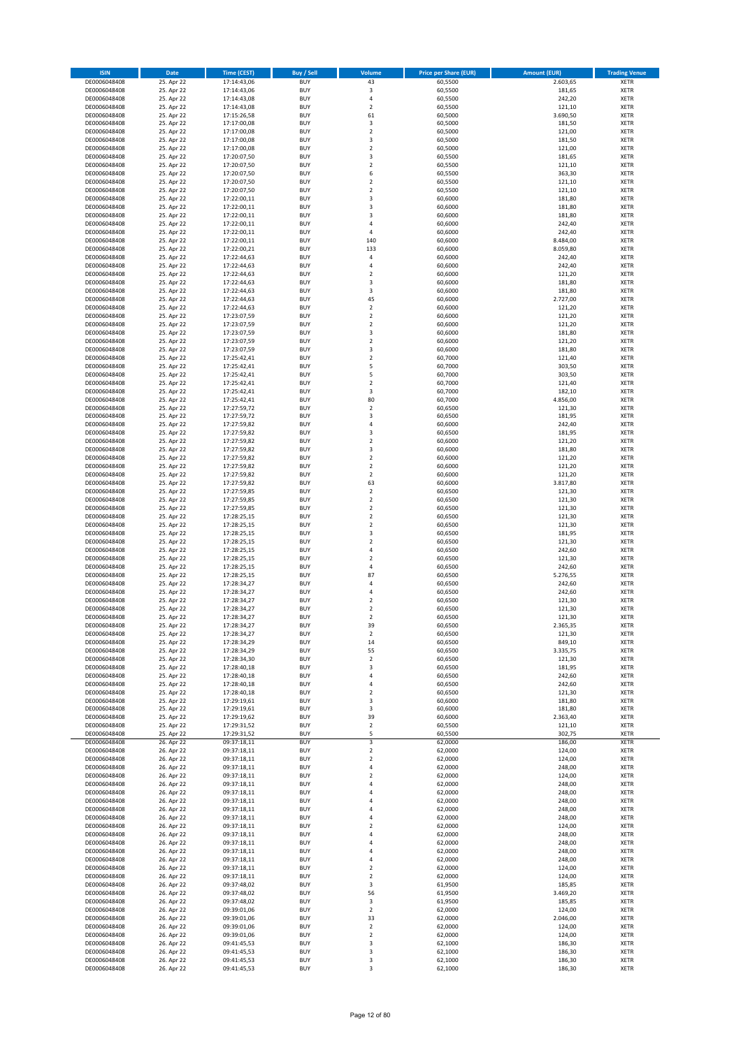| ISIN | Date | Time (CEST) | Buy / Sell | Volume | Price per Share (EUR) | Amount (EUR) | Trading Venue |
|---|---|---|---|---|---|---|---|
| DE0006048408 | 25. Apr 22 | 17:14:43,06 | BUY | 43 | 60,5500 | 2.603,65 | XETR |
| DE0006048408 | 25. Apr 22 | 17:14:43,06 | BUY | 3 | 60,5500 | 181,65 | XETR |
| DE0006048408 | 25. Apr 22 | 17:14:43,08 | BUY | 4 | 60,5500 | 242,20 | XETR |
| DE0006048408 | 25. Apr 22 | 17:14:43,08 | BUY | 2 | 60,5500 | 121,10 | XETR |
| DE0006048408 | 25. Apr 22 | 17:15:26,58 | BUY | 61 | 60,5000 | 3.690,50 | XETR |
| DE0006048408 | 25. Apr 22 | 17:17:00,08 | BUY | 3 | 60,5000 | 181,50 | XETR |
| DE0006048408 | 25. Apr 22 | 17:17:00,08 | BUY | 2 | 60,5000 | 121,00 | XETR |
| DE0006048408 | 25. Apr 22 | 17:17:00,08 | BUY | 3 | 60,5000 | 181,50 | XETR |
| DE0006048408 | 25. Apr 22 | 17:17:00,08 | BUY | 2 | 60,5000 | 121,00 | XETR |
| DE0006048408 | 25. Apr 22 | 17:20:07,50 | BUY | 3 | 60,5500 | 181,65 | XETR |
| DE0006048408 | 25. Apr 22 | 17:20:07,50 | BUY | 2 | 60,5500 | 121,10 | XETR |
| DE0006048408 | 25. Apr 22 | 17:20:07,50 | BUY | 6 | 60,5500 | 363,30 | XETR |
| DE0006048408 | 25. Apr 22 | 17:20:07,50 | BUY | 2 | 60,5500 | 121,10 | XETR |
| DE0006048408 | 25. Apr 22 | 17:20:07,50 | BUY | 2 | 60,5500 | 121,10 | XETR |
| DE0006048408 | 25. Apr 22 | 17:22:00,11 | BUY | 3 | 60,6000 | 181,80 | XETR |
| DE0006048408 | 25. Apr 22 | 17:22:00,11 | BUY | 3 | 60,6000 | 181,80 | XETR |
| DE0006048408 | 25. Apr 22 | 17:22:00,11 | BUY | 3 | 60,6000 | 181,80 | XETR |
| DE0006048408 | 25. Apr 22 | 17:22:00,11 | BUY | 4 | 60,6000 | 242,40 | XETR |
| DE0006048408 | 25. Apr 22 | 17:22:00,11 | BUY | 4 | 60,6000 | 242,40 | XETR |
| DE0006048408 | 25. Apr 22 | 17:22:00,11 | BUY | 140 | 60,6000 | 8.484,00 | XETR |
| DE0006048408 | 25. Apr 22 | 17:22:00,21 | BUY | 133 | 60,6000 | 8.059,80 | XETR |
| DE0006048408 | 25. Apr 22 | 17:22:44,63 | BUY | 4 | 60,6000 | 242,40 | XETR |
| DE0006048408 | 25. Apr 22 | 17:22:44,63 | BUY | 4 | 60,6000 | 242,40 | XETR |
| DE0006048408 | 25. Apr 22 | 17:22:44,63 | BUY | 2 | 60,6000 | 121,20 | XETR |
| DE0006048408 | 25. Apr 22 | 17:22:44,63 | BUY | 3 | 60,6000 | 181,80 | XETR |
| DE0006048408 | 25. Apr 22 | 17:22:44,63 | BUY | 3 | 60,6000 | 181,80 | XETR |
| DE0006048408 | 25. Apr 22 | 17:22:44,63 | BUY | 45 | 60,6000 | 2.727,00 | XETR |
| DE0006048408 | 25. Apr 22 | 17:22:44,63 | BUY | 2 | 60,6000 | 121,20 | XETR |
| DE0006048408 | 25. Apr 22 | 17:23:07,59 | BUY | 2 | 60,6000 | 121,20 | XETR |
| DE0006048408 | 25. Apr 22 | 17:23:07,59 | BUY | 2 | 60,6000 | 121,20 | XETR |
| DE0006048408 | 25. Apr 22 | 17:23:07,59 | BUY | 3 | 60,6000 | 181,80 | XETR |
| DE0006048408 | 25. Apr 22 | 17:23:07,59 | BUY | 2 | 60,6000 | 121,20 | XETR |
| DE0006048408 | 25. Apr 22 | 17:23:07,59 | BUY | 3 | 60,6000 | 181,80 | XETR |
| DE0006048408 | 25. Apr 22 | 17:25:42,41 | BUY | 2 | 60,7000 | 121,40 | XETR |
| DE0006048408 | 25. Apr 22 | 17:25:42,41 | BUY | 5 | 60,7000 | 303,50 | XETR |
| DE0006048408 | 25. Apr 22 | 17:25:42,41 | BUY | 5 | 60,7000 | 303,50 | XETR |
| DE0006048408 | 25. Apr 22 | 17:25:42,41 | BUY | 2 | 60,7000 | 121,40 | XETR |
| DE0006048408 | 25. Apr 22 | 17:25:42,41 | BUY | 3 | 60,7000 | 182,10 | XETR |
| DE0006048408 | 25. Apr 22 | 17:25:42,41 | BUY | 80 | 60,7000 | 4.856,00 | XETR |
| DE0006048408 | 25. Apr 22 | 17:27:59,72 | BUY | 2 | 60,6500 | 121,30 | XETR |
| DE0006048408 | 25. Apr 22 | 17:27:59,72 | BUY | 3 | 60,6500 | 181,95 | XETR |
| DE0006048408 | 25. Apr 22 | 17:27:59,82 | BUY | 4 | 60,6000 | 242,40 | XETR |
| DE0006048408 | 25. Apr 22 | 17:27:59,82 | BUY | 3 | 60,6500 | 181,95 | XETR |
| DE0006048408 | 25. Apr 22 | 17:27:59,82 | BUY | 2 | 60,6000 | 121,20 | XETR |
| DE0006048408 | 25. Apr 22 | 17:27:59,82 | BUY | 3 | 60,6000 | 181,80 | XETR |
| DE0006048408 | 25. Apr 22 | 17:27:59,82 | BUY | 2 | 60,6000 | 121,20 | XETR |
| DE0006048408 | 25. Apr 22 | 17:27:59,82 | BUY | 2 | 60,6000 | 121,20 | XETR |
| DE0006048408 | 25. Apr 22 | 17:27:59,82 | BUY | 2 | 60,6000 | 121,20 | XETR |
| DE0006048408 | 25. Apr 22 | 17:27:59,82 | BUY | 63 | 60,6000 | 3.817,80 | XETR |
| DE0006048408 | 25. Apr 22 | 17:27:59,85 | BUY | 2 | 60,6500 | 121,30 | XETR |
| DE0006048408 | 25. Apr 22 | 17:27:59,85 | BUY | 2 | 60,6500 | 121,30 | XETR |
| DE0006048408 | 25. Apr 22 | 17:27:59,85 | BUY | 2 | 60,6500 | 121,30 | XETR |
| DE0006048408 | 25. Apr 22 | 17:28:25,15 | BUY | 2 | 60,6500 | 121,30 | XETR |
| DE0006048408 | 25. Apr 22 | 17:28:25,15 | BUY | 2 | 60,6500 | 121,30 | XETR |
| DE0006048408 | 25. Apr 22 | 17:28:25,15 | BUY | 3 | 60,6500 | 181,95 | XETR |
| DE0006048408 | 25. Apr 22 | 17:28:25,15 | BUY | 2 | 60,6500 | 121,30 | XETR |
| DE0006048408 | 25. Apr 22 | 17:28:25,15 | BUY | 4 | 60,6500 | 242,60 | XETR |
| DE0006048408 | 25. Apr 22 | 17:28:25,15 | BUY | 2 | 60,6500 | 121,30 | XETR |
| DE0006048408 | 25. Apr 22 | 17:28:25,15 | BUY | 4 | 60,6500 | 242,60 | XETR |
| DE0006048408 | 25. Apr 22 | 17:28:25,15 | BUY | 87 | 60,6500 | 5.276,55 | XETR |
| DE0006048408 | 25. Apr 22 | 17:28:34,27 | BUY | 4 | 60,6500 | 242,60 | XETR |
| DE0006048408 | 25. Apr 22 | 17:28:34,27 | BUY | 4 | 60,6500 | 242,60 | XETR |
| DE0006048408 | 25. Apr 22 | 17:28:34,27 | BUY | 2 | 60,6500 | 121,30 | XETR |
| DE0006048408 | 25. Apr 22 | 17:28:34,27 | BUY | 2 | 60,6500 | 121,30 | XETR |
| DE0006048408 | 25. Apr 22 | 17:28:34,27 | BUY | 2 | 60,6500 | 121,30 | XETR |
| DE0006048408 | 25. Apr 22 | 17:28:34,27 | BUY | 39 | 60,6500 | 2.365,35 | XETR |
| DE0006048408 | 25. Apr 22 | 17:28:34,27 | BUY | 2 | 60,6500 | 121,30 | XETR |
| DE0006048408 | 25. Apr 22 | 17:28:34,29 | BUY | 14 | 60,6500 | 849,10 | XETR |
| DE0006048408 | 25. Apr 22 | 17:28:34,29 | BUY | 55 | 60,6500 | 3.335,75 | XETR |
| DE0006048408 | 25. Apr 22 | 17:28:34,30 | BUY | 2 | 60,6500 | 121,30 | XETR |
| DE0006048408 | 25. Apr 22 | 17:28:40,18 | BUY | 3 | 60,6500 | 181,95 | XETR |
| DE0006048408 | 25. Apr 22 | 17:28:40,18 | BUY | 4 | 60,6500 | 242,60 | XETR |
| DE0006048408 | 25. Apr 22 | 17:28:40,18 | BUY | 4 | 60,6500 | 242,60 | XETR |
| DE0006048408 | 25. Apr 22 | 17:28:40,18 | BUY | 2 | 60,6500 | 121,30 | XETR |
| DE0006048408 | 25. Apr 22 | 17:29:19,61 | BUY | 3 | 60,6000 | 181,80 | XETR |
| DE0006048408 | 25. Apr 22 | 17:29:19,61 | BUY | 3 | 60,6000 | 181,80 | XETR |
| DE0006048408 | 25. Apr 22 | 17:29:19,62 | BUY | 39 | 60,6000 | 2.363,40 | XETR |
| DE0006048408 | 25. Apr 22 | 17:29:31,52 | BUY | 2 | 60,5500 | 121,10 | XETR |
| DE0006048408 | 25. Apr 22 | 17:29:31,52 | BUY | 5 | 60,5500 | 302,75 | XETR |
| DE0006048408 | 26. Apr 22 | 09:37:18,11 | BUY | 3 | 62,0000 | 186,00 | XETR |
| DE0006048408 | 26. Apr 22 | 09:37:18,11 | BUY | 2 | 62,0000 | 124,00 | XETR |
| DE0006048408 | 26. Apr 22 | 09:37:18,11 | BUY | 2 | 62,0000 | 124,00 | XETR |
| DE0006048408 | 26. Apr 22 | 09:37:18,11 | BUY | 4 | 62,0000 | 248,00 | XETR |
| DE0006048408 | 26. Apr 22 | 09:37:18,11 | BUY | 2 | 62,0000 | 124,00 | XETR |
| DE0006048408 | 26. Apr 22 | 09:37:18,11 | BUY | 4 | 62,0000 | 248,00 | XETR |
| DE0006048408 | 26. Apr 22 | 09:37:18,11 | BUY | 4 | 62,0000 | 248,00 | XETR |
| DE0006048408 | 26. Apr 22 | 09:37:18,11 | BUY | 4 | 62,0000 | 248,00 | XETR |
| DE0006048408 | 26. Apr 22 | 09:37:18,11 | BUY | 4 | 62,0000 | 248,00 | XETR |
| DE0006048408 | 26. Apr 22 | 09:37:18,11 | BUY | 4 | 62,0000 | 248,00 | XETR |
| DE0006048408 | 26. Apr 22 | 09:37:18,11 | BUY | 2 | 62,0000 | 124,00 | XETR |
| DE0006048408 | 26. Apr 22 | 09:37:18,11 | BUY | 4 | 62,0000 | 248,00 | XETR |
| DE0006048408 | 26. Apr 22 | 09:37:18,11 | BUY | 4 | 62,0000 | 248,00 | XETR |
| DE0006048408 | 26. Apr 22 | 09:37:18,11 | BUY | 4 | 62,0000 | 248,00 | XETR |
| DE0006048408 | 26. Apr 22 | 09:37:18,11 | BUY | 4 | 62,0000 | 248,00 | XETR |
| DE0006048408 | 26. Apr 22 | 09:37:18,11 | BUY | 2 | 62,0000 | 124,00 | XETR |
| DE0006048408 | 26. Apr 22 | 09:37:18,11 | BUY | 2 | 62,0000 | 124,00 | XETR |
| DE0006048408 | 26. Apr 22 | 09:37:48,02 | BUY | 3 | 61,9500 | 185,85 | XETR |
| DE0006048408 | 26. Apr 22 | 09:37:48,02 | BUY | 56 | 61,9500 | 3.469,20 | XETR |
| DE0006048408 | 26. Apr 22 | 09:37:48,02 | BUY | 3 | 61,9500 | 185,85 | XETR |
| DE0006048408 | 26. Apr 22 | 09:39:01,06 | BUY | 2 | 62,0000 | 124,00 | XETR |
| DE0006048408 | 26. Apr 22 | 09:39:01,06 | BUY | 33 | 62,0000 | 2.046,00 | XETR |
| DE0006048408 | 26. Apr 22 | 09:39:01,06 | BUY | 2 | 62,0000 | 124,00 | XETR |
| DE0006048408 | 26. Apr 22 | 09:39:01,06 | BUY | 2 | 62,0000 | 124,00 | XETR |
| DE0006048408 | 26. Apr 22 | 09:41:45,53 | BUY | 3 | 62,1000 | 186,30 | XETR |
| DE0006048408 | 26. Apr 22 | 09:41:45,53 | BUY | 3 | 62,1000 | 186,30 | XETR |
| DE0006048408 | 26. Apr 22 | 09:41:45,53 | BUY | 3 | 62,1000 | 186,30 | XETR |
| DE0006048408 | 26. Apr 22 | 09:41:45,53 | BUY | 3 | 62,1000 | 186,30 | XETR |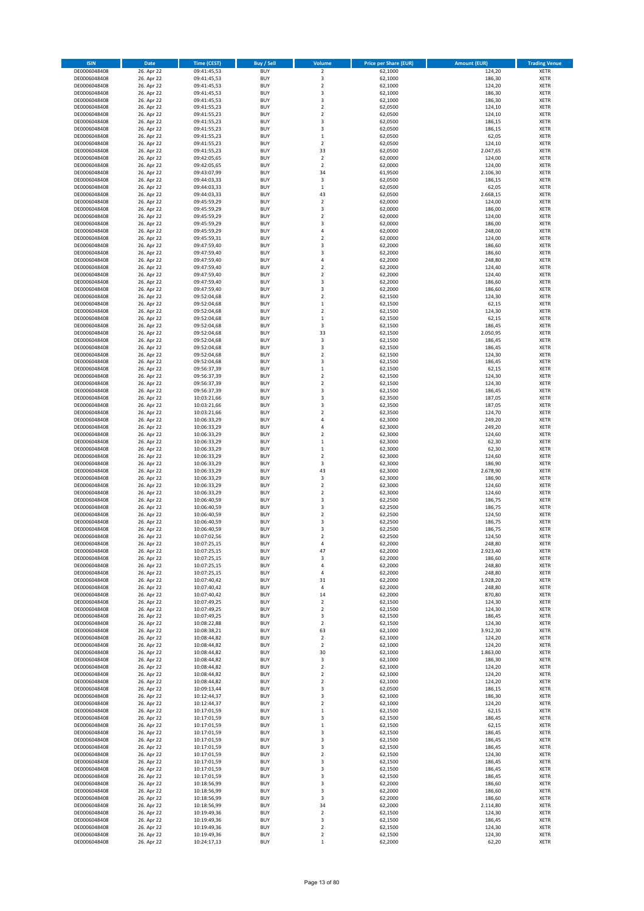| ISIN | Date | Time (CEST) | Buy / Sell | Volume | Price per Share (EUR) | Amount (EUR) | Trading Venue |
|---|---|---|---|---|---|---|---|
| DE0006048408 | 26. Apr 22 | 09:41:45,53 | BUY | 2 | 62,1000 | 124,20 | XETR |
| DE0006048408 | 26. Apr 22 | 09:41:45,53 | BUY | 3 | 62,1000 | 186,30 | XETR |
| DE0006048408 | 26. Apr 22 | 09:41:45,53 | BUY | 2 | 62,1000 | 124,20 | XETR |
| DE0006048408 | 26. Apr 22 | 09:41:45,53 | BUY | 3 | 62,1000 | 186,30 | XETR |
| DE0006048408 | 26. Apr 22 | 09:41:45,53 | BUY | 3 | 62,1000 | 186,30 | XETR |
| DE0006048408 | 26. Apr 22 | 09:41:55,23 | BUY | 2 | 62,0500 | 124,10 | XETR |
| DE0006048408 | 26. Apr 22 | 09:41:55,23 | BUY | 2 | 62,0500 | 124,10 | XETR |
| DE0006048408 | 26. Apr 22 | 09:41:55,23 | BUY | 3 | 62,0500 | 186,15 | XETR |
| DE0006048408 | 26. Apr 22 | 09:41:55,23 | BUY | 3 | 62,0500 | 186,15 | XETR |
| DE0006048408 | 26. Apr 22 | 09:41:55,23 | BUY | 1 | 62,0500 | 62,05 | XETR |
| DE0006048408 | 26. Apr 22 | 09:41:55,23 | BUY | 2 | 62,0500 | 124,10 | XETR |
| DE0006048408 | 26. Apr 22 | 09:41:55,23 | BUY | 33 | 62,0500 | 2.047,65 | XETR |
| DE0006048408 | 26. Apr 22 | 09:42:05,65 | BUY | 2 | 62,0000 | 124,00 | XETR |
| DE0006048408 | 26. Apr 22 | 09:42:05,65 | BUY | 2 | 62,0000 | 124,00 | XETR |
| DE0006048408 | 26. Apr 22 | 09:43:07,99 | BUY | 34 | 61,9500 | 2.106,30 | XETR |
| DE0006048408 | 26. Apr 22 | 09:44:03,33 | BUY | 3 | 62,0500 | 186,15 | XETR |
| DE0006048408 | 26. Apr 22 | 09:44:03,33 | BUY | 1 | 62,0500 | 62,05 | XETR |
| DE0006048408 | 26. Apr 22 | 09:44:03,33 | BUY | 43 | 62,0500 | 2.668,15 | XETR |
| DE0006048408 | 26. Apr 22 | 09:45:59,29 | BUY | 2 | 62,0000 | 124,00 | XETR |
| DE0006048408 | 26. Apr 22 | 09:45:59,29 | BUY | 3 | 62,0000 | 186,00 | XETR |
| DE0006048408 | 26. Apr 22 | 09:45:59,29 | BUY | 2 | 62,0000 | 124,00 | XETR |
| DE0006048408 | 26. Apr 22 | 09:45:59,29 | BUY | 3 | 62,0000 | 186,00 | XETR |
| DE0006048408 | 26. Apr 22 | 09:45:59,29 | BUY | 4 | 62,0000 | 248,00 | XETR |
| DE0006048408 | 26. Apr 22 | 09:45:59,31 | BUY | 2 | 62,0000 | 124,00 | XETR |
| DE0006048408 | 26. Apr 22 | 09:47:59,40 | BUY | 3 | 62,2000 | 186,60 | XETR |
| DE0006048408 | 26. Apr 22 | 09:47:59,40 | BUY | 3 | 62,2000 | 186,60 | XETR |
| DE0006048408 | 26. Apr 22 | 09:47:59,40 | BUY | 4 | 62,2000 | 248,80 | XETR |
| DE0006048408 | 26. Apr 22 | 09:47:59,40 | BUY | 2 | 62,2000 | 124,40 | XETR |
| DE0006048408 | 26. Apr 22 | 09:47:59,40 | BUY | 2 | 62,2000 | 124,40 | XETR |
| DE0006048408 | 26. Apr 22 | 09:47:59,40 | BUY | 3 | 62,2000 | 186,60 | XETR |
| DE0006048408 | 26. Apr 22 | 09:47:59,40 | BUY | 3 | 62,2000 | 186,60 | XETR |
| DE0006048408 | 26. Apr 22 | 09:52:04,68 | BUY | 2 | 62,1500 | 124,30 | XETR |
| DE0006048408 | 26. Apr 22 | 09:52:04,68 | BUY | 1 | 62,1500 | 62,15 | XETR |
| DE0006048408 | 26. Apr 22 | 09:52:04,68 | BUY | 2 | 62,1500 | 124,30 | XETR |
| DE0006048408 | 26. Apr 22 | 09:52:04,68 | BUY | 1 | 62,1500 | 62,15 | XETR |
| DE0006048408 | 26. Apr 22 | 09:52:04,68 | BUY | 3 | 62,1500 | 186,45 | XETR |
| DE0006048408 | 26. Apr 22 | 09:52:04,68 | BUY | 33 | 62,1500 | 2.050,95 | XETR |
| DE0006048408 | 26. Apr 22 | 09:52:04,68 | BUY | 3 | 62,1500 | 186,45 | XETR |
| DE0006048408 | 26. Apr 22 | 09:52:04,68 | BUY | 3 | 62,1500 | 186,45 | XETR |
| DE0006048408 | 26. Apr 22 | 09:52:04,68 | BUY | 2 | 62,1500 | 124,30 | XETR |
| DE0006048408 | 26. Apr 22 | 09:52:04,68 | BUY | 3 | 62,1500 | 186,45 | XETR |
| DE0006048408 | 26. Apr 22 | 09:56:37,39 | BUY | 1 | 62,1500 | 62,15 | XETR |
| DE0006048408 | 26. Apr 22 | 09:56:37,39 | BUY | 2 | 62,1500 | 124,30 | XETR |
| DE0006048408 | 26. Apr 22 | 09:56:37,39 | BUY | 2 | 62,1500 | 124,30 | XETR |
| DE0006048408 | 26. Apr 22 | 09:56:37,39 | BUY | 3 | 62,1500 | 186,45 | XETR |
| DE0006048408 | 26. Apr 22 | 10:03:21,66 | BUY | 3 | 62,3500 | 187,05 | XETR |
| DE0006048408 | 26. Apr 22 | 10:03:21,66 | BUY | 3 | 62,3500 | 187,05 | XETR |
| DE0006048408 | 26. Apr 22 | 10:03:21,66 | BUY | 2 | 62,3500 | 124,70 | XETR |
| DE0006048408 | 26. Apr 22 | 10:06:33,29 | BUY | 4 | 62,3000 | 249,20 | XETR |
| DE0006048408 | 26. Apr 22 | 10:06:33,29 | BUY | 4 | 62,3000 | 249,20 | XETR |
| DE0006048408 | 26. Apr 22 | 10:06:33,29 | BUY | 2 | 62,3000 | 124,60 | XETR |
| DE0006048408 | 26. Apr 22 | 10:06:33,29 | BUY | 1 | 62,3000 | 62,30 | XETR |
| DE0006048408 | 26. Apr 22 | 10:06:33,29 | BUY | 1 | 62,3000 | 62,30 | XETR |
| DE0006048408 | 26. Apr 22 | 10:06:33,29 | BUY | 2 | 62,3000 | 124,60 | XETR |
| DE0006048408 | 26. Apr 22 | 10:06:33,29 | BUY | 3 | 62,3000 | 186,90 | XETR |
| DE0006048408 | 26. Apr 22 | 10:06:33,29 | BUY | 43 | 62,3000 | 2.678,90 | XETR |
| DE0006048408 | 26. Apr 22 | 10:06:33,29 | BUY | 3 | 62,3000 | 186,90 | XETR |
| DE0006048408 | 26. Apr 22 | 10:06:33,29 | BUY | 2 | 62,3000 | 124,60 | XETR |
| DE0006048408 | 26. Apr 22 | 10:06:33,29 | BUY | 2 | 62,3000 | 124,60 | XETR |
| DE0006048408 | 26. Apr 22 | 10:06:40,59 | BUY | 3 | 62,2500 | 186,75 | XETR |
| DE0006048408 | 26. Apr 22 | 10:06:40,59 | BUY | 3 | 62,2500 | 186,75 | XETR |
| DE0006048408 | 26. Apr 22 | 10:06:40,59 | BUY | 2 | 62,2500 | 124,50 | XETR |
| DE0006048408 | 26. Apr 22 | 10:06:40,59 | BUY | 3 | 62,2500 | 186,75 | XETR |
| DE0006048408 | 26. Apr 22 | 10:06:40,59 | BUY | 3 | 62,2500 | 186,75 | XETR |
| DE0006048408 | 26. Apr 22 | 10:07:02,56 | BUY | 2 | 62,2500 | 124,50 | XETR |
| DE0006048408 | 26. Apr 22 | 10:07:25,15 | BUY | 4 | 62,2000 | 248,80 | XETR |
| DE0006048408 | 26. Apr 22 | 10:07:25,15 | BUY | 47 | 62,2000 | 2.923,40 | XETR |
| DE0006048408 | 26. Apr 22 | 10:07:25,15 | BUY | 3 | 62,2000 | 186,60 | XETR |
| DE0006048408 | 26. Apr 22 | 10:07:25,15 | BUY | 4 | 62,2000 | 248,80 | XETR |
| DE0006048408 | 26. Apr 22 | 10:07:25,15 | BUY | 4 | 62,2000 | 248,80 | XETR |
| DE0006048408 | 26. Apr 22 | 10:07:40,42 | BUY | 31 | 62,2000 | 1.928,20 | XETR |
| DE0006048408 | 26. Apr 22 | 10:07:40,42 | BUY | 4 | 62,2000 | 248,80 | XETR |
| DE0006048408 | 26. Apr 22 | 10:07:40,42 | BUY | 14 | 62,2000 | 870,80 | XETR |
| DE0006048408 | 26. Apr 22 | 10:07:49,25 | BUY | 2 | 62,1500 | 124,30 | XETR |
| DE0006048408 | 26. Apr 22 | 10:07:49,25 | BUY | 2 | 62,1500 | 124,30 | XETR |
| DE0006048408 | 26. Apr 22 | 10:07:49,25 | BUY | 3 | 62,1500 | 186,45 | XETR |
| DE0006048408 | 26. Apr 22 | 10:08:22,88 | BUY | 2 | 62,1500 | 124,30 | XETR |
| DE0006048408 | 26. Apr 22 | 10:08:38,21 | BUY | 63 | 62,1000 | 3.912,30 | XETR |
| DE0006048408 | 26. Apr 22 | 10:08:44,82 | BUY | 2 | 62,1000 | 124,20 | XETR |
| DE0006048408 | 26. Apr 22 | 10:08:44,82 | BUY | 2 | 62,1000 | 124,20 | XETR |
| DE0006048408 | 26. Apr 22 | 10:08:44,82 | BUY | 30 | 62,1000 | 1.863,00 | XETR |
| DE0006048408 | 26. Apr 22 | 10:08:44,82 | BUY | 3 | 62,1000 | 186,30 | XETR |
| DE0006048408 | 26. Apr 22 | 10:08:44,82 | BUY | 2 | 62,1000 | 124,20 | XETR |
| DE0006048408 | 26. Apr 22 | 10:08:44,82 | BUY | 2 | 62,1000 | 124,20 | XETR |
| DE0006048408 | 26. Apr 22 | 10:08:44,82 | BUY | 2 | 62,1000 | 124,20 | XETR |
| DE0006048408 | 26. Apr 22 | 10:09:13,44 | BUY | 3 | 62,0500 | 186,15 | XETR |
| DE0006048408 | 26. Apr 22 | 10:12:44,37 | BUY | 3 | 62,1000 | 186,30 | XETR |
| DE0006048408 | 26. Apr 22 | 10:12:44,37 | BUY | 2 | 62,1000 | 124,20 | XETR |
| DE0006048408 | 26. Apr 22 | 10:17:01,59 | BUY | 1 | 62,1500 | 62,15 | XETR |
| DE0006048408 | 26. Apr 22 | 10:17:01,59 | BUY | 3 | 62,1500 | 186,45 | XETR |
| DE0006048408 | 26. Apr 22 | 10:17:01,59 | BUY | 1 | 62,1500 | 62,15 | XETR |
| DE0006048408 | 26. Apr 22 | 10:17:01,59 | BUY | 3 | 62,1500 | 186,45 | XETR |
| DE0006048408 | 26. Apr 22 | 10:17:01,59 | BUY | 3 | 62,1500 | 186,45 | XETR |
| DE0006048408 | 26. Apr 22 | 10:17:01,59 | BUY | 3 | 62,1500 | 186,45 | XETR |
| DE0006048408 | 26. Apr 22 | 10:17:01,59 | BUY | 2 | 62,1500 | 124,30 | XETR |
| DE0006048408 | 26. Apr 22 | 10:17:01,59 | BUY | 3 | 62,1500 | 186,45 | XETR |
| DE0006048408 | 26. Apr 22 | 10:17:01,59 | BUY | 3 | 62,1500 | 186,45 | XETR |
| DE0006048408 | 26. Apr 22 | 10:17:01,59 | BUY | 3 | 62,1500 | 186,45 | XETR |
| DE0006048408 | 26. Apr 22 | 10:18:56,99 | BUY | 3 | 62,2000 | 186,60 | XETR |
| DE0006048408 | 26. Apr 22 | 10:18:56,99 | BUY | 3 | 62,2000 | 186,60 | XETR |
| DE0006048408 | 26. Apr 22 | 10:18:56,99 | BUY | 3 | 62,2000 | 186,60 | XETR |
| DE0006048408 | 26. Apr 22 | 10:18:56,99 | BUY | 34 | 62,2000 | 2.114,80 | XETR |
| DE0006048408 | 26. Apr 22 | 10:19:49,36 | BUY | 2 | 62,1500 | 124,30 | XETR |
| DE0006048408 | 26. Apr 22 | 10:19:49,36 | BUY | 3 | 62,1500 | 186,45 | XETR |
| DE0006048408 | 26. Apr 22 | 10:19:49,36 | BUY | 2 | 62,1500 | 124,30 | XETR |
| DE0006048408 | 26. Apr 22 | 10:19:49,36 | BUY | 2 | 62,1500 | 124,30 | XETR |
| DE0006048408 | 26. Apr 22 | 10:24:17,13 | BUY | 1 | 62,2000 | 62,20 | XETR |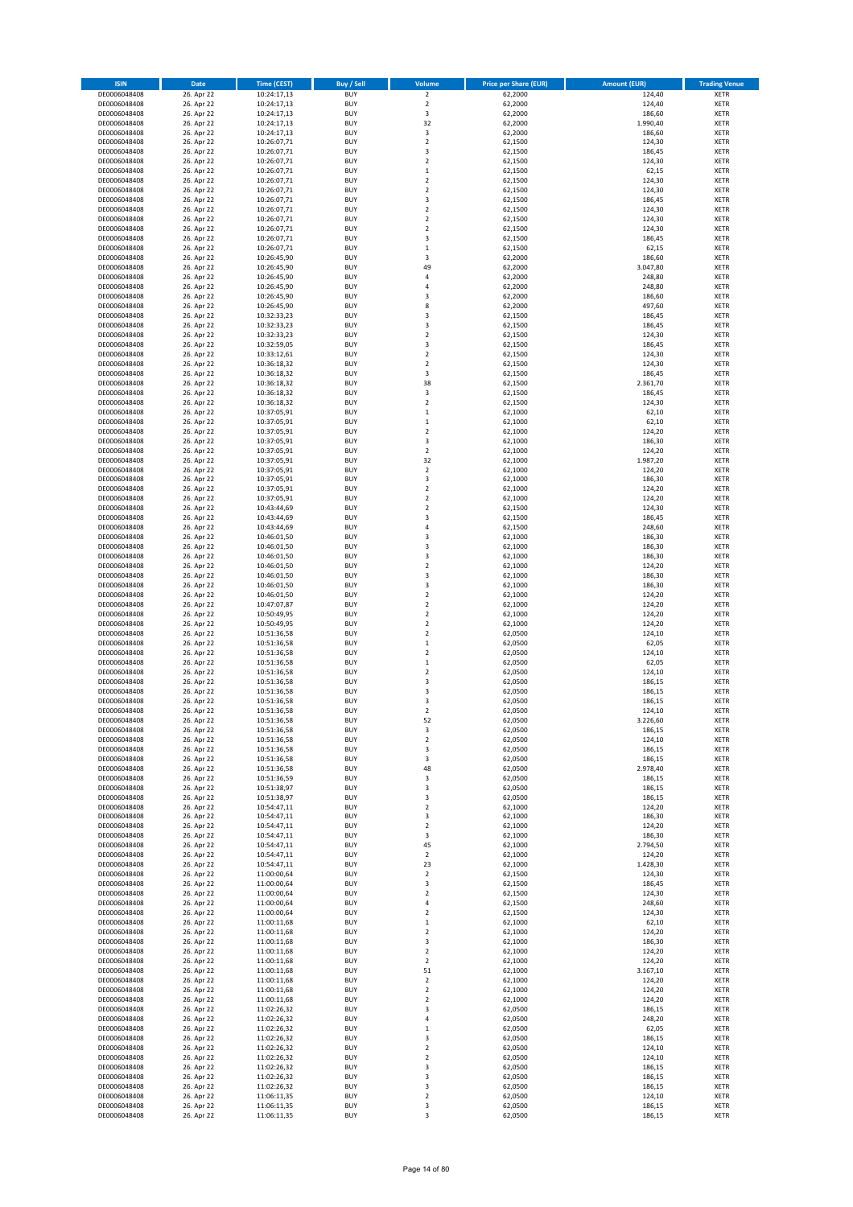| ISIN | Date | Time (CEST) | Buy / Sell | Volume | Price per Share (EUR) | Amount (EUR) | Trading Venue |
|---|---|---|---|---|---|---|---|
| DE0006048408 | 26. Apr 22 | 10:24:17,13 | BUY | 2 | 62,2000 | 124,40 | XETR |
| DE0006048408 | 26. Apr 22 | 10:24:17,13 | BUY | 2 | 62,2000 | 124,40 | XETR |
| DE0006048408 | 26. Apr 22 | 10:24:17,13 | BUY | 3 | 62,2000 | 186,60 | XETR |
| DE0006048408 | 26. Apr 22 | 10:24:17,13 | BUY | 32 | 62,2000 | 1.990,40 | XETR |
| DE0006048408 | 26. Apr 22 | 10:24:17,13 | BUY | 3 | 62,2000 | 186,60 | XETR |
| DE0006048408 | 26. Apr 22 | 10:26:07,71 | BUY | 2 | 62,1500 | 124,30 | XETR |
| DE0006048408 | 26. Apr 22 | 10:26:07,71 | BUY | 3 | 62,1500 | 186,45 | XETR |
| DE0006048408 | 26. Apr 22 | 10:26:07,71 | BUY | 2 | 62,1500 | 124,30 | XETR |
| DE0006048408 | 26. Apr 22 | 10:26:07,71 | BUY | 1 | 62,1500 | 62,15 | XETR |
| DE0006048408 | 26. Apr 22 | 10:26:07,71 | BUY | 2 | 62,1500 | 124,30 | XETR |
| DE0006048408 | 26. Apr 22 | 10:26:07,71 | BUY | 2 | 62,1500 | 124,30 | XETR |
| DE0006048408 | 26. Apr 22 | 10:26:07,71 | BUY | 3 | 62,1500 | 186,45 | XETR |
| DE0006048408 | 26. Apr 22 | 10:26:07,71 | BUY | 2 | 62,1500 | 124,30 | XETR |
| DE0006048408 | 26. Apr 22 | 10:26:07,71 | BUY | 2 | 62,1500 | 124,30 | XETR |
| DE0006048408 | 26. Apr 22 | 10:26:07,71 | BUY | 2 | 62,1500 | 124,30 | XETR |
| DE0006048408 | 26. Apr 22 | 10:26:07,71 | BUY | 3 | 62,1500 | 186,45 | XETR |
| DE0006048408 | 26. Apr 22 | 10:26:07,71 | BUY | 1 | 62,1500 | 62,15 | XETR |
| DE0006048408 | 26. Apr 22 | 10:26:45,90 | BUY | 3 | 62,2000 | 186,60 | XETR |
| DE0006048408 | 26. Apr 22 | 10:26:45,90 | BUY | 49 | 62,2000 | 3.047,80 | XETR |
| DE0006048408 | 26. Apr 22 | 10:26:45,90 | BUY | 4 | 62,2000 | 248,80 | XETR |
| DE0006048408 | 26. Apr 22 | 10:26:45,90 | BUY | 4 | 62,2000 | 248,80 | XETR |
| DE0006048408 | 26. Apr 22 | 10:26:45,90 | BUY | 3 | 62,2000 | 186,60 | XETR |
| DE0006048408 | 26. Apr 22 | 10:26:45,90 | BUY | 8 | 62,2000 | 497,60 | XETR |
| DE0006048408 | 26. Apr 22 | 10:32:33,23 | BUY | 3 | 62,1500 | 186,45 | XETR |
| DE0006048408 | 26. Apr 22 | 10:32:33,23 | BUY | 3 | 62,1500 | 186,45 | XETR |
| DE0006048408 | 26. Apr 22 | 10:32:33,23 | BUY | 2 | 62,1500 | 124,30 | XETR |
| DE0006048408 | 26. Apr 22 | 10:32:59,05 | BUY | 3 | 62,1500 | 186,45 | XETR |
| DE0006048408 | 26. Apr 22 | 10:33:12,61 | BUY | 2 | 62,1500 | 124,30 | XETR |
| DE0006048408 | 26. Apr 22 | 10:36:18,32 | BUY | 2 | 62,1500 | 124,30 | XETR |
| DE0006048408 | 26. Apr 22 | 10:36:18,32 | BUY | 3 | 62,1500 | 186,45 | XETR |
| DE0006048408 | 26. Apr 22 | 10:36:18,32 | BUY | 38 | 62,1500 | 2.361,70 | XETR |
| DE0006048408 | 26. Apr 22 | 10:36:18,32 | BUY | 3 | 62,1500 | 186,45 | XETR |
| DE0006048408 | 26. Apr 22 | 10:36:18,32 | BUY | 2 | 62,1500 | 124,30 | XETR |
| DE0006048408 | 26. Apr 22 | 10:37:05,91 | BUY | 1 | 62,1000 | 62,10 | XETR |
| DE0006048408 | 26. Apr 22 | 10:37:05,91 | BUY | 1 | 62,1000 | 62,10 | XETR |
| DE0006048408 | 26. Apr 22 | 10:37:05,91 | BUY | 2 | 62,1000 | 124,20 | XETR |
| DE0006048408 | 26. Apr 22 | 10:37:05,91 | BUY | 3 | 62,1000 | 186,30 | XETR |
| DE0006048408 | 26. Apr 22 | 10:37:05,91 | BUY | 2 | 62,1000 | 124,20 | XETR |
| DE0006048408 | 26. Apr 22 | 10:37:05,91 | BUY | 32 | 62,1000 | 1.987,20 | XETR |
| DE0006048408 | 26. Apr 22 | 10:37:05,91 | BUY | 2 | 62,1000 | 124,20 | XETR |
| DE0006048408 | 26. Apr 22 | 10:37:05,91 | BUY | 3 | 62,1000 | 186,30 | XETR |
| DE0006048408 | 26. Apr 22 | 10:37:05,91 | BUY | 2 | 62,1000 | 124,20 | XETR |
| DE0006048408 | 26. Apr 22 | 10:37:05,91 | BUY | 2 | 62,1000 | 124,20 | XETR |
| DE0006048408 | 26. Apr 22 | 10:43:44,69 | BUY | 2 | 62,1500 | 124,30 | XETR |
| DE0006048408 | 26. Apr 22 | 10:43:44,69 | BUY | 3 | 62,1500 | 186,45 | XETR |
| DE0006048408 | 26. Apr 22 | 10:43:44,69 | BUY | 4 | 62,1500 | 248,60 | XETR |
| DE0006048408 | 26. Apr 22 | 10:46:01,50 | BUY | 3 | 62,1000 | 186,30 | XETR |
| DE0006048408 | 26. Apr 22 | 10:46:01,50 | BUY | 3 | 62,1000 | 186,30 | XETR |
| DE0006048408 | 26. Apr 22 | 10:46:01,50 | BUY | 3 | 62,1000 | 186,30 | XETR |
| DE0006048408 | 26. Apr 22 | 10:46:01,50 | BUY | 2 | 62,1000 | 124,20 | XETR |
| DE0006048408 | 26. Apr 22 | 10:46:01,50 | BUY | 3 | 62,1000 | 186,30 | XETR |
| DE0006048408 | 26. Apr 22 | 10:46:01,50 | BUY | 3 | 62,1000 | 186,30 | XETR |
| DE0006048408 | 26. Apr 22 | 10:46:01,50 | BUY | 2 | 62,1000 | 124,20 | XETR |
| DE0006048408 | 26. Apr 22 | 10:47:07,87 | BUY | 2 | 62,1000 | 124,20 | XETR |
| DE0006048408 | 26. Apr 22 | 10:50:49,95 | BUY | 2 | 62,1000 | 124,20 | XETR |
| DE0006048408 | 26. Apr 22 | 10:50:49,95 | BUY | 2 | 62,1000 | 124,20 | XETR |
| DE0006048408 | 26. Apr 22 | 10:51:36,58 | BUY | 2 | 62,0500 | 124,10 | XETR |
| DE0006048408 | 26. Apr 22 | 10:51:36,58 | BUY | 1 | 62,0500 | 62,05 | XETR |
| DE0006048408 | 26. Apr 22 | 10:51:36,58 | BUY | 2 | 62,0500 | 124,10 | XETR |
| DE0006048408 | 26. Apr 22 | 10:51:36,58 | BUY | 1 | 62,0500 | 62,05 | XETR |
| DE0006048408 | 26. Apr 22 | 10:51:36,58 | BUY | 2 | 62,0500 | 124,10 | XETR |
| DE0006048408 | 26. Apr 22 | 10:51:36,58 | BUY | 3 | 62,0500 | 186,15 | XETR |
| DE0006048408 | 26. Apr 22 | 10:51:36,58 | BUY | 3 | 62,0500 | 186,15 | XETR |
| DE0006048408 | 26. Apr 22 | 10:51:36,58 | BUY | 3 | 62,0500 | 186,15 | XETR |
| DE0006048408 | 26. Apr 22 | 10:51:36,58 | BUY | 2 | 62,0500 | 124,10 | XETR |
| DE0006048408 | 26. Apr 22 | 10:51:36,58 | BUY | 52 | 62,0500 | 3.226,60 | XETR |
| DE0006048408 | 26. Apr 22 | 10:51:36,58 | BUY | 3 | 62,0500 | 186,15 | XETR |
| DE0006048408 | 26. Apr 22 | 10:51:36,58 | BUY | 2 | 62,0500 | 124,10 | XETR |
| DE0006048408 | 26. Apr 22 | 10:51:36,58 | BUY | 3 | 62,0500 | 186,15 | XETR |
| DE0006048408 | 26. Apr 22 | 10:51:36,58 | BUY | 3 | 62,0500 | 186,15 | XETR |
| DE0006048408 | 26. Apr 22 | 10:51:36,58 | BUY | 48 | 62,0500 | 2.978,40 | XETR |
| DE0006048408 | 26. Apr 22 | 10:51:36,59 | BUY | 3 | 62,0500 | 186,15 | XETR |
| DE0006048408 | 26. Apr 22 | 10:51:38,97 | BUY | 3 | 62,0500 | 186,15 | XETR |
| DE0006048408 | 26. Apr 22 | 10:51:38,97 | BUY | 3 | 62,0500 | 186,15 | XETR |
| DE0006048408 | 26. Apr 22 | 10:54:47,11 | BUY | 2 | 62,1000 | 124,20 | XETR |
| DE0006048408 | 26. Apr 22 | 10:54:47,11 | BUY | 3 | 62,1000 | 186,30 | XETR |
| DE0006048408 | 26. Apr 22 | 10:54:47,11 | BUY | 2 | 62,1000 | 124,20 | XETR |
| DE0006048408 | 26. Apr 22 | 10:54:47,11 | BUY | 3 | 62,1000 | 186,30 | XETR |
| DE0006048408 | 26. Apr 22 | 10:54:47,11 | BUY | 45 | 62,1000 | 2.794,50 | XETR |
| DE0006048408 | 26. Apr 22 | 10:54:47,11 | BUY | 2 | 62,1000 | 124,20 | XETR |
| DE0006048408 | 26. Apr 22 | 10:54:47,11 | BUY | 23 | 62,1000 | 1.428,30 | XETR |
| DE0006048408 | 26. Apr 22 | 11:00:00,64 | BUY | 2 | 62,1500 | 124,30 | XETR |
| DE0006048408 | 26. Apr 22 | 11:00:00,64 | BUY | 3 | 62,1500 | 186,45 | XETR |
| DE0006048408 | 26. Apr 22 | 11:00:00,64 | BUY | 2 | 62,1500 | 124,30 | XETR |
| DE0006048408 | 26. Apr 22 | 11:00:00,64 | BUY | 4 | 62,1500 | 248,60 | XETR |
| DE0006048408 | 26. Apr 22 | 11:00:00,64 | BUY | 2 | 62,1500 | 124,30 | XETR |
| DE0006048408 | 26. Apr 22 | 11:00:11,68 | BUY | 1 | 62,1000 | 62,10 | XETR |
| DE0006048408 | 26. Apr 22 | 11:00:11,68 | BUY | 2 | 62,1000 | 124,20 | XETR |
| DE0006048408 | 26. Apr 22 | 11:00:11,68 | BUY | 3 | 62,1000 | 186,30 | XETR |
| DE0006048408 | 26. Apr 22 | 11:00:11,68 | BUY | 2 | 62,1000 | 124,20 | XETR |
| DE0006048408 | 26. Apr 22 | 11:00:11,68 | BUY | 2 | 62,1000 | 124,20 | XETR |
| DE0006048408 | 26. Apr 22 | 11:00:11,68 | BUY | 51 | 62,1000 | 3.167,10 | XETR |
| DE0006048408 | 26. Apr 22 | 11:00:11,68 | BUY | 2 | 62,1000 | 124,20 | XETR |
| DE0006048408 | 26. Apr 22 | 11:00:11,68 | BUY | 2 | 62,1000 | 124,20 | XETR |
| DE0006048408 | 26. Apr 22 | 11:00:11,68 | BUY | 2 | 62,1000 | 124,20 | XETR |
| DE0006048408 | 26. Apr 22 | 11:02:26,32 | BUY | 3 | 62,0500 | 186,15 | XETR |
| DE0006048408 | 26. Apr 22 | 11:02:26,32 | BUY | 4 | 62,0500 | 248,20 | XETR |
| DE0006048408 | 26. Apr 22 | 11:02:26,32 | BUY | 1 | 62,0500 | 62,05 | XETR |
| DE0006048408 | 26. Apr 22 | 11:02:26,32 | BUY | 3 | 62,0500 | 186,15 | XETR |
| DE0006048408 | 26. Apr 22 | 11:02:26,32 | BUY | 2 | 62,0500 | 124,10 | XETR |
| DE0006048408 | 26. Apr 22 | 11:02:26,32 | BUY | 2 | 62,0500 | 124,10 | XETR |
| DE0006048408 | 26. Apr 22 | 11:02:26,32 | BUY | 3 | 62,0500 | 186,15 | XETR |
| DE0006048408 | 26. Apr 22 | 11:02:26,32 | BUY | 3 | 62,0500 | 186,15 | XETR |
| DE0006048408 | 26. Apr 22 | 11:02:26,32 | BUY | 3 | 62,0500 | 186,15 | XETR |
| DE0006048408 | 26. Apr 22 | 11:06:11,35 | BUY | 2 | 62,0500 | 124,10 | XETR |
| DE0006048408 | 26. Apr 22 | 11:06:11,35 | BUY | 3 | 62,0500 | 186,15 | XETR |
| DE0006048408 | 26. Apr 22 | 11:06:11,35 | BUY | 3 | 62,0500 | 186,15 | XETR |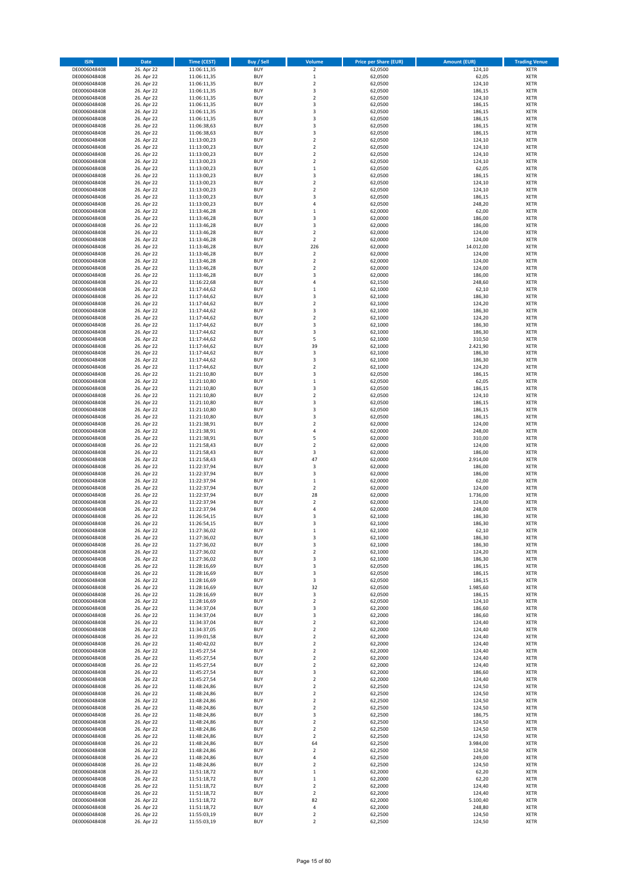| ISIN | Date | Time (CEST) | Buy / Sell | Volume | Price per Share (EUR) | Amount (EUR) | Trading Venue |
|---|---|---|---|---|---|---|---|
| DE0006048408 | 26. Apr 22 | 11:06:11,35 | BUY | 2 | 62,0500 | 124,10 | XETR |
| DE0006048408 | 26. Apr 22 | 11:06:11,35 | BUY | 1 | 62,0500 | 62,05 | XETR |
| DE0006048408 | 26. Apr 22 | 11:06:11,35 | BUY | 2 | 62,0500 | 124,10 | XETR |
| DE0006048408 | 26. Apr 22 | 11:06:11,35 | BUY | 3 | 62,0500 | 186,15 | XETR |
| DE0006048408 | 26. Apr 22 | 11:06:11,35 | BUY | 2 | 62,0500 | 124,10 | XETR |
| DE0006048408 | 26. Apr 22 | 11:06:11,35 | BUY | 3 | 62,0500 | 186,15 | XETR |
| DE0006048408 | 26. Apr 22 | 11:06:11,35 | BUY | 3 | 62,0500 | 186,15 | XETR |
| DE0006048408 | 26. Apr 22 | 11:06:11,35 | BUY | 3 | 62,0500 | 186,15 | XETR |
| DE0006048408 | 26. Apr 22 | 11:06:38,63 | BUY | 3 | 62,0500 | 186,15 | XETR |
| DE0006048408 | 26. Apr 22 | 11:06:38,63 | BUY | 3 | 62,0500 | 186,15 | XETR |
| DE0006048408 | 26. Apr 22 | 11:13:00,23 | BUY | 2 | 62,0500 | 124,10 | XETR |
| DE0006048408 | 26. Apr 22 | 11:13:00,23 | BUY | 2 | 62,0500 | 124,10 | XETR |
| DE0006048408 | 26. Apr 22 | 11:13:00,23 | BUY | 2 | 62,0500 | 124,10 | XETR |
| DE0006048408 | 26. Apr 22 | 11:13:00,23 | BUY | 2 | 62,0500 | 124,10 | XETR |
| DE0006048408 | 26. Apr 22 | 11:13:00,23 | BUY | 1 | 62,0500 | 62,05 | XETR |
| DE0006048408 | 26. Apr 22 | 11:13:00,23 | BUY | 3 | 62,0500 | 186,15 | XETR |
| DE0006048408 | 26. Apr 22 | 11:13:00,23 | BUY | 2 | 62,0500 | 124,10 | XETR |
| DE0006048408 | 26. Apr 22 | 11:13:00,23 | BUY | 2 | 62,0500 | 124,10 | XETR |
| DE0006048408 | 26. Apr 22 | 11:13:00,23 | BUY | 3 | 62,0500 | 186,15 | XETR |
| DE0006048408 | 26. Apr 22 | 11:13:00,23 | BUY | 4 | 62,0500 | 248,20 | XETR |
| DE0006048408 | 26. Apr 22 | 11:13:46,28 | BUY | 1 | 62,0000 | 62,00 | XETR |
| DE0006048408 | 26. Apr 22 | 11:13:46,28 | BUY | 3 | 62,0000 | 186,00 | XETR |
| DE0006048408 | 26. Apr 22 | 11:13:46,28 | BUY | 3 | 62,0000 | 186,00 | XETR |
| DE0006048408 | 26. Apr 22 | 11:13:46,28 | BUY | 2 | 62,0000 | 124,00 | XETR |
| DE0006048408 | 26. Apr 22 | 11:13:46,28 | BUY | 2 | 62,0000 | 124,00 | XETR |
| DE0006048408 | 26. Apr 22 | 11:13:46,28 | BUY | 226 | 62,0000 | 14.012,00 | XETR |
| DE0006048408 | 26. Apr 22 | 11:13:46,28 | BUY | 2 | 62,0000 | 124,00 | XETR |
| DE0006048408 | 26. Apr 22 | 11:13:46,28 | BUY | 2 | 62,0000 | 124,00 | XETR |
| DE0006048408 | 26. Apr 22 | 11:13:46,28 | BUY | 2 | 62,0000 | 124,00 | XETR |
| DE0006048408 | 26. Apr 22 | 11:13:46,28 | BUY | 3 | 62,0000 | 186,00 | XETR |
| DE0006048408 | 26. Apr 22 | 11:16:22,68 | BUY | 4 | 62,1500 | 248,60 | XETR |
| DE0006048408 | 26. Apr 22 | 11:17:44,62 | BUY | 1 | 62,1000 | 62,10 | XETR |
| DE0006048408 | 26. Apr 22 | 11:17:44,62 | BUY | 3 | 62,1000 | 186,30 | XETR |
| DE0006048408 | 26. Apr 22 | 11:17:44,62 | BUY | 2 | 62,1000 | 124,20 | XETR |
| DE0006048408 | 26. Apr 22 | 11:17:44,62 | BUY | 3 | 62,1000 | 186,30 | XETR |
| DE0006048408 | 26. Apr 22 | 11:17:44,62 | BUY | 2 | 62,1000 | 124,20 | XETR |
| DE0006048408 | 26. Apr 22 | 11:17:44,62 | BUY | 3 | 62,1000 | 186,30 | XETR |
| DE0006048408 | 26. Apr 22 | 11:17:44,62 | BUY | 3 | 62,1000 | 186,30 | XETR |
| DE0006048408 | 26. Apr 22 | 11:17:44,62 | BUY | 5 | 62,1000 | 310,50 | XETR |
| DE0006048408 | 26. Apr 22 | 11:17:44,62 | BUY | 39 | 62,1000 | 2.421,90 | XETR |
| DE0006048408 | 26. Apr 22 | 11:17:44,62 | BUY | 3 | 62,1000 | 186,30 | XETR |
| DE0006048408 | 26. Apr 22 | 11:17:44,62 | BUY | 3 | 62,1000 | 186,30 | XETR |
| DE0006048408 | 26. Apr 22 | 11:17:44,62 | BUY | 2 | 62,1000 | 124,20 | XETR |
| DE0006048408 | 26. Apr 22 | 11:21:10,80 | BUY | 3 | 62,0500 | 186,15 | XETR |
| DE0006048408 | 26. Apr 22 | 11:21:10,80 | BUY | 1 | 62,0500 | 62,05 | XETR |
| DE0006048408 | 26. Apr 22 | 11:21:10,80 | BUY | 3 | 62,0500 | 186,15 | XETR |
| DE0006048408 | 26. Apr 22 | 11:21:10,80 | BUY | 2 | 62,0500 | 124,10 | XETR |
| DE0006048408 | 26. Apr 22 | 11:21:10,80 | BUY | 3 | 62,0500 | 186,15 | XETR |
| DE0006048408 | 26. Apr 22 | 11:21:10,80 | BUY | 3 | 62,0500 | 186,15 | XETR |
| DE0006048408 | 26. Apr 22 | 11:21:10,80 | BUY | 3 | 62,0500 | 186,15 | XETR |
| DE0006048408 | 26. Apr 22 | 11:21:38,91 | BUY | 2 | 62,0000 | 124,00 | XETR |
| DE0006048408 | 26. Apr 22 | 11:21:38,91 | BUY | 4 | 62,0000 | 248,00 | XETR |
| DE0006048408 | 26. Apr 22 | 11:21:38,91 | BUY | 5 | 62,0000 | 310,00 | XETR |
| DE0006048408 | 26. Apr 22 | 11:21:58,43 | BUY | 2 | 62,0000 | 124,00 | XETR |
| DE0006048408 | 26. Apr 22 | 11:21:58,43 | BUY | 3 | 62,0000 | 186,00 | XETR |
| DE0006048408 | 26. Apr 22 | 11:21:58,43 | BUY | 47 | 62,0000 | 2.914,00 | XETR |
| DE0006048408 | 26. Apr 22 | 11:22:37,94 | BUY | 3 | 62,0000 | 186,00 | XETR |
| DE0006048408 | 26. Apr 22 | 11:22:37,94 | BUY | 3 | 62,0000 | 186,00 | XETR |
| DE0006048408 | 26. Apr 22 | 11:22:37,94 | BUY | 1 | 62,0000 | 62,00 | XETR |
| DE0006048408 | 26. Apr 22 | 11:22:37,94 | BUY | 2 | 62,0000 | 124,00 | XETR |
| DE0006048408 | 26. Apr 22 | 11:22:37,94 | BUY | 28 | 62,0000 | 1.736,00 | XETR |
| DE0006048408 | 26. Apr 22 | 11:22:37,94 | BUY | 2 | 62,0000 | 124,00 | XETR |
| DE0006048408 | 26. Apr 22 | 11:22:37,94 | BUY | 4 | 62,0000 | 248,00 | XETR |
| DE0006048408 | 26. Apr 22 | 11:26:54,15 | BUY | 3 | 62,1000 | 186,30 | XETR |
| DE0006048408 | 26. Apr 22 | 11:26:54,15 | BUY | 3 | 62,1000 | 186,30 | XETR |
| DE0006048408 | 26. Apr 22 | 11:27:36,02 | BUY | 1 | 62,1000 | 62,10 | XETR |
| DE0006048408 | 26. Apr 22 | 11:27:36,02 | BUY | 3 | 62,1000 | 186,30 | XETR |
| DE0006048408 | 26. Apr 22 | 11:27:36,02 | BUY | 3 | 62,1000 | 186,30 | XETR |
| DE0006048408 | 26. Apr 22 | 11:27:36,02 | BUY | 2 | 62,1000 | 124,20 | XETR |
| DE0006048408 | 26. Apr 22 | 11:27:36,02 | BUY | 3 | 62,1000 | 186,30 | XETR |
| DE0006048408 | 26. Apr 22 | 11:28:16,69 | BUY | 3 | 62,0500 | 186,15 | XETR |
| DE0006048408 | 26. Apr 22 | 11:28:16,69 | BUY | 3 | 62,0500 | 186,15 | XETR |
| DE0006048408 | 26. Apr 22 | 11:28:16,69 | BUY | 3 | 62,0500 | 186,15 | XETR |
| DE0006048408 | 26. Apr 22 | 11:28:16,69 | BUY | 32 | 62,0500 | 1.985,60 | XETR |
| DE0006048408 | 26. Apr 22 | 11:28:16,69 | BUY | 3 | 62,0500 | 186,15 | XETR |
| DE0006048408 | 26. Apr 22 | 11:28:16,69 | BUY | 2 | 62,0500 | 124,10 | XETR |
| DE0006048408 | 26. Apr 22 | 11:34:37,04 | BUY | 3 | 62,2000 | 186,60 | XETR |
| DE0006048408 | 26. Apr 22 | 11:34:37,04 | BUY | 3 | 62,2000 | 186,60 | XETR |
| DE0006048408 | 26. Apr 22 | 11:34:37,04 | BUY | 2 | 62,2000 | 124,40 | XETR |
| DE0006048408 | 26. Apr 22 | 11:34:37,05 | BUY | 2 | 62,2000 | 124,40 | XETR |
| DE0006048408 | 26. Apr 22 | 11:39:01,58 | BUY | 2 | 62,2000 | 124,40 | XETR |
| DE0006048408 | 26. Apr 22 | 11:40:42,02 | BUY | 2 | 62,2000 | 124,40 | XETR |
| DE0006048408 | 26. Apr 22 | 11:45:27,54 | BUY | 2 | 62,2000 | 124,40 | XETR |
| DE0006048408 | 26. Apr 22 | 11:45:27,54 | BUY | 2 | 62,2000 | 124,40 | XETR |
| DE0006048408 | 26. Apr 22 | 11:45:27,54 | BUY | 2 | 62,2000 | 124,40 | XETR |
| DE0006048408 | 26. Apr 22 | 11:45:27,54 | BUY | 3 | 62,2000 | 186,60 | XETR |
| DE0006048408 | 26. Apr 22 | 11:45:27,54 | BUY | 2 | 62,2000 | 124,40 | XETR |
| DE0006048408 | 26. Apr 22 | 11:48:24,86 | BUY | 2 | 62,2500 | 124,50 | XETR |
| DE0006048408 | 26. Apr 22 | 11:48:24,86 | BUY | 2 | 62,2500 | 124,50 | XETR |
| DE0006048408 | 26. Apr 22 | 11:48:24,86 | BUY | 2 | 62,2500 | 124,50 | XETR |
| DE0006048408 | 26. Apr 22 | 11:48:24,86 | BUY | 2 | 62,2500 | 124,50 | XETR |
| DE0006048408 | 26. Apr 22 | 11:48:24,86 | BUY | 3 | 62,2500 | 186,75 | XETR |
| DE0006048408 | 26. Apr 22 | 11:48:24,86 | BUY | 2 | 62,2500 | 124,50 | XETR |
| DE0006048408 | 26. Apr 22 | 11:48:24,86 | BUY | 2 | 62,2500 | 124,50 | XETR |
| DE0006048408 | 26. Apr 22 | 11:48:24,86 | BUY | 2 | 62,2500 | 124,50 | XETR |
| DE0006048408 | 26. Apr 22 | 11:48:24,86 | BUY | 64 | 62,2500 | 3.984,00 | XETR |
| DE0006048408 | 26. Apr 22 | 11:48:24,86 | BUY | 2 | 62,2500 | 124,50 | XETR |
| DE0006048408 | 26. Apr 22 | 11:48:24,86 | BUY | 4 | 62,2500 | 249,00 | XETR |
| DE0006048408 | 26. Apr 22 | 11:48:24,86 | BUY | 2 | 62,2500 | 124,50 | XETR |
| DE0006048408 | 26. Apr 22 | 11:51:18,72 | BUY | 1 | 62,2000 | 62,20 | XETR |
| DE0006048408 | 26. Apr 22 | 11:51:18,72 | BUY | 1 | 62,2000 | 62,20 | XETR |
| DE0006048408 | 26. Apr 22 | 11:51:18,72 | BUY | 2 | 62,2000 | 124,40 | XETR |
| DE0006048408 | 26. Apr 22 | 11:51:18,72 | BUY | 2 | 62,2000 | 124,40 | XETR |
| DE0006048408 | 26. Apr 22 | 11:51:18,72 | BUY | 82 | 62,2000 | 5.100,40 | XETR |
| DE0006048408 | 26. Apr 22 | 11:51:18,72 | BUY | 4 | 62,2000 | 248,80 | XETR |
| DE0006048408 | 26. Apr 22 | 11:55:03,19 | BUY | 2 | 62,2500 | 124,50 | XETR |
| DE0006048408 | 26. Apr 22 | 11:55:03,19 | BUY | 2 | 62,2500 | 124,50 | XETR |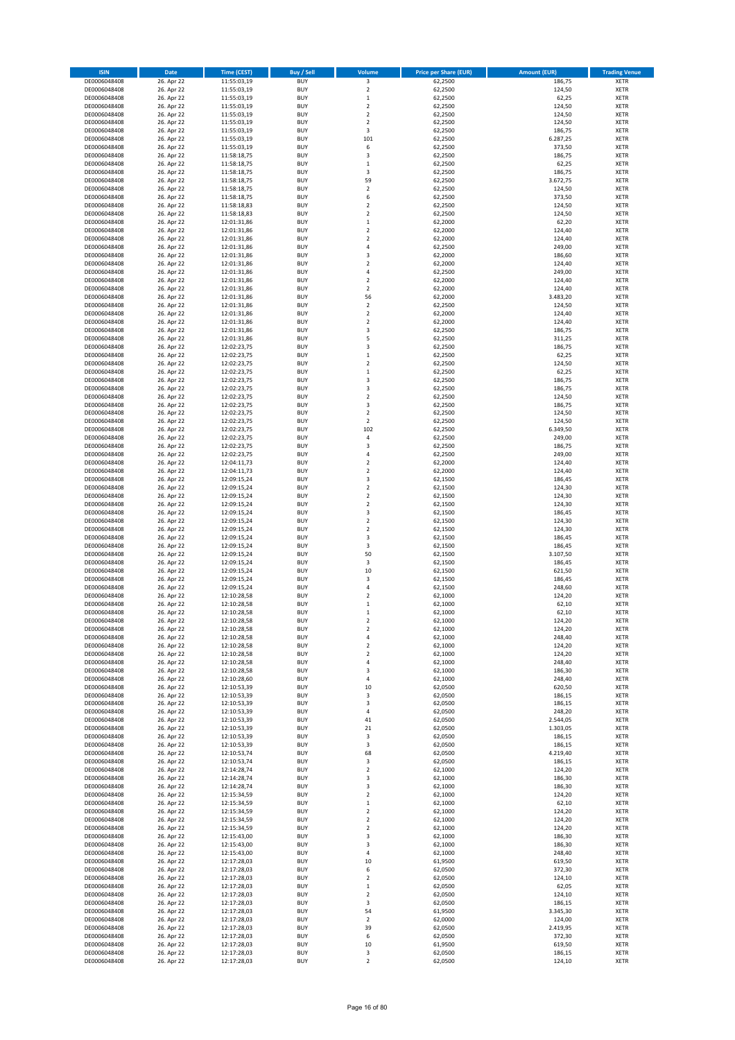| ISIN | Date | Time (CEST) | Buy / Sell | Volume | Price per Share (EUR) | Amount (EUR) | Trading Venue |
|---|---|---|---|---|---|---|---|
| DE0006048408 | 26. Apr 22 | 11:55:03,19 | BUY | 3 | 62,2500 | 186,75 | XETR |
| DE0006048408 | 26. Apr 22 | 11:55:03,19 | BUY | 2 | 62,2500 | 124,50 | XETR |
| DE0006048408 | 26. Apr 22 | 11:55:03,19 | BUY | 1 | 62,2500 | 62,25 | XETR |
| DE0006048408 | 26. Apr 22 | 11:55:03,19 | BUY | 2 | 62,2500 | 124,50 | XETR |
| DE0006048408 | 26. Apr 22 | 11:55:03,19 | BUY | 2 | 62,2500 | 124,50 | XETR |
| DE0006048408 | 26. Apr 22 | 11:55:03,19 | BUY | 2 | 62,2500 | 124,50 | XETR |
| DE0006048408 | 26. Apr 22 | 11:55:03,19 | BUY | 3 | 62,2500 | 186,75 | XETR |
| DE0006048408 | 26. Apr 22 | 11:55:03,19 | BUY | 101 | 62,2500 | 6.287,25 | XETR |
| DE0006048408 | 26. Apr 22 | 11:55:03,19 | BUY | 6 | 62,2500 | 373,50 | XETR |
| DE0006048408 | 26. Apr 22 | 11:58:18,75 | BUY | 3 | 62,2500 | 186,75 | XETR |
| DE0006048408 | 26. Apr 22 | 11:58:18,75 | BUY | 1 | 62,2500 | 62,25 | XETR |
| DE0006048408 | 26. Apr 22 | 11:58:18,75 | BUY | 3 | 62,2500 | 186,75 | XETR |
| DE0006048408 | 26. Apr 22 | 11:58:18,75 | BUY | 59 | 62,2500 | 3.672,75 | XETR |
| DE0006048408 | 26. Apr 22 | 11:58:18,75 | BUY | 2 | 62,2500 | 124,50 | XETR |
| DE0006048408 | 26. Apr 22 | 11:58:18,75 | BUY | 6 | 62,2500 | 373,50 | XETR |
| DE0006048408 | 26. Apr 22 | 11:58:18,83 | BUY | 2 | 62,2500 | 124,50 | XETR |
| DE0006048408 | 26. Apr 22 | 11:58:18,83 | BUY | 2 | 62,2500 | 124,50 | XETR |
| DE0006048408 | 26. Apr 22 | 12:01:31,86 | BUY | 1 | 62,2000 | 62,20 | XETR |
| DE0006048408 | 26. Apr 22 | 12:01:31,86 | BUY | 2 | 62,2000 | 124,40 | XETR |
| DE0006048408 | 26. Apr 22 | 12:01:31,86 | BUY | 2 | 62,2000 | 124,40 | XETR |
| DE0006048408 | 26. Apr 22 | 12:01:31,86 | BUY | 4 | 62,2500 | 249,00 | XETR |
| DE0006048408 | 26. Apr 22 | 12:01:31,86 | BUY | 3 | 62,2000 | 186,60 | XETR |
| DE0006048408 | 26. Apr 22 | 12:01:31,86 | BUY | 2 | 62,2000 | 124,40 | XETR |
| DE0006048408 | 26. Apr 22 | 12:01:31,86 | BUY | 4 | 62,2500 | 249,00 | XETR |
| DE0006048408 | 26. Apr 22 | 12:01:31,86 | BUY | 2 | 62,2000 | 124,40 | XETR |
| DE0006048408 | 26. Apr 22 | 12:01:31,86 | BUY | 2 | 62,2000 | 124,40 | XETR |
| DE0006048408 | 26. Apr 22 | 12:01:31,86 | BUY | 56 | 62,2000 | 3.483,20 | XETR |
| DE0006048408 | 26. Apr 22 | 12:01:31,86 | BUY | 2 | 62,2500 | 124,50 | XETR |
| DE0006048408 | 26. Apr 22 | 12:01:31,86 | BUY | 2 | 62,2000 | 124,40 | XETR |
| DE0006048408 | 26. Apr 22 | 12:01:31,86 | BUY | 2 | 62,2000 | 124,40 | XETR |
| DE0006048408 | 26. Apr 22 | 12:01:31,86 | BUY | 3 | 62,2500 | 186,75 | XETR |
| DE0006048408 | 26. Apr 22 | 12:01:31,86 | BUY | 5 | 62,2500 | 311,25 | XETR |
| DE0006048408 | 26. Apr 22 | 12:02:23,75 | BUY | 3 | 62,2500 | 186,75 | XETR |
| DE0006048408 | 26. Apr 22 | 12:02:23,75 | BUY | 1 | 62,2500 | 62,25 | XETR |
| DE0006048408 | 26. Apr 22 | 12:02:23,75 | BUY | 2 | 62,2500 | 124,50 | XETR |
| DE0006048408 | 26. Apr 22 | 12:02:23,75 | BUY | 1 | 62,2500 | 62,25 | XETR |
| DE0006048408 | 26. Apr 22 | 12:02:23,75 | BUY | 3 | 62,2500 | 186,75 | XETR |
| DE0006048408 | 26. Apr 22 | 12:02:23,75 | BUY | 3 | 62,2500 | 186,75 | XETR |
| DE0006048408 | 26. Apr 22 | 12:02:23,75 | BUY | 2 | 62,2500 | 124,50 | XETR |
| DE0006048408 | 26. Apr 22 | 12:02:23,75 | BUY | 3 | 62,2500 | 186,75 | XETR |
| DE0006048408 | 26. Apr 22 | 12:02:23,75 | BUY | 2 | 62,2500 | 124,50 | XETR |
| DE0006048408 | 26. Apr 22 | 12:02:23,75 | BUY | 2 | 62,2500 | 124,50 | XETR |
| DE0006048408 | 26. Apr 22 | 12:02:23,75 | BUY | 102 | 62,2500 | 6.349,50 | XETR |
| DE0006048408 | 26. Apr 22 | 12:02:23,75 | BUY | 4 | 62,2500 | 249,00 | XETR |
| DE0006048408 | 26. Apr 22 | 12:02:23,75 | BUY | 3 | 62,2500 | 186,75 | XETR |
| DE0006048408 | 26. Apr 22 | 12:02:23,75 | BUY | 4 | 62,2500 | 249,00 | XETR |
| DE0006048408 | 26. Apr 22 | 12:04:11,73 | BUY | 2 | 62,2000 | 124,40 | XETR |
| DE0006048408 | 26. Apr 22 | 12:04:11,73 | BUY | 2 | 62,2000 | 124,40 | XETR |
| DE0006048408 | 26. Apr 22 | 12:09:15,24 | BUY | 3 | 62,1500 | 186,45 | XETR |
| DE0006048408 | 26. Apr 22 | 12:09:15,24 | BUY | 2 | 62,1500 | 124,30 | XETR |
| DE0006048408 | 26. Apr 22 | 12:09:15,24 | BUY | 2 | 62,1500 | 124,30 | XETR |
| DE0006048408 | 26. Apr 22 | 12:09:15,24 | BUY | 2 | 62,1500 | 124,30 | XETR |
| DE0006048408 | 26. Apr 22 | 12:09:15,24 | BUY | 3 | 62,1500 | 186,45 | XETR |
| DE0006048408 | 26. Apr 22 | 12:09:15,24 | BUY | 2 | 62,1500 | 124,30 | XETR |
| DE0006048408 | 26. Apr 22 | 12:09:15,24 | BUY | 2 | 62,1500 | 124,30 | XETR |
| DE0006048408 | 26. Apr 22 | 12:09:15,24 | BUY | 3 | 62,1500 | 186,45 | XETR |
| DE0006048408 | 26. Apr 22 | 12:09:15,24 | BUY | 3 | 62,1500 | 186,45 | XETR |
| DE0006048408 | 26. Apr 22 | 12:09:15,24 | BUY | 50 | 62,1500 | 3.107,50 | XETR |
| DE0006048408 | 26. Apr 22 | 12:09:15,24 | BUY | 3 | 62,1500 | 186,45 | XETR |
| DE0006048408 | 26. Apr 22 | 12:09:15,24 | BUY | 10 | 62,1500 | 621,50 | XETR |
| DE0006048408 | 26. Apr 22 | 12:09:15,24 | BUY | 3 | 62,1500 | 186,45 | XETR |
| DE0006048408 | 26. Apr 22 | 12:09:15,24 | BUY | 4 | 62,1500 | 248,60 | XETR |
| DE0006048408 | 26. Apr 22 | 12:10:28,58 | BUY | 2 | 62,1000 | 124,20 | XETR |
| DE0006048408 | 26. Apr 22 | 12:10:28,58 | BUY | 1 | 62,1000 | 62,10 | XETR |
| DE0006048408 | 26. Apr 22 | 12:10:28,58 | BUY | 1 | 62,1000 | 62,10 | XETR |
| DE0006048408 | 26. Apr 22 | 12:10:28,58 | BUY | 2 | 62,1000 | 124,20 | XETR |
| DE0006048408 | 26. Apr 22 | 12:10:28,58 | BUY | 2 | 62,1000 | 124,20 | XETR |
| DE0006048408 | 26. Apr 22 | 12:10:28,58 | BUY | 4 | 62,1000 | 248,40 | XETR |
| DE0006048408 | 26. Apr 22 | 12:10:28,58 | BUY | 2 | 62,1000 | 124,20 | XETR |
| DE0006048408 | 26. Apr 22 | 12:10:28,58 | BUY | 2 | 62,1000 | 124,20 | XETR |
| DE0006048408 | 26. Apr 22 | 12:10:28,58 | BUY | 4 | 62,1000 | 248,40 | XETR |
| DE0006048408 | 26. Apr 22 | 12:10:28,58 | BUY | 3 | 62,1000 | 186,30 | XETR |
| DE0006048408 | 26. Apr 22 | 12:10:28,60 | BUY | 4 | 62,1000 | 248,40 | XETR |
| DE0006048408 | 26. Apr 22 | 12:10:53,39 | BUY | 10 | 62,0500 | 620,50 | XETR |
| DE0006048408 | 26. Apr 22 | 12:10:53,39 | BUY | 3 | 62,0500 | 186,15 | XETR |
| DE0006048408 | 26. Apr 22 | 12:10:53,39 | BUY | 3 | 62,0500 | 186,15 | XETR |
| DE0006048408 | 26. Apr 22 | 12:10:53,39 | BUY | 4 | 62,0500 | 248,20 | XETR |
| DE0006048408 | 26. Apr 22 | 12:10:53,39 | BUY | 41 | 62,0500 | 2.544,05 | XETR |
| DE0006048408 | 26. Apr 22 | 12:10:53,39 | BUY | 21 | 62,0500 | 1.303,05 | XETR |
| DE0006048408 | 26. Apr 22 | 12:10:53,39 | BUY | 3 | 62,0500 | 186,15 | XETR |
| DE0006048408 | 26. Apr 22 | 12:10:53,39 | BUY | 3 | 62,0500 | 186,15 | XETR |
| DE0006048408 | 26. Apr 22 | 12:10:53,74 | BUY | 68 | 62,0500 | 4.219,40 | XETR |
| DE0006048408 | 26. Apr 22 | 12:10:53,74 | BUY | 3 | 62,0500 | 186,15 | XETR |
| DE0006048408 | 26. Apr 22 | 12:14:28,74 | BUY | 2 | 62,1000 | 124,20 | XETR |
| DE0006048408 | 26. Apr 22 | 12:14:28,74 | BUY | 3 | 62,1000 | 186,30 | XETR |
| DE0006048408 | 26. Apr 22 | 12:14:28,74 | BUY | 3 | 62,1000 | 186,30 | XETR |
| DE0006048408 | 26. Apr 22 | 12:15:34,59 | BUY | 2 | 62,1000 | 124,20 | XETR |
| DE0006048408 | 26. Apr 22 | 12:15:34,59 | BUY | 1 | 62,1000 | 62,10 | XETR |
| DE0006048408 | 26. Apr 22 | 12:15:34,59 | BUY | 2 | 62,1000 | 124,20 | XETR |
| DE0006048408 | 26. Apr 22 | 12:15:34,59 | BUY | 2 | 62,1000 | 124,20 | XETR |
| DE0006048408 | 26. Apr 22 | 12:15:34,59 | BUY | 2 | 62,1000 | 124,20 | XETR |
| DE0006048408 | 26. Apr 22 | 12:15:43,00 | BUY | 3 | 62,1000 | 186,30 | XETR |
| DE0006048408 | 26. Apr 22 | 12:15:43,00 | BUY | 3 | 62,1000 | 186,30 | XETR |
| DE0006048408 | 26. Apr 22 | 12:15:43,00 | BUY | 4 | 62,1000 | 248,40 | XETR |
| DE0006048408 | 26. Apr 22 | 12:17:28,03 | BUY | 10 | 61,9500 | 619,50 | XETR |
| DE0006048408 | 26. Apr 22 | 12:17:28,03 | BUY | 6 | 62,0500 | 372,30 | XETR |
| DE0006048408 | 26. Apr 22 | 12:17:28,03 | BUY | 2 | 62,0500 | 124,10 | XETR |
| DE0006048408 | 26. Apr 22 | 12:17:28,03 | BUY | 1 | 62,0500 | 62,05 | XETR |
| DE0006048408 | 26. Apr 22 | 12:17:28,03 | BUY | 2 | 62,0500 | 124,10 | XETR |
| DE0006048408 | 26. Apr 22 | 12:17:28,03 | BUY | 3 | 62,0500 | 186,15 | XETR |
| DE0006048408 | 26. Apr 22 | 12:17:28,03 | BUY | 54 | 61,9500 | 3.345,30 | XETR |
| DE0006048408 | 26. Apr 22 | 12:17:28,03 | BUY | 2 | 62,0000 | 124,00 | XETR |
| DE0006048408 | 26. Apr 22 | 12:17:28,03 | BUY | 39 | 62,0500 | 2.419,95 | XETR |
| DE0006048408 | 26. Apr 22 | 12:17:28,03 | BUY | 6 | 62,0500 | 372,30 | XETR |
| DE0006048408 | 26. Apr 22 | 12:17:28,03 | BUY | 10 | 61,9500 | 619,50 | XETR |
| DE0006048408 | 26. Apr 22 | 12:17:28,03 | BUY | 3 | 62,0500 | 186,15 | XETR |
| DE0006048408 | 26. Apr 22 | 12:17:28,03 | BUY | 2 | 62,0500 | 124,10 | XETR |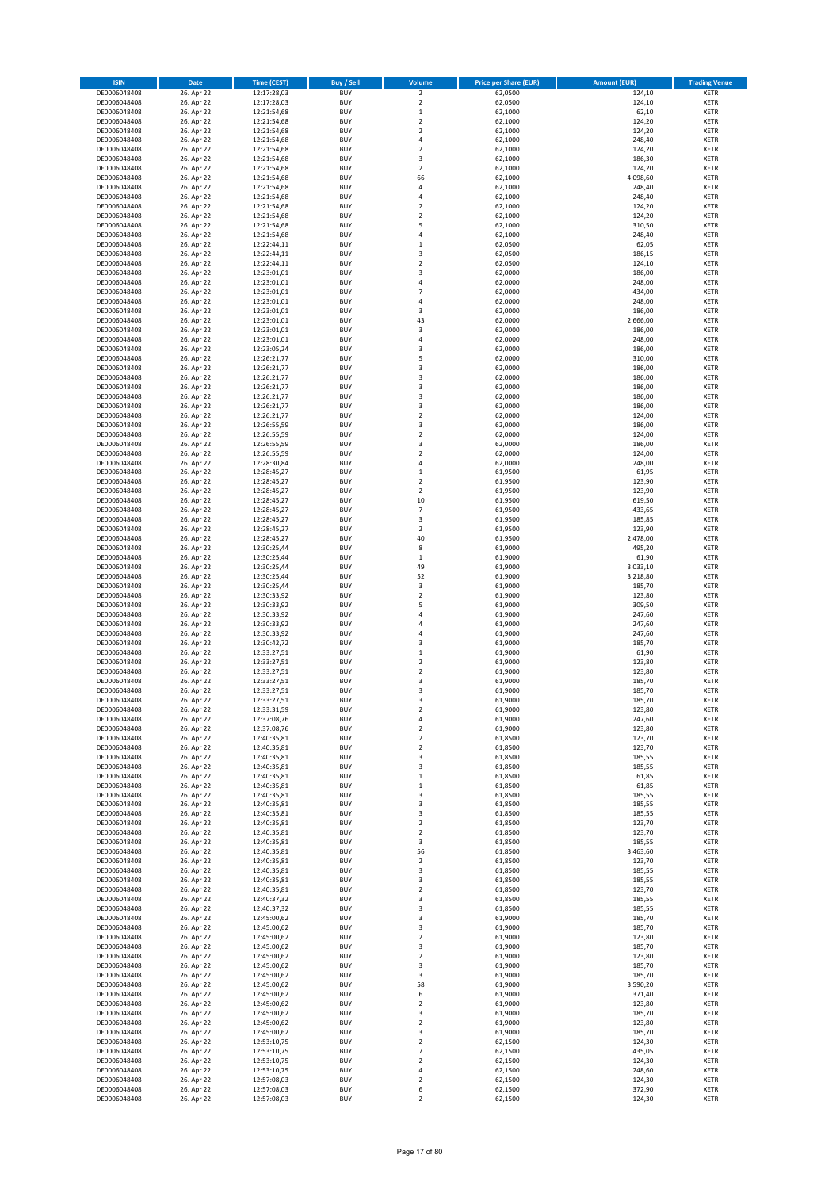| ISIN | Date | Time (CEST) | Buy / Sell | Volume | Price per Share (EUR) | Amount (EUR) | Trading Venue |
|---|---|---|---|---|---|---|---|
| DE0006048408 | 26. Apr 22 | 12:17:28,03 | BUY | 2 | 62,0500 | 124,10 | XETR |
| DE0006048408 | 26. Apr 22 | 12:17:28,03 | BUY | 2 | 62,0500 | 124,10 | XETR |
| DE0006048408 | 26. Apr 22 | 12:21:54,68 | BUY | 1 | 62,1000 | 62,10 | XETR |
| DE0006048408 | 26. Apr 22 | 12:21:54,68 | BUY | 2 | 62,1000 | 124,20 | XETR |
| DE0006048408 | 26. Apr 22 | 12:21:54,68 | BUY | 2 | 62,1000 | 124,20 | XETR |
| DE0006048408 | 26. Apr 22 | 12:21:54,68 | BUY | 4 | 62,1000 | 248,40 | XETR |
| DE0006048408 | 26. Apr 22 | 12:21:54,68 | BUY | 2 | 62,1000 | 124,20 | XETR |
| DE0006048408 | 26. Apr 22 | 12:21:54,68 | BUY | 3 | 62,1000 | 186,30 | XETR |
| DE0006048408 | 26. Apr 22 | 12:21:54,68 | BUY | 2 | 62,1000 | 124,20 | XETR |
| DE0006048408 | 26. Apr 22 | 12:21:54,68 | BUY | 66 | 62,1000 | 4.098,60 | XETR |
| DE0006048408 | 26. Apr 22 | 12:21:54,68 | BUY | 4 | 62,1000 | 248,40 | XETR |
| DE0006048408 | 26. Apr 22 | 12:21:54,68 | BUY | 4 | 62,1000 | 248,40 | XETR |
| DE0006048408 | 26. Apr 22 | 12:21:54,68 | BUY | 2 | 62,1000 | 124,20 | XETR |
| DE0006048408 | 26. Apr 22 | 12:21:54,68 | BUY | 2 | 62,1000 | 124,20 | XETR |
| DE0006048408 | 26. Apr 22 | 12:21:54,68 | BUY | 5 | 62,1000 | 310,50 | XETR |
| DE0006048408 | 26. Apr 22 | 12:21:54,68 | BUY | 4 | 62,1000 | 248,40 | XETR |
| DE0006048408 | 26. Apr 22 | 12:22:44,11 | BUY | 1 | 62,0500 | 62,05 | XETR |
| DE0006048408 | 26. Apr 22 | 12:22:44,11 | BUY | 3 | 62,0500 | 186,15 | XETR |
| DE0006048408 | 26. Apr 22 | 12:22:44,11 | BUY | 2 | 62,0500 | 124,10 | XETR |
| DE0006048408 | 26. Apr 22 | 12:23:01,01 | BUY | 3 | 62,0000 | 186,00 | XETR |
| DE0006048408 | 26. Apr 22 | 12:23:01,01 | BUY | 4 | 62,0000 | 248,00 | XETR |
| DE0006048408 | 26. Apr 22 | 12:23:01,01 | BUY | 7 | 62,0000 | 434,00 | XETR |
| DE0006048408 | 26. Apr 22 | 12:23:01,01 | BUY | 4 | 62,0000 | 248,00 | XETR |
| DE0006048408 | 26. Apr 22 | 12:23:01,01 | BUY | 3 | 62,0000 | 186,00 | XETR |
| DE0006048408 | 26. Apr 22 | 12:23:01,01 | BUY | 43 | 62,0000 | 2.666,00 | XETR |
| DE0006048408 | 26. Apr 22 | 12:23:01,01 | BUY | 3 | 62,0000 | 186,00 | XETR |
| DE0006048408 | 26. Apr 22 | 12:23:01,01 | BUY | 4 | 62,0000 | 248,00 | XETR |
| DE0006048408 | 26. Apr 22 | 12:23:05,24 | BUY | 3 | 62,0000 | 186,00 | XETR |
| DE0006048408 | 26. Apr 22 | 12:26:21,77 | BUY | 5 | 62,0000 | 310,00 | XETR |
| DE0006048408 | 26. Apr 22 | 12:26:21,77 | BUY | 3 | 62,0000 | 186,00 | XETR |
| DE0006048408 | 26. Apr 22 | 12:26:21,77 | BUY | 3 | 62,0000 | 186,00 | XETR |
| DE0006048408 | 26. Apr 22 | 12:26:21,77 | BUY | 3 | 62,0000 | 186,00 | XETR |
| DE0006048408 | 26. Apr 22 | 12:26:21,77 | BUY | 3 | 62,0000 | 186,00 | XETR |
| DE0006048408 | 26. Apr 22 | 12:26:21,77 | BUY | 3 | 62,0000 | 186,00 | XETR |
| DE0006048408 | 26. Apr 22 | 12:26:21,77 | BUY | 2 | 62,0000 | 124,00 | XETR |
| DE0006048408 | 26. Apr 22 | 12:26:55,59 | BUY | 3 | 62,0000 | 186,00 | XETR |
| DE0006048408 | 26. Apr 22 | 12:26:55,59 | BUY | 2 | 62,0000 | 124,00 | XETR |
| DE0006048408 | 26. Apr 22 | 12:26:55,59 | BUY | 3 | 62,0000 | 186,00 | XETR |
| DE0006048408 | 26. Apr 22 | 12:26:55,59 | BUY | 2 | 62,0000 | 124,00 | XETR |
| DE0006048408 | 26. Apr 22 | 12:28:30,84 | BUY | 4 | 62,0000 | 248,00 | XETR |
| DE0006048408 | 26. Apr 22 | 12:28:45,27 | BUY | 1 | 61,9500 | 61,95 | XETR |
| DE0006048408 | 26. Apr 22 | 12:28:45,27 | BUY | 2 | 61,9500 | 123,90 | XETR |
| DE0006048408 | 26. Apr 22 | 12:28:45,27 | BUY | 2 | 61,9500 | 123,90 | XETR |
| DE0006048408 | 26. Apr 22 | 12:28:45,27 | BUY | 10 | 61,9500 | 619,50 | XETR |
| DE0006048408 | 26. Apr 22 | 12:28:45,27 | BUY | 7 | 61,9500 | 433,65 | XETR |
| DE0006048408 | 26. Apr 22 | 12:28:45,27 | BUY | 3 | 61,9500 | 185,85 | XETR |
| DE0006048408 | 26. Apr 22 | 12:28:45,27 | BUY | 2 | 61,9500 | 123,90 | XETR |
| DE0006048408 | 26. Apr 22 | 12:28:45,27 | BUY | 40 | 61,9500 | 2.478,00 | XETR |
| DE0006048408 | 26. Apr 22 | 12:30:25,44 | BUY | 8 | 61,9000 | 495,20 | XETR |
| DE0006048408 | 26. Apr 22 | 12:30:25,44 | BUY | 1 | 61,9000 | 61,90 | XETR |
| DE0006048408 | 26. Apr 22 | 12:30:25,44 | BUY | 49 | 61,9000 | 3.033,10 | XETR |
| DE0006048408 | 26. Apr 22 | 12:30:25,44 | BUY | 52 | 61,9000 | 3.218,80 | XETR |
| DE0006048408 | 26. Apr 22 | 12:30:25,44 | BUY | 3 | 61,9000 | 185,70 | XETR |
| DE0006048408 | 26. Apr 22 | 12:30:33,92 | BUY | 2 | 61,9000 | 123,80 | XETR |
| DE0006048408 | 26. Apr 22 | 12:30:33,92 | BUY | 5 | 61,9000 | 309,50 | XETR |
| DE0006048408 | 26. Apr 22 | 12:30:33,92 | BUY | 4 | 61,9000 | 247,60 | XETR |
| DE0006048408 | 26. Apr 22 | 12:30:33,92 | BUY | 4 | 61,9000 | 247,60 | XETR |
| DE0006048408 | 26. Apr 22 | 12:30:33,92 | BUY | 4 | 61,9000 | 247,60 | XETR |
| DE0006048408 | 26. Apr 22 | 12:30:42,72 | BUY | 3 | 61,9000 | 185,70 | XETR |
| DE0006048408 | 26. Apr 22 | 12:33:27,51 | BUY | 1 | 61,9000 | 61,90 | XETR |
| DE0006048408 | 26. Apr 22 | 12:33:27,51 | BUY | 2 | 61,9000 | 123,80 | XETR |
| DE0006048408 | 26. Apr 22 | 12:33:27,51 | BUY | 2 | 61,9000 | 123,80 | XETR |
| DE0006048408 | 26. Apr 22 | 12:33:27,51 | BUY | 3 | 61,9000 | 185,70 | XETR |
| DE0006048408 | 26. Apr 22 | 12:33:27,51 | BUY | 3 | 61,9000 | 185,70 | XETR |
| DE0006048408 | 26. Apr 22 | 12:33:27,51 | BUY | 3 | 61,9000 | 185,70 | XETR |
| DE0006048408 | 26. Apr 22 | 12:33:31,59 | BUY | 2 | 61,9000 | 123,80 | XETR |
| DE0006048408 | 26. Apr 22 | 12:37:08,76 | BUY | 4 | 61,9000 | 247,60 | XETR |
| DE0006048408 | 26. Apr 22 | 12:37:08,76 | BUY | 2 | 61,9000 | 123,80 | XETR |
| DE0006048408 | 26. Apr 22 | 12:40:35,81 | BUY | 2 | 61,8500 | 123,70 | XETR |
| DE0006048408 | 26. Apr 22 | 12:40:35,81 | BUY | 2 | 61,8500 | 123,70 | XETR |
| DE0006048408 | 26. Apr 22 | 12:40:35,81 | BUY | 3 | 61,8500 | 185,55 | XETR |
| DE0006048408 | 26. Apr 22 | 12:40:35,81 | BUY | 3 | 61,8500 | 185,55 | XETR |
| DE0006048408 | 26. Apr 22 | 12:40:35,81 | BUY | 1 | 61,8500 | 61,85 | XETR |
| DE0006048408 | 26. Apr 22 | 12:40:35,81 | BUY | 1 | 61,8500 | 61,85 | XETR |
| DE0006048408 | 26. Apr 22 | 12:40:35,81 | BUY | 3 | 61,8500 | 185,55 | XETR |
| DE0006048408 | 26. Apr 22 | 12:40:35,81 | BUY | 3 | 61,8500 | 185,55 | XETR |
| DE0006048408 | 26. Apr 22 | 12:40:35,81 | BUY | 3 | 61,8500 | 185,55 | XETR |
| DE0006048408 | 26. Apr 22 | 12:40:35,81 | BUY | 2 | 61,8500 | 123,70 | XETR |
| DE0006048408 | 26. Apr 22 | 12:40:35,81 | BUY | 2 | 61,8500 | 123,70 | XETR |
| DE0006048408 | 26. Apr 22 | 12:40:35,81 | BUY | 3 | 61,8500 | 185,55 | XETR |
| DE0006048408 | 26. Apr 22 | 12:40:35,81 | BUY | 56 | 61,8500 | 3.463,60 | XETR |
| DE0006048408 | 26. Apr 22 | 12:40:35,81 | BUY | 2 | 61,8500 | 123,70 | XETR |
| DE0006048408 | 26. Apr 22 | 12:40:35,81 | BUY | 3 | 61,8500 | 185,55 | XETR |
| DE0006048408 | 26. Apr 22 | 12:40:35,81 | BUY | 3 | 61,8500 | 185,55 | XETR |
| DE0006048408 | 26. Apr 22 | 12:40:35,81 | BUY | 2 | 61,8500 | 123,70 | XETR |
| DE0006048408 | 26. Apr 22 | 12:40:37,32 | BUY | 3 | 61,8500 | 185,55 | XETR |
| DE0006048408 | 26. Apr 22 | 12:40:37,32 | BUY | 3 | 61,8500 | 185,55 | XETR |
| DE0006048408 | 26. Apr 22 | 12:45:00,62 | BUY | 3 | 61,9000 | 185,70 | XETR |
| DE0006048408 | 26. Apr 22 | 12:45:00,62 | BUY | 3 | 61,9000 | 185,70 | XETR |
| DE0006048408 | 26. Apr 22 | 12:45:00,62 | BUY | 2 | 61,9000 | 123,80 | XETR |
| DE0006048408 | 26. Apr 22 | 12:45:00,62 | BUY | 3 | 61,9000 | 185,70 | XETR |
| DE0006048408 | 26. Apr 22 | 12:45:00,62 | BUY | 2 | 61,9000 | 123,80 | XETR |
| DE0006048408 | 26. Apr 22 | 12:45:00,62 | BUY | 3 | 61,9000 | 185,70 | XETR |
| DE0006048408 | 26. Apr 22 | 12:45:00,62 | BUY | 3 | 61,9000 | 185,70 | XETR |
| DE0006048408 | 26. Apr 22 | 12:45:00,62 | BUY | 58 | 61,9000 | 3.590,20 | XETR |
| DE0006048408 | 26. Apr 22 | 12:45:00,62 | BUY | 6 | 61,9000 | 371,40 | XETR |
| DE0006048408 | 26. Apr 22 | 12:45:00,62 | BUY | 2 | 61,9000 | 123,80 | XETR |
| DE0006048408 | 26. Apr 22 | 12:45:00,62 | BUY | 3 | 61,9000 | 185,70 | XETR |
| DE0006048408 | 26. Apr 22 | 12:45:00,62 | BUY | 2 | 61,9000 | 123,80 | XETR |
| DE0006048408 | 26. Apr 22 | 12:45:00,62 | BUY | 3 | 61,9000 | 185,70 | XETR |
| DE0006048408 | 26. Apr 22 | 12:53:10,75 | BUY | 2 | 62,1500 | 124,30 | XETR |
| DE0006048408 | 26. Apr 22 | 12:53:10,75 | BUY | 7 | 62,1500 | 435,05 | XETR |
| DE0006048408 | 26. Apr 22 | 12:53:10,75 | BUY | 2 | 62,1500 | 124,30 | XETR |
| DE0006048408 | 26. Apr 22 | 12:53:10,75 | BUY | 4 | 62,1500 | 248,60 | XETR |
| DE0006048408 | 26. Apr 22 | 12:57:08,03 | BUY | 2 | 62,1500 | 124,30 | XETR |
| DE0006048408 | 26. Apr 22 | 12:57:08,03 | BUY | 6 | 62,1500 | 372,90 | XETR |
| DE0006048408 | 26. Apr 22 | 12:57:08,03 | BUY | 2 | 62,1500 | 124,30 | XETR |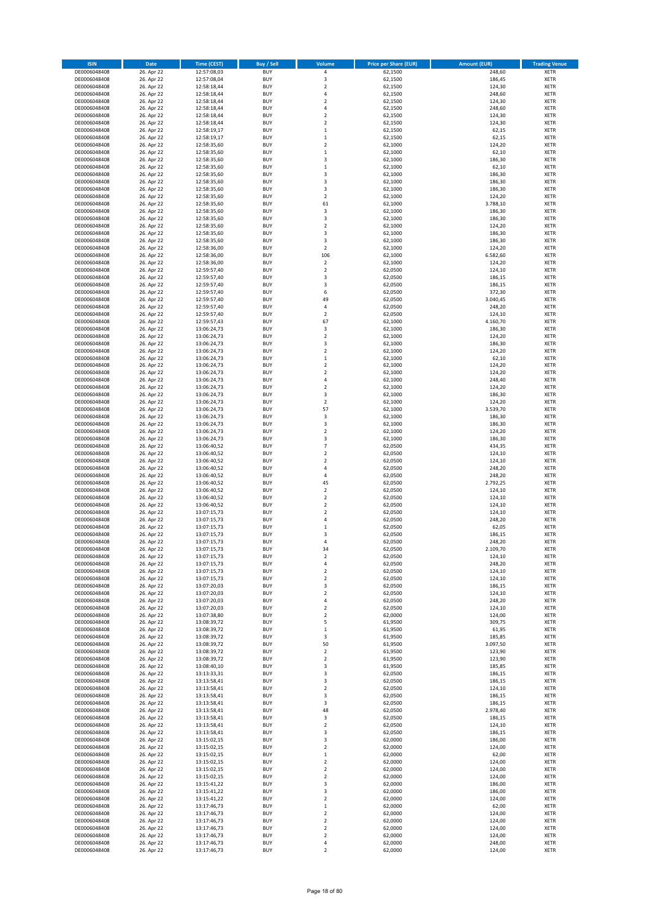| ISIN | Date | Time (CEST) | Buy / Sell | Volume | Price per Share (EUR) | Amount (EUR) | Trading Venue |
|---|---|---|---|---|---|---|---|
| DE0006048408 | 26. Apr 22 | 12:57:08,03 | BUY | 4 | 62,1500 | 248,60 | XETR |
| DE0006048408 | 26. Apr 22 | 12:57:08,04 | BUY | 3 | 62,1500 | 186,45 | XETR |
| DE0006048408 | 26. Apr 22 | 12:58:18,44 | BUY | 2 | 62,1500 | 124,30 | XETR |
| DE0006048408 | 26. Apr 22 | 12:58:18,44 | BUY | 4 | 62,1500 | 248,60 | XETR |
| DE0006048408 | 26. Apr 22 | 12:58:18,44 | BUY | 2 | 62,1500 | 124,30 | XETR |
| DE0006048408 | 26. Apr 22 | 12:58:18,44 | BUY | 4 | 62,1500 | 248,60 | XETR |
| DE0006048408 | 26. Apr 22 | 12:58:18,44 | BUY | 2 | 62,1500 | 124,30 | XETR |
| DE0006048408 | 26. Apr 22 | 12:58:18,44 | BUY | 2 | 62,1500 | 124,30 | XETR |
| DE0006048408 | 26. Apr 22 | 12:58:19,17 | BUY | 1 | 62,1500 | 62,15 | XETR |
| DE0006048408 | 26. Apr 22 | 12:58:19,17 | BUY | 1 | 62,1500 | 62,15 | XETR |
| DE0006048408 | 26. Apr 22 | 12:58:35,60 | BUY | 2 | 62,1000 | 124,20 | XETR |
| DE0006048408 | 26. Apr 22 | 12:58:35,60 | BUY | 1 | 62,1000 | 62,10 | XETR |
| DE0006048408 | 26. Apr 22 | 12:58:35,60 | BUY | 3 | 62,1000 | 186,30 | XETR |
| DE0006048408 | 26. Apr 22 | 12:58:35,60 | BUY | 1 | 62,1000 | 62,10 | XETR |
| DE0006048408 | 26. Apr 22 | 12:58:35,60 | BUY | 3 | 62,1000 | 186,30 | XETR |
| DE0006048408 | 26. Apr 22 | 12:58:35,60 | BUY | 3 | 62,1000 | 186,30 | XETR |
| DE0006048408 | 26. Apr 22 | 12:58:35,60 | BUY | 3 | 62,1000 | 186,30 | XETR |
| DE0006048408 | 26. Apr 22 | 12:58:35,60 | BUY | 2 | 62,1000 | 124,20 | XETR |
| DE0006048408 | 26. Apr 22 | 12:58:35,60 | BUY | 61 | 62,1000 | 3.788,10 | XETR |
| DE0006048408 | 26. Apr 22 | 12:58:35,60 | BUY | 3 | 62,1000 | 186,30 | XETR |
| DE0006048408 | 26. Apr 22 | 12:58:35,60 | BUY | 3 | 62,1000 | 186,30 | XETR |
| DE0006048408 | 26. Apr 22 | 12:58:35,60 | BUY | 2 | 62,1000 | 124,20 | XETR |
| DE0006048408 | 26. Apr 22 | 12:58:35,60 | BUY | 3 | 62,1000 | 186,30 | XETR |
| DE0006048408 | 26. Apr 22 | 12:58:35,60 | BUY | 3 | 62,1000 | 186,30 | XETR |
| DE0006048408 | 26. Apr 22 | 12:58:36,00 | BUY | 2 | 62,1000 | 124,20 | XETR |
| DE0006048408 | 26. Apr 22 | 12:58:36,00 | BUY | 106 | 62,1000 | 6.582,60 | XETR |
| DE0006048408 | 26. Apr 22 | 12:58:36,00 | BUY | 2 | 62,1000 | 124,20 | XETR |
| DE0006048408 | 26. Apr 22 | 12:59:57,40 | BUY | 2 | 62,0500 | 124,10 | XETR |
| DE0006048408 | 26. Apr 22 | 12:59:57,40 | BUY | 3 | 62,0500 | 186,15 | XETR |
| DE0006048408 | 26. Apr 22 | 12:59:57,40 | BUY | 3 | 62,0500 | 186,15 | XETR |
| DE0006048408 | 26. Apr 22 | 12:59:57,40 | BUY | 6 | 62,0500 | 372,30 | XETR |
| DE0006048408 | 26. Apr 22 | 12:59:57,40 | BUY | 49 | 62,0500 | 3.040,45 | XETR |
| DE0006048408 | 26. Apr 22 | 12:59:57,40 | BUY | 4 | 62,0500 | 248,20 | XETR |
| DE0006048408 | 26. Apr 22 | 12:59:57,40 | BUY | 2 | 62,0500 | 124,10 | XETR |
| DE0006048408 | 26. Apr 22 | 12:59:57,43 | BUY | 67 | 62,1000 | 4.160,70 | XETR |
| DE0006048408 | 26. Apr 22 | 13:06:24,73 | BUY | 3 | 62,1000 | 186,30 | XETR |
| DE0006048408 | 26. Apr 22 | 13:06:24,73 | BUY | 2 | 62,1000 | 124,20 | XETR |
| DE0006048408 | 26. Apr 22 | 13:06:24,73 | BUY | 3 | 62,1000 | 186,30 | XETR |
| DE0006048408 | 26. Apr 22 | 13:06:24,73 | BUY | 2 | 62,1000 | 124,20 | XETR |
| DE0006048408 | 26. Apr 22 | 13:06:24,73 | BUY | 1 | 62,1000 | 62,10 | XETR |
| DE0006048408 | 26. Apr 22 | 13:06:24,73 | BUY | 2 | 62,1000 | 124,20 | XETR |
| DE0006048408 | 26. Apr 22 | 13:06:24,73 | BUY | 2 | 62,1000 | 124,20 | XETR |
| DE0006048408 | 26. Apr 22 | 13:06:24,73 | BUY | 4 | 62,1000 | 248,40 | XETR |
| DE0006048408 | 26. Apr 22 | 13:06:24,73 | BUY | 2 | 62,1000 | 124,20 | XETR |
| DE0006048408 | 26. Apr 22 | 13:06:24,73 | BUY | 3 | 62,1000 | 186,30 | XETR |
| DE0006048408 | 26. Apr 22 | 13:06:24,73 | BUY | 2 | 62,1000 | 124,20 | XETR |
| DE0006048408 | 26. Apr 22 | 13:06:24,73 | BUY | 57 | 62,1000 | 3.539,70 | XETR |
| DE0006048408 | 26. Apr 22 | 13:06:24,73 | BUY | 3 | 62,1000 | 186,30 | XETR |
| DE0006048408 | 26. Apr 22 | 13:06:24,73 | BUY | 3 | 62,1000 | 186,30 | XETR |
| DE0006048408 | 26. Apr 22 | 13:06:24,73 | BUY | 2 | 62,1000 | 124,20 | XETR |
| DE0006048408 | 26. Apr 22 | 13:06:24,73 | BUY | 3 | 62,1000 | 186,30 | XETR |
| DE0006048408 | 26. Apr 22 | 13:06:40,52 | BUY | 7 | 62,0500 | 434,35 | XETR |
| DE0006048408 | 26. Apr 22 | 13:06:40,52 | BUY | 2 | 62,0500 | 124,10 | XETR |
| DE0006048408 | 26. Apr 22 | 13:06:40,52 | BUY | 2 | 62,0500 | 124,10 | XETR |
| DE0006048408 | 26. Apr 22 | 13:06:40,52 | BUY | 4 | 62,0500 | 248,20 | XETR |
| DE0006048408 | 26. Apr 22 | 13:06:40,52 | BUY | 4 | 62,0500 | 248,20 | XETR |
| DE0006048408 | 26. Apr 22 | 13:06:40,52 | BUY | 45 | 62,0500 | 2.792,25 | XETR |
| DE0006048408 | 26. Apr 22 | 13:06:40,52 | BUY | 2 | 62,0500 | 124,10 | XETR |
| DE0006048408 | 26. Apr 22 | 13:06:40,52 | BUY | 2 | 62,0500 | 124,10 | XETR |
| DE0006048408 | 26. Apr 22 | 13:06:40,52 | BUY | 2 | 62,0500 | 124,10 | XETR |
| DE0006048408 | 26. Apr 22 | 13:07:15,73 | BUY | 2 | 62,0500 | 124,10 | XETR |
| DE0006048408 | 26. Apr 22 | 13:07:15,73 | BUY | 4 | 62,0500 | 248,20 | XETR |
| DE0006048408 | 26. Apr 22 | 13:07:15,73 | BUY | 1 | 62,0500 | 62,05 | XETR |
| DE0006048408 | 26. Apr 22 | 13:07:15,73 | BUY | 3 | 62,0500 | 186,15 | XETR |
| DE0006048408 | 26. Apr 22 | 13:07:15,73 | BUY | 4 | 62,0500 | 248,20 | XETR |
| DE0006048408 | 26. Apr 22 | 13:07:15,73 | BUY | 34 | 62,0500 | 2.109,70 | XETR |
| DE0006048408 | 26. Apr 22 | 13:07:15,73 | BUY | 2 | 62,0500 | 124,10 | XETR |
| DE0006048408 | 26. Apr 22 | 13:07:15,73 | BUY | 4 | 62,0500 | 248,20 | XETR |
| DE0006048408 | 26. Apr 22 | 13:07:15,73 | BUY | 2 | 62,0500 | 124,10 | XETR |
| DE0006048408 | 26. Apr 22 | 13:07:15,73 | BUY | 2 | 62,0500 | 124,10 | XETR |
| DE0006048408 | 26. Apr 22 | 13:07:20,03 | BUY | 3 | 62,0500 | 186,15 | XETR |
| DE0006048408 | 26. Apr 22 | 13:07:20,03 | BUY | 2 | 62,0500 | 124,10 | XETR |
| DE0006048408 | 26. Apr 22 | 13:07:20,03 | BUY | 4 | 62,0500 | 248,20 | XETR |
| DE0006048408 | 26. Apr 22 | 13:07:20,03 | BUY | 2 | 62,0500 | 124,10 | XETR |
| DE0006048408 | 26. Apr 22 | 13:07:38,80 | BUY | 2 | 62,0000 | 124,00 | XETR |
| DE0006048408 | 26. Apr 22 | 13:08:39,72 | BUY | 5 | 61,9500 | 309,75 | XETR |
| DE0006048408 | 26. Apr 22 | 13:08:39,72 | BUY | 1 | 61,9500 | 61,95 | XETR |
| DE0006048408 | 26. Apr 22 | 13:08:39,72 | BUY | 3 | 61,9500 | 185,85 | XETR |
| DE0006048408 | 26. Apr 22 | 13:08:39,72 | BUY | 50 | 61,9500 | 3.097,50 | XETR |
| DE0006048408 | 26. Apr 22 | 13:08:39,72 | BUY | 2 | 61,9500 | 123,90 | XETR |
| DE0006048408 | 26. Apr 22 | 13:08:39,72 | BUY | 2 | 61,9500 | 123,90 | XETR |
| DE0006048408 | 26. Apr 22 | 13:08:40,10 | BUY | 3 | 61,9500 | 185,85 | XETR |
| DE0006048408 | 26. Apr 22 | 13:13:33,31 | BUY | 3 | 62,0500 | 186,15 | XETR |
| DE0006048408 | 26. Apr 22 | 13:13:58,41 | BUY | 3 | 62,0500 | 186,15 | XETR |
| DE0006048408 | 26. Apr 22 | 13:13:58,41 | BUY | 2 | 62,0500 | 124,10 | XETR |
| DE0006048408 | 26. Apr 22 | 13:13:58,41 | BUY | 3 | 62,0500 | 186,15 | XETR |
| DE0006048408 | 26. Apr 22 | 13:13:58,41 | BUY | 3 | 62,0500 | 186,15 | XETR |
| DE0006048408 | 26. Apr 22 | 13:13:58,41 | BUY | 48 | 62,0500 | 2.978,40 | XETR |
| DE0006048408 | 26. Apr 22 | 13:13:58,41 | BUY | 3 | 62,0500 | 186,15 | XETR |
| DE0006048408 | 26. Apr 22 | 13:13:58,41 | BUY | 2 | 62,0500 | 124,10 | XETR |
| DE0006048408 | 26. Apr 22 | 13:13:58,41 | BUY | 3 | 62,0500 | 186,15 | XETR |
| DE0006048408 | 26. Apr 22 | 13:15:02,15 | BUY | 3 | 62,0000 | 186,00 | XETR |
| DE0006048408 | 26. Apr 22 | 13:15:02,15 | BUY | 2 | 62,0000 | 124,00 | XETR |
| DE0006048408 | 26. Apr 22 | 13:15:02,15 | BUY | 1 | 62,0000 | 62,00 | XETR |
| DE0006048408 | 26. Apr 22 | 13:15:02,15 | BUY | 2 | 62,0000 | 124,00 | XETR |
| DE0006048408 | 26. Apr 22 | 13:15:02,15 | BUY | 2 | 62,0000 | 124,00 | XETR |
| DE0006048408 | 26. Apr 22 | 13:15:02,15 | BUY | 2 | 62,0000 | 124,00 | XETR |
| DE0006048408 | 26. Apr 22 | 13:15:41,22 | BUY | 3 | 62,0000 | 186,00 | XETR |
| DE0006048408 | 26. Apr 22 | 13:15:41,22 | BUY | 3 | 62,0000 | 186,00 | XETR |
| DE0006048408 | 26. Apr 22 | 13:15:41,22 | BUY | 2 | 62,0000 | 124,00 | XETR |
| DE0006048408 | 26. Apr 22 | 13:17:46,73 | BUY | 1 | 62,0000 | 62,00 | XETR |
| DE0006048408 | 26. Apr 22 | 13:17:46,73 | BUY | 2 | 62,0000 | 124,00 | XETR |
| DE0006048408 | 26. Apr 22 | 13:17:46,73 | BUY | 2 | 62,0000 | 124,00 | XETR |
| DE0006048408 | 26. Apr 22 | 13:17:46,73 | BUY | 2 | 62,0000 | 124,00 | XETR |
| DE0006048408 | 26. Apr 22 | 13:17:46,73 | BUY | 2 | 62,0000 | 124,00 | XETR |
| DE0006048408 | 26. Apr 22 | 13:17:46,73 | BUY | 4 | 62,0000 | 248,00 | XETR |
| DE0006048408 | 26. Apr 22 | 13:17:46,73 | BUY | 2 | 62,0000 | 124,00 | XETR |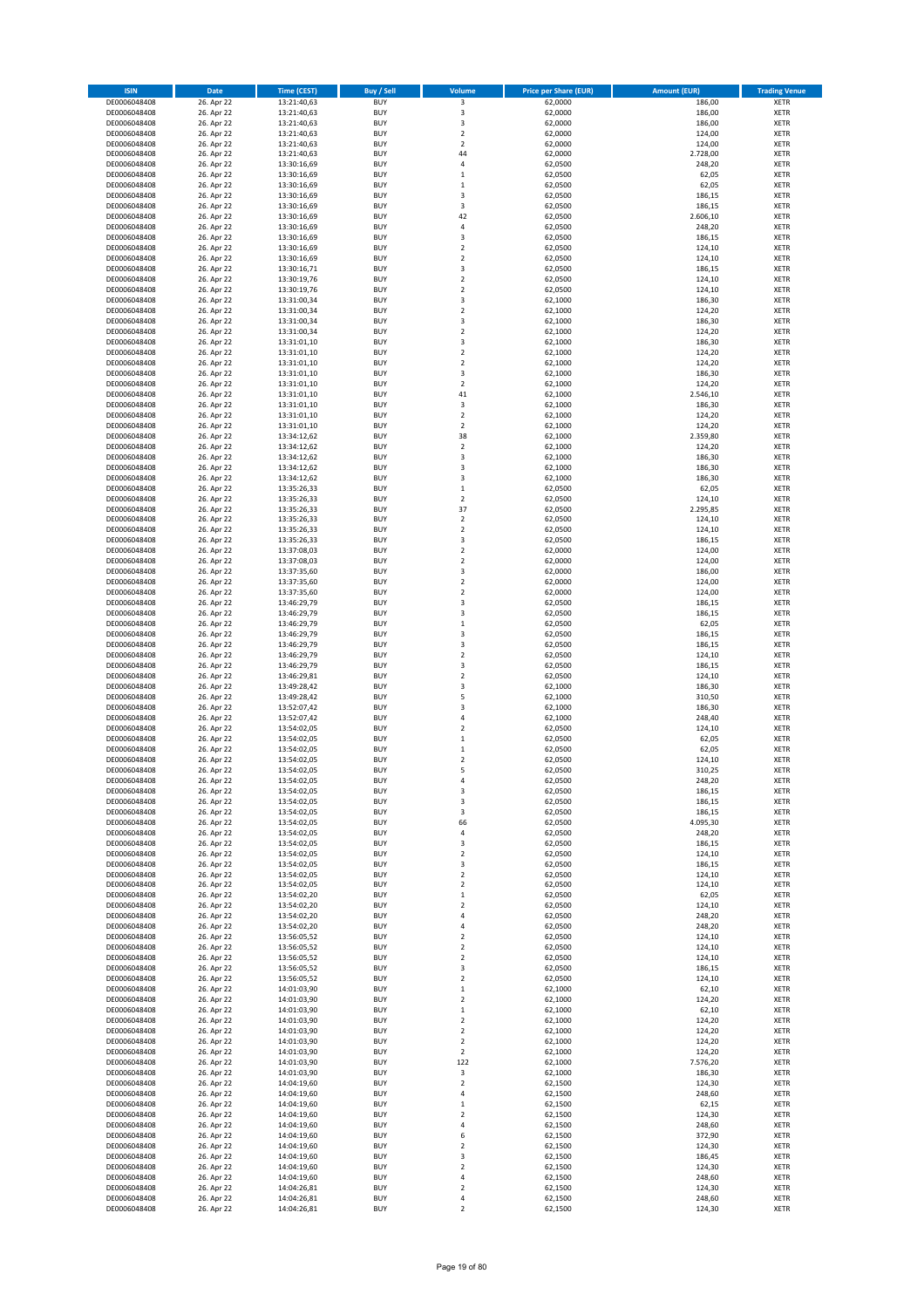| ISIN | Date | Time (CEST) | Buy / Sell | Volume | Price per Share (EUR) | Amount (EUR) | Trading Venue |
|---|---|---|---|---|---|---|---|
| DE0006048408 | 26. Apr 22 | 13:21:40,63 | BUY | 3 | 62,0000 | 186,00 | XETR |
| DE0006048408 | 26. Apr 22 | 13:21:40,63 | BUY | 3 | 62,0000 | 186,00 | XETR |
| DE0006048408 | 26. Apr 22 | 13:21:40,63 | BUY | 3 | 62,0000 | 186,00 | XETR |
| DE0006048408 | 26. Apr 22 | 13:21:40,63 | BUY | 2 | 62,0000 | 124,00 | XETR |
| DE0006048408 | 26. Apr 22 | 13:21:40,63 | BUY | 2 | 62,0000 | 124,00 | XETR |
| DE0006048408 | 26. Apr 22 | 13:21:40,63 | BUY | 44 | 62,0000 | 2.728,00 | XETR |
| DE0006048408 | 26. Apr 22 | 13:30:16,69 | BUY | 4 | 62,0500 | 248,20 | XETR |
| DE0006048408 | 26. Apr 22 | 13:30:16,69 | BUY | 1 | 62,0500 | 62,05 | XETR |
| DE0006048408 | 26. Apr 22 | 13:30:16,69 | BUY | 1 | 62,0500 | 62,05 | XETR |
| DE0006048408 | 26. Apr 22 | 13:30:16,69 | BUY | 3 | 62,0500 | 186,15 | XETR |
| DE0006048408 | 26. Apr 22 | 13:30:16,69 | BUY | 3 | 62,0500 | 186,15 | XETR |
| DE0006048408 | 26. Apr 22 | 13:30:16,69 | BUY | 42 | 62,0500 | 2.606,10 | XETR |
| DE0006048408 | 26. Apr 22 | 13:30:16,69 | BUY | 4 | 62,0500 | 248,20 | XETR |
| DE0006048408 | 26. Apr 22 | 13:30:16,69 | BUY | 3 | 62,0500 | 186,15 | XETR |
| DE0006048408 | 26. Apr 22 | 13:30:16,69 | BUY | 2 | 62,0500 | 124,10 | XETR |
| DE0006048408 | 26. Apr 22 | 13:30:16,69 | BUY | 2 | 62,0500 | 124,10 | XETR |
| DE0006048408 | 26. Apr 22 | 13:30:16,71 | BUY | 3 | 62,0500 | 186,15 | XETR |
| DE0006048408 | 26. Apr 22 | 13:30:19,76 | BUY | 2 | 62,0500 | 124,10 | XETR |
| DE0006048408 | 26. Apr 22 | 13:30:19,76 | BUY | 2 | 62,0500 | 124,10 | XETR |
| DE0006048408 | 26. Apr 22 | 13:31:00,34 | BUY | 3 | 62,1000 | 186,30 | XETR |
| DE0006048408 | 26. Apr 22 | 13:31:00,34 | BUY | 2 | 62,1000 | 124,20 | XETR |
| DE0006048408 | 26. Apr 22 | 13:31:00,34 | BUY | 3 | 62,1000 | 186,30 | XETR |
| DE0006048408 | 26. Apr 22 | 13:31:00,34 | BUY | 2 | 62,1000 | 124,20 | XETR |
| DE0006048408 | 26. Apr 22 | 13:31:01,10 | BUY | 3 | 62,1000 | 186,30 | XETR |
| DE0006048408 | 26. Apr 22 | 13:31:01,10 | BUY | 2 | 62,1000 | 124,20 | XETR |
| DE0006048408 | 26. Apr 22 | 13:31:01,10 | BUY | 2 | 62,1000 | 124,20 | XETR |
| DE0006048408 | 26. Apr 22 | 13:31:01,10 | BUY | 3 | 62,1000 | 186,30 | XETR |
| DE0006048408 | 26. Apr 22 | 13:31:01,10 | BUY | 2 | 62,1000 | 124,20 | XETR |
| DE0006048408 | 26. Apr 22 | 13:31:01,10 | BUY | 41 | 62,1000 | 2.546,10 | XETR |
| DE0006048408 | 26. Apr 22 | 13:31:01,10 | BUY | 3 | 62,1000 | 186,30 | XETR |
| DE0006048408 | 26. Apr 22 | 13:31:01,10 | BUY | 2 | 62,1000 | 124,20 | XETR |
| DE0006048408 | 26. Apr 22 | 13:31:01,10 | BUY | 2 | 62,1000 | 124,20 | XETR |
| DE0006048408 | 26. Apr 22 | 13:34:12,62 | BUY | 38 | 62,1000 | 2.359,80 | XETR |
| DE0006048408 | 26. Apr 22 | 13:34:12,62 | BUY | 2 | 62,1000 | 124,20 | XETR |
| DE0006048408 | 26. Apr 22 | 13:34:12,62 | BUY | 3 | 62,1000 | 186,30 | XETR |
| DE0006048408 | 26. Apr 22 | 13:34:12,62 | BUY | 3 | 62,1000 | 186,30 | XETR |
| DE0006048408 | 26. Apr 22 | 13:34:12,62 | BUY | 3 | 62,1000 | 186,30 | XETR |
| DE0006048408 | 26. Apr 22 | 13:35:26,33 | BUY | 1 | 62,0500 | 62,05 | XETR |
| DE0006048408 | 26. Apr 22 | 13:35:26,33 | BUY | 2 | 62,0500 | 124,10 | XETR |
| DE0006048408 | 26. Apr 22 | 13:35:26,33 | BUY | 37 | 62,0500 | 2.295,85 | XETR |
| DE0006048408 | 26. Apr 22 | 13:35:26,33 | BUY | 2 | 62,0500 | 124,10 | XETR |
| DE0006048408 | 26. Apr 22 | 13:35:26,33 | BUY | 2 | 62,0500 | 124,10 | XETR |
| DE0006048408 | 26. Apr 22 | 13:35:26,33 | BUY | 3 | 62,0500 | 186,15 | XETR |
| DE0006048408 | 26. Apr 22 | 13:37:08,03 | BUY | 2 | 62,0000 | 124,00 | XETR |
| DE0006048408 | 26. Apr 22 | 13:37:08,03 | BUY | 2 | 62,0000 | 124,00 | XETR |
| DE0006048408 | 26. Apr 22 | 13:37:35,60 | BUY | 3 | 62,0000 | 186,00 | XETR |
| DE0006048408 | 26. Apr 22 | 13:37:35,60 | BUY | 2 | 62,0000 | 124,00 | XETR |
| DE0006048408 | 26. Apr 22 | 13:37:35,60 | BUY | 2 | 62,0000 | 124,00 | XETR |
| DE0006048408 | 26. Apr 22 | 13:46:29,79 | BUY | 3 | 62,0500 | 186,15 | XETR |
| DE0006048408 | 26. Apr 22 | 13:46:29,79 | BUY | 3 | 62,0500 | 186,15 | XETR |
| DE0006048408 | 26. Apr 22 | 13:46:29,79 | BUY | 1 | 62,0500 | 62,05 | XETR |
| DE0006048408 | 26. Apr 22 | 13:46:29,79 | BUY | 3 | 62,0500 | 186,15 | XETR |
| DE0006048408 | 26. Apr 22 | 13:46:29,79 | BUY | 3 | 62,0500 | 186,15 | XETR |
| DE0006048408 | 26. Apr 22 | 13:46:29,79 | BUY | 2 | 62,0500 | 124,10 | XETR |
| DE0006048408 | 26. Apr 22 | 13:46:29,79 | BUY | 3 | 62,0500 | 186,15 | XETR |
| DE0006048408 | 26. Apr 22 | 13:46:29,81 | BUY | 2 | 62,0500 | 124,10 | XETR |
| DE0006048408 | 26. Apr 22 | 13:49:28,42 | BUY | 3 | 62,1000 | 186,30 | XETR |
| DE0006048408 | 26. Apr 22 | 13:49:28,42 | BUY | 5 | 62,1000 | 310,50 | XETR |
| DE0006048408 | 26. Apr 22 | 13:52:07,42 | BUY | 3 | 62,1000 | 186,30 | XETR |
| DE0006048408 | 26. Apr 22 | 13:52:07,42 | BUY | 4 | 62,1000 | 248,40 | XETR |
| DE0006048408 | 26. Apr 22 | 13:54:02,05 | BUY | 2 | 62,0500 | 124,10 | XETR |
| DE0006048408 | 26. Apr 22 | 13:54:02,05 | BUY | 1 | 62,0500 | 62,05 | XETR |
| DE0006048408 | 26. Apr 22 | 13:54:02,05 | BUY | 1 | 62,0500 | 62,05 | XETR |
| DE0006048408 | 26. Apr 22 | 13:54:02,05 | BUY | 2 | 62,0500 | 124,10 | XETR |
| DE0006048408 | 26. Apr 22 | 13:54:02,05 | BUY | 5 | 62,0500 | 310,25 | XETR |
| DE0006048408 | 26. Apr 22 | 13:54:02,05 | BUY | 4 | 62,0500 | 248,20 | XETR |
| DE0006048408 | 26. Apr 22 | 13:54:02,05 | BUY | 3 | 62,0500 | 186,15 | XETR |
| DE0006048408 | 26. Apr 22 | 13:54:02,05 | BUY | 3 | 62,0500 | 186,15 | XETR |
| DE0006048408 | 26. Apr 22 | 13:54:02,05 | BUY | 3 | 62,0500 | 186,15 | XETR |
| DE0006048408 | 26. Apr 22 | 13:54:02,05 | BUY | 66 | 62,0500 | 4.095,30 | XETR |
| DE0006048408 | 26. Apr 22 | 13:54:02,05 | BUY | 4 | 62,0500 | 248,20 | XETR |
| DE0006048408 | 26. Apr 22 | 13:54:02,05 | BUY | 3 | 62,0500 | 186,15 | XETR |
| DE0006048408 | 26. Apr 22 | 13:54:02,05 | BUY | 2 | 62,0500 | 124,10 | XETR |
| DE0006048408 | 26. Apr 22 | 13:54:02,05 | BUY | 3 | 62,0500 | 186,15 | XETR |
| DE0006048408 | 26. Apr 22 | 13:54:02,05 | BUY | 2 | 62,0500 | 124,10 | XETR |
| DE0006048408 | 26. Apr 22 | 13:54:02,05 | BUY | 2 | 62,0500 | 124,10 | XETR |
| DE0006048408 | 26. Apr 22 | 13:54:02,20 | BUY | 1 | 62,0500 | 62,05 | XETR |
| DE0006048408 | 26. Apr 22 | 13:54:02,20 | BUY | 2 | 62,0500 | 124,10 | XETR |
| DE0006048408 | 26. Apr 22 | 13:54:02,20 | BUY | 4 | 62,0500 | 248,20 | XETR |
| DE0006048408 | 26. Apr 22 | 13:54:02,20 | BUY | 4 | 62,0500 | 248,20 | XETR |
| DE0006048408 | 26. Apr 22 | 13:56:05,52 | BUY | 2 | 62,0500 | 124,10 | XETR |
| DE0006048408 | 26. Apr 22 | 13:56:05,52 | BUY | 2 | 62,0500 | 124,10 | XETR |
| DE0006048408 | 26. Apr 22 | 13:56:05,52 | BUY | 2 | 62,0500 | 124,10 | XETR |
| DE0006048408 | 26. Apr 22 | 13:56:05,52 | BUY | 3 | 62,0500 | 186,15 | XETR |
| DE0006048408 | 26. Apr 22 | 13:56:05,52 | BUY | 2 | 62,0500 | 124,10 | XETR |
| DE0006048408 | 26. Apr 22 | 14:01:03,90 | BUY | 1 | 62,1000 | 62,10 | XETR |
| DE0006048408 | 26. Apr 22 | 14:01:03,90 | BUY | 2 | 62,1000 | 124,20 | XETR |
| DE0006048408 | 26. Apr 22 | 14:01:03,90 | BUY | 1 | 62,1000 | 62,10 | XETR |
| DE0006048408 | 26. Apr 22 | 14:01:03,90 | BUY | 2 | 62,1000 | 124,20 | XETR |
| DE0006048408 | 26. Apr 22 | 14:01:03,90 | BUY | 2 | 62,1000 | 124,20 | XETR |
| DE0006048408 | 26. Apr 22 | 14:01:03,90 | BUY | 2 | 62,1000 | 124,20 | XETR |
| DE0006048408 | 26. Apr 22 | 14:01:03,90 | BUY | 2 | 62,1000 | 124,20 | XETR |
| DE0006048408 | 26. Apr 22 | 14:01:03,90 | BUY | 122 | 62,1000 | 7.576,20 | XETR |
| DE0006048408 | 26. Apr 22 | 14:01:03,90 | BUY | 3 | 62,1000 | 186,30 | XETR |
| DE0006048408 | 26. Apr 22 | 14:04:19,60 | BUY | 2 | 62,1500 | 124,30 | XETR |
| DE0006048408 | 26. Apr 22 | 14:04:19,60 | BUY | 4 | 62,1500 | 248,60 | XETR |
| DE0006048408 | 26. Apr 22 | 14:04:19,60 | BUY | 1 | 62,1500 | 62,15 | XETR |
| DE0006048408 | 26. Apr 22 | 14:04:19,60 | BUY | 2 | 62,1500 | 124,30 | XETR |
| DE0006048408 | 26. Apr 22 | 14:04:19,60 | BUY | 4 | 62,1500 | 248,60 | XETR |
| DE0006048408 | 26. Apr 22 | 14:04:19,60 | BUY | 6 | 62,1500 | 372,90 | XETR |
| DE0006048408 | 26. Apr 22 | 14:04:19,60 | BUY | 2 | 62,1500 | 124,30 | XETR |
| DE0006048408 | 26. Apr 22 | 14:04:19,60 | BUY | 3 | 62,1500 | 186,45 | XETR |
| DE0006048408 | 26. Apr 22 | 14:04:19,60 | BUY | 2 | 62,1500 | 124,30 | XETR |
| DE0006048408 | 26. Apr 22 | 14:04:19,60 | BUY | 4 | 62,1500 | 248,60 | XETR |
| DE0006048408 | 26. Apr 22 | 14:04:26,81 | BUY | 2 | 62,1500 | 124,30 | XETR |
| DE0006048408 | 26. Apr 22 | 14:04:26,81 | BUY | 4 | 62,1500 | 248,60 | XETR |
| DE0006048408 | 26. Apr 22 | 14:04:26,81 | BUY | 2 | 62,1500 | 124,30 | XETR |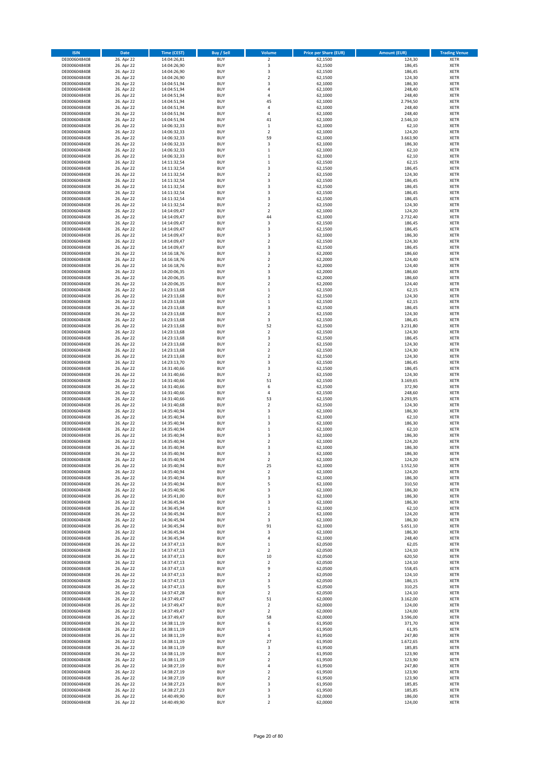| ISIN | Date | Time (CEST) | Buy / Sell | Volume | Price per Share (EUR) | Amount (EUR) | Trading Venue |
|---|---|---|---|---|---|---|---|
| DE0006048408 | 26. Apr 22 | 14:04:26,81 | BUY | 2 | 62,1500 | 124,30 | XETR |
| DE0006048408 | 26. Apr 22 | 14:04:26,90 | BUY | 3 | 62,1500 | 186,45 | XETR |
| DE0006048408 | 26. Apr 22 | 14:04:26,90 | BUY | 3 | 62,1500 | 186,45 | XETR |
| DE0006048408 | 26. Apr 22 | 14:04:26,90 | BUY | 2 | 62,1500 | 124,30 | XETR |
| DE0006048408 | 26. Apr 22 | 14:04:51,94 | BUY | 3 | 62,1000 | 186,30 | XETR |
| DE0006048408 | 26. Apr 22 | 14:04:51,94 | BUY | 4 | 62,1000 | 248,40 | XETR |
| DE0006048408 | 26. Apr 22 | 14:04:51,94 | BUY | 4 | 62,1000 | 248,40 | XETR |
| DE0006048408 | 26. Apr 22 | 14:04:51,94 | BUY | 45 | 62,1000 | 2.794,50 | XETR |
| DE0006048408 | 26. Apr 22 | 14:04:51,94 | BUY | 4 | 62,1000 | 248,40 | XETR |
| DE0006048408 | 26. Apr 22 | 14:04:51,94 | BUY | 4 | 62,1000 | 248,40 | XETR |
| DE0006048408 | 26. Apr 22 | 14:04:51,94 | BUY | 41 | 62,1000 | 2.546,10 | XETR |
| DE0006048408 | 26. Apr 22 | 14:06:32,33 | BUY | 1 | 62,1000 | 62,10 | XETR |
| DE0006048408 | 26. Apr 22 | 14:06:32,33 | BUY | 2 | 62,1000 | 124,20 | XETR |
| DE0006048408 | 26. Apr 22 | 14:06:32,33 | BUY | 59 | 62,1000 | 3.663,90 | XETR |
| DE0006048408 | 26. Apr 22 | 14:06:32,33 | BUY | 3 | 62,1000 | 186,30 | XETR |
| DE0006048408 | 26. Apr 22 | 14:06:32,33 | BUY | 1 | 62,1000 | 62,10 | XETR |
| DE0006048408 | 26. Apr 22 | 14:06:32,33 | BUY | 1 | 62,1000 | 62,10 | XETR |
| DE0006048408 | 26. Apr 22 | 14:11:32,54 | BUY | 1 | 62,1500 | 62,15 | XETR |
| DE0006048408 | 26. Apr 22 | 14:11:32,54 | BUY | 3 | 62,1500 | 186,45 | XETR |
| DE0006048408 | 26. Apr 22 | 14:11:32,54 | BUY | 2 | 62,1500 | 124,30 | XETR |
| DE0006048408 | 26. Apr 22 | 14:11:32,54 | BUY | 3 | 62,1500 | 186,45 | XETR |
| DE0006048408 | 26. Apr 22 | 14:11:32,54 | BUY | 3 | 62,1500 | 186,45 | XETR |
| DE0006048408 | 26. Apr 22 | 14:11:32,54 | BUY | 3 | 62,1500 | 186,45 | XETR |
| DE0006048408 | 26. Apr 22 | 14:11:32,54 | BUY | 3 | 62,1500 | 186,45 | XETR |
| DE0006048408 | 26. Apr 22 | 14:11:32,54 | BUY | 2 | 62,1500 | 124,30 | XETR |
| DE0006048408 | 26. Apr 22 | 14:14:09,47 | BUY | 2 | 62,1000 | 124,20 | XETR |
| DE0006048408 | 26. Apr 22 | 14:14:09,47 | BUY | 44 | 62,1000 | 2.732,40 | XETR |
| DE0006048408 | 26. Apr 22 | 14:14:09,47 | BUY | 3 | 62,1500 | 186,45 | XETR |
| DE0006048408 | 26. Apr 22 | 14:14:09,47 | BUY | 3 | 62,1500 | 186,45 | XETR |
| DE0006048408 | 26. Apr 22 | 14:14:09,47 | BUY | 3 | 62,1000 | 186,30 | XETR |
| DE0006048408 | 26. Apr 22 | 14:14:09,47 | BUY | 2 | 62,1500 | 124,30 | XETR |
| DE0006048408 | 26. Apr 22 | 14:14:09,47 | BUY | 3 | 62,1500 | 186,45 | XETR |
| DE0006048408 | 26. Apr 22 | 14:16:18,76 | BUY | 3 | 62,2000 | 186,60 | XETR |
| DE0006048408 | 26. Apr 22 | 14:16:18,76 | BUY | 2 | 62,2000 | 124,40 | XETR |
| DE0006048408 | 26. Apr 22 | 14:16:18,76 | BUY | 2 | 62,2000 | 124,40 | XETR |
| DE0006048408 | 26. Apr 22 | 14:20:06,35 | BUY | 3 | 62,2000 | 186,60 | XETR |
| DE0006048408 | 26. Apr 22 | 14:20:06,35 | BUY | 3 | 62,2000 | 186,60 | XETR |
| DE0006048408 | 26. Apr 22 | 14:20:06,35 | BUY | 2 | 62,2000 | 124,40 | XETR |
| DE0006048408 | 26. Apr 22 | 14:23:13,68 | BUY | 1 | 62,1500 | 62,15 | XETR |
| DE0006048408 | 26. Apr 22 | 14:23:13,68 | BUY | 2 | 62,1500 | 124,30 | XETR |
| DE0006048408 | 26. Apr 22 | 14:23:13,68 | BUY | 1 | 62,1500 | 62,15 | XETR |
| DE0006048408 | 26. Apr 22 | 14:23:13,68 | BUY | 3 | 62,1500 | 186,45 | XETR |
| DE0006048408 | 26. Apr 22 | 14:23:13,68 | BUY | 2 | 62,1500 | 124,30 | XETR |
| DE0006048408 | 26. Apr 22 | 14:23:13,68 | BUY | 3 | 62,1500 | 186,45 | XETR |
| DE0006048408 | 26. Apr 22 | 14:23:13,68 | BUY | 52 | 62,1500 | 3.231,80 | XETR |
| DE0006048408 | 26. Apr 22 | 14:23:13,68 | BUY | 2 | 62,1500 | 124,30 | XETR |
| DE0006048408 | 26. Apr 22 | 14:23:13,68 | BUY | 3 | 62,1500 | 186,45 | XETR |
| DE0006048408 | 26. Apr 22 | 14:23:13,68 | BUY | 2 | 62,1500 | 124,30 | XETR |
| DE0006048408 | 26. Apr 22 | 14:23:13,68 | BUY | 2 | 62,1500 | 124,30 | XETR |
| DE0006048408 | 26. Apr 22 | 14:23:13,68 | BUY | 2 | 62,1500 | 124,30 | XETR |
| DE0006048408 | 26. Apr 22 | 14:23:13,70 | BUY | 3 | 62,1500 | 186,45 | XETR |
| DE0006048408 | 26. Apr 22 | 14:31:40,66 | BUY | 3 | 62,1500 | 186,45 | XETR |
| DE0006048408 | 26. Apr 22 | 14:31:40,66 | BUY | 2 | 62,1500 | 124,30 | XETR |
| DE0006048408 | 26. Apr 22 | 14:31:40,66 | BUY | 51 | 62,1500 | 3.169,65 | XETR |
| DE0006048408 | 26. Apr 22 | 14:31:40,66 | BUY | 6 | 62,1500 | 372,90 | XETR |
| DE0006048408 | 26. Apr 22 | 14:31:40,66 | BUY | 4 | 62,1500 | 248,60 | XETR |
| DE0006048408 | 26. Apr 22 | 14:31:40,66 | BUY | 53 | 62,1500 | 3.293,95 | XETR |
| DE0006048408 | 26. Apr 22 | 14:31:40,68 | BUY | 2 | 62,1500 | 124,30 | XETR |
| DE0006048408 | 26. Apr 22 | 14:35:40,94 | BUY | 3 | 62,1000 | 186,30 | XETR |
| DE0006048408 | 26. Apr 22 | 14:35:40,94 | BUY | 1 | 62,1000 | 62,10 | XETR |
| DE0006048408 | 26. Apr 22 | 14:35:40,94 | BUY | 3 | 62,1000 | 186,30 | XETR |
| DE0006048408 | 26. Apr 22 | 14:35:40,94 | BUY | 1 | 62,1000 | 62,10 | XETR |
| DE0006048408 | 26. Apr 22 | 14:35:40,94 | BUY | 3 | 62,1000 | 186,30 | XETR |
| DE0006048408 | 26. Apr 22 | 14:35:40,94 | BUY | 2 | 62,1000 | 124,20 | XETR |
| DE0006048408 | 26. Apr 22 | 14:35:40,94 | BUY | 3 | 62,1000 | 186,30 | XETR |
| DE0006048408 | 26. Apr 22 | 14:35:40,94 | BUY | 3 | 62,1000 | 186,30 | XETR |
| DE0006048408 | 26. Apr 22 | 14:35:40,94 | BUY | 2 | 62,1000 | 124,20 | XETR |
| DE0006048408 | 26. Apr 22 | 14:35:40,94 | BUY | 25 | 62,1000 | 1.552,50 | XETR |
| DE0006048408 | 26. Apr 22 | 14:35:40,94 | BUY | 2 | 62,1000 | 124,20 | XETR |
| DE0006048408 | 26. Apr 22 | 14:35:40,94 | BUY | 3 | 62,1000 | 186,30 | XETR |
| DE0006048408 | 26. Apr 22 | 14:35:40,94 | BUY | 5 | 62,1000 | 310,50 | XETR |
| DE0006048408 | 26. Apr 22 | 14:35:40,96 | BUY | 3 | 62,1000 | 186,30 | XETR |
| DE0006048408 | 26. Apr 22 | 14:35:41,00 | BUY | 3 | 62,1000 | 186,30 | XETR |
| DE0006048408 | 26. Apr 22 | 14:36:45,94 | BUY | 3 | 62,1000 | 186,30 | XETR |
| DE0006048408 | 26. Apr 22 | 14:36:45,94 | BUY | 1 | 62,1000 | 62,10 | XETR |
| DE0006048408 | 26. Apr 22 | 14:36:45,94 | BUY | 2 | 62,1000 | 124,20 | XETR |
| DE0006048408 | 26. Apr 22 | 14:36:45,94 | BUY | 3 | 62,1000 | 186,30 | XETR |
| DE0006048408 | 26. Apr 22 | 14:36:45,94 | BUY | 91 | 62,1000 | 5.651,10 | XETR |
| DE0006048408 | 26. Apr 22 | 14:36:45,94 | BUY | 3 | 62,1000 | 186,30 | XETR |
| DE0006048408 | 26. Apr 22 | 14:36:45,94 | BUY | 4 | 62,1000 | 248,40 | XETR |
| DE0006048408 | 26. Apr 22 | 14:37:47,13 | BUY | 1 | 62,0500 | 62,05 | XETR |
| DE0006048408 | 26. Apr 22 | 14:37:47,13 | BUY | 2 | 62,0500 | 124,10 | XETR |
| DE0006048408 | 26. Apr 22 | 14:37:47,13 | BUY | 10 | 62,0500 | 620,50 | XETR |
| DE0006048408 | 26. Apr 22 | 14:37:47,13 | BUY | 2 | 62,0500 | 124,10 | XETR |
| DE0006048408 | 26. Apr 22 | 14:37:47,13 | BUY | 9 | 62,0500 | 558,45 | XETR |
| DE0006048408 | 26. Apr 22 | 14:37:47,13 | BUY | 2 | 62,0500 | 124,10 | XETR |
| DE0006048408 | 26. Apr 22 | 14:37:47,13 | BUY | 3 | 62,0500 | 186,15 | XETR |
| DE0006048408 | 26. Apr 22 | 14:37:47,13 | BUY | 5 | 62,0500 | 310,25 | XETR |
| DE0006048408 | 26. Apr 22 | 14:37:47,28 | BUY | 2 | 62,0500 | 124,10 | XETR |
| DE0006048408 | 26. Apr 22 | 14:37:49,47 | BUY | 51 | 62,0000 | 3.162,00 | XETR |
| DE0006048408 | 26. Apr 22 | 14:37:49,47 | BUY | 2 | 62,0000 | 124,00 | XETR |
| DE0006048408 | 26. Apr 22 | 14:37:49,47 | BUY | 2 | 62,0000 | 124,00 | XETR |
| DE0006048408 | 26. Apr 22 | 14:37:49,47 | BUY | 58 | 62,0000 | 3.596,00 | XETR |
| DE0006048408 | 26. Apr 22 | 14:38:11,19 | BUY | 6 | 61,9500 | 371,70 | XETR |
| DE0006048408 | 26. Apr 22 | 14:38:11,19 | BUY | 1 | 61,9500 | 61,95 | XETR |
| DE0006048408 | 26. Apr 22 | 14:38:11,19 | BUY | 4 | 61,9500 | 247,80 | XETR |
| DE0006048408 | 26. Apr 22 | 14:38:11,19 | BUY | 27 | 61,9500 | 1.672,65 | XETR |
| DE0006048408 | 26. Apr 22 | 14:38:11,19 | BUY | 3 | 61,9500 | 185,85 | XETR |
| DE0006048408 | 26. Apr 22 | 14:38:11,19 | BUY | 2 | 61,9500 | 123,90 | XETR |
| DE0006048408 | 26. Apr 22 | 14:38:11,19 | BUY | 2 | 61,9500 | 123,90 | XETR |
| DE0006048408 | 26. Apr 22 | 14:38:27,19 | BUY | 4 | 61,9500 | 247,80 | XETR |
| DE0006048408 | 26. Apr 22 | 14:38:27,19 | BUY | 2 | 61,9500 | 123,90 | XETR |
| DE0006048408 | 26. Apr 22 | 14:38:27,19 | BUY | 2 | 61,9500 | 123,90 | XETR |
| DE0006048408 | 26. Apr 22 | 14:38:27,23 | BUY | 3 | 61,9500 | 185,85 | XETR |
| DE0006048408 | 26. Apr 22 | 14:38:27,23 | BUY | 3 | 61,9500 | 185,85 | XETR |
| DE0006048408 | 26. Apr 22 | 14:40:49,90 | BUY | 3 | 62,0000 | 186,00 | XETR |
| DE0006048408 | 26. Apr 22 | 14:40:49,90 | BUY | 2 | 62,0000 | 124,00 | XETR |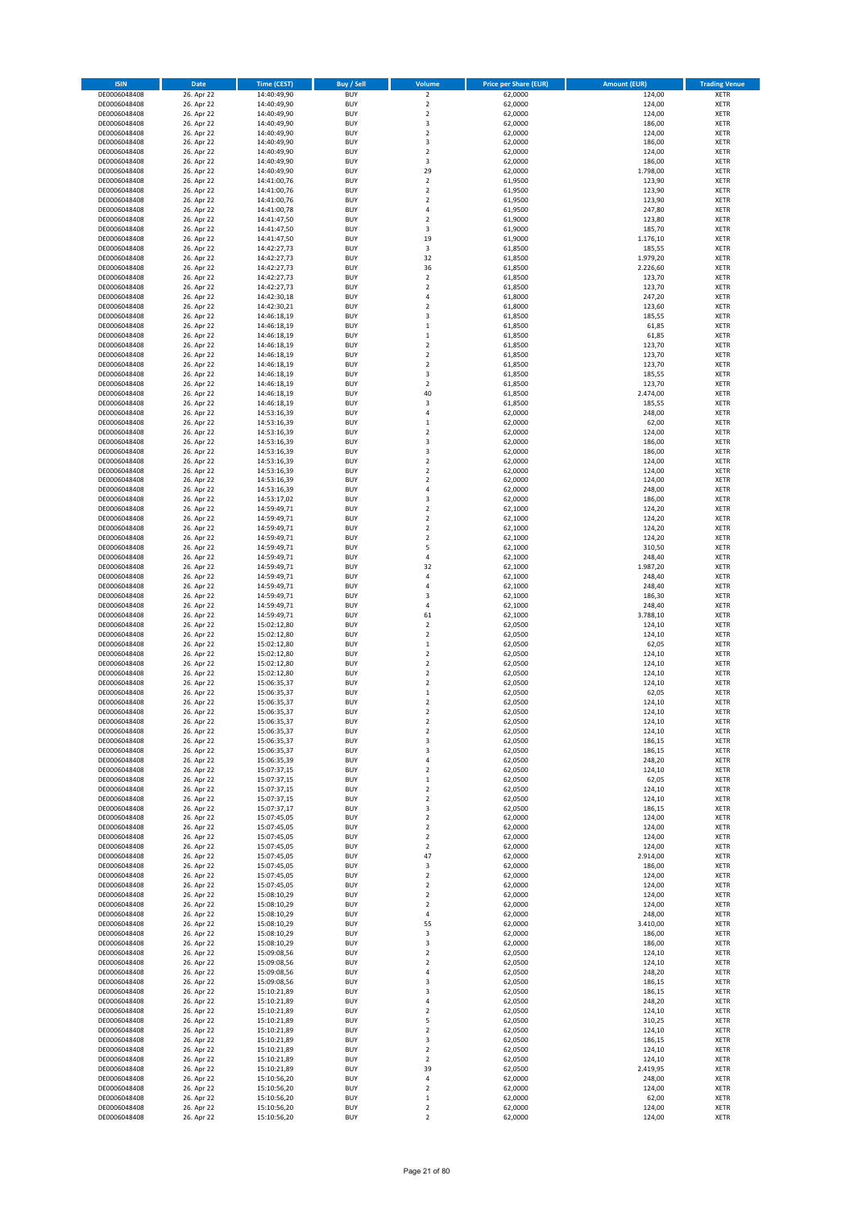| ISIN | Date | Time (CEST) | Buy / Sell | Volume | Price per Share (EUR) | Amount (EUR) | Trading Venue |
|---|---|---|---|---|---|---|---|
| DE0006048408 | 26. Apr 22 | 14:40:49,90 | BUY | 2 | 62,0000 | 124,00 | XETR |
| DE0006048408 | 26. Apr 22 | 14:40:49,90 | BUY | 2 | 62,0000 | 124,00 | XETR |
| DE0006048408 | 26. Apr 22 | 14:40:49,90 | BUY | 2 | 62,0000 | 124,00 | XETR |
| DE0006048408 | 26. Apr 22 | 14:40:49,90 | BUY | 3 | 62,0000 | 186,00 | XETR |
| DE0006048408 | 26. Apr 22 | 14:40:49,90 | BUY | 2 | 62,0000 | 124,00 | XETR |
| DE0006048408 | 26. Apr 22 | 14:40:49,90 | BUY | 3 | 62,0000 | 186,00 | XETR |
| DE0006048408 | 26. Apr 22 | 14:40:49,90 | BUY | 2 | 62,0000 | 124,00 | XETR |
| DE0006048408 | 26. Apr 22 | 14:40:49,90 | BUY | 3 | 62,0000 | 186,00 | XETR |
| DE0006048408 | 26. Apr 22 | 14:40:49,90 | BUY | 29 | 62,0000 | 1.798,00 | XETR |
| DE0006048408 | 26. Apr 22 | 14:41:00,76 | BUY | 2 | 61,9500 | 123,90 | XETR |
| DE0006048408 | 26. Apr 22 | 14:41:00,76 | BUY | 2 | 61,9500 | 123,90 | XETR |
| DE0006048408 | 26. Apr 22 | 14:41:00,76 | BUY | 2 | 61,9500 | 123,90 | XETR |
| DE0006048408 | 26. Apr 22 | 14:41:00,78 | BUY | 4 | 61,9500 | 247,80 | XETR |
| DE0006048408 | 26. Apr 22 | 14:41:47,50 | BUY | 2 | 61,9000 | 123,80 | XETR |
| DE0006048408 | 26. Apr 22 | 14:41:47,50 | BUY | 3 | 61,9000 | 185,70 | XETR |
| DE0006048408 | 26. Apr 22 | 14:41:47,50 | BUY | 19 | 61,9000 | 1.176,10 | XETR |
| DE0006048408 | 26. Apr 22 | 14:42:27,73 | BUY | 3 | 61,8500 | 185,55 | XETR |
| DE0006048408 | 26. Apr 22 | 14:42:27,73 | BUY | 32 | 61,8500 | 1.979,20 | XETR |
| DE0006048408 | 26. Apr 22 | 14:42:27,73 | BUY | 36 | 61,8500 | 2.226,60 | XETR |
| DE0006048408 | 26. Apr 22 | 14:42:27,73 | BUY | 2 | 61,8500 | 123,70 | XETR |
| DE0006048408 | 26. Apr 22 | 14:42:27,73 | BUY | 2 | 61,8500 | 123,70 | XETR |
| DE0006048408 | 26. Apr 22 | 14:42:30,18 | BUY | 4 | 61,8000 | 247,20 | XETR |
| DE0006048408 | 26. Apr 22 | 14:42:30,21 | BUY | 2 | 61,8000 | 123,60 | XETR |
| DE0006048408 | 26. Apr 22 | 14:46:18,19 | BUY | 3 | 61,8500 | 185,55 | XETR |
| DE0006048408 | 26. Apr 22 | 14:46:18,19 | BUY | 1 | 61,8500 | 61,85 | XETR |
| DE0006048408 | 26. Apr 22 | 14:46:18,19 | BUY | 1 | 61,8500 | 61,85 | XETR |
| DE0006048408 | 26. Apr 22 | 14:46:18,19 | BUY | 2 | 61,8500 | 123,70 | XETR |
| DE0006048408 | 26. Apr 22 | 14:46:18,19 | BUY | 2 | 61,8500 | 123,70 | XETR |
| DE0006048408 | 26. Apr 22 | 14:46:18,19 | BUY | 2 | 61,8500 | 123,70 | XETR |
| DE0006048408 | 26. Apr 22 | 14:46:18,19 | BUY | 3 | 61,8500 | 185,55 | XETR |
| DE0006048408 | 26. Apr 22 | 14:46:18,19 | BUY | 2 | 61,8500 | 123,70 | XETR |
| DE0006048408 | 26. Apr 22 | 14:46:18,19 | BUY | 40 | 61,8500 | 2.474,00 | XETR |
| DE0006048408 | 26. Apr 22 | 14:46:18,19 | BUY | 3 | 61,8500 | 185,55 | XETR |
| DE0006048408 | 26. Apr 22 | 14:53:16,39 | BUY | 4 | 62,0000 | 248,00 | XETR |
| DE0006048408 | 26. Apr 22 | 14:53:16,39 | BUY | 1 | 62,0000 | 62,00 | XETR |
| DE0006048408 | 26. Apr 22 | 14:53:16,39 | BUY | 2 | 62,0000 | 124,00 | XETR |
| DE0006048408 | 26. Apr 22 | 14:53:16,39 | BUY | 3 | 62,0000 | 186,00 | XETR |
| DE0006048408 | 26. Apr 22 | 14:53:16,39 | BUY | 3 | 62,0000 | 186,00 | XETR |
| DE0006048408 | 26. Apr 22 | 14:53:16,39 | BUY | 2 | 62,0000 | 124,00 | XETR |
| DE0006048408 | 26. Apr 22 | 14:53:16,39 | BUY | 2 | 62,0000 | 124,00 | XETR |
| DE0006048408 | 26. Apr 22 | 14:53:16,39 | BUY | 2 | 62,0000 | 124,00 | XETR |
| DE0006048408 | 26. Apr 22 | 14:53:16,39 | BUY | 4 | 62,0000 | 248,00 | XETR |
| DE0006048408 | 26. Apr 22 | 14:53:17,02 | BUY | 3 | 62,0000 | 186,00 | XETR |
| DE0006048408 | 26. Apr 22 | 14:59:49,71 | BUY | 2 | 62,1000 | 124,20 | XETR |
| DE0006048408 | 26. Apr 22 | 14:59:49,71 | BUY | 2 | 62,1000 | 124,20 | XETR |
| DE0006048408 | 26. Apr 22 | 14:59:49,71 | BUY | 2 | 62,1000 | 124,20 | XETR |
| DE0006048408 | 26. Apr 22 | 14:59:49,71 | BUY | 2 | 62,1000 | 124,20 | XETR |
| DE0006048408 | 26. Apr 22 | 14:59:49,71 | BUY | 5 | 62,1000 | 310,50 | XETR |
| DE0006048408 | 26. Apr 22 | 14:59:49,71 | BUY | 4 | 62,1000 | 248,40 | XETR |
| DE0006048408 | 26. Apr 22 | 14:59:49,71 | BUY | 32 | 62,1000 | 1.987,20 | XETR |
| DE0006048408 | 26. Apr 22 | 14:59:49,71 | BUY | 4 | 62,1000 | 248,40 | XETR |
| DE0006048408 | 26. Apr 22 | 14:59:49,71 | BUY | 4 | 62,1000 | 248,40 | XETR |
| DE0006048408 | 26. Apr 22 | 14:59:49,71 | BUY | 3 | 62,1000 | 186,30 | XETR |
| DE0006048408 | 26. Apr 22 | 14:59:49,71 | BUY | 4 | 62,1000 | 248,40 | XETR |
| DE0006048408 | 26. Apr 22 | 14:59:49,71 | BUY | 61 | 62,1000 | 3.788,10 | XETR |
| DE0006048408 | 26. Apr 22 | 15:02:12,80 | BUY | 2 | 62,0500 | 124,10 | XETR |
| DE0006048408 | 26. Apr 22 | 15:02:12,80 | BUY | 2 | 62,0500 | 124,10 | XETR |
| DE0006048408 | 26. Apr 22 | 15:02:12,80 | BUY | 1 | 62,0500 | 62,05 | XETR |
| DE0006048408 | 26. Apr 22 | 15:02:12,80 | BUY | 2 | 62,0500 | 124,10 | XETR |
| DE0006048408 | 26. Apr 22 | 15:02:12,80 | BUY | 2 | 62,0500 | 124,10 | XETR |
| DE0006048408 | 26. Apr 22 | 15:02:12,80 | BUY | 2 | 62,0500 | 124,10 | XETR |
| DE0006048408 | 26. Apr 22 | 15:06:35,37 | BUY | 2 | 62,0500 | 124,10 | XETR |
| DE0006048408 | 26. Apr 22 | 15:06:35,37 | BUY | 1 | 62,0500 | 62,05 | XETR |
| DE0006048408 | 26. Apr 22 | 15:06:35,37 | BUY | 2 | 62,0500 | 124,10 | XETR |
| DE0006048408 | 26. Apr 22 | 15:06:35,37 | BUY | 2 | 62,0500 | 124,10 | XETR |
| DE0006048408 | 26. Apr 22 | 15:06:35,37 | BUY | 2 | 62,0500 | 124,10 | XETR |
| DE0006048408 | 26. Apr 22 | 15:06:35,37 | BUY | 2 | 62,0500 | 124,10 | XETR |
| DE0006048408 | 26. Apr 22 | 15:06:35,37 | BUY | 3 | 62,0500 | 186,15 | XETR |
| DE0006048408 | 26. Apr 22 | 15:06:35,37 | BUY | 3 | 62,0500 | 186,15 | XETR |
| DE0006048408 | 26. Apr 22 | 15:06:35,39 | BUY | 4 | 62,0500 | 248,20 | XETR |
| DE0006048408 | 26. Apr 22 | 15:07:37,15 | BUY | 2 | 62,0500 | 124,10 | XETR |
| DE0006048408 | 26. Apr 22 | 15:07:37,15 | BUY | 1 | 62,0500 | 62,05 | XETR |
| DE0006048408 | 26. Apr 22 | 15:07:37,15 | BUY | 2 | 62,0500 | 124,10 | XETR |
| DE0006048408 | 26. Apr 22 | 15:07:37,15 | BUY | 2 | 62,0500 | 124,10 | XETR |
| DE0006048408 | 26. Apr 22 | 15:07:37,17 | BUY | 3 | 62,0500 | 186,15 | XETR |
| DE0006048408 | 26. Apr 22 | 15:07:45,05 | BUY | 2 | 62,0000 | 124,00 | XETR |
| DE0006048408 | 26. Apr 22 | 15:07:45,05 | BUY | 2 | 62,0000 | 124,00 | XETR |
| DE0006048408 | 26. Apr 22 | 15:07:45,05 | BUY | 2 | 62,0000 | 124,00 | XETR |
| DE0006048408 | 26. Apr 22 | 15:07:45,05 | BUY | 2 | 62,0000 | 124,00 | XETR |
| DE0006048408 | 26. Apr 22 | 15:07:45,05 | BUY | 47 | 62,0000 | 2.914,00 | XETR |
| DE0006048408 | 26. Apr 22 | 15:07:45,05 | BUY | 3 | 62,0000 | 186,00 | XETR |
| DE0006048408 | 26. Apr 22 | 15:07:45,05 | BUY | 2 | 62,0000 | 124,00 | XETR |
| DE0006048408 | 26. Apr 22 | 15:07:45,05 | BUY | 2 | 62,0000 | 124,00 | XETR |
| DE0006048408 | 26. Apr 22 | 15:08:10,29 | BUY | 2 | 62,0000 | 124,00 | XETR |
| DE0006048408 | 26. Apr 22 | 15:08:10,29 | BUY | 2 | 62,0000 | 124,00 | XETR |
| DE0006048408 | 26. Apr 22 | 15:08:10,29 | BUY | 4 | 62,0000 | 248,00 | XETR |
| DE0006048408 | 26. Apr 22 | 15:08:10,29 | BUY | 55 | 62,0000 | 3.410,00 | XETR |
| DE0006048408 | 26. Apr 22 | 15:08:10,29 | BUY | 3 | 62,0000 | 186,00 | XETR |
| DE0006048408 | 26. Apr 22 | 15:08:10,29 | BUY | 3 | 62,0000 | 186,00 | XETR |
| DE0006048408 | 26. Apr 22 | 15:09:08,56 | BUY | 2 | 62,0500 | 124,10 | XETR |
| DE0006048408 | 26. Apr 22 | 15:09:08,56 | BUY | 2 | 62,0500 | 124,10 | XETR |
| DE0006048408 | 26. Apr 22 | 15:09:08,56 | BUY | 4 | 62,0500 | 248,20 | XETR |
| DE0006048408 | 26. Apr 22 | 15:09:08,56 | BUY | 3 | 62,0500 | 186,15 | XETR |
| DE0006048408 | 26. Apr 22 | 15:10:21,89 | BUY | 3 | 62,0500 | 186,15 | XETR |
| DE0006048408 | 26. Apr 22 | 15:10:21,89 | BUY | 4 | 62,0500 | 248,20 | XETR |
| DE0006048408 | 26. Apr 22 | 15:10:21,89 | BUY | 2 | 62,0500 | 124,10 | XETR |
| DE0006048408 | 26. Apr 22 | 15:10:21,89 | BUY | 5 | 62,0500 | 310,25 | XETR |
| DE0006048408 | 26. Apr 22 | 15:10:21,89 | BUY | 2 | 62,0500 | 124,10 | XETR |
| DE0006048408 | 26. Apr 22 | 15:10:21,89 | BUY | 3 | 62,0500 | 186,15 | XETR |
| DE0006048408 | 26. Apr 22 | 15:10:21,89 | BUY | 2 | 62,0500 | 124,10 | XETR |
| DE0006048408 | 26. Apr 22 | 15:10:21,89 | BUY | 2 | 62,0500 | 124,10 | XETR |
| DE0006048408 | 26. Apr 22 | 15:10:21,89 | BUY | 39 | 62,0500 | 2.419,95 | XETR |
| DE0006048408 | 26. Apr 22 | 15:10:56,20 | BUY | 4 | 62,0000 | 248,00 | XETR |
| DE0006048408 | 26. Apr 22 | 15:10:56,20 | BUY | 2 | 62,0000 | 124,00 | XETR |
| DE0006048408 | 26. Apr 22 | 15:10:56,20 | BUY | 1 | 62,0000 | 62,00 | XETR |
| DE0006048408 | 26. Apr 22 | 15:10:56,20 | BUY | 2 | 62,0000 | 124,00 | XETR |
| DE0006048408 | 26. Apr 22 | 15:10:56,20 | BUY | 2 | 62,0000 | 124,00 | XETR |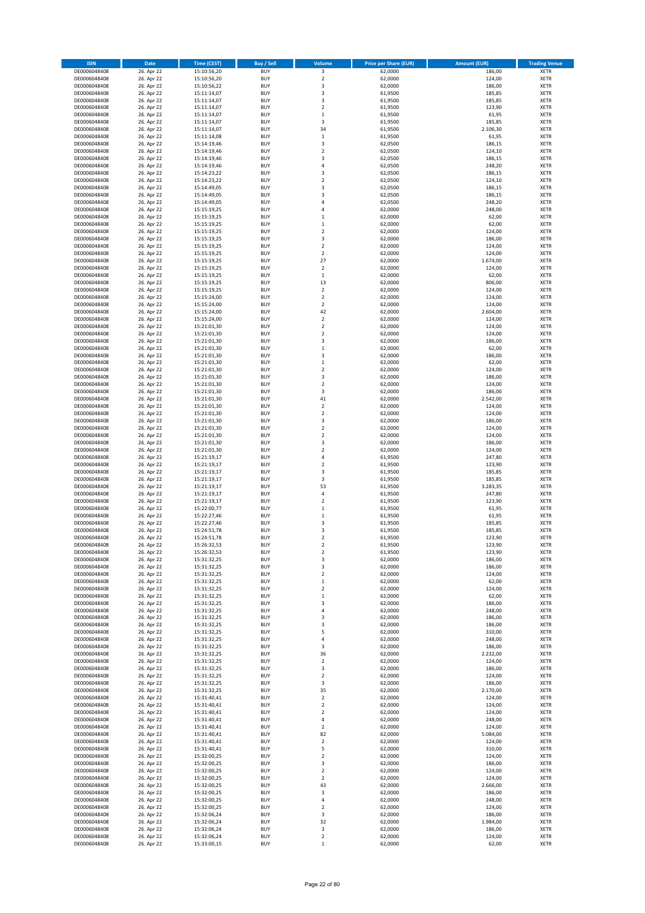| ISIN | Date | Time (CEST) | Buy / Sell | Volume | Price per Share (EUR) | Amount (EUR) | Trading Venue |
|---|---|---|---|---|---|---|---|
| DE0006048408 | 26. Apr 22 | 15:10:56,20 | BUY | 3 | 62,0000 | 186,00 | XETR |
| DE0006048408 | 26. Apr 22 | 15:10:56,20 | BUY | 2 | 62,0000 | 124,00 | XETR |
| DE0006048408 | 26. Apr 22 | 15:10:56,22 | BUY | 3 | 62,0000 | 186,00 | XETR |
| DE0006048408 | 26. Apr 22 | 15:11:14,07 | BUY | 3 | 61,9500 | 185,85 | XETR |
| DE0006048408 | 26. Apr 22 | 15:11:14,07 | BUY | 3 | 61,9500 | 185,85 | XETR |
| DE0006048408 | 26. Apr 22 | 15:11:14,07 | BUY | 2 | 61,9500 | 123,90 | XETR |
| DE0006048408 | 26. Apr 22 | 15:11:14,07 | BUY | 1 | 61,9500 | 61,95 | XETR |
| DE0006048408 | 26. Apr 22 | 15:11:14,07 | BUY | 3 | 61,9500 | 185,85 | XETR |
| DE0006048408 | 26. Apr 22 | 15:11:14,07 | BUY | 34 | 61,9500 | 2.106,30 | XETR |
| DE0006048408 | 26. Apr 22 | 15:11:14,08 | BUY | 1 | 61,9500 | 61,95 | XETR |
| DE0006048408 | 26. Apr 22 | 15:14:19,46 | BUY | 3 | 62,0500 | 186,15 | XETR |
| DE0006048408 | 26. Apr 22 | 15:14:19,46 | BUY | 2 | 62,0500 | 124,10 | XETR |
| DE0006048408 | 26. Apr 22 | 15:14:19,46 | BUY | 3 | 62,0500 | 186,15 | XETR |
| DE0006048408 | 26. Apr 22 | 15:14:19,46 | BUY | 4 | 62,0500 | 248,20 | XETR |
| DE0006048408 | 26. Apr 22 | 15:14:23,22 | BUY | 3 | 62,0500 | 186,15 | XETR |
| DE0006048408 | 26. Apr 22 | 15:14:23,22 | BUY | 2 | 62,0500 | 124,10 | XETR |
| DE0006048408 | 26. Apr 22 | 15:14:49,05 | BUY | 3 | 62,0500 | 186,15 | XETR |
| DE0006048408 | 26. Apr 22 | 15:14:49,05 | BUY | 3 | 62,0500 | 186,15 | XETR |
| DE0006048408 | 26. Apr 22 | 15:14:49,05 | BUY | 4 | 62,0500 | 248,20 | XETR |
| DE0006048408 | 26. Apr 22 | 15:15:19,25 | BUY | 4 | 62,0000 | 248,00 | XETR |
| DE0006048408 | 26. Apr 22 | 15:15:19,25 | BUY | 1 | 62,0000 | 62,00 | XETR |
| DE0006048408 | 26. Apr 22 | 15:15:19,25 | BUY | 1 | 62,0000 | 62,00 | XETR |
| DE0006048408 | 26. Apr 22 | 15:15:19,25 | BUY | 2 | 62,0000 | 124,00 | XETR |
| DE0006048408 | 26. Apr 22 | 15:15:19,25 | BUY | 3 | 62,0000 | 186,00 | XETR |
| DE0006048408 | 26. Apr 22 | 15:15:19,25 | BUY | 2 | 62,0000 | 124,00 | XETR |
| DE0006048408 | 26. Apr 22 | 15:15:19,25 | BUY | 2 | 62,0000 | 124,00 | XETR |
| DE0006048408 | 26. Apr 22 | 15:15:19,25 | BUY | 27 | 62,0000 | 1.674,00 | XETR |
| DE0006048408 | 26. Apr 22 | 15:15:19,25 | BUY | 2 | 62,0000 | 124,00 | XETR |
| DE0006048408 | 26. Apr 22 | 15:15:19,25 | BUY | 1 | 62,0000 | 62,00 | XETR |
| DE0006048408 | 26. Apr 22 | 15:15:19,25 | BUY | 13 | 62,0000 | 806,00 | XETR |
| DE0006048408 | 26. Apr 22 | 15:15:19,25 | BUY | 2 | 62,0000 | 124,00 | XETR |
| DE0006048408 | 26. Apr 22 | 15:15:24,00 | BUY | 2 | 62,0000 | 124,00 | XETR |
| DE0006048408 | 26. Apr 22 | 15:15:24,00 | BUY | 2 | 62,0000 | 124,00 | XETR |
| DE0006048408 | 26. Apr 22 | 15:15:24,00 | BUY | 42 | 62,0000 | 2.604,00 | XETR |
| DE0006048408 | 26. Apr 22 | 15:15:24,00 | BUY | 2 | 62,0000 | 124,00 | XETR |
| DE0006048408 | 26. Apr 22 | 15:21:01,30 | BUY | 2 | 62,0000 | 124,00 | XETR |
| DE0006048408 | 26. Apr 22 | 15:21:01,30 | BUY | 2 | 62,0000 | 124,00 | XETR |
| DE0006048408 | 26. Apr 22 | 15:21:01,30 | BUY | 3 | 62,0000 | 186,00 | XETR |
| DE0006048408 | 26. Apr 22 | 15:21:01,30 | BUY | 1 | 62,0000 | 62,00 | XETR |
| DE0006048408 | 26. Apr 22 | 15:21:01,30 | BUY | 3 | 62,0000 | 186,00 | XETR |
| DE0006048408 | 26. Apr 22 | 15:21:01,30 | BUY | 1 | 62,0000 | 62,00 | XETR |
| DE0006048408 | 26. Apr 22 | 15:21:01,30 | BUY | 2 | 62,0000 | 124,00 | XETR |
| DE0006048408 | 26. Apr 22 | 15:21:01,30 | BUY | 3 | 62,0000 | 186,00 | XETR |
| DE0006048408 | 26. Apr 22 | 15:21:01,30 | BUY | 2 | 62,0000 | 124,00 | XETR |
| DE0006048408 | 26. Apr 22 | 15:21:01,30 | BUY | 3 | 62,0000 | 186,00 | XETR |
| DE0006048408 | 26. Apr 22 | 15:21:01,30 | BUY | 41 | 62,0000 | 2.542,00 | XETR |
| DE0006048408 | 26. Apr 22 | 15:21:01,30 | BUY | 2 | 62,0000 | 124,00 | XETR |
| DE0006048408 | 26. Apr 22 | 15:21:01,30 | BUY | 2 | 62,0000 | 124,00 | XETR |
| DE0006048408 | 26. Apr 22 | 15:21:01,30 | BUY | 3 | 62,0000 | 186,00 | XETR |
| DE0006048408 | 26. Apr 22 | 15:21:01,30 | BUY | 2 | 62,0000 | 124,00 | XETR |
| DE0006048408 | 26. Apr 22 | 15:21:01,30 | BUY | 2 | 62,0000 | 124,00 | XETR |
| DE0006048408 | 26. Apr 22 | 15:21:01,30 | BUY | 3 | 62,0000 | 186,00 | XETR |
| DE0006048408 | 26. Apr 22 | 15:21:01,30 | BUY | 2 | 62,0000 | 124,00 | XETR |
| DE0006048408 | 26. Apr 22 | 15:21:19,17 | BUY | 4 | 61,9500 | 247,80 | XETR |
| DE0006048408 | 26. Apr 22 | 15:21:19,17 | BUY | 2 | 61,9500 | 123,90 | XETR |
| DE0006048408 | 26. Apr 22 | 15:21:19,17 | BUY | 3 | 61,9500 | 185,85 | XETR |
| DE0006048408 | 26. Apr 22 | 15:21:19,17 | BUY | 3 | 61,9500 | 185,85 | XETR |
| DE0006048408 | 26. Apr 22 | 15:21:19,17 | BUY | 53 | 61,9500 | 3.283,35 | XETR |
| DE0006048408 | 26. Apr 22 | 15:21:19,17 | BUY | 4 | 61,9500 | 247,80 | XETR |
| DE0006048408 | 26. Apr 22 | 15:21:19,17 | BUY | 2 | 61,9500 | 123,90 | XETR |
| DE0006048408 | 26. Apr 22 | 15:22:00,77 | BUY | 1 | 61,9500 | 61,95 | XETR |
| DE0006048408 | 26. Apr 22 | 15:22:27,46 | BUY | 1 | 61,9500 | 61,95 | XETR |
| DE0006048408 | 26. Apr 22 | 15:22:27,46 | BUY | 3 | 61,9500 | 185,85 | XETR |
| DE0006048408 | 26. Apr 22 | 15:24:51,78 | BUY | 3 | 61,9500 | 185,85 | XETR |
| DE0006048408 | 26. Apr 22 | 15:24:51,78 | BUY | 2 | 61,9500 | 123,90 | XETR |
| DE0006048408 | 26. Apr 22 | 15:26:32,53 | BUY | 2 | 61,9500 | 123,90 | XETR |
| DE0006048408 | 26. Apr 22 | 15:26:32,53 | BUY | 2 | 61,9500 | 123,90 | XETR |
| DE0006048408 | 26. Apr 22 | 15:31:32,25 | BUY | 3 | 62,0000 | 186,00 | XETR |
| DE0006048408 | 26. Apr 22 | 15:31:32,25 | BUY | 3 | 62,0000 | 186,00 | XETR |
| DE0006048408 | 26. Apr 22 | 15:31:32,25 | BUY | 2 | 62,0000 | 124,00 | XETR |
| DE0006048408 | 26. Apr 22 | 15:31:32,25 | BUY | 1 | 62,0000 | 62,00 | XETR |
| DE0006048408 | 26. Apr 22 | 15:31:32,25 | BUY | 2 | 62,0000 | 124,00 | XETR |
| DE0006048408 | 26. Apr 22 | 15:31:32,25 | BUY | 1 | 62,0000 | 62,00 | XETR |
| DE0006048408 | 26. Apr 22 | 15:31:32,25 | BUY | 3 | 62,0000 | 186,00 | XETR |
| DE0006048408 | 26. Apr 22 | 15:31:32,25 | BUY | 4 | 62,0000 | 248,00 | XETR |
| DE0006048408 | 26. Apr 22 | 15:31:32,25 | BUY | 3 | 62,0000 | 186,00 | XETR |
| DE0006048408 | 26. Apr 22 | 15:31:32,25 | BUY | 3 | 62,0000 | 186,00 | XETR |
| DE0006048408 | 26. Apr 22 | 15:31:32,25 | BUY | 5 | 62,0000 | 310,00 | XETR |
| DE0006048408 | 26. Apr 22 | 15:31:32,25 | BUY | 4 | 62,0000 | 248,00 | XETR |
| DE0006048408 | 26. Apr 22 | 15:31:32,25 | BUY | 3 | 62,0000 | 186,00 | XETR |
| DE0006048408 | 26. Apr 22 | 15:31:32,25 | BUY | 36 | 62,0000 | 2.232,00 | XETR |
| DE0006048408 | 26. Apr 22 | 15:31:32,25 | BUY | 2 | 62,0000 | 124,00 | XETR |
| DE0006048408 | 26. Apr 22 | 15:31:32,25 | BUY | 3 | 62,0000 | 186,00 | XETR |
| DE0006048408 | 26. Apr 22 | 15:31:32,25 | BUY | 2 | 62,0000 | 124,00 | XETR |
| DE0006048408 | 26. Apr 22 | 15:31:32,25 | BUY | 3 | 62,0000 | 186,00 | XETR |
| DE0006048408 | 26. Apr 22 | 15:31:32,25 | BUY | 35 | 62,0000 | 2.170,00 | XETR |
| DE0006048408 | 26. Apr 22 | 15:31:40,41 | BUY | 2 | 62,0000 | 124,00 | XETR |
| DE0006048408 | 26. Apr 22 | 15:31:40,41 | BUY | 2 | 62,0000 | 124,00 | XETR |
| DE0006048408 | 26. Apr 22 | 15:31:40,41 | BUY | 2 | 62,0000 | 124,00 | XETR |
| DE0006048408 | 26. Apr 22 | 15:31:40,41 | BUY | 4 | 62,0000 | 248,00 | XETR |
| DE0006048408 | 26. Apr 22 | 15:31:40,41 | BUY | 2 | 62,0000 | 124,00 | XETR |
| DE0006048408 | 26. Apr 22 | 15:31:40,41 | BUY | 82 | 62,0000 | 5.084,00 | XETR |
| DE0006048408 | 26. Apr 22 | 15:31:40,41 | BUY | 2 | 62,0000 | 124,00 | XETR |
| DE0006048408 | 26. Apr 22 | 15:31:40,41 | BUY | 5 | 62,0000 | 310,00 | XETR |
| DE0006048408 | 26. Apr 22 | 15:32:00,25 | BUY | 2 | 62,0000 | 124,00 | XETR |
| DE0006048408 | 26. Apr 22 | 15:32:00,25 | BUY | 3 | 62,0000 | 186,00 | XETR |
| DE0006048408 | 26. Apr 22 | 15:32:00,25 | BUY | 2 | 62,0000 | 124,00 | XETR |
| DE0006048408 | 26. Apr 22 | 15:32:00,25 | BUY | 2 | 62,0000 | 124,00 | XETR |
| DE0006048408 | 26. Apr 22 | 15:32:00,25 | BUY | 43 | 62,0000 | 2.666,00 | XETR |
| DE0006048408 | 26. Apr 22 | 15:32:00,25 | BUY | 3 | 62,0000 | 186,00 | XETR |
| DE0006048408 | 26. Apr 22 | 15:32:00,25 | BUY | 4 | 62,0000 | 248,00 | XETR |
| DE0006048408 | 26. Apr 22 | 15:32:00,25 | BUY | 2 | 62,0000 | 124,00 | XETR |
| DE0006048408 | 26. Apr 22 | 15:32:06,24 | BUY | 3 | 62,0000 | 186,00 | XETR |
| DE0006048408 | 26. Apr 22 | 15:32:06,24 | BUY | 32 | 62,0000 | 1.984,00 | XETR |
| DE0006048408 | 26. Apr 22 | 15:32:06,24 | BUY | 3 | 62,0000 | 186,00 | XETR |
| DE0006048408 | 26. Apr 22 | 15:32:06,24 | BUY | 2 | 62,0000 | 124,00 | XETR |
| DE0006048408 | 26. Apr 22 | 15:33:00,15 | BUY | 1 | 62,0000 | 62,00 | XETR |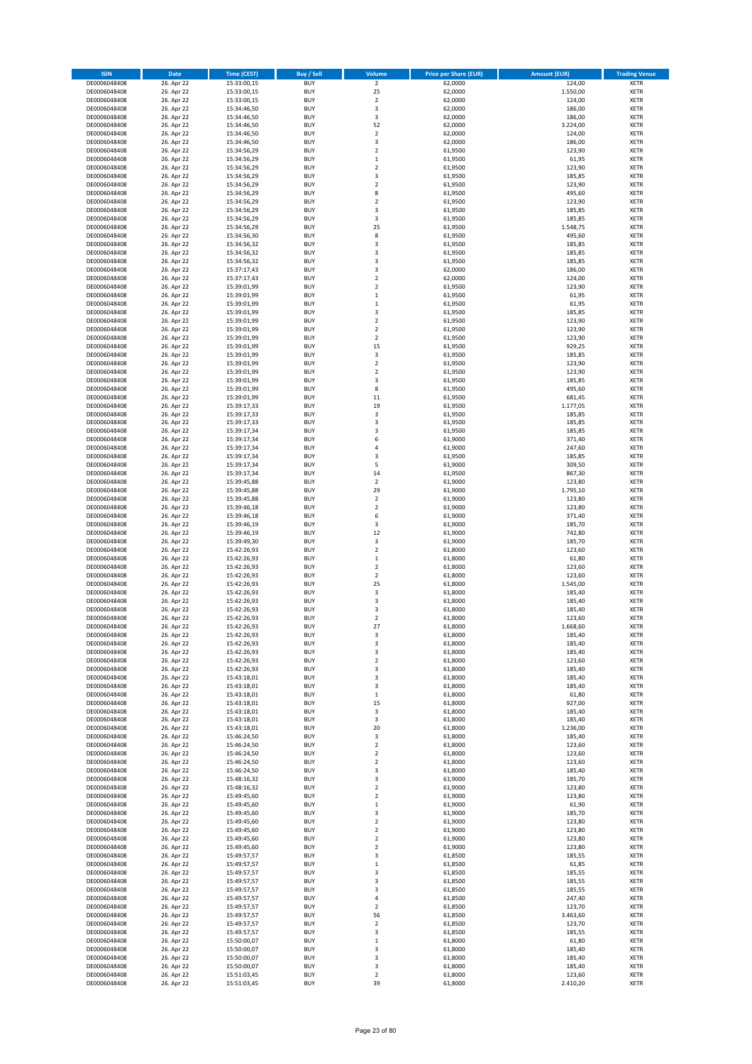| ISIN | Date | Time (CEST) | Buy / Sell | Volume | Price per Share (EUR) | Amount (EUR) | Trading Venue |
|---|---|---|---|---|---|---|---|
| DE0006048408 | 26. Apr 22 | 15:33:00,15 | BUY | 2 | 62,0000 | 124,00 | XETR |
| DE0006048408 | 26. Apr 22 | 15:33:00,15 | BUY | 25 | 62,0000 | 1.550,00 | XETR |
| DE0006048408 | 26. Apr 22 | 15:33:00,15 | BUY | 2 | 62,0000 | 124,00 | XETR |
| DE0006048408 | 26. Apr 22 | 15:34:46,50 | BUY | 3 | 62,0000 | 186,00 | XETR |
| DE0006048408 | 26. Apr 22 | 15:34:46,50 | BUY | 3 | 62,0000 | 186,00 | XETR |
| DE0006048408 | 26. Apr 22 | 15:34:46,50 | BUY | 52 | 62,0000 | 3.224,00 | XETR |
| DE0006048408 | 26. Apr 22 | 15:34:46,50 | BUY | 2 | 62,0000 | 124,00 | XETR |
| DE0006048408 | 26. Apr 22 | 15:34:46,50 | BUY | 3 | 62,0000 | 186,00 | XETR |
| DE0006048408 | 26. Apr 22 | 15:34:56,29 | BUY | 2 | 61,9500 | 123,90 | XETR |
| DE0006048408 | 26. Apr 22 | 15:34:56,29 | BUY | 1 | 61,9500 | 61,95 | XETR |
| DE0006048408 | 26. Apr 22 | 15:34:56,29 | BUY | 2 | 61,9500 | 123,90 | XETR |
| DE0006048408 | 26. Apr 22 | 15:34:56,29 | BUY | 3 | 61,9500 | 185,85 | XETR |
| DE0006048408 | 26. Apr 22 | 15:34:56,29 | BUY | 2 | 61,9500 | 123,90 | XETR |
| DE0006048408 | 26. Apr 22 | 15:34:56,29 | BUY | 8 | 61,9500 | 495,60 | XETR |
| DE0006048408 | 26. Apr 22 | 15:34:56,29 | BUY | 2 | 61,9500 | 123,90 | XETR |
| DE0006048408 | 26. Apr 22 | 15:34:56,29 | BUY | 3 | 61,9500 | 185,85 | XETR |
| DE0006048408 | 26. Apr 22 | 15:34:56,29 | BUY | 3 | 61,9500 | 185,85 | XETR |
| DE0006048408 | 26. Apr 22 | 15:34:56,29 | BUY | 25 | 61,9500 | 1.548,75 | XETR |
| DE0006048408 | 26. Apr 22 | 15:34:56,30 | BUY | 8 | 61,9500 | 495,60 | XETR |
| DE0006048408 | 26. Apr 22 | 15:34:56,32 | BUY | 3 | 61,9500 | 185,85 | XETR |
| DE0006048408 | 26. Apr 22 | 15:34:56,32 | BUY | 3 | 61,9500 | 185,85 | XETR |
| DE0006048408 | 26. Apr 22 | 15:34:56,32 | BUY | 3 | 61,9500 | 185,85 | XETR |
| DE0006048408 | 26. Apr 22 | 15:37:17,43 | BUY | 3 | 62,0000 | 186,00 | XETR |
| DE0006048408 | 26. Apr 22 | 15:37:17,43 | BUY | 2 | 62,0000 | 124,00 | XETR |
| DE0006048408 | 26. Apr 22 | 15:39:01,99 | BUY | 2 | 61,9500 | 123,90 | XETR |
| DE0006048408 | 26. Apr 22 | 15:39:01,99 | BUY | 1 | 61,9500 | 61,95 | XETR |
| DE0006048408 | 26. Apr 22 | 15:39:01,99 | BUY | 1 | 61,9500 | 61,95 | XETR |
| DE0006048408 | 26. Apr 22 | 15:39:01,99 | BUY | 3 | 61,9500 | 185,85 | XETR |
| DE0006048408 | 26. Apr 22 | 15:39:01,99 | BUY | 2 | 61,9500 | 123,90 | XETR |
| DE0006048408 | 26. Apr 22 | 15:39:01,99 | BUY | 2 | 61,9500 | 123,90 | XETR |
| DE0006048408 | 26. Apr 22 | 15:39:01,99 | BUY | 2 | 61,9500 | 123,90 | XETR |
| DE0006048408 | 26. Apr 22 | 15:39:01,99 | BUY | 15 | 61,9500 | 929,25 | XETR |
| DE0006048408 | 26. Apr 22 | 15:39:01,99 | BUY | 3 | 61,9500 | 185,85 | XETR |
| DE0006048408 | 26. Apr 22 | 15:39:01,99 | BUY | 2 | 61,9500 | 123,90 | XETR |
| DE0006048408 | 26. Apr 22 | 15:39:01,99 | BUY | 2 | 61,9500 | 123,90 | XETR |
| DE0006048408 | 26. Apr 22 | 15:39:01,99 | BUY | 3 | 61,9500 | 185,85 | XETR |
| DE0006048408 | 26. Apr 22 | 15:39:01,99 | BUY | 8 | 61,9500 | 495,60 | XETR |
| DE0006048408 | 26. Apr 22 | 15:39:01,99 | BUY | 11 | 61,9500 | 681,45 | XETR |
| DE0006048408 | 26. Apr 22 | 15:39:17,33 | BUY | 19 | 61,9500 | 1.177,05 | XETR |
| DE0006048408 | 26. Apr 22 | 15:39:17,33 | BUY | 3 | 61,9500 | 185,85 | XETR |
| DE0006048408 | 26. Apr 22 | 15:39:17,33 | BUY | 3 | 61,9500 | 185,85 | XETR |
| DE0006048408 | 26. Apr 22 | 15:39:17,34 | BUY | 3 | 61,9500 | 185,85 | XETR |
| DE0006048408 | 26. Apr 22 | 15:39:17,34 | BUY | 6 | 61,9000 | 371,40 | XETR |
| DE0006048408 | 26. Apr 22 | 15:39:17,34 | BUY | 4 | 61,9000 | 247,60 | XETR |
| DE0006048408 | 26. Apr 22 | 15:39:17,34 | BUY | 3 | 61,9500 | 185,85 | XETR |
| DE0006048408 | 26. Apr 22 | 15:39:17,34 | BUY | 5 | 61,9000 | 309,50 | XETR |
| DE0006048408 | 26. Apr 22 | 15:39:17,34 | BUY | 14 | 61,9500 | 867,30 | XETR |
| DE0006048408 | 26. Apr 22 | 15:39:45,88 | BUY | 2 | 61,9000 | 123,80 | XETR |
| DE0006048408 | 26. Apr 22 | 15:39:45,88 | BUY | 29 | 61,9000 | 1.795,10 | XETR |
| DE0006048408 | 26. Apr 22 | 15:39:45,88 | BUY | 2 | 61,9000 | 123,80 | XETR |
| DE0006048408 | 26. Apr 22 | 15:39:46,18 | BUY | 2 | 61,9000 | 123,80 | XETR |
| DE0006048408 | 26. Apr 22 | 15:39:46,18 | BUY | 6 | 61,9000 | 371,40 | XETR |
| DE0006048408 | 26. Apr 22 | 15:39:46,19 | BUY | 3 | 61,9000 | 185,70 | XETR |
| DE0006048408 | 26. Apr 22 | 15:39:46,19 | BUY | 12 | 61,9000 | 742,80 | XETR |
| DE0006048408 | 26. Apr 22 | 15:39:49,30 | BUY | 3 | 61,9000 | 185,70 | XETR |
| DE0006048408 | 26. Apr 22 | 15:42:26,93 | BUY | 2 | 61,8000 | 123,60 | XETR |
| DE0006048408 | 26. Apr 22 | 15:42:26,93 | BUY | 1 | 61,8000 | 61,80 | XETR |
| DE0006048408 | 26. Apr 22 | 15:42:26,93 | BUY | 2 | 61,8000 | 123,60 | XETR |
| DE0006048408 | 26. Apr 22 | 15:42:26,93 | BUY | 2 | 61,8000 | 123,60 | XETR |
| DE0006048408 | 26. Apr 22 | 15:42:26,93 | BUY | 25 | 61,8000 | 1.545,00 | XETR |
| DE0006048408 | 26. Apr 22 | 15:42:26,93 | BUY | 3 | 61,8000 | 185,40 | XETR |
| DE0006048408 | 26. Apr 22 | 15:42:26,93 | BUY | 3 | 61,8000 | 185,40 | XETR |
| DE0006048408 | 26. Apr 22 | 15:42:26,93 | BUY | 3 | 61,8000 | 185,40 | XETR |
| DE0006048408 | 26. Apr 22 | 15:42:26,93 | BUY | 2 | 61,8000 | 123,60 | XETR |
| DE0006048408 | 26. Apr 22 | 15:42:26,93 | BUY | 27 | 61,8000 | 1.668,60 | XETR |
| DE0006048408 | 26. Apr 22 | 15:42:26,93 | BUY | 3 | 61,8000 | 185,40 | XETR |
| DE0006048408 | 26. Apr 22 | 15:42:26,93 | BUY | 3 | 61,8000 | 185,40 | XETR |
| DE0006048408 | 26. Apr 22 | 15:42:26,93 | BUY | 3 | 61,8000 | 185,40 | XETR |
| DE0006048408 | 26. Apr 22 | 15:42:26,93 | BUY | 2 | 61,8000 | 123,60 | XETR |
| DE0006048408 | 26. Apr 22 | 15:42:26,93 | BUY | 3 | 61,8000 | 185,40 | XETR |
| DE0006048408 | 26. Apr 22 | 15:43:18,01 | BUY | 3 | 61,8000 | 185,40 | XETR |
| DE0006048408 | 26. Apr 22 | 15:43:18,01 | BUY | 3 | 61,8000 | 185,40 | XETR |
| DE0006048408 | 26. Apr 22 | 15:43:18,01 | BUY | 1 | 61,8000 | 61,80 | XETR |
| DE0006048408 | 26. Apr 22 | 15:43:18,01 | BUY | 15 | 61,8000 | 927,00 | XETR |
| DE0006048408 | 26. Apr 22 | 15:43:18,01 | BUY | 3 | 61,8000 | 185,40 | XETR |
| DE0006048408 | 26. Apr 22 | 15:43:18,01 | BUY | 3 | 61,8000 | 185,40 | XETR |
| DE0006048408 | 26. Apr 22 | 15:43:18,01 | BUY | 20 | 61,8000 | 1.236,00 | XETR |
| DE0006048408 | 26. Apr 22 | 15:46:24,50 | BUY | 3 | 61,8000 | 185,40 | XETR |
| DE0006048408 | 26. Apr 22 | 15:46:24,50 | BUY | 2 | 61,8000 | 123,60 | XETR |
| DE0006048408 | 26. Apr 22 | 15:46:24,50 | BUY | 2 | 61,8000 | 123,60 | XETR |
| DE0006048408 | 26. Apr 22 | 15:46:24,50 | BUY | 2 | 61,8000 | 123,60 | XETR |
| DE0006048408 | 26. Apr 22 | 15:46:24,50 | BUY | 3 | 61,8000 | 185,40 | XETR |
| DE0006048408 | 26. Apr 22 | 15:48:16,32 | BUY | 3 | 61,9000 | 185,70 | XETR |
| DE0006048408 | 26. Apr 22 | 15:48:16,32 | BUY | 2 | 61,9000 | 123,80 | XETR |
| DE0006048408 | 26. Apr 22 | 15:49:45,60 | BUY | 2 | 61,9000 | 123,80 | XETR |
| DE0006048408 | 26. Apr 22 | 15:49:45,60 | BUY | 1 | 61,9000 | 61,90 | XETR |
| DE0006048408 | 26. Apr 22 | 15:49:45,60 | BUY | 3 | 61,9000 | 185,70 | XETR |
| DE0006048408 | 26. Apr 22 | 15:49:45,60 | BUY | 2 | 61,9000 | 123,80 | XETR |
| DE0006048408 | 26. Apr 22 | 15:49:45,60 | BUY | 2 | 61,9000 | 123,80 | XETR |
| DE0006048408 | 26. Apr 22 | 15:49:45,60 | BUY | 2 | 61,9000 | 123,80 | XETR |
| DE0006048408 | 26. Apr 22 | 15:49:45,60 | BUY | 2 | 61,9000 | 123,80 | XETR |
| DE0006048408 | 26. Apr 22 | 15:49:57,57 | BUY | 3 | 61,8500 | 185,55 | XETR |
| DE0006048408 | 26. Apr 22 | 15:49:57,57 | BUY | 1 | 61,8500 | 61,85 | XETR |
| DE0006048408 | 26. Apr 22 | 15:49:57,57 | BUY | 3 | 61,8500 | 185,55 | XETR |
| DE0006048408 | 26. Apr 22 | 15:49:57,57 | BUY | 3 | 61,8500 | 185,55 | XETR |
| DE0006048408 | 26. Apr 22 | 15:49:57,57 | BUY | 3 | 61,8500 | 185,55 | XETR |
| DE0006048408 | 26. Apr 22 | 15:49:57,57 | BUY | 4 | 61,8500 | 247,40 | XETR |
| DE0006048408 | 26. Apr 22 | 15:49:57,57 | BUY | 2 | 61,8500 | 123,70 | XETR |
| DE0006048408 | 26. Apr 22 | 15:49:57,57 | BUY | 56 | 61,8500 | 3.463,60 | XETR |
| DE0006048408 | 26. Apr 22 | 15:49:57,57 | BUY | 2 | 61,8500 | 123,70 | XETR |
| DE0006048408 | 26. Apr 22 | 15:49:57,57 | BUY | 3 | 61,8500 | 185,55 | XETR |
| DE0006048408 | 26. Apr 22 | 15:50:00,07 | BUY | 1 | 61,8000 | 61,80 | XETR |
| DE0006048408 | 26. Apr 22 | 15:50:00,07 | BUY | 3 | 61,8000 | 185,40 | XETR |
| DE0006048408 | 26. Apr 22 | 15:50:00,07 | BUY | 3 | 61,8000 | 185,40 | XETR |
| DE0006048408 | 26. Apr 22 | 15:50:00,07 | BUY | 3 | 61,8000 | 185,40 | XETR |
| DE0006048408 | 26. Apr 22 | 15:51:03,45 | BUY | 2 | 61,8000 | 123,60 | XETR |
| DE0006048408 | 26. Apr 22 | 15:51:03,45 | BUY | 39 | 61,8000 | 2.410,20 | XETR |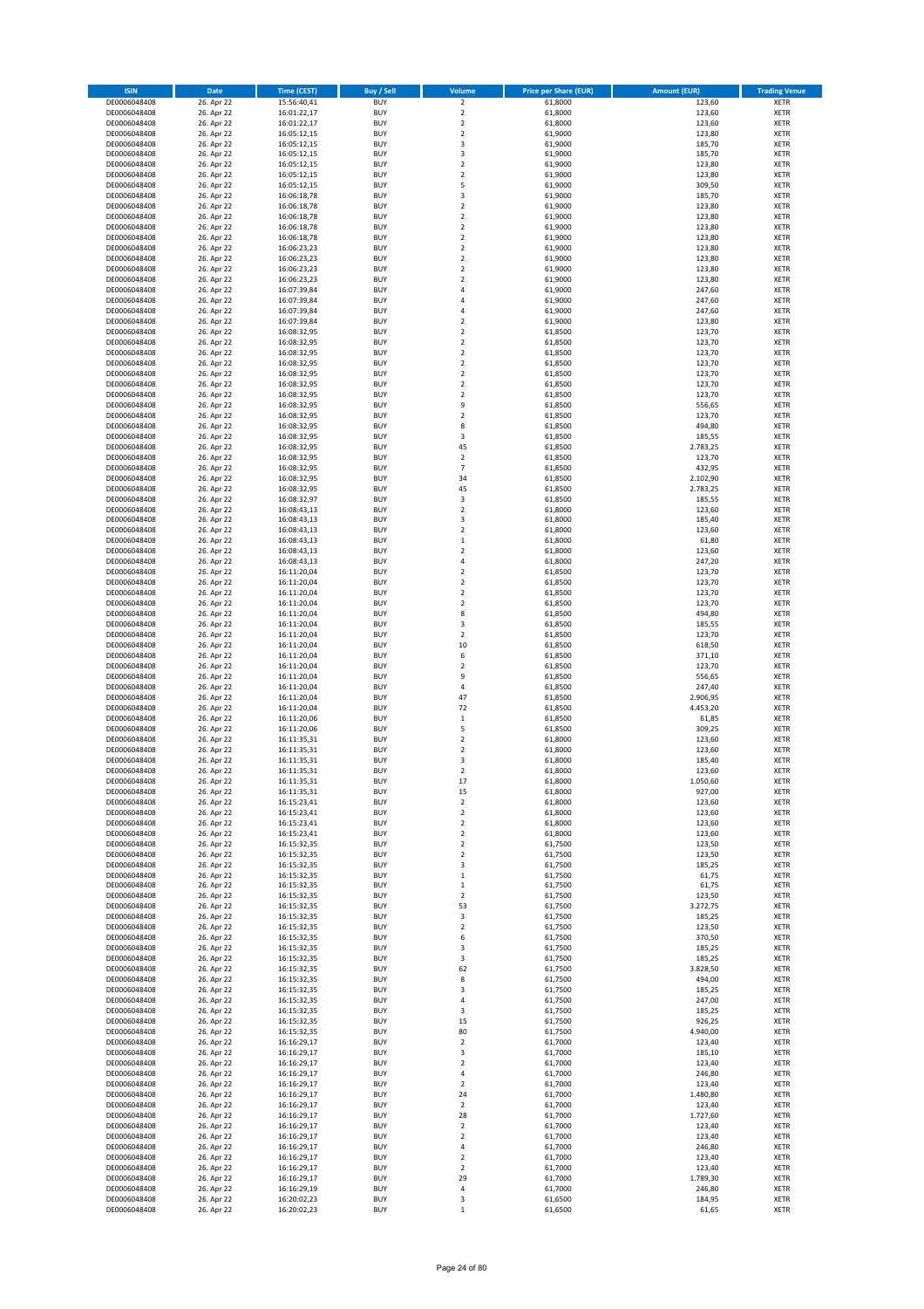| ISIN | Date | Time (CEST) | Buy / Sell | Volume | Price per Share (EUR) | Amount (EUR) | Trading Venue |
|---|---|---|---|---|---|---|---|
| DE0006048408 | 26. Apr 22 | 15:56:40,41 | BUY | 2 | 61,8000 | 123,60 | XETR |
| DE0006048408 | 26. Apr 22 | 16:01:22,17 | BUY | 2 | 61,8000 | 123,60 | XETR |
| DE0006048408 | 26. Apr 22 | 16:01:22,17 | BUY | 2 | 61,8000 | 123,60 | XETR |
| DE0006048408 | 26. Apr 22 | 16:05:12,15 | BUY | 2 | 61,9000 | 123,80 | XETR |
| DE0006048408 | 26. Apr 22 | 16:05:12,15 | BUY | 3 | 61,9000 | 185,70 | XETR |
| DE0006048408 | 26. Apr 22 | 16:05:12,15 | BUY | 3 | 61,9000 | 185,70 | XETR |
| DE0006048408 | 26. Apr 22 | 16:05:12,15 | BUY | 2 | 61,9000 | 123,80 | XETR |
| DE0006048408 | 26. Apr 22 | 16:05:12,15 | BUY | 2 | 61,9000 | 123,80 | XETR |
| DE0006048408 | 26. Apr 22 | 16:05:12,15 | BUY | 5 | 61,9000 | 309,50 | XETR |
| DE0006048408 | 26. Apr 22 | 16:06:18,78 | BUY | 3 | 61,9000 | 185,70 | XETR |
| DE0006048408 | 26. Apr 22 | 16:06:18,78 | BUY | 2 | 61,9000 | 123,80 | XETR |
| DE0006048408 | 26. Apr 22 | 16:06:18,78 | BUY | 2 | 61,9000 | 123,80 | XETR |
| DE0006048408 | 26. Apr 22 | 16:06:18,78 | BUY | 2 | 61,9000 | 123,80 | XETR |
| DE0006048408 | 26. Apr 22 | 16:06:18,78 | BUY | 2 | 61,9000 | 123,80 | XETR |
| DE0006048408 | 26. Apr 22 | 16:06:23,23 | BUY | 2 | 61,9000 | 123,80 | XETR |
| DE0006048408 | 26. Apr 22 | 16:06:23,23 | BUY | 2 | 61,9000 | 123,80 | XETR |
| DE0006048408 | 26. Apr 22 | 16:06:23,23 | BUY | 2 | 61,9000 | 123,80 | XETR |
| DE0006048408 | 26. Apr 22 | 16:06:23,23 | BUY | 2 | 61,9000 | 123,80 | XETR |
| DE0006048408 | 26. Apr 22 | 16:07:39,84 | BUY | 4 | 61,9000 | 247,60 | XETR |
| DE0006048408 | 26. Apr 22 | 16:07:39,84 | BUY | 4 | 61,9000 | 247,60 | XETR |
| DE0006048408 | 26. Apr 22 | 16:07:39,84 | BUY | 4 | 61,9000 | 247,60 | XETR |
| DE0006048408 | 26. Apr 22 | 16:07:39,84 | BUY | 2 | 61,9000 | 123,80 | XETR |
| DE0006048408 | 26. Apr 22 | 16:08:32,95 | BUY | 2 | 61,8500 | 123,70 | XETR |
| DE0006048408 | 26. Apr 22 | 16:08:32,95 | BUY | 2 | 61,8500 | 123,70 | XETR |
| DE0006048408 | 26. Apr 22 | 16:08:32,95 | BUY | 2 | 61,8500 | 123,70 | XETR |
| DE0006048408 | 26. Apr 22 | 16:08:32,95 | BUY | 2 | 61,8500 | 123,70 | XETR |
| DE0006048408 | 26. Apr 22 | 16:08:32,95 | BUY | 2 | 61,8500 | 123,70 | XETR |
| DE0006048408 | 26. Apr 22 | 16:08:32,95 | BUY | 2 | 61,8500 | 123,70 | XETR |
| DE0006048408 | 26. Apr 22 | 16:08:32,95 | BUY | 2 | 61,8500 | 123,70 | XETR |
| DE0006048408 | 26. Apr 22 | 16:08:32,95 | BUY | 9 | 61,8500 | 556,65 | XETR |
| DE0006048408 | 26. Apr 22 | 16:08:32,95 | BUY | 2 | 61,8500 | 123,70 | XETR |
| DE0006048408 | 26. Apr 22 | 16:08:32,95 | BUY | 8 | 61,8500 | 494,80 | XETR |
| DE0006048408 | 26. Apr 22 | 16:08:32,95 | BUY | 3 | 61,8500 | 185,55 | XETR |
| DE0006048408 | 26. Apr 22 | 16:08:32,95 | BUY | 45 | 61,8500 | 2.783,25 | XETR |
| DE0006048408 | 26. Apr 22 | 16:08:32,95 | BUY | 2 | 61,8500 | 123,70 | XETR |
| DE0006048408 | 26. Apr 22 | 16:08:32,95 | BUY | 7 | 61,8500 | 432,95 | XETR |
| DE0006048408 | 26. Apr 22 | 16:08:32,95 | BUY | 34 | 61,8500 | 2.102,90 | XETR |
| DE0006048408 | 26. Apr 22 | 16:08:32,95 | BUY | 45 | 61,8500 | 2.783,25 | XETR |
| DE0006048408 | 26. Apr 22 | 16:08:32,97 | BUY | 3 | 61,8500 | 185,55 | XETR |
| DE0006048408 | 26. Apr 22 | 16:08:43,13 | BUY | 2 | 61,8000 | 123,60 | XETR |
| DE0006048408 | 26. Apr 22 | 16:08:43,13 | BUY | 3 | 61,8000 | 185,40 | XETR |
| DE0006048408 | 26. Apr 22 | 16:08:43,13 | BUY | 2 | 61,8000 | 123,60 | XETR |
| DE0006048408 | 26. Apr 22 | 16:08:43,13 | BUY | 1 | 61,8000 | 61,80 | XETR |
| DE0006048408 | 26. Apr 22 | 16:08:43,13 | BUY | 2 | 61,8000 | 123,60 | XETR |
| DE0006048408 | 26. Apr 22 | 16:08:43,13 | BUY | 4 | 61,8000 | 247,20 | XETR |
| DE0006048408 | 26. Apr 22 | 16:11:20,04 | BUY | 2 | 61,8500 | 123,70 | XETR |
| DE0006048408 | 26. Apr 22 | 16:11:20,04 | BUY | 2 | 61,8500 | 123,70 | XETR |
| DE0006048408 | 26. Apr 22 | 16:11:20,04 | BUY | 2 | 61,8500 | 123,70 | XETR |
| DE0006048408 | 26. Apr 22 | 16:11:20,04 | BUY | 2 | 61,8500 | 123,70 | XETR |
| DE0006048408 | 26. Apr 22 | 16:11:20,04 | BUY | 8 | 61,8500 | 494,80 | XETR |
| DE0006048408 | 26. Apr 22 | 16:11:20,04 | BUY | 3 | 61,8500 | 185,55 | XETR |
| DE0006048408 | 26. Apr 22 | 16:11:20,04 | BUY | 2 | 61,8500 | 123,70 | XETR |
| DE0006048408 | 26. Apr 22 | 16:11:20,04 | BUY | 10 | 61,8500 | 618,50 | XETR |
| DE0006048408 | 26. Apr 22 | 16:11:20,04 | BUY | 6 | 61,8500 | 371,10 | XETR |
| DE0006048408 | 26. Apr 22 | 16:11:20,04 | BUY | 2 | 61,8500 | 123,70 | XETR |
| DE0006048408 | 26. Apr 22 | 16:11:20,04 | BUY | 9 | 61,8500 | 556,65 | XETR |
| DE0006048408 | 26. Apr 22 | 16:11:20,04 | BUY | 4 | 61,8500 | 247,40 | XETR |
| DE0006048408 | 26. Apr 22 | 16:11:20,04 | BUY | 47 | 61,8500 | 2.906,95 | XETR |
| DE0006048408 | 26. Apr 22 | 16:11:20,04 | BUY | 72 | 61,8500 | 4.453,20 | XETR |
| DE0006048408 | 26. Apr 22 | 16:11:20,06 | BUY | 1 | 61,8500 | 61,85 | XETR |
| DE0006048408 | 26. Apr 22 | 16:11:20,06 | BUY | 5 | 61,8500 | 309,25 | XETR |
| DE0006048408 | 26. Apr 22 | 16:11:35,31 | BUY | 2 | 61,8000 | 123,60 | XETR |
| DE0006048408 | 26. Apr 22 | 16:11:35,31 | BUY | 2 | 61,8000 | 123,60 | XETR |
| DE0006048408 | 26. Apr 22 | 16:11:35,31 | BUY | 3 | 61,8000 | 185,40 | XETR |
| DE0006048408 | 26. Apr 22 | 16:11:35,31 | BUY | 2 | 61,8000 | 123,60 | XETR |
| DE0006048408 | 26. Apr 22 | 16:11:35,31 | BUY | 17 | 61,8000 | 1.050,60 | XETR |
| DE0006048408 | 26. Apr 22 | 16:11:35,31 | BUY | 15 | 61,8000 | 927,00 | XETR |
| DE0006048408 | 26. Apr 22 | 16:15:23,41 | BUY | 2 | 61,8000 | 123,60 | XETR |
| DE0006048408 | 26. Apr 22 | 16:15:23,41 | BUY | 2 | 61,8000 | 123,60 | XETR |
| DE0006048408 | 26. Apr 22 | 16:15:23,41 | BUY | 2 | 61,8000 | 123,60 | XETR |
| DE0006048408 | 26. Apr 22 | 16:15:23,41 | BUY | 2 | 61,8000 | 123,60 | XETR |
| DE0006048408 | 26. Apr 22 | 16:15:32,35 | BUY | 2 | 61,7500 | 123,50 | XETR |
| DE0006048408 | 26. Apr 22 | 16:15:32,35 | BUY | 2 | 61,7500 | 123,50 | XETR |
| DE0006048408 | 26. Apr 22 | 16:15:32,35 | BUY | 3 | 61,7500 | 185,25 | XETR |
| DE0006048408 | 26. Apr 22 | 16:15:32,35 | BUY | 1 | 61,7500 | 61,75 | XETR |
| DE0006048408 | 26. Apr 22 | 16:15:32,35 | BUY | 1 | 61,7500 | 61,75 | XETR |
| DE0006048408 | 26. Apr 22 | 16:15:32,35 | BUY | 2 | 61,7500 | 123,50 | XETR |
| DE0006048408 | 26. Apr 22 | 16:15:32,35 | BUY | 53 | 61,7500 | 3.272,75 | XETR |
| DE0006048408 | 26. Apr 22 | 16:15:32,35 | BUY | 3 | 61,7500 | 185,25 | XETR |
| DE0006048408 | 26. Apr 22 | 16:15:32,35 | BUY | 2 | 61,7500 | 123,50 | XETR |
| DE0006048408 | 26. Apr 22 | 16:15:32,35 | BUY | 6 | 61,7500 | 370,50 | XETR |
| DE0006048408 | 26. Apr 22 | 16:15:32,35 | BUY | 3 | 61,7500 | 185,25 | XETR |
| DE0006048408 | 26. Apr 22 | 16:15:32,35 | BUY | 3 | 61,7500 | 185,25 | XETR |
| DE0006048408 | 26. Apr 22 | 16:15:32,35 | BUY | 62 | 61,7500 | 3.828,50 | XETR |
| DE0006048408 | 26. Apr 22 | 16:15:32,35 | BUY | 8 | 61,7500 | 494,00 | XETR |
| DE0006048408 | 26. Apr 22 | 16:15:32,35 | BUY | 3 | 61,7500 | 185,25 | XETR |
| DE0006048408 | 26. Apr 22 | 16:15:32,35 | BUY | 4 | 61,7500 | 247,00 | XETR |
| DE0006048408 | 26. Apr 22 | 16:15:32,35 | BUY | 3 | 61,7500 | 185,25 | XETR |
| DE0006048408 | 26. Apr 22 | 16:15:32,35 | BUY | 15 | 61,7500 | 926,25 | XETR |
| DE0006048408 | 26. Apr 22 | 16:15:32,35 | BUY | 80 | 61,7500 | 4.940,00 | XETR |
| DE0006048408 | 26. Apr 22 | 16:16:29,17 | BUY | 2 | 61,7000 | 123,40 | XETR |
| DE0006048408 | 26. Apr 22 | 16:16:29,17 | BUY | 3 | 61,7000 | 185,10 | XETR |
| DE0006048408 | 26. Apr 22 | 16:16:29,17 | BUY | 2 | 61,7000 | 123,40 | XETR |
| DE0006048408 | 26. Apr 22 | 16:16:29,17 | BUY | 4 | 61,7000 | 246,80 | XETR |
| DE0006048408 | 26. Apr 22 | 16:16:29,17 | BUY | 2 | 61,7000 | 123,40 | XETR |
| DE0006048408 | 26. Apr 22 | 16:16:29,17 | BUY | 24 | 61,7000 | 1.480,80 | XETR |
| DE0006048408 | 26. Apr 22 | 16:16:29,17 | BUY | 2 | 61,7000 | 123,40 | XETR |
| DE0006048408 | 26. Apr 22 | 16:16:29,17 | BUY | 28 | 61,7000 | 1.727,60 | XETR |
| DE0006048408 | 26. Apr 22 | 16:16:29,17 | BUY | 2 | 61,7000 | 123,40 | XETR |
| DE0006048408 | 26. Apr 22 | 16:16:29,17 | BUY | 2 | 61,7000 | 123,40 | XETR |
| DE0006048408 | 26. Apr 22 | 16:16:29,17 | BUY | 4 | 61,7000 | 246,80 | XETR |
| DE0006048408 | 26. Apr 22 | 16:16:29,17 | BUY | 2 | 61,7000 | 123,40 | XETR |
| DE0006048408 | 26. Apr 22 | 16:16:29,17 | BUY | 2 | 61,7000 | 123,40 | XETR |
| DE0006048408 | 26. Apr 22 | 16:16:29,17 | BUY | 29 | 61,7000 | 1.789,30 | XETR |
| DE0006048408 | 26. Apr 22 | 16:16:29,19 | BUY | 4 | 61,7000 | 246,80 | XETR |
| DE0006048408 | 26. Apr 22 | 16:20:02,23 | BUY | 3 | 61,6500 | 184,95 | XETR |
| DE0006048408 | 26. Apr 22 | 16:20:02,23 | BUY | 1 | 61,6500 | 61,65 | XETR |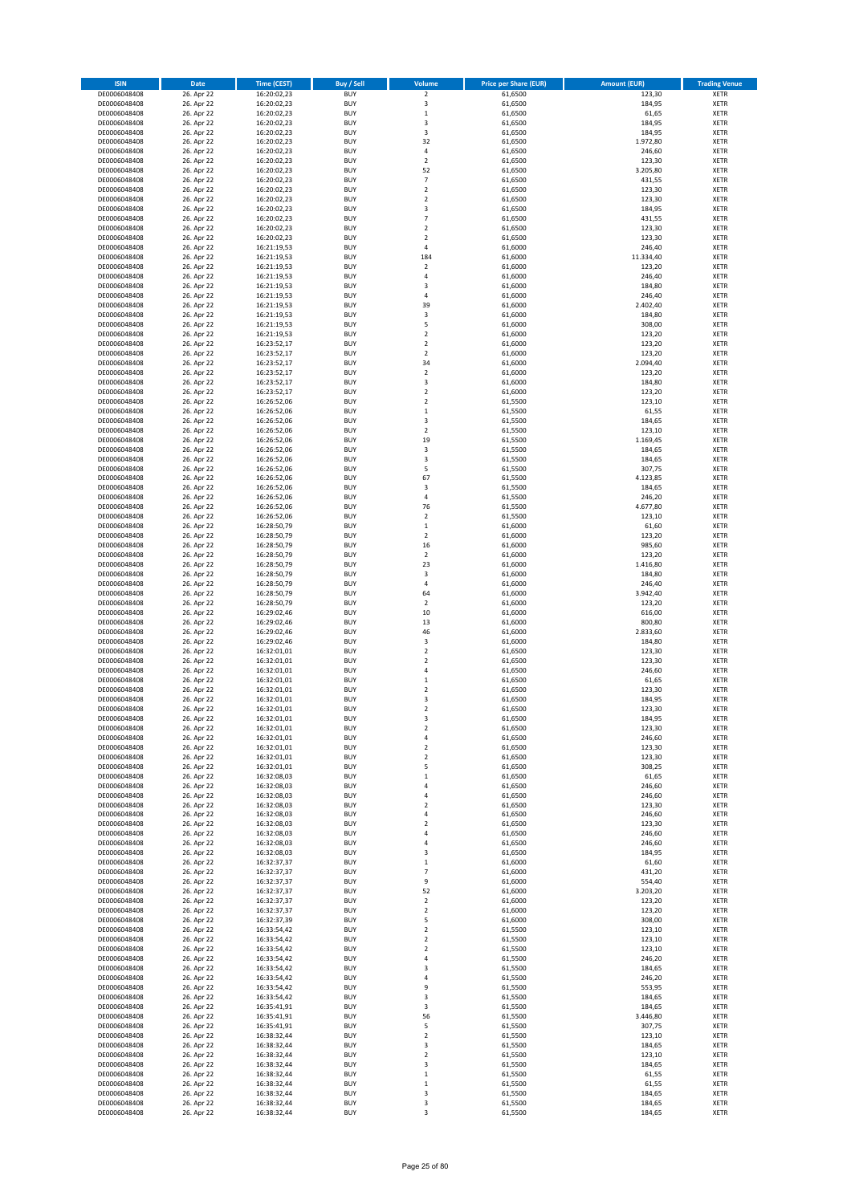| ISIN | Date | Time (CEST) | Buy / Sell | Volume | Price per Share (EUR) | Amount (EUR) | Trading Venue |
|---|---|---|---|---|---|---|---|
| DE0006048408 | 26. Apr 22 | 16:20:02,23 | BUY | 2 | 61,6500 | 123,30 | XETR |
| DE0006048408 | 26. Apr 22 | 16:20:02,23 | BUY | 3 | 61,6500 | 184,95 | XETR |
| DE0006048408 | 26. Apr 22 | 16:20:02,23 | BUY | 1 | 61,6500 | 61,65 | XETR |
| DE0006048408 | 26. Apr 22 | 16:20:02,23 | BUY | 3 | 61,6500 | 184,95 | XETR |
| DE0006048408 | 26. Apr 22 | 16:20:02,23 | BUY | 3 | 61,6500 | 184,95 | XETR |
| DE0006048408 | 26. Apr 22 | 16:20:02,23 | BUY | 32 | 61,6500 | 1.972,80 | XETR |
| DE0006048408 | 26. Apr 22 | 16:20:02,23 | BUY | 4 | 61,6500 | 246,60 | XETR |
| DE0006048408 | 26. Apr 22 | 16:20:02,23 | BUY | 2 | 61,6500 | 123,30 | XETR |
| DE0006048408 | 26. Apr 22 | 16:20:02,23 | BUY | 52 | 61,6500 | 3.205,80 | XETR |
| DE0006048408 | 26. Apr 22 | 16:20:02,23 | BUY | 7 | 61,6500 | 431,55 | XETR |
| DE0006048408 | 26. Apr 22 | 16:20:02,23 | BUY | 2 | 61,6500 | 123,30 | XETR |
| DE0006048408 | 26. Apr 22 | 16:20:02,23 | BUY | 2 | 61,6500 | 123,30 | XETR |
| DE0006048408 | 26. Apr 22 | 16:20:02,23 | BUY | 3 | 61,6500 | 184,95 | XETR |
| DE0006048408 | 26. Apr 22 | 16:20:02,23 | BUY | 7 | 61,6500 | 431,55 | XETR |
| DE0006048408 | 26. Apr 22 | 16:20:02,23 | BUY | 2 | 61,6500 | 123,30 | XETR |
| DE0006048408 | 26. Apr 22 | 16:20:02,23 | BUY | 2 | 61,6500 | 123,30 | XETR |
| DE0006048408 | 26. Apr 22 | 16:21:19,53 | BUY | 4 | 61,6000 | 246,40 | XETR |
| DE0006048408 | 26. Apr 22 | 16:21:19,53 | BUY | 184 | 61,6000 | 11.334,40 | XETR |
| DE0006048408 | 26. Apr 22 | 16:21:19,53 | BUY | 2 | 61,6000 | 123,20 | XETR |
| DE0006048408 | 26. Apr 22 | 16:21:19,53 | BUY | 4 | 61,6000 | 246,40 | XETR |
| DE0006048408 | 26. Apr 22 | 16:21:19,53 | BUY | 3 | 61,6000 | 184,80 | XETR |
| DE0006048408 | 26. Apr 22 | 16:21:19,53 | BUY | 4 | 61,6000 | 246,40 | XETR |
| DE0006048408 | 26. Apr 22 | 16:21:19,53 | BUY | 39 | 61,6000 | 2.402,40 | XETR |
| DE0006048408 | 26. Apr 22 | 16:21:19,53 | BUY | 3 | 61,6000 | 184,80 | XETR |
| DE0006048408 | 26. Apr 22 | 16:21:19,53 | BUY | 5 | 61,6000 | 308,00 | XETR |
| DE0006048408 | 26. Apr 22 | 16:21:19,53 | BUY | 2 | 61,6000 | 123,20 | XETR |
| DE0006048408 | 26. Apr 22 | 16:23:52,17 | BUY | 2 | 61,6000 | 123,20 | XETR |
| DE0006048408 | 26. Apr 22 | 16:23:52,17 | BUY | 2 | 61,6000 | 123,20 | XETR |
| DE0006048408 | 26. Apr 22 | 16:23:52,17 | BUY | 34 | 61,6000 | 2.094,40 | XETR |
| DE0006048408 | 26. Apr 22 | 16:23:52,17 | BUY | 2 | 61,6000 | 123,20 | XETR |
| DE0006048408 | 26. Apr 22 | 16:23:52,17 | BUY | 3 | 61,6000 | 184,80 | XETR |
| DE0006048408 | 26. Apr 22 | 16:23:52,17 | BUY | 2 | 61,6000 | 123,20 | XETR |
| DE0006048408 | 26. Apr 22 | 16:26:52,06 | BUY | 2 | 61,5500 | 123,10 | XETR |
| DE0006048408 | 26. Apr 22 | 16:26:52,06 | BUY | 1 | 61,5500 | 61,55 | XETR |
| DE0006048408 | 26. Apr 22 | 16:26:52,06 | BUY | 3 | 61,5500 | 184,65 | XETR |
| DE0006048408 | 26. Apr 22 | 16:26:52,06 | BUY | 2 | 61,5500 | 123,10 | XETR |
| DE0006048408 | 26. Apr 22 | 16:26:52,06 | BUY | 19 | 61,5500 | 1.169,45 | XETR |
| DE0006048408 | 26. Apr 22 | 16:26:52,06 | BUY | 3 | 61,5500 | 184,65 | XETR |
| DE0006048408 | 26. Apr 22 | 16:26:52,06 | BUY | 3 | 61,5500 | 184,65 | XETR |
| DE0006048408 | 26. Apr 22 | 16:26:52,06 | BUY | 5 | 61,5500 | 307,75 | XETR |
| DE0006048408 | 26. Apr 22 | 16:26:52,06 | BUY | 67 | 61,5500 | 4.123,85 | XETR |
| DE0006048408 | 26. Apr 22 | 16:26:52,06 | BUY | 3 | 61,5500 | 184,65 | XETR |
| DE0006048408 | 26. Apr 22 | 16:26:52,06 | BUY | 4 | 61,5500 | 246,20 | XETR |
| DE0006048408 | 26. Apr 22 | 16:26:52,06 | BUY | 76 | 61,5500 | 4.677,80 | XETR |
| DE0006048408 | 26. Apr 22 | 16:26:52,06 | BUY | 2 | 61,5500 | 123,10 | XETR |
| DE0006048408 | 26. Apr 22 | 16:28:50,79 | BUY | 1 | 61,6000 | 61,60 | XETR |
| DE0006048408 | 26. Apr 22 | 16:28:50,79 | BUY | 2 | 61,6000 | 123,20 | XETR |
| DE0006048408 | 26. Apr 22 | 16:28:50,79 | BUY | 16 | 61,6000 | 985,60 | XETR |
| DE0006048408 | 26. Apr 22 | 16:28:50,79 | BUY | 2 | 61,6000 | 123,20 | XETR |
| DE0006048408 | 26. Apr 22 | 16:28:50,79 | BUY | 23 | 61,6000 | 1.416,80 | XETR |
| DE0006048408 | 26. Apr 22 | 16:28:50,79 | BUY | 3 | 61,6000 | 184,80 | XETR |
| DE0006048408 | 26. Apr 22 | 16:28:50,79 | BUY | 4 | 61,6000 | 246,40 | XETR |
| DE0006048408 | 26. Apr 22 | 16:28:50,79 | BUY | 64 | 61,6000 | 3.942,40 | XETR |
| DE0006048408 | 26. Apr 22 | 16:28:50,79 | BUY | 2 | 61,6000 | 123,20 | XETR |
| DE0006048408 | 26. Apr 22 | 16:29:02,46 | BUY | 10 | 61,6000 | 616,00 | XETR |
| DE0006048408 | 26. Apr 22 | 16:29:02,46 | BUY | 13 | 61,6000 | 800,80 | XETR |
| DE0006048408 | 26. Apr 22 | 16:29:02,46 | BUY | 46 | 61,6000 | 2.833,60 | XETR |
| DE0006048408 | 26. Apr 22 | 16:29:02,46 | BUY | 3 | 61,6000 | 184,80 | XETR |
| DE0006048408 | 26. Apr 22 | 16:32:01,01 | BUY | 2 | 61,6500 | 123,30 | XETR |
| DE0006048408 | 26. Apr 22 | 16:32:01,01 | BUY | 2 | 61,6500 | 123,30 | XETR |
| DE0006048408 | 26. Apr 22 | 16:32:01,01 | BUY | 4 | 61,6500 | 246,60 | XETR |
| DE0006048408 | 26. Apr 22 | 16:32:01,01 | BUY | 1 | 61,6500 | 61,65 | XETR |
| DE0006048408 | 26. Apr 22 | 16:32:01,01 | BUY | 2 | 61,6500 | 123,30 | XETR |
| DE0006048408 | 26. Apr 22 | 16:32:01,01 | BUY | 3 | 61,6500 | 184,95 | XETR |
| DE0006048408 | 26. Apr 22 | 16:32:01,01 | BUY | 2 | 61,6500 | 123,30 | XETR |
| DE0006048408 | 26. Apr 22 | 16:32:01,01 | BUY | 3 | 61,6500 | 184,95 | XETR |
| DE0006048408 | 26. Apr 22 | 16:32:01,01 | BUY | 2 | 61,6500 | 123,30 | XETR |
| DE0006048408 | 26. Apr 22 | 16:32:01,01 | BUY | 4 | 61,6500 | 246,60 | XETR |
| DE0006048408 | 26. Apr 22 | 16:32:01,01 | BUY | 2 | 61,6500 | 123,30 | XETR |
| DE0006048408 | 26. Apr 22 | 16:32:01,01 | BUY | 2 | 61,6500 | 123,30 | XETR |
| DE0006048408 | 26. Apr 22 | 16:32:01,01 | BUY | 5 | 61,6500 | 308,25 | XETR |
| DE0006048408 | 26. Apr 22 | 16:32:08,03 | BUY | 1 | 61,6500 | 61,65 | XETR |
| DE0006048408 | 26. Apr 22 | 16:32:08,03 | BUY | 4 | 61,6500 | 246,60 | XETR |
| DE0006048408 | 26. Apr 22 | 16:32:08,03 | BUY | 4 | 61,6500 | 246,60 | XETR |
| DE0006048408 | 26. Apr 22 | 16:32:08,03 | BUY | 2 | 61,6500 | 123,30 | XETR |
| DE0006048408 | 26. Apr 22 | 16:32:08,03 | BUY | 4 | 61,6500 | 246,60 | XETR |
| DE0006048408 | 26. Apr 22 | 16:32:08,03 | BUY | 2 | 61,6500 | 123,30 | XETR |
| DE0006048408 | 26. Apr 22 | 16:32:08,03 | BUY | 4 | 61,6500 | 246,60 | XETR |
| DE0006048408 | 26. Apr 22 | 16:32:08,03 | BUY | 4 | 61,6500 | 246,60 | XETR |
| DE0006048408 | 26. Apr 22 | 16:32:08,03 | BUY | 3 | 61,6500 | 184,95 | XETR |
| DE0006048408 | 26. Apr 22 | 16:32:37,37 | BUY | 1 | 61,6000 | 61,60 | XETR |
| DE0006048408 | 26. Apr 22 | 16:32:37,37 | BUY | 7 | 61,6000 | 431,20 | XETR |
| DE0006048408 | 26. Apr 22 | 16:32:37,37 | BUY | 9 | 61,6000 | 554,40 | XETR |
| DE0006048408 | 26. Apr 22 | 16:32:37,37 | BUY | 52 | 61,6000 | 3.203,20 | XETR |
| DE0006048408 | 26. Apr 22 | 16:32:37,37 | BUY | 2 | 61,6000 | 123,20 | XETR |
| DE0006048408 | 26. Apr 22 | 16:32:37,37 | BUY | 2 | 61,6000 | 123,20 | XETR |
| DE0006048408 | 26. Apr 22 | 16:32:37,39 | BUY | 5 | 61,6000 | 308,00 | XETR |
| DE0006048408 | 26. Apr 22 | 16:33:54,42 | BUY | 2 | 61,5500 | 123,10 | XETR |
| DE0006048408 | 26. Apr 22 | 16:33:54,42 | BUY | 2 | 61,5500 | 123,10 | XETR |
| DE0006048408 | 26. Apr 22 | 16:33:54,42 | BUY | 2 | 61,5500 | 123,10 | XETR |
| DE0006048408 | 26. Apr 22 | 16:33:54,42 | BUY | 4 | 61,5500 | 246,20 | XETR |
| DE0006048408 | 26. Apr 22 | 16:33:54,42 | BUY | 3 | 61,5500 | 184,65 | XETR |
| DE0006048408 | 26. Apr 22 | 16:33:54,42 | BUY | 4 | 61,5500 | 246,20 | XETR |
| DE0006048408 | 26. Apr 22 | 16:33:54,42 | BUY | 9 | 61,5500 | 553,95 | XETR |
| DE0006048408 | 26. Apr 22 | 16:33:54,42 | BUY | 3 | 61,5500 | 184,65 | XETR |
| DE0006048408 | 26. Apr 22 | 16:35:41,91 | BUY | 3 | 61,5500 | 184,65 | XETR |
| DE0006048408 | 26. Apr 22 | 16:35:41,91 | BUY | 56 | 61,5500 | 3.446,80 | XETR |
| DE0006048408 | 26. Apr 22 | 16:35:41,91 | BUY | 5 | 61,5500 | 307,75 | XETR |
| DE0006048408 | 26. Apr 22 | 16:38:32,44 | BUY | 2 | 61,5500 | 123,10 | XETR |
| DE0006048408 | 26. Apr 22 | 16:38:32,44 | BUY | 3 | 61,5500 | 184,65 | XETR |
| DE0006048408 | 26. Apr 22 | 16:38:32,44 | BUY | 2 | 61,5500 | 123,10 | XETR |
| DE0006048408 | 26. Apr 22 | 16:38:32,44 | BUY | 3 | 61,5500 | 184,65 | XETR |
| DE0006048408 | 26. Apr 22 | 16:38:32,44 | BUY | 1 | 61,5500 | 61,55 | XETR |
| DE0006048408 | 26. Apr 22 | 16:38:32,44 | BUY | 1 | 61,5500 | 61,55 | XETR |
| DE0006048408 | 26. Apr 22 | 16:38:32,44 | BUY | 3 | 61,5500 | 184,65 | XETR |
| DE0006048408 | 26. Apr 22 | 16:38:32,44 | BUY | 3 | 61,5500 | 184,65 | XETR |
| DE0006048408 | 26. Apr 22 | 16:38:32,44 | BUY | 3 | 61,5500 | 184,65 | XETR |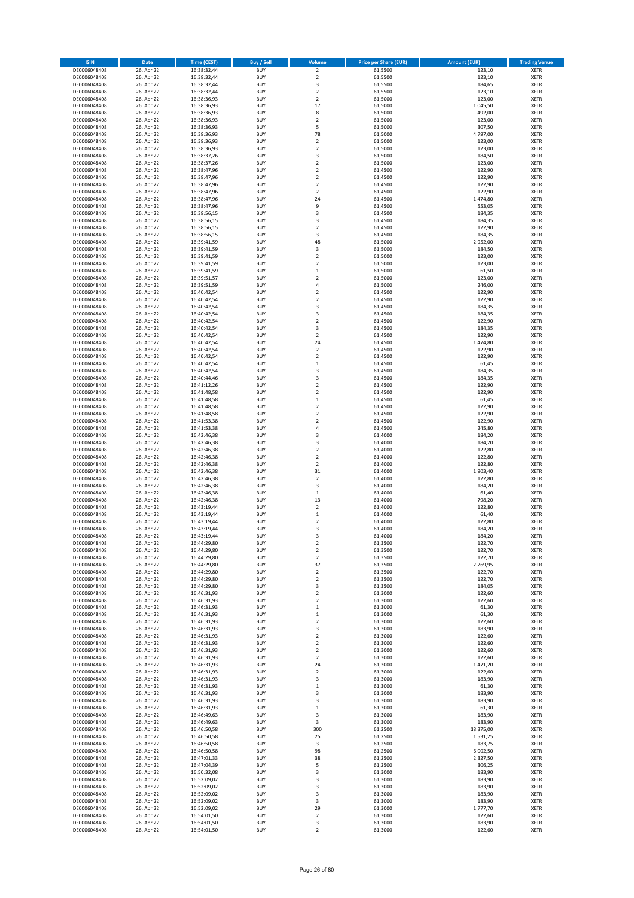| ISIN | Date | Time (CEST) | Buy / Sell | Volume | Price per Share (EUR) | Amount (EUR) | Trading Venue |
|---|---|---|---|---|---|---|---|
| DE0006048408 | 26. Apr 22 | 16:38:32,44 | BUY | 2 | 61,5500 | 123,10 | XETR |
| DE0006048408 | 26. Apr 22 | 16:38:32,44 | BUY | 2 | 61,5500 | 123,10 | XETR |
| DE0006048408 | 26. Apr 22 | 16:38:32,44 | BUY | 3 | 61,5500 | 184,65 | XETR |
| DE0006048408 | 26. Apr 22 | 16:38:32,44 | BUY | 2 | 61,5500 | 123,10 | XETR |
| DE0006048408 | 26. Apr 22 | 16:38:36,93 | BUY | 2 | 61,5000 | 123,00 | XETR |
| DE0006048408 | 26. Apr 22 | 16:38:36,93 | BUY | 17 | 61,5000 | 1.045,50 | XETR |
| DE0006048408 | 26. Apr 22 | 16:38:36,93 | BUY | 8 | 61,5000 | 492,00 | XETR |
| DE0006048408 | 26. Apr 22 | 16:38:36,93 | BUY | 2 | 61,5000 | 123,00 | XETR |
| DE0006048408 | 26. Apr 22 | 16:38:36,93 | BUY | 5 | 61,5000 | 307,50 | XETR |
| DE0006048408 | 26. Apr 22 | 16:38:36,93 | BUY | 78 | 61,5000 | 4.797,00 | XETR |
| DE0006048408 | 26. Apr 22 | 16:38:36,93 | BUY | 2 | 61,5000 | 123,00 | XETR |
| DE0006048408 | 26. Apr 22 | 16:38:36,93 | BUY | 2 | 61,5000 | 123,00 | XETR |
| DE0006048408 | 26. Apr 22 | 16:38:37,26 | BUY | 3 | 61,5000 | 184,50 | XETR |
| DE0006048408 | 26. Apr 22 | 16:38:37,26 | BUY | 2 | 61,5000 | 123,00 | XETR |
| DE0006048408 | 26. Apr 22 | 16:38:47,96 | BUY | 2 | 61,4500 | 122,90 | XETR |
| DE0006048408 | 26. Apr 22 | 16:38:47,96 | BUY | 2 | 61,4500 | 122,90 | XETR |
| DE0006048408 | 26. Apr 22 | 16:38:47,96 | BUY | 2 | 61,4500 | 122,90 | XETR |
| DE0006048408 | 26. Apr 22 | 16:38:47,96 | BUY | 2 | 61,4500 | 122,90 | XETR |
| DE0006048408 | 26. Apr 22 | 16:38:47,96 | BUY | 24 | 61,4500 | 1.474,80 | XETR |
| DE0006048408 | 26. Apr 22 | 16:38:47,96 | BUY | 9 | 61,4500 | 553,05 | XETR |
| DE0006048408 | 26. Apr 22 | 16:38:56,15 | BUY | 3 | 61,4500 | 184,35 | XETR |
| DE0006048408 | 26. Apr 22 | 16:38:56,15 | BUY | 3 | 61,4500 | 184,35 | XETR |
| DE0006048408 | 26. Apr 22 | 16:38:56,15 | BUY | 2 | 61,4500 | 122,90 | XETR |
| DE0006048408 | 26. Apr 22 | 16:38:56,15 | BUY | 3 | 61,4500 | 184,35 | XETR |
| DE0006048408 | 26. Apr 22 | 16:39:41,59 | BUY | 48 | 61,5000 | 2.952,00 | XETR |
| DE0006048408 | 26. Apr 22 | 16:39:41,59 | BUY | 3 | 61,5000 | 184,50 | XETR |
| DE0006048408 | 26. Apr 22 | 16:39:41,59 | BUY | 2 | 61,5000 | 123,00 | XETR |
| DE0006048408 | 26. Apr 22 | 16:39:41,59 | BUY | 2 | 61,5000 | 123,00 | XETR |
| DE0006048408 | 26. Apr 22 | 16:39:41,59 | BUY | 1 | 61,5000 | 61,50 | XETR |
| DE0006048408 | 26. Apr 22 | 16:39:51,57 | BUY | 2 | 61,5000 | 123,00 | XETR |
| DE0006048408 | 26. Apr 22 | 16:39:51,59 | BUY | 4 | 61,5000 | 246,00 | XETR |
| DE0006048408 | 26. Apr 22 | 16:40:42,54 | BUY | 2 | 61,4500 | 122,90 | XETR |
| DE0006048408 | 26. Apr 22 | 16:40:42,54 | BUY | 2 | 61,4500 | 122,90 | XETR |
| DE0006048408 | 26. Apr 22 | 16:40:42,54 | BUY | 3 | 61,4500 | 184,35 | XETR |
| DE0006048408 | 26. Apr 22 | 16:40:42,54 | BUY | 3 | 61,4500 | 184,35 | XETR |
| DE0006048408 | 26. Apr 22 | 16:40:42,54 | BUY | 2 | 61,4500 | 122,90 | XETR |
| DE0006048408 | 26. Apr 22 | 16:40:42,54 | BUY | 3 | 61,4500 | 184,35 | XETR |
| DE0006048408 | 26. Apr 22 | 16:40:42,54 | BUY | 2 | 61,4500 | 122,90 | XETR |
| DE0006048408 | 26. Apr 22 | 16:40:42,54 | BUY | 24 | 61,4500 | 1.474,80 | XETR |
| DE0006048408 | 26. Apr 22 | 16:40:42,54 | BUY | 2 | 61,4500 | 122,90 | XETR |
| DE0006048408 | 26. Apr 22 | 16:40:42,54 | BUY | 2 | 61,4500 | 122,90 | XETR |
| DE0006048408 | 26. Apr 22 | 16:40:42,54 | BUY | 1 | 61,4500 | 61,45 | XETR |
| DE0006048408 | 26. Apr 22 | 16:40:42,54 | BUY | 3 | 61,4500 | 184,35 | XETR |
| DE0006048408 | 26. Apr 22 | 16:40:44,46 | BUY | 3 | 61,4500 | 184,35 | XETR |
| DE0006048408 | 26. Apr 22 | 16:41:12,26 | BUY | 2 | 61,4500 | 122,90 | XETR |
| DE0006048408 | 26. Apr 22 | 16:41:48,58 | BUY | 2 | 61,4500 | 122,90 | XETR |
| DE0006048408 | 26. Apr 22 | 16:41:48,58 | BUY | 1 | 61,4500 | 61,45 | XETR |
| DE0006048408 | 26. Apr 22 | 16:41:48,58 | BUY | 2 | 61,4500 | 122,90 | XETR |
| DE0006048408 | 26. Apr 22 | 16:41:48,58 | BUY | 2 | 61,4500 | 122,90 | XETR |
| DE0006048408 | 26. Apr 22 | 16:41:53,38 | BUY | 2 | 61,4500 | 122,90 | XETR |
| DE0006048408 | 26. Apr 22 | 16:41:53,38 | BUY | 4 | 61,4500 | 245,80 | XETR |
| DE0006048408 | 26. Apr 22 | 16:42:46,38 | BUY | 3 | 61,4000 | 184,20 | XETR |
| DE0006048408 | 26. Apr 22 | 16:42:46,38 | BUY | 3 | 61,4000 | 184,20 | XETR |
| DE0006048408 | 26. Apr 22 | 16:42:46,38 | BUY | 2 | 61,4000 | 122,80 | XETR |
| DE0006048408 | 26. Apr 22 | 16:42:46,38 | BUY | 2 | 61,4000 | 122,80 | XETR |
| DE0006048408 | 26. Apr 22 | 16:42:46,38 | BUY | 2 | 61,4000 | 122,80 | XETR |
| DE0006048408 | 26. Apr 22 | 16:42:46,38 | BUY | 31 | 61,4000 | 1.903,40 | XETR |
| DE0006048408 | 26. Apr 22 | 16:42:46,38 | BUY | 2 | 61,4000 | 122,80 | XETR |
| DE0006048408 | 26. Apr 22 | 16:42:46,38 | BUY | 3 | 61,4000 | 184,20 | XETR |
| DE0006048408 | 26. Apr 22 | 16:42:46,38 | BUY | 1 | 61,4000 | 61,40 | XETR |
| DE0006048408 | 26. Apr 22 | 16:42:46,38 | BUY | 13 | 61,4000 | 798,20 | XETR |
| DE0006048408 | 26. Apr 22 | 16:43:19,44 | BUY | 2 | 61,4000 | 122,80 | XETR |
| DE0006048408 | 26. Apr 22 | 16:43:19,44 | BUY | 1 | 61,4000 | 61,40 | XETR |
| DE0006048408 | 26. Apr 22 | 16:43:19,44 | BUY | 2 | 61,4000 | 122,80 | XETR |
| DE0006048408 | 26. Apr 22 | 16:43:19,44 | BUY | 3 | 61,4000 | 184,20 | XETR |
| DE0006048408 | 26. Apr 22 | 16:43:19,44 | BUY | 3 | 61,4000 | 184,20 | XETR |
| DE0006048408 | 26. Apr 22 | 16:44:29,80 | BUY | 2 | 61,3500 | 122,70 | XETR |
| DE0006048408 | 26. Apr 22 | 16:44:29,80 | BUY | 2 | 61,3500 | 122,70 | XETR |
| DE0006048408 | 26. Apr 22 | 16:44:29,80 | BUY | 2 | 61,3500 | 122,70 | XETR |
| DE0006048408 | 26. Apr 22 | 16:44:29,80 | BUY | 37 | 61,3500 | 2.269,95 | XETR |
| DE0006048408 | 26. Apr 22 | 16:44:29,80 | BUY | 2 | 61,3500 | 122,70 | XETR |
| DE0006048408 | 26. Apr 22 | 16:44:29,80 | BUY | 2 | 61,3500 | 122,70 | XETR |
| DE0006048408 | 26. Apr 22 | 16:44:29,80 | BUY | 3 | 61,3500 | 184,05 | XETR |
| DE0006048408 | 26. Apr 22 | 16:46:31,93 | BUY | 2 | 61,3000 | 122,60 | XETR |
| DE0006048408 | 26. Apr 22 | 16:46:31,93 | BUY | 2 | 61,3000 | 122,60 | XETR |
| DE0006048408 | 26. Apr 22 | 16:46:31,93 | BUY | 1 | 61,3000 | 61,30 | XETR |
| DE0006048408 | 26. Apr 22 | 16:46:31,93 | BUY | 1 | 61,3000 | 61,30 | XETR |
| DE0006048408 | 26. Apr 22 | 16:46:31,93 | BUY | 2 | 61,3000 | 122,60 | XETR |
| DE0006048408 | 26. Apr 22 | 16:46:31,93 | BUY | 3 | 61,3000 | 183,90 | XETR |
| DE0006048408 | 26. Apr 22 | 16:46:31,93 | BUY | 2 | 61,3000 | 122,60 | XETR |
| DE0006048408 | 26. Apr 22 | 16:46:31,93 | BUY | 2 | 61,3000 | 122,60 | XETR |
| DE0006048408 | 26. Apr 22 | 16:46:31,93 | BUY | 2 | 61,3000 | 122,60 | XETR |
| DE0006048408 | 26. Apr 22 | 16:46:31,93 | BUY | 2 | 61,3000 | 122,60 | XETR |
| DE0006048408 | 26. Apr 22 | 16:46:31,93 | BUY | 24 | 61,3000 | 1.471,20 | XETR |
| DE0006048408 | 26. Apr 22 | 16:46:31,93 | BUY | 2 | 61,3000 | 122,60 | XETR |
| DE0006048408 | 26. Apr 22 | 16:46:31,93 | BUY | 3 | 61,3000 | 183,90 | XETR |
| DE0006048408 | 26. Apr 22 | 16:46:31,93 | BUY | 1 | 61,3000 | 61,30 | XETR |
| DE0006048408 | 26. Apr 22 | 16:46:31,93 | BUY | 3 | 61,3000 | 183,90 | XETR |
| DE0006048408 | 26. Apr 22 | 16:46:31,93 | BUY | 3 | 61,3000 | 183,90 | XETR |
| DE0006048408 | 26. Apr 22 | 16:46:31,93 | BUY | 1 | 61,3000 | 61,30 | XETR |
| DE0006048408 | 26. Apr 22 | 16:46:49,63 | BUY | 3 | 61,3000 | 183,90 | XETR |
| DE0006048408 | 26. Apr 22 | 16:46:49,63 | BUY | 3 | 61,3000 | 183,90 | XETR |
| DE0006048408 | 26. Apr 22 | 16:46:50,58 | BUY | 300 | 61,2500 | 18.375,00 | XETR |
| DE0006048408 | 26. Apr 22 | 16:46:50,58 | BUY | 25 | 61,2500 | 1.531,25 | XETR |
| DE0006048408 | 26. Apr 22 | 16:46:50,58 | BUY | 3 | 61,2500 | 183,75 | XETR |
| DE0006048408 | 26. Apr 22 | 16:46:50,58 | BUY | 98 | 61,2500 | 6.002,50 | XETR |
| DE0006048408 | 26. Apr 22 | 16:47:01,33 | BUY | 38 | 61,2500 | 2.327,50 | XETR |
| DE0006048408 | 26. Apr 22 | 16:47:04,39 | BUY | 5 | 61,2500 | 306,25 | XETR |
| DE0006048408 | 26. Apr 22 | 16:50:32,08 | BUY | 3 | 61,3000 | 183,90 | XETR |
| DE0006048408 | 26. Apr 22 | 16:52:09,02 | BUY | 3 | 61,3000 | 183,90 | XETR |
| DE0006048408 | 26. Apr 22 | 16:52:09,02 | BUY | 3 | 61,3000 | 183,90 | XETR |
| DE0006048408 | 26. Apr 22 | 16:52:09,02 | BUY | 3 | 61,3000 | 183,90 | XETR |
| DE0006048408 | 26. Apr 22 | 16:52:09,02 | BUY | 3 | 61,3000 | 183,90 | XETR |
| DE0006048408 | 26. Apr 22 | 16:52:09,02 | BUY | 29 | 61,3000 | 1.777,70 | XETR |
| DE0006048408 | 26. Apr 22 | 16:54:01,50 | BUY | 2 | 61,3000 | 122,60 | XETR |
| DE0006048408 | 26. Apr 22 | 16:54:01,50 | BUY | 3 | 61,3000 | 183,90 | XETR |
| DE0006048408 | 26. Apr 22 | 16:54:01,50 | BUY | 2 | 61,3000 | 122,60 | XETR |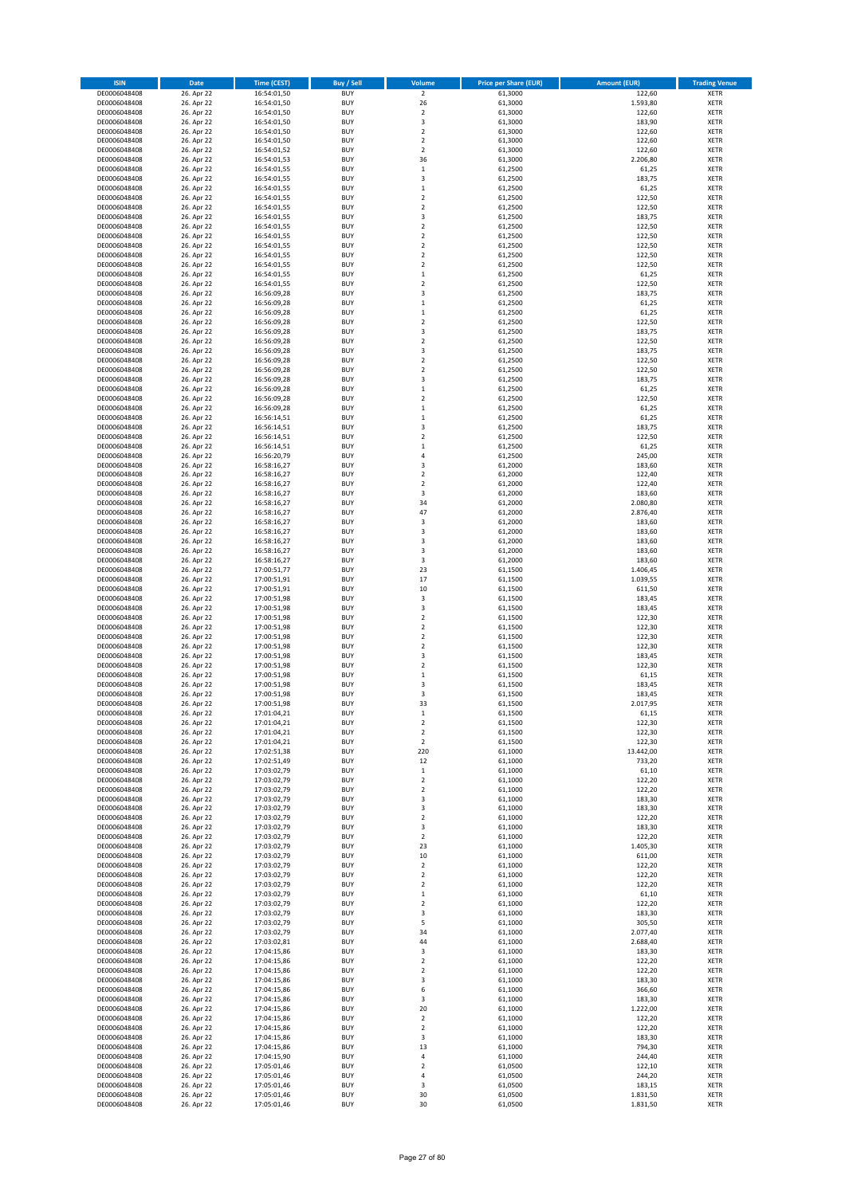| ISIN | Date | Time (CEST) | Buy / Sell | Volume | Price per Share (EUR) | Amount (EUR) | Trading Venue |
|---|---|---|---|---|---|---|---|
| DE0006048408 | 26. Apr 22 | 16:54:01,50 | BUY | 2 | 61,3000 | 122,60 | XETR |
| DE0006048408 | 26. Apr 22 | 16:54:01,50 | BUY | 26 | 61,3000 | 1.593,80 | XETR |
| DE0006048408 | 26. Apr 22 | 16:54:01,50 | BUY | 2 | 61,3000 | 122,60 | XETR |
| DE0006048408 | 26. Apr 22 | 16:54:01,50 | BUY | 3 | 61,3000 | 183,90 | XETR |
| DE0006048408 | 26. Apr 22 | 16:54:01,50 | BUY | 2 | 61,3000 | 122,60 | XETR |
| DE0006048408 | 26. Apr 22 | 16:54:01,50 | BUY | 2 | 61,3000 | 122,60 | XETR |
| DE0006048408 | 26. Apr 22 | 16:54:01,52 | BUY | 2 | 61,3000 | 122,60 | XETR |
| DE0006048408 | 26. Apr 22 | 16:54:01,53 | BUY | 36 | 61,3000 | 2.206,80 | XETR |
| DE0006048408 | 26. Apr 22 | 16:54:01,55 | BUY | 1 | 61,2500 | 61,25 | XETR |
| DE0006048408 | 26. Apr 22 | 16:54:01,55 | BUY | 3 | 61,2500 | 183,75 | XETR |
| DE0006048408 | 26. Apr 22 | 16:54:01,55 | BUY | 1 | 61,2500 | 61,25 | XETR |
| DE0006048408 | 26. Apr 22 | 16:54:01,55 | BUY | 2 | 61,2500 | 122,50 | XETR |
| DE0006048408 | 26. Apr 22 | 16:54:01,55 | BUY | 2 | 61,2500 | 122,50 | XETR |
| DE0006048408 | 26. Apr 22 | 16:54:01,55 | BUY | 3 | 61,2500 | 183,75 | XETR |
| DE0006048408 | 26. Apr 22 | 16:54:01,55 | BUY | 2 | 61,2500 | 122,50 | XETR |
| DE0006048408 | 26. Apr 22 | 16:54:01,55 | BUY | 2 | 61,2500 | 122,50 | XETR |
| DE0006048408 | 26. Apr 22 | 16:54:01,55 | BUY | 2 | 61,2500 | 122,50 | XETR |
| DE0006048408 | 26. Apr 22 | 16:54:01,55 | BUY | 2 | 61,2500 | 122,50 | XETR |
| DE0006048408 | 26. Apr 22 | 16:54:01,55 | BUY | 2 | 61,2500 | 122,50 | XETR |
| DE0006048408 | 26. Apr 22 | 16:54:01,55 | BUY | 1 | 61,2500 | 61,25 | XETR |
| DE0006048408 | 26. Apr 22 | 16:54:01,55 | BUY | 2 | 61,2500 | 122,50 | XETR |
| DE0006048408 | 26. Apr 22 | 16:56:09,28 | BUY | 3 | 61,2500 | 183,75 | XETR |
| DE0006048408 | 26. Apr 22 | 16:56:09,28 | BUY | 1 | 61,2500 | 61,25 | XETR |
| DE0006048408 | 26. Apr 22 | 16:56:09,28 | BUY | 1 | 61,2500 | 61,25 | XETR |
| DE0006048408 | 26. Apr 22 | 16:56:09,28 | BUY | 2 | 61,2500 | 122,50 | XETR |
| DE0006048408 | 26. Apr 22 | 16:56:09,28 | BUY | 3 | 61,2500 | 183,75 | XETR |
| DE0006048408 | 26. Apr 22 | 16:56:09,28 | BUY | 2 | 61,2500 | 122,50 | XETR |
| DE0006048408 | 26. Apr 22 | 16:56:09,28 | BUY | 3 | 61,2500 | 183,75 | XETR |
| DE0006048408 | 26. Apr 22 | 16:56:09,28 | BUY | 2 | 61,2500 | 122,50 | XETR |
| DE0006048408 | 26. Apr 22 | 16:56:09,28 | BUY | 2 | 61,2500 | 122,50 | XETR |
| DE0006048408 | 26. Apr 22 | 16:56:09,28 | BUY | 3 | 61,2500 | 183,75 | XETR |
| DE0006048408 | 26. Apr 22 | 16:56:09,28 | BUY | 1 | 61,2500 | 61,25 | XETR |
| DE0006048408 | 26. Apr 22 | 16:56:09,28 | BUY | 2 | 61,2500 | 122,50 | XETR |
| DE0006048408 | 26. Apr 22 | 16:56:09,28 | BUY | 1 | 61,2500 | 61,25 | XETR |
| DE0006048408 | 26. Apr 22 | 16:56:14,51 | BUY | 1 | 61,2500 | 61,25 | XETR |
| DE0006048408 | 26. Apr 22 | 16:56:14,51 | BUY | 3 | 61,2500 | 183,75 | XETR |
| DE0006048408 | 26. Apr 22 | 16:56:14,51 | BUY | 2 | 61,2500 | 122,50 | XETR |
| DE0006048408 | 26. Apr 22 | 16:56:14,51 | BUY | 1 | 61,2500 | 61,25 | XETR |
| DE0006048408 | 26. Apr 22 | 16:56:20,79 | BUY | 4 | 61,2500 | 245,00 | XETR |
| DE0006048408 | 26. Apr 22 | 16:58:16,27 | BUY | 3 | 61,2000 | 183,60 | XETR |
| DE0006048408 | 26. Apr 22 | 16:58:16,27 | BUY | 2 | 61,2000 | 122,40 | XETR |
| DE0006048408 | 26. Apr 22 | 16:58:16,27 | BUY | 2 | 61,2000 | 122,40 | XETR |
| DE0006048408 | 26. Apr 22 | 16:58:16,27 | BUY | 3 | 61,2000 | 183,60 | XETR |
| DE0006048408 | 26. Apr 22 | 16:58:16,27 | BUY | 34 | 61,2000 | 2.080,80 | XETR |
| DE0006048408 | 26. Apr 22 | 16:58:16,27 | BUY | 47 | 61,2000 | 2.876,40 | XETR |
| DE0006048408 | 26. Apr 22 | 16:58:16,27 | BUY | 3 | 61,2000 | 183,60 | XETR |
| DE0006048408 | 26. Apr 22 | 16:58:16,27 | BUY | 3 | 61,2000 | 183,60 | XETR |
| DE0006048408 | 26. Apr 22 | 16:58:16,27 | BUY | 3 | 61,2000 | 183,60 | XETR |
| DE0006048408 | 26. Apr 22 | 16:58:16,27 | BUY | 3 | 61,2000 | 183,60 | XETR |
| DE0006048408 | 26. Apr 22 | 16:58:16,27 | BUY | 3 | 61,2000 | 183,60 | XETR |
| DE0006048408 | 26. Apr 22 | 17:00:51,77 | BUY | 23 | 61,1500 | 1.406,45 | XETR |
| DE0006048408 | 26. Apr 22 | 17:00:51,91 | BUY | 17 | 61,1500 | 1.039,55 | XETR |
| DE0006048408 | 26. Apr 22 | 17:00:51,91 | BUY | 10 | 61,1500 | 611,50 | XETR |
| DE0006048408 | 26. Apr 22 | 17:00:51,98 | BUY | 3 | 61,1500 | 183,45 | XETR |
| DE0006048408 | 26. Apr 22 | 17:00:51,98 | BUY | 3 | 61,1500 | 183,45 | XETR |
| DE0006048408 | 26. Apr 22 | 17:00:51,98 | BUY | 2 | 61,1500 | 122,30 | XETR |
| DE0006048408 | 26. Apr 22 | 17:00:51,98 | BUY | 2 | 61,1500 | 122,30 | XETR |
| DE0006048408 | 26. Apr 22 | 17:00:51,98 | BUY | 2 | 61,1500 | 122,30 | XETR |
| DE0006048408 | 26. Apr 22 | 17:00:51,98 | BUY | 2 | 61,1500 | 122,30 | XETR |
| DE0006048408 | 26. Apr 22 | 17:00:51,98 | BUY | 3 | 61,1500 | 183,45 | XETR |
| DE0006048408 | 26. Apr 22 | 17:00:51,98 | BUY | 2 | 61,1500 | 122,30 | XETR |
| DE0006048408 | 26. Apr 22 | 17:00:51,98 | BUY | 1 | 61,1500 | 61,15 | XETR |
| DE0006048408 | 26. Apr 22 | 17:00:51,98 | BUY | 3 | 61,1500 | 183,45 | XETR |
| DE0006048408 | 26. Apr 22 | 17:00:51,98 | BUY | 3 | 61,1500 | 183,45 | XETR |
| DE0006048408 | 26. Apr 22 | 17:00:51,98 | BUY | 33 | 61,1500 | 2.017,95 | XETR |
| DE0006048408 | 26. Apr 22 | 17:01:04,21 | BUY | 1 | 61,1500 | 61,15 | XETR |
| DE0006048408 | 26. Apr 22 | 17:01:04,21 | BUY | 2 | 61,1500 | 122,30 | XETR |
| DE0006048408 | 26. Apr 22 | 17:01:04,21 | BUY | 2 | 61,1500 | 122,30 | XETR |
| DE0006048408 | 26. Apr 22 | 17:01:04,21 | BUY | 2 | 61,1500 | 122,30 | XETR |
| DE0006048408 | 26. Apr 22 | 17:02:51,38 | BUY | 220 | 61,1000 | 13.442,00 | XETR |
| DE0006048408 | 26. Apr 22 | 17:02:51,49 | BUY | 12 | 61,1000 | 733,20 | XETR |
| DE0006048408 | 26. Apr 22 | 17:03:02,79 | BUY | 1 | 61,1000 | 61,10 | XETR |
| DE0006048408 | 26. Apr 22 | 17:03:02,79 | BUY | 2 | 61,1000 | 122,20 | XETR |
| DE0006048408 | 26. Apr 22 | 17:03:02,79 | BUY | 2 | 61,1000 | 122,20 | XETR |
| DE0006048408 | 26. Apr 22 | 17:03:02,79 | BUY | 3 | 61,1000 | 183,30 | XETR |
| DE0006048408 | 26. Apr 22 | 17:03:02,79 | BUY | 3 | 61,1000 | 183,30 | XETR |
| DE0006048408 | 26. Apr 22 | 17:03:02,79 | BUY | 2 | 61,1000 | 122,20 | XETR |
| DE0006048408 | 26. Apr 22 | 17:03:02,79 | BUY | 3 | 61,1000 | 183,30 | XETR |
| DE0006048408 | 26. Apr 22 | 17:03:02,79 | BUY | 2 | 61,1000 | 122,20 | XETR |
| DE0006048408 | 26. Apr 22 | 17:03:02,79 | BUY | 23 | 61,1000 | 1.405,30 | XETR |
| DE0006048408 | 26. Apr 22 | 17:03:02,79 | BUY | 10 | 61,1000 | 611,00 | XETR |
| DE0006048408 | 26. Apr 22 | 17:03:02,79 | BUY | 2 | 61,1000 | 122,20 | XETR |
| DE0006048408 | 26. Apr 22 | 17:03:02,79 | BUY | 2 | 61,1000 | 122,20 | XETR |
| DE0006048408 | 26. Apr 22 | 17:03:02,79 | BUY | 2 | 61,1000 | 122,20 | XETR |
| DE0006048408 | 26. Apr 22 | 17:03:02,79 | BUY | 1 | 61,1000 | 61,10 | XETR |
| DE0006048408 | 26. Apr 22 | 17:03:02,79 | BUY | 2 | 61,1000 | 122,20 | XETR |
| DE0006048408 | 26. Apr 22 | 17:03:02,79 | BUY | 3 | 61,1000 | 183,30 | XETR |
| DE0006048408 | 26. Apr 22 | 17:03:02,79 | BUY | 5 | 61,1000 | 305,50 | XETR |
| DE0006048408 | 26. Apr 22 | 17:03:02,79 | BUY | 34 | 61,1000 | 2.077,40 | XETR |
| DE0006048408 | 26. Apr 22 | 17:03:02,81 | BUY | 44 | 61,1000 | 2.688,40 | XETR |
| DE0006048408 | 26. Apr 22 | 17:04:15,86 | BUY | 3 | 61,1000 | 183,30 | XETR |
| DE0006048408 | 26. Apr 22 | 17:04:15,86 | BUY | 2 | 61,1000 | 122,20 | XETR |
| DE0006048408 | 26. Apr 22 | 17:04:15,86 | BUY | 2 | 61,1000 | 122,20 | XETR |
| DE0006048408 | 26. Apr 22 | 17:04:15,86 | BUY | 3 | 61,1000 | 183,30 | XETR |
| DE0006048408 | 26. Apr 22 | 17:04:15,86 | BUY | 6 | 61,1000 | 366,60 | XETR |
| DE0006048408 | 26. Apr 22 | 17:04:15,86 | BUY | 3 | 61,1000 | 183,30 | XETR |
| DE0006048408 | 26. Apr 22 | 17:04:15,86 | BUY | 20 | 61,1000 | 1.222,00 | XETR |
| DE0006048408 | 26. Apr 22 | 17:04:15,86 | BUY | 2 | 61,1000 | 122,20 | XETR |
| DE0006048408 | 26. Apr 22 | 17:04:15,86 | BUY | 2 | 61,1000 | 122,20 | XETR |
| DE0006048408 | 26. Apr 22 | 17:04:15,86 | BUY | 3 | 61,1000 | 183,30 | XETR |
| DE0006048408 | 26. Apr 22 | 17:04:15,86 | BUY | 13 | 61,1000 | 794,30 | XETR |
| DE0006048408 | 26. Apr 22 | 17:04:15,90 | BUY | 4 | 61,1000 | 244,40 | XETR |
| DE0006048408 | 26. Apr 22 | 17:05:01,46 | BUY | 2 | 61,0500 | 122,10 | XETR |
| DE0006048408 | 26. Apr 22 | 17:05:01,46 | BUY | 4 | 61,0500 | 244,20 | XETR |
| DE0006048408 | 26. Apr 22 | 17:05:01,46 | BUY | 3 | 61,0500 | 183,15 | XETR |
| DE0006048408 | 26. Apr 22 | 17:05:01,46 | BUY | 30 | 61,0500 | 1.831,50 | XETR |
| DE0006048408 | 26. Apr 22 | 17:05:01,46 | BUY | 30 | 61,0500 | 1.831,50 | XETR |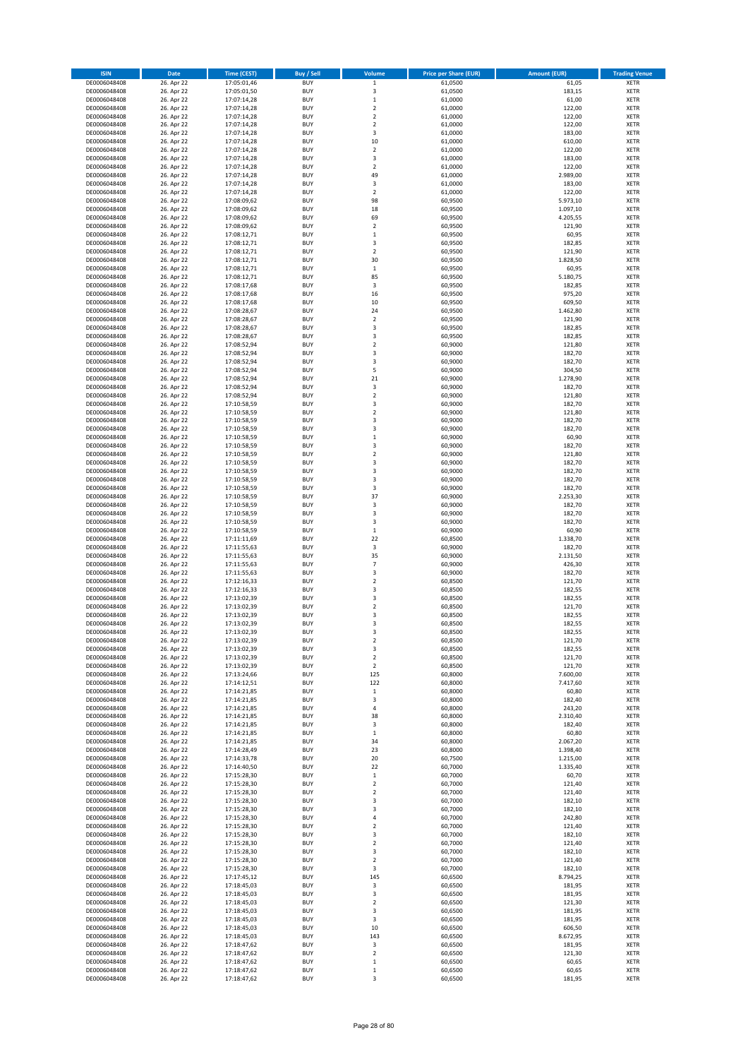| ISIN | Date | Time (CEST) | Buy / Sell | Volume | Price per Share (EUR) | Amount (EUR) | Trading Venue |
|---|---|---|---|---|---|---|---|
| DE0006048408 | 26. Apr 22 | 17:05:01,46 | BUY | 1 | 61,0500 | 61,05 | XETR |
| DE0006048408 | 26. Apr 22 | 17:05:01,50 | BUY | 3 | 61,0500 | 183,15 | XETR |
| DE0006048408 | 26. Apr 22 | 17:07:14,28 | BUY | 1 | 61,0000 | 61,00 | XETR |
| DE0006048408 | 26. Apr 22 | 17:07:14,28 | BUY | 2 | 61,0000 | 122,00 | XETR |
| DE0006048408 | 26. Apr 22 | 17:07:14,28 | BUY | 2 | 61,0000 | 122,00 | XETR |
| DE0006048408 | 26. Apr 22 | 17:07:14,28 | BUY | 2 | 61,0000 | 122,00 | XETR |
| DE0006048408 | 26. Apr 22 | 17:07:14,28 | BUY | 3 | 61,0000 | 183,00 | XETR |
| DE0006048408 | 26. Apr 22 | 17:07:14,28 | BUY | 10 | 61,0000 | 610,00 | XETR |
| DE0006048408 | 26. Apr 22 | 17:07:14,28 | BUY | 2 | 61,0000 | 122,00 | XETR |
| DE0006048408 | 26. Apr 22 | 17:07:14,28 | BUY | 3 | 61,0000 | 183,00 | XETR |
| DE0006048408 | 26. Apr 22 | 17:07:14,28 | BUY | 2 | 61,0000 | 122,00 | XETR |
| DE0006048408 | 26. Apr 22 | 17:07:14,28 | BUY | 49 | 61,0000 | 2.989,00 | XETR |
| DE0006048408 | 26. Apr 22 | 17:07:14,28 | BUY | 3 | 61,0000 | 183,00 | XETR |
| DE0006048408 | 26. Apr 22 | 17:07:14,28 | BUY | 2 | 61,0000 | 122,00 | XETR |
| DE0006048408 | 26. Apr 22 | 17:08:09,62 | BUY | 98 | 60,9500 | 5.973,10 | XETR |
| DE0006048408 | 26. Apr 22 | 17:08:09,62 | BUY | 18 | 60,9500 | 1.097,10 | XETR |
| DE0006048408 | 26. Apr 22 | 17:08:09,62 | BUY | 69 | 60,9500 | 4.205,55 | XETR |
| DE0006048408 | 26. Apr 22 | 17:08:09,62 | BUY | 2 | 60,9500 | 121,90 | XETR |
| DE0006048408 | 26. Apr 22 | 17:08:12,71 | BUY | 1 | 60,9500 | 60,95 | XETR |
| DE0006048408 | 26. Apr 22 | 17:08:12,71 | BUY | 3 | 60,9500 | 182,85 | XETR |
| DE0006048408 | 26. Apr 22 | 17:08:12,71 | BUY | 2 | 60,9500 | 121,90 | XETR |
| DE0006048408 | 26. Apr 22 | 17:08:12,71 | BUY | 30 | 60,9500 | 1.828,50 | XETR |
| DE0006048408 | 26. Apr 22 | 17:08:12,71 | BUY | 1 | 60,9500 | 60,95 | XETR |
| DE0006048408 | 26. Apr 22 | 17:08:12,71 | BUY | 85 | 60,9500 | 5.180,75 | XETR |
| DE0006048408 | 26. Apr 22 | 17:08:17,68 | BUY | 3 | 60,9500 | 182,85 | XETR |
| DE0006048408 | 26. Apr 22 | 17:08:17,68 | BUY | 16 | 60,9500 | 975,20 | XETR |
| DE0006048408 | 26. Apr 22 | 17:08:17,68 | BUY | 10 | 60,9500 | 609,50 | XETR |
| DE0006048408 | 26. Apr 22 | 17:08:28,67 | BUY | 24 | 60,9500 | 1.462,80 | XETR |
| DE0006048408 | 26. Apr 22 | 17:08:28,67 | BUY | 2 | 60,9500 | 121,90 | XETR |
| DE0006048408 | 26. Apr 22 | 17:08:28,67 | BUY | 3 | 60,9500 | 182,85 | XETR |
| DE0006048408 | 26. Apr 22 | 17:08:28,67 | BUY | 3 | 60,9500 | 182,85 | XETR |
| DE0006048408 | 26. Apr 22 | 17:08:52,94 | BUY | 2 | 60,9000 | 121,80 | XETR |
| DE0006048408 | 26. Apr 22 | 17:08:52,94 | BUY | 3 | 60,9000 | 182,70 | XETR |
| DE0006048408 | 26. Apr 22 | 17:08:52,94 | BUY | 3 | 60,9000 | 182,70 | XETR |
| DE0006048408 | 26. Apr 22 | 17:08:52,94 | BUY | 5 | 60,9000 | 304,50 | XETR |
| DE0006048408 | 26. Apr 22 | 17:08:52,94 | BUY | 21 | 60,9000 | 1.278,90 | XETR |
| DE0006048408 | 26. Apr 22 | 17:08:52,94 | BUY | 3 | 60,9000 | 182,70 | XETR |
| DE0006048408 | 26. Apr 22 | 17:08:52,94 | BUY | 2 | 60,9000 | 121,80 | XETR |
| DE0006048408 | 26. Apr 22 | 17:10:58,59 | BUY | 3 | 60,9000 | 182,70 | XETR |
| DE0006048408 | 26. Apr 22 | 17:10:58,59 | BUY | 2 | 60,9000 | 121,80 | XETR |
| DE0006048408 | 26. Apr 22 | 17:10:58,59 | BUY | 3 | 60,9000 | 182,70 | XETR |
| DE0006048408 | 26. Apr 22 | 17:10:58,59 | BUY | 3 | 60,9000 | 182,70 | XETR |
| DE0006048408 | 26. Apr 22 | 17:10:58,59 | BUY | 1 | 60,9000 | 60,90 | XETR |
| DE0006048408 | 26. Apr 22 | 17:10:58,59 | BUY | 3 | 60,9000 | 182,70 | XETR |
| DE0006048408 | 26. Apr 22 | 17:10:58,59 | BUY | 2 | 60,9000 | 121,80 | XETR |
| DE0006048408 | 26. Apr 22 | 17:10:58,59 | BUY | 3 | 60,9000 | 182,70 | XETR |
| DE0006048408 | 26. Apr 22 | 17:10:58,59 | BUY | 3 | 60,9000 | 182,70 | XETR |
| DE0006048408 | 26. Apr 22 | 17:10:58,59 | BUY | 3 | 60,9000 | 182,70 | XETR |
| DE0006048408 | 26. Apr 22 | 17:10:58,59 | BUY | 3 | 60,9000 | 182,70 | XETR |
| DE0006048408 | 26. Apr 22 | 17:10:58,59 | BUY | 37 | 60,9000 | 2.253,30 | XETR |
| DE0006048408 | 26. Apr 22 | 17:10:58,59 | BUY | 3 | 60,9000 | 182,70 | XETR |
| DE0006048408 | 26. Apr 22 | 17:10:58,59 | BUY | 3 | 60,9000 | 182,70 | XETR |
| DE0006048408 | 26. Apr 22 | 17:10:58,59 | BUY | 3 | 60,9000 | 182,70 | XETR |
| DE0006048408 | 26. Apr 22 | 17:10:58,59 | BUY | 1 | 60,9000 | 60,90 | XETR |
| DE0006048408 | 26. Apr 22 | 17:11:11,69 | BUY | 22 | 60,8500 | 1.338,70 | XETR |
| DE0006048408 | 26. Apr 22 | 17:11:55,63 | BUY | 3 | 60,9000 | 182,70 | XETR |
| DE0006048408 | 26. Apr 22 | 17:11:55,63 | BUY | 35 | 60,9000 | 2.131,50 | XETR |
| DE0006048408 | 26. Apr 22 | 17:11:55,63 | BUY | 7 | 60,9000 | 426,30 | XETR |
| DE0006048408 | 26. Apr 22 | 17:11:55,63 | BUY | 3 | 60,9000 | 182,70 | XETR |
| DE0006048408 | 26. Apr 22 | 17:12:16,33 | BUY | 2 | 60,8500 | 121,70 | XETR |
| DE0006048408 | 26. Apr 22 | 17:12:16,33 | BUY | 3 | 60,8500 | 182,55 | XETR |
| DE0006048408 | 26. Apr 22 | 17:13:02,39 | BUY | 3 | 60,8500 | 182,55 | XETR |
| DE0006048408 | 26. Apr 22 | 17:13:02,39 | BUY | 2 | 60,8500 | 121,70 | XETR |
| DE0006048408 | 26. Apr 22 | 17:13:02,39 | BUY | 3 | 60,8500 | 182,55 | XETR |
| DE0006048408 | 26. Apr 22 | 17:13:02,39 | BUY | 3 | 60,8500 | 182,55 | XETR |
| DE0006048408 | 26. Apr 22 | 17:13:02,39 | BUY | 3 | 60,8500 | 182,55 | XETR |
| DE0006048408 | 26. Apr 22 | 17:13:02,39 | BUY | 2 | 60,8500 | 121,70 | XETR |
| DE0006048408 | 26. Apr 22 | 17:13:02,39 | BUY | 3 | 60,8500 | 182,55 | XETR |
| DE0006048408 | 26. Apr 22 | 17:13:02,39 | BUY | 2 | 60,8500 | 121,70 | XETR |
| DE0006048408 | 26. Apr 22 | 17:13:02,39 | BUY | 2 | 60,8500 | 121,70 | XETR |
| DE0006048408 | 26. Apr 22 | 17:13:24,66 | BUY | 125 | 60,8000 | 7.600,00 | XETR |
| DE0006048408 | 26. Apr 22 | 17:14:12,51 | BUY | 122 | 60,8000 | 7.417,60 | XETR |
| DE0006048408 | 26. Apr 22 | 17:14:21,85 | BUY | 1 | 60,8000 | 60,80 | XETR |
| DE0006048408 | 26. Apr 22 | 17:14:21,85 | BUY | 3 | 60,8000 | 182,40 | XETR |
| DE0006048408 | 26. Apr 22 | 17:14:21,85 | BUY | 4 | 60,8000 | 243,20 | XETR |
| DE0006048408 | 26. Apr 22 | 17:14:21,85 | BUY | 38 | 60,8000 | 2.310,40 | XETR |
| DE0006048408 | 26. Apr 22 | 17:14:21,85 | BUY | 3 | 60,8000 | 182,40 | XETR |
| DE0006048408 | 26. Apr 22 | 17:14:21,85 | BUY | 1 | 60,8000 | 60,80 | XETR |
| DE0006048408 | 26. Apr 22 | 17:14:21,85 | BUY | 34 | 60,8000 | 2.067,20 | XETR |
| DE0006048408 | 26. Apr 22 | 17:14:28,49 | BUY | 23 | 60,8000 | 1.398,40 | XETR |
| DE0006048408 | 26. Apr 22 | 17:14:33,78 | BUY | 20 | 60,7500 | 1.215,00 | XETR |
| DE0006048408 | 26. Apr 22 | 17:14:40,50 | BUY | 22 | 60,7000 | 1.335,40 | XETR |
| DE0006048408 | 26. Apr 22 | 17:15:28,30 | BUY | 1 | 60,7000 | 60,70 | XETR |
| DE0006048408 | 26. Apr 22 | 17:15:28,30 | BUY | 2 | 60,7000 | 121,40 | XETR |
| DE0006048408 | 26. Apr 22 | 17:15:28,30 | BUY | 2 | 60,7000 | 121,40 | XETR |
| DE0006048408 | 26. Apr 22 | 17:15:28,30 | BUY | 3 | 60,7000 | 182,10 | XETR |
| DE0006048408 | 26. Apr 22 | 17:15:28,30 | BUY | 3 | 60,7000 | 182,10 | XETR |
| DE0006048408 | 26. Apr 22 | 17:15:28,30 | BUY | 4 | 60,7000 | 242,80 | XETR |
| DE0006048408 | 26. Apr 22 | 17:15:28,30 | BUY | 2 | 60,7000 | 121,40 | XETR |
| DE0006048408 | 26. Apr 22 | 17:15:28,30 | BUY | 3 | 60,7000 | 182,10 | XETR |
| DE0006048408 | 26. Apr 22 | 17:15:28,30 | BUY | 2 | 60,7000 | 121,40 | XETR |
| DE0006048408 | 26. Apr 22 | 17:15:28,30 | BUY | 3 | 60,7000 | 182,10 | XETR |
| DE0006048408 | 26. Apr 22 | 17:15:28,30 | BUY | 2 | 60,7000 | 121,40 | XETR |
| DE0006048408 | 26. Apr 22 | 17:15:28,30 | BUY | 3 | 60,7000 | 182,10 | XETR |
| DE0006048408 | 26. Apr 22 | 17:17:45,12 | BUY | 145 | 60,6500 | 8.794,25 | XETR |
| DE0006048408 | 26. Apr 22 | 17:18:45,03 | BUY | 3 | 60,6500 | 181,95 | XETR |
| DE0006048408 | 26. Apr 22 | 17:18:45,03 | BUY | 3 | 60,6500 | 181,95 | XETR |
| DE0006048408 | 26. Apr 22 | 17:18:45,03 | BUY | 2 | 60,6500 | 121,30 | XETR |
| DE0006048408 | 26. Apr 22 | 17:18:45,03 | BUY | 3 | 60,6500 | 181,95 | XETR |
| DE0006048408 | 26. Apr 22 | 17:18:45,03 | BUY | 3 | 60,6500 | 181,95 | XETR |
| DE0006048408 | 26. Apr 22 | 17:18:45,03 | BUY | 10 | 60,6500 | 606,50 | XETR |
| DE0006048408 | 26. Apr 22 | 17:18:45,03 | BUY | 143 | 60,6500 | 8.672,95 | XETR |
| DE0006048408 | 26. Apr 22 | 17:18:47,62 | BUY | 3 | 60,6500 | 181,95 | XETR |
| DE0006048408 | 26. Apr 22 | 17:18:47,62 | BUY | 2 | 60,6500 | 121,30 | XETR |
| DE0006048408 | 26. Apr 22 | 17:18:47,62 | BUY | 1 | 60,6500 | 60,65 | XETR |
| DE0006048408 | 26. Apr 22 | 17:18:47,62 | BUY | 1 | 60,6500 | 60,65 | XETR |
| DE0006048408 | 26. Apr 22 | 17:18:47,62 | BUY | 3 | 60,6500 | 181,95 | XETR |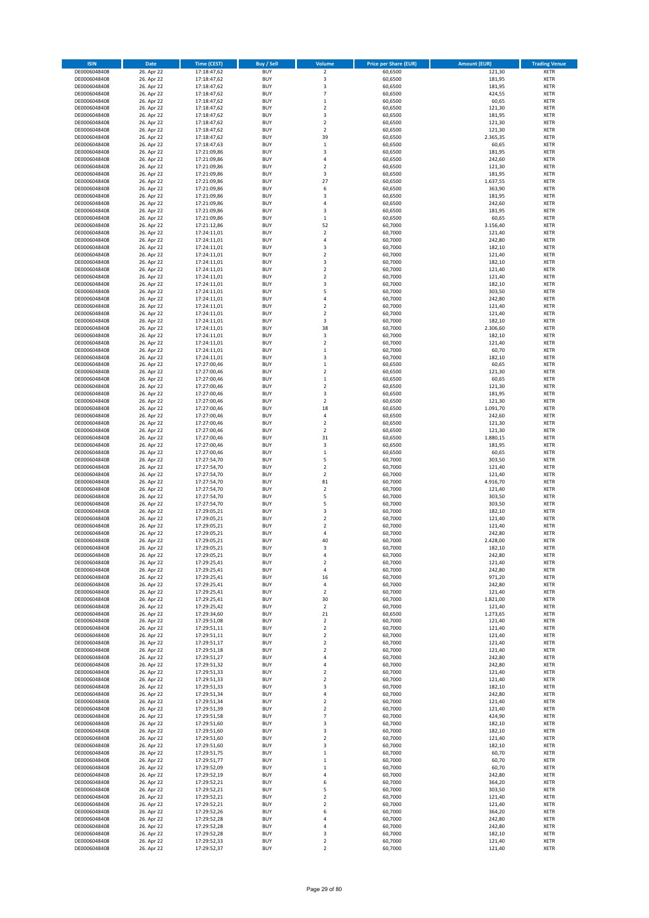| ISIN | Date | Time (CEST) | Buy / Sell | Volume | Price per Share (EUR) | Amount (EUR) | Trading Venue |
|---|---|---|---|---|---|---|---|
| DE0006048408 | 26. Apr 22 | 17:18:47,62 | BUY | 2 | 60,6500 | 121,30 | XETR |
| DE0006048408 | 26. Apr 22 | 17:18:47,62 | BUY | 3 | 60,6500 | 181,95 | XETR |
| DE0006048408 | 26. Apr 22 | 17:18:47,62 | BUY | 3 | 60,6500 | 181,95 | XETR |
| DE0006048408 | 26. Apr 22 | 17:18:47,62 | BUY | 7 | 60,6500 | 424,55 | XETR |
| DE0006048408 | 26. Apr 22 | 17:18:47,62 | BUY | 1 | 60,6500 | 60,65 | XETR |
| DE0006048408 | 26. Apr 22 | 17:18:47,62 | BUY | 2 | 60,6500 | 121,30 | XETR |
| DE0006048408 | 26. Apr 22 | 17:18:47,62 | BUY | 3 | 60,6500 | 181,95 | XETR |
| DE0006048408 | 26. Apr 22 | 17:18:47,62 | BUY | 2 | 60,6500 | 121,30 | XETR |
| DE0006048408 | 26. Apr 22 | 17:18:47,62 | BUY | 2 | 60,6500 | 121,30 | XETR |
| DE0006048408 | 26. Apr 22 | 17:18:47,62 | BUY | 39 | 60,6500 | 2.365,35 | XETR |
| DE0006048408 | 26. Apr 22 | 17:18:47,63 | BUY | 1 | 60,6500 | 60,65 | XETR |
| DE0006048408 | 26. Apr 22 | 17:21:09,86 | BUY | 3 | 60,6500 | 181,95 | XETR |
| DE0006048408 | 26. Apr 22 | 17:21:09,86 | BUY | 4 | 60,6500 | 242,60 | XETR |
| DE0006048408 | 26. Apr 22 | 17:21:09,86 | BUY | 2 | 60,6500 | 121,30 | XETR |
| DE0006048408 | 26. Apr 22 | 17:21:09,86 | BUY | 3 | 60,6500 | 181,95 | XETR |
| DE0006048408 | 26. Apr 22 | 17:21:09,86 | BUY | 27 | 60,6500 | 1.637,55 | XETR |
| DE0006048408 | 26. Apr 22 | 17:21:09,86 | BUY | 6 | 60,6500 | 363,90 | XETR |
| DE0006048408 | 26. Apr 22 | 17:21:09,86 | BUY | 3 | 60,6500 | 181,95 | XETR |
| DE0006048408 | 26. Apr 22 | 17:21:09,86 | BUY | 4 | 60,6500 | 242,60 | XETR |
| DE0006048408 | 26. Apr 22 | 17:21:09,86 | BUY | 3 | 60,6500 | 181,95 | XETR |
| DE0006048408 | 26. Apr 22 | 17:21:09,86 | BUY | 1 | 60,6500 | 60,65 | XETR |
| DE0006048408 | 26. Apr 22 | 17:21:12,86 | BUY | 52 | 60,7000 | 3.156,40 | XETR |
| DE0006048408 | 26. Apr 22 | 17:24:11,01 | BUY | 2 | 60,7000 | 121,40 | XETR |
| DE0006048408 | 26. Apr 22 | 17:24:11,01 | BUY | 4 | 60,7000 | 242,80 | XETR |
| DE0006048408 | 26. Apr 22 | 17:24:11,01 | BUY | 3 | 60,7000 | 182,10 | XETR |
| DE0006048408 | 26. Apr 22 | 17:24:11,01 | BUY | 2 | 60,7000 | 121,40 | XETR |
| DE0006048408 | 26. Apr 22 | 17:24:11,01 | BUY | 3 | 60,7000 | 182,10 | XETR |
| DE0006048408 | 26. Apr 22 | 17:24:11,01 | BUY | 2 | 60,7000 | 121,40 | XETR |
| DE0006048408 | 26. Apr 22 | 17:24:11,01 | BUY | 2 | 60,7000 | 121,40 | XETR |
| DE0006048408 | 26. Apr 22 | 17:24:11,01 | BUY | 3 | 60,7000 | 182,10 | XETR |
| DE0006048408 | 26. Apr 22 | 17:24:11,01 | BUY | 5 | 60,7000 | 303,50 | XETR |
| DE0006048408 | 26. Apr 22 | 17:24:11,01 | BUY | 4 | 60,7000 | 242,80 | XETR |
| DE0006048408 | 26. Apr 22 | 17:24:11,01 | BUY | 2 | 60,7000 | 121,40 | XETR |
| DE0006048408 | 26. Apr 22 | 17:24:11,01 | BUY | 2 | 60,7000 | 121,40 | XETR |
| DE0006048408 | 26. Apr 22 | 17:24:11,01 | BUY | 3 | 60,7000 | 182,10 | XETR |
| DE0006048408 | 26. Apr 22 | 17:24:11,01 | BUY | 38 | 60,7000 | 2.306,60 | XETR |
| DE0006048408 | 26. Apr 22 | 17:24:11,01 | BUY | 3 | 60,7000 | 182,10 | XETR |
| DE0006048408 | 26. Apr 22 | 17:24:11,01 | BUY | 2 | 60,7000 | 121,40 | XETR |
| DE0006048408 | 26. Apr 22 | 17:24:11,01 | BUY | 1 | 60,7000 | 60,70 | XETR |
| DE0006048408 | 26. Apr 22 | 17:24:11,01 | BUY | 3 | 60,7000 | 182,10 | XETR |
| DE0006048408 | 26. Apr 22 | 17:27:00,46 | BUY | 1 | 60,6500 | 60,65 | XETR |
| DE0006048408 | 26. Apr 22 | 17:27:00,46 | BUY | 2 | 60,6500 | 121,30 | XETR |
| DE0006048408 | 26. Apr 22 | 17:27:00,46 | BUY | 1 | 60,6500 | 60,65 | XETR |
| DE0006048408 | 26. Apr 22 | 17:27:00,46 | BUY | 2 | 60,6500 | 121,30 | XETR |
| DE0006048408 | 26. Apr 22 | 17:27:00,46 | BUY | 3 | 60,6500 | 181,95 | XETR |
| DE0006048408 | 26. Apr 22 | 17:27:00,46 | BUY | 2 | 60,6500 | 121,30 | XETR |
| DE0006048408 | 26. Apr 22 | 17:27:00,46 | BUY | 18 | 60,6500 | 1.091,70 | XETR |
| DE0006048408 | 26. Apr 22 | 17:27:00,46 | BUY | 4 | 60,6500 | 242,60 | XETR |
| DE0006048408 | 26. Apr 22 | 17:27:00,46 | BUY | 2 | 60,6500 | 121,30 | XETR |
| DE0006048408 | 26. Apr 22 | 17:27:00,46 | BUY | 2 | 60,6500 | 121,30 | XETR |
| DE0006048408 | 26. Apr 22 | 17:27:00,46 | BUY | 31 | 60,6500 | 1.880,15 | XETR |
| DE0006048408 | 26. Apr 22 | 17:27:00,46 | BUY | 3 | 60,6500 | 181,95 | XETR |
| DE0006048408 | 26. Apr 22 | 17:27:00,46 | BUY | 1 | 60,6500 | 60,65 | XETR |
| DE0006048408 | 26. Apr 22 | 17:27:54,70 | BUY | 5 | 60,7000 | 303,50 | XETR |
| DE0006048408 | 26. Apr 22 | 17:27:54,70 | BUY | 2 | 60,7000 | 121,40 | XETR |
| DE0006048408 | 26. Apr 22 | 17:27:54,70 | BUY | 2 | 60,7000 | 121,40 | XETR |
| DE0006048408 | 26. Apr 22 | 17:27:54,70 | BUY | 81 | 60,7000 | 4.916,70 | XETR |
| DE0006048408 | 26. Apr 22 | 17:27:54,70 | BUY | 2 | 60,7000 | 121,40 | XETR |
| DE0006048408 | 26. Apr 22 | 17:27:54,70 | BUY | 5 | 60,7000 | 303,50 | XETR |
| DE0006048408 | 26. Apr 22 | 17:27:54,70 | BUY | 5 | 60,7000 | 303,50 | XETR |
| DE0006048408 | 26. Apr 22 | 17:29:05,21 | BUY | 3 | 60,7000 | 182,10 | XETR |
| DE0006048408 | 26. Apr 22 | 17:29:05,21 | BUY | 2 | 60,7000 | 121,40 | XETR |
| DE0006048408 | 26. Apr 22 | 17:29:05,21 | BUY | 2 | 60,7000 | 121,40 | XETR |
| DE0006048408 | 26. Apr 22 | 17:29:05,21 | BUY | 4 | 60,7000 | 242,80 | XETR |
| DE0006048408 | 26. Apr 22 | 17:29:05,21 | BUY | 40 | 60,7000 | 2.428,00 | XETR |
| DE0006048408 | 26. Apr 22 | 17:29:05,21 | BUY | 3 | 60,7000 | 182,10 | XETR |
| DE0006048408 | 26. Apr 22 | 17:29:05,21 | BUY | 4 | 60,7000 | 242,80 | XETR |
| DE0006048408 | 26. Apr 22 | 17:29:25,41 | BUY | 2 | 60,7000 | 121,40 | XETR |
| DE0006048408 | 26. Apr 22 | 17:29:25,41 | BUY | 4 | 60,7000 | 242,80 | XETR |
| DE0006048408 | 26. Apr 22 | 17:29:25,41 | BUY | 16 | 60,7000 | 971,20 | XETR |
| DE0006048408 | 26. Apr 22 | 17:29:25,41 | BUY | 4 | 60,7000 | 242,80 | XETR |
| DE0006048408 | 26. Apr 22 | 17:29:25,41 | BUY | 2 | 60,7000 | 121,40 | XETR |
| DE0006048408 | 26. Apr 22 | 17:29:25,41 | BUY | 30 | 60,7000 | 1.821,00 | XETR |
| DE0006048408 | 26. Apr 22 | 17:29:25,42 | BUY | 2 | 60,7000 | 121,40 | XETR |
| DE0006048408 | 26. Apr 22 | 17:29:34,60 | BUY | 21 | 60,6500 | 1.273,65 | XETR |
| DE0006048408 | 26. Apr 22 | 17:29:51,08 | BUY | 2 | 60,7000 | 121,40 | XETR |
| DE0006048408 | 26. Apr 22 | 17:29:51,11 | BUY | 2 | 60,7000 | 121,40 | XETR |
| DE0006048408 | 26. Apr 22 | 17:29:51,11 | BUY | 2 | 60,7000 | 121,40 | XETR |
| DE0006048408 | 26. Apr 22 | 17:29:51,17 | BUY | 2 | 60,7000 | 121,40 | XETR |
| DE0006048408 | 26. Apr 22 | 17:29:51,18 | BUY | 2 | 60,7000 | 121,40 | XETR |
| DE0006048408 | 26. Apr 22 | 17:29:51,27 | BUY | 4 | 60,7000 | 242,80 | XETR |
| DE0006048408 | 26. Apr 22 | 17:29:51,32 | BUY | 4 | 60,7000 | 242,80 | XETR |
| DE0006048408 | 26. Apr 22 | 17:29:51,33 | BUY | 2 | 60,7000 | 121,40 | XETR |
| DE0006048408 | 26. Apr 22 | 17:29:51,33 | BUY | 2 | 60,7000 | 121,40 | XETR |
| DE0006048408 | 26. Apr 22 | 17:29:51,33 | BUY | 3 | 60,7000 | 182,10 | XETR |
| DE0006048408 | 26. Apr 22 | 17:29:51,34 | BUY | 4 | 60,7000 | 242,80 | XETR |
| DE0006048408 | 26. Apr 22 | 17:29:51,34 | BUY | 2 | 60,7000 | 121,40 | XETR |
| DE0006048408 | 26. Apr 22 | 17:29:51,39 | BUY | 2 | 60,7000 | 121,40 | XETR |
| DE0006048408 | 26. Apr 22 | 17:29:51,58 | BUY | 7 | 60,7000 | 424,90 | XETR |
| DE0006048408 | 26. Apr 22 | 17:29:51,60 | BUY | 3 | 60,7000 | 182,10 | XETR |
| DE0006048408 | 26. Apr 22 | 17:29:51,60 | BUY | 3 | 60,7000 | 182,10 | XETR |
| DE0006048408 | 26. Apr 22 | 17:29:51,60 | BUY | 2 | 60,7000 | 121,40 | XETR |
| DE0006048408 | 26. Apr 22 | 17:29:51,60 | BUY | 3 | 60,7000 | 182,10 | XETR |
| DE0006048408 | 26. Apr 22 | 17:29:51,75 | BUY | 1 | 60,7000 | 60,70 | XETR |
| DE0006048408 | 26. Apr 22 | 17:29:51,77 | BUY | 1 | 60,7000 | 60,70 | XETR |
| DE0006048408 | 26. Apr 22 | 17:29:52,09 | BUY | 1 | 60,7000 | 60,70 | XETR |
| DE0006048408 | 26. Apr 22 | 17:29:52,19 | BUY | 4 | 60,7000 | 242,80 | XETR |
| DE0006048408 | 26. Apr 22 | 17:29:52,21 | BUY | 6 | 60,7000 | 364,20 | XETR |
| DE0006048408 | 26. Apr 22 | 17:29:52,21 | BUY | 5 | 60,7000 | 303,50 | XETR |
| DE0006048408 | 26. Apr 22 | 17:29:52,21 | BUY | 2 | 60,7000 | 121,40 | XETR |
| DE0006048408 | 26. Apr 22 | 17:29:52,21 | BUY | 2 | 60,7000 | 121,40 | XETR |
| DE0006048408 | 26. Apr 22 | 17:29:52,26 | BUY | 6 | 60,7000 | 364,20 | XETR |
| DE0006048408 | 26. Apr 22 | 17:29:52,28 | BUY | 4 | 60,7000 | 242,80 | XETR |
| DE0006048408 | 26. Apr 22 | 17:29:52,28 | BUY | 4 | 60,7000 | 242,80 | XETR |
| DE0006048408 | 26. Apr 22 | 17:29:52,28 | BUY | 3 | 60,7000 | 182,10 | XETR |
| DE0006048408 | 26. Apr 22 | 17:29:52,33 | BUY | 2 | 60,7000 | 121,40 | XETR |
| DE0006048408 | 26. Apr 22 | 17:29:52,37 | BUY | 2 | 60,7000 | 121,40 | XETR |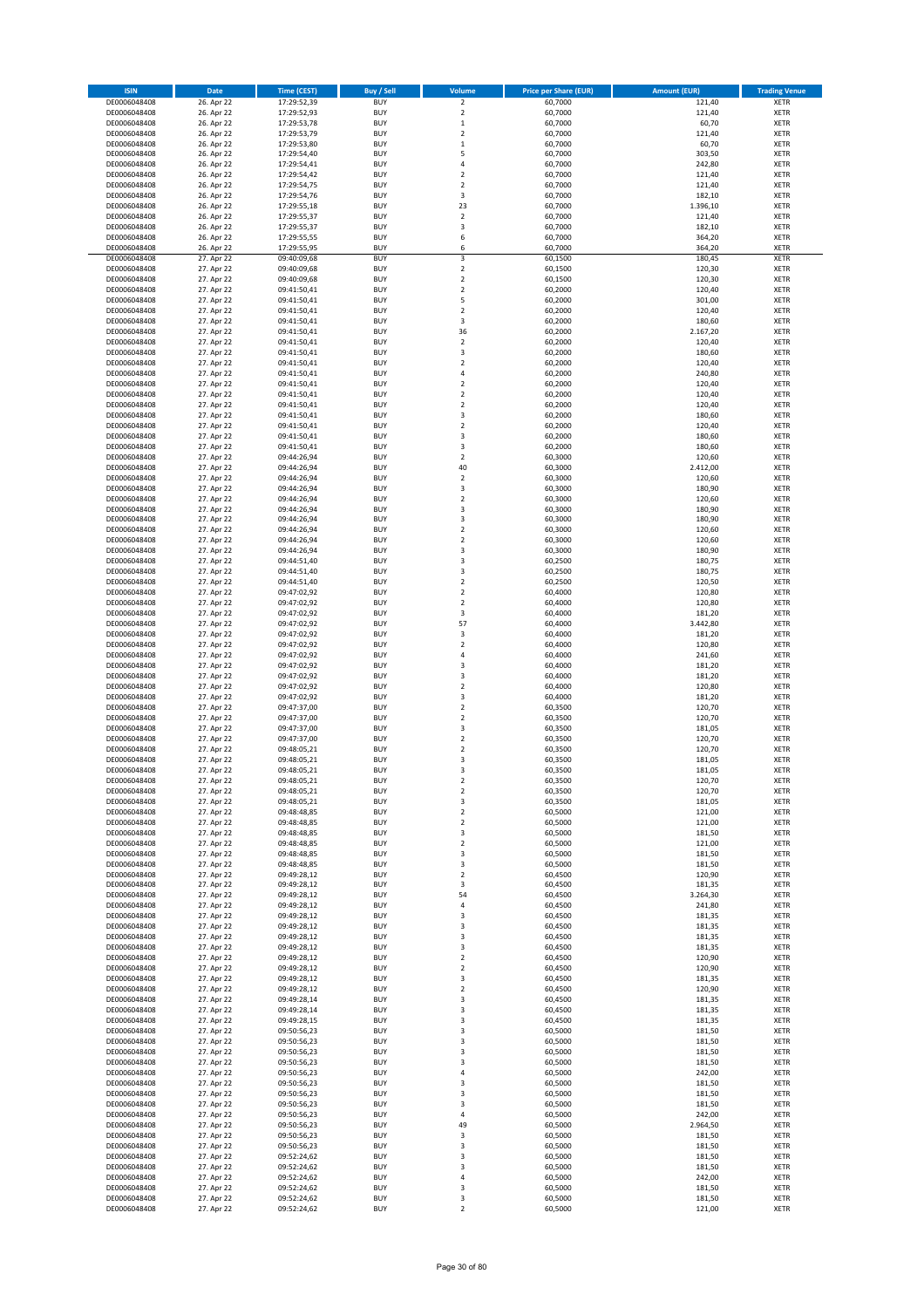| ISIN | Date | Time (CEST) | Buy / Sell | Volume | Price per Share (EUR) | Amount (EUR) | Trading Venue |
|---|---|---|---|---|---|---|---|
| DE0006048408 | 26. Apr 22 | 17:29:52,39 | BUY | 2 | 60,7000 | 121,40 | XETR |
| DE0006048408 | 26. Apr 22 | 17:29:52,93 | BUY | 2 | 60,7000 | 121,40 | XETR |
| DE0006048408 | 26. Apr 22 | 17:29:53,78 | BUY | 1 | 60,7000 | 60,70 | XETR |
| DE0006048408 | 26. Apr 22 | 17:29:53,79 | BUY | 2 | 60,7000 | 121,40 | XETR |
| DE0006048408 | 26. Apr 22 | 17:29:53,80 | BUY | 1 | 60,7000 | 60,70 | XETR |
| DE0006048408 | 26. Apr 22 | 17:29:54,40 | BUY | 5 | 60,7000 | 303,50 | XETR |
| DE0006048408 | 26. Apr 22 | 17:29:54,41 | BUY | 4 | 60,7000 | 242,80 | XETR |
| DE0006048408 | 26. Apr 22 | 17:29:54,42 | BUY | 2 | 60,7000 | 121,40 | XETR |
| DE0006048408 | 26. Apr 22 | 17:29:54,75 | BUY | 2 | 60,7000 | 121,40 | XETR |
| DE0006048408 | 26. Apr 22 | 17:29:54,76 | BUY | 3 | 60,7000 | 182,10 | XETR |
| DE0006048408 | 26. Apr 22 | 17:29:55,18 | BUY | 23 | 60,7000 | 1.396,10 | XETR |
| DE0006048408 | 26. Apr 22 | 17:29:55,37 | BUY | 2 | 60,7000 | 121,40 | XETR |
| DE0006048408 | 26. Apr 22 | 17:29:55,37 | BUY | 3 | 60,7000 | 182,10 | XETR |
| DE0006048408 | 26. Apr 22 | 17:29:55,55 | BUY | 6 | 60,7000 | 364,20 | XETR |
| DE0006048408 | 26. Apr 22 | 17:29:55,95 | BUY | 6 | 60,7000 | 364,20 | XETR |
| DE0006048408 | 27. Apr 22 | 09:40:09,68 | BUY | 3 | 60,1500 | 180,45 | XETR |
| DE0006048408 | 27. Apr 22 | 09:40:09,68 | BUY | 2 | 60,1500 | 120,30 | XETR |
| DE0006048408 | 27. Apr 22 | 09:40:09,68 | BUY | 2 | 60,1500 | 120,30 | XETR |
| DE0006048408 | 27. Apr 22 | 09:41:50,41 | BUY | 2 | 60,2000 | 120,40 | XETR |
| DE0006048408 | 27. Apr 22 | 09:41:50,41 | BUY | 5 | 60,2000 | 301,00 | XETR |
| DE0006048408 | 27. Apr 22 | 09:41:50,41 | BUY | 2 | 60,2000 | 120,40 | XETR |
| DE0006048408 | 27. Apr 22 | 09:41:50,41 | BUY | 3 | 60,2000 | 180,60 | XETR |
| DE0006048408 | 27. Apr 22 | 09:41:50,41 | BUY | 36 | 60,2000 | 2.167,20 | XETR |
| DE0006048408 | 27. Apr 22 | 09:41:50,41 | BUY | 2 | 60,2000 | 120,40 | XETR |
| DE0006048408 | 27. Apr 22 | 09:41:50,41 | BUY | 3 | 60,2000 | 180,60 | XETR |
| DE0006048408 | 27. Apr 22 | 09:41:50,41 | BUY | 2 | 60,2000 | 120,40 | XETR |
| DE0006048408 | 27. Apr 22 | 09:41:50,41 | BUY | 4 | 60,2000 | 240,80 | XETR |
| DE0006048408 | 27. Apr 22 | 09:41:50,41 | BUY | 2 | 60,2000 | 120,40 | XETR |
| DE0006048408 | 27. Apr 22 | 09:41:50,41 | BUY | 2 | 60,2000 | 120,40 | XETR |
| DE0006048408 | 27. Apr 22 | 09:41:50,41 | BUY | 2 | 60,2000 | 120,40 | XETR |
| DE0006048408 | 27. Apr 22 | 09:41:50,41 | BUY | 3 | 60,2000 | 180,60 | XETR |
| DE0006048408 | 27. Apr 22 | 09:41:50,41 | BUY | 2 | 60,2000 | 120,40 | XETR |
| DE0006048408 | 27. Apr 22 | 09:41:50,41 | BUY | 3 | 60,2000 | 180,60 | XETR |
| DE0006048408 | 27. Apr 22 | 09:41:50,41 | BUY | 3 | 60,2000 | 180,60 | XETR |
| DE0006048408 | 27. Apr 22 | 09:44:26,94 | BUY | 2 | 60,3000 | 120,60 | XETR |
| DE0006048408 | 27. Apr 22 | 09:44:26,94 | BUY | 40 | 60,3000 | 2.412,00 | XETR |
| DE0006048408 | 27. Apr 22 | 09:44:26,94 | BUY | 2 | 60,3000 | 120,60 | XETR |
| DE0006048408 | 27. Apr 22 | 09:44:26,94 | BUY | 3 | 60,3000 | 180,90 | XETR |
| DE0006048408 | 27. Apr 22 | 09:44:26,94 | BUY | 2 | 60,3000 | 120,60 | XETR |
| DE0006048408 | 27. Apr 22 | 09:44:26,94 | BUY | 3 | 60,3000 | 180,90 | XETR |
| DE0006048408 | 27. Apr 22 | 09:44:26,94 | BUY | 3 | 60,3000 | 180,90 | XETR |
| DE0006048408 | 27. Apr 22 | 09:44:26,94 | BUY | 2 | 60,3000 | 120,60 | XETR |
| DE0006048408 | 27. Apr 22 | 09:44:26,94 | BUY | 2 | 60,3000 | 120,60 | XETR |
| DE0006048408 | 27. Apr 22 | 09:44:26,94 | BUY | 3 | 60,3000 | 180,90 | XETR |
| DE0006048408 | 27. Apr 22 | 09:44:51,40 | BUY | 3 | 60,2500 | 180,75 | XETR |
| DE0006048408 | 27. Apr 22 | 09:44:51,40 | BUY | 3 | 60,2500 | 180,75 | XETR |
| DE0006048408 | 27. Apr 22 | 09:44:51,40 | BUY | 2 | 60,2500 | 120,50 | XETR |
| DE0006048408 | 27. Apr 22 | 09:47:02,92 | BUY | 2 | 60,4000 | 120,80 | XETR |
| DE0006048408 | 27. Apr 22 | 09:47:02,92 | BUY | 2 | 60,4000 | 120,80 | XETR |
| DE0006048408 | 27. Apr 22 | 09:47:02,92 | BUY | 3 | 60,4000 | 181,20 | XETR |
| DE0006048408 | 27. Apr 22 | 09:47:02,92 | BUY | 57 | 60,4000 | 3.442,80 | XETR |
| DE0006048408 | 27. Apr 22 | 09:47:02,92 | BUY | 3 | 60,4000 | 181,20 | XETR |
| DE0006048408 | 27. Apr 22 | 09:47:02,92 | BUY | 2 | 60,4000 | 120,80 | XETR |
| DE0006048408 | 27. Apr 22 | 09:47:02,92 | BUY | 4 | 60,4000 | 241,60 | XETR |
| DE0006048408 | 27. Apr 22 | 09:47:02,92 | BUY | 3 | 60,4000 | 181,20 | XETR |
| DE0006048408 | 27. Apr 22 | 09:47:02,92 | BUY | 3 | 60,4000 | 181,20 | XETR |
| DE0006048408 | 27. Apr 22 | 09:47:02,92 | BUY | 2 | 60,4000 | 120,80 | XETR |
| DE0006048408 | 27. Apr 22 | 09:47:02,92 | BUY | 3 | 60,4000 | 181,20 | XETR |
| DE0006048408 | 27. Apr 22 | 09:47:37,00 | BUY | 2 | 60,3500 | 120,70 | XETR |
| DE0006048408 | 27. Apr 22 | 09:47:37,00 | BUY | 2 | 60,3500 | 120,70 | XETR |
| DE0006048408 | 27. Apr 22 | 09:47:37,00 | BUY | 3 | 60,3500 | 181,05 | XETR |
| DE0006048408 | 27. Apr 22 | 09:47:37,00 | BUY | 2 | 60,3500 | 120,70 | XETR |
| DE0006048408 | 27. Apr 22 | 09:48:05,21 | BUY | 2 | 60,3500 | 120,70 | XETR |
| DE0006048408 | 27. Apr 22 | 09:48:05,21 | BUY | 3 | 60,3500 | 181,05 | XETR |
| DE0006048408 | 27. Apr 22 | 09:48:05,21 | BUY | 3 | 60,3500 | 181,05 | XETR |
| DE0006048408 | 27. Apr 22 | 09:48:05,21 | BUY | 2 | 60,3500 | 120,70 | XETR |
| DE0006048408 | 27. Apr 22 | 09:48:05,21 | BUY | 2 | 60,3500 | 120,70 | XETR |
| DE0006048408 | 27. Apr 22 | 09:48:05,21 | BUY | 3 | 60,3500 | 181,05 | XETR |
| DE0006048408 | 27. Apr 22 | 09:48:48,85 | BUY | 2 | 60,5000 | 121,00 | XETR |
| DE0006048408 | 27. Apr 22 | 09:48:48,85 | BUY | 2 | 60,5000 | 121,00 | XETR |
| DE0006048408 | 27. Apr 22 | 09:48:48,85 | BUY | 3 | 60,5000 | 181,50 | XETR |
| DE0006048408 | 27. Apr 22 | 09:48:48,85 | BUY | 2 | 60,5000 | 121,00 | XETR |
| DE0006048408 | 27. Apr 22 | 09:48:48,85 | BUY | 3 | 60,5000 | 181,50 | XETR |
| DE0006048408 | 27. Apr 22 | 09:48:48,85 | BUY | 3 | 60,5000 | 181,50 | XETR |
| DE0006048408 | 27. Apr 22 | 09:49:28,12 | BUY | 2 | 60,4500 | 120,90 | XETR |
| DE0006048408 | 27. Apr 22 | 09:49:28,12 | BUY | 3 | 60,4500 | 181,35 | XETR |
| DE0006048408 | 27. Apr 22 | 09:49:28,12 | BUY | 54 | 60,4500 | 3.264,30 | XETR |
| DE0006048408 | 27. Apr 22 | 09:49:28,12 | BUY | 4 | 60,4500 | 241,80 | XETR |
| DE0006048408 | 27. Apr 22 | 09:49:28,12 | BUY | 3 | 60,4500 | 181,35 | XETR |
| DE0006048408 | 27. Apr 22 | 09:49:28,12 | BUY | 3 | 60,4500 | 181,35 | XETR |
| DE0006048408 | 27. Apr 22 | 09:49:28,12 | BUY | 3 | 60,4500 | 181,35 | XETR |
| DE0006048408 | 27. Apr 22 | 09:49:28,12 | BUY | 3 | 60,4500 | 181,35 | XETR |
| DE0006048408 | 27. Apr 22 | 09:49:28,12 | BUY | 2 | 60,4500 | 120,90 | XETR |
| DE0006048408 | 27. Apr 22 | 09:49:28,12 | BUY | 2 | 60,4500 | 120,90 | XETR |
| DE0006048408 | 27. Apr 22 | 09:49:28,12 | BUY | 3 | 60,4500 | 181,35 | XETR |
| DE0006048408 | 27. Apr 22 | 09:49:28,12 | BUY | 2 | 60,4500 | 120,90 | XETR |
| DE0006048408 | 27. Apr 22 | 09:49:28,14 | BUY | 3 | 60,4500 | 181,35 | XETR |
| DE0006048408 | 27. Apr 22 | 09:49:28,14 | BUY | 3 | 60,4500 | 181,35 | XETR |
| DE0006048408 | 27. Apr 22 | 09:49:28,15 | BUY | 3 | 60,4500 | 181,35 | XETR |
| DE0006048408 | 27. Apr 22 | 09:50:56,23 | BUY | 3 | 60,5000 | 181,50 | XETR |
| DE0006048408 | 27. Apr 22 | 09:50:56,23 | BUY | 3 | 60,5000 | 181,50 | XETR |
| DE0006048408 | 27. Apr 22 | 09:50:56,23 | BUY | 3 | 60,5000 | 181,50 | XETR |
| DE0006048408 | 27. Apr 22 | 09:50:56,23 | BUY | 3 | 60,5000 | 181,50 | XETR |
| DE0006048408 | 27. Apr 22 | 09:50:56,23 | BUY | 4 | 60,5000 | 242,00 | XETR |
| DE0006048408 | 27. Apr 22 | 09:50:56,23 | BUY | 3 | 60,5000 | 181,50 | XETR |
| DE0006048408 | 27. Apr 22 | 09:50:56,23 | BUY | 3 | 60,5000 | 181,50 | XETR |
| DE0006048408 | 27. Apr 22 | 09:50:56,23 | BUY | 3 | 60,5000 | 181,50 | XETR |
| DE0006048408 | 27. Apr 22 | 09:50:56,23 | BUY | 4 | 60,5000 | 242,00 | XETR |
| DE0006048408 | 27. Apr 22 | 09:50:56,23 | BUY | 49 | 60,5000 | 2.964,50 | XETR |
| DE0006048408 | 27. Apr 22 | 09:50:56,23 | BUY | 3 | 60,5000 | 181,50 | XETR |
| DE0006048408 | 27. Apr 22 | 09:50:56,23 | BUY | 3 | 60,5000 | 181,50 | XETR |
| DE0006048408 | 27. Apr 22 | 09:52:24,62 | BUY | 3 | 60,5000 | 181,50 | XETR |
| DE0006048408 | 27. Apr 22 | 09:52:24,62 | BUY | 3 | 60,5000 | 181,50 | XETR |
| DE0006048408 | 27. Apr 22 | 09:52:24,62 | BUY | 4 | 60,5000 | 242,00 | XETR |
| DE0006048408 | 27. Apr 22 | 09:52:24,62 | BUY | 3 | 60,5000 | 181,50 | XETR |
| DE0006048408 | 27. Apr 22 | 09:52:24,62 | BUY | 3 | 60,5000 | 181,50 | XETR |
| DE0006048408 | 27. Apr 22 | 09:52:24,62 | BUY | 2 | 60,5000 | 121,00 | XETR |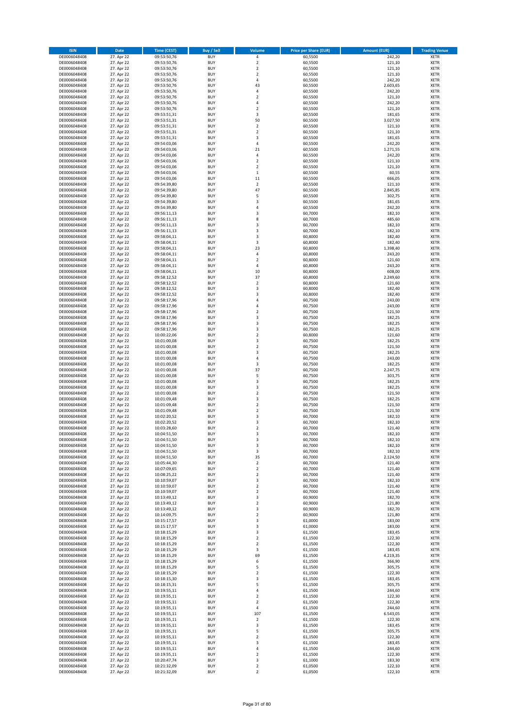| ISIN | Date | Time (CEST) | Buy / Sell | Volume | Price per Share (EUR) | Amount (EUR) | Trading Venue |
|---|---|---|---|---|---|---|---|
| DE0006048408 | 27. Apr 22 | 09:53:50,76 | BUY | 4 | 60,5500 | 242,20 | XETR |
| DE0006048408 | 27. Apr 22 | 09:53:50,76 | BUY | 2 | 60,5500 | 121,10 | XETR |
| DE0006048408 | 27. Apr 22 | 09:53:50,76 | BUY | 2 | 60,5500 | 121,10 | XETR |
| DE0006048408 | 27. Apr 22 | 09:53:50,76 | BUY | 2 | 60,5500 | 121,10 | XETR |
| DE0006048408 | 27. Apr 22 | 09:53:50,76 | BUY | 4 | 60,5500 | 242,20 | XETR |
| DE0006048408 | 27. Apr 22 | 09:53:50,76 | BUY | 43 | 60,5500 | 2.603,65 | XETR |
| DE0006048408 | 27. Apr 22 | 09:53:50,76 | BUY | 4 | 60,5500 | 242,20 | XETR |
| DE0006048408 | 27. Apr 22 | 09:53:50,76 | BUY | 2 | 60,5500 | 121,10 | XETR |
| DE0006048408 | 27. Apr 22 | 09:53:50,76 | BUY | 4 | 60,5500 | 242,20 | XETR |
| DE0006048408 | 27. Apr 22 | 09:53:50,76 | BUY | 2 | 60,5500 | 121,10 | XETR |
| DE0006048408 | 27. Apr 22 | 09:53:51,31 | BUY | 3 | 60,5500 | 181,65 | XETR |
| DE0006048408 | 27. Apr 22 | 09:53:51,31 | BUY | 50 | 60,5500 | 3.027,50 | XETR |
| DE0006048408 | 27. Apr 22 | 09:53:51,31 | BUY | 2 | 60,5500 | 121,10 | XETR |
| DE0006048408 | 27. Apr 22 | 09:53:51,31 | BUY | 2 | 60,5500 | 121,10 | XETR |
| DE0006048408 | 27. Apr 22 | 09:53:51,31 | BUY | 3 | 60,5500 | 181,65 | XETR |
| DE0006048408 | 27. Apr 22 | 09:54:03,06 | BUY | 4 | 60,5500 | 242,20 | XETR |
| DE0006048408 | 27. Apr 22 | 09:54:03,06 | BUY | 21 | 60,5500 | 1.271,55 | XETR |
| DE0006048408 | 27. Apr 22 | 09:54:03,06 | BUY | 4 | 60,5500 | 242,20 | XETR |
| DE0006048408 | 27. Apr 22 | 09:54:03,06 | BUY | 2 | 60,5500 | 121,10 | XETR |
| DE0006048408 | 27. Apr 22 | 09:54:03,06 | BUY | 2 | 60,5500 | 121,10 | XETR |
| DE0006048408 | 27. Apr 22 | 09:54:03,06 | BUY | 1 | 60,5500 | 60,55 | XETR |
| DE0006048408 | 27. Apr 22 | 09:54:03,06 | BUY | 11 | 60,5500 | 666,05 | XETR |
| DE0006048408 | 27. Apr 22 | 09:54:39,80 | BUY | 2 | 60,5500 | 121,10 | XETR |
| DE0006048408 | 27. Apr 22 | 09:54:39,80 | BUY | 47 | 60,5500 | 2.845,85 | XETR |
| DE0006048408 | 27. Apr 22 | 09:54:39,80 | BUY | 5 | 60,5500 | 302,75 | XETR |
| DE0006048408 | 27. Apr 22 | 09:54:39,80 | BUY | 3 | 60,5500 | 181,65 | XETR |
| DE0006048408 | 27. Apr 22 | 09:54:39,80 | BUY | 4 | 60,5500 | 242,20 | XETR |
| DE0006048408 | 27. Apr 22 | 09:56:11,13 | BUY | 3 | 60,7000 | 182,10 | XETR |
| DE0006048408 | 27. Apr 22 | 09:56:11,13 | BUY | 8 | 60,7000 | 485,60 | XETR |
| DE0006048408 | 27. Apr 22 | 09:56:11,13 | BUY | 3 | 60,7000 | 182,10 | XETR |
| DE0006048408 | 27. Apr 22 | 09:56:11,13 | BUY | 3 | 60,7000 | 182,10 | XETR |
| DE0006048408 | 27. Apr 22 | 09:58:04,11 | BUY | 3 | 60,8000 | 182,40 | XETR |
| DE0006048408 | 27. Apr 22 | 09:58:04,11 | BUY | 3 | 60,8000 | 182,40 | XETR |
| DE0006048408 | 27. Apr 22 | 09:58:04,11 | BUY | 23 | 60,8000 | 1.398,40 | XETR |
| DE0006048408 | 27. Apr 22 | 09:58:04,11 | BUY | 4 | 60,8000 | 243,20 | XETR |
| DE0006048408 | 27. Apr 22 | 09:58:04,11 | BUY | 2 | 60,8000 | 121,60 | XETR |
| DE0006048408 | 27. Apr 22 | 09:58:04,11 | BUY | 4 | 60,8000 | 243,20 | XETR |
| DE0006048408 | 27. Apr 22 | 09:58:04,11 | BUY | 10 | 60,8000 | 608,00 | XETR |
| DE0006048408 | 27. Apr 22 | 09:58:12,52 | BUY | 37 | 60,8000 | 2.249,60 | XETR |
| DE0006048408 | 27. Apr 22 | 09:58:12,52 | BUY | 2 | 60,8000 | 121,60 | XETR |
| DE0006048408 | 27. Apr 22 | 09:58:12,52 | BUY | 3 | 60,8000 | 182,40 | XETR |
| DE0006048408 | 27. Apr 22 | 09:58:12,52 | BUY | 3 | 60,8000 | 182,40 | XETR |
| DE0006048408 | 27. Apr 22 | 09:58:17,96 | BUY | 4 | 60,7500 | 243,00 | XETR |
| DE0006048408 | 27. Apr 22 | 09:58:17,96 | BUY | 4 | 60,7500 | 243,00 | XETR |
| DE0006048408 | 27. Apr 22 | 09:58:17,96 | BUY | 2 | 60,7500 | 121,50 | XETR |
| DE0006048408 | 27. Apr 22 | 09:58:17,96 | BUY | 3 | 60,7500 | 182,25 | XETR |
| DE0006048408 | 27. Apr 22 | 09:58:17,96 | BUY | 3 | 60,7500 | 182,25 | XETR |
| DE0006048408 | 27. Apr 22 | 09:58:17,96 | BUY | 3 | 60,7500 | 182,25 | XETR |
| DE0006048408 | 27. Apr 22 | 10:00:22,06 | BUY | 2 | 60,8000 | 121,60 | XETR |
| DE0006048408 | 27. Apr 22 | 10:01:00,08 | BUY | 3 | 60,7500 | 182,25 | XETR |
| DE0006048408 | 27. Apr 22 | 10:01:00,08 | BUY | 2 | 60,7500 | 121,50 | XETR |
| DE0006048408 | 27. Apr 22 | 10:01:00,08 | BUY | 3 | 60,7500 | 182,25 | XETR |
| DE0006048408 | 27. Apr 22 | 10:01:00,08 | BUY | 4 | 60,7500 | 243,00 | XETR |
| DE0006048408 | 27. Apr 22 | 10:01:00,08 | BUY | 3 | 60,7500 | 182,25 | XETR |
| DE0006048408 | 27. Apr 22 | 10:01:00,08 | BUY | 37 | 60,7500 | 2.247,75 | XETR |
| DE0006048408 | 27. Apr 22 | 10:01:00,08 | BUY | 5 | 60,7500 | 303,75 | XETR |
| DE0006048408 | 27. Apr 22 | 10:01:00,08 | BUY | 3 | 60,7500 | 182,25 | XETR |
| DE0006048408 | 27. Apr 22 | 10:01:00,08 | BUY | 3 | 60,7500 | 182,25 | XETR |
| DE0006048408 | 27. Apr 22 | 10:01:00,08 | BUY | 2 | 60,7500 | 121,50 | XETR |
| DE0006048408 | 27. Apr 22 | 10:01:09,48 | BUY | 3 | 60,7500 | 182,25 | XETR |
| DE0006048408 | 27. Apr 22 | 10:01:09,48 | BUY | 2 | 60,7500 | 121,50 | XETR |
| DE0006048408 | 27. Apr 22 | 10:01:09,48 | BUY | 2 | 60,7500 | 121,50 | XETR |
| DE0006048408 | 27. Apr 22 | 10:02:20,52 | BUY | 3 | 60,7000 | 182,10 | XETR |
| DE0006048408 | 27. Apr 22 | 10:02:20,52 | BUY | 3 | 60,7000 | 182,10 | XETR |
| DE0006048408 | 27. Apr 22 | 10:03:28,60 | BUY | 2 | 60,7000 | 121,40 | XETR |
| DE0006048408 | 27. Apr 22 | 10:04:51,50 | BUY | 3 | 60,7000 | 182,10 | XETR |
| DE0006048408 | 27. Apr 22 | 10:04:51,50 | BUY | 3 | 60,7000 | 182,10 | XETR |
| DE0006048408 | 27. Apr 22 | 10:04:51,50 | BUY | 3 | 60,7000 | 182,10 | XETR |
| DE0006048408 | 27. Apr 22 | 10:04:51,50 | BUY | 3 | 60,7000 | 182,10 | XETR |
| DE0006048408 | 27. Apr 22 | 10:04:51,50 | BUY | 35 | 60,7000 | 2.124,50 | XETR |
| DE0006048408 | 27. Apr 22 | 10:05:44,30 | BUY | 2 | 60,7000 | 121,40 | XETR |
| DE0006048408 | 27. Apr 22 | 10:07:09,65 | BUY | 2 | 60,7000 | 121,40 | XETR |
| DE0006048408 | 27. Apr 22 | 10:08:25,22 | BUY | 2 | 60,7000 | 121,40 | XETR |
| DE0006048408 | 27. Apr 22 | 10:10:59,07 | BUY | 3 | 60,7000 | 182,10 | XETR |
| DE0006048408 | 27. Apr 22 | 10:10:59,07 | BUY | 2 | 60,7000 | 121,40 | XETR |
| DE0006048408 | 27. Apr 22 | 10:10:59,07 | BUY | 2 | 60,7000 | 121,40 | XETR |
| DE0006048408 | 27. Apr 22 | 10:13:49,12 | BUY | 3 | 60,9000 | 182,70 | XETR |
| DE0006048408 | 27. Apr 22 | 10:13:49,12 | BUY | 2 | 60,9000 | 121,80 | XETR |
| DE0006048408 | 27. Apr 22 | 10:13:49,12 | BUY | 3 | 60,9000 | 182,70 | XETR |
| DE0006048408 | 27. Apr 22 | 10:14:09,75 | BUY | 2 | 60,9000 | 121,80 | XETR |
| DE0006048408 | 27. Apr 22 | 10:15:17,57 | BUY | 3 | 61,0000 | 183,00 | XETR |
| DE0006048408 | 27. Apr 22 | 10:15:17,57 | BUY | 3 | 61,0000 | 183,00 | XETR |
| DE0006048408 | 27. Apr 22 | 10:18:15,29 | BUY | 3 | 61,1500 | 183,45 | XETR |
| DE0006048408 | 27. Apr 22 | 10:18:15,29 | BUY | 2 | 61,1500 | 122,30 | XETR |
| DE0006048408 | 27. Apr 22 | 10:18:15,29 | BUY | 2 | 61,1500 | 122,30 | XETR |
| DE0006048408 | 27. Apr 22 | 10:18:15,29 | BUY | 3 | 61,1500 | 183,45 | XETR |
| DE0006048408 | 27. Apr 22 | 10:18:15,29 | BUY | 69 | 61,1500 | 4.219,35 | XETR |
| DE0006048408 | 27. Apr 22 | 10:18:15,29 | BUY | 6 | 61,1500 | 366,90 | XETR |
| DE0006048408 | 27. Apr 22 | 10:18:15,29 | BUY | 5 | 61,1500 | 305,75 | XETR |
| DE0006048408 | 27. Apr 22 | 10:18:15,29 | BUY | 2 | 61,1500 | 122,30 | XETR |
| DE0006048408 | 27. Apr 22 | 10:18:15,30 | BUY | 3 | 61,1500 | 183,45 | XETR |
| DE0006048408 | 27. Apr 22 | 10:18:15,31 | BUY | 5 | 61,1500 | 305,75 | XETR |
| DE0006048408 | 27. Apr 22 | 10:19:55,11 | BUY | 4 | 61,1500 | 244,60 | XETR |
| DE0006048408 | 27. Apr 22 | 10:19:55,11 | BUY | 2 | 61,1500 | 122,30 | XETR |
| DE0006048408 | 27. Apr 22 | 10:19:55,11 | BUY | 2 | 61,1500 | 122,30 | XETR |
| DE0006048408 | 27. Apr 22 | 10:19:55,11 | BUY | 4 | 61,1500 | 244,60 | XETR |
| DE0006048408 | 27. Apr 22 | 10:19:55,11 | BUY | 107 | 61,1500 | 6.543,05 | XETR |
| DE0006048408 | 27. Apr 22 | 10:19:55,11 | BUY | 2 | 61,1500 | 122,30 | XETR |
| DE0006048408 | 27. Apr 22 | 10:19:55,11 | BUY | 3 | 61,1500 | 183,45 | XETR |
| DE0006048408 | 27. Apr 22 | 10:19:55,11 | BUY | 5 | 61,1500 | 305,75 | XETR |
| DE0006048408 | 27. Apr 22 | 10:19:55,11 | BUY | 2 | 61,1500 | 122,30 | XETR |
| DE0006048408 | 27. Apr 22 | 10:19:55,11 | BUY | 3 | 61,1500 | 183,45 | XETR |
| DE0006048408 | 27. Apr 22 | 10:19:55,11 | BUY | 4 | 61,1500 | 244,60 | XETR |
| DE0006048408 | 27. Apr 22 | 10:19:55,11 | BUY | 2 | 61,1500 | 122,30 | XETR |
| DE0006048408 | 27. Apr 22 | 10:20:47,74 | BUY | 3 | 61,1000 | 183,30 | XETR |
| DE0006048408 | 27. Apr 22 | 10:21:32,09 | BUY | 2 | 61,0500 | 122,10 | XETR |
| DE0006048408 | 27. Apr 22 | 10:21:32,09 | BUY | 2 | 61,0500 | 122,10 | XETR |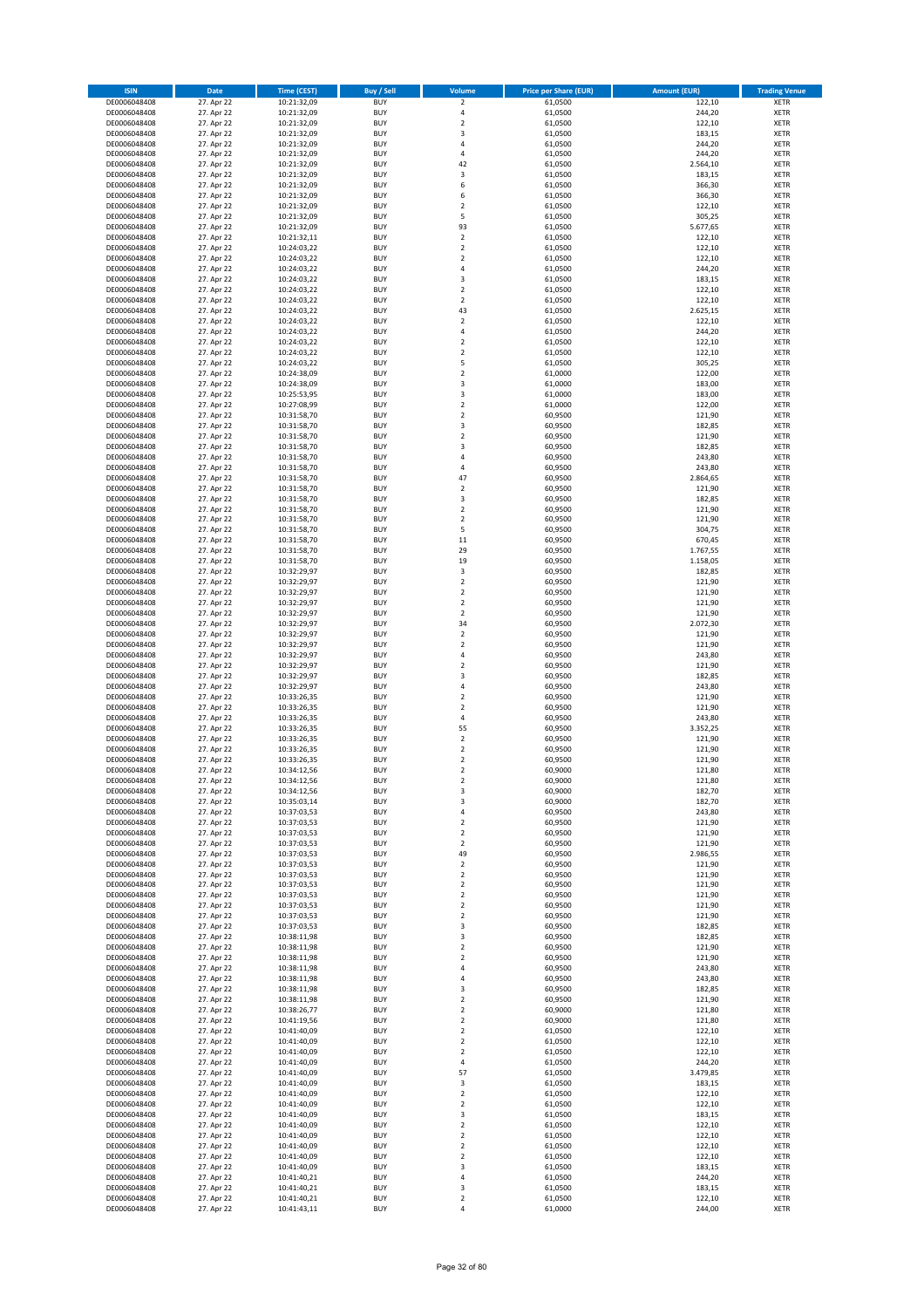| ISIN | Date | Time (CEST) | Buy / Sell | Volume | Price per Share (EUR) | Amount (EUR) | Trading Venue |
|---|---|---|---|---|---|---|---|
| DE0006048408 | 27. Apr 22 | 10:21:32,09 | BUY | 2 | 61,0500 | 122,10 | XETR |
| DE0006048408 | 27. Apr 22 | 10:21:32,09 | BUY | 4 | 61,0500 | 244,20 | XETR |
| DE0006048408 | 27. Apr 22 | 10:21:32,09 | BUY | 2 | 61,0500 | 122,10 | XETR |
| DE0006048408 | 27. Apr 22 | 10:21:32,09 | BUY | 3 | 61,0500 | 183,15 | XETR |
| DE0006048408 | 27. Apr 22 | 10:21:32,09 | BUY | 4 | 61,0500 | 244,20 | XETR |
| DE0006048408 | 27. Apr 22 | 10:21:32,09 | BUY | 4 | 61,0500 | 244,20 | XETR |
| DE0006048408 | 27. Apr 22 | 10:21:32,09 | BUY | 42 | 61,0500 | 2.564,10 | XETR |
| DE0006048408 | 27. Apr 22 | 10:21:32,09 | BUY | 3 | 61,0500 | 183,15 | XETR |
| DE0006048408 | 27. Apr 22 | 10:21:32,09 | BUY | 6 | 61,0500 | 366,30 | XETR |
| DE0006048408 | 27. Apr 22 | 10:21:32,09 | BUY | 6 | 61,0500 | 366,30 | XETR |
| DE0006048408 | 27. Apr 22 | 10:21:32,09 | BUY | 2 | 61,0500 | 122,10 | XETR |
| DE0006048408 | 27. Apr 22 | 10:21:32,09 | BUY | 5 | 61,0500 | 305,25 | XETR |
| DE0006048408 | 27. Apr 22 | 10:21:32,09 | BUY | 93 | 61,0500 | 5.677,65 | XETR |
| DE0006048408 | 27. Apr 22 | 10:21:32,11 | BUY | 2 | 61,0500 | 122,10 | XETR |
| DE0006048408 | 27. Apr 22 | 10:24:03,22 | BUY | 2 | 61,0500 | 122,10 | XETR |
| DE0006048408 | 27. Apr 22 | 10:24:03,22 | BUY | 2 | 61,0500 | 122,10 | XETR |
| DE0006048408 | 27. Apr 22 | 10:24:03,22 | BUY | 4 | 61,0500 | 244,20 | XETR |
| DE0006048408 | 27. Apr 22 | 10:24:03,22 | BUY | 3 | 61,0500 | 183,15 | XETR |
| DE0006048408 | 27. Apr 22 | 10:24:03,22 | BUY | 2 | 61,0500 | 122,10 | XETR |
| DE0006048408 | 27. Apr 22 | 10:24:03,22 | BUY | 2 | 61,0500 | 122,10 | XETR |
| DE0006048408 | 27. Apr 22 | 10:24:03,22 | BUY | 43 | 61,0500 | 2.625,15 | XETR |
| DE0006048408 | 27. Apr 22 | 10:24:03,22 | BUY | 2 | 61,0500 | 122,10 | XETR |
| DE0006048408 | 27. Apr 22 | 10:24:03,22 | BUY | 4 | 61,0500 | 244,20 | XETR |
| DE0006048408 | 27. Apr 22 | 10:24:03,22 | BUY | 2 | 61,0500 | 122,10 | XETR |
| DE0006048408 | 27. Apr 22 | 10:24:03,22 | BUY | 2 | 61,0500 | 122,10 | XETR |
| DE0006048408 | 27. Apr 22 | 10:24:03,22 | BUY | 5 | 61,0500 | 305,25 | XETR |
| DE0006048408 | 27. Apr 22 | 10:24:38,09 | BUY | 2 | 61,0000 | 122,00 | XETR |
| DE0006048408 | 27. Apr 22 | 10:24:38,09 | BUY | 3 | 61,0000 | 183,00 | XETR |
| DE0006048408 | 27. Apr 22 | 10:25:53,95 | BUY | 3 | 61,0000 | 183,00 | XETR |
| DE0006048408 | 27. Apr 22 | 10:27:08,99 | BUY | 2 | 61,0000 | 122,00 | XETR |
| DE0006048408 | 27. Apr 22 | 10:31:58,70 | BUY | 2 | 60,9500 | 121,90 | XETR |
| DE0006048408 | 27. Apr 22 | 10:31:58,70 | BUY | 3 | 60,9500 | 182,85 | XETR |
| DE0006048408 | 27. Apr 22 | 10:31:58,70 | BUY | 2 | 60,9500 | 121,90 | XETR |
| DE0006048408 | 27. Apr 22 | 10:31:58,70 | BUY | 3 | 60,9500 | 182,85 | XETR |
| DE0006048408 | 27. Apr 22 | 10:31:58,70 | BUY | 4 | 60,9500 | 243,80 | XETR |
| DE0006048408 | 27. Apr 22 | 10:31:58,70 | BUY | 4 | 60,9500 | 243,80 | XETR |
| DE0006048408 | 27. Apr 22 | 10:31:58,70 | BUY | 47 | 60,9500 | 2.864,65 | XETR |
| DE0006048408 | 27. Apr 22 | 10:31:58,70 | BUY | 2 | 60,9500 | 121,90 | XETR |
| DE0006048408 | 27. Apr 22 | 10:31:58,70 | BUY | 3 | 60,9500 | 182,85 | XETR |
| DE0006048408 | 27. Apr 22 | 10:31:58,70 | BUY | 2 | 60,9500 | 121,90 | XETR |
| DE0006048408 | 27. Apr 22 | 10:31:58,70 | BUY | 2 | 60,9500 | 121,90 | XETR |
| DE0006048408 | 27. Apr 22 | 10:31:58,70 | BUY | 5 | 60,9500 | 304,75 | XETR |
| DE0006048408 | 27. Apr 22 | 10:31:58,70 | BUY | 11 | 60,9500 | 670,45 | XETR |
| DE0006048408 | 27. Apr 22 | 10:31:58,70 | BUY | 29 | 60,9500 | 1.767,55 | XETR |
| DE0006048408 | 27. Apr 22 | 10:31:58,70 | BUY | 19 | 60,9500 | 1.158,05 | XETR |
| DE0006048408 | 27. Apr 22 | 10:32:29,97 | BUY | 3 | 60,9500 | 182,85 | XETR |
| DE0006048408 | 27. Apr 22 | 10:32:29,97 | BUY | 2 | 60,9500 | 121,90 | XETR |
| DE0006048408 | 27. Apr 22 | 10:32:29,97 | BUY | 2 | 60,9500 | 121,90 | XETR |
| DE0006048408 | 27. Apr 22 | 10:32:29,97 | BUY | 2 | 60,9500 | 121,90 | XETR |
| DE0006048408 | 27. Apr 22 | 10:32:29,97 | BUY | 2 | 60,9500 | 121,90 | XETR |
| DE0006048408 | 27. Apr 22 | 10:32:29,97 | BUY | 34 | 60,9500 | 2.072,30 | XETR |
| DE0006048408 | 27. Apr 22 | 10:32:29,97 | BUY | 2 | 60,9500 | 121,90 | XETR |
| DE0006048408 | 27. Apr 22 | 10:32:29,97 | BUY | 2 | 60,9500 | 121,90 | XETR |
| DE0006048408 | 27. Apr 22 | 10:32:29,97 | BUY | 4 | 60,9500 | 243,80 | XETR |
| DE0006048408 | 27. Apr 22 | 10:32:29,97 | BUY | 2 | 60,9500 | 121,90 | XETR |
| DE0006048408 | 27. Apr 22 | 10:32:29,97 | BUY | 3 | 60,9500 | 182,85 | XETR |
| DE0006048408 | 27. Apr 22 | 10:32:29,97 | BUY | 4 | 60,9500 | 243,80 | XETR |
| DE0006048408 | 27. Apr 22 | 10:33:26,35 | BUY | 2 | 60,9500 | 121,90 | XETR |
| DE0006048408 | 27. Apr 22 | 10:33:26,35 | BUY | 2 | 60,9500 | 121,90 | XETR |
| DE0006048408 | 27. Apr 22 | 10:33:26,35 | BUY | 4 | 60,9500 | 243,80 | XETR |
| DE0006048408 | 27. Apr 22 | 10:33:26,35 | BUY | 55 | 60,9500 | 3.352,25 | XETR |
| DE0006048408 | 27. Apr 22 | 10:33:26,35 | BUY | 2 | 60,9500 | 121,90 | XETR |
| DE0006048408 | 27. Apr 22 | 10:33:26,35 | BUY | 2 | 60,9500 | 121,90 | XETR |
| DE0006048408 | 27. Apr 22 | 10:33:26,35 | BUY | 2 | 60,9500 | 121,90 | XETR |
| DE0006048408 | 27. Apr 22 | 10:34:12,56 | BUY | 2 | 60,9000 | 121,80 | XETR |
| DE0006048408 | 27. Apr 22 | 10:34:12,56 | BUY | 2 | 60,9000 | 121,80 | XETR |
| DE0006048408 | 27. Apr 22 | 10:34:12,56 | BUY | 3 | 60,9000 | 182,70 | XETR |
| DE0006048408 | 27. Apr 22 | 10:35:03,14 | BUY | 3 | 60,9000 | 182,70 | XETR |
| DE0006048408 | 27. Apr 22 | 10:37:03,53 | BUY | 4 | 60,9500 | 243,80 | XETR |
| DE0006048408 | 27. Apr 22 | 10:37:03,53 | BUY | 2 | 60,9500 | 121,90 | XETR |
| DE0006048408 | 27. Apr 22 | 10:37:03,53 | BUY | 2 | 60,9500 | 121,90 | XETR |
| DE0006048408 | 27. Apr 22 | 10:37:03,53 | BUY | 2 | 60,9500 | 121,90 | XETR |
| DE0006048408 | 27. Apr 22 | 10:37:03,53 | BUY | 49 | 60,9500 | 2.986,55 | XETR |
| DE0006048408 | 27. Apr 22 | 10:37:03,53 | BUY | 2 | 60,9500 | 121,90 | XETR |
| DE0006048408 | 27. Apr 22 | 10:37:03,53 | BUY | 2 | 60,9500 | 121,90 | XETR |
| DE0006048408 | 27. Apr 22 | 10:37:03,53 | BUY | 2 | 60,9500 | 121,90 | XETR |
| DE0006048408 | 27. Apr 22 | 10:37:03,53 | BUY | 2 | 60,9500 | 121,90 | XETR |
| DE0006048408 | 27. Apr 22 | 10:37:03,53 | BUY | 2 | 60,9500 | 121,90 | XETR |
| DE0006048408 | 27. Apr 22 | 10:37:03,53 | BUY | 2 | 60,9500 | 121,90 | XETR |
| DE0006048408 | 27. Apr 22 | 10:37:03,53 | BUY | 3 | 60,9500 | 182,85 | XETR |
| DE0006048408 | 27. Apr 22 | 10:38:11,98 | BUY | 3 | 60,9500 | 182,85 | XETR |
| DE0006048408 | 27. Apr 22 | 10:38:11,98 | BUY | 2 | 60,9500 | 121,90 | XETR |
| DE0006048408 | 27. Apr 22 | 10:38:11,98 | BUY | 2 | 60,9500 | 121,90 | XETR |
| DE0006048408 | 27. Apr 22 | 10:38:11,98 | BUY | 4 | 60,9500 | 243,80 | XETR |
| DE0006048408 | 27. Apr 22 | 10:38:11,98 | BUY | 4 | 60,9500 | 243,80 | XETR |
| DE0006048408 | 27. Apr 22 | 10:38:11,98 | BUY | 3 | 60,9500 | 182,85 | XETR |
| DE0006048408 | 27. Apr 22 | 10:38:11,98 | BUY | 2 | 60,9500 | 121,90 | XETR |
| DE0006048408 | 27. Apr 22 | 10:38:26,77 | BUY | 2 | 60,9000 | 121,80 | XETR |
| DE0006048408 | 27. Apr 22 | 10:41:19,56 | BUY | 2 | 60,9000 | 121,80 | XETR |
| DE0006048408 | 27. Apr 22 | 10:41:40,09 | BUY | 2 | 61,0500 | 122,10 | XETR |
| DE0006048408 | 27. Apr 22 | 10:41:40,09 | BUY | 2 | 61,0500 | 122,10 | XETR |
| DE0006048408 | 27. Apr 22 | 10:41:40,09 | BUY | 2 | 61,0500 | 122,10 | XETR |
| DE0006048408 | 27. Apr 22 | 10:41:40,09 | BUY | 4 | 61,0500 | 244,20 | XETR |
| DE0006048408 | 27. Apr 22 | 10:41:40,09 | BUY | 57 | 61,0500 | 3.479,85 | XETR |
| DE0006048408 | 27. Apr 22 | 10:41:40,09 | BUY | 3 | 61,0500 | 183,15 | XETR |
| DE0006048408 | 27. Apr 22 | 10:41:40,09 | BUY | 2 | 61,0500 | 122,10 | XETR |
| DE0006048408 | 27. Apr 22 | 10:41:40,09 | BUY | 2 | 61,0500 | 122,10 | XETR |
| DE0006048408 | 27. Apr 22 | 10:41:40,09 | BUY | 3 | 61,0500 | 183,15 | XETR |
| DE0006048408 | 27. Apr 22 | 10:41:40,09 | BUY | 2 | 61,0500 | 122,10 | XETR |
| DE0006048408 | 27. Apr 22 | 10:41:40,09 | BUY | 2 | 61,0500 | 122,10 | XETR |
| DE0006048408 | 27. Apr 22 | 10:41:40,09 | BUY | 2 | 61,0500 | 122,10 | XETR |
| DE0006048408 | 27. Apr 22 | 10:41:40,09 | BUY | 2 | 61,0500 | 122,10 | XETR |
| DE0006048408 | 27. Apr 22 | 10:41:40,09 | BUY | 3 | 61,0500 | 183,15 | XETR |
| DE0006048408 | 27. Apr 22 | 10:41:40,21 | BUY | 4 | 61,0500 | 244,20 | XETR |
| DE0006048408 | 27. Apr 22 | 10:41:40,21 | BUY | 3 | 61,0500 | 183,15 | XETR |
| DE0006048408 | 27. Apr 22 | 10:41:40,21 | BUY | 2 | 61,0500 | 122,10 | XETR |
| DE0006048408 | 27. Apr 22 | 10:41:43,11 | BUY | 4 | 61,0000 | 244,00 | XETR |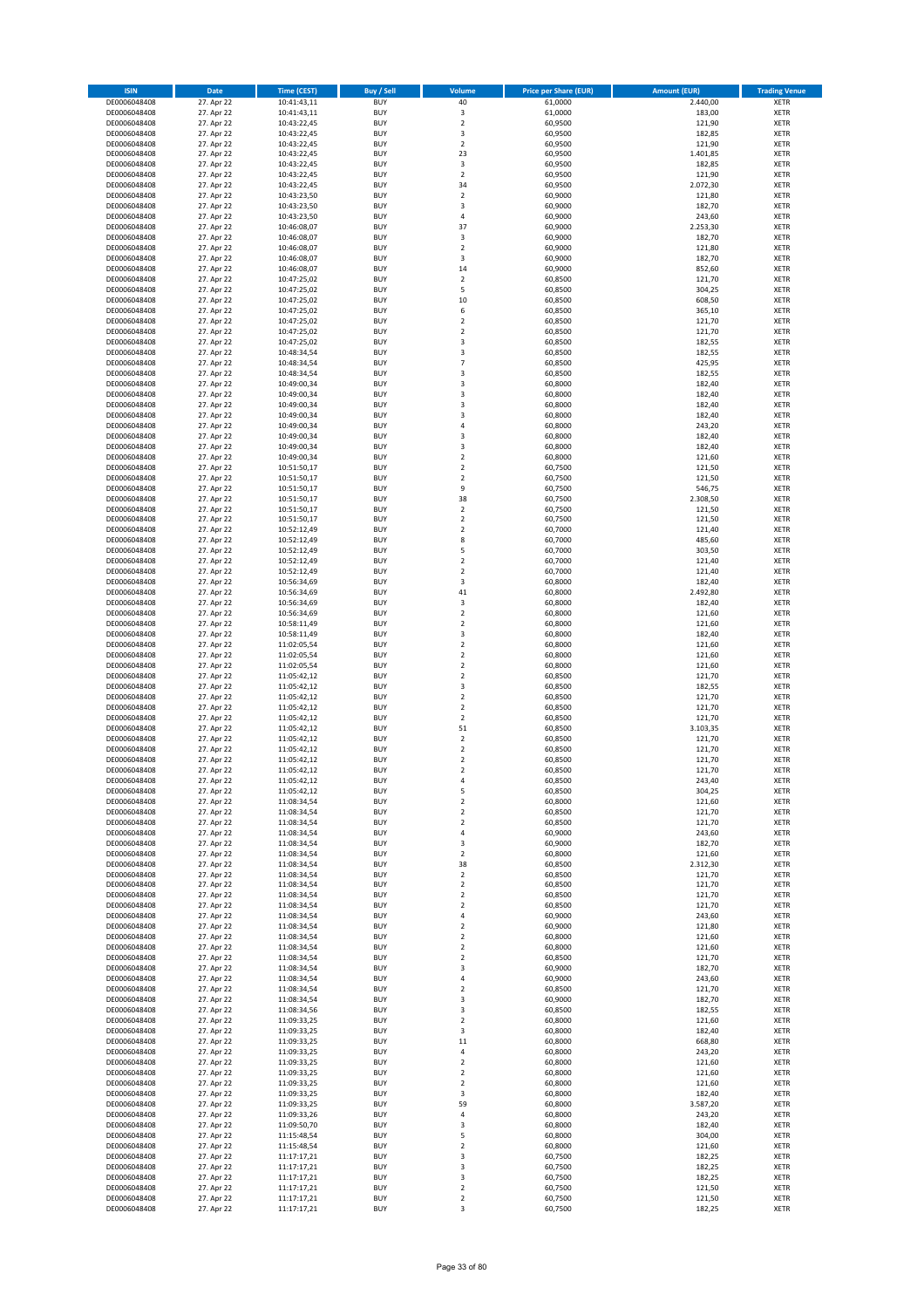| ISIN | Date | Time (CEST) | Buy / Sell | Volume | Price per Share (EUR) | Amount (EUR) | Trading Venue |
|---|---|---|---|---|---|---|---|
| DE0006048408 | 27. Apr 22 | 10:41:43,11 | BUY | 40 | 61,0000 | 2.440,00 | XETR |
| DE0006048408 | 27. Apr 22 | 10:41:43,11 | BUY | 3 | 61,0000 | 183,00 | XETR |
| DE0006048408 | 27. Apr 22 | 10:43:22,45 | BUY | 2 | 60,9500 | 121,90 | XETR |
| DE0006048408 | 27. Apr 22 | 10:43:22,45 | BUY | 3 | 60,9500 | 182,85 | XETR |
| DE0006048408 | 27. Apr 22 | 10:43:22,45 | BUY | 2 | 60,9500 | 121,90 | XETR |
| DE0006048408 | 27. Apr 22 | 10:43:22,45 | BUY | 23 | 60,9500 | 1.401,85 | XETR |
| DE0006048408 | 27. Apr 22 | 10:43:22,45 | BUY | 3 | 60,9500 | 182,85 | XETR |
| DE0006048408 | 27. Apr 22 | 10:43:22,45 | BUY | 2 | 60,9500 | 121,90 | XETR |
| DE0006048408 | 27. Apr 22 | 10:43:22,45 | BUY | 34 | 60,9500 | 2.072,30 | XETR |
| DE0006048408 | 27. Apr 22 | 10:43:23,50 | BUY | 2 | 60,9000 | 121,80 | XETR |
| DE0006048408 | 27. Apr 22 | 10:43:23,50 | BUY | 3 | 60,9000 | 182,70 | XETR |
| DE0006048408 | 27. Apr 22 | 10:43:23,50 | BUY | 4 | 60,9000 | 243,60 | XETR |
| DE0006048408 | 27. Apr 22 | 10:46:08,07 | BUY | 37 | 60,9000 | 2.253,30 | XETR |
| DE0006048408 | 27. Apr 22 | 10:46:08,07 | BUY | 3 | 60,9000 | 182,70 | XETR |
| DE0006048408 | 27. Apr 22 | 10:46:08,07 | BUY | 2 | 60,9000 | 121,80 | XETR |
| DE0006048408 | 27. Apr 22 | 10:46:08,07 | BUY | 3 | 60,9000 | 182,70 | XETR |
| DE0006048408 | 27. Apr 22 | 10:46:08,07 | BUY | 14 | 60,9000 | 852,60 | XETR |
| DE0006048408 | 27. Apr 22 | 10:47:25,02 | BUY | 2 | 60,8500 | 121,70 | XETR |
| DE0006048408 | 27. Apr 22 | 10:47:25,02 | BUY | 5 | 60,8500 | 304,25 | XETR |
| DE0006048408 | 27. Apr 22 | 10:47:25,02 | BUY | 10 | 60,8500 | 608,50 | XETR |
| DE0006048408 | 27. Apr 22 | 10:47:25,02 | BUY | 6 | 60,8500 | 365,10 | XETR |
| DE0006048408 | 27. Apr 22 | 10:47:25,02 | BUY | 2 | 60,8500 | 121,70 | XETR |
| DE0006048408 | 27. Apr 22 | 10:47:25,02 | BUY | 2 | 60,8500 | 121,70 | XETR |
| DE0006048408 | 27. Apr 22 | 10:47:25,02 | BUY | 3 | 60,8500 | 182,55 | XETR |
| DE0006048408 | 27. Apr 22 | 10:48:34,54 | BUY | 3 | 60,8500 | 182,55 | XETR |
| DE0006048408 | 27. Apr 22 | 10:48:34,54 | BUY | 7 | 60,8500 | 425,95 | XETR |
| DE0006048408 | 27. Apr 22 | 10:48:34,54 | BUY | 3 | 60,8500 | 182,55 | XETR |
| DE0006048408 | 27. Apr 22 | 10:49:00,34 | BUY | 3 | 60,8000 | 182,40 | XETR |
| DE0006048408 | 27. Apr 22 | 10:49:00,34 | BUY | 3 | 60,8000 | 182,40 | XETR |
| DE0006048408 | 27. Apr 22 | 10:49:00,34 | BUY | 3 | 60,8000 | 182,40 | XETR |
| DE0006048408 | 27. Apr 22 | 10:49:00,34 | BUY | 3 | 60,8000 | 182,40 | XETR |
| DE0006048408 | 27. Apr 22 | 10:49:00,34 | BUY | 4 | 60,8000 | 243,20 | XETR |
| DE0006048408 | 27. Apr 22 | 10:49:00,34 | BUY | 3 | 60,8000 | 182,40 | XETR |
| DE0006048408 | 27. Apr 22 | 10:49:00,34 | BUY | 3 | 60,8000 | 182,40 | XETR |
| DE0006048408 | 27. Apr 22 | 10:49:00,34 | BUY | 2 | 60,8000 | 121,60 | XETR |
| DE0006048408 | 27. Apr 22 | 10:51:50,17 | BUY | 2 | 60,7500 | 121,50 | XETR |
| DE0006048408 | 27. Apr 22 | 10:51:50,17 | BUY | 2 | 60,7500 | 121,50 | XETR |
| DE0006048408 | 27. Apr 22 | 10:51:50,17 | BUY | 9 | 60,7500 | 546,75 | XETR |
| DE0006048408 | 27. Apr 22 | 10:51:50,17 | BUY | 38 | 60,7500 | 2.308,50 | XETR |
| DE0006048408 | 27. Apr 22 | 10:51:50,17 | BUY | 2 | 60,7500 | 121,50 | XETR |
| DE0006048408 | 27. Apr 22 | 10:51:50,17 | BUY | 2 | 60,7500 | 121,50 | XETR |
| DE0006048408 | 27. Apr 22 | 10:52:12,49 | BUY | 2 | 60,7000 | 121,40 | XETR |
| DE0006048408 | 27. Apr 22 | 10:52:12,49 | BUY | 8 | 60,7000 | 485,60 | XETR |
| DE0006048408 | 27. Apr 22 | 10:52:12,49 | BUY | 5 | 60,7000 | 303,50 | XETR |
| DE0006048408 | 27. Apr 22 | 10:52:12,49 | BUY | 2 | 60,7000 | 121,40 | XETR |
| DE0006048408 | 27. Apr 22 | 10:52:12,49 | BUY | 2 | 60,7000 | 121,40 | XETR |
| DE0006048408 | 27. Apr 22 | 10:56:34,69 | BUY | 3 | 60,8000 | 182,40 | XETR |
| DE0006048408 | 27. Apr 22 | 10:56:34,69 | BUY | 41 | 60,8000 | 2.492,80 | XETR |
| DE0006048408 | 27. Apr 22 | 10:56:34,69 | BUY | 3 | 60,8000 | 182,40 | XETR |
| DE0006048408 | 27. Apr 22 | 10:56:34,69 | BUY | 2 | 60,8000 | 121,60 | XETR |
| DE0006048408 | 27. Apr 22 | 10:58:11,49 | BUY | 2 | 60,8000 | 121,60 | XETR |
| DE0006048408 | 27. Apr 22 | 10:58:11,49 | BUY | 3 | 60,8000 | 182,40 | XETR |
| DE0006048408 | 27. Apr 22 | 11:02:05,54 | BUY | 2 | 60,8000 | 121,60 | XETR |
| DE0006048408 | 27. Apr 22 | 11:02:05,54 | BUY | 2 | 60,8000 | 121,60 | XETR |
| DE0006048408 | 27. Apr 22 | 11:02:05,54 | BUY | 2 | 60,8000 | 121,60 | XETR |
| DE0006048408 | 27. Apr 22 | 11:05:42,12 | BUY | 2 | 60,8500 | 121,70 | XETR |
| DE0006048408 | 27. Apr 22 | 11:05:42,12 | BUY | 3 | 60,8500 | 182,55 | XETR |
| DE0006048408 | 27. Apr 22 | 11:05:42,12 | BUY | 2 | 60,8500 | 121,70 | XETR |
| DE0006048408 | 27. Apr 22 | 11:05:42,12 | BUY | 2 | 60,8500 | 121,70 | XETR |
| DE0006048408 | 27. Apr 22 | 11:05:42,12 | BUY | 2 | 60,8500 | 121,70 | XETR |
| DE0006048408 | 27. Apr 22 | 11:05:42,12 | BUY | 51 | 60,8500 | 3.103,35 | XETR |
| DE0006048408 | 27. Apr 22 | 11:05:42,12 | BUY | 2 | 60,8500 | 121,70 | XETR |
| DE0006048408 | 27. Apr 22 | 11:05:42,12 | BUY | 2 | 60,8500 | 121,70 | XETR |
| DE0006048408 | 27. Apr 22 | 11:05:42,12 | BUY | 2 | 60,8500 | 121,70 | XETR |
| DE0006048408 | 27. Apr 22 | 11:05:42,12 | BUY | 2 | 60,8500 | 121,70 | XETR |
| DE0006048408 | 27. Apr 22 | 11:05:42,12 | BUY | 4 | 60,8500 | 243,40 | XETR |
| DE0006048408 | 27. Apr 22 | 11:05:42,12 | BUY | 5 | 60,8500 | 304,25 | XETR |
| DE0006048408 | 27. Apr 22 | 11:08:34,54 | BUY | 2 | 60,8000 | 121,60 | XETR |
| DE0006048408 | 27. Apr 22 | 11:08:34,54 | BUY | 2 | 60,8500 | 121,70 | XETR |
| DE0006048408 | 27. Apr 22 | 11:08:34,54 | BUY | 2 | 60,8500 | 121,70 | XETR |
| DE0006048408 | 27. Apr 22 | 11:08:34,54 | BUY | 4 | 60,9000 | 243,60 | XETR |
| DE0006048408 | 27. Apr 22 | 11:08:34,54 | BUY | 3 | 60,9000 | 182,70 | XETR |
| DE0006048408 | 27. Apr 22 | 11:08:34,54 | BUY | 2 | 60,8000 | 121,60 | XETR |
| DE0006048408 | 27. Apr 22 | 11:08:34,54 | BUY | 38 | 60,8500 | 2.312,30 | XETR |
| DE0006048408 | 27. Apr 22 | 11:08:34,54 | BUY | 2 | 60,8500 | 121,70 | XETR |
| DE0006048408 | 27. Apr 22 | 11:08:34,54 | BUY | 2 | 60,8500 | 121,70 | XETR |
| DE0006048408 | 27. Apr 22 | 11:08:34,54 | BUY | 2 | 60,8500 | 121,70 | XETR |
| DE0006048408 | 27. Apr 22 | 11:08:34,54 | BUY | 2 | 60,8500 | 121,70 | XETR |
| DE0006048408 | 27. Apr 22 | 11:08:34,54 | BUY | 4 | 60,9000 | 243,60 | XETR |
| DE0006048408 | 27. Apr 22 | 11:08:34,54 | BUY | 2 | 60,9000 | 121,80 | XETR |
| DE0006048408 | 27. Apr 22 | 11:08:34,54 | BUY | 2 | 60,8000 | 121,60 | XETR |
| DE0006048408 | 27. Apr 22 | 11:08:34,54 | BUY | 2 | 60,8000 | 121,60 | XETR |
| DE0006048408 | 27. Apr 22 | 11:08:34,54 | BUY | 2 | 60,8500 | 121,70 | XETR |
| DE0006048408 | 27. Apr 22 | 11:08:34,54 | BUY | 3 | 60,9000 | 182,70 | XETR |
| DE0006048408 | 27. Apr 22 | 11:08:34,54 | BUY | 4 | 60,9000 | 243,60 | XETR |
| DE0006048408 | 27. Apr 22 | 11:08:34,54 | BUY | 2 | 60,8500 | 121,70 | XETR |
| DE0006048408 | 27. Apr 22 | 11:08:34,54 | BUY | 3 | 60,9000 | 182,70 | XETR |
| DE0006048408 | 27. Apr 22 | 11:08:34,56 | BUY | 3 | 60,8500 | 182,55 | XETR |
| DE0006048408 | 27. Apr 22 | 11:09:33,25 | BUY | 2 | 60,8000 | 121,60 | XETR |
| DE0006048408 | 27. Apr 22 | 11:09:33,25 | BUY | 3 | 60,8000 | 182,40 | XETR |
| DE0006048408 | 27. Apr 22 | 11:09:33,25 | BUY | 11 | 60,8000 | 668,80 | XETR |
| DE0006048408 | 27. Apr 22 | 11:09:33,25 | BUY | 4 | 60,8000 | 243,20 | XETR |
| DE0006048408 | 27. Apr 22 | 11:09:33,25 | BUY | 2 | 60,8000 | 121,60 | XETR |
| DE0006048408 | 27. Apr 22 | 11:09:33,25 | BUY | 2 | 60,8000 | 121,60 | XETR |
| DE0006048408 | 27. Apr 22 | 11:09:33,25 | BUY | 2 | 60,8000 | 121,60 | XETR |
| DE0006048408 | 27. Apr 22 | 11:09:33,25 | BUY | 3 | 60,8000 | 182,40 | XETR |
| DE0006048408 | 27. Apr 22 | 11:09:33,25 | BUY | 59 | 60,8000 | 3.587,20 | XETR |
| DE0006048408 | 27. Apr 22 | 11:09:33,26 | BUY | 4 | 60,8000 | 243,20 | XETR |
| DE0006048408 | 27. Apr 22 | 11:09:50,70 | BUY | 3 | 60,8000 | 182,40 | XETR |
| DE0006048408 | 27. Apr 22 | 11:15:48,54 | BUY | 5 | 60,8000 | 304,00 | XETR |
| DE0006048408 | 27. Apr 22 | 11:15:48,54 | BUY | 2 | 60,8000 | 121,60 | XETR |
| DE0006048408 | 27. Apr 22 | 11:17:17,21 | BUY | 3 | 60,7500 | 182,25 | XETR |
| DE0006048408 | 27. Apr 22 | 11:17:17,21 | BUY | 3 | 60,7500 | 182,25 | XETR |
| DE0006048408 | 27. Apr 22 | 11:17:17,21 | BUY | 3 | 60,7500 | 182,25 | XETR |
| DE0006048408 | 27. Apr 22 | 11:17:17,21 | BUY | 2 | 60,7500 | 121,50 | XETR |
| DE0006048408 | 27. Apr 22 | 11:17:17,21 | BUY | 2 | 60,7500 | 121,50 | XETR |
| DE0006048408 | 27. Apr 22 | 11:17:17,21 | BUY | 3 | 60,7500 | 182,25 | XETR |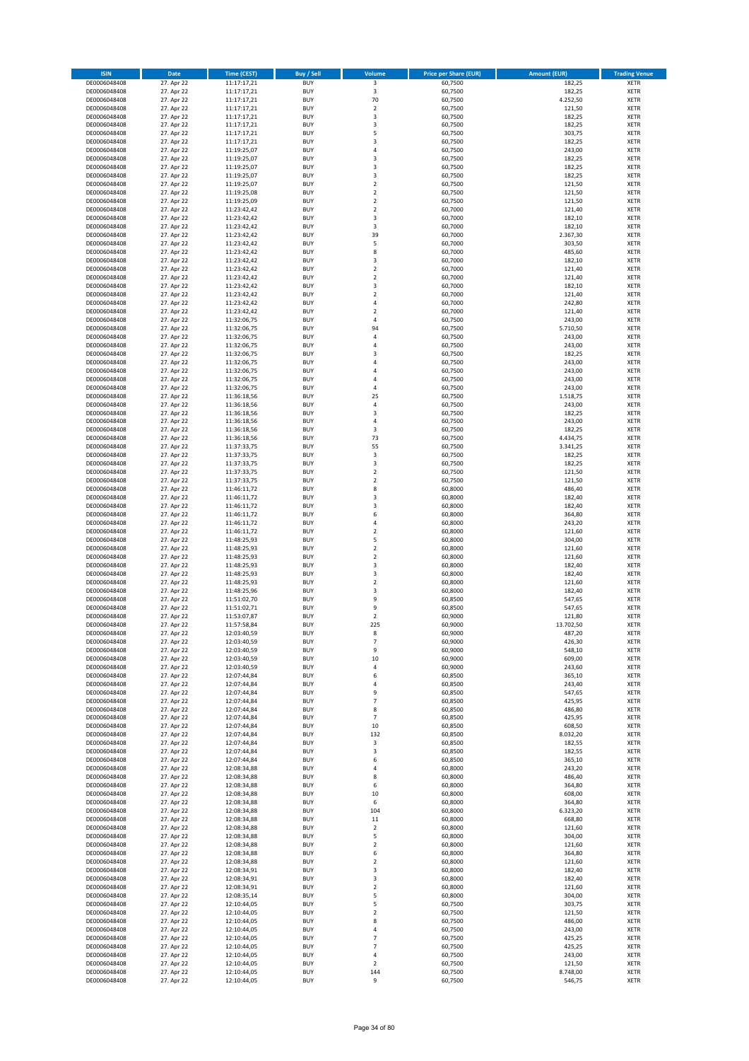| ISIN | Date | Time (CEST) | Buy / Sell | Volume | Price per Share (EUR) | Amount (EUR) | Trading Venue |
|---|---|---|---|---|---|---|---|
| DE0006048408 | 27. Apr 22 | 11:17:17,21 | BUY | 3 | 60,7500 | 182,25 | XETR |
| DE0006048408 | 27. Apr 22 | 11:17:17,21 | BUY | 3 | 60,7500 | 182,25 | XETR |
| DE0006048408 | 27. Apr 22 | 11:17:17,21 | BUY | 70 | 60,7500 | 4.252,50 | XETR |
| DE0006048408 | 27. Apr 22 | 11:17:17,21 | BUY | 2 | 60,7500 | 121,50 | XETR |
| DE0006048408 | 27. Apr 22 | 11:17:17,21 | BUY | 3 | 60,7500 | 182,25 | XETR |
| DE0006048408 | 27. Apr 22 | 11:17:17,21 | BUY | 3 | 60,7500 | 182,25 | XETR |
| DE0006048408 | 27. Apr 22 | 11:17:17,21 | BUY | 5 | 60,7500 | 303,75 | XETR |
| DE0006048408 | 27. Apr 22 | 11:17:17,21 | BUY | 3 | 60,7500 | 182,25 | XETR |
| DE0006048408 | 27. Apr 22 | 11:19:25,07 | BUY | 4 | 60,7500 | 243,00 | XETR |
| DE0006048408 | 27. Apr 22 | 11:19:25,07 | BUY | 3 | 60,7500 | 182,25 | XETR |
| DE0006048408 | 27. Apr 22 | 11:19:25,07 | BUY | 3 | 60,7500 | 182,25 | XETR |
| DE0006048408 | 27. Apr 22 | 11:19:25,07 | BUY | 3 | 60,7500 | 182,25 | XETR |
| DE0006048408 | 27. Apr 22 | 11:19:25,07 | BUY | 2 | 60,7500 | 121,50 | XETR |
| DE0006048408 | 27. Apr 22 | 11:19:25,08 | BUY | 2 | 60,7500 | 121,50 | XETR |
| DE0006048408 | 27. Apr 22 | 11:19:25,09 | BUY | 2 | 60,7500 | 121,50 | XETR |
| DE0006048408 | 27. Apr 22 | 11:23:42,42 | BUY | 2 | 60,7000 | 121,40 | XETR |
| DE0006048408 | 27. Apr 22 | 11:23:42,42 | BUY | 3 | 60,7000 | 182,10 | XETR |
| DE0006048408 | 27. Apr 22 | 11:23:42,42 | BUY | 3 | 60,7000 | 182,10 | XETR |
| DE0006048408 | 27. Apr 22 | 11:23:42,42 | BUY | 39 | 60,7000 | 2.367,30 | XETR |
| DE0006048408 | 27. Apr 22 | 11:23:42,42 | BUY | 5 | 60,7000 | 303,50 | XETR |
| DE0006048408 | 27. Apr 22 | 11:23:42,42 | BUY | 8 | 60,7000 | 485,60 | XETR |
| DE0006048408 | 27. Apr 22 | 11:23:42,42 | BUY | 3 | 60,7000 | 182,10 | XETR |
| DE0006048408 | 27. Apr 22 | 11:23:42,42 | BUY | 2 | 60,7000 | 121,40 | XETR |
| DE0006048408 | 27. Apr 22 | 11:23:42,42 | BUY | 2 | 60,7000 | 121,40 | XETR |
| DE0006048408 | 27. Apr 22 | 11:23:42,42 | BUY | 3 | 60,7000 | 182,10 | XETR |
| DE0006048408 | 27. Apr 22 | 11:23:42,42 | BUY | 2 | 60,7000 | 121,40 | XETR |
| DE0006048408 | 27. Apr 22 | 11:23:42,42 | BUY | 4 | 60,7000 | 242,80 | XETR |
| DE0006048408 | 27. Apr 22 | 11:23:42,42 | BUY | 2 | 60,7000 | 121,40 | XETR |
| DE0006048408 | 27. Apr 22 | 11:32:06,75 | BUY | 4 | 60,7500 | 243,00 | XETR |
| DE0006048408 | 27. Apr 22 | 11:32:06,75 | BUY | 94 | 60,7500 | 5.710,50 | XETR |
| DE0006048408 | 27. Apr 22 | 11:32:06,75 | BUY | 4 | 60,7500 | 243,00 | XETR |
| DE0006048408 | 27. Apr 22 | 11:32:06,75 | BUY | 4 | 60,7500 | 243,00 | XETR |
| DE0006048408 | 27. Apr 22 | 11:32:06,75 | BUY | 3 | 60,7500 | 182,25 | XETR |
| DE0006048408 | 27. Apr 22 | 11:32:06,75 | BUY | 4 | 60,7500 | 243,00 | XETR |
| DE0006048408 | 27. Apr 22 | 11:32:06,75 | BUY | 4 | 60,7500 | 243,00 | XETR |
| DE0006048408 | 27. Apr 22 | 11:32:06,75 | BUY | 4 | 60,7500 | 243,00 | XETR |
| DE0006048408 | 27. Apr 22 | 11:32:06,75 | BUY | 4 | 60,7500 | 243,00 | XETR |
| DE0006048408 | 27. Apr 22 | 11:36:18,56 | BUY | 25 | 60,7500 | 1.518,75 | XETR |
| DE0006048408 | 27. Apr 22 | 11:36:18,56 | BUY | 4 | 60,7500 | 243,00 | XETR |
| DE0006048408 | 27. Apr 22 | 11:36:18,56 | BUY | 3 | 60,7500 | 182,25 | XETR |
| DE0006048408 | 27. Apr 22 | 11:36:18,56 | BUY | 4 | 60,7500 | 243,00 | XETR |
| DE0006048408 | 27. Apr 22 | 11:36:18,56 | BUY | 3 | 60,7500 | 182,25 | XETR |
| DE0006048408 | 27. Apr 22 | 11:36:18,56 | BUY | 73 | 60,7500 | 4.434,75 | XETR |
| DE0006048408 | 27. Apr 22 | 11:37:33,75 | BUY | 55 | 60,7500 | 3.341,25 | XETR |
| DE0006048408 | 27. Apr 22 | 11:37:33,75 | BUY | 3 | 60,7500 | 182,25 | XETR |
| DE0006048408 | 27. Apr 22 | 11:37:33,75 | BUY | 3 | 60,7500 | 182,25 | XETR |
| DE0006048408 | 27. Apr 22 | 11:37:33,75 | BUY | 2 | 60,7500 | 121,50 | XETR |
| DE0006048408 | 27. Apr 22 | 11:37:33,75 | BUY | 2 | 60,7500 | 121,50 | XETR |
| DE0006048408 | 27. Apr 22 | 11:46:11,72 | BUY | 8 | 60,8000 | 486,40 | XETR |
| DE0006048408 | 27. Apr 22 | 11:46:11,72 | BUY | 3 | 60,8000 | 182,40 | XETR |
| DE0006048408 | 27. Apr 22 | 11:46:11,72 | BUY | 3 | 60,8000 | 182,40 | XETR |
| DE0006048408 | 27. Apr 22 | 11:46:11,72 | BUY | 6 | 60,8000 | 364,80 | XETR |
| DE0006048408 | 27. Apr 22 | 11:46:11,72 | BUY | 4 | 60,8000 | 243,20 | XETR |
| DE0006048408 | 27. Apr 22 | 11:46:11,72 | BUY | 2 | 60,8000 | 121,60 | XETR |
| DE0006048408 | 27. Apr 22 | 11:48:25,93 | BUY | 5 | 60,8000 | 304,00 | XETR |
| DE0006048408 | 27. Apr 22 | 11:48:25,93 | BUY | 2 | 60,8000 | 121,60 | XETR |
| DE0006048408 | 27. Apr 22 | 11:48:25,93 | BUY | 2 | 60,8000 | 121,60 | XETR |
| DE0006048408 | 27. Apr 22 | 11:48:25,93 | BUY | 3 | 60,8000 | 182,40 | XETR |
| DE0006048408 | 27. Apr 22 | 11:48:25,93 | BUY | 3 | 60,8000 | 182,40 | XETR |
| DE0006048408 | 27. Apr 22 | 11:48:25,93 | BUY | 2 | 60,8000 | 121,60 | XETR |
| DE0006048408 | 27. Apr 22 | 11:48:25,96 | BUY | 3 | 60,8000 | 182,40 | XETR |
| DE0006048408 | 27. Apr 22 | 11:51:02,70 | BUY | 9 | 60,8500 | 547,65 | XETR |
| DE0006048408 | 27. Apr 22 | 11:51:02,71 | BUY | 9 | 60,8500 | 547,65 | XETR |
| DE0006048408 | 27. Apr 22 | 11:53:07,87 | BUY | 2 | 60,9000 | 121,80 | XETR |
| DE0006048408 | 27. Apr 22 | 11:57:58,84 | BUY | 225 | 60,9000 | 13.702,50 | XETR |
| DE0006048408 | 27. Apr 22 | 12:03:40,59 | BUY | 8 | 60,9000 | 487,20 | XETR |
| DE0006048408 | 27. Apr 22 | 12:03:40,59 | BUY | 7 | 60,9000 | 426,30 | XETR |
| DE0006048408 | 27. Apr 22 | 12:03:40,59 | BUY | 9 | 60,9000 | 548,10 | XETR |
| DE0006048408 | 27. Apr 22 | 12:03:40,59 | BUY | 10 | 60,9000 | 609,00 | XETR |
| DE0006048408 | 27. Apr 22 | 12:03:40,59 | BUY | 4 | 60,9000 | 243,60 | XETR |
| DE0006048408 | 27. Apr 22 | 12:07:44,84 | BUY | 6 | 60,8500 | 365,10 | XETR |
| DE0006048408 | 27. Apr 22 | 12:07:44,84 | BUY | 4 | 60,8500 | 243,40 | XETR |
| DE0006048408 | 27. Apr 22 | 12:07:44,84 | BUY | 9 | 60,8500 | 547,65 | XETR |
| DE0006048408 | 27. Apr 22 | 12:07:44,84 | BUY | 7 | 60,8500 | 425,95 | XETR |
| DE0006048408 | 27. Apr 22 | 12:07:44,84 | BUY | 8 | 60,8500 | 486,80 | XETR |
| DE0006048408 | 27. Apr 22 | 12:07:44,84 | BUY | 7 | 60,8500 | 425,95 | XETR |
| DE0006048408 | 27. Apr 22 | 12:07:44,84 | BUY | 10 | 60,8500 | 608,50 | XETR |
| DE0006048408 | 27. Apr 22 | 12:07:44,84 | BUY | 132 | 60,8500 | 8.032,20 | XETR |
| DE0006048408 | 27. Apr 22 | 12:07:44,84 | BUY | 3 | 60,8500 | 182,55 | XETR |
| DE0006048408 | 27. Apr 22 | 12:07:44,84 | BUY | 3 | 60,8500 | 182,55 | XETR |
| DE0006048408 | 27. Apr 22 | 12:07:44,84 | BUY | 6 | 60,8500 | 365,10 | XETR |
| DE0006048408 | 27. Apr 22 | 12:08:34,88 | BUY | 4 | 60,8000 | 243,20 | XETR |
| DE0006048408 | 27. Apr 22 | 12:08:34,88 | BUY | 8 | 60,8000 | 486,40 | XETR |
| DE0006048408 | 27. Apr 22 | 12:08:34,88 | BUY | 6 | 60,8000 | 364,80 | XETR |
| DE0006048408 | 27. Apr 22 | 12:08:34,88 | BUY | 10 | 60,8000 | 608,00 | XETR |
| DE0006048408 | 27. Apr 22 | 12:08:34,88 | BUY | 6 | 60,8000 | 364,80 | XETR |
| DE0006048408 | 27. Apr 22 | 12:08:34,88 | BUY | 104 | 60,8000 | 6.323,20 | XETR |
| DE0006048408 | 27. Apr 22 | 12:08:34,88 | BUY | 11 | 60,8000 | 668,80 | XETR |
| DE0006048408 | 27. Apr 22 | 12:08:34,88 | BUY | 2 | 60,8000 | 121,60 | XETR |
| DE0006048408 | 27. Apr 22 | 12:08:34,88 | BUY | 5 | 60,8000 | 304,00 | XETR |
| DE0006048408 | 27. Apr 22 | 12:08:34,88 | BUY | 2 | 60,8000 | 121,60 | XETR |
| DE0006048408 | 27. Apr 22 | 12:08:34,88 | BUY | 6 | 60,8000 | 364,80 | XETR |
| DE0006048408 | 27. Apr 22 | 12:08:34,88 | BUY | 2 | 60,8000 | 121,60 | XETR |
| DE0006048408 | 27. Apr 22 | 12:08:34,91 | BUY | 3 | 60,8000 | 182,40 | XETR |
| DE0006048408 | 27. Apr 22 | 12:08:34,91 | BUY | 3 | 60,8000 | 182,40 | XETR |
| DE0006048408 | 27. Apr 22 | 12:08:34,91 | BUY | 2 | 60,8000 | 121,60 | XETR |
| DE0006048408 | 27. Apr 22 | 12:08:35,14 | BUY | 5 | 60,8000 | 304,00 | XETR |
| DE0006048408 | 27. Apr 22 | 12:10:44,05 | BUY | 5 | 60,7500 | 303,75 | XETR |
| DE0006048408 | 27. Apr 22 | 12:10:44,05 | BUY | 2 | 60,7500 | 121,50 | XETR |
| DE0006048408 | 27. Apr 22 | 12:10:44,05 | BUY | 8 | 60,7500 | 486,00 | XETR |
| DE0006048408 | 27. Apr 22 | 12:10:44,05 | BUY | 4 | 60,7500 | 243,00 | XETR |
| DE0006048408 | 27. Apr 22 | 12:10:44,05 | BUY | 7 | 60,7500 | 425,25 | XETR |
| DE0006048408 | 27. Apr 22 | 12:10:44,05 | BUY | 7 | 60,7500 | 425,25 | XETR |
| DE0006048408 | 27. Apr 22 | 12:10:44,05 | BUY | 4 | 60,7500 | 243,00 | XETR |
| DE0006048408 | 27. Apr 22 | 12:10:44,05 | BUY | 2 | 60,7500 | 121,50 | XETR |
| DE0006048408 | 27. Apr 22 | 12:10:44,05 | BUY | 144 | 60,7500 | 8.748,00 | XETR |
| DE0006048408 | 27. Apr 22 | 12:10:44,05 | BUY | 9 | 60,7500 | 546,75 | XETR |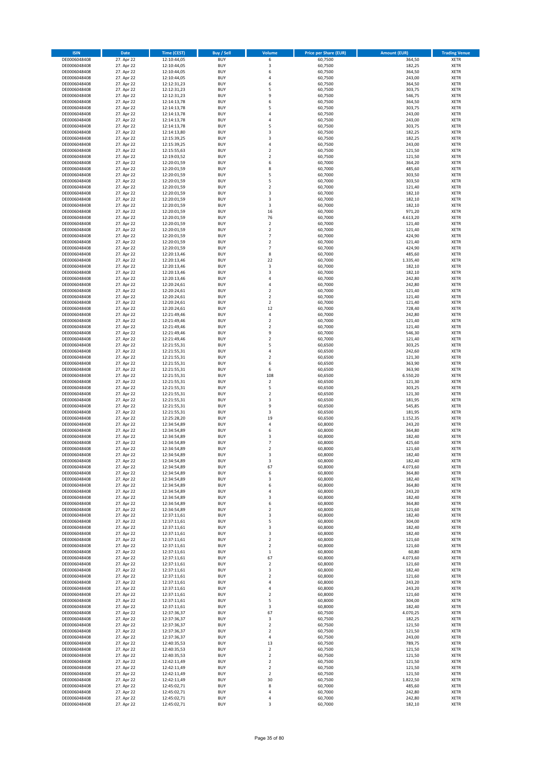| ISIN | Date | Time (CEST) | Buy / Sell | Volume | Price per Share (EUR) | Amount (EUR) | Trading Venue |
|---|---|---|---|---|---|---|---|
| DE0006048408 | 27. Apr 22 | 12:10:44,05 | BUY | 6 | 60,7500 | 364,50 | XETR |
| DE0006048408 | 27. Apr 22 | 12:10:44,05 | BUY | 3 | 60,7500 | 182,25 | XETR |
| DE0006048408 | 27. Apr 22 | 12:10:44,05 | BUY | 6 | 60,7500 | 364,50 | XETR |
| DE0006048408 | 27. Apr 22 | 12:10:44,05 | BUY | 4 | 60,7500 | 243,00 | XETR |
| DE0006048408 | 27. Apr 22 | 12:12:31,23 | BUY | 6 | 60,7500 | 364,50 | XETR |
| DE0006048408 | 27. Apr 22 | 12:12:31,23 | BUY | 5 | 60,7500 | 303,75 | XETR |
| DE0006048408 | 27. Apr 22 | 12:12:31,23 | BUY | 9 | 60,7500 | 546,75 | XETR |
| DE0006048408 | 27. Apr 22 | 12:14:13,78 | BUY | 6 | 60,7500 | 364,50 | XETR |
| DE0006048408 | 27. Apr 22 | 12:14:13,78 | BUY | 5 | 60,7500 | 303,75 | XETR |
| DE0006048408 | 27. Apr 22 | 12:14:13,78 | BUY | 4 | 60,7500 | 243,00 | XETR |
| DE0006048408 | 27. Apr 22 | 12:14:13,78 | BUY | 4 | 60,7500 | 243,00 | XETR |
| DE0006048408 | 27. Apr 22 | 12:14:13,78 | BUY | 5 | 60,7500 | 303,75 | XETR |
| DE0006048408 | 27. Apr 22 | 12:14:13,80 | BUY | 3 | 60,7500 | 182,25 | XETR |
| DE0006048408 | 27. Apr 22 | 12:15:39,25 | BUY | 3 | 60,7500 | 182,25 | XETR |
| DE0006048408 | 27. Apr 22 | 12:15:39,25 | BUY | 4 | 60,7500 | 243,00 | XETR |
| DE0006048408 | 27. Apr 22 | 12:15:55,63 | BUY | 2 | 60,7500 | 121,50 | XETR |
| DE0006048408 | 27. Apr 22 | 12:19:03,52 | BUY | 2 | 60,7500 | 121,50 | XETR |
| DE0006048408 | 27. Apr 22 | 12:20:01,59 | BUY | 6 | 60,7000 | 364,20 | XETR |
| DE0006048408 | 27. Apr 22 | 12:20:01,59 | BUY | 8 | 60,7000 | 485,60 | XETR |
| DE0006048408 | 27. Apr 22 | 12:20:01,59 | BUY | 5 | 60,7000 | 303,50 | XETR |
| DE0006048408 | 27. Apr 22 | 12:20:01,59 | BUY | 5 | 60,7000 | 303,50 | XETR |
| DE0006048408 | 27. Apr 22 | 12:20:01,59 | BUY | 2 | 60,7000 | 121,40 | XETR |
| DE0006048408 | 27. Apr 22 | 12:20:01,59 | BUY | 3 | 60,7000 | 182,10 | XETR |
| DE0006048408 | 27. Apr 22 | 12:20:01,59 | BUY | 3 | 60,7000 | 182,10 | XETR |
| DE0006048408 | 27. Apr 22 | 12:20:01,59 | BUY | 3 | 60,7000 | 182,10 | XETR |
| DE0006048408 | 27. Apr 22 | 12:20:01,59 | BUY | 16 | 60,7000 | 971,20 | XETR |
| DE0006048408 | 27. Apr 22 | 12:20:01,59 | BUY | 76 | 60,7000 | 4.613,20 | XETR |
| DE0006048408 | 27. Apr 22 | 12:20:01,59 | BUY | 2 | 60,7000 | 121,40 | XETR |
| DE0006048408 | 27. Apr 22 | 12:20:01,59 | BUY | 2 | 60,7000 | 121,40 | XETR |
| DE0006048408 | 27. Apr 22 | 12:20:01,59 | BUY | 7 | 60,7000 | 424,90 | XETR |
| DE0006048408 | 27. Apr 22 | 12:20:01,59 | BUY | 2 | 60,7000 | 121,40 | XETR |
| DE0006048408 | 27. Apr 22 | 12:20:01,59 | BUY | 7 | 60,7000 | 424,90 | XETR |
| DE0006048408 | 27. Apr 22 | 12:20:13,46 | BUY | 8 | 60,7000 | 485,60 | XETR |
| DE0006048408 | 27. Apr 22 | 12:20:13,46 | BUY | 22 | 60,7000 | 1.335,40 | XETR |
| DE0006048408 | 27. Apr 22 | 12:20:13,46 | BUY | 3 | 60,7000 | 182,10 | XETR |
| DE0006048408 | 27. Apr 22 | 12:20:13,46 | BUY | 3 | 60,7000 | 182,10 | XETR |
| DE0006048408 | 27. Apr 22 | 12:20:13,46 | BUY | 4 | 60,7000 | 242,80 | XETR |
| DE0006048408 | 27. Apr 22 | 12:20:24,61 | BUY | 4 | 60,7000 | 242,80 | XETR |
| DE0006048408 | 27. Apr 22 | 12:20:24,61 | BUY | 2 | 60,7000 | 121,40 | XETR |
| DE0006048408 | 27. Apr 22 | 12:20:24,61 | BUY | 2 | 60,7000 | 121,40 | XETR |
| DE0006048408 | 27. Apr 22 | 12:20:24,61 | BUY | 2 | 60,7000 | 121,40 | XETR |
| DE0006048408 | 27. Apr 22 | 12:20:24,61 | BUY | 12 | 60,7000 | 728,40 | XETR |
| DE0006048408 | 27. Apr 22 | 12:21:49,46 | BUY | 4 | 60,7000 | 242,80 | XETR |
| DE0006048408 | 27. Apr 22 | 12:21:49,46 | BUY | 2 | 60,7000 | 121,40 | XETR |
| DE0006048408 | 27. Apr 22 | 12:21:49,46 | BUY | 2 | 60,7000 | 121,40 | XETR |
| DE0006048408 | 27. Apr 22 | 12:21:49,46 | BUY | 9 | 60,7000 | 546,30 | XETR |
| DE0006048408 | 27. Apr 22 | 12:21:49,46 | BUY | 2 | 60,7000 | 121,40 | XETR |
| DE0006048408 | 27. Apr 22 | 12:21:55,31 | BUY | 5 | 60,6500 | 303,25 | XETR |
| DE0006048408 | 27. Apr 22 | 12:21:55,31 | BUY | 4 | 60,6500 | 242,60 | XETR |
| DE0006048408 | 27. Apr 22 | 12:21:55,31 | BUY | 2 | 60,6500 | 121,30 | XETR |
| DE0006048408 | 27. Apr 22 | 12:21:55,31 | BUY | 6 | 60,6500 | 363,90 | XETR |
| DE0006048408 | 27. Apr 22 | 12:21:55,31 | BUY | 6 | 60,6500 | 363,90 | XETR |
| DE0006048408 | 27. Apr 22 | 12:21:55,31 | BUY | 108 | 60,6500 | 6.550,20 | XETR |
| DE0006048408 | 27. Apr 22 | 12:21:55,31 | BUY | 2 | 60,6500 | 121,30 | XETR |
| DE0006048408 | 27. Apr 22 | 12:21:55,31 | BUY | 5 | 60,6500 | 303,25 | XETR |
| DE0006048408 | 27. Apr 22 | 12:21:55,31 | BUY | 2 | 60,6500 | 121,30 | XETR |
| DE0006048408 | 27. Apr 22 | 12:21:55,31 | BUY | 3 | 60,6500 | 181,95 | XETR |
| DE0006048408 | 27. Apr 22 | 12:21:55,31 | BUY | 9 | 60,6500 | 545,85 | XETR |
| DE0006048408 | 27. Apr 22 | 12:21:55,31 | BUY | 3 | 60,6500 | 181,95 | XETR |
| DE0006048408 | 27. Apr 22 | 12:25:28,20 | BUY | 19 | 60,6500 | 1.152,35 | XETR |
| DE0006048408 | 27. Apr 22 | 12:34:54,89 | BUY | 4 | 60,8000 | 243,20 | XETR |
| DE0006048408 | 27. Apr 22 | 12:34:54,89 | BUY | 6 | 60,8000 | 364,80 | XETR |
| DE0006048408 | 27. Apr 22 | 12:34:54,89 | BUY | 3 | 60,8000 | 182,40 | XETR |
| DE0006048408 | 27. Apr 22 | 12:34:54,89 | BUY | 7 | 60,8000 | 425,60 | XETR |
| DE0006048408 | 27. Apr 22 | 12:34:54,89 | BUY | 2 | 60,8000 | 121,60 | XETR |
| DE0006048408 | 27. Apr 22 | 12:34:54,89 | BUY | 3 | 60,8000 | 182,40 | XETR |
| DE0006048408 | 27. Apr 22 | 12:34:54,89 | BUY | 3 | 60,8000 | 182,40 | XETR |
| DE0006048408 | 27. Apr 22 | 12:34:54,89 | BUY | 67 | 60,8000 | 4.073,60 | XETR |
| DE0006048408 | 27. Apr 22 | 12:34:54,89 | BUY | 6 | 60,8000 | 364,80 | XETR |
| DE0006048408 | 27. Apr 22 | 12:34:54,89 | BUY | 3 | 60,8000 | 182,40 | XETR |
| DE0006048408 | 27. Apr 22 | 12:34:54,89 | BUY | 6 | 60,8000 | 364,80 | XETR |
| DE0006048408 | 27. Apr 22 | 12:34:54,89 | BUY | 4 | 60,8000 | 243,20 | XETR |
| DE0006048408 | 27. Apr 22 | 12:34:54,89 | BUY | 3 | 60,8000 | 182,40 | XETR |
| DE0006048408 | 27. Apr 22 | 12:34:54,89 | BUY | 6 | 60,8000 | 364,80 | XETR |
| DE0006048408 | 27. Apr 22 | 12:34:54,89 | BUY | 2 | 60,8000 | 121,60 | XETR |
| DE0006048408 | 27. Apr 22 | 12:37:11,61 | BUY | 3 | 60,8000 | 182,40 | XETR |
| DE0006048408 | 27. Apr 22 | 12:37:11,61 | BUY | 5 | 60,8000 | 304,00 | XETR |
| DE0006048408 | 27. Apr 22 | 12:37:11,61 | BUY | 3 | 60,8000 | 182,40 | XETR |
| DE0006048408 | 27. Apr 22 | 12:37:11,61 | BUY | 3 | 60,8000 | 182,40 | XETR |
| DE0006048408 | 27. Apr 22 | 12:37:11,61 | BUY | 2 | 60,8000 | 121,60 | XETR |
| DE0006048408 | 27. Apr 22 | 12:37:11,61 | BUY | 2 | 60,8000 | 121,60 | XETR |
| DE0006048408 | 27. Apr 22 | 12:37:11,61 | BUY | 1 | 60,8000 | 60,80 | XETR |
| DE0006048408 | 27. Apr 22 | 12:37:11,61 | BUY | 67 | 60,8000 | 4.073,60 | XETR |
| DE0006048408 | 27. Apr 22 | 12:37:11,61 | BUY | 2 | 60,8000 | 121,60 | XETR |
| DE0006048408 | 27. Apr 22 | 12:37:11,61 | BUY | 3 | 60,8000 | 182,40 | XETR |
| DE0006048408 | 27. Apr 22 | 12:37:11,61 | BUY | 2 | 60,8000 | 121,60 | XETR |
| DE0006048408 | 27. Apr 22 | 12:37:11,61 | BUY | 4 | 60,8000 | 243,20 | XETR |
| DE0006048408 | 27. Apr 22 | 12:37:11,61 | BUY | 4 | 60,8000 | 243,20 | XETR |
| DE0006048408 | 27. Apr 22 | 12:37:11,61 | BUY | 2 | 60,8000 | 121,60 | XETR |
| DE0006048408 | 27. Apr 22 | 12:37:11,61 | BUY | 5 | 60,8000 | 304,00 | XETR |
| DE0006048408 | 27. Apr 22 | 12:37:11,61 | BUY | 3 | 60,8000 | 182,40 | XETR |
| DE0006048408 | 27. Apr 22 | 12:37:36,37 | BUY | 67 | 60,7500 | 4.070,25 | XETR |
| DE0006048408 | 27. Apr 22 | 12:37:36,37 | BUY | 3 | 60,7500 | 182,25 | XETR |
| DE0006048408 | 27. Apr 22 | 12:37:36,37 | BUY | 2 | 60,7500 | 121,50 | XETR |
| DE0006048408 | 27. Apr 22 | 12:37:36,37 | BUY | 2 | 60,7500 | 121,50 | XETR |
| DE0006048408 | 27. Apr 22 | 12:37:36,37 | BUY | 4 | 60,7500 | 243,00 | XETR |
| DE0006048408 | 27. Apr 22 | 12:40:35,53 | BUY | 13 | 60,7500 | 789,75 | XETR |
| DE0006048408 | 27. Apr 22 | 12:40:35,53 | BUY | 2 | 60,7500 | 121,50 | XETR |
| DE0006048408 | 27. Apr 22 | 12:40:35,53 | BUY | 2 | 60,7500 | 121,50 | XETR |
| DE0006048408 | 27. Apr 22 | 12:42:11,49 | BUY | 2 | 60,7500 | 121,50 | XETR |
| DE0006048408 | 27. Apr 22 | 12:42:11,49 | BUY | 2 | 60,7500 | 121,50 | XETR |
| DE0006048408 | 27. Apr 22 | 12:42:11,49 | BUY | 2 | 60,7500 | 121,50 | XETR |
| DE0006048408 | 27. Apr 22 | 12:42:11,49 | BUY | 30 | 60,7500 | 1.822,50 | XETR |
| DE0006048408 | 27. Apr 22 | 12:45:02,71 | BUY | 8 | 60,7000 | 485,60 | XETR |
| DE0006048408 | 27. Apr 22 | 12:45:02,71 | BUY | 4 | 60,7000 | 242,80 | XETR |
| DE0006048408 | 27. Apr 22 | 12:45:02,71 | BUY | 4 | 60,7000 | 242,80 | XETR |
| DE0006048408 | 27. Apr 22 | 12:45:02,71 | BUY | 3 | 60,7000 | 182,10 | XETR |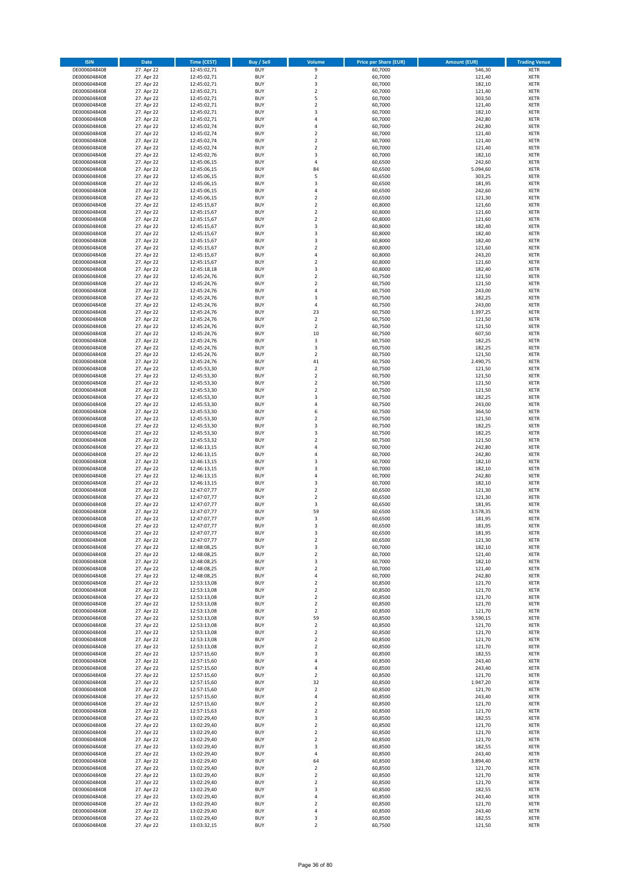| ISIN | Date | Time (CEST) | Buy / Sell | Volume | Price per Share (EUR) | Amount (EUR) | Trading Venue |
|---|---|---|---|---|---|---|---|
| DE0006048408 | 27. Apr 22 | 12:45:02,71 | BUY | 9 | 60,7000 | 546,30 | XETR |
| DE0006048408 | 27. Apr 22 | 12:45:02,71 | BUY | 2 | 60,7000 | 121,40 | XETR |
| DE0006048408 | 27. Apr 22 | 12:45:02,71 | BUY | 3 | 60,7000 | 182,10 | XETR |
| DE0006048408 | 27. Apr 22 | 12:45:02,71 | BUY | 2 | 60,7000 | 121,40 | XETR |
| DE0006048408 | 27. Apr 22 | 12:45:02,71 | BUY | 5 | 60,7000 | 303,50 | XETR |
| DE0006048408 | 27. Apr 22 | 12:45:02,71 | BUY | 2 | 60,7000 | 121,40 | XETR |
| DE0006048408 | 27. Apr 22 | 12:45:02,71 | BUY | 3 | 60,7000 | 182,10 | XETR |
| DE0006048408 | 27. Apr 22 | 12:45:02,71 | BUY | 4 | 60,7000 | 242,80 | XETR |
| DE0006048408 | 27. Apr 22 | 12:45:02,74 | BUY | 4 | 60,7000 | 242,80 | XETR |
| DE0006048408 | 27. Apr 22 | 12:45:02,74 | BUY | 2 | 60,7000 | 121,40 | XETR |
| DE0006048408 | 27. Apr 22 | 12:45:02,74 | BUY | 2 | 60,7000 | 121,40 | XETR |
| DE0006048408 | 27. Apr 22 | 12:45:02,74 | BUY | 2 | 60,7000 | 121,40 | XETR |
| DE0006048408 | 27. Apr 22 | 12:45:02,76 | BUY | 3 | 60,7000 | 182,10 | XETR |
| DE0006048408 | 27. Apr 22 | 12:45:06,15 | BUY | 4 | 60,6500 | 242,60 | XETR |
| DE0006048408 | 27. Apr 22 | 12:45:06,15 | BUY | 84 | 60,6500 | 5.094,60 | XETR |
| DE0006048408 | 27. Apr 22 | 12:45:06,15 | BUY | 5 | 60,6500 | 303,25 | XETR |
| DE0006048408 | 27. Apr 22 | 12:45:06,15 | BUY | 3 | 60,6500 | 181,95 | XETR |
| DE0006048408 | 27. Apr 22 | 12:45:06,15 | BUY | 4 | 60,6500 | 242,60 | XETR |
| DE0006048408 | 27. Apr 22 | 12:45:06,15 | BUY | 2 | 60,6500 | 121,30 | XETR |
| DE0006048408 | 27. Apr 22 | 12:45:15,67 | BUY | 2 | 60,8000 | 121,60 | XETR |
| DE0006048408 | 27. Apr 22 | 12:45:15,67 | BUY | 2 | 60,8000 | 121,60 | XETR |
| DE0006048408 | 27. Apr 22 | 12:45:15,67 | BUY | 2 | 60,8000 | 121,60 | XETR |
| DE0006048408 | 27. Apr 22 | 12:45:15,67 | BUY | 3 | 60,8000 | 182,40 | XETR |
| DE0006048408 | 27. Apr 22 | 12:45:15,67 | BUY | 3 | 60,8000 | 182,40 | XETR |
| DE0006048408 | 27. Apr 22 | 12:45:15,67 | BUY | 3 | 60,8000 | 182,40 | XETR |
| DE0006048408 | 27. Apr 22 | 12:45:15,67 | BUY | 2 | 60,8000 | 121,60 | XETR |
| DE0006048408 | 27. Apr 22 | 12:45:15,67 | BUY | 4 | 60,8000 | 243,20 | XETR |
| DE0006048408 | 27. Apr 22 | 12:45:15,67 | BUY | 2 | 60,8000 | 121,60 | XETR |
| DE0006048408 | 27. Apr 22 | 12:45:18,18 | BUY | 3 | 60,8000 | 182,40 | XETR |
| DE0006048408 | 27. Apr 22 | 12:45:24,76 | BUY | 2 | 60,7500 | 121,50 | XETR |
| DE0006048408 | 27. Apr 22 | 12:45:24,76 | BUY | 2 | 60,7500 | 121,50 | XETR |
| DE0006048408 | 27. Apr 22 | 12:45:24,76 | BUY | 4 | 60,7500 | 243,00 | XETR |
| DE0006048408 | 27. Apr 22 | 12:45:24,76 | BUY | 3 | 60,7500 | 182,25 | XETR |
| DE0006048408 | 27. Apr 22 | 12:45:24,76 | BUY | 4 | 60,7500 | 243,00 | XETR |
| DE0006048408 | 27. Apr 22 | 12:45:24,76 | BUY | 23 | 60,7500 | 1.397,25 | XETR |
| DE0006048408 | 27. Apr 22 | 12:45:24,76 | BUY | 2 | 60,7500 | 121,50 | XETR |
| DE0006048408 | 27. Apr 22 | 12:45:24,76 | BUY | 2 | 60,7500 | 121,50 | XETR |
| DE0006048408 | 27. Apr 22 | 12:45:24,76 | BUY | 10 | 60,7500 | 607,50 | XETR |
| DE0006048408 | 27. Apr 22 | 12:45:24,76 | BUY | 3 | 60,7500 | 182,25 | XETR |
| DE0006048408 | 27. Apr 22 | 12:45:24,76 | BUY | 3 | 60,7500 | 182,25 | XETR |
| DE0006048408 | 27. Apr 22 | 12:45:24,76 | BUY | 2 | 60,7500 | 121,50 | XETR |
| DE0006048408 | 27. Apr 22 | 12:45:24,76 | BUY | 41 | 60,7500 | 2.490,75 | XETR |
| DE0006048408 | 27. Apr 22 | 12:45:53,30 | BUY | 2 | 60,7500 | 121,50 | XETR |
| DE0006048408 | 27. Apr 22 | 12:45:53,30 | BUY | 2 | 60,7500 | 121,50 | XETR |
| DE0006048408 | 27. Apr 22 | 12:45:53,30 | BUY | 2 | 60,7500 | 121,50 | XETR |
| DE0006048408 | 27. Apr 22 | 12:45:53,30 | BUY | 2 | 60,7500 | 121,50 | XETR |
| DE0006048408 | 27. Apr 22 | 12:45:53,30 | BUY | 3 | 60,7500 | 182,25 | XETR |
| DE0006048408 | 27. Apr 22 | 12:45:53,30 | BUY | 4 | 60,7500 | 243,00 | XETR |
| DE0006048408 | 27. Apr 22 | 12:45:53,30 | BUY | 6 | 60,7500 | 364,50 | XETR |
| DE0006048408 | 27. Apr 22 | 12:45:53,30 | BUY | 2 | 60,7500 | 121,50 | XETR |
| DE0006048408 | 27. Apr 22 | 12:45:53,30 | BUY | 3 | 60,7500 | 182,25 | XETR |
| DE0006048408 | 27. Apr 22 | 12:45:53,30 | BUY | 3 | 60,7500 | 182,25 | XETR |
| DE0006048408 | 27. Apr 22 | 12:45:53,32 | BUY | 2 | 60,7500 | 121,50 | XETR |
| DE0006048408 | 27. Apr 22 | 12:46:13,15 | BUY | 4 | 60,7000 | 242,80 | XETR |
| DE0006048408 | 27. Apr 22 | 12:46:13,15 | BUY | 4 | 60,7000 | 242,80 | XETR |
| DE0006048408 | 27. Apr 22 | 12:46:13,15 | BUY | 3 | 60,7000 | 182,10 | XETR |
| DE0006048408 | 27. Apr 22 | 12:46:13,15 | BUY | 3 | 60,7000 | 182,10 | XETR |
| DE0006048408 | 27. Apr 22 | 12:46:13,15 | BUY | 4 | 60,7000 | 242,80 | XETR |
| DE0006048408 | 27. Apr 22 | 12:46:13,15 | BUY | 3 | 60,7000 | 182,10 | XETR |
| DE0006048408 | 27. Apr 22 | 12:47:07,77 | BUY | 2 | 60,6500 | 121,30 | XETR |
| DE0006048408 | 27. Apr 22 | 12:47:07,77 | BUY | 2 | 60,6500 | 121,30 | XETR |
| DE0006048408 | 27. Apr 22 | 12:47:07,77 | BUY | 3 | 60,6500 | 181,95 | XETR |
| DE0006048408 | 27. Apr 22 | 12:47:07,77 | BUY | 59 | 60,6500 | 3.578,35 | XETR |
| DE0006048408 | 27. Apr 22 | 12:47:07,77 | BUY | 3 | 60,6500 | 181,95 | XETR |
| DE0006048408 | 27. Apr 22 | 12:47:07,77 | BUY | 3 | 60,6500 | 181,95 | XETR |
| DE0006048408 | 27. Apr 22 | 12:47:07,77 | BUY | 3 | 60,6500 | 181,95 | XETR |
| DE0006048408 | 27. Apr 22 | 12:47:07,77 | BUY | 2 | 60,6500 | 121,30 | XETR |
| DE0006048408 | 27. Apr 22 | 12:48:08,25 | BUY | 3 | 60,7000 | 182,10 | XETR |
| DE0006048408 | 27. Apr 22 | 12:48:08,25 | BUY | 2 | 60,7000 | 121,40 | XETR |
| DE0006048408 | 27. Apr 22 | 12:48:08,25 | BUY | 3 | 60,7000 | 182,10 | XETR |
| DE0006048408 | 27. Apr 22 | 12:48:08,25 | BUY | 2 | 60,7000 | 121,40 | XETR |
| DE0006048408 | 27. Apr 22 | 12:48:08,25 | BUY | 4 | 60,7000 | 242,80 | XETR |
| DE0006048408 | 27. Apr 22 | 12:53:13,08 | BUY | 2 | 60,8500 | 121,70 | XETR |
| DE0006048408 | 27. Apr 22 | 12:53:13,08 | BUY | 2 | 60,8500 | 121,70 | XETR |
| DE0006048408 | 27. Apr 22 | 12:53:13,08 | BUY | 2 | 60,8500 | 121,70 | XETR |
| DE0006048408 | 27. Apr 22 | 12:53:13,08 | BUY | 2 | 60,8500 | 121,70 | XETR |
| DE0006048408 | 27. Apr 22 | 12:53:13,08 | BUY | 2 | 60,8500 | 121,70 | XETR |
| DE0006048408 | 27. Apr 22 | 12:53:13,08 | BUY | 59 | 60,8500 | 3.590,15 | XETR |
| DE0006048408 | 27. Apr 22 | 12:53:13,08 | BUY | 2 | 60,8500 | 121,70 | XETR |
| DE0006048408 | 27. Apr 22 | 12:53:13,08 | BUY | 2 | 60,8500 | 121,70 | XETR |
| DE0006048408 | 27. Apr 22 | 12:53:13,08 | BUY | 2 | 60,8500 | 121,70 | XETR |
| DE0006048408 | 27. Apr 22 | 12:53:13,08 | BUY | 2 | 60,8500 | 121,70 | XETR |
| DE0006048408 | 27. Apr 22 | 12:57:15,60 | BUY | 3 | 60,8500 | 182,55 | XETR |
| DE0006048408 | 27. Apr 22 | 12:57:15,60 | BUY | 4 | 60,8500 | 243,40 | XETR |
| DE0006048408 | 27. Apr 22 | 12:57:15,60 | BUY | 4 | 60,8500 | 243,40 | XETR |
| DE0006048408 | 27. Apr 22 | 12:57:15,60 | BUY | 2 | 60,8500 | 121,70 | XETR |
| DE0006048408 | 27. Apr 22 | 12:57:15,60 | BUY | 32 | 60,8500 | 1.947,20 | XETR |
| DE0006048408 | 27. Apr 22 | 12:57:15,60 | BUY | 2 | 60,8500 | 121,70 | XETR |
| DE0006048408 | 27. Apr 22 | 12:57:15,60 | BUY | 4 | 60,8500 | 243,40 | XETR |
| DE0006048408 | 27. Apr 22 | 12:57:15,60 | BUY | 2 | 60,8500 | 121,70 | XETR |
| DE0006048408 | 27. Apr 22 | 12:57:15,63 | BUY | 2 | 60,8500 | 121,70 | XETR |
| DE0006048408 | 27. Apr 22 | 13:02:29,40 | BUY | 3 | 60,8500 | 182,55 | XETR |
| DE0006048408 | 27. Apr 22 | 13:02:29,40 | BUY | 2 | 60,8500 | 121,70 | XETR |
| DE0006048408 | 27. Apr 22 | 13:02:29,40 | BUY | 2 | 60,8500 | 121,70 | XETR |
| DE0006048408 | 27. Apr 22 | 13:02:29,40 | BUY | 2 | 60,8500 | 121,70 | XETR |
| DE0006048408 | 27. Apr 22 | 13:02:29,40 | BUY | 3 | 60,8500 | 182,55 | XETR |
| DE0006048408 | 27. Apr 22 | 13:02:29,40 | BUY | 4 | 60,8500 | 243,40 | XETR |
| DE0006048408 | 27. Apr 22 | 13:02:29,40 | BUY | 64 | 60,8500 | 3.894,40 | XETR |
| DE0006048408 | 27. Apr 22 | 13:02:29,40 | BUY | 2 | 60,8500 | 121,70 | XETR |
| DE0006048408 | 27. Apr 22 | 13:02:29,40 | BUY | 2 | 60,8500 | 121,70 | XETR |
| DE0006048408 | 27. Apr 22 | 13:02:29,40 | BUY | 2 | 60,8500 | 121,70 | XETR |
| DE0006048408 | 27. Apr 22 | 13:02:29,40 | BUY | 3 | 60,8500 | 182,55 | XETR |
| DE0006048408 | 27. Apr 22 | 13:02:29,40 | BUY | 4 | 60,8500 | 243,40 | XETR |
| DE0006048408 | 27. Apr 22 | 13:02:29,40 | BUY | 2 | 60,8500 | 121,70 | XETR |
| DE0006048408 | 27. Apr 22 | 13:02:29,40 | BUY | 4 | 60,8500 | 243,40 | XETR |
| DE0006048408 | 27. Apr 22 | 13:02:29,40 | BUY | 3 | 60,8500 | 182,55 | XETR |
| DE0006048408 | 27. Apr 22 | 13:03:32,15 | BUY | 2 | 60,7500 | 121,50 | XETR |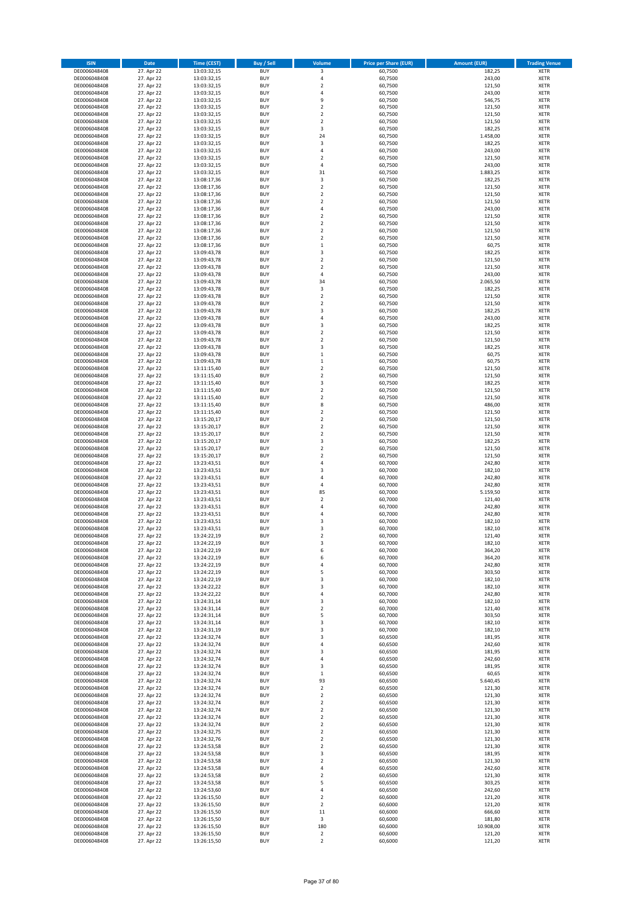| ISIN | Date | Time (CEST) | Buy / Sell | Volume | Price per Share (EUR) | Amount (EUR) | Trading Venue |
|---|---|---|---|---|---|---|---|
| DE0006048408 | 27. Apr 22 | 13:03:32,15 | BUY | 3 | 60,7500 | 182,25 | XETR |
| DE0006048408 | 27. Apr 22 | 13:03:32,15 | BUY | 4 | 60,7500 | 243,00 | XETR |
| DE0006048408 | 27. Apr 22 | 13:03:32,15 | BUY | 2 | 60,7500 | 121,50 | XETR |
| DE0006048408 | 27. Apr 22 | 13:03:32,15 | BUY | 4 | 60,7500 | 243,00 | XETR |
| DE0006048408 | 27. Apr 22 | 13:03:32,15 | BUY | 9 | 60,7500 | 546,75 | XETR |
| DE0006048408 | 27. Apr 22 | 13:03:32,15 | BUY | 2 | 60,7500 | 121,50 | XETR |
| DE0006048408 | 27. Apr 22 | 13:03:32,15 | BUY | 2 | 60,7500 | 121,50 | XETR |
| DE0006048408 | 27. Apr 22 | 13:03:32,15 | BUY | 2 | 60,7500 | 121,50 | XETR |
| DE0006048408 | 27. Apr 22 | 13:03:32,15 | BUY | 3 | 60,7500 | 182,25 | XETR |
| DE0006048408 | 27. Apr 22 | 13:03:32,15 | BUY | 24 | 60,7500 | 1.458,00 | XETR |
| DE0006048408 | 27. Apr 22 | 13:03:32,15 | BUY | 3 | 60,7500 | 182,25 | XETR |
| DE0006048408 | 27. Apr 22 | 13:03:32,15 | BUY | 4 | 60,7500 | 243,00 | XETR |
| DE0006048408 | 27. Apr 22 | 13:03:32,15 | BUY | 2 | 60,7500 | 121,50 | XETR |
| DE0006048408 | 27. Apr 22 | 13:03:32,15 | BUY | 4 | 60,7500 | 243,00 | XETR |
| DE0006048408 | 27. Apr 22 | 13:03:32,15 | BUY | 31 | 60,7500 | 1.883,25 | XETR |
| DE0006048408 | 27. Apr 22 | 13:08:17,36 | BUY | 3 | 60,7500 | 182,25 | XETR |
| DE0006048408 | 27. Apr 22 | 13:08:17,36 | BUY | 2 | 60,7500 | 121,50 | XETR |
| DE0006048408 | 27. Apr 22 | 13:08:17,36 | BUY | 2 | 60,7500 | 121,50 | XETR |
| DE0006048408 | 27. Apr 22 | 13:08:17,36 | BUY | 2 | 60,7500 | 121,50 | XETR |
| DE0006048408 | 27. Apr 22 | 13:08:17,36 | BUY | 4 | 60,7500 | 243,00 | XETR |
| DE0006048408 | 27. Apr 22 | 13:08:17,36 | BUY | 2 | 60,7500 | 121,50 | XETR |
| DE0006048408 | 27. Apr 22 | 13:08:17,36 | BUY | 2 | 60,7500 | 121,50 | XETR |
| DE0006048408 | 27. Apr 22 | 13:08:17,36 | BUY | 2 | 60,7500 | 121,50 | XETR |
| DE0006048408 | 27. Apr 22 | 13:08:17,36 | BUY | 2 | 60,7500 | 121,50 | XETR |
| DE0006048408 | 27. Apr 22 | 13:08:17,36 | BUY | 1 | 60,7500 | 60,75 | XETR |
| DE0006048408 | 27. Apr 22 | 13:09:43,78 | BUY | 3 | 60,7500 | 182,25 | XETR |
| DE0006048408 | 27. Apr 22 | 13:09:43,78 | BUY | 2 | 60,7500 | 121,50 | XETR |
| DE0006048408 | 27. Apr 22 | 13:09:43,78 | BUY | 2 | 60,7500 | 121,50 | XETR |
| DE0006048408 | 27. Apr 22 | 13:09:43,78 | BUY | 4 | 60,7500 | 243,00 | XETR |
| DE0006048408 | 27. Apr 22 | 13:09:43,78 | BUY | 34 | 60,7500 | 2.065,50 | XETR |
| DE0006048408 | 27. Apr 22 | 13:09:43,78 | BUY | 3 | 60,7500 | 182,25 | XETR |
| DE0006048408 | 27. Apr 22 | 13:09:43,78 | BUY | 2 | 60,7500 | 121,50 | XETR |
| DE0006048408 | 27. Apr 22 | 13:09:43,78 | BUY | 2 | 60,7500 | 121,50 | XETR |
| DE0006048408 | 27. Apr 22 | 13:09:43,78 | BUY | 3 | 60,7500 | 182,25 | XETR |
| DE0006048408 | 27. Apr 22 | 13:09:43,78 | BUY | 4 | 60,7500 | 243,00 | XETR |
| DE0006048408 | 27. Apr 22 | 13:09:43,78 | BUY | 3 | 60,7500 | 182,25 | XETR |
| DE0006048408 | 27. Apr 22 | 13:09:43,78 | BUY | 2 | 60,7500 | 121,50 | XETR |
| DE0006048408 | 27. Apr 22 | 13:09:43,78 | BUY | 2 | 60,7500 | 121,50 | XETR |
| DE0006048408 | 27. Apr 22 | 13:09:43,78 | BUY | 3 | 60,7500 | 182,25 | XETR |
| DE0006048408 | 27. Apr 22 | 13:09:43,78 | BUY | 1 | 60,7500 | 60,75 | XETR |
| DE0006048408 | 27. Apr 22 | 13:09:43,78 | BUY | 1 | 60,7500 | 60,75 | XETR |
| DE0006048408 | 27. Apr 22 | 13:11:15,40 | BUY | 2 | 60,7500 | 121,50 | XETR |
| DE0006048408 | 27. Apr 22 | 13:11:15,40 | BUY | 2 | 60,7500 | 121,50 | XETR |
| DE0006048408 | 27. Apr 22 | 13:11:15,40 | BUY | 3 | 60,7500 | 182,25 | XETR |
| DE0006048408 | 27. Apr 22 | 13:11:15,40 | BUY | 2 | 60,7500 | 121,50 | XETR |
| DE0006048408 | 27. Apr 22 | 13:11:15,40 | BUY | 2 | 60,7500 | 121,50 | XETR |
| DE0006048408 | 27. Apr 22 | 13:11:15,40 | BUY | 8 | 60,7500 | 486,00 | XETR |
| DE0006048408 | 27. Apr 22 | 13:11:15,40 | BUY | 2 | 60,7500 | 121,50 | XETR |
| DE0006048408 | 27. Apr 22 | 13:15:20,17 | BUY | 2 | 60,7500 | 121,50 | XETR |
| DE0006048408 | 27. Apr 22 | 13:15:20,17 | BUY | 2 | 60,7500 | 121,50 | XETR |
| DE0006048408 | 27. Apr 22 | 13:15:20,17 | BUY | 2 | 60,7500 | 121,50 | XETR |
| DE0006048408 | 27. Apr 22 | 13:15:20,17 | BUY | 3 | 60,7500 | 182,25 | XETR |
| DE0006048408 | 27. Apr 22 | 13:15:20,17 | BUY | 2 | 60,7500 | 121,50 | XETR |
| DE0006048408 | 27. Apr 22 | 13:15:20,17 | BUY | 2 | 60,7500 | 121,50 | XETR |
| DE0006048408 | 27. Apr 22 | 13:23:43,51 | BUY | 4 | 60,7000 | 242,80 | XETR |
| DE0006048408 | 27. Apr 22 | 13:23:43,51 | BUY | 3 | 60,7000 | 182,10 | XETR |
| DE0006048408 | 27. Apr 22 | 13:23:43,51 | BUY | 4 | 60,7000 | 242,80 | XETR |
| DE0006048408 | 27. Apr 22 | 13:23:43,51 | BUY | 4 | 60,7000 | 242,80 | XETR |
| DE0006048408 | 27. Apr 22 | 13:23:43,51 | BUY | 85 | 60,7000 | 5.159,50 | XETR |
| DE0006048408 | 27. Apr 22 | 13:23:43,51 | BUY | 2 | 60,7000 | 121,40 | XETR |
| DE0006048408 | 27. Apr 22 | 13:23:43,51 | BUY | 4 | 60,7000 | 242,80 | XETR |
| DE0006048408 | 27. Apr 22 | 13:23:43,51 | BUY | 4 | 60,7000 | 242,80 | XETR |
| DE0006048408 | 27. Apr 22 | 13:23:43,51 | BUY | 3 | 60,7000 | 182,10 | XETR |
| DE0006048408 | 27. Apr 22 | 13:23:43,51 | BUY | 3 | 60,7000 | 182,10 | XETR |
| DE0006048408 | 27. Apr 22 | 13:24:22,19 | BUY | 2 | 60,7000 | 121,40 | XETR |
| DE0006048408 | 27. Apr 22 | 13:24:22,19 | BUY | 3 | 60,7000 | 182,10 | XETR |
| DE0006048408 | 27. Apr 22 | 13:24:22,19 | BUY | 6 | 60,7000 | 364,20 | XETR |
| DE0006048408 | 27. Apr 22 | 13:24:22,19 | BUY | 6 | 60,7000 | 364,20 | XETR |
| DE0006048408 | 27. Apr 22 | 13:24:22,19 | BUY | 4 | 60,7000 | 242,80 | XETR |
| DE0006048408 | 27. Apr 22 | 13:24:22,19 | BUY | 5 | 60,7000 | 303,50 | XETR |
| DE0006048408 | 27. Apr 22 | 13:24:22,19 | BUY | 3 | 60,7000 | 182,10 | XETR |
| DE0006048408 | 27. Apr 22 | 13:24:22,22 | BUY | 3 | 60,7000 | 182,10 | XETR |
| DE0006048408 | 27. Apr 22 | 13:24:22,22 | BUY | 4 | 60,7000 | 242,80 | XETR |
| DE0006048408 | 27. Apr 22 | 13:24:31,14 | BUY | 3 | 60,7000 | 182,10 | XETR |
| DE0006048408 | 27. Apr 22 | 13:24:31,14 | BUY | 2 | 60,7000 | 121,40 | XETR |
| DE0006048408 | 27. Apr 22 | 13:24:31,14 | BUY | 5 | 60,7000 | 303,50 | XETR |
| DE0006048408 | 27. Apr 22 | 13:24:31,14 | BUY | 3 | 60,7000 | 182,10 | XETR |
| DE0006048408 | 27. Apr 22 | 13:24:31,19 | BUY | 3 | 60,7000 | 182,10 | XETR |
| DE0006048408 | 27. Apr 22 | 13:24:32,74 | BUY | 3 | 60,6500 | 181,95 | XETR |
| DE0006048408 | 27. Apr 22 | 13:24:32,74 | BUY | 4 | 60,6500 | 242,60 | XETR |
| DE0006048408 | 27. Apr 22 | 13:24:32,74 | BUY | 3 | 60,6500 | 181,95 | XETR |
| DE0006048408 | 27. Apr 22 | 13:24:32,74 | BUY | 4 | 60,6500 | 242,60 | XETR |
| DE0006048408 | 27. Apr 22 | 13:24:32,74 | BUY | 3 | 60,6500 | 181,95 | XETR |
| DE0006048408 | 27. Apr 22 | 13:24:32,74 | BUY | 1 | 60,6500 | 60,65 | XETR |
| DE0006048408 | 27. Apr 22 | 13:24:32,74 | BUY | 93 | 60,6500 | 5.640,45 | XETR |
| DE0006048408 | 27. Apr 22 | 13:24:32,74 | BUY | 2 | 60,6500 | 121,30 | XETR |
| DE0006048408 | 27. Apr 22 | 13:24:32,74 | BUY | 2 | 60,6500 | 121,30 | XETR |
| DE0006048408 | 27. Apr 22 | 13:24:32,74 | BUY | 2 | 60,6500 | 121,30 | XETR |
| DE0006048408 | 27. Apr 22 | 13:24:32,74 | BUY | 2 | 60,6500 | 121,30 | XETR |
| DE0006048408 | 27. Apr 22 | 13:24:32,74 | BUY | 2 | 60,6500 | 121,30 | XETR |
| DE0006048408 | 27. Apr 22 | 13:24:32,74 | BUY | 2 | 60,6500 | 121,30 | XETR |
| DE0006048408 | 27. Apr 22 | 13:24:32,75 | BUY | 2 | 60,6500 | 121,30 | XETR |
| DE0006048408 | 27. Apr 22 | 13:24:32,76 | BUY | 2 | 60,6500 | 121,30 | XETR |
| DE0006048408 | 27. Apr 22 | 13:24:53,58 | BUY | 2 | 60,6500 | 121,30 | XETR |
| DE0006048408 | 27. Apr 22 | 13:24:53,58 | BUY | 3 | 60,6500 | 181,95 | XETR |
| DE0006048408 | 27. Apr 22 | 13:24:53,58 | BUY | 2 | 60,6500 | 121,30 | XETR |
| DE0006048408 | 27. Apr 22 | 13:24:53,58 | BUY | 4 | 60,6500 | 242,60 | XETR |
| DE0006048408 | 27. Apr 22 | 13:24:53,58 | BUY | 2 | 60,6500 | 121,30 | XETR |
| DE0006048408 | 27. Apr 22 | 13:24:53,58 | BUY | 5 | 60,6500 | 303,25 | XETR |
| DE0006048408 | 27. Apr 22 | 13:24:53,60 | BUY | 4 | 60,6500 | 242,60 | XETR |
| DE0006048408 | 27. Apr 22 | 13:26:15,50 | BUY | 2 | 60,6000 | 121,20 | XETR |
| DE0006048408 | 27. Apr 22 | 13:26:15,50 | BUY | 2 | 60,6000 | 121,20 | XETR |
| DE0006048408 | 27. Apr 22 | 13:26:15,50 | BUY | 11 | 60,6000 | 666,60 | XETR |
| DE0006048408 | 27. Apr 22 | 13:26:15,50 | BUY | 3 | 60,6000 | 181,80 | XETR |
| DE0006048408 | 27. Apr 22 | 13:26:15,50 | BUY | 180 | 60,6000 | 10.908,00 | XETR |
| DE0006048408 | 27. Apr 22 | 13:26:15,50 | BUY | 2 | 60,6000 | 121,20 | XETR |
| DE0006048408 | 27. Apr 22 | 13:26:15,50 | BUY | 2 | 60,6000 | 121,20 | XETR |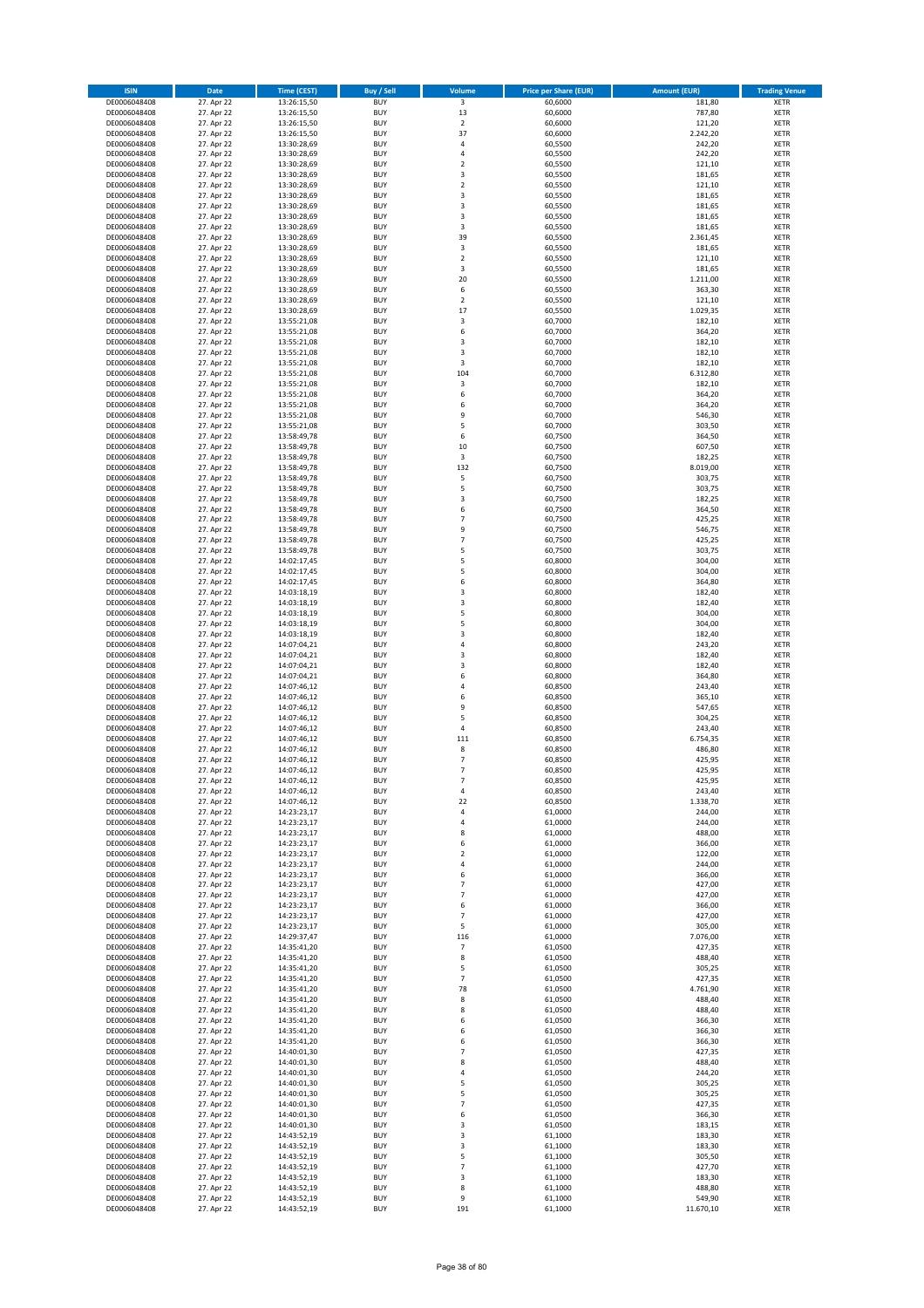| ISIN | Date | Time (CEST) | Buy / Sell | Volume | Price per Share (EUR) | Amount (EUR) | Trading Venue |
|---|---|---|---|---|---|---|---|
| DE0006048408 | 27. Apr 22 | 13:26:15,50 | BUY | 3 | 60,6000 | 181,80 | XETR |
| DE0006048408 | 27. Apr 22 | 13:26:15,50 | BUY | 13 | 60,6000 | 787,80 | XETR |
| DE0006048408 | 27. Apr 22 | 13:26:15,50 | BUY | 2 | 60,6000 | 121,20 | XETR |
| DE0006048408 | 27. Apr 22 | 13:26:15,50 | BUY | 37 | 60,6000 | 2.242,20 | XETR |
| DE0006048408 | 27. Apr 22 | 13:30:28,69 | BUY | 4 | 60,5500 | 242,20 | XETR |
| DE0006048408 | 27. Apr 22 | 13:30:28,69 | BUY | 4 | 60,5500 | 242,20 | XETR |
| DE0006048408 | 27. Apr 22 | 13:30:28,69 | BUY | 2 | 60,5500 | 121,10 | XETR |
| DE0006048408 | 27. Apr 22 | 13:30:28,69 | BUY | 3 | 60,5500 | 181,65 | XETR |
| DE0006048408 | 27. Apr 22 | 13:30:28,69 | BUY | 2 | 60,5500 | 121,10 | XETR |
| DE0006048408 | 27. Apr 22 | 13:30:28,69 | BUY | 3 | 60,5500 | 181,65 | XETR |
| DE0006048408 | 27. Apr 22 | 13:30:28,69 | BUY | 3 | 60,5500 | 181,65 | XETR |
| DE0006048408 | 27. Apr 22 | 13:30:28,69 | BUY | 3 | 60,5500 | 181,65 | XETR |
| DE0006048408 | 27. Apr 22 | 13:30:28,69 | BUY | 3 | 60,5500 | 181,65 | XETR |
| DE0006048408 | 27. Apr 22 | 13:30:28,69 | BUY | 39 | 60,5500 | 2.361,45 | XETR |
| DE0006048408 | 27. Apr 22 | 13:30:28,69 | BUY | 3 | 60,5500 | 181,65 | XETR |
| DE0006048408 | 27. Apr 22 | 13:30:28,69 | BUY | 2 | 60,5500 | 121,10 | XETR |
| DE0006048408 | 27. Apr 22 | 13:30:28,69 | BUY | 3 | 60,5500 | 181,65 | XETR |
| DE0006048408 | 27. Apr 22 | 13:30:28,69 | BUY | 20 | 60,5500 | 1.211,00 | XETR |
| DE0006048408 | 27. Apr 22 | 13:30:28,69 | BUY | 6 | 60,5500 | 363,30 | XETR |
| DE0006048408 | 27. Apr 22 | 13:30:28,69 | BUY | 2 | 60,5500 | 121,10 | XETR |
| DE0006048408 | 27. Apr 22 | 13:30:28,69 | BUY | 17 | 60,5500 | 1.029,35 | XETR |
| DE0006048408 | 27. Apr 22 | 13:55:21,08 | BUY | 3 | 60,7000 | 182,10 | XETR |
| DE0006048408 | 27. Apr 22 | 13:55:21,08 | BUY | 6 | 60,7000 | 364,20 | XETR |
| DE0006048408 | 27. Apr 22 | 13:55:21,08 | BUY | 3 | 60,7000 | 182,10 | XETR |
| DE0006048408 | 27. Apr 22 | 13:55:21,08 | BUY | 3 | 60,7000 | 182,10 | XETR |
| DE0006048408 | 27. Apr 22 | 13:55:21,08 | BUY | 3 | 60,7000 | 182,10 | XETR |
| DE0006048408 | 27. Apr 22 | 13:55:21,08 | BUY | 104 | 60,7000 | 6.312,80 | XETR |
| DE0006048408 | 27. Apr 22 | 13:55:21,08 | BUY | 3 | 60,7000 | 182,10 | XETR |
| DE0006048408 | 27. Apr 22 | 13:55:21,08 | BUY | 6 | 60,7000 | 364,20 | XETR |
| DE0006048408 | 27. Apr 22 | 13:55:21,08 | BUY | 6 | 60,7000 | 364,20 | XETR |
| DE0006048408 | 27. Apr 22 | 13:55:21,08 | BUY | 9 | 60,7000 | 546,30 | XETR |
| DE0006048408 | 27. Apr 22 | 13:55:21,08 | BUY | 5 | 60,7000 | 303,50 | XETR |
| DE0006048408 | 27. Apr 22 | 13:58:49,78 | BUY | 6 | 60,7500 | 364,50 | XETR |
| DE0006048408 | 27. Apr 22 | 13:58:49,78 | BUY | 10 | 60,7500 | 607,50 | XETR |
| DE0006048408 | 27. Apr 22 | 13:58:49,78 | BUY | 3 | 60,7500 | 182,25 | XETR |
| DE0006048408 | 27. Apr 22 | 13:58:49,78 | BUY | 132 | 60,7500 | 8.019,00 | XETR |
| DE0006048408 | 27. Apr 22 | 13:58:49,78 | BUY | 5 | 60,7500 | 303,75 | XETR |
| DE0006048408 | 27. Apr 22 | 13:58:49,78 | BUY | 5 | 60,7500 | 303,75 | XETR |
| DE0006048408 | 27. Apr 22 | 13:58:49,78 | BUY | 3 | 60,7500 | 182,25 | XETR |
| DE0006048408 | 27. Apr 22 | 13:58:49,78 | BUY | 6 | 60,7500 | 364,50 | XETR |
| DE0006048408 | 27. Apr 22 | 13:58:49,78 | BUY | 7 | 60,7500 | 425,25 | XETR |
| DE0006048408 | 27. Apr 22 | 13:58:49,78 | BUY | 9 | 60,7500 | 546,75 | XETR |
| DE0006048408 | 27. Apr 22 | 13:58:49,78 | BUY | 7 | 60,7500 | 425,25 | XETR |
| DE0006048408 | 27. Apr 22 | 13:58:49,78 | BUY | 5 | 60,7500 | 303,75 | XETR |
| DE0006048408 | 27. Apr 22 | 14:02:17,45 | BUY | 5 | 60,8000 | 304,00 | XETR |
| DE0006048408 | 27. Apr 22 | 14:02:17,45 | BUY | 5 | 60,8000 | 304,00 | XETR |
| DE0006048408 | 27. Apr 22 | 14:02:17,45 | BUY | 6 | 60,8000 | 364,80 | XETR |
| DE0006048408 | 27. Apr 22 | 14:03:18,19 | BUY | 3 | 60,8000 | 182,40 | XETR |
| DE0006048408 | 27. Apr 22 | 14:03:18,19 | BUY | 3 | 60,8000 | 182,40 | XETR |
| DE0006048408 | 27. Apr 22 | 14:03:18,19 | BUY | 5 | 60,8000 | 304,00 | XETR |
| DE0006048408 | 27. Apr 22 | 14:03:18,19 | BUY | 5 | 60,8000 | 304,00 | XETR |
| DE0006048408 | 27. Apr 22 | 14:03:18,19 | BUY | 3 | 60,8000 | 182,40 | XETR |
| DE0006048408 | 27. Apr 22 | 14:07:04,21 | BUY | 4 | 60,8000 | 243,20 | XETR |
| DE0006048408 | 27. Apr 22 | 14:07:04,21 | BUY | 3 | 60,8000 | 182,40 | XETR |
| DE0006048408 | 27. Apr 22 | 14:07:04,21 | BUY | 3 | 60,8000 | 182,40 | XETR |
| DE0006048408 | 27. Apr 22 | 14:07:04,21 | BUY | 6 | 60,8000 | 364,80 | XETR |
| DE0006048408 | 27. Apr 22 | 14:07:46,12 | BUY | 4 | 60,8500 | 243,40 | XETR |
| DE0006048408 | 27. Apr 22 | 14:07:46,12 | BUY | 6 | 60,8500 | 365,10 | XETR |
| DE0006048408 | 27. Apr 22 | 14:07:46,12 | BUY | 9 | 60,8500 | 547,65 | XETR |
| DE0006048408 | 27. Apr 22 | 14:07:46,12 | BUY | 5 | 60,8500 | 304,25 | XETR |
| DE0006048408 | 27. Apr 22 | 14:07:46,12 | BUY | 4 | 60,8500 | 243,40 | XETR |
| DE0006048408 | 27. Apr 22 | 14:07:46,12 | BUY | 111 | 60,8500 | 6.754,35 | XETR |
| DE0006048408 | 27. Apr 22 | 14:07:46,12 | BUY | 8 | 60,8500 | 486,80 | XETR |
| DE0006048408 | 27. Apr 22 | 14:07:46,12 | BUY | 7 | 60,8500 | 425,95 | XETR |
| DE0006048408 | 27. Apr 22 | 14:07:46,12 | BUY | 7 | 60,8500 | 425,95 | XETR |
| DE0006048408 | 27. Apr 22 | 14:07:46,12 | BUY | 7 | 60,8500 | 425,95 | XETR |
| DE0006048408 | 27. Apr 22 | 14:07:46,12 | BUY | 4 | 60,8500 | 243,40 | XETR |
| DE0006048408 | 27. Apr 22 | 14:07:46,12 | BUY | 22 | 60,8500 | 1.338,70 | XETR |
| DE0006048408 | 27. Apr 22 | 14:23:23,17 | BUY | 4 | 61,0000 | 244,00 | XETR |
| DE0006048408 | 27. Apr 22 | 14:23:23,17 | BUY | 4 | 61,0000 | 244,00 | XETR |
| DE0006048408 | 27. Apr 22 | 14:23:23,17 | BUY | 8 | 61,0000 | 488,00 | XETR |
| DE0006048408 | 27. Apr 22 | 14:23:23,17 | BUY | 6 | 61,0000 | 366,00 | XETR |
| DE0006048408 | 27. Apr 22 | 14:23:23,17 | BUY | 2 | 61,0000 | 122,00 | XETR |
| DE0006048408 | 27. Apr 22 | 14:23:23,17 | BUY | 4 | 61,0000 | 244,00 | XETR |
| DE0006048408 | 27. Apr 22 | 14:23:23,17 | BUY | 6 | 61,0000 | 366,00 | XETR |
| DE0006048408 | 27. Apr 22 | 14:23:23,17 | BUY | 7 | 61,0000 | 427,00 | XETR |
| DE0006048408 | 27. Apr 22 | 14:23:23,17 | BUY | 7 | 61,0000 | 427,00 | XETR |
| DE0006048408 | 27. Apr 22 | 14:23:23,17 | BUY | 6 | 61,0000 | 366,00 | XETR |
| DE0006048408 | 27. Apr 22 | 14:23:23,17 | BUY | 7 | 61,0000 | 427,00 | XETR |
| DE0006048408 | 27. Apr 22 | 14:23:23,17 | BUY | 5 | 61,0000 | 305,00 | XETR |
| DE0006048408 | 27. Apr 22 | 14:29:37,47 | BUY | 116 | 61,0000 | 7.076,00 | XETR |
| DE0006048408 | 27. Apr 22 | 14:35:41,20 | BUY | 7 | 61,0500 | 427,35 | XETR |
| DE0006048408 | 27. Apr 22 | 14:35:41,20 | BUY | 8 | 61,0500 | 488,40 | XETR |
| DE0006048408 | 27. Apr 22 | 14:35:41,20 | BUY | 5 | 61,0500 | 305,25 | XETR |
| DE0006048408 | 27. Apr 22 | 14:35:41,20 | BUY | 7 | 61,0500 | 427,35 | XETR |
| DE0006048408 | 27. Apr 22 | 14:35:41,20 | BUY | 78 | 61,0500 | 4.761,90 | XETR |
| DE0006048408 | 27. Apr 22 | 14:35:41,20 | BUY | 8 | 61,0500 | 488,40 | XETR |
| DE0006048408 | 27. Apr 22 | 14:35:41,20 | BUY | 8 | 61,0500 | 488,40 | XETR |
| DE0006048408 | 27. Apr 22 | 14:35:41,20 | BUY | 6 | 61,0500 | 366,30 | XETR |
| DE0006048408 | 27. Apr 22 | 14:35:41,20 | BUY | 6 | 61,0500 | 366,30 | XETR |
| DE0006048408 | 27. Apr 22 | 14:35:41,20 | BUY | 6 | 61,0500 | 366,30 | XETR |
| DE0006048408 | 27. Apr 22 | 14:40:01,30 | BUY | 7 | 61,0500 | 427,35 | XETR |
| DE0006048408 | 27. Apr 22 | 14:40:01,30 | BUY | 8 | 61,0500 | 488,40 | XETR |
| DE0006048408 | 27. Apr 22 | 14:40:01,30 | BUY | 4 | 61,0500 | 244,20 | XETR |
| DE0006048408 | 27. Apr 22 | 14:40:01,30 | BUY | 5 | 61,0500 | 305,25 | XETR |
| DE0006048408 | 27. Apr 22 | 14:40:01,30 | BUY | 5 | 61,0500 | 305,25 | XETR |
| DE0006048408 | 27. Apr 22 | 14:40:01,30 | BUY | 7 | 61,0500 | 427,35 | XETR |
| DE0006048408 | 27. Apr 22 | 14:40:01,30 | BUY | 6 | 61,0500 | 366,30 | XETR |
| DE0006048408 | 27. Apr 22 | 14:40:01,30 | BUY | 3 | 61,0500 | 183,15 | XETR |
| DE0006048408 | 27. Apr 22 | 14:43:52,19 | BUY | 3 | 61,1000 | 183,30 | XETR |
| DE0006048408 | 27. Apr 22 | 14:43:52,19 | BUY | 3 | 61,1000 | 183,30 | XETR |
| DE0006048408 | 27. Apr 22 | 14:43:52,19 | BUY | 5 | 61,1000 | 305,50 | XETR |
| DE0006048408 | 27. Apr 22 | 14:43:52,19 | BUY | 7 | 61,1000 | 427,70 | XETR |
| DE0006048408 | 27. Apr 22 | 14:43:52,19 | BUY | 3 | 61,1000 | 183,30 | XETR |
| DE0006048408 | 27. Apr 22 | 14:43:52,19 | BUY | 8 | 61,1000 | 488,80 | XETR |
| DE0006048408 | 27. Apr 22 | 14:43:52,19 | BUY | 9 | 61,1000 | 549,90 | XETR |
| DE0006048408 | 27. Apr 22 | 14:43:52,19 | BUY | 191 | 61,1000 | 11.670,10 | XETR |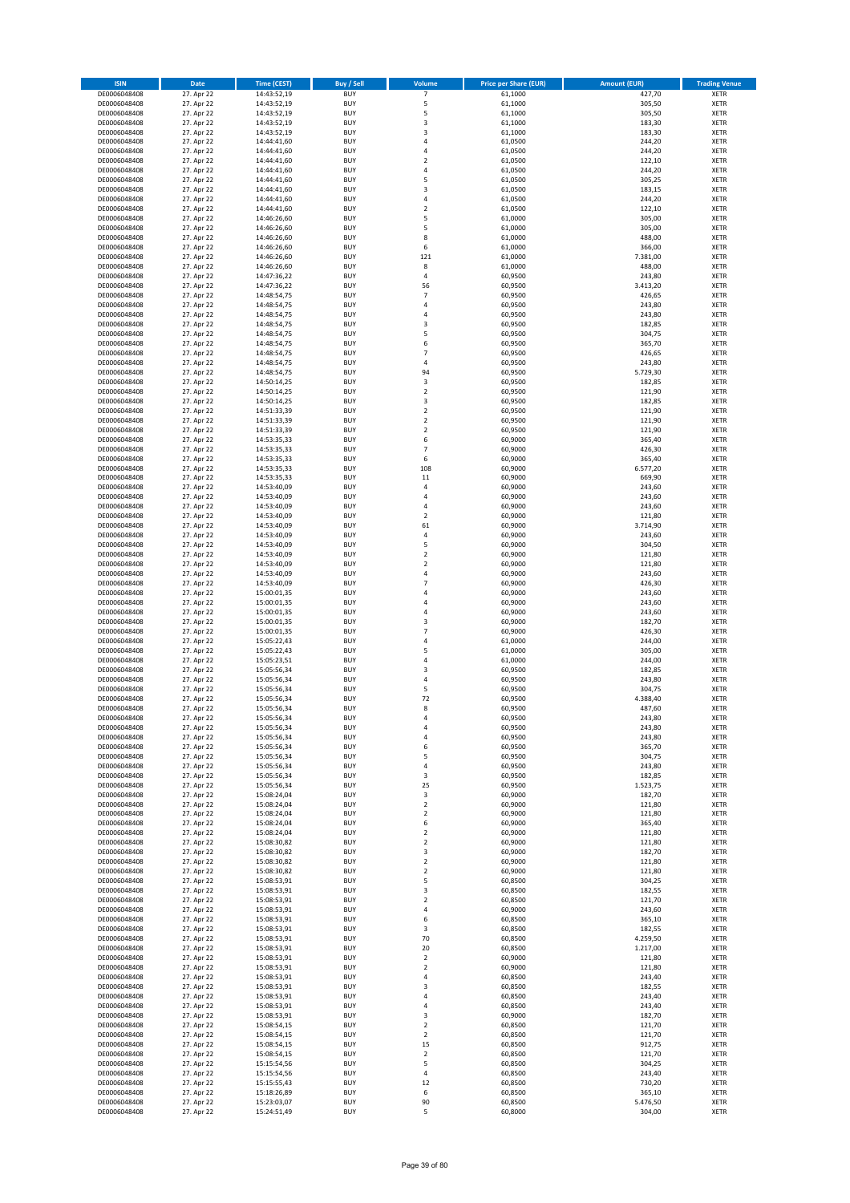| ISIN | Date | Time (CEST) | Buy / Sell | Volume | Price per Share (EUR) | Amount (EUR) | Trading Venue |
|---|---|---|---|---|---|---|---|
| DE0006048408 | 27. Apr 22 | 14:43:52,19 | BUY | 7 | 61,1000 | 427,70 | XETR |
| DE0006048408 | 27. Apr 22 | 14:43:52,19 | BUY | 5 | 61,1000 | 305,50 | XETR |
| DE0006048408 | 27. Apr 22 | 14:43:52,19 | BUY | 5 | 61,1000 | 305,50 | XETR |
| DE0006048408 | 27. Apr 22 | 14:43:52,19 | BUY | 3 | 61,1000 | 183,30 | XETR |
| DE0006048408 | 27. Apr 22 | 14:43:52,19 | BUY | 3 | 61,1000 | 183,30 | XETR |
| DE0006048408 | 27. Apr 22 | 14:44:41,60 | BUY | 4 | 61,0500 | 244,20 | XETR |
| DE0006048408 | 27. Apr 22 | 14:44:41,60 | BUY | 4 | 61,0500 | 244,20 | XETR |
| DE0006048408 | 27. Apr 22 | 14:44:41,60 | BUY | 2 | 61,0500 | 122,10 | XETR |
| DE0006048408 | 27. Apr 22 | 14:44:41,60 | BUY | 4 | 61,0500 | 244,20 | XETR |
| DE0006048408 | 27. Apr 22 | 14:44:41,60 | BUY | 5 | 61,0500 | 305,25 | XETR |
| DE0006048408 | 27. Apr 22 | 14:44:41,60 | BUY | 3 | 61,0500 | 183,15 | XETR |
| DE0006048408 | 27. Apr 22 | 14:44:41,60 | BUY | 4 | 61,0500 | 244,20 | XETR |
| DE0006048408 | 27. Apr 22 | 14:44:41,60 | BUY | 2 | 61,0500 | 122,10 | XETR |
| DE0006048408 | 27. Apr 22 | 14:46:26,60 | BUY | 5 | 61,0000 | 305,00 | XETR |
| DE0006048408 | 27. Apr 22 | 14:46:26,60 | BUY | 5 | 61,0000 | 305,00 | XETR |
| DE0006048408 | 27. Apr 22 | 14:46:26,60 | BUY | 8 | 61,0000 | 488,00 | XETR |
| DE0006048408 | 27. Apr 22 | 14:46:26,60 | BUY | 6 | 61,0000 | 366,00 | XETR |
| DE0006048408 | 27. Apr 22 | 14:46:26,60 | BUY | 121 | 61,0000 | 7.381,00 | XETR |
| DE0006048408 | 27. Apr 22 | 14:46:26,60 | BUY | 8 | 61,0000 | 488,00 | XETR |
| DE0006048408 | 27. Apr 22 | 14:47:36,22 | BUY | 4 | 60,9500 | 243,80 | XETR |
| DE0006048408 | 27. Apr 22 | 14:47:36,22 | BUY | 56 | 60,9500 | 3.413,20 | XETR |
| DE0006048408 | 27. Apr 22 | 14:48:54,75 | BUY | 7 | 60,9500 | 426,65 | XETR |
| DE0006048408 | 27. Apr 22 | 14:48:54,75 | BUY | 4 | 60,9500 | 243,80 | XETR |
| DE0006048408 | 27. Apr 22 | 14:48:54,75 | BUY | 4 | 60,9500 | 243,80 | XETR |
| DE0006048408 | 27. Apr 22 | 14:48:54,75 | BUY | 3 | 60,9500 | 182,85 | XETR |
| DE0006048408 | 27. Apr 22 | 14:48:54,75 | BUY | 5 | 60,9500 | 304,75 | XETR |
| DE0006048408 | 27. Apr 22 | 14:48:54,75 | BUY | 6 | 60,9500 | 365,70 | XETR |
| DE0006048408 | 27. Apr 22 | 14:48:54,75 | BUY | 7 | 60,9500 | 426,65 | XETR |
| DE0006048408 | 27. Apr 22 | 14:48:54,75 | BUY | 4 | 60,9500 | 243,80 | XETR |
| DE0006048408 | 27. Apr 22 | 14:48:54,75 | BUY | 94 | 60,9500 | 5.729,30 | XETR |
| DE0006048408 | 27. Apr 22 | 14:50:14,25 | BUY | 3 | 60,9500 | 182,85 | XETR |
| DE0006048408 | 27. Apr 22 | 14:50:14,25 | BUY | 2 | 60,9500 | 121,90 | XETR |
| DE0006048408 | 27. Apr 22 | 14:50:14,25 | BUY | 3 | 60,9500 | 182,85 | XETR |
| DE0006048408 | 27. Apr 22 | 14:51:33,39 | BUY | 2 | 60,9500 | 121,90 | XETR |
| DE0006048408 | 27. Apr 22 | 14:51:33,39 | BUY | 2 | 60,9500 | 121,90 | XETR |
| DE0006048408 | 27. Apr 22 | 14:51:33,39 | BUY | 2 | 60,9500 | 121,90 | XETR |
| DE0006048408 | 27. Apr 22 | 14:53:35,33 | BUY | 6 | 60,9000 | 365,40 | XETR |
| DE0006048408 | 27. Apr 22 | 14:53:35,33 | BUY | 7 | 60,9000 | 426,30 | XETR |
| DE0006048408 | 27. Apr 22 | 14:53:35,33 | BUY | 6 | 60,9000 | 365,40 | XETR |
| DE0006048408 | 27. Apr 22 | 14:53:35,33 | BUY | 108 | 60,9000 | 6.577,20 | XETR |
| DE0006048408 | 27. Apr 22 | 14:53:35,33 | BUY | 11 | 60,9000 | 669,90 | XETR |
| DE0006048408 | 27. Apr 22 | 14:53:40,09 | BUY | 4 | 60,9000 | 243,60 | XETR |
| DE0006048408 | 27. Apr 22 | 14:53:40,09 | BUY | 4 | 60,9000 | 243,60 | XETR |
| DE0006048408 | 27. Apr 22 | 14:53:40,09 | BUY | 4 | 60,9000 | 243,60 | XETR |
| DE0006048408 | 27. Apr 22 | 14:53:40,09 | BUY | 2 | 60,9000 | 121,80 | XETR |
| DE0006048408 | 27. Apr 22 | 14:53:40,09 | BUY | 61 | 60,9000 | 3.714,90 | XETR |
| DE0006048408 | 27. Apr 22 | 14:53:40,09 | BUY | 4 | 60,9000 | 243,60 | XETR |
| DE0006048408 | 27. Apr 22 | 14:53:40,09 | BUY | 5 | 60,9000 | 304,50 | XETR |
| DE0006048408 | 27. Apr 22 | 14:53:40,09 | BUY | 2 | 60,9000 | 121,80 | XETR |
| DE0006048408 | 27. Apr 22 | 14:53:40,09 | BUY | 2 | 60,9000 | 121,80 | XETR |
| DE0006048408 | 27. Apr 22 | 14:53:40,09 | BUY | 4 | 60,9000 | 243,60 | XETR |
| DE0006048408 | 27. Apr 22 | 14:53:40,09 | BUY | 7 | 60,9000 | 426,30 | XETR |
| DE0006048408 | 27. Apr 22 | 15:00:01,35 | BUY | 4 | 60,9000 | 243,60 | XETR |
| DE0006048408 | 27. Apr 22 | 15:00:01,35 | BUY | 4 | 60,9000 | 243,60 | XETR |
| DE0006048408 | 27. Apr 22 | 15:00:01,35 | BUY | 4 | 60,9000 | 243,60 | XETR |
| DE0006048408 | 27. Apr 22 | 15:00:01,35 | BUY | 3 | 60,9000 | 182,70 | XETR |
| DE0006048408 | 27. Apr 22 | 15:00:01,35 | BUY | 7 | 60,9000 | 426,30 | XETR |
| DE0006048408 | 27. Apr 22 | 15:05:22,43 | BUY | 4 | 61,0000 | 244,00 | XETR |
| DE0006048408 | 27. Apr 22 | 15:05:22,43 | BUY | 5 | 61,0000 | 305,00 | XETR |
| DE0006048408 | 27. Apr 22 | 15:05:23,51 | BUY | 4 | 61,0000 | 244,00 | XETR |
| DE0006048408 | 27. Apr 22 | 15:05:56,34 | BUY | 3 | 60,9500 | 182,85 | XETR |
| DE0006048408 | 27. Apr 22 | 15:05:56,34 | BUY | 4 | 60,9500 | 243,80 | XETR |
| DE0006048408 | 27. Apr 22 | 15:05:56,34 | BUY | 5 | 60,9500 | 304,75 | XETR |
| DE0006048408 | 27. Apr 22 | 15:05:56,34 | BUY | 72 | 60,9500 | 4.388,40 | XETR |
| DE0006048408 | 27. Apr 22 | 15:05:56,34 | BUY | 8 | 60,9500 | 487,60 | XETR |
| DE0006048408 | 27. Apr 22 | 15:05:56,34 | BUY | 4 | 60,9500 | 243,80 | XETR |
| DE0006048408 | 27. Apr 22 | 15:05:56,34 | BUY | 4 | 60,9500 | 243,80 | XETR |
| DE0006048408 | 27. Apr 22 | 15:05:56,34 | BUY | 4 | 60,9500 | 243,80 | XETR |
| DE0006048408 | 27. Apr 22 | 15:05:56,34 | BUY | 6 | 60,9500 | 365,70 | XETR |
| DE0006048408 | 27. Apr 22 | 15:05:56,34 | BUY | 5 | 60,9500 | 304,75 | XETR |
| DE0006048408 | 27. Apr 22 | 15:05:56,34 | BUY | 4 | 60,9500 | 243,80 | XETR |
| DE0006048408 | 27. Apr 22 | 15:05:56,34 | BUY | 3 | 60,9500 | 182,85 | XETR |
| DE0006048408 | 27. Apr 22 | 15:05:56,34 | BUY | 25 | 60,9500 | 1.523,75 | XETR |
| DE0006048408 | 27. Apr 22 | 15:08:24,04 | BUY | 3 | 60,9000 | 182,70 | XETR |
| DE0006048408 | 27. Apr 22 | 15:08:24,04 | BUY | 2 | 60,9000 | 121,80 | XETR |
| DE0006048408 | 27. Apr 22 | 15:08:24,04 | BUY | 2 | 60,9000 | 121,80 | XETR |
| DE0006048408 | 27. Apr 22 | 15:08:24,04 | BUY | 6 | 60,9000 | 365,40 | XETR |
| DE0006048408 | 27. Apr 22 | 15:08:24,04 | BUY | 2 | 60,9000 | 121,80 | XETR |
| DE0006048408 | 27. Apr 22 | 15:08:30,82 | BUY | 2 | 60,9000 | 121,80 | XETR |
| DE0006048408 | 27. Apr 22 | 15:08:30,82 | BUY | 3 | 60,9000 | 182,70 | XETR |
| DE0006048408 | 27. Apr 22 | 15:08:30,82 | BUY | 2 | 60,9000 | 121,80 | XETR |
| DE0006048408 | 27. Apr 22 | 15:08:30,82 | BUY | 2 | 60,9000 | 121,80 | XETR |
| DE0006048408 | 27. Apr 22 | 15:08:53,91 | BUY | 5 | 60,8500 | 304,25 | XETR |
| DE0006048408 | 27. Apr 22 | 15:08:53,91 | BUY | 3 | 60,8500 | 182,55 | XETR |
| DE0006048408 | 27. Apr 22 | 15:08:53,91 | BUY | 2 | 60,8500 | 121,70 | XETR |
| DE0006048408 | 27. Apr 22 | 15:08:53,91 | BUY | 4 | 60,9000 | 243,60 | XETR |
| DE0006048408 | 27. Apr 22 | 15:08:53,91 | BUY | 6 | 60,8500 | 365,10 | XETR |
| DE0006048408 | 27. Apr 22 | 15:08:53,91 | BUY | 3 | 60,8500 | 182,55 | XETR |
| DE0006048408 | 27. Apr 22 | 15:08:53,91 | BUY | 70 | 60,8500 | 4.259,50 | XETR |
| DE0006048408 | 27. Apr 22 | 15:08:53,91 | BUY | 20 | 60,8500 | 1.217,00 | XETR |
| DE0006048408 | 27. Apr 22 | 15:08:53,91 | BUY | 2 | 60,9000 | 121,80 | XETR |
| DE0006048408 | 27. Apr 22 | 15:08:53,91 | BUY | 2 | 60,9000 | 121,80 | XETR |
| DE0006048408 | 27. Apr 22 | 15:08:53,91 | BUY | 4 | 60,8500 | 243,40 | XETR |
| DE0006048408 | 27. Apr 22 | 15:08:53,91 | BUY | 3 | 60,8500 | 182,55 | XETR |
| DE0006048408 | 27. Apr 22 | 15:08:53,91 | BUY | 4 | 60,8500 | 243,40 | XETR |
| DE0006048408 | 27. Apr 22 | 15:08:53,91 | BUY | 4 | 60,8500 | 243,40 | XETR |
| DE0006048408 | 27. Apr 22 | 15:08:53,91 | BUY | 3 | 60,9000 | 182,70 | XETR |
| DE0006048408 | 27. Apr 22 | 15:08:54,15 | BUY | 2 | 60,8500 | 121,70 | XETR |
| DE0006048408 | 27. Apr 22 | 15:08:54,15 | BUY | 2 | 60,8500 | 121,70 | XETR |
| DE0006048408 | 27. Apr 22 | 15:08:54,15 | BUY | 15 | 60,8500 | 912,75 | XETR |
| DE0006048408 | 27. Apr 22 | 15:08:54,15 | BUY | 2 | 60,8500 | 121,70 | XETR |
| DE0006048408 | 27. Apr 22 | 15:15:54,56 | BUY | 5 | 60,8500 | 304,25 | XETR |
| DE0006048408 | 27. Apr 22 | 15:15:54,56 | BUY | 4 | 60,8500 | 243,40 | XETR |
| DE0006048408 | 27. Apr 22 | 15:15:55,43 | BUY | 12 | 60,8500 | 730,20 | XETR |
| DE0006048408 | 27. Apr 22 | 15:18:26,89 | BUY | 6 | 60,8500 | 365,10 | XETR |
| DE0006048408 | 27. Apr 22 | 15:23:03,07 | BUY | 90 | 60,8500 | 5.476,50 | XETR |
| DE0006048408 | 27. Apr 22 | 15:24:51,49 | BUY | 5 | 60,8000 | 304,00 | XETR |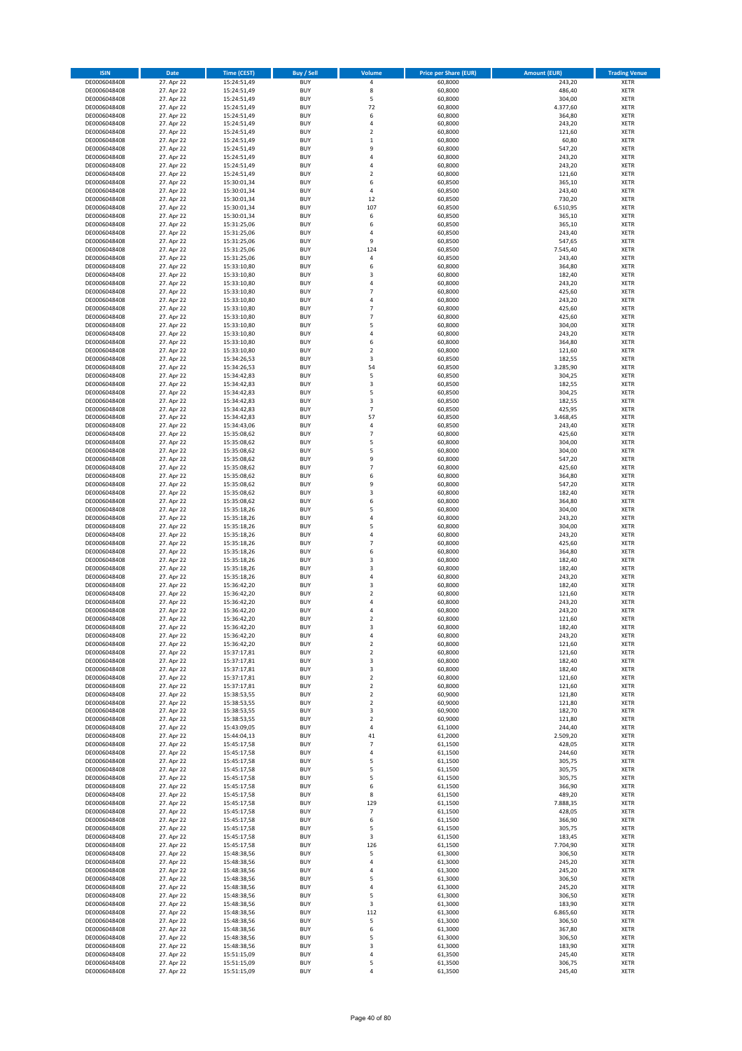| ISIN | Date | Time (CEST) | Buy / Sell | Volume | Price per Share (EUR) | Amount (EUR) | Trading Venue |
|---|---|---|---|---|---|---|---|
| DE0006048408 | 27. Apr 22 | 15:24:51,49 | BUY | 4 | 60,8000 | 243,20 | XETR |
| DE0006048408 | 27. Apr 22 | 15:24:51,49 | BUY | 8 | 60,8000 | 486,40 | XETR |
| DE0006048408 | 27. Apr 22 | 15:24:51,49 | BUY | 5 | 60,8000 | 304,00 | XETR |
| DE0006048408 | 27. Apr 22 | 15:24:51,49 | BUY | 72 | 60,8000 | 4.377,60 | XETR |
| DE0006048408 | 27. Apr 22 | 15:24:51,49 | BUY | 6 | 60,8000 | 364,80 | XETR |
| DE0006048408 | 27. Apr 22 | 15:24:51,49 | BUY | 4 | 60,8000 | 243,20 | XETR |
| DE0006048408 | 27. Apr 22 | 15:24:51,49 | BUY | 2 | 60,8000 | 121,60 | XETR |
| DE0006048408 | 27. Apr 22 | 15:24:51,49 | BUY | 1 | 60,8000 | 60,80 | XETR |
| DE0006048408 | 27. Apr 22 | 15:24:51,49 | BUY | 9 | 60,8000 | 547,20 | XETR |
| DE0006048408 | 27. Apr 22 | 15:24:51,49 | BUY | 4 | 60,8000 | 243,20 | XETR |
| DE0006048408 | 27. Apr 22 | 15:24:51,49 | BUY | 4 | 60,8000 | 243,20 | XETR |
| DE0006048408 | 27. Apr 22 | 15:24:51,49 | BUY | 2 | 60,8000 | 121,60 | XETR |
| DE0006048408 | 27. Apr 22 | 15:30:01,34 | BUY | 6 | 60,8500 | 365,10 | XETR |
| DE0006048408 | 27. Apr 22 | 15:30:01,34 | BUY | 4 | 60,8500 | 243,40 | XETR |
| DE0006048408 | 27. Apr 22 | 15:30:01,34 | BUY | 12 | 60,8500 | 730,20 | XETR |
| DE0006048408 | 27. Apr 22 | 15:30:01,34 | BUY | 107 | 60,8500 | 6.510,95 | XETR |
| DE0006048408 | 27. Apr 22 | 15:30:01,34 | BUY | 6 | 60,8500 | 365,10 | XETR |
| DE0006048408 | 27. Apr 22 | 15:31:25,06 | BUY | 6 | 60,8500 | 365,10 | XETR |
| DE0006048408 | 27. Apr 22 | 15:31:25,06 | BUY | 4 | 60,8500 | 243,40 | XETR |
| DE0006048408 | 27. Apr 22 | 15:31:25,06 | BUY | 9 | 60,8500 | 547,65 | XETR |
| DE0006048408 | 27. Apr 22 | 15:31:25,06 | BUY | 124 | 60,8500 | 7.545,40 | XETR |
| DE0006048408 | 27. Apr 22 | 15:31:25,06 | BUY | 4 | 60,8500 | 243,40 | XETR |
| DE0006048408 | 27. Apr 22 | 15:33:10,80 | BUY | 6 | 60,8000 | 364,80 | XETR |
| DE0006048408 | 27. Apr 22 | 15:33:10,80 | BUY | 3 | 60,8000 | 182,40 | XETR |
| DE0006048408 | 27. Apr 22 | 15:33:10,80 | BUY | 4 | 60,8000 | 243,20 | XETR |
| DE0006048408 | 27. Apr 22 | 15:33:10,80 | BUY | 7 | 60,8000 | 425,60 | XETR |
| DE0006048408 | 27. Apr 22 | 15:33:10,80 | BUY | 4 | 60,8000 | 243,20 | XETR |
| DE0006048408 | 27. Apr 22 | 15:33:10,80 | BUY | 7 | 60,8000 | 425,60 | XETR |
| DE0006048408 | 27. Apr 22 | 15:33:10,80 | BUY | 7 | 60,8000 | 425,60 | XETR |
| DE0006048408 | 27. Apr 22 | 15:33:10,80 | BUY | 5 | 60,8000 | 304,00 | XETR |
| DE0006048408 | 27. Apr 22 | 15:33:10,80 | BUY | 4 | 60,8000 | 243,20 | XETR |
| DE0006048408 | 27. Apr 22 | 15:33:10,80 | BUY | 6 | 60,8000 | 364,80 | XETR |
| DE0006048408 | 27. Apr 22 | 15:33:10,80 | BUY | 2 | 60,8000 | 121,60 | XETR |
| DE0006048408 | 27. Apr 22 | 15:34:26,53 | BUY | 3 | 60,8500 | 182,55 | XETR |
| DE0006048408 | 27. Apr 22 | 15:34:26,53 | BUY | 54 | 60,8500 | 3.285,90 | XETR |
| DE0006048408 | 27. Apr 22 | 15:34:42,83 | BUY | 5 | 60,8500 | 304,25 | XETR |
| DE0006048408 | 27. Apr 22 | 15:34:42,83 | BUY | 3 | 60,8500 | 182,55 | XETR |
| DE0006048408 | 27. Apr 22 | 15:34:42,83 | BUY | 5 | 60,8500 | 304,25 | XETR |
| DE0006048408 | 27. Apr 22 | 15:34:42,83 | BUY | 3 | 60,8500 | 182,55 | XETR |
| DE0006048408 | 27. Apr 22 | 15:34:42,83 | BUY | 7 | 60,8500 | 425,95 | XETR |
| DE0006048408 | 27. Apr 22 | 15:34:42,83 | BUY | 57 | 60,8500 | 3.468,45 | XETR |
| DE0006048408 | 27. Apr 22 | 15:34:43,06 | BUY | 4 | 60,8500 | 243,40 | XETR |
| DE0006048408 | 27. Apr 22 | 15:35:08,62 | BUY | 7 | 60,8000 | 425,60 | XETR |
| DE0006048408 | 27. Apr 22 | 15:35:08,62 | BUY | 5 | 60,8000 | 304,00 | XETR |
| DE0006048408 | 27. Apr 22 | 15:35:08,62 | BUY | 5 | 60,8000 | 304,00 | XETR |
| DE0006048408 | 27. Apr 22 | 15:35:08,62 | BUY | 9 | 60,8000 | 547,20 | XETR |
| DE0006048408 | 27. Apr 22 | 15:35:08,62 | BUY | 7 | 60,8000 | 425,60 | XETR |
| DE0006048408 | 27. Apr 22 | 15:35:08,62 | BUY | 6 | 60,8000 | 364,80 | XETR |
| DE0006048408 | 27. Apr 22 | 15:35:08,62 | BUY | 9 | 60,8000 | 547,20 | XETR |
| DE0006048408 | 27. Apr 22 | 15:35:08,62 | BUY | 3 | 60,8000 | 182,40 | XETR |
| DE0006048408 | 27. Apr 22 | 15:35:08,62 | BUY | 6 | 60,8000 | 364,80 | XETR |
| DE0006048408 | 27. Apr 22 | 15:35:18,26 | BUY | 5 | 60,8000 | 304,00 | XETR |
| DE0006048408 | 27. Apr 22 | 15:35:18,26 | BUY | 4 | 60,8000 | 243,20 | XETR |
| DE0006048408 | 27. Apr 22 | 15:35:18,26 | BUY | 5 | 60,8000 | 304,00 | XETR |
| DE0006048408 | 27. Apr 22 | 15:35:18,26 | BUY | 4 | 60,8000 | 243,20 | XETR |
| DE0006048408 | 27. Apr 22 | 15:35:18,26 | BUY | 7 | 60,8000 | 425,60 | XETR |
| DE0006048408 | 27. Apr 22 | 15:35:18,26 | BUY | 6 | 60,8000 | 364,80 | XETR |
| DE0006048408 | 27. Apr 22 | 15:35:18,26 | BUY | 3 | 60,8000 | 182,40 | XETR |
| DE0006048408 | 27. Apr 22 | 15:35:18,26 | BUY | 3 | 60,8000 | 182,40 | XETR |
| DE0006048408 | 27. Apr 22 | 15:35:18,26 | BUY | 4 | 60,8000 | 243,20 | XETR |
| DE0006048408 | 27. Apr 22 | 15:36:42,20 | BUY | 3 | 60,8000 | 182,40 | XETR |
| DE0006048408 | 27. Apr 22 | 15:36:42,20 | BUY | 2 | 60,8000 | 121,60 | XETR |
| DE0006048408 | 27. Apr 22 | 15:36:42,20 | BUY | 4 | 60,8000 | 243,20 | XETR |
| DE0006048408 | 27. Apr 22 | 15:36:42,20 | BUY | 4 | 60,8000 | 243,20 | XETR |
| DE0006048408 | 27. Apr 22 | 15:36:42,20 | BUY | 2 | 60,8000 | 121,60 | XETR |
| DE0006048408 | 27. Apr 22 | 15:36:42,20 | BUY | 3 | 60,8000 | 182,40 | XETR |
| DE0006048408 | 27. Apr 22 | 15:36:42,20 | BUY | 4 | 60,8000 | 243,20 | XETR |
| DE0006048408 | 27. Apr 22 | 15:36:42,20 | BUY | 2 | 60,8000 | 121,60 | XETR |
| DE0006048408 | 27. Apr 22 | 15:37:17,81 | BUY | 2 | 60,8000 | 121,60 | XETR |
| DE0006048408 | 27. Apr 22 | 15:37:17,81 | BUY | 3 | 60,8000 | 182,40 | XETR |
| DE0006048408 | 27. Apr 22 | 15:37:17,81 | BUY | 3 | 60,8000 | 182,40 | XETR |
| DE0006048408 | 27. Apr 22 | 15:37:17,81 | BUY | 2 | 60,8000 | 121,60 | XETR |
| DE0006048408 | 27. Apr 22 | 15:37:17,81 | BUY | 2 | 60,8000 | 121,60 | XETR |
| DE0006048408 | 27. Apr 22 | 15:38:53,55 | BUY | 2 | 60,9000 | 121,80 | XETR |
| DE0006048408 | 27. Apr 22 | 15:38:53,55 | BUY | 2 | 60,9000 | 121,80 | XETR |
| DE0006048408 | 27. Apr 22 | 15:38:53,55 | BUY | 3 | 60,9000 | 182,70 | XETR |
| DE0006048408 | 27. Apr 22 | 15:38:53,55 | BUY | 2 | 60,9000 | 121,80 | XETR |
| DE0006048408 | 27. Apr 22 | 15:43:09,05 | BUY | 4 | 61,1000 | 244,40 | XETR |
| DE0006048408 | 27. Apr 22 | 15:44:04,13 | BUY | 41 | 61,2000 | 2.509,20 | XETR |
| DE0006048408 | 27. Apr 22 | 15:45:17,58 | BUY | 7 | 61,1500 | 428,05 | XETR |
| DE0006048408 | 27. Apr 22 | 15:45:17,58 | BUY | 4 | 61,1500 | 244,60 | XETR |
| DE0006048408 | 27. Apr 22 | 15:45:17,58 | BUY | 5 | 61,1500 | 305,75 | XETR |
| DE0006048408 | 27. Apr 22 | 15:45:17,58 | BUY | 5 | 61,1500 | 305,75 | XETR |
| DE0006048408 | 27. Apr 22 | 15:45:17,58 | BUY | 5 | 61,1500 | 305,75 | XETR |
| DE0006048408 | 27. Apr 22 | 15:45:17,58 | BUY | 6 | 61,1500 | 366,90 | XETR |
| DE0006048408 | 27. Apr 22 | 15:45:17,58 | BUY | 8 | 61,1500 | 489,20 | XETR |
| DE0006048408 | 27. Apr 22 | 15:45:17,58 | BUY | 129 | 61,1500 | 7.888,35 | XETR |
| DE0006048408 | 27. Apr 22 | 15:45:17,58 | BUY | 7 | 61,1500 | 428,05 | XETR |
| DE0006048408 | 27. Apr 22 | 15:45:17,58 | BUY | 6 | 61,1500 | 366,90 | XETR |
| DE0006048408 | 27. Apr 22 | 15:45:17,58 | BUY | 5 | 61,1500 | 305,75 | XETR |
| DE0006048408 | 27. Apr 22 | 15:45:17,58 | BUY | 3 | 61,1500 | 183,45 | XETR |
| DE0006048408 | 27. Apr 22 | 15:45:17,58 | BUY | 126 | 61,1500 | 7.704,90 | XETR |
| DE0006048408 | 27. Apr 22 | 15:48:38,56 | BUY | 5 | 61,3000 | 306,50 | XETR |
| DE0006048408 | 27. Apr 22 | 15:48:38,56 | BUY | 4 | 61,3000 | 245,20 | XETR |
| DE0006048408 | 27. Apr 22 | 15:48:38,56 | BUY | 4 | 61,3000 | 245,20 | XETR |
| DE0006048408 | 27. Apr 22 | 15:48:38,56 | BUY | 5 | 61,3000 | 306,50 | XETR |
| DE0006048408 | 27. Apr 22 | 15:48:38,56 | BUY | 4 | 61,3000 | 245,20 | XETR |
| DE0006048408 | 27. Apr 22 | 15:48:38,56 | BUY | 5 | 61,3000 | 306,50 | XETR |
| DE0006048408 | 27. Apr 22 | 15:48:38,56 | BUY | 3 | 61,3000 | 183,90 | XETR |
| DE0006048408 | 27. Apr 22 | 15:48:38,56 | BUY | 112 | 61,3000 | 6.865,60 | XETR |
| DE0006048408 | 27. Apr 22 | 15:48:38,56 | BUY | 5 | 61,3000 | 306,50 | XETR |
| DE0006048408 | 27. Apr 22 | 15:48:38,56 | BUY | 6 | 61,3000 | 367,80 | XETR |
| DE0006048408 | 27. Apr 22 | 15:48:38,56 | BUY | 5 | 61,3000 | 306,50 | XETR |
| DE0006048408 | 27. Apr 22 | 15:48:38,56 | BUY | 3 | 61,3000 | 183,90 | XETR |
| DE0006048408 | 27. Apr 22 | 15:51:15,09 | BUY | 4 | 61,3500 | 245,40 | XETR |
| DE0006048408 | 27. Apr 22 | 15:51:15,09 | BUY | 5 | 61,3500 | 306,75 | XETR |
| DE0006048408 | 27. Apr 22 | 15:51:15,09 | BUY | 4 | 61,3500 | 245,40 | XETR |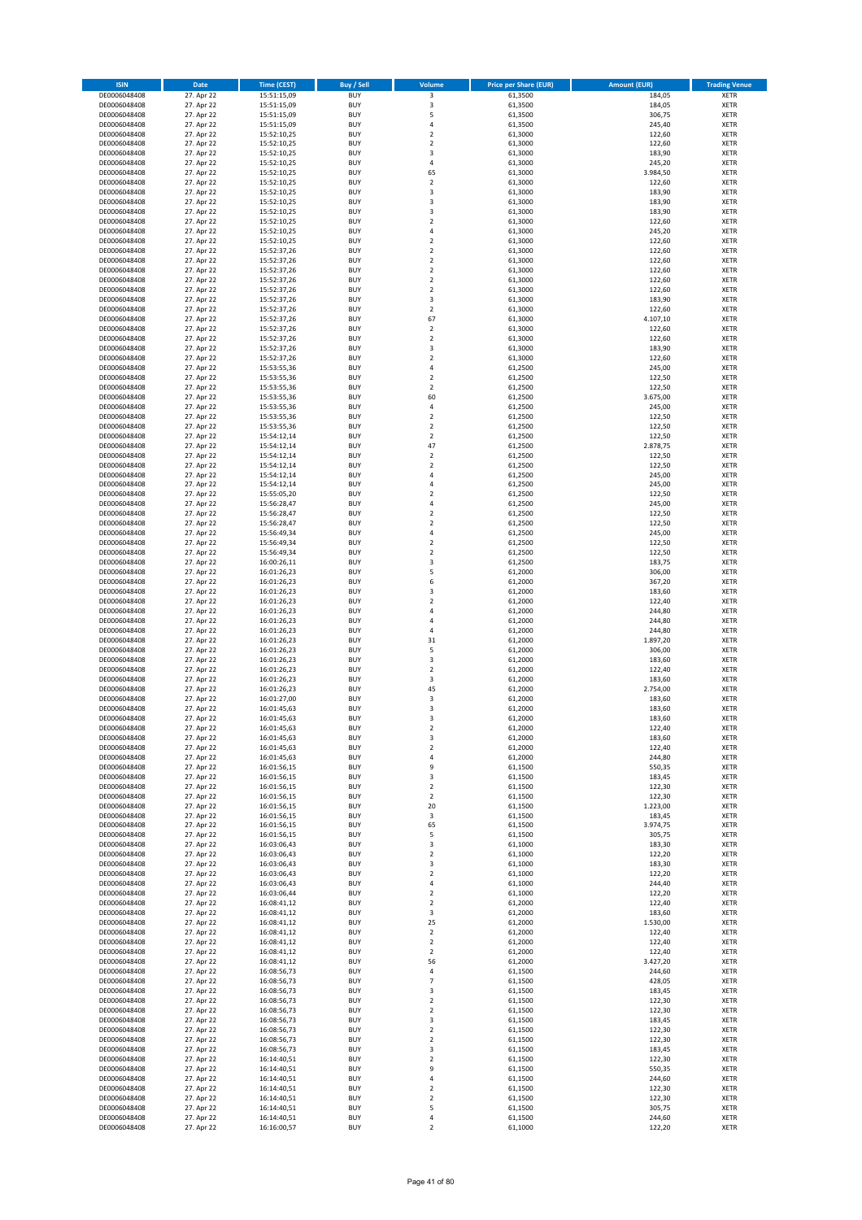| ISIN | Date | Time (CEST) | Buy / Sell | Volume | Price per Share (EUR) | Amount (EUR) | Trading Venue |
|---|---|---|---|---|---|---|---|
| DE0006048408 | 27. Apr 22 | 15:51:15,09 | BUY | 3 | 61,3500 | 184,05 | XETR |
| DE0006048408 | 27. Apr 22 | 15:51:15,09 | BUY | 3 | 61,3500 | 184,05 | XETR |
| DE0006048408 | 27. Apr 22 | 15:51:15,09 | BUY | 5 | 61,3500 | 306,75 | XETR |
| DE0006048408 | 27. Apr 22 | 15:51:15,09 | BUY | 4 | 61,3500 | 245,40 | XETR |
| DE0006048408 | 27. Apr 22 | 15:52:10,25 | BUY | 2 | 61,3000 | 122,60 | XETR |
| DE0006048408 | 27. Apr 22 | 15:52:10,25 | BUY | 2 | 61,3000 | 122,60 | XETR |
| DE0006048408 | 27. Apr 22 | 15:52:10,25 | BUY | 3 | 61,3000 | 183,90 | XETR |
| DE0006048408 | 27. Apr 22 | 15:52:10,25 | BUY | 4 | 61,3000 | 245,20 | XETR |
| DE0006048408 | 27. Apr 22 | 15:52:10,25 | BUY | 65 | 61,3000 | 3.984,50 | XETR |
| DE0006048408 | 27. Apr 22 | 15:52:10,25 | BUY | 2 | 61,3000 | 122,60 | XETR |
| DE0006048408 | 27. Apr 22 | 15:52:10,25 | BUY | 3 | 61,3000 | 183,90 | XETR |
| DE0006048408 | 27. Apr 22 | 15:52:10,25 | BUY | 3 | 61,3000 | 183,90 | XETR |
| DE0006048408 | 27. Apr 22 | 15:52:10,25 | BUY | 3 | 61,3000 | 183,90 | XETR |
| DE0006048408 | 27. Apr 22 | 15:52:10,25 | BUY | 2 | 61,3000 | 122,60 | XETR |
| DE0006048408 | 27. Apr 22 | 15:52:10,25 | BUY | 4 | 61,3000 | 245,20 | XETR |
| DE0006048408 | 27. Apr 22 | 15:52:10,25 | BUY | 2 | 61,3000 | 122,60 | XETR |
| DE0006048408 | 27. Apr 22 | 15:52:37,26 | BUY | 2 | 61,3000 | 122,60 | XETR |
| DE0006048408 | 27. Apr 22 | 15:52:37,26 | BUY | 2 | 61,3000 | 122,60 | XETR |
| DE0006048408 | 27. Apr 22 | 15:52:37,26 | BUY | 2 | 61,3000 | 122,60 | XETR |
| DE0006048408 | 27. Apr 22 | 15:52:37,26 | BUY | 2 | 61,3000 | 122,60 | XETR |
| DE0006048408 | 27. Apr 22 | 15:52:37,26 | BUY | 2 | 61,3000 | 122,60 | XETR |
| DE0006048408 | 27. Apr 22 | 15:52:37,26 | BUY | 3 | 61,3000 | 183,90 | XETR |
| DE0006048408 | 27. Apr 22 | 15:52:37,26 | BUY | 2 | 61,3000 | 122,60 | XETR |
| DE0006048408 | 27. Apr 22 | 15:52:37,26 | BUY | 67 | 61,3000 | 4.107,10 | XETR |
| DE0006048408 | 27. Apr 22 | 15:52:37,26 | BUY | 2 | 61,3000 | 122,60 | XETR |
| DE0006048408 | 27. Apr 22 | 15:52:37,26 | BUY | 2 | 61,3000 | 122,60 | XETR |
| DE0006048408 | 27. Apr 22 | 15:52:37,26 | BUY | 3 | 61,3000 | 183,90 | XETR |
| DE0006048408 | 27. Apr 22 | 15:52:37,26 | BUY | 2 | 61,3000 | 122,60 | XETR |
| DE0006048408 | 27. Apr 22 | 15:53:55,36 | BUY | 4 | 61,2500 | 245,00 | XETR |
| DE0006048408 | 27. Apr 22 | 15:53:55,36 | BUY | 2 | 61,2500 | 122,50 | XETR |
| DE0006048408 | 27. Apr 22 | 15:53:55,36 | BUY | 2 | 61,2500 | 122,50 | XETR |
| DE0006048408 | 27. Apr 22 | 15:53:55,36 | BUY | 60 | 61,2500 | 3.675,00 | XETR |
| DE0006048408 | 27. Apr 22 | 15:53:55,36 | BUY | 4 | 61,2500 | 245,00 | XETR |
| DE0006048408 | 27. Apr 22 | 15:53:55,36 | BUY | 2 | 61,2500 | 122,50 | XETR |
| DE0006048408 | 27. Apr 22 | 15:53:55,36 | BUY | 2 | 61,2500 | 122,50 | XETR |
| DE0006048408 | 27. Apr 22 | 15:54:12,14 | BUY | 2 | 61,2500 | 122,50 | XETR |
| DE0006048408 | 27. Apr 22 | 15:54:12,14 | BUY | 47 | 61,2500 | 2.878,75 | XETR |
| DE0006048408 | 27. Apr 22 | 15:54:12,14 | BUY | 2 | 61,2500 | 122,50 | XETR |
| DE0006048408 | 27. Apr 22 | 15:54:12,14 | BUY | 2 | 61,2500 | 122,50 | XETR |
| DE0006048408 | 27. Apr 22 | 15:54:12,14 | BUY | 4 | 61,2500 | 245,00 | XETR |
| DE0006048408 | 27. Apr 22 | 15:54:12,14 | BUY | 4 | 61,2500 | 245,00 | XETR |
| DE0006048408 | 27. Apr 22 | 15:55:05,20 | BUY | 2 | 61,2500 | 122,50 | XETR |
| DE0006048408 | 27. Apr 22 | 15:56:28,47 | BUY | 4 | 61,2500 | 245,00 | XETR |
| DE0006048408 | 27. Apr 22 | 15:56:28,47 | BUY | 2 | 61,2500 | 122,50 | XETR |
| DE0006048408 | 27. Apr 22 | 15:56:28,47 | BUY | 2 | 61,2500 | 122,50 | XETR |
| DE0006048408 | 27. Apr 22 | 15:56:49,34 | BUY | 4 | 61,2500 | 245,00 | XETR |
| DE0006048408 | 27. Apr 22 | 15:56:49,34 | BUY | 2 | 61,2500 | 122,50 | XETR |
| DE0006048408 | 27. Apr 22 | 15:56:49,34 | BUY | 2 | 61,2500 | 122,50 | XETR |
| DE0006048408 | 27. Apr 22 | 16:00:26,11 | BUY | 3 | 61,2500 | 183,75 | XETR |
| DE0006048408 | 27. Apr 22 | 16:01:26,23 | BUY | 5 | 61,2000 | 306,00 | XETR |
| DE0006048408 | 27. Apr 22 | 16:01:26,23 | BUY | 6 | 61,2000 | 367,20 | XETR |
| DE0006048408 | 27. Apr 22 | 16:01:26,23 | BUY | 3 | 61,2000 | 183,60 | XETR |
| DE0006048408 | 27. Apr 22 | 16:01:26,23 | BUY | 2 | 61,2000 | 122,40 | XETR |
| DE0006048408 | 27. Apr 22 | 16:01:26,23 | BUY | 4 | 61,2000 | 244,80 | XETR |
| DE0006048408 | 27. Apr 22 | 16:01:26,23 | BUY | 4 | 61,2000 | 244,80 | XETR |
| DE0006048408 | 27. Apr 22 | 16:01:26,23 | BUY | 4 | 61,2000 | 244,80 | XETR |
| DE0006048408 | 27. Apr 22 | 16:01:26,23 | BUY | 31 | 61,2000 | 1.897,20 | XETR |
| DE0006048408 | 27. Apr 22 | 16:01:26,23 | BUY | 5 | 61,2000 | 306,00 | XETR |
| DE0006048408 | 27. Apr 22 | 16:01:26,23 | BUY | 3 | 61,2000 | 183,60 | XETR |
| DE0006048408 | 27. Apr 22 | 16:01:26,23 | BUY | 2 | 61,2000 | 122,40 | XETR |
| DE0006048408 | 27. Apr 22 | 16:01:26,23 | BUY | 3 | 61,2000 | 183,60 | XETR |
| DE0006048408 | 27. Apr 22 | 16:01:26,23 | BUY | 45 | 61,2000 | 2.754,00 | XETR |
| DE0006048408 | 27. Apr 22 | 16:01:27,00 | BUY | 3 | 61,2000 | 183,60 | XETR |
| DE0006048408 | 27. Apr 22 | 16:01:45,63 | BUY | 3 | 61,2000 | 183,60 | XETR |
| DE0006048408 | 27. Apr 22 | 16:01:45,63 | BUY | 3 | 61,2000 | 183,60 | XETR |
| DE0006048408 | 27. Apr 22 | 16:01:45,63 | BUY | 2 | 61,2000 | 122,40 | XETR |
| DE0006048408 | 27. Apr 22 | 16:01:45,63 | BUY | 3 | 61,2000 | 183,60 | XETR |
| DE0006048408 | 27. Apr 22 | 16:01:45,63 | BUY | 2 | 61,2000 | 122,40 | XETR |
| DE0006048408 | 27. Apr 22 | 16:01:45,63 | BUY | 4 | 61,2000 | 244,80 | XETR |
| DE0006048408 | 27. Apr 22 | 16:01:56,15 | BUY | 9 | 61,1500 | 550,35 | XETR |
| DE0006048408 | 27. Apr 22 | 16:01:56,15 | BUY | 3 | 61,1500 | 183,45 | XETR |
| DE0006048408 | 27. Apr 22 | 16:01:56,15 | BUY | 2 | 61,1500 | 122,30 | XETR |
| DE0006048408 | 27. Apr 22 | 16:01:56,15 | BUY | 2 | 61,1500 | 122,30 | XETR |
| DE0006048408 | 27. Apr 22 | 16:01:56,15 | BUY | 20 | 61,1500 | 1.223,00 | XETR |
| DE0006048408 | 27. Apr 22 | 16:01:56,15 | BUY | 3 | 61,1500 | 183,45 | XETR |
| DE0006048408 | 27. Apr 22 | 16:01:56,15 | BUY | 65 | 61,1500 | 3.974,75 | XETR |
| DE0006048408 | 27. Apr 22 | 16:01:56,15 | BUY | 5 | 61,1500 | 305,75 | XETR |
| DE0006048408 | 27. Apr 22 | 16:03:06,43 | BUY | 3 | 61,1000 | 183,30 | XETR |
| DE0006048408 | 27. Apr 22 | 16:03:06,43 | BUY | 2 | 61,1000 | 122,20 | XETR |
| DE0006048408 | 27. Apr 22 | 16:03:06,43 | BUY | 3 | 61,1000 | 183,30 | XETR |
| DE0006048408 | 27. Apr 22 | 16:03:06,43 | BUY | 2 | 61,1000 | 122,20 | XETR |
| DE0006048408 | 27. Apr 22 | 16:03:06,43 | BUY | 4 | 61,1000 | 244,40 | XETR |
| DE0006048408 | 27. Apr 22 | 16:03:06,44 | BUY | 2 | 61,1000 | 122,20 | XETR |
| DE0006048408 | 27. Apr 22 | 16:08:41,12 | BUY | 2 | 61,2000 | 122,40 | XETR |
| DE0006048408 | 27. Apr 22 | 16:08:41,12 | BUY | 3 | 61,2000 | 183,60 | XETR |
| DE0006048408 | 27. Apr 22 | 16:08:41,12 | BUY | 25 | 61,2000 | 1.530,00 | XETR |
| DE0006048408 | 27. Apr 22 | 16:08:41,12 | BUY | 2 | 61,2000 | 122,40 | XETR |
| DE0006048408 | 27. Apr 22 | 16:08:41,12 | BUY | 2 | 61,2000 | 122,40 | XETR |
| DE0006048408 | 27. Apr 22 | 16:08:41,12 | BUY | 2 | 61,2000 | 122,40 | XETR |
| DE0006048408 | 27. Apr 22 | 16:08:41,12 | BUY | 56 | 61,2000 | 3.427,20 | XETR |
| DE0006048408 | 27. Apr 22 | 16:08:56,73 | BUY | 4 | 61,1500 | 244,60 | XETR |
| DE0006048408 | 27. Apr 22 | 16:08:56,73 | BUY | 7 | 61,1500 | 428,05 | XETR |
| DE0006048408 | 27. Apr 22 | 16:08:56,73 | BUY | 3 | 61,1500 | 183,45 | XETR |
| DE0006048408 | 27. Apr 22 | 16:08:56,73 | BUY | 2 | 61,1500 | 122,30 | XETR |
| DE0006048408 | 27. Apr 22 | 16:08:56,73 | BUY | 2 | 61,1500 | 122,30 | XETR |
| DE0006048408 | 27. Apr 22 | 16:08:56,73 | BUY | 3 | 61,1500 | 183,45 | XETR |
| DE0006048408 | 27. Apr 22 | 16:08:56,73 | BUY | 2 | 61,1500 | 122,30 | XETR |
| DE0006048408 | 27. Apr 22 | 16:08:56,73 | BUY | 2 | 61,1500 | 122,30 | XETR |
| DE0006048408 | 27. Apr 22 | 16:08:56,73 | BUY | 3 | 61,1500 | 183,45 | XETR |
| DE0006048408 | 27. Apr 22 | 16:14:40,51 | BUY | 2 | 61,1500 | 122,30 | XETR |
| DE0006048408 | 27. Apr 22 | 16:14:40,51 | BUY | 9 | 61,1500 | 550,35 | XETR |
| DE0006048408 | 27. Apr 22 | 16:14:40,51 | BUY | 4 | 61,1500 | 244,60 | XETR |
| DE0006048408 | 27. Apr 22 | 16:14:40,51 | BUY | 2 | 61,1500 | 122,30 | XETR |
| DE0006048408 | 27. Apr 22 | 16:14:40,51 | BUY | 2 | 61,1500 | 122,30 | XETR |
| DE0006048408 | 27. Apr 22 | 16:14:40,51 | BUY | 5 | 61,1500 | 305,75 | XETR |
| DE0006048408 | 27. Apr 22 | 16:14:40,51 | BUY | 4 | 61,1500 | 244,60 | XETR |
| DE0006048408 | 27. Apr 22 | 16:16:00,57 | BUY | 2 | 61,1000 | 122,20 | XETR |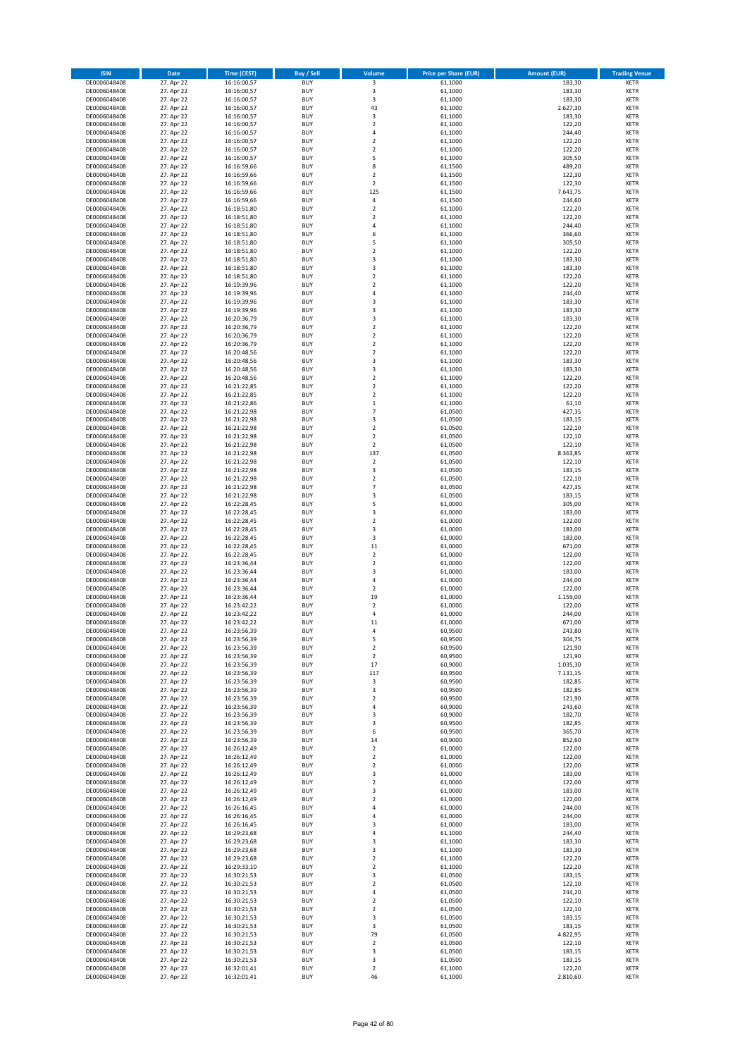| ISIN | Date | Time (CEST) | Buy / Sell | Volume | Price per Share (EUR) | Amount (EUR) | Trading Venue |
|---|---|---|---|---|---|---|---|
| DE0006048408 | 27. Apr 22 | 16:16:00,57 | BUY | 3 | 61,1000 | 183,30 | XETR |
| DE0006048408 | 27. Apr 22 | 16:16:00,57 | BUY | 3 | 61,1000 | 183,30 | XETR |
| DE0006048408 | 27. Apr 22 | 16:16:00,57 | BUY | 3 | 61,1000 | 183,30 | XETR |
| DE0006048408 | 27. Apr 22 | 16:16:00,57 | BUY | 43 | 61,1000 | 2.627,30 | XETR |
| DE0006048408 | 27. Apr 22 | 16:16:00,57 | BUY | 3 | 61,1000 | 183,30 | XETR |
| DE0006048408 | 27. Apr 22 | 16:16:00,57 | BUY | 2 | 61,1000 | 122,20 | XETR |
| DE0006048408 | 27. Apr 22 | 16:16:00,57 | BUY | 4 | 61,1000 | 244,40 | XETR |
| DE0006048408 | 27. Apr 22 | 16:16:00,57 | BUY | 2 | 61,1000 | 122,20 | XETR |
| DE0006048408 | 27. Apr 22 | 16:16:00,57 | BUY | 2 | 61,1000 | 122,20 | XETR |
| DE0006048408 | 27. Apr 22 | 16:16:00,57 | BUY | 5 | 61,1000 | 305,50 | XETR |
| DE0006048408 | 27. Apr 22 | 16:16:59,66 | BUY | 8 | 61,1500 | 489,20 | XETR |
| DE0006048408 | 27. Apr 22 | 16:16:59,66 | BUY | 2 | 61,1500 | 122,30 | XETR |
| DE0006048408 | 27. Apr 22 | 16:16:59,66 | BUY | 2 | 61,1500 | 122,30 | XETR |
| DE0006048408 | 27. Apr 22 | 16:16:59,66 | BUY | 125 | 61,1500 | 7.643,75 | XETR |
| DE0006048408 | 27. Apr 22 | 16:16:59,66 | BUY | 4 | 61,1500 | 244,60 | XETR |
| DE0006048408 | 27. Apr 22 | 16:18:51,80 | BUY | 2 | 61,1000 | 122,20 | XETR |
| DE0006048408 | 27. Apr 22 | 16:18:51,80 | BUY | 2 | 61,1000 | 122,20 | XETR |
| DE0006048408 | 27. Apr 22 | 16:18:51,80 | BUY | 4 | 61,1000 | 244,40 | XETR |
| DE0006048408 | 27. Apr 22 | 16:18:51,80 | BUY | 6 | 61,1000 | 366,60 | XETR |
| DE0006048408 | 27. Apr 22 | 16:18:51,80 | BUY | 5 | 61,1000 | 305,50 | XETR |
| DE0006048408 | 27. Apr 22 | 16:18:51,80 | BUY | 2 | 61,1000 | 122,20 | XETR |
| DE0006048408 | 27. Apr 22 | 16:18:51,80 | BUY | 3 | 61,1000 | 183,30 | XETR |
| DE0006048408 | 27. Apr 22 | 16:18:51,80 | BUY | 3 | 61,1000 | 183,30 | XETR |
| DE0006048408 | 27. Apr 22 | 16:18:51,80 | BUY | 2 | 61,1000 | 122,20 | XETR |
| DE0006048408 | 27. Apr 22 | 16:19:39,96 | BUY | 2 | 61,1000 | 122,20 | XETR |
| DE0006048408 | 27. Apr 22 | 16:19:39,96 | BUY | 4 | 61,1000 | 244,40 | XETR |
| DE0006048408 | 27. Apr 22 | 16:19:39,96 | BUY | 3 | 61,1000 | 183,30 | XETR |
| DE0006048408 | 27. Apr 22 | 16:19:39,96 | BUY | 3 | 61,1000 | 183,30 | XETR |
| DE0006048408 | 27. Apr 22 | 16:20:36,79 | BUY | 3 | 61,1000 | 183,30 | XETR |
| DE0006048408 | 27. Apr 22 | 16:20:36,79 | BUY | 2 | 61,1000 | 122,20 | XETR |
| DE0006048408 | 27. Apr 22 | 16:20:36,79 | BUY | 2 | 61,1000 | 122,20 | XETR |
| DE0006048408 | 27. Apr 22 | 16:20:36,79 | BUY | 2 | 61,1000 | 122,20 | XETR |
| DE0006048408 | 27. Apr 22 | 16:20:48,56 | BUY | 2 | 61,1000 | 122,20 | XETR |
| DE0006048408 | 27. Apr 22 | 16:20:48,56 | BUY | 3 | 61,1000 | 183,30 | XETR |
| DE0006048408 | 27. Apr 22 | 16:20:48,56 | BUY | 3 | 61,1000 | 183,30 | XETR |
| DE0006048408 | 27. Apr 22 | 16:20:48,56 | BUY | 2 | 61,1000 | 122,20 | XETR |
| DE0006048408 | 27. Apr 22 | 16:21:22,85 | BUY | 2 | 61,1000 | 122,20 | XETR |
| DE0006048408 | 27. Apr 22 | 16:21:22,85 | BUY | 2 | 61,1000 | 122,20 | XETR |
| DE0006048408 | 27. Apr 22 | 16:21:22,86 | BUY | 1 | 61,1000 | 61,10 | XETR |
| DE0006048408 | 27. Apr 22 | 16:21:22,98 | BUY | 7 | 61,0500 | 427,35 | XETR |
| DE0006048408 | 27. Apr 22 | 16:21:22,98 | BUY | 3 | 61,0500 | 183,15 | XETR |
| DE0006048408 | 27. Apr 22 | 16:21:22,98 | BUY | 2 | 61,0500 | 122,10 | XETR |
| DE0006048408 | 27. Apr 22 | 16:21:22,98 | BUY | 2 | 61,0500 | 122,10 | XETR |
| DE0006048408 | 27. Apr 22 | 16:21:22,98 | BUY | 2 | 61,0500 | 122,10 | XETR |
| DE0006048408 | 27. Apr 22 | 16:21:22,98 | BUY | 137 | 61,0500 | 8.363,85 | XETR |
| DE0006048408 | 27. Apr 22 | 16:21:22,98 | BUY | 2 | 61,0500 | 122,10 | XETR |
| DE0006048408 | 27. Apr 22 | 16:21:22,98 | BUY | 3 | 61,0500 | 183,15 | XETR |
| DE0006048408 | 27. Apr 22 | 16:21:22,98 | BUY | 2 | 61,0500 | 122,10 | XETR |
| DE0006048408 | 27. Apr 22 | 16:21:22,98 | BUY | 7 | 61,0500 | 427,35 | XETR |
| DE0006048408 | 27. Apr 22 | 16:21:22,98 | BUY | 3 | 61,0500 | 183,15 | XETR |
| DE0006048408 | 27. Apr 22 | 16:22:28,45 | BUY | 5 | 61,0000 | 305,00 | XETR |
| DE0006048408 | 27. Apr 22 | 16:22:28,45 | BUY | 3 | 61,0000 | 183,00 | XETR |
| DE0006048408 | 27. Apr 22 | 16:22:28,45 | BUY | 2 | 61,0000 | 122,00 | XETR |
| DE0006048408 | 27. Apr 22 | 16:22:28,45 | BUY | 3 | 61,0000 | 183,00 | XETR |
| DE0006048408 | 27. Apr 22 | 16:22:28,45 | BUY | 3 | 61,0000 | 183,00 | XETR |
| DE0006048408 | 27. Apr 22 | 16:22:28,45 | BUY | 11 | 61,0000 | 671,00 | XETR |
| DE0006048408 | 27. Apr 22 | 16:22:28,45 | BUY | 2 | 61,0000 | 122,00 | XETR |
| DE0006048408 | 27. Apr 22 | 16:23:36,44 | BUY | 2 | 61,0000 | 122,00 | XETR |
| DE0006048408 | 27. Apr 22 | 16:23:36,44 | BUY | 3 | 61,0000 | 183,00 | XETR |
| DE0006048408 | 27. Apr 22 | 16:23:36,44 | BUY | 4 | 61,0000 | 244,00 | XETR |
| DE0006048408 | 27. Apr 22 | 16:23:36,44 | BUY | 2 | 61,0000 | 122,00 | XETR |
| DE0006048408 | 27. Apr 22 | 16:23:36,44 | BUY | 19 | 61,0000 | 1.159,00 | XETR |
| DE0006048408 | 27. Apr 22 | 16:23:42,22 | BUY | 2 | 61,0000 | 122,00 | XETR |
| DE0006048408 | 27. Apr 22 | 16:23:42,22 | BUY | 4 | 61,0000 | 244,00 | XETR |
| DE0006048408 | 27. Apr 22 | 16:23:42,22 | BUY | 11 | 61,0000 | 671,00 | XETR |
| DE0006048408 | 27. Apr 22 | 16:23:56,39 | BUY | 4 | 60,9500 | 243,80 | XETR |
| DE0006048408 | 27. Apr 22 | 16:23:56,39 | BUY | 5 | 60,9500 | 304,75 | XETR |
| DE0006048408 | 27. Apr 22 | 16:23:56,39 | BUY | 2 | 60,9500 | 121,90 | XETR |
| DE0006048408 | 27. Apr 22 | 16:23:56,39 | BUY | 2 | 60,9500 | 121,90 | XETR |
| DE0006048408 | 27. Apr 22 | 16:23:56,39 | BUY | 17 | 60,9000 | 1.035,30 | XETR |
| DE0006048408 | 27. Apr 22 | 16:23:56,39 | BUY | 117 | 60,9500 | 7.131,15 | XETR |
| DE0006048408 | 27. Apr 22 | 16:23:56,39 | BUY | 3 | 60,9500 | 182,85 | XETR |
| DE0006048408 | 27. Apr 22 | 16:23:56,39 | BUY | 3 | 60,9500 | 182,85 | XETR |
| DE0006048408 | 27. Apr 22 | 16:23:56,39 | BUY | 2 | 60,9500 | 121,90 | XETR |
| DE0006048408 | 27. Apr 22 | 16:23:56,39 | BUY | 4 | 60,9000 | 243,60 | XETR |
| DE0006048408 | 27. Apr 22 | 16:23:56,39 | BUY | 3 | 60,9000 | 182,70 | XETR |
| DE0006048408 | 27. Apr 22 | 16:23:56,39 | BUY | 3 | 60,9500 | 182,85 | XETR |
| DE0006048408 | 27. Apr 22 | 16:23:56,39 | BUY | 6 | 60,9500 | 365,70 | XETR |
| DE0006048408 | 27. Apr 22 | 16:23:56,39 | BUY | 14 | 60,9000 | 852,60 | XETR |
| DE0006048408 | 27. Apr 22 | 16:26:12,49 | BUY | 2 | 61,0000 | 122,00 | XETR |
| DE0006048408 | 27. Apr 22 | 16:26:12,49 | BUY | 2 | 61,0000 | 122,00 | XETR |
| DE0006048408 | 27. Apr 22 | 16:26:12,49 | BUY | 2 | 61,0000 | 122,00 | XETR |
| DE0006048408 | 27. Apr 22 | 16:26:12,49 | BUY | 3 | 61,0000 | 183,00 | XETR |
| DE0006048408 | 27. Apr 22 | 16:26:12,49 | BUY | 2 | 61,0000 | 122,00 | XETR |
| DE0006048408 | 27. Apr 22 | 16:26:12,49 | BUY | 3 | 61,0000 | 183,00 | XETR |
| DE0006048408 | 27. Apr 22 | 16:26:12,49 | BUY | 2 | 61,0000 | 122,00 | XETR |
| DE0006048408 | 27. Apr 22 | 16:26:16,45 | BUY | 4 | 61,0000 | 244,00 | XETR |
| DE0006048408 | 27. Apr 22 | 16:26:16,45 | BUY | 4 | 61,0000 | 244,00 | XETR |
| DE0006048408 | 27. Apr 22 | 16:26:16,45 | BUY | 3 | 61,0000 | 183,00 | XETR |
| DE0006048408 | 27. Apr 22 | 16:29:23,68 | BUY | 4 | 61,1000 | 244,40 | XETR |
| DE0006048408 | 27. Apr 22 | 16:29:23,68 | BUY | 3 | 61,1000 | 183,30 | XETR |
| DE0006048408 | 27. Apr 22 | 16:29:23,68 | BUY | 3 | 61,1000 | 183,30 | XETR |
| DE0006048408 | 27. Apr 22 | 16:29:23,68 | BUY | 2 | 61,1000 | 122,20 | XETR |
| DE0006048408 | 27. Apr 22 | 16:29:33,10 | BUY | 2 | 61,1000 | 122,20 | XETR |
| DE0006048408 | 27. Apr 22 | 16:30:21,53 | BUY | 3 | 61,0500 | 183,15 | XETR |
| DE0006048408 | 27. Apr 22 | 16:30:21,53 | BUY | 2 | 61,0500 | 122,10 | XETR |
| DE0006048408 | 27. Apr 22 | 16:30:21,53 | BUY | 4 | 61,0500 | 244,20 | XETR |
| DE0006048408 | 27. Apr 22 | 16:30:21,53 | BUY | 2 | 61,0500 | 122,10 | XETR |
| DE0006048408 | 27. Apr 22 | 16:30:21,53 | BUY | 2 | 61,0500 | 122,10 | XETR |
| DE0006048408 | 27. Apr 22 | 16:30:21,53 | BUY | 3 | 61,0500 | 183,15 | XETR |
| DE0006048408 | 27. Apr 22 | 16:30:21,53 | BUY | 3 | 61,0500 | 183,15 | XETR |
| DE0006048408 | 27. Apr 22 | 16:30:21,53 | BUY | 79 | 61,0500 | 4.822,95 | XETR |
| DE0006048408 | 27. Apr 22 | 16:30:21,53 | BUY | 2 | 61,0500 | 122,10 | XETR |
| DE0006048408 | 27. Apr 22 | 16:30:21,53 | BUY | 3 | 61,0500 | 183,15 | XETR |
| DE0006048408 | 27. Apr 22 | 16:30:21,53 | BUY | 3 | 61,0500 | 183,15 | XETR |
| DE0006048408 | 27. Apr 22 | 16:32:01,41 | BUY | 2 | 61,1000 | 122,20 | XETR |
| DE0006048408 | 27. Apr 22 | 16:32:01,41 | BUY | 46 | 61,1000 | 2.810,60 | XETR |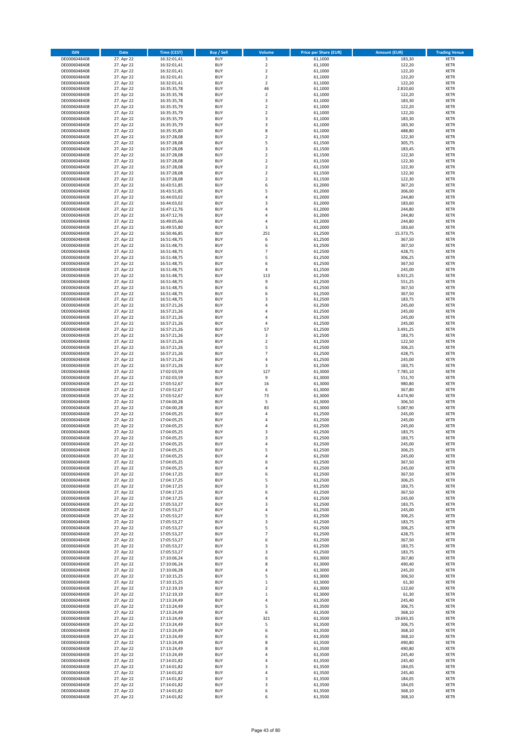| ISIN | Date | Time (CEST) | Buy / Sell | Volume | Price per Share (EUR) | Amount (EUR) | Trading Venue |
|---|---|---|---|---|---|---|---|
| DE0006048408 | 27. Apr 22 | 16:32:01,41 | BUY | 3 | 61,1000 | 183,30 | XETR |
| DE0006048408 | 27. Apr 22 | 16:32:01,41 | BUY | 2 | 61,1000 | 122,20 | XETR |
| DE0006048408 | 27. Apr 22 | 16:32:01,41 | BUY | 2 | 61,1000 | 122,20 | XETR |
| DE0006048408 | 27. Apr 22 | 16:32:01,41 | BUY | 2 | 61,1000 | 122,20 | XETR |
| DE0006048408 | 27. Apr 22 | 16:32:01,41 | BUY | 2 | 61,1000 | 122,20 | XETR |
| DE0006048408 | 27. Apr 22 | 16:35:35,78 | BUY | 46 | 61,1000 | 2.810,60 | XETR |
| DE0006048408 | 27. Apr 22 | 16:35:35,78 | BUY | 2 | 61,1000 | 122,20 | XETR |
| DE0006048408 | 27. Apr 22 | 16:35:35,78 | BUY | 3 | 61,1000 | 183,30 | XETR |
| DE0006048408 | 27. Apr 22 | 16:35:35,79 | BUY | 2 | 61,1000 | 122,20 | XETR |
| DE0006048408 | 27. Apr 22 | 16:35:35,79 | BUY | 2 | 61,1000 | 122,20 | XETR |
| DE0006048408 | 27. Apr 22 | 16:35:35,79 | BUY | 3 | 61,1000 | 183,30 | XETR |
| DE0006048408 | 27. Apr 22 | 16:35:35,79 | BUY | 3 | 61,1000 | 183,30 | XETR |
| DE0006048408 | 27. Apr 22 | 16:35:35,80 | BUY | 8 | 61,1000 | 488,80 | XETR |
| DE0006048408 | 27. Apr 22 | 16:37:28,08 | BUY | 2 | 61,1500 | 122,30 | XETR |
| DE0006048408 | 27. Apr 22 | 16:37:28,08 | BUY | 5 | 61,1500 | 305,75 | XETR |
| DE0006048408 | 27. Apr 22 | 16:37:28,08 | BUY | 3 | 61,1500 | 183,45 | XETR |
| DE0006048408 | 27. Apr 22 | 16:37:28,08 | BUY | 2 | 61,1500 | 122,30 | XETR |
| DE0006048408 | 27. Apr 22 | 16:37:28,08 | BUY | 2 | 61,1500 | 122,30 | XETR |
| DE0006048408 | 27. Apr 22 | 16:37:28,08 | BUY | 2 | 61,1500 | 122,30 | XETR |
| DE0006048408 | 27. Apr 22 | 16:37:28,08 | BUY | 2 | 61,1500 | 122,30 | XETR |
| DE0006048408 | 27. Apr 22 | 16:37:28,08 | BUY | 2 | 61,1500 | 122,30 | XETR |
| DE0006048408 | 27. Apr 22 | 16:43:51,85 | BUY | 6 | 61,2000 | 367,20 | XETR |
| DE0006048408 | 27. Apr 22 | 16:43:51,85 | BUY | 5 | 61,2000 | 306,00 | XETR |
| DE0006048408 | 27. Apr 22 | 16:44:03,02 | BUY | 4 | 61,2000 | 244,80 | XETR |
| DE0006048408 | 27. Apr 22 | 16:44:03,02 | BUY | 3 | 61,2000 | 183,60 | XETR |
| DE0006048408 | 27. Apr 22 | 16:47:12,76 | BUY | 4 | 61,2000 | 244,80 | XETR |
| DE0006048408 | 27. Apr 22 | 16:47:12,76 | BUY | 4 | 61,2000 | 244,80 | XETR |
| DE0006048408 | 27. Apr 22 | 16:49:05,66 | BUY | 4 | 61,2000 | 244,80 | XETR |
| DE0006048408 | 27. Apr 22 | 16:49:55,80 | BUY | 3 | 61,2000 | 183,60 | XETR |
| DE0006048408 | 27. Apr 22 | 16:50:46,85 | BUY | 251 | 61,2500 | 15.373,75 | XETR |
| DE0006048408 | 27. Apr 22 | 16:51:48,75 | BUY | 6 | 61,2500 | 367,50 | XETR |
| DE0006048408 | 27. Apr 22 | 16:51:48,75 | BUY | 6 | 61,2500 | 367,50 | XETR |
| DE0006048408 | 27. Apr 22 | 16:51:48,75 | BUY | 7 | 61,2500 | 428,75 | XETR |
| DE0006048408 | 27. Apr 22 | 16:51:48,75 | BUY | 5 | 61,2500 | 306,25 | XETR |
| DE0006048408 | 27. Apr 22 | 16:51:48,75 | BUY | 6 | 61,2500 | 367,50 | XETR |
| DE0006048408 | 27. Apr 22 | 16:51:48,75 | BUY | 4 | 61,2500 | 245,00 | XETR |
| DE0006048408 | 27. Apr 22 | 16:51:48,75 | BUY | 113 | 61,2500 | 6.921,25 | XETR |
| DE0006048408 | 27. Apr 22 | 16:51:48,75 | BUY | 9 | 61,2500 | 551,25 | XETR |
| DE0006048408 | 27. Apr 22 | 16:51:48,75 | BUY | 6 | 61,2500 | 367,50 | XETR |
| DE0006048408 | 27. Apr 22 | 16:51:48,75 | BUY | 6 | 61,2500 | 367,50 | XETR |
| DE0006048408 | 27. Apr 22 | 16:51:48,75 | BUY | 3 | 61,2500 | 183,75 | XETR |
| DE0006048408 | 27. Apr 22 | 16:57:21,26 | BUY | 4 | 61,2500 | 245,00 | XETR |
| DE0006048408 | 27. Apr 22 | 16:57:21,26 | BUY | 4 | 61,2500 | 245,00 | XETR |
| DE0006048408 | 27. Apr 22 | 16:57:21,26 | BUY | 4 | 61,2500 | 245,00 | XETR |
| DE0006048408 | 27. Apr 22 | 16:57:21,26 | BUY | 4 | 61,2500 | 245,00 | XETR |
| DE0006048408 | 27. Apr 22 | 16:57:21,26 | BUY | 57 | 61,2500 | 3.491,25 | XETR |
| DE0006048408 | 27. Apr 22 | 16:57:21,26 | BUY | 3 | 61,2500 | 183,75 | XETR |
| DE0006048408 | 27. Apr 22 | 16:57:21,26 | BUY | 2 | 61,2500 | 122,50 | XETR |
| DE0006048408 | 27. Apr 22 | 16:57:21,26 | BUY | 5 | 61,2500 | 306,25 | XETR |
| DE0006048408 | 27. Apr 22 | 16:57:21,26 | BUY | 7 | 61,2500 | 428,75 | XETR |
| DE0006048408 | 27. Apr 22 | 16:57:21,26 | BUY | 4 | 61,2500 | 245,00 | XETR |
| DE0006048408 | 27. Apr 22 | 16:57:21,26 | BUY | 3 | 61,2500 | 183,75 | XETR |
| DE0006048408 | 27. Apr 22 | 17:02:03,59 | BUY | 127 | 61,3000 | 7.785,10 | XETR |
| DE0006048408 | 27. Apr 22 | 17:02:03,59 | BUY | 9 | 61,3000 | 551,70 | XETR |
| DE0006048408 | 27. Apr 22 | 17:03:52,67 | BUY | 16 | 61,3000 | 980,80 | XETR |
| DE0006048408 | 27. Apr 22 | 17:03:52,67 | BUY | 6 | 61,3000 | 367,80 | XETR |
| DE0006048408 | 27. Apr 22 | 17:03:52,67 | BUY | 73 | 61,3000 | 4.474,90 | XETR |
| DE0006048408 | 27. Apr 22 | 17:04:00,28 | BUY | 5 | 61,3000 | 306,50 | XETR |
| DE0006048408 | 27. Apr 22 | 17:04:00,28 | BUY | 83 | 61,3000 | 5.087,90 | XETR |
| DE0006048408 | 27. Apr 22 | 17:04:05,25 | BUY | 4 | 61,2500 | 245,00 | XETR |
| DE0006048408 | 27. Apr 22 | 17:04:05,25 | BUY | 4 | 61,2500 | 245,00 | XETR |
| DE0006048408 | 27. Apr 22 | 17:04:05,25 | BUY | 4 | 61,2500 | 245,00 | XETR |
| DE0006048408 | 27. Apr 22 | 17:04:05,25 | BUY | 3 | 61,2500 | 183,75 | XETR |
| DE0006048408 | 27. Apr 22 | 17:04:05,25 | BUY | 3 | 61,2500 | 183,75 | XETR |
| DE0006048408 | 27. Apr 22 | 17:04:05,25 | BUY | 4 | 61,2500 | 245,00 | XETR |
| DE0006048408 | 27. Apr 22 | 17:04:05,25 | BUY | 5 | 61,2500 | 306,25 | XETR |
| DE0006048408 | 27. Apr 22 | 17:04:05,25 | BUY | 4 | 61,2500 | 245,00 | XETR |
| DE0006048408 | 27. Apr 22 | 17:04:05,25 | BUY | 6 | 61,2500 | 367,50 | XETR |
| DE0006048408 | 27. Apr 22 | 17:04:05,25 | BUY | 4 | 61,2500 | 245,00 | XETR |
| DE0006048408 | 27. Apr 22 | 17:04:17,25 | BUY | 6 | 61,2500 | 367,50 | XETR |
| DE0006048408 | 27. Apr 22 | 17:04:17,25 | BUY | 5 | 61,2500 | 306,25 | XETR |
| DE0006048408 | 27. Apr 22 | 17:04:17,25 | BUY | 3 | 61,2500 | 183,75 | XETR |
| DE0006048408 | 27. Apr 22 | 17:04:17,25 | BUY | 6 | 61,2500 | 367,50 | XETR |
| DE0006048408 | 27. Apr 22 | 17:04:17,25 | BUY | 4 | 61,2500 | 245,00 | XETR |
| DE0006048408 | 27. Apr 22 | 17:05:53,27 | BUY | 3 | 61,2500 | 183,75 | XETR |
| DE0006048408 | 27. Apr 22 | 17:05:53,27 | BUY | 4 | 61,2500 | 245,00 | XETR |
| DE0006048408 | 27. Apr 22 | 17:05:53,27 | BUY | 5 | 61,2500 | 306,25 | XETR |
| DE0006048408 | 27. Apr 22 | 17:05:53,27 | BUY | 3 | 61,2500 | 183,75 | XETR |
| DE0006048408 | 27. Apr 22 | 17:05:53,27 | BUY | 5 | 61,2500 | 306,25 | XETR |
| DE0006048408 | 27. Apr 22 | 17:05:53,27 | BUY | 7 | 61,2500 | 428,75 | XETR |
| DE0006048408 | 27. Apr 22 | 17:05:53,27 | BUY | 6 | 61,2500 | 367,50 | XETR |
| DE0006048408 | 27. Apr 22 | 17:05:53,27 | BUY | 3 | 61,2500 | 183,75 | XETR |
| DE0006048408 | 27. Apr 22 | 17:05:53,27 | BUY | 3 | 61,2500 | 183,75 | XETR |
| DE0006048408 | 27. Apr 22 | 17:10:06,24 | BUY | 6 | 61,3000 | 367,80 | XETR |
| DE0006048408 | 27. Apr 22 | 17:10:06,24 | BUY | 8 | 61,3000 | 490,40 | XETR |
| DE0006048408 | 27. Apr 22 | 17:10:06,28 | BUY | 4 | 61,3000 | 245,20 | XETR |
| DE0006048408 | 27. Apr 22 | 17:10:15,25 | BUY | 5 | 61,3000 | 306,50 | XETR |
| DE0006048408 | 27. Apr 22 | 17:10:15,25 | BUY | 1 | 61,3000 | 61,30 | XETR |
| DE0006048408 | 27. Apr 22 | 17:12:19,19 | BUY | 2 | 61,3000 | 122,60 | XETR |
| DE0006048408 | 27. Apr 22 | 17:12:19,19 | BUY | 1 | 61,3000 | 61,30 | XETR |
| DE0006048408 | 27. Apr 22 | 17:13:24,49 | BUY | 4 | 61,3500 | 245,40 | XETR |
| DE0006048408 | 27. Apr 22 | 17:13:24,49 | BUY | 5 | 61,3500 | 306,75 | XETR |
| DE0006048408 | 27. Apr 22 | 17:13:24,49 | BUY | 6 | 61,3500 | 368,10 | XETR |
| DE0006048408 | 27. Apr 22 | 17:13:24,49 | BUY | 321 | 61,3500 | 19.693,35 | XETR |
| DE0006048408 | 27. Apr 22 | 17:13:24,49 | BUY | 5 | 61,3500 | 306,75 | XETR |
| DE0006048408 | 27. Apr 22 | 17:13:24,49 | BUY | 6 | 61,3500 | 368,10 | XETR |
| DE0006048408 | 27. Apr 22 | 17:13:24,49 | BUY | 6 | 61,3500 | 368,10 | XETR |
| DE0006048408 | 27. Apr 22 | 17:13:24,49 | BUY | 8 | 61,3500 | 490,80 | XETR |
| DE0006048408 | 27. Apr 22 | 17:13:24,49 | BUY | 8 | 61,3500 | 490,80 | XETR |
| DE0006048408 | 27. Apr 22 | 17:13:24,49 | BUY | 4 | 61,3500 | 245,40 | XETR |
| DE0006048408 | 27. Apr 22 | 17:14:01,82 | BUY | 4 | 61,3500 | 245,40 | XETR |
| DE0006048408 | 27. Apr 22 | 17:14:01,82 | BUY | 3 | 61,3500 | 184,05 | XETR |
| DE0006048408 | 27. Apr 22 | 17:14:01,82 | BUY | 4 | 61,3500 | 245,40 | XETR |
| DE0006048408 | 27. Apr 22 | 17:14:01,82 | BUY | 3 | 61,3500 | 184,05 | XETR |
| DE0006048408 | 27. Apr 22 | 17:14:01,82 | BUY | 3 | 61,3500 | 184,05 | XETR |
| DE0006048408 | 27. Apr 22 | 17:14:01,82 | BUY | 6 | 61,3500 | 368,10 | XETR |
| DE0006048408 | 27. Apr 22 | 17:14:01,82 | BUY | 6 | 61,3500 | 368,10 | XETR |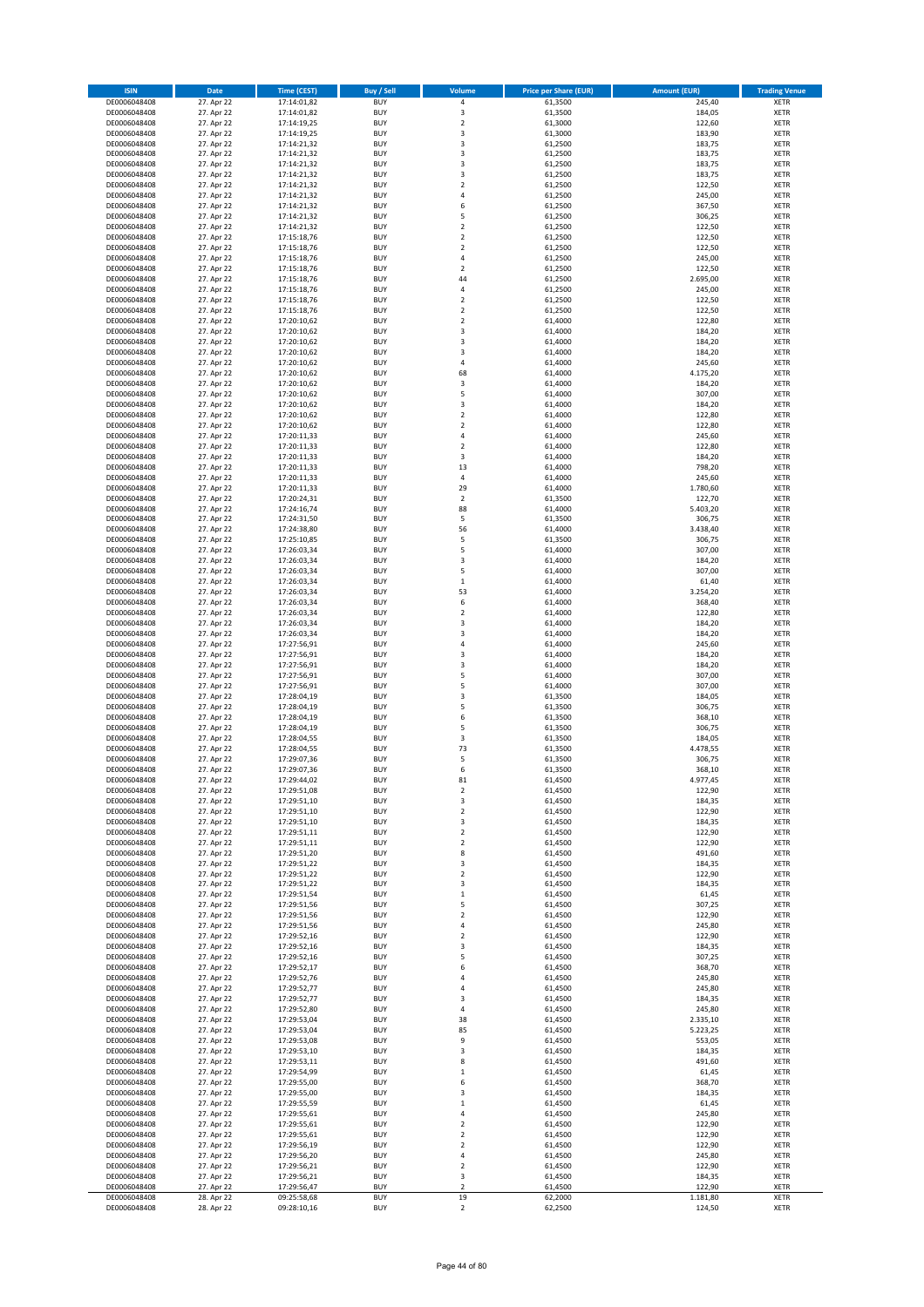| ISIN | Date | Time (CEST) | Buy / Sell | Volume | Price per Share (EUR) | Amount (EUR) | Trading Venue |
|---|---|---|---|---|---|---|---|
| DE0006048408 | 27. Apr 22 | 17:14:01,82 | BUY | 4 | 61,3500 | 245,40 | XETR |
| DE0006048408 | 27. Apr 22 | 17:14:01,82 | BUY | 3 | 61,3500 | 184,05 | XETR |
| DE0006048408 | 27. Apr 22 | 17:14:19,25 | BUY | 2 | 61,3000 | 122,60 | XETR |
| DE0006048408 | 27. Apr 22 | 17:14:19,25 | BUY | 3 | 61,3000 | 183,90 | XETR |
| DE0006048408 | 27. Apr 22 | 17:14:21,32 | BUY | 3 | 61,2500 | 183,75 | XETR |
| DE0006048408 | 27. Apr 22 | 17:14:21,32 | BUY | 3 | 61,2500 | 183,75 | XETR |
| DE0006048408 | 27. Apr 22 | 17:14:21,32 | BUY | 3 | 61,2500 | 183,75 | XETR |
| DE0006048408 | 27. Apr 22 | 17:14:21,32 | BUY | 3 | 61,2500 | 183,75 | XETR |
| DE0006048408 | 27. Apr 22 | 17:14:21,32 | BUY | 2 | 61,2500 | 122,50 | XETR |
| DE0006048408 | 27. Apr 22 | 17:14:21,32 | BUY | 4 | 61,2500 | 245,00 | XETR |
| DE0006048408 | 27. Apr 22 | 17:14:21,32 | BUY | 6 | 61,2500 | 367,50 | XETR |
| DE0006048408 | 27. Apr 22 | 17:14:21,32 | BUY | 5 | 61,2500 | 306,25 | XETR |
| DE0006048408 | 27. Apr 22 | 17:14:21,32 | BUY | 2 | 61,2500 | 122,50 | XETR |
| DE0006048408 | 27. Apr 22 | 17:15:18,76 | BUY | 2 | 61,2500 | 122,50 | XETR |
| DE0006048408 | 27. Apr 22 | 17:15:18,76 | BUY | 2 | 61,2500 | 122,50 | XETR |
| DE0006048408 | 27. Apr 22 | 17:15:18,76 | BUY | 4 | 61,2500 | 245,00 | XETR |
| DE0006048408 | 27. Apr 22 | 17:15:18,76 | BUY | 2 | 61,2500 | 122,50 | XETR |
| DE0006048408 | 27. Apr 22 | 17:15:18,76 | BUY | 44 | 61,2500 | 2.695,00 | XETR |
| DE0006048408 | 27. Apr 22 | 17:15:18,76 | BUY | 4 | 61,2500 | 245,00 | XETR |
| DE0006048408 | 27. Apr 22 | 17:15:18,76 | BUY | 2 | 61,2500 | 122,50 | XETR |
| DE0006048408 | 27. Apr 22 | 17:15:18,76 | BUY | 2 | 61,2500 | 122,50 | XETR |
| DE0006048408 | 27. Apr 22 | 17:20:10,62 | BUY | 2 | 61,4000 | 122,80 | XETR |
| DE0006048408 | 27. Apr 22 | 17:20:10,62 | BUY | 3 | 61,4000 | 184,20 | XETR |
| DE0006048408 | 27. Apr 22 | 17:20:10,62 | BUY | 3 | 61,4000 | 184,20 | XETR |
| DE0006048408 | 27. Apr 22 | 17:20:10,62 | BUY | 3 | 61,4000 | 184,20 | XETR |
| DE0006048408 | 27. Apr 22 | 17:20:10,62 | BUY | 4 | 61,4000 | 245,60 | XETR |
| DE0006048408 | 27. Apr 22 | 17:20:10,62 | BUY | 68 | 61,4000 | 4.175,20 | XETR |
| DE0006048408 | 27. Apr 22 | 17:20:10,62 | BUY | 3 | 61,4000 | 184,20 | XETR |
| DE0006048408 | 27. Apr 22 | 17:20:10,62 | BUY | 5 | 61,4000 | 307,00 | XETR |
| DE0006048408 | 27. Apr 22 | 17:20:10,62 | BUY | 3 | 61,4000 | 184,20 | XETR |
| DE0006048408 | 27. Apr 22 | 17:20:10,62 | BUY | 2 | 61,4000 | 122,80 | XETR |
| DE0006048408 | 27. Apr 22 | 17:20:10,62 | BUY | 2 | 61,4000 | 122,80 | XETR |
| DE0006048408 | 27. Apr 22 | 17:20:11,33 | BUY | 4 | 61,4000 | 245,60 | XETR |
| DE0006048408 | 27. Apr 22 | 17:20:11,33 | BUY | 2 | 61,4000 | 122,80 | XETR |
| DE0006048408 | 27. Apr 22 | 17:20:11,33 | BUY | 3 | 61,4000 | 184,20 | XETR |
| DE0006048408 | 27. Apr 22 | 17:20:11,33 | BUY | 13 | 61,4000 | 798,20 | XETR |
| DE0006048408 | 27. Apr 22 | 17:20:11,33 | BUY | 4 | 61,4000 | 245,60 | XETR |
| DE0006048408 | 27. Apr 22 | 17:20:11,33 | BUY | 29 | 61,4000 | 1.780,60 | XETR |
| DE0006048408 | 27. Apr 22 | 17:20:24,31 | BUY | 2 | 61,3500 | 122,70 | XETR |
| DE0006048408 | 27. Apr 22 | 17:24:16,74 | BUY | 88 | 61,4000 | 5.403,20 | XETR |
| DE0006048408 | 27. Apr 22 | 17:24:31,50 | BUY | 5 | 61,3500 | 306,75 | XETR |
| DE0006048408 | 27. Apr 22 | 17:24:38,80 | BUY | 56 | 61,4000 | 3.438,40 | XETR |
| DE0006048408 | 27. Apr 22 | 17:25:10,85 | BUY | 5 | 61,3500 | 306,75 | XETR |
| DE0006048408 | 27. Apr 22 | 17:26:03,34 | BUY | 5 | 61,4000 | 307,00 | XETR |
| DE0006048408 | 27. Apr 22 | 17:26:03,34 | BUY | 3 | 61,4000 | 184,20 | XETR |
| DE0006048408 | 27. Apr 22 | 17:26:03,34 | BUY | 5 | 61,4000 | 307,00 | XETR |
| DE0006048408 | 27. Apr 22 | 17:26:03,34 | BUY | 1 | 61,4000 | 61,40 | XETR |
| DE0006048408 | 27. Apr 22 | 17:26:03,34 | BUY | 53 | 61,4000 | 3.254,20 | XETR |
| DE0006048408 | 27. Apr 22 | 17:26:03,34 | BUY | 6 | 61,4000 | 368,40 | XETR |
| DE0006048408 | 27. Apr 22 | 17:26:03,34 | BUY | 2 | 61,4000 | 122,80 | XETR |
| DE0006048408 | 27. Apr 22 | 17:26:03,34 | BUY | 3 | 61,4000 | 184,20 | XETR |
| DE0006048408 | 27. Apr 22 | 17:26:03,34 | BUY | 3 | 61,4000 | 184,20 | XETR |
| DE0006048408 | 27. Apr 22 | 17:27:56,91 | BUY | 4 | 61,4000 | 245,60 | XETR |
| DE0006048408 | 27. Apr 22 | 17:27:56,91 | BUY | 3 | 61,4000 | 184,20 | XETR |
| DE0006048408 | 27. Apr 22 | 17:27:56,91 | BUY | 3 | 61,4000 | 184,20 | XETR |
| DE0006048408 | 27. Apr 22 | 17:27:56,91 | BUY | 5 | 61,4000 | 307,00 | XETR |
| DE0006048408 | 27. Apr 22 | 17:27:56,91 | BUY | 5 | 61,4000 | 307,00 | XETR |
| DE0006048408 | 27. Apr 22 | 17:28:04,19 | BUY | 3 | 61,3500 | 184,05 | XETR |
| DE0006048408 | 27. Apr 22 | 17:28:04,19 | BUY | 5 | 61,3500 | 306,75 | XETR |
| DE0006048408 | 27. Apr 22 | 17:28:04,19 | BUY | 6 | 61,3500 | 368,10 | XETR |
| DE0006048408 | 27. Apr 22 | 17:28:04,19 | BUY | 5 | 61,3500 | 306,75 | XETR |
| DE0006048408 | 27. Apr 22 | 17:28:04,55 | BUY | 3 | 61,3500 | 184,05 | XETR |
| DE0006048408 | 27. Apr 22 | 17:28:04,55 | BUY | 73 | 61,3500 | 4.478,55 | XETR |
| DE0006048408 | 27. Apr 22 | 17:29:07,36 | BUY | 5 | 61,3500 | 306,75 | XETR |
| DE0006048408 | 27. Apr 22 | 17:29:07,36 | BUY | 6 | 61,3500 | 368,10 | XETR |
| DE0006048408 | 27. Apr 22 | 17:29:44,02 | BUY | 81 | 61,4500 | 4.977,45 | XETR |
| DE0006048408 | 27. Apr 22 | 17:29:51,08 | BUY | 2 | 61,4500 | 122,90 | XETR |
| DE0006048408 | 27. Apr 22 | 17:29:51,10 | BUY | 3 | 61,4500 | 184,35 | XETR |
| DE0006048408 | 27. Apr 22 | 17:29:51,10 | BUY | 2 | 61,4500 | 122,90 | XETR |
| DE0006048408 | 27. Apr 22 | 17:29:51,10 | BUY | 3 | 61,4500 | 184,35 | XETR |
| DE0006048408 | 27. Apr 22 | 17:29:51,11 | BUY | 2 | 61,4500 | 122,90 | XETR |
| DE0006048408 | 27. Apr 22 | 17:29:51,11 | BUY | 2 | 61,4500 | 122,90 | XETR |
| DE0006048408 | 27. Apr 22 | 17:29:51,20 | BUY | 8 | 61,4500 | 491,60 | XETR |
| DE0006048408 | 27. Apr 22 | 17:29:51,22 | BUY | 3 | 61,4500 | 184,35 | XETR |
| DE0006048408 | 27. Apr 22 | 17:29:51,22 | BUY | 2 | 61,4500 | 122,90 | XETR |
| DE0006048408 | 27. Apr 22 | 17:29:51,22 | BUY | 3 | 61,4500 | 184,35 | XETR |
| DE0006048408 | 27. Apr 22 | 17:29:51,54 | BUY | 1 | 61,4500 | 61,45 | XETR |
| DE0006048408 | 27. Apr 22 | 17:29:51,56 | BUY | 5 | 61,4500 | 307,25 | XETR |
| DE0006048408 | 27. Apr 22 | 17:29:51,56 | BUY | 2 | 61,4500 | 122,90 | XETR |
| DE0006048408 | 27. Apr 22 | 17:29:51,56 | BUY | 4 | 61,4500 | 245,80 | XETR |
| DE0006048408 | 27. Apr 22 | 17:29:52,16 | BUY | 2 | 61,4500 | 122,90 | XETR |
| DE0006048408 | 27. Apr 22 | 17:29:52,16 | BUY | 3 | 61,4500 | 184,35 | XETR |
| DE0006048408 | 27. Apr 22 | 17:29:52,16 | BUY | 5 | 61,4500 | 307,25 | XETR |
| DE0006048408 | 27. Apr 22 | 17:29:52,17 | BUY | 6 | 61,4500 | 368,70 | XETR |
| DE0006048408 | 27. Apr 22 | 17:29:52,76 | BUY | 4 | 61,4500 | 245,80 | XETR |
| DE0006048408 | 27. Apr 22 | 17:29:52,77 | BUY | 4 | 61,4500 | 245,80 | XETR |
| DE0006048408 | 27. Apr 22 | 17:29:52,77 | BUY | 3 | 61,4500 | 184,35 | XETR |
| DE0006048408 | 27. Apr 22 | 17:29:52,80 | BUY | 4 | 61,4500 | 245,80 | XETR |
| DE0006048408 | 27. Apr 22 | 17:29:53,04 | BUY | 38 | 61,4500 | 2.335,10 | XETR |
| DE0006048408 | 27. Apr 22 | 17:29:53,04 | BUY | 85 | 61,4500 | 5.223,25 | XETR |
| DE0006048408 | 27. Apr 22 | 17:29:53,08 | BUY | 9 | 61,4500 | 553,05 | XETR |
| DE0006048408 | 27. Apr 22 | 17:29:53,10 | BUY | 3 | 61,4500 | 184,35 | XETR |
| DE0006048408 | 27. Apr 22 | 17:29:53,11 | BUY | 8 | 61,4500 | 491,60 | XETR |
| DE0006048408 | 27. Apr 22 | 17:29:54,99 | BUY | 1 | 61,4500 | 61,45 | XETR |
| DE0006048408 | 27. Apr 22 | 17:29:55,00 | BUY | 6 | 61,4500 | 368,70 | XETR |
| DE0006048408 | 27. Apr 22 | 17:29:55,00 | BUY | 3 | 61,4500 | 184,35 | XETR |
| DE0006048408 | 27. Apr 22 | 17:29:55,59 | BUY | 1 | 61,4500 | 61,45 | XETR |
| DE0006048408 | 27. Apr 22 | 17:29:55,61 | BUY | 4 | 61,4500 | 245,80 | XETR |
| DE0006048408 | 27. Apr 22 | 17:29:55,61 | BUY | 2 | 61,4500 | 122,90 | XETR |
| DE0006048408 | 27. Apr 22 | 17:29:55,61 | BUY | 2 | 61,4500 | 122,90 | XETR |
| DE0006048408 | 27. Apr 22 | 17:29:56,19 | BUY | 2 | 61,4500 | 122,90 | XETR |
| DE0006048408 | 27. Apr 22 | 17:29:56,20 | BUY | 4 | 61,4500 | 245,80 | XETR |
| DE0006048408 | 27. Apr 22 | 17:29:56,21 | BUY | 2 | 61,4500 | 122,90 | XETR |
| DE0006048408 | 27. Apr 22 | 17:29:56,21 | BUY | 3 | 61,4500 | 184,35 | XETR |
| DE0006048408 | 27. Apr 22 | 17:29:56,47 | BUY | 2 | 61,4500 | 122,90 | XETR |
| DE0006048408 | 28. Apr 22 | 09:25:58,68 | BUY | 19 | 62,2000 | 1.181,80 | XETR |
| DE0006048408 | 28. Apr 22 | 09:28:10,16 | BUY | 2 | 62,2500 | 124,50 | XETR |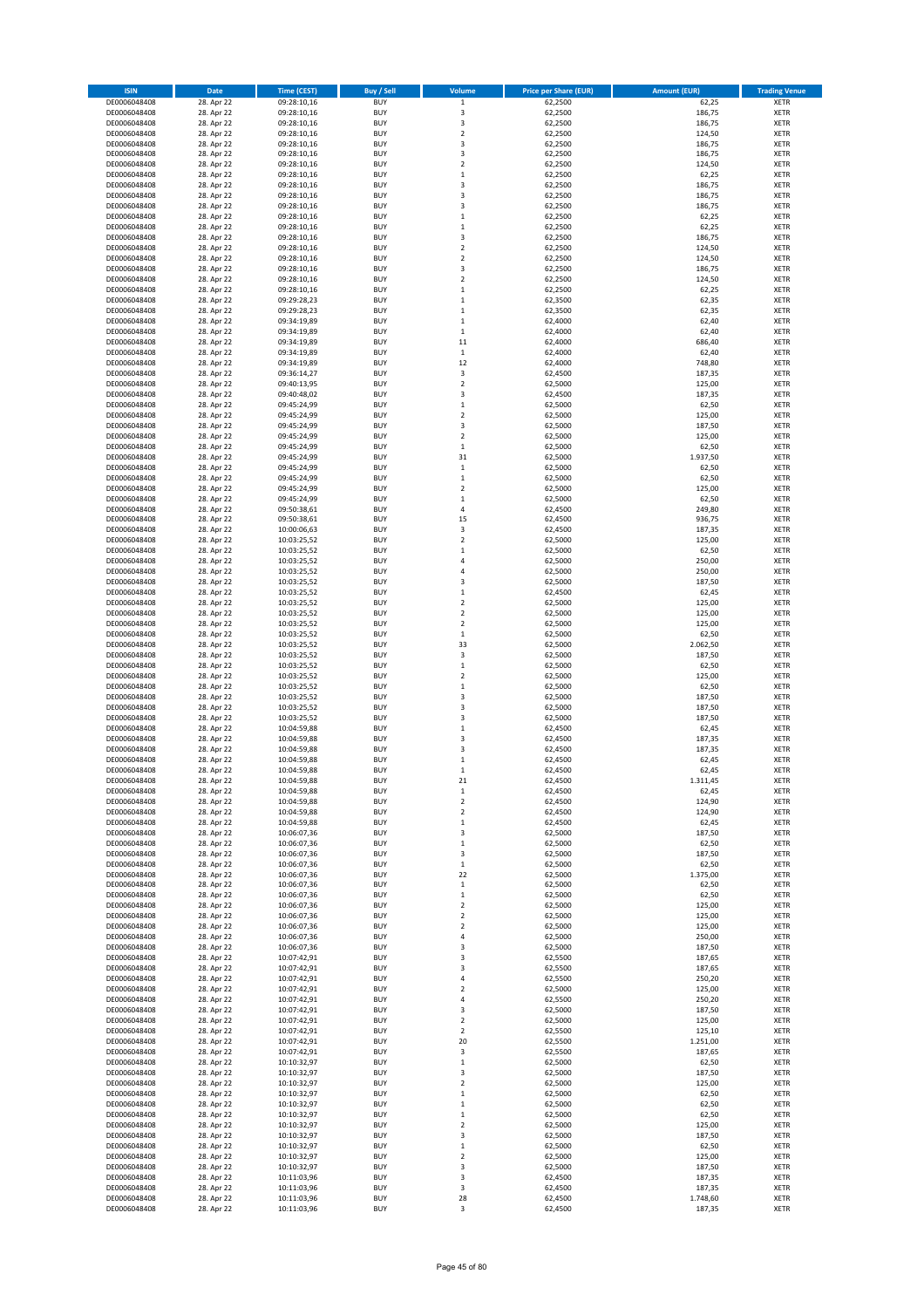| ISIN | Date | Time (CEST) | Buy / Sell | Volume | Price per Share (EUR) | Amount (EUR) | Trading Venue |
|---|---|---|---|---|---|---|---|
| DE0006048408 | 28. Apr 22 | 09:28:10,16 | BUY | 1 | 62,2500 | 62,25 | XETR |
| DE0006048408 | 28. Apr 22 | 09:28:10,16 | BUY | 3 | 62,2500 | 186,75 | XETR |
| DE0006048408 | 28. Apr 22 | 09:28:10,16 | BUY | 3 | 62,2500 | 186,75 | XETR |
| DE0006048408 | 28. Apr 22 | 09:28:10,16 | BUY | 2 | 62,2500 | 124,50 | XETR |
| DE0006048408 | 28. Apr 22 | 09:28:10,16 | BUY | 3 | 62,2500 | 186,75 | XETR |
| DE0006048408 | 28. Apr 22 | 09:28:10,16 | BUY | 3 | 62,2500 | 186,75 | XETR |
| DE0006048408 | 28. Apr 22 | 09:28:10,16 | BUY | 2 | 62,2500 | 124,50 | XETR |
| DE0006048408 | 28. Apr 22 | 09:28:10,16 | BUY | 1 | 62,2500 | 62,25 | XETR |
| DE0006048408 | 28. Apr 22 | 09:28:10,16 | BUY | 3 | 62,2500 | 186,75 | XETR |
| DE0006048408 | 28. Apr 22 | 09:28:10,16 | BUY | 3 | 62,2500 | 186,75 | XETR |
| DE0006048408 | 28. Apr 22 | 09:28:10,16 | BUY | 3 | 62,2500 | 186,75 | XETR |
| DE0006048408 | 28. Apr 22 | 09:28:10,16 | BUY | 1 | 62,2500 | 62,25 | XETR |
| DE0006048408 | 28. Apr 22 | 09:28:10,16 | BUY | 1 | 62,2500 | 62,25 | XETR |
| DE0006048408 | 28. Apr 22 | 09:28:10,16 | BUY | 3 | 62,2500 | 186,75 | XETR |
| DE0006048408 | 28. Apr 22 | 09:28:10,16 | BUY | 2 | 62,2500 | 124,50 | XETR |
| DE0006048408 | 28. Apr 22 | 09:28:10,16 | BUY | 2 | 62,2500 | 124,50 | XETR |
| DE0006048408 | 28. Apr 22 | 09:28:10,16 | BUY | 3 | 62,2500 | 186,75 | XETR |
| DE0006048408 | 28. Apr 22 | 09:28:10,16 | BUY | 2 | 62,2500 | 124,50 | XETR |
| DE0006048408 | 28. Apr 22 | 09:28:10,16 | BUY | 1 | 62,2500 | 62,25 | XETR |
| DE0006048408 | 28. Apr 22 | 09:29:28,23 | BUY | 1 | 62,3500 | 62,35 | XETR |
| DE0006048408 | 28. Apr 22 | 09:29:28,23 | BUY | 1 | 62,3500 | 62,35 | XETR |
| DE0006048408 | 28. Apr 22 | 09:34:19,89 | BUY | 1 | 62,4000 | 62,40 | XETR |
| DE0006048408 | 28. Apr 22 | 09:34:19,89 | BUY | 1 | 62,4000 | 62,40 | XETR |
| DE0006048408 | 28. Apr 22 | 09:34:19,89 | BUY | 11 | 62,4000 | 686,40 | XETR |
| DE0006048408 | 28. Apr 22 | 09:34:19,89 | BUY | 1 | 62,4000 | 62,40 | XETR |
| DE0006048408 | 28. Apr 22 | 09:34:19,89 | BUY | 12 | 62,4000 | 748,80 | XETR |
| DE0006048408 | 28. Apr 22 | 09:36:14,27 | BUY | 3 | 62,4500 | 187,35 | XETR |
| DE0006048408 | 28. Apr 22 | 09:40:13,95 | BUY | 2 | 62,5000 | 125,00 | XETR |
| DE0006048408 | 28. Apr 22 | 09:40:48,02 | BUY | 3 | 62,4500 | 187,35 | XETR |
| DE0006048408 | 28. Apr 22 | 09:45:24,99 | BUY | 1 | 62,5000 | 62,50 | XETR |
| DE0006048408 | 28. Apr 22 | 09:45:24,99 | BUY | 2 | 62,5000 | 125,00 | XETR |
| DE0006048408 | 28. Apr 22 | 09:45:24,99 | BUY | 3 | 62,5000 | 187,50 | XETR |
| DE0006048408 | 28. Apr 22 | 09:45:24,99 | BUY | 2 | 62,5000 | 125,00 | XETR |
| DE0006048408 | 28. Apr 22 | 09:45:24,99 | BUY | 1 | 62,5000 | 62,50 | XETR |
| DE0006048408 | 28. Apr 22 | 09:45:24,99 | BUY | 31 | 62,5000 | 1.937,50 | XETR |
| DE0006048408 | 28. Apr 22 | 09:45:24,99 | BUY | 1 | 62,5000 | 62,50 | XETR |
| DE0006048408 | 28. Apr 22 | 09:45:24,99 | BUY | 1 | 62,5000 | 62,50 | XETR |
| DE0006048408 | 28. Apr 22 | 09:45:24,99 | BUY | 2 | 62,5000 | 125,00 | XETR |
| DE0006048408 | 28. Apr 22 | 09:45:24,99 | BUY | 1 | 62,5000 | 62,50 | XETR |
| DE0006048408 | 28. Apr 22 | 09:50:38,61 | BUY | 4 | 62,4500 | 249,80 | XETR |
| DE0006048408 | 28. Apr 22 | 09:50:38,61 | BUY | 15 | 62,4500 | 936,75 | XETR |
| DE0006048408 | 28. Apr 22 | 10:00:06,63 | BUY | 3 | 62,4500 | 187,35 | XETR |
| DE0006048408 | 28. Apr 22 | 10:03:25,52 | BUY | 2 | 62,5000 | 125,00 | XETR |
| DE0006048408 | 28. Apr 22 | 10:03:25,52 | BUY | 1 | 62,5000 | 62,50 | XETR |
| DE0006048408 | 28. Apr 22 | 10:03:25,52 | BUY | 4 | 62,5000 | 250,00 | XETR |
| DE0006048408 | 28. Apr 22 | 10:03:25,52 | BUY | 4 | 62,5000 | 250,00 | XETR |
| DE0006048408 | 28. Apr 22 | 10:03:25,52 | BUY | 3 | 62,5000 | 187,50 | XETR |
| DE0006048408 | 28. Apr 22 | 10:03:25,52 | BUY | 1 | 62,4500 | 62,45 | XETR |
| DE0006048408 | 28. Apr 22 | 10:03:25,52 | BUY | 2 | 62,5000 | 125,00 | XETR |
| DE0006048408 | 28. Apr 22 | 10:03:25,52 | BUY | 2 | 62,5000 | 125,00 | XETR |
| DE0006048408 | 28. Apr 22 | 10:03:25,52 | BUY | 2 | 62,5000 | 125,00 | XETR |
| DE0006048408 | 28. Apr 22 | 10:03:25,52 | BUY | 1 | 62,5000 | 62,50 | XETR |
| DE0006048408 | 28. Apr 22 | 10:03:25,52 | BUY | 33 | 62,5000 | 2.062,50 | XETR |
| DE0006048408 | 28. Apr 22 | 10:03:25,52 | BUY | 3 | 62,5000 | 187,50 | XETR |
| DE0006048408 | 28. Apr 22 | 10:03:25,52 | BUY | 1 | 62,5000 | 62,50 | XETR |
| DE0006048408 | 28. Apr 22 | 10:03:25,52 | BUY | 2 | 62,5000 | 125,00 | XETR |
| DE0006048408 | 28. Apr 22 | 10:03:25,52 | BUY | 1 | 62,5000 | 62,50 | XETR |
| DE0006048408 | 28. Apr 22 | 10:03:25,52 | BUY | 3 | 62,5000 | 187,50 | XETR |
| DE0006048408 | 28. Apr 22 | 10:03:25,52 | BUY | 3 | 62,5000 | 187,50 | XETR |
| DE0006048408 | 28. Apr 22 | 10:03:25,52 | BUY | 3 | 62,5000 | 187,50 | XETR |
| DE0006048408 | 28. Apr 22 | 10:04:59,88 | BUY | 1 | 62,4500 | 62,45 | XETR |
| DE0006048408 | 28. Apr 22 | 10:04:59,88 | BUY | 3 | 62,4500 | 187,35 | XETR |
| DE0006048408 | 28. Apr 22 | 10:04:59,88 | BUY | 3 | 62,4500 | 187,35 | XETR |
| DE0006048408 | 28. Apr 22 | 10:04:59,88 | BUY | 1 | 62,4500 | 62,45 | XETR |
| DE0006048408 | 28. Apr 22 | 10:04:59,88 | BUY | 1 | 62,4500 | 62,45 | XETR |
| DE0006048408 | 28. Apr 22 | 10:04:59,88 | BUY | 21 | 62,4500 | 1.311,45 | XETR |
| DE0006048408 | 28. Apr 22 | 10:04:59,88 | BUY | 1 | 62,4500 | 62,45 | XETR |
| DE0006048408 | 28. Apr 22 | 10:04:59,88 | BUY | 2 | 62,4500 | 124,90 | XETR |
| DE0006048408 | 28. Apr 22 | 10:04:59,88 | BUY | 2 | 62,4500 | 124,90 | XETR |
| DE0006048408 | 28. Apr 22 | 10:04:59,88 | BUY | 1 | 62,4500 | 62,45 | XETR |
| DE0006048408 | 28. Apr 22 | 10:06:07,36 | BUY | 3 | 62,5000 | 187,50 | XETR |
| DE0006048408 | 28. Apr 22 | 10:06:07,36 | BUY | 1 | 62,5000 | 62,50 | XETR |
| DE0006048408 | 28. Apr 22 | 10:06:07,36 | BUY | 3 | 62,5000 | 187,50 | XETR |
| DE0006048408 | 28. Apr 22 | 10:06:07,36 | BUY | 1 | 62,5000 | 62,50 | XETR |
| DE0006048408 | 28. Apr 22 | 10:06:07,36 | BUY | 22 | 62,5000 | 1.375,00 | XETR |
| DE0006048408 | 28. Apr 22 | 10:06:07,36 | BUY | 1 | 62,5000 | 62,50 | XETR |
| DE0006048408 | 28. Apr 22 | 10:06:07,36 | BUY | 1 | 62,5000 | 62,50 | XETR |
| DE0006048408 | 28. Apr 22 | 10:06:07,36 | BUY | 2 | 62,5000 | 125,00 | XETR |
| DE0006048408 | 28. Apr 22 | 10:06:07,36 | BUY | 2 | 62,5000 | 125,00 | XETR |
| DE0006048408 | 28. Apr 22 | 10:06:07,36 | BUY | 2 | 62,5000 | 125,00 | XETR |
| DE0006048408 | 28. Apr 22 | 10:06:07,36 | BUY | 4 | 62,5000 | 250,00 | XETR |
| DE0006048408 | 28. Apr 22 | 10:06:07,36 | BUY | 3 | 62,5000 | 187,50 | XETR |
| DE0006048408 | 28. Apr 22 | 10:07:42,91 | BUY | 3 | 62,5500 | 187,65 | XETR |
| DE0006048408 | 28. Apr 22 | 10:07:42,91 | BUY | 3 | 62,5500 | 187,65 | XETR |
| DE0006048408 | 28. Apr 22 | 10:07:42,91 | BUY | 4 | 62,5500 | 250,20 | XETR |
| DE0006048408 | 28. Apr 22 | 10:07:42,91 | BUY | 2 | 62,5000 | 125,00 | XETR |
| DE0006048408 | 28. Apr 22 | 10:07:42,91 | BUY | 4 | 62,5500 | 250,20 | XETR |
| DE0006048408 | 28. Apr 22 | 10:07:42,91 | BUY | 3 | 62,5000 | 187,50 | XETR |
| DE0006048408 | 28. Apr 22 | 10:07:42,91 | BUY | 2 | 62,5000 | 125,00 | XETR |
| DE0006048408 | 28. Apr 22 | 10:07:42,91 | BUY | 2 | 62,5500 | 125,10 | XETR |
| DE0006048408 | 28. Apr 22 | 10:07:42,91 | BUY | 20 | 62,5500 | 1.251,00 | XETR |
| DE0006048408 | 28. Apr 22 | 10:07:42,91 | BUY | 3 | 62,5500 | 187,65 | XETR |
| DE0006048408 | 28. Apr 22 | 10:10:32,97 | BUY | 1 | 62,5000 | 62,50 | XETR |
| DE0006048408 | 28. Apr 22 | 10:10:32,97 | BUY | 3 | 62,5000 | 187,50 | XETR |
| DE0006048408 | 28. Apr 22 | 10:10:32,97 | BUY | 2 | 62,5000 | 125,00 | XETR |
| DE0006048408 | 28. Apr 22 | 10:10:32,97 | BUY | 1 | 62,5000 | 62,50 | XETR |
| DE0006048408 | 28. Apr 22 | 10:10:32,97 | BUY | 1 | 62,5000 | 62,50 | XETR |
| DE0006048408 | 28. Apr 22 | 10:10:32,97 | BUY | 1 | 62,5000 | 62,50 | XETR |
| DE0006048408 | 28. Apr 22 | 10:10:32,97 | BUY | 2 | 62,5000 | 125,00 | XETR |
| DE0006048408 | 28. Apr 22 | 10:10:32,97 | BUY | 3 | 62,5000 | 187,50 | XETR |
| DE0006048408 | 28. Apr 22 | 10:10:32,97 | BUY | 1 | 62,5000 | 62,50 | XETR |
| DE0006048408 | 28. Apr 22 | 10:10:32,97 | BUY | 2 | 62,5000 | 125,00 | XETR |
| DE0006048408 | 28. Apr 22 | 10:10:32,97 | BUY | 3 | 62,5000 | 187,50 | XETR |
| DE0006048408 | 28. Apr 22 | 10:11:03,96 | BUY | 3 | 62,4500 | 187,35 | XETR |
| DE0006048408 | 28. Apr 22 | 10:11:03,96 | BUY | 3 | 62,4500 | 187,35 | XETR |
| DE0006048408 | 28. Apr 22 | 10:11:03,96 | BUY | 28 | 62,4500 | 1.748,60 | XETR |
| DE0006048408 | 28. Apr 22 | 10:11:03,96 | BUY | 3 | 62,4500 | 187,35 | XETR |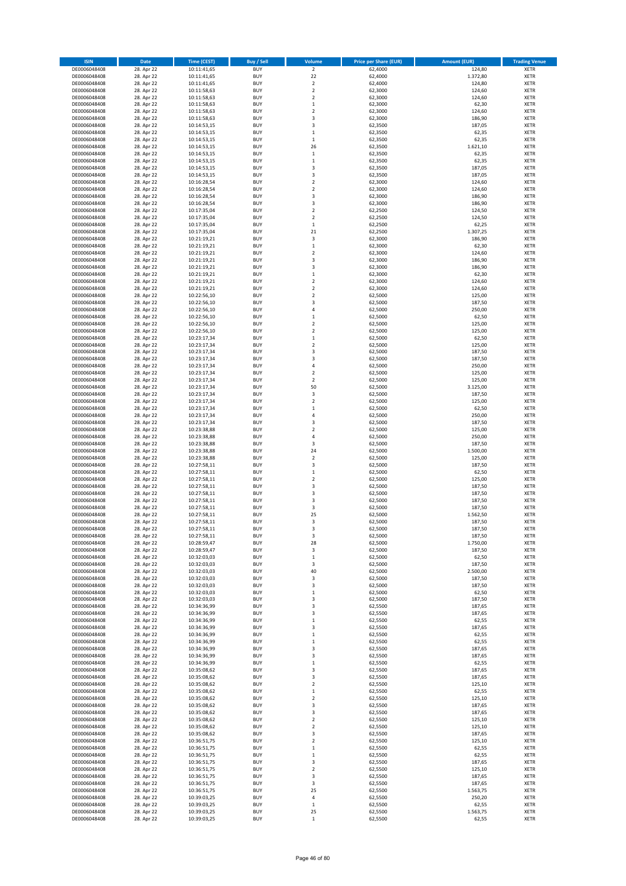| ISIN | Date | Time (CEST) | Buy / Sell | Volume | Price per Share (EUR) | Amount (EUR) | Trading Venue |
|---|---|---|---|---|---|---|---|
| DE0006048408 | 28. Apr 22 | 10:11:41,65 | BUY | 2 | 62,4000 | 124,80 | XETR |
| DE0006048408 | 28. Apr 22 | 10:11:41,65 | BUY | 22 | 62,4000 | 1.372,80 | XETR |
| DE0006048408 | 28. Apr 22 | 10:11:41,65 | BUY | 2 | 62,4000 | 124,80 | XETR |
| DE0006048408 | 28. Apr 22 | 10:11:58,63 | BUY | 2 | 62,3000 | 124,60 | XETR |
| DE0006048408 | 28. Apr 22 | 10:11:58,63 | BUY | 2 | 62,3000 | 124,60 | XETR |
| DE0006048408 | 28. Apr 22 | 10:11:58,63 | BUY | 1 | 62,3000 | 62,30 | XETR |
| DE0006048408 | 28. Apr 22 | 10:11:58,63 | BUY | 2 | 62,3000 | 124,60 | XETR |
| DE0006048408 | 28. Apr 22 | 10:11:58,63 | BUY | 3 | 62,3000 | 186,90 | XETR |
| DE0006048408 | 28. Apr 22 | 10:14:53,15 | BUY | 3 | 62,3500 | 187,05 | XETR |
| DE0006048408 | 28. Apr 22 | 10:14:53,15 | BUY | 1 | 62,3500 | 62,35 | XETR |
| DE0006048408 | 28. Apr 22 | 10:14:53,15 | BUY | 1 | 62,3500 | 62,35 | XETR |
| DE0006048408 | 28. Apr 22 | 10:14:53,15 | BUY | 26 | 62,3500 | 1.621,10 | XETR |
| DE0006048408 | 28. Apr 22 | 10:14:53,15 | BUY | 1 | 62,3500 | 62,35 | XETR |
| DE0006048408 | 28. Apr 22 | 10:14:53,15 | BUY | 1 | 62,3500 | 62,35 | XETR |
| DE0006048408 | 28. Apr 22 | 10:14:53,15 | BUY | 3 | 62,3500 | 187,05 | XETR |
| DE0006048408 | 28. Apr 22 | 10:14:53,15 | BUY | 3 | 62,3500 | 187,05 | XETR |
| DE0006048408 | 28. Apr 22 | 10:16:28,54 | BUY | 2 | 62,3000 | 124,60 | XETR |
| DE0006048408 | 28. Apr 22 | 10:16:28,54 | BUY | 2 | 62,3000 | 124,60 | XETR |
| DE0006048408 | 28. Apr 22 | 10:16:28,54 | BUY | 3 | 62,3000 | 186,90 | XETR |
| DE0006048408 | 28. Apr 22 | 10:16:28,54 | BUY | 3 | 62,3000 | 186,90 | XETR |
| DE0006048408 | 28. Apr 22 | 10:17:35,04 | BUY | 2 | 62,2500 | 124,50 | XETR |
| DE0006048408 | 28. Apr 22 | 10:17:35,04 | BUY | 2 | 62,2500 | 124,50 | XETR |
| DE0006048408 | 28. Apr 22 | 10:17:35,04 | BUY | 1 | 62,2500 | 62,25 | XETR |
| DE0006048408 | 28. Apr 22 | 10:17:35,04 | BUY | 21 | 62,2500 | 1.307,25 | XETR |
| DE0006048408 | 28. Apr 22 | 10:21:19,21 | BUY | 3 | 62,3000 | 186,90 | XETR |
| DE0006048408 | 28. Apr 22 | 10:21:19,21 | BUY | 1 | 62,3000 | 62,30 | XETR |
| DE0006048408 | 28. Apr 22 | 10:21:19,21 | BUY | 2 | 62,3000 | 124,60 | XETR |
| DE0006048408 | 28. Apr 22 | 10:21:19,21 | BUY | 3 | 62,3000 | 186,90 | XETR |
| DE0006048408 | 28. Apr 22 | 10:21:19,21 | BUY | 3 | 62,3000 | 186,90 | XETR |
| DE0006048408 | 28. Apr 22 | 10:21:19,21 | BUY | 1 | 62,3000 | 62,30 | XETR |
| DE0006048408 | 28. Apr 22 | 10:21:19,21 | BUY | 2 | 62,3000 | 124,60 | XETR |
| DE0006048408 | 28. Apr 22 | 10:21:19,21 | BUY | 2 | 62,3000 | 124,60 | XETR |
| DE0006048408 | 28. Apr 22 | 10:22:56,10 | BUY | 2 | 62,5000 | 125,00 | XETR |
| DE0006048408 | 28. Apr 22 | 10:22:56,10 | BUY | 3 | 62,5000 | 187,50 | XETR |
| DE0006048408 | 28. Apr 22 | 10:22:56,10 | BUY | 4 | 62,5000 | 250,00 | XETR |
| DE0006048408 | 28. Apr 22 | 10:22:56,10 | BUY | 1 | 62,5000 | 62,50 | XETR |
| DE0006048408 | 28. Apr 22 | 10:22:56,10 | BUY | 2 | 62,5000 | 125,00 | XETR |
| DE0006048408 | 28. Apr 22 | 10:22:56,10 | BUY | 2 | 62,5000 | 125,00 | XETR |
| DE0006048408 | 28. Apr 22 | 10:23:17,34 | BUY | 1 | 62,5000 | 62,50 | XETR |
| DE0006048408 | 28. Apr 22 | 10:23:17,34 | BUY | 2 | 62,5000 | 125,00 | XETR |
| DE0006048408 | 28. Apr 22 | 10:23:17,34 | BUY | 3 | 62,5000 | 187,50 | XETR |
| DE0006048408 | 28. Apr 22 | 10:23:17,34 | BUY | 3 | 62,5000 | 187,50 | XETR |
| DE0006048408 | 28. Apr 22 | 10:23:17,34 | BUY | 4 | 62,5000 | 250,00 | XETR |
| DE0006048408 | 28. Apr 22 | 10:23:17,34 | BUY | 2 | 62,5000 | 125,00 | XETR |
| DE0006048408 | 28. Apr 22 | 10:23:17,34 | BUY | 2 | 62,5000 | 125,00 | XETR |
| DE0006048408 | 28. Apr 22 | 10:23:17,34 | BUY | 50 | 62,5000 | 3.125,00 | XETR |
| DE0006048408 | 28. Apr 22 | 10:23:17,34 | BUY | 3 | 62,5000 | 187,50 | XETR |
| DE0006048408 | 28. Apr 22 | 10:23:17,34 | BUY | 2 | 62,5000 | 125,00 | XETR |
| DE0006048408 | 28. Apr 22 | 10:23:17,34 | BUY | 1 | 62,5000 | 62,50 | XETR |
| DE0006048408 | 28. Apr 22 | 10:23:17,34 | BUY | 4 | 62,5000 | 250,00 | XETR |
| DE0006048408 | 28. Apr 22 | 10:23:17,34 | BUY | 3 | 62,5000 | 187,50 | XETR |
| DE0006048408 | 28. Apr 22 | 10:23:38,88 | BUY | 2 | 62,5000 | 125,00 | XETR |
| DE0006048408 | 28. Apr 22 | 10:23:38,88 | BUY | 4 | 62,5000 | 250,00 | XETR |
| DE0006048408 | 28. Apr 22 | 10:23:38,88 | BUY | 3 | 62,5000 | 187,50 | XETR |
| DE0006048408 | 28. Apr 22 | 10:23:38,88 | BUY | 24 | 62,5000 | 1.500,00 | XETR |
| DE0006048408 | 28. Apr 22 | 10:23:38,88 | BUY | 2 | 62,5000 | 125,00 | XETR |
| DE0006048408 | 28. Apr 22 | 10:27:58,11 | BUY | 3 | 62,5000 | 187,50 | XETR |
| DE0006048408 | 28. Apr 22 | 10:27:58,11 | BUY | 1 | 62,5000 | 62,50 | XETR |
| DE0006048408 | 28. Apr 22 | 10:27:58,11 | BUY | 2 | 62,5000 | 125,00 | XETR |
| DE0006048408 | 28. Apr 22 | 10:27:58,11 | BUY | 3 | 62,5000 | 187,50 | XETR |
| DE0006048408 | 28. Apr 22 | 10:27:58,11 | BUY | 3 | 62,5000 | 187,50 | XETR |
| DE0006048408 | 28. Apr 22 | 10:27:58,11 | BUY | 3 | 62,5000 | 187,50 | XETR |
| DE0006048408 | 28. Apr 22 | 10:27:58,11 | BUY | 3 | 62,5000 | 187,50 | XETR |
| DE0006048408 | 28. Apr 22 | 10:27:58,11 | BUY | 25 | 62,5000 | 1.562,50 | XETR |
| DE0006048408 | 28. Apr 22 | 10:27:58,11 | BUY | 3 | 62,5000 | 187,50 | XETR |
| DE0006048408 | 28. Apr 22 | 10:27:58,11 | BUY | 3 | 62,5000 | 187,50 | XETR |
| DE0006048408 | 28. Apr 22 | 10:27:58,11 | BUY | 3 | 62,5000 | 187,50 | XETR |
| DE0006048408 | 28. Apr 22 | 10:28:59,47 | BUY | 28 | 62,5000 | 1.750,00 | XETR |
| DE0006048408 | 28. Apr 22 | 10:28:59,47 | BUY | 3 | 62,5000 | 187,50 | XETR |
| DE0006048408 | 28. Apr 22 | 10:32:03,03 | BUY | 1 | 62,5000 | 62,50 | XETR |
| DE0006048408 | 28. Apr 22 | 10:32:03,03 | BUY | 3 | 62,5000 | 187,50 | XETR |
| DE0006048408 | 28. Apr 22 | 10:32:03,03 | BUY | 40 | 62,5000 | 2.500,00 | XETR |
| DE0006048408 | 28. Apr 22 | 10:32:03,03 | BUY | 3 | 62,5000 | 187,50 | XETR |
| DE0006048408 | 28. Apr 22 | 10:32:03,03 | BUY | 3 | 62,5000 | 187,50 | XETR |
| DE0006048408 | 28. Apr 22 | 10:32:03,03 | BUY | 1 | 62,5000 | 62,50 | XETR |
| DE0006048408 | 28. Apr 22 | 10:32:03,03 | BUY | 3 | 62,5000 | 187,50 | XETR |
| DE0006048408 | 28. Apr 22 | 10:34:36,99 | BUY | 3 | 62,5500 | 187,65 | XETR |
| DE0006048408 | 28. Apr 22 | 10:34:36,99 | BUY | 3 | 62,5500 | 187,65 | XETR |
| DE0006048408 | 28. Apr 22 | 10:34:36,99 | BUY | 1 | 62,5500 | 62,55 | XETR |
| DE0006048408 | 28. Apr 22 | 10:34:36,99 | BUY | 3 | 62,5500 | 187,65 | XETR |
| DE0006048408 | 28. Apr 22 | 10:34:36,99 | BUY | 1 | 62,5500 | 62,55 | XETR |
| DE0006048408 | 28. Apr 22 | 10:34:36,99 | BUY | 1 | 62,5500 | 62,55 | XETR |
| DE0006048408 | 28. Apr 22 | 10:34:36,99 | BUY | 3 | 62,5500 | 187,65 | XETR |
| DE0006048408 | 28. Apr 22 | 10:34:36,99 | BUY | 3 | 62,5500 | 187,65 | XETR |
| DE0006048408 | 28. Apr 22 | 10:34:36,99 | BUY | 1 | 62,5500 | 62,55 | XETR |
| DE0006048408 | 28. Apr 22 | 10:35:08,62 | BUY | 3 | 62,5500 | 187,65 | XETR |
| DE0006048408 | 28. Apr 22 | 10:35:08,62 | BUY | 3 | 62,5500 | 187,65 | XETR |
| DE0006048408 | 28. Apr 22 | 10:35:08,62 | BUY | 2 | 62,5500 | 125,10 | XETR |
| DE0006048408 | 28. Apr 22 | 10:35:08,62 | BUY | 1 | 62,5500 | 62,55 | XETR |
| DE0006048408 | 28. Apr 22 | 10:35:08,62 | BUY | 2 | 62,5500 | 125,10 | XETR |
| DE0006048408 | 28. Apr 22 | 10:35:08,62 | BUY | 3 | 62,5500 | 187,65 | XETR |
| DE0006048408 | 28. Apr 22 | 10:35:08,62 | BUY | 3 | 62,5500 | 187,65 | XETR |
| DE0006048408 | 28. Apr 22 | 10:35:08,62 | BUY | 2 | 62,5500 | 125,10 | XETR |
| DE0006048408 | 28. Apr 22 | 10:35:08,62 | BUY | 2 | 62,5500 | 125,10 | XETR |
| DE0006048408 | 28. Apr 22 | 10:35:08,62 | BUY | 3 | 62,5500 | 187,65 | XETR |
| DE0006048408 | 28. Apr 22 | 10:36:51,75 | BUY | 2 | 62,5500 | 125,10 | XETR |
| DE0006048408 | 28. Apr 22 | 10:36:51,75 | BUY | 1 | 62,5500 | 62,55 | XETR |
| DE0006048408 | 28. Apr 22 | 10:36:51,75 | BUY | 1 | 62,5500 | 62,55 | XETR |
| DE0006048408 | 28. Apr 22 | 10:36:51,75 | BUY | 3 | 62,5500 | 187,65 | XETR |
| DE0006048408 | 28. Apr 22 | 10:36:51,75 | BUY | 2 | 62,5500 | 125,10 | XETR |
| DE0006048408 | 28. Apr 22 | 10:36:51,75 | BUY | 3 | 62,5500 | 187,65 | XETR |
| DE0006048408 | 28. Apr 22 | 10:36:51,75 | BUY | 3 | 62,5500 | 187,65 | XETR |
| DE0006048408 | 28. Apr 22 | 10:36:51,75 | BUY | 25 | 62,5500 | 1.563,75 | XETR |
| DE0006048408 | 28. Apr 22 | 10:39:03,25 | BUY | 4 | 62,5500 | 250,20 | XETR |
| DE0006048408 | 28. Apr 22 | 10:39:03,25 | BUY | 1 | 62,5500 | 62,55 | XETR |
| DE0006048408 | 28. Apr 22 | 10:39:03,25 | BUY | 25 | 62,5500 | 1.563,75 | XETR |
| DE0006048408 | 28. Apr 22 | 10:39:03,25 | BUY | 1 | 62,5500 | 62,55 | XETR |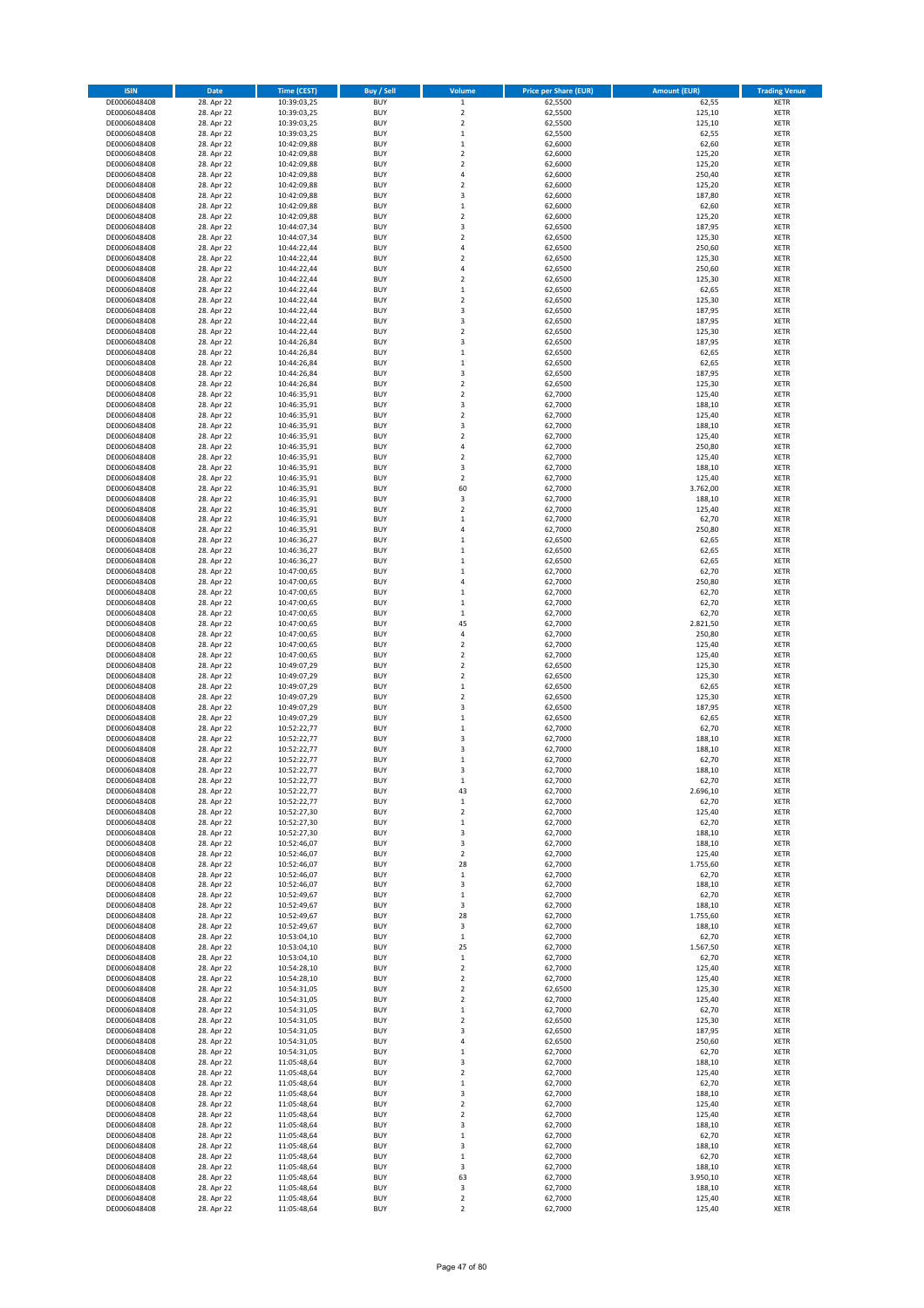| ISIN | Date | Time (CEST) | Buy / Sell | Volume | Price per Share (EUR) | Amount (EUR) | Trading Venue |
|---|---|---|---|---|---|---|---|
| DE0006048408 | 28. Apr 22 | 10:39:03,25 | BUY | 1 | 62,5500 | 62,55 | XETR |
| DE0006048408 | 28. Apr 22 | 10:39:03,25 | BUY | 2 | 62,5500 | 125,10 | XETR |
| DE0006048408 | 28. Apr 22 | 10:39:03,25 | BUY | 2 | 62,5500 | 125,10 | XETR |
| DE0006048408 | 28. Apr 22 | 10:39:03,25 | BUY | 1 | 62,5500 | 62,55 | XETR |
| DE0006048408 | 28. Apr 22 | 10:42:09,88 | BUY | 1 | 62,6000 | 62,60 | XETR |
| DE0006048408 | 28. Apr 22 | 10:42:09,88 | BUY | 2 | 62,6000 | 125,20 | XETR |
| DE0006048408 | 28. Apr 22 | 10:42:09,88 | BUY | 2 | 62,6000 | 125,20 | XETR |
| DE0006048408 | 28. Apr 22 | 10:42:09,88 | BUY | 4 | 62,6000 | 250,40 | XETR |
| DE0006048408 | 28. Apr 22 | 10:42:09,88 | BUY | 2 | 62,6000 | 125,20 | XETR |
| DE0006048408 | 28. Apr 22 | 10:42:09,88 | BUY | 3 | 62,6000 | 187,80 | XETR |
| DE0006048408 | 28. Apr 22 | 10:42:09,88 | BUY | 1 | 62,6000 | 62,60 | XETR |
| DE0006048408 | 28. Apr 22 | 10:42:09,88 | BUY | 2 | 62,6000 | 125,20 | XETR |
| DE0006048408 | 28. Apr 22 | 10:44:07,34 | BUY | 3 | 62,6500 | 187,95 | XETR |
| DE0006048408 | 28. Apr 22 | 10:44:07,34 | BUY | 2 | 62,6500 | 125,30 | XETR |
| DE0006048408 | 28. Apr 22 | 10:44:22,44 | BUY | 4 | 62,6500 | 250,60 | XETR |
| DE0006048408 | 28. Apr 22 | 10:44:22,44 | BUY | 2 | 62,6500 | 125,30 | XETR |
| DE0006048408 | 28. Apr 22 | 10:44:22,44 | BUY | 4 | 62,6500 | 250,60 | XETR |
| DE0006048408 | 28. Apr 22 | 10:44:22,44 | BUY | 2 | 62,6500 | 125,30 | XETR |
| DE0006048408 | 28. Apr 22 | 10:44:22,44 | BUY | 1 | 62,6500 | 62,65 | XETR |
| DE0006048408 | 28. Apr 22 | 10:44:22,44 | BUY | 2 | 62,6500 | 125,30 | XETR |
| DE0006048408 | 28. Apr 22 | 10:44:22,44 | BUY | 3 | 62,6500 | 187,95 | XETR |
| DE0006048408 | 28. Apr 22 | 10:44:22,44 | BUY | 3 | 62,6500 | 187,95 | XETR |
| DE0006048408 | 28. Apr 22 | 10:44:22,44 | BUY | 2 | 62,6500 | 125,30 | XETR |
| DE0006048408 | 28. Apr 22 | 10:44:26,84 | BUY | 3 | 62,6500 | 187,95 | XETR |
| DE0006048408 | 28. Apr 22 | 10:44:26,84 | BUY | 1 | 62,6500 | 62,65 | XETR |
| DE0006048408 | 28. Apr 22 | 10:44:26,84 | BUY | 1 | 62,6500 | 62,65 | XETR |
| DE0006048408 | 28. Apr 22 | 10:44:26,84 | BUY | 3 | 62,6500 | 187,95 | XETR |
| DE0006048408 | 28. Apr 22 | 10:44:26,84 | BUY | 2 | 62,6500 | 125,30 | XETR |
| DE0006048408 | 28. Apr 22 | 10:46:35,91 | BUY | 2 | 62,7000 | 125,40 | XETR |
| DE0006048408 | 28. Apr 22 | 10:46:35,91 | BUY | 3 | 62,7000 | 188,10 | XETR |
| DE0006048408 | 28. Apr 22 | 10:46:35,91 | BUY | 2 | 62,7000 | 125,40 | XETR |
| DE0006048408 | 28. Apr 22 | 10:46:35,91 | BUY | 3 | 62,7000 | 188,10 | XETR |
| DE0006048408 | 28. Apr 22 | 10:46:35,91 | BUY | 2 | 62,7000 | 125,40 | XETR |
| DE0006048408 | 28. Apr 22 | 10:46:35,91 | BUY | 4 | 62,7000 | 250,80 | XETR |
| DE0006048408 | 28. Apr 22 | 10:46:35,91 | BUY | 2 | 62,7000 | 125,40 | XETR |
| DE0006048408 | 28. Apr 22 | 10:46:35,91 | BUY | 3 | 62,7000 | 188,10 | XETR |
| DE0006048408 | 28. Apr 22 | 10:46:35,91 | BUY | 2 | 62,7000 | 125,40 | XETR |
| DE0006048408 | 28. Apr 22 | 10:46:35,91 | BUY | 60 | 62,7000 | 3.762,00 | XETR |
| DE0006048408 | 28. Apr 22 | 10:46:35,91 | BUY | 3 | 62,7000 | 188,10 | XETR |
| DE0006048408 | 28. Apr 22 | 10:46:35,91 | BUY | 2 | 62,7000 | 125,40 | XETR |
| DE0006048408 | 28. Apr 22 | 10:46:35,91 | BUY | 1 | 62,7000 | 62,70 | XETR |
| DE0006048408 | 28. Apr 22 | 10:46:35,91 | BUY | 4 | 62,7000 | 250,80 | XETR |
| DE0006048408 | 28. Apr 22 | 10:46:36,27 | BUY | 1 | 62,6500 | 62,65 | XETR |
| DE0006048408 | 28. Apr 22 | 10:46:36,27 | BUY | 1 | 62,6500 | 62,65 | XETR |
| DE0006048408 | 28. Apr 22 | 10:46:36,27 | BUY | 1 | 62,6500 | 62,65 | XETR |
| DE0006048408 | 28. Apr 22 | 10:47:00,65 | BUY | 1 | 62,7000 | 62,70 | XETR |
| DE0006048408 | 28. Apr 22 | 10:47:00,65 | BUY | 4 | 62,7000 | 250,80 | XETR |
| DE0006048408 | 28. Apr 22 | 10:47:00,65 | BUY | 1 | 62,7000 | 62,70 | XETR |
| DE0006048408 | 28. Apr 22 | 10:47:00,65 | BUY | 1 | 62,7000 | 62,70 | XETR |
| DE0006048408 | 28. Apr 22 | 10:47:00,65 | BUY | 1 | 62,7000 | 62,70 | XETR |
| DE0006048408 | 28. Apr 22 | 10:47:00,65 | BUY | 45 | 62,7000 | 2.821,50 | XETR |
| DE0006048408 | 28. Apr 22 | 10:47:00,65 | BUY | 4 | 62,7000 | 250,80 | XETR |
| DE0006048408 | 28. Apr 22 | 10:47:00,65 | BUY | 2 | 62,7000 | 125,40 | XETR |
| DE0006048408 | 28. Apr 22 | 10:47:00,65 | BUY | 2 | 62,7000 | 125,40 | XETR |
| DE0006048408 | 28. Apr 22 | 10:49:07,29 | BUY | 2 | 62,6500 | 125,30 | XETR |
| DE0006048408 | 28. Apr 22 | 10:49:07,29 | BUY | 2 | 62,6500 | 125,30 | XETR |
| DE0006048408 | 28. Apr 22 | 10:49:07,29 | BUY | 1 | 62,6500 | 62,65 | XETR |
| DE0006048408 | 28. Apr 22 | 10:49:07,29 | BUY | 2 | 62,6500 | 125,30 | XETR |
| DE0006048408 | 28. Apr 22 | 10:49:07,29 | BUY | 3 | 62,6500 | 187,95 | XETR |
| DE0006048408 | 28. Apr 22 | 10:49:07,29 | BUY | 1 | 62,6500 | 62,65 | XETR |
| DE0006048408 | 28. Apr 22 | 10:52:22,77 | BUY | 1 | 62,7000 | 62,70 | XETR |
| DE0006048408 | 28. Apr 22 | 10:52:22,77 | BUY | 3 | 62,7000 | 188,10 | XETR |
| DE0006048408 | 28. Apr 22 | 10:52:22,77 | BUY | 3 | 62,7000 | 188,10 | XETR |
| DE0006048408 | 28. Apr 22 | 10:52:22,77 | BUY | 1 | 62,7000 | 62,70 | XETR |
| DE0006048408 | 28. Apr 22 | 10:52:22,77 | BUY | 3 | 62,7000 | 188,10 | XETR |
| DE0006048408 | 28. Apr 22 | 10:52:22,77 | BUY | 1 | 62,7000 | 62,70 | XETR |
| DE0006048408 | 28. Apr 22 | 10:52:22,77 | BUY | 43 | 62,7000 | 2.696,10 | XETR |
| DE0006048408 | 28. Apr 22 | 10:52:22,77 | BUY | 1 | 62,7000 | 62,70 | XETR |
| DE0006048408 | 28. Apr 22 | 10:52:27,30 | BUY | 2 | 62,7000 | 125,40 | XETR |
| DE0006048408 | 28. Apr 22 | 10:52:27,30 | BUY | 1 | 62,7000 | 62,70 | XETR |
| DE0006048408 | 28. Apr 22 | 10:52:27,30 | BUY | 3 | 62,7000 | 188,10 | XETR |
| DE0006048408 | 28. Apr 22 | 10:52:46,07 | BUY | 3 | 62,7000 | 188,10 | XETR |
| DE0006048408 | 28. Apr 22 | 10:52:46,07 | BUY | 2 | 62,7000 | 125,40 | XETR |
| DE0006048408 | 28. Apr 22 | 10:52:46,07 | BUY | 28 | 62,7000 | 1.755,60 | XETR |
| DE0006048408 | 28. Apr 22 | 10:52:46,07 | BUY | 1 | 62,7000 | 62,70 | XETR |
| DE0006048408 | 28. Apr 22 | 10:52:46,07 | BUY | 3 | 62,7000 | 188,10 | XETR |
| DE0006048408 | 28. Apr 22 | 10:52:49,67 | BUY | 1 | 62,7000 | 62,70 | XETR |
| DE0006048408 | 28. Apr 22 | 10:52:49,67 | BUY | 3 | 62,7000 | 188,10 | XETR |
| DE0006048408 | 28. Apr 22 | 10:52:49,67 | BUY | 28 | 62,7000 | 1.755,60 | XETR |
| DE0006048408 | 28. Apr 22 | 10:52:49,67 | BUY | 3 | 62,7000 | 188,10 | XETR |
| DE0006048408 | 28. Apr 22 | 10:53:04,10 | BUY | 1 | 62,7000 | 62,70 | XETR |
| DE0006048408 | 28. Apr 22 | 10:53:04,10 | BUY | 25 | 62,7000 | 1.567,50 | XETR |
| DE0006048408 | 28. Apr 22 | 10:53:04,10 | BUY | 1 | 62,7000 | 62,70 | XETR |
| DE0006048408 | 28. Apr 22 | 10:54:28,10 | BUY | 2 | 62,7000 | 125,40 | XETR |
| DE0006048408 | 28. Apr 22 | 10:54:28,10 | BUY | 2 | 62,7000 | 125,40 | XETR |
| DE0006048408 | 28. Apr 22 | 10:54:31,05 | BUY | 2 | 62,6500 | 125,30 | XETR |
| DE0006048408 | 28. Apr 22 | 10:54:31,05 | BUY | 2 | 62,7000 | 125,40 | XETR |
| DE0006048408 | 28. Apr 22 | 10:54:31,05 | BUY | 1 | 62,7000 | 62,70 | XETR |
| DE0006048408 | 28. Apr 22 | 10:54:31,05 | BUY | 2 | 62,6500 | 125,30 | XETR |
| DE0006048408 | 28. Apr 22 | 10:54:31,05 | BUY | 3 | 62,6500 | 187,95 | XETR |
| DE0006048408 | 28. Apr 22 | 10:54:31,05 | BUY | 4 | 62,6500 | 250,60 | XETR |
| DE0006048408 | 28. Apr 22 | 10:54:31,05 | BUY | 1 | 62,7000 | 62,70 | XETR |
| DE0006048408 | 28. Apr 22 | 11:05:48,64 | BUY | 3 | 62,7000 | 188,10 | XETR |
| DE0006048408 | 28. Apr 22 | 11:05:48,64 | BUY | 2 | 62,7000 | 125,40 | XETR |
| DE0006048408 | 28. Apr 22 | 11:05:48,64 | BUY | 1 | 62,7000 | 62,70 | XETR |
| DE0006048408 | 28. Apr 22 | 11:05:48,64 | BUY | 3 | 62,7000 | 188,10 | XETR |
| DE0006048408 | 28. Apr 22 | 11:05:48,64 | BUY | 2 | 62,7000 | 125,40 | XETR |
| DE0006048408 | 28. Apr 22 | 11:05:48,64 | BUY | 2 | 62,7000 | 125,40 | XETR |
| DE0006048408 | 28. Apr 22 | 11:05:48,64 | BUY | 3 | 62,7000 | 188,10 | XETR |
| DE0006048408 | 28. Apr 22 | 11:05:48,64 | BUY | 1 | 62,7000 | 62,70 | XETR |
| DE0006048408 | 28. Apr 22 | 11:05:48,64 | BUY | 3 | 62,7000 | 188,10 | XETR |
| DE0006048408 | 28. Apr 22 | 11:05:48,64 | BUY | 1 | 62,7000 | 62,70 | XETR |
| DE0006048408 | 28. Apr 22 | 11:05:48,64 | BUY | 3 | 62,7000 | 188,10 | XETR |
| DE0006048408 | 28. Apr 22 | 11:05:48,64 | BUY | 63 | 62,7000 | 3.950,10 | XETR |
| DE0006048408 | 28. Apr 22 | 11:05:48,64 | BUY | 3 | 62,7000 | 188,10 | XETR |
| DE0006048408 | 28. Apr 22 | 11:05:48,64 | BUY | 2 | 62,7000 | 125,40 | XETR |
| DE0006048408 | 28. Apr 22 | 11:05:48,64 | BUY | 2 | 62,7000 | 125,40 | XETR |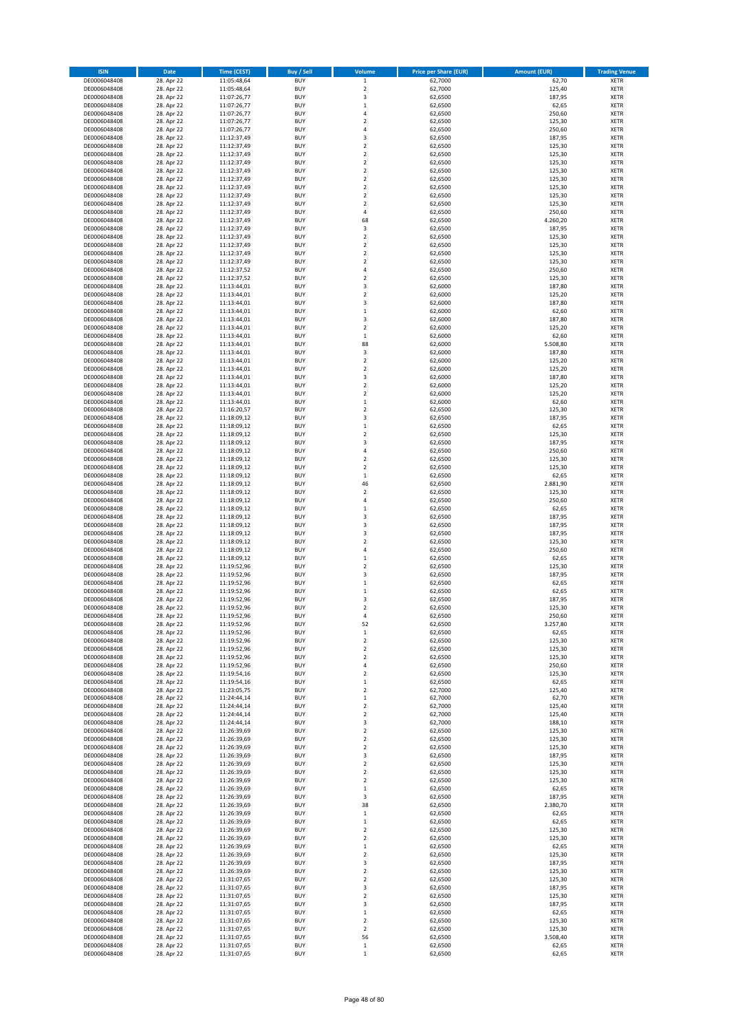| ISIN | Date | Time (CEST) | Buy / Sell | Volume | Price per Share (EUR) | Amount (EUR) | Trading Venue |
|---|---|---|---|---|---|---|---|
| DE0006048408 | 28. Apr 22 | 11:05:48,64 | BUY | 1 | 62,7000 | 62,70 | XETR |
| DE0006048408 | 28. Apr 22 | 11:05:48,64 | BUY | 2 | 62,7000 | 125,40 | XETR |
| DE0006048408 | 28. Apr 22 | 11:07:26,77 | BUY | 3 | 62,6500 | 187,95 | XETR |
| DE0006048408 | 28. Apr 22 | 11:07:26,77 | BUY | 1 | 62,6500 | 62,65 | XETR |
| DE0006048408 | 28. Apr 22 | 11:07:26,77 | BUY | 4 | 62,6500 | 250,60 | XETR |
| DE0006048408 | 28. Apr 22 | 11:07:26,77 | BUY | 2 | 62,6500 | 125,30 | XETR |
| DE0006048408 | 28. Apr 22 | 11:07:26,77 | BUY | 4 | 62,6500 | 250,60 | XETR |
| DE0006048408 | 28. Apr 22 | 11:12:37,49 | BUY | 3 | 62,6500 | 187,95 | XETR |
| DE0006048408 | 28. Apr 22 | 11:12:37,49 | BUY | 2 | 62,6500 | 125,30 | XETR |
| DE0006048408 | 28. Apr 22 | 11:12:37,49 | BUY | 2 | 62,6500 | 125,30 | XETR |
| DE0006048408 | 28. Apr 22 | 11:12:37,49 | BUY | 2 | 62,6500 | 125,30 | XETR |
| DE0006048408 | 28. Apr 22 | 11:12:37,49 | BUY | 2 | 62,6500 | 125,30 | XETR |
| DE0006048408 | 28. Apr 22 | 11:12:37,49 | BUY | 2 | 62,6500 | 125,30 | XETR |
| DE0006048408 | 28. Apr 22 | 11:12:37,49 | BUY | 2 | 62,6500 | 125,30 | XETR |
| DE0006048408 | 28. Apr 22 | 11:12:37,49 | BUY | 2 | 62,6500 | 125,30 | XETR |
| DE0006048408 | 28. Apr 22 | 11:12:37,49 | BUY | 2 | 62,6500 | 125,30 | XETR |
| DE0006048408 | 28. Apr 22 | 11:12:37,49 | BUY | 4 | 62,6500 | 250,60 | XETR |
| DE0006048408 | 28. Apr 22 | 11:12:37,49 | BUY | 68 | 62,6500 | 4.260,20 | XETR |
| DE0006048408 | 28. Apr 22 | 11:12:37,49 | BUY | 3 | 62,6500 | 187,95 | XETR |
| DE0006048408 | 28. Apr 22 | 11:12:37,49 | BUY | 2 | 62,6500 | 125,30 | XETR |
| DE0006048408 | 28. Apr 22 | 11:12:37,49 | BUY | 2 | 62,6500 | 125,30 | XETR |
| DE0006048408 | 28. Apr 22 | 11:12:37,49 | BUY | 2 | 62,6500 | 125,30 | XETR |
| DE0006048408 | 28. Apr 22 | 11:12:37,49 | BUY | 2 | 62,6500 | 125,30 | XETR |
| DE0006048408 | 28. Apr 22 | 11:12:37,52 | BUY | 4 | 62,6500 | 250,60 | XETR |
| DE0006048408 | 28. Apr 22 | 11:12:37,52 | BUY | 2 | 62,6500 | 125,30 | XETR |
| DE0006048408 | 28. Apr 22 | 11:13:44,01 | BUY | 3 | 62,6000 | 187,80 | XETR |
| DE0006048408 | 28. Apr 22 | 11:13:44,01 | BUY | 2 | 62,6000 | 125,20 | XETR |
| DE0006048408 | 28. Apr 22 | 11:13:44,01 | BUY | 3 | 62,6000 | 187,80 | XETR |
| DE0006048408 | 28. Apr 22 | 11:13:44,01 | BUY | 1 | 62,6000 | 62,60 | XETR |
| DE0006048408 | 28. Apr 22 | 11:13:44,01 | BUY | 3 | 62,6000 | 187,80 | XETR |
| DE0006048408 | 28. Apr 22 | 11:13:44,01 | BUY | 2 | 62,6000 | 125,20 | XETR |
| DE0006048408 | 28. Apr 22 | 11:13:44,01 | BUY | 1 | 62,6000 | 62,60 | XETR |
| DE0006048408 | 28. Apr 22 | 11:13:44,01 | BUY | 88 | 62,6000 | 5.508,80 | XETR |
| DE0006048408 | 28. Apr 22 | 11:13:44,01 | BUY | 3 | 62,6000 | 187,80 | XETR |
| DE0006048408 | 28. Apr 22 | 11:13:44,01 | BUY | 2 | 62,6000 | 125,20 | XETR |
| DE0006048408 | 28. Apr 22 | 11:13:44,01 | BUY | 2 | 62,6000 | 125,20 | XETR |
| DE0006048408 | 28. Apr 22 | 11:13:44,01 | BUY | 3 | 62,6000 | 187,80 | XETR |
| DE0006048408 | 28. Apr 22 | 11:13:44,01 | BUY | 2 | 62,6000 | 125,20 | XETR |
| DE0006048408 | 28. Apr 22 | 11:13:44,01 | BUY | 2 | 62,6000 | 125,20 | XETR |
| DE0006048408 | 28. Apr 22 | 11:13:44,01 | BUY | 1 | 62,6000 | 62,60 | XETR |
| DE0006048408 | 28. Apr 22 | 11:16:20,57 | BUY | 2 | 62,6500 | 125,30 | XETR |
| DE0006048408 | 28. Apr 22 | 11:18:09,12 | BUY | 3 | 62,6500 | 187,95 | XETR |
| DE0006048408 | 28. Apr 22 | 11:18:09,12 | BUY | 1 | 62,6500 | 62,65 | XETR |
| DE0006048408 | 28. Apr 22 | 11:18:09,12 | BUY | 2 | 62,6500 | 125,30 | XETR |
| DE0006048408 | 28. Apr 22 | 11:18:09,12 | BUY | 3 | 62,6500 | 187,95 | XETR |
| DE0006048408 | 28. Apr 22 | 11:18:09,12 | BUY | 4 | 62,6500 | 250,60 | XETR |
| DE0006048408 | 28. Apr 22 | 11:18:09,12 | BUY | 2 | 62,6500 | 125,30 | XETR |
| DE0006048408 | 28. Apr 22 | 11:18:09,12 | BUY | 2 | 62,6500 | 125,30 | XETR |
| DE0006048408 | 28. Apr 22 | 11:18:09,12 | BUY | 1 | 62,6500 | 62,65 | XETR |
| DE0006048408 | 28. Apr 22 | 11:18:09,12 | BUY | 46 | 62,6500 | 2.881,90 | XETR |
| DE0006048408 | 28. Apr 22 | 11:18:09,12 | BUY | 2 | 62,6500 | 125,30 | XETR |
| DE0006048408 | 28. Apr 22 | 11:18:09,12 | BUY | 4 | 62,6500 | 250,60 | XETR |
| DE0006048408 | 28. Apr 22 | 11:18:09,12 | BUY | 1 | 62,6500 | 62,65 | XETR |
| DE0006048408 | 28. Apr 22 | 11:18:09,12 | BUY | 3 | 62,6500 | 187,95 | XETR |
| DE0006048408 | 28. Apr 22 | 11:18:09,12 | BUY | 3 | 62,6500 | 187,95 | XETR |
| DE0006048408 | 28. Apr 22 | 11:18:09,12 | BUY | 3 | 62,6500 | 187,95 | XETR |
| DE0006048408 | 28. Apr 22 | 11:18:09,12 | BUY | 2 | 62,6500 | 125,30 | XETR |
| DE0006048408 | 28. Apr 22 | 11:18:09,12 | BUY | 4 | 62,6500 | 250,60 | XETR |
| DE0006048408 | 28. Apr 22 | 11:18:09,12 | BUY | 1 | 62,6500 | 62,65 | XETR |
| DE0006048408 | 28. Apr 22 | 11:19:52,96 | BUY | 2 | 62,6500 | 125,30 | XETR |
| DE0006048408 | 28. Apr 22 | 11:19:52,96 | BUY | 3 | 62,6500 | 187,95 | XETR |
| DE0006048408 | 28. Apr 22 | 11:19:52,96 | BUY | 1 | 62,6500 | 62,65 | XETR |
| DE0006048408 | 28. Apr 22 | 11:19:52,96 | BUY | 1 | 62,6500 | 62,65 | XETR |
| DE0006048408 | 28. Apr 22 | 11:19:52,96 | BUY | 3 | 62,6500 | 187,95 | XETR |
| DE0006048408 | 28. Apr 22 | 11:19:52,96 | BUY | 2 | 62,6500 | 125,30 | XETR |
| DE0006048408 | 28. Apr 22 | 11:19:52,96 | BUY | 4 | 62,6500 | 250,60 | XETR |
| DE0006048408 | 28. Apr 22 | 11:19:52,96 | BUY | 52 | 62,6500 | 3.257,80 | XETR |
| DE0006048408 | 28. Apr 22 | 11:19:52,96 | BUY | 1 | 62,6500 | 62,65 | XETR |
| DE0006048408 | 28. Apr 22 | 11:19:52,96 | BUY | 2 | 62,6500 | 125,30 | XETR |
| DE0006048408 | 28. Apr 22 | 11:19:52,96 | BUY | 2 | 62,6500 | 125,30 | XETR |
| DE0006048408 | 28. Apr 22 | 11:19:52,96 | BUY | 2 | 62,6500 | 125,30 | XETR |
| DE0006048408 | 28. Apr 22 | 11:19:52,96 | BUY | 4 | 62,6500 | 250,60 | XETR |
| DE0006048408 | 28. Apr 22 | 11:19:54,16 | BUY | 2 | 62,6500 | 125,30 | XETR |
| DE0006048408 | 28. Apr 22 | 11:19:54,16 | BUY | 1 | 62,6500 | 62,65 | XETR |
| DE0006048408 | 28. Apr 22 | 11:23:05,75 | BUY | 2 | 62,7000 | 125,40 | XETR |
| DE0006048408 | 28. Apr 22 | 11:24:44,14 | BUY | 1 | 62,7000 | 62,70 | XETR |
| DE0006048408 | 28. Apr 22 | 11:24:44,14 | BUY | 2 | 62,7000 | 125,40 | XETR |
| DE0006048408 | 28. Apr 22 | 11:24:44,14 | BUY | 2 | 62,7000 | 125,40 | XETR |
| DE0006048408 | 28. Apr 22 | 11:24:44,14 | BUY | 3 | 62,7000 | 188,10 | XETR |
| DE0006048408 | 28. Apr 22 | 11:26:39,69 | BUY | 2 | 62,6500 | 125,30 | XETR |
| DE0006048408 | 28. Apr 22 | 11:26:39,69 | BUY | 2 | 62,6500 | 125,30 | XETR |
| DE0006048408 | 28. Apr 22 | 11:26:39,69 | BUY | 2 | 62,6500 | 125,30 | XETR |
| DE0006048408 | 28. Apr 22 | 11:26:39,69 | BUY | 3 | 62,6500 | 187,95 | XETR |
| DE0006048408 | 28. Apr 22 | 11:26:39,69 | BUY | 2 | 62,6500 | 125,30 | XETR |
| DE0006048408 | 28. Apr 22 | 11:26:39,69 | BUY | 2 | 62,6500 | 125,30 | XETR |
| DE0006048408 | 28. Apr 22 | 11:26:39,69 | BUY | 2 | 62,6500 | 125,30 | XETR |
| DE0006048408 | 28. Apr 22 | 11:26:39,69 | BUY | 1 | 62,6500 | 62,65 | XETR |
| DE0006048408 | 28. Apr 22 | 11:26:39,69 | BUY | 3 | 62,6500 | 187,95 | XETR |
| DE0006048408 | 28. Apr 22 | 11:26:39,69 | BUY | 38 | 62,6500 | 2.380,70 | XETR |
| DE0006048408 | 28. Apr 22 | 11:26:39,69 | BUY | 1 | 62,6500 | 62,65 | XETR |
| DE0006048408 | 28. Apr 22 | 11:26:39,69 | BUY | 1 | 62,6500 | 62,65 | XETR |
| DE0006048408 | 28. Apr 22 | 11:26:39,69 | BUY | 2 | 62,6500 | 125,30 | XETR |
| DE0006048408 | 28. Apr 22 | 11:26:39,69 | BUY | 2 | 62,6500 | 125,30 | XETR |
| DE0006048408 | 28. Apr 22 | 11:26:39,69 | BUY | 1 | 62,6500 | 62,65 | XETR |
| DE0006048408 | 28. Apr 22 | 11:26:39,69 | BUY | 2 | 62,6500 | 125,30 | XETR |
| DE0006048408 | 28. Apr 22 | 11:26:39,69 | BUY | 3 | 62,6500 | 187,95 | XETR |
| DE0006048408 | 28. Apr 22 | 11:26:39,69 | BUY | 2 | 62,6500 | 125,30 | XETR |
| DE0006048408 | 28. Apr 22 | 11:31:07,65 | BUY | 2 | 62,6500 | 125,30 | XETR |
| DE0006048408 | 28. Apr 22 | 11:31:07,65 | BUY | 3 | 62,6500 | 187,95 | XETR |
| DE0006048408 | 28. Apr 22 | 11:31:07,65 | BUY | 2 | 62,6500 | 125,30 | XETR |
| DE0006048408 | 28. Apr 22 | 11:31:07,65 | BUY | 3 | 62,6500 | 187,95 | XETR |
| DE0006048408 | 28. Apr 22 | 11:31:07,65 | BUY | 1 | 62,6500 | 62,65 | XETR |
| DE0006048408 | 28. Apr 22 | 11:31:07,65 | BUY | 2 | 62,6500 | 125,30 | XETR |
| DE0006048408 | 28. Apr 22 | 11:31:07,65 | BUY | 2 | 62,6500 | 125,30 | XETR |
| DE0006048408 | 28. Apr 22 | 11:31:07,65 | BUY | 56 | 62,6500 | 3.508,40 | XETR |
| DE0006048408 | 28. Apr 22 | 11:31:07,65 | BUY | 1 | 62,6500 | 62,65 | XETR |
| DE0006048408 | 28. Apr 22 | 11:31:07,65 | BUY | 1 | 62,6500 | 62,65 | XETR |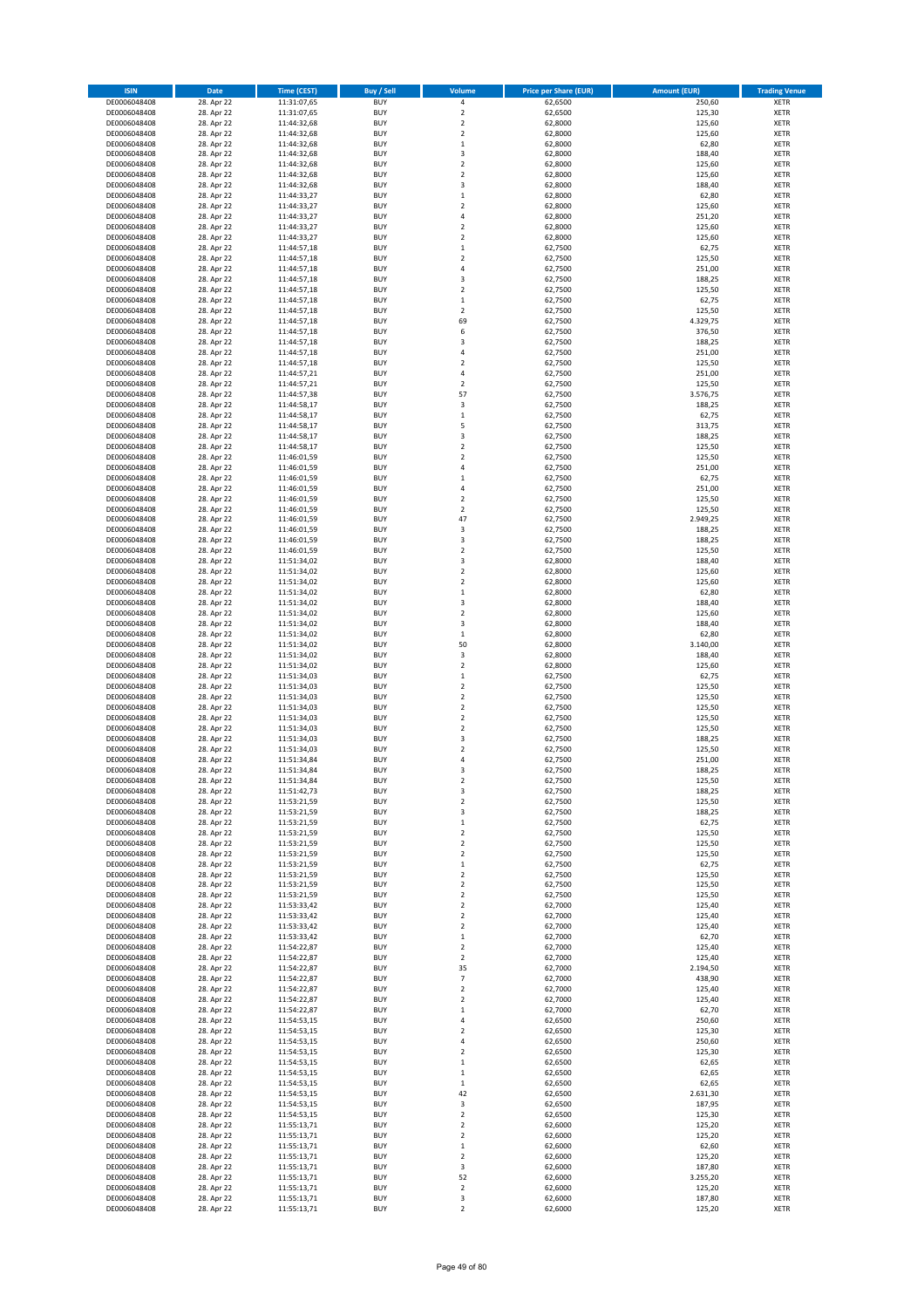| ISIN | Date | Time (CEST) | Buy / Sell | Volume | Price per Share (EUR) | Amount (EUR) | Trading Venue |
|---|---|---|---|---|---|---|---|
| DE0006048408 | 28. Apr 22 | 11:31:07,65 | BUY | 4 | 62,6500 | 250,60 | XETR |
| DE0006048408 | 28. Apr 22 | 11:31:07,65 | BUY | 2 | 62,6500 | 125,30 | XETR |
| DE0006048408 | 28. Apr 22 | 11:44:32,68 | BUY | 2 | 62,8000 | 125,60 | XETR |
| DE0006048408 | 28. Apr 22 | 11:44:32,68 | BUY | 2 | 62,8000 | 125,60 | XETR |
| DE0006048408 | 28. Apr 22 | 11:44:32,68 | BUY | 1 | 62,8000 | 62,80 | XETR |
| DE0006048408 | 28. Apr 22 | 11:44:32,68 | BUY | 3 | 62,8000 | 188,40 | XETR |
| DE0006048408 | 28. Apr 22 | 11:44:32,68 | BUY | 2 | 62,8000 | 125,60 | XETR |
| DE0006048408 | 28. Apr 22 | 11:44:32,68 | BUY | 2 | 62,8000 | 125,60 | XETR |
| DE0006048408 | 28. Apr 22 | 11:44:32,68 | BUY | 3 | 62,8000 | 188,40 | XETR |
| DE0006048408 | 28. Apr 22 | 11:44:33,27 | BUY | 1 | 62,8000 | 62,80 | XETR |
| DE0006048408 | 28. Apr 22 | 11:44:33,27 | BUY | 2 | 62,8000 | 125,60 | XETR |
| DE0006048408 | 28. Apr 22 | 11:44:33,27 | BUY | 4 | 62,8000 | 251,20 | XETR |
| DE0006048408 | 28. Apr 22 | 11:44:33,27 | BUY | 2 | 62,8000 | 125,60 | XETR |
| DE0006048408 | 28. Apr 22 | 11:44:33,27 | BUY | 2 | 62,8000 | 125,60 | XETR |
| DE0006048408 | 28. Apr 22 | 11:44:57,18 | BUY | 1 | 62,7500 | 62,75 | XETR |
| DE0006048408 | 28. Apr 22 | 11:44:57,18 | BUY | 2 | 62,7500 | 125,50 | XETR |
| DE0006048408 | 28. Apr 22 | 11:44:57,18 | BUY | 4 | 62,7500 | 251,00 | XETR |
| DE0006048408 | 28. Apr 22 | 11:44:57,18 | BUY | 3 | 62,7500 | 188,25 | XETR |
| DE0006048408 | 28. Apr 22 | 11:44:57,18 | BUY | 2 | 62,7500 | 125,50 | XETR |
| DE0006048408 | 28. Apr 22 | 11:44:57,18 | BUY | 1 | 62,7500 | 62,75 | XETR |
| DE0006048408 | 28. Apr 22 | 11:44:57,18 | BUY | 2 | 62,7500 | 125,50 | XETR |
| DE0006048408 | 28. Apr 22 | 11:44:57,18 | BUY | 69 | 62,7500 | 4.329,75 | XETR |
| DE0006048408 | 28. Apr 22 | 11:44:57,18 | BUY | 6 | 62,7500 | 376,50 | XETR |
| DE0006048408 | 28. Apr 22 | 11:44:57,18 | BUY | 3 | 62,7500 | 188,25 | XETR |
| DE0006048408 | 28. Apr 22 | 11:44:57,18 | BUY | 4 | 62,7500 | 251,00 | XETR |
| DE0006048408 | 28. Apr 22 | 11:44:57,18 | BUY | 2 | 62,7500 | 125,50 | XETR |
| DE0006048408 | 28. Apr 22 | 11:44:57,21 | BUY | 4 | 62,7500 | 251,00 | XETR |
| DE0006048408 | 28. Apr 22 | 11:44:57,21 | BUY | 2 | 62,7500 | 125,50 | XETR |
| DE0006048408 | 28. Apr 22 | 11:44:57,38 | BUY | 57 | 62,7500 | 3.576,75 | XETR |
| DE0006048408 | 28. Apr 22 | 11:44:58,17 | BUY | 3 | 62,7500 | 188,25 | XETR |
| DE0006048408 | 28. Apr 22 | 11:44:58,17 | BUY | 1 | 62,7500 | 62,75 | XETR |
| DE0006048408 | 28. Apr 22 | 11:44:58,17 | BUY | 5 | 62,7500 | 313,75 | XETR |
| DE0006048408 | 28. Apr 22 | 11:44:58,17 | BUY | 3 | 62,7500 | 188,25 | XETR |
| DE0006048408 | 28. Apr 22 | 11:44:58,17 | BUY | 2 | 62,7500 | 125,50 | XETR |
| DE0006048408 | 28. Apr 22 | 11:46:01,59 | BUY | 2 | 62,7500 | 125,50 | XETR |
| DE0006048408 | 28. Apr 22 | 11:46:01,59 | BUY | 4 | 62,7500 | 251,00 | XETR |
| DE0006048408 | 28. Apr 22 | 11:46:01,59 | BUY | 1 | 62,7500 | 62,75 | XETR |
| DE0006048408 | 28. Apr 22 | 11:46:01,59 | BUY | 4 | 62,7500 | 251,00 | XETR |
| DE0006048408 | 28. Apr 22 | 11:46:01,59 | BUY | 2 | 62,7500 | 125,50 | XETR |
| DE0006048408 | 28. Apr 22 | 11:46:01,59 | BUY | 2 | 62,7500 | 125,50 | XETR |
| DE0006048408 | 28. Apr 22 | 11:46:01,59 | BUY | 47 | 62,7500 | 2.949,25 | XETR |
| DE0006048408 | 28. Apr 22 | 11:46:01,59 | BUY | 3 | 62,7500 | 188,25 | XETR |
| DE0006048408 | 28. Apr 22 | 11:46:01,59 | BUY | 3 | 62,7500 | 188,25 | XETR |
| DE0006048408 | 28. Apr 22 | 11:46:01,59 | BUY | 2 | 62,7500 | 125,50 | XETR |
| DE0006048408 | 28. Apr 22 | 11:51:34,02 | BUY | 3 | 62,8000 | 188,40 | XETR |
| DE0006048408 | 28. Apr 22 | 11:51:34,02 | BUY | 2 | 62,8000 | 125,60 | XETR |
| DE0006048408 | 28. Apr 22 | 11:51:34,02 | BUY | 2 | 62,8000 | 125,60 | XETR |
| DE0006048408 | 28. Apr 22 | 11:51:34,02 | BUY | 1 | 62,8000 | 62,80 | XETR |
| DE0006048408 | 28. Apr 22 | 11:51:34,02 | BUY | 3 | 62,8000 | 188,40 | XETR |
| DE0006048408 | 28. Apr 22 | 11:51:34,02 | BUY | 2 | 62,8000 | 125,60 | XETR |
| DE0006048408 | 28. Apr 22 | 11:51:34,02 | BUY | 3 | 62,8000 | 188,40 | XETR |
| DE0006048408 | 28. Apr 22 | 11:51:34,02 | BUY | 1 | 62,8000 | 62,80 | XETR |
| DE0006048408 | 28. Apr 22 | 11:51:34,02 | BUY | 50 | 62,8000 | 3.140,00 | XETR |
| DE0006048408 | 28. Apr 22 | 11:51:34,02 | BUY | 3 | 62,8000 | 188,40 | XETR |
| DE0006048408 | 28. Apr 22 | 11:51:34,02 | BUY | 2 | 62,8000 | 125,60 | XETR |
| DE0006048408 | 28. Apr 22 | 11:51:34,03 | BUY | 1 | 62,7500 | 62,75 | XETR |
| DE0006048408 | 28. Apr 22 | 11:51:34,03 | BUY | 2 | 62,7500 | 125,50 | XETR |
| DE0006048408 | 28. Apr 22 | 11:51:34,03 | BUY | 2 | 62,7500 | 125,50 | XETR |
| DE0006048408 | 28. Apr 22 | 11:51:34,03 | BUY | 2 | 62,7500 | 125,50 | XETR |
| DE0006048408 | 28. Apr 22 | 11:51:34,03 | BUY | 2 | 62,7500 | 125,50 | XETR |
| DE0006048408 | 28. Apr 22 | 11:51:34,03 | BUY | 2 | 62,7500 | 125,50 | XETR |
| DE0006048408 | 28. Apr 22 | 11:51:34,03 | BUY | 3 | 62,7500 | 188,25 | XETR |
| DE0006048408 | 28. Apr 22 | 11:51:34,03 | BUY | 2 | 62,7500 | 125,50 | XETR |
| DE0006048408 | 28. Apr 22 | 11:51:34,84 | BUY | 4 | 62,7500 | 251,00 | XETR |
| DE0006048408 | 28. Apr 22 | 11:51:34,84 | BUY | 3 | 62,7500 | 188,25 | XETR |
| DE0006048408 | 28. Apr 22 | 11:51:34,84 | BUY | 2 | 62,7500 | 125,50 | XETR |
| DE0006048408 | 28. Apr 22 | 11:51:42,73 | BUY | 3 | 62,7500 | 188,25 | XETR |
| DE0006048408 | 28. Apr 22 | 11:53:21,59 | BUY | 2 | 62,7500 | 125,50 | XETR |
| DE0006048408 | 28. Apr 22 | 11:53:21,59 | BUY | 3 | 62,7500 | 188,25 | XETR |
| DE0006048408 | 28. Apr 22 | 11:53:21,59 | BUY | 1 | 62,7500 | 62,75 | XETR |
| DE0006048408 | 28. Apr 22 | 11:53:21,59 | BUY | 2 | 62,7500 | 125,50 | XETR |
| DE0006048408 | 28. Apr 22 | 11:53:21,59 | BUY | 2 | 62,7500 | 125,50 | XETR |
| DE0006048408 | 28. Apr 22 | 11:53:21,59 | BUY | 2 | 62,7500 | 125,50 | XETR |
| DE0006048408 | 28. Apr 22 | 11:53:21,59 | BUY | 1 | 62,7500 | 62,75 | XETR |
| DE0006048408 | 28. Apr 22 | 11:53:21,59 | BUY | 2 | 62,7500 | 125,50 | XETR |
| DE0006048408 | 28. Apr 22 | 11:53:21,59 | BUY | 2 | 62,7500 | 125,50 | XETR |
| DE0006048408 | 28. Apr 22 | 11:53:21,59 | BUY | 2 | 62,7500 | 125,50 | XETR |
| DE0006048408 | 28. Apr 22 | 11:53:33,42 | BUY | 2 | 62,7000 | 125,40 | XETR |
| DE0006048408 | 28. Apr 22 | 11:53:33,42 | BUY | 2 | 62,7000 | 125,40 | XETR |
| DE0006048408 | 28. Apr 22 | 11:53:33,42 | BUY | 2 | 62,7000 | 125,40 | XETR |
| DE0006048408 | 28. Apr 22 | 11:53:33,42 | BUY | 1 | 62,7000 | 62,70 | XETR |
| DE0006048408 | 28. Apr 22 | 11:54:22,87 | BUY | 2 | 62,7000 | 125,40 | XETR |
| DE0006048408 | 28. Apr 22 | 11:54:22,87 | BUY | 2 | 62,7000 | 125,40 | XETR |
| DE0006048408 | 28. Apr 22 | 11:54:22,87 | BUY | 35 | 62,7000 | 2.194,50 | XETR |
| DE0006048408 | 28. Apr 22 | 11:54:22,87 | BUY | 7 | 62,7000 | 438,90 | XETR |
| DE0006048408 | 28. Apr 22 | 11:54:22,87 | BUY | 2 | 62,7000 | 125,40 | XETR |
| DE0006048408 | 28. Apr 22 | 11:54:22,87 | BUY | 2 | 62,7000 | 125,40 | XETR |
| DE0006048408 | 28. Apr 22 | 11:54:22,87 | BUY | 1 | 62,7000 | 62,70 | XETR |
| DE0006048408 | 28. Apr 22 | 11:54:53,15 | BUY | 4 | 62,6500 | 250,60 | XETR |
| DE0006048408 | 28. Apr 22 | 11:54:53,15 | BUY | 2 | 62,6500 | 125,30 | XETR |
| DE0006048408 | 28. Apr 22 | 11:54:53,15 | BUY | 4 | 62,6500 | 250,60 | XETR |
| DE0006048408 | 28. Apr 22 | 11:54:53,15 | BUY | 2 | 62,6500 | 125,30 | XETR |
| DE0006048408 | 28. Apr 22 | 11:54:53,15 | BUY | 1 | 62,6500 | 62,65 | XETR |
| DE0006048408 | 28. Apr 22 | 11:54:53,15 | BUY | 1 | 62,6500 | 62,65 | XETR |
| DE0006048408 | 28. Apr 22 | 11:54:53,15 | BUY | 1 | 62,6500 | 62,65 | XETR |
| DE0006048408 | 28. Apr 22 | 11:54:53,15 | BUY | 42 | 62,6500 | 2.631,30 | XETR |
| DE0006048408 | 28. Apr 22 | 11:54:53,15 | BUY | 3 | 62,6500 | 187,95 | XETR |
| DE0006048408 | 28. Apr 22 | 11:54:53,15 | BUY | 2 | 62,6500 | 125,30 | XETR |
| DE0006048408 | 28. Apr 22 | 11:55:13,71 | BUY | 2 | 62,6000 | 125,20 | XETR |
| DE0006048408 | 28. Apr 22 | 11:55:13,71 | BUY | 2 | 62,6000 | 125,20 | XETR |
| DE0006048408 | 28. Apr 22 | 11:55:13,71 | BUY | 1 | 62,6000 | 62,60 | XETR |
| DE0006048408 | 28. Apr 22 | 11:55:13,71 | BUY | 2 | 62,6000 | 125,20 | XETR |
| DE0006048408 | 28. Apr 22 | 11:55:13,71 | BUY | 3 | 62,6000 | 187,80 | XETR |
| DE0006048408 | 28. Apr 22 | 11:55:13,71 | BUY | 52 | 62,6000 | 3.255,20 | XETR |
| DE0006048408 | 28. Apr 22 | 11:55:13,71 | BUY | 2 | 62,6000 | 125,20 | XETR |
| DE0006048408 | 28. Apr 22 | 11:55:13,71 | BUY | 3 | 62,6000 | 187,80 | XETR |
| DE0006048408 | 28. Apr 22 | 11:55:13,71 | BUY | 2 | 62,6000 | 125,20 | XETR |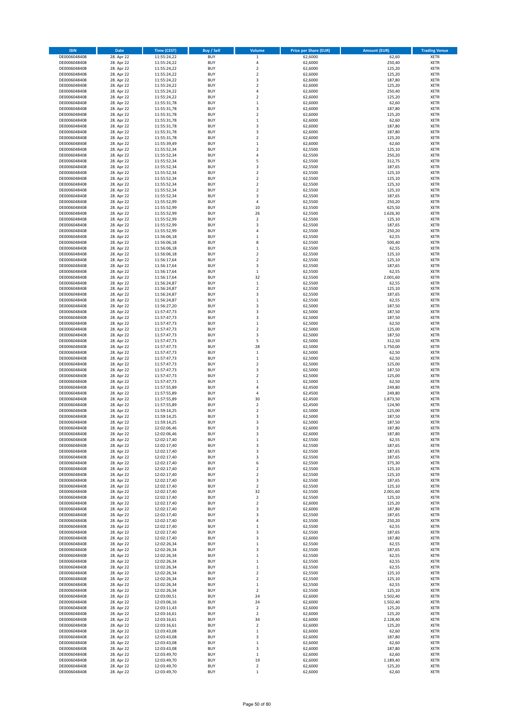| ISIN | Date | Time (CEST) | Buy / Sell | Volume | Price per Share (EUR) | Amount (EUR) | Trading Venue |
|---|---|---|---|---|---|---|---|
| DE0006048408 | 28. Apr 22 | 11:55:24,22 | BUY | 1 | 62,6000 | 62,60 | XETR |
| DE0006048408 | 28. Apr 22 | 11:55:24,22 | BUY | 4 | 62,6000 | 250,40 | XETR |
| DE0006048408 | 28. Apr 22 | 11:55:24,22 | BUY | 2 | 62,6000 | 125,20 | XETR |
| DE0006048408 | 28. Apr 22 | 11:55:24,22 | BUY | 2 | 62,6000 | 125,20 | XETR |
| DE0006048408 | 28. Apr 22 | 11:55:24,22 | BUY | 3 | 62,6000 | 187,80 | XETR |
| DE0006048408 | 28. Apr 22 | 11:55:24,22 | BUY | 2 | 62,6000 | 125,20 | XETR |
| DE0006048408 | 28. Apr 22 | 11:55:24,22 | BUY | 4 | 62,6000 | 250,40 | XETR |
| DE0006048408 | 28. Apr 22 | 11:55:24,22 | BUY | 2 | 62,6000 | 125,20 | XETR |
| DE0006048408 | 28. Apr 22 | 11:55:31,78 | BUY | 1 | 62,6000 | 62,60 | XETR |
| DE0006048408 | 28. Apr 22 | 11:55:31,78 | BUY | 3 | 62,6000 | 187,80 | XETR |
| DE0006048408 | 28. Apr 22 | 11:55:31,78 | BUY | 2 | 62,6000 | 125,20 | XETR |
| DE0006048408 | 28. Apr 22 | 11:55:31,78 | BUY | 1 | 62,6000 | 62,60 | XETR |
| DE0006048408 | 28. Apr 22 | 11:55:31,78 | BUY | 3 | 62,6000 | 187,80 | XETR |
| DE0006048408 | 28. Apr 22 | 11:55:31,78 | BUY | 3 | 62,6000 | 187,80 | XETR |
| DE0006048408 | 28. Apr 22 | 11:55:31,78 | BUY | 2 | 62,6000 | 125,20 | XETR |
| DE0006048408 | 28. Apr 22 | 11:55:39,49 | BUY | 1 | 62,6000 | 62,60 | XETR |
| DE0006048408 | 28. Apr 22 | 11:55:52,34 | BUY | 2 | 62,5500 | 125,10 | XETR |
| DE0006048408 | 28. Apr 22 | 11:55:52,34 | BUY | 4 | 62,5500 | 250,20 | XETR |
| DE0006048408 | 28. Apr 22 | 11:55:52,34 | BUY | 5 | 62,5500 | 312,75 | XETR |
| DE0006048408 | 28. Apr 22 | 11:55:52,34 | BUY | 3 | 62,5500 | 187,65 | XETR |
| DE0006048408 | 28. Apr 22 | 11:55:52,34 | BUY | 2 | 62,5500 | 125,10 | XETR |
| DE0006048408 | 28. Apr 22 | 11:55:52,34 | BUY | 2 | 62,5500 | 125,10 | XETR |
| DE0006048408 | 28. Apr 22 | 11:55:52,34 | BUY | 2 | 62,5500 | 125,10 | XETR |
| DE0006048408 | 28. Apr 22 | 11:55:52,34 | BUY | 2 | 62,5500 | 125,10 | XETR |
| DE0006048408 | 28. Apr 22 | 11:55:52,34 | BUY | 3 | 62,5500 | 187,65 | XETR |
| DE0006048408 | 28. Apr 22 | 11:55:52,99 | BUY | 4 | 62,5500 | 250,20 | XETR |
| DE0006048408 | 28. Apr 22 | 11:55:52,99 | BUY | 10 | 62,5500 | 625,50 | XETR |
| DE0006048408 | 28. Apr 22 | 11:55:52,99 | BUY | 26 | 62,5500 | 1.626,30 | XETR |
| DE0006048408 | 28. Apr 22 | 11:55:52,99 | BUY | 2 | 62,5500 | 125,10 | XETR |
| DE0006048408 | 28. Apr 22 | 11:55:52,99 | BUY | 3 | 62,5500 | 187,65 | XETR |
| DE0006048408 | 28. Apr 22 | 11:55:52,99 | BUY | 4 | 62,5500 | 250,20 | XETR |
| DE0006048408 | 28. Apr 22 | 11:56:06,18 | BUY | 1 | 62,5500 | 62,55 | XETR |
| DE0006048408 | 28. Apr 22 | 11:56:06,18 | BUY | 8 | 62,5500 | 500,40 | XETR |
| DE0006048408 | 28. Apr 22 | 11:56:06,18 | BUY | 1 | 62,5500 | 62,55 | XETR |
| DE0006048408 | 28. Apr 22 | 11:56:06,18 | BUY | 2 | 62,5500 | 125,10 | XETR |
| DE0006048408 | 28. Apr 22 | 11:56:17,64 | BUY | 2 | 62,5500 | 125,10 | XETR |
| DE0006048408 | 28. Apr 22 | 11:56:17,64 | BUY | 3 | 62,5500 | 187,65 | XETR |
| DE0006048408 | 28. Apr 22 | 11:56:17,64 | BUY | 1 | 62,5500 | 62,55 | XETR |
| DE0006048408 | 28. Apr 22 | 11:56:17,64 | BUY | 32 | 62,5500 | 2.001,60 | XETR |
| DE0006048408 | 28. Apr 22 | 11:56:24,87 | BUY | 1 | 62,5500 | 62,55 | XETR |
| DE0006048408 | 28. Apr 22 | 11:56:24,87 | BUY | 2 | 62,5500 | 125,10 | XETR |
| DE0006048408 | 28. Apr 22 | 11:56:24,87 | BUY | 3 | 62,5500 | 187,65 | XETR |
| DE0006048408 | 28. Apr 22 | 11:56:24,87 | BUY | 1 | 62,5500 | 62,55 | XETR |
| DE0006048408 | 28. Apr 22 | 11:56:27,20 | BUY | 3 | 62,5000 | 187,50 | XETR |
| DE0006048408 | 28. Apr 22 | 11:57:47,73 | BUY | 3 | 62,5000 | 187,50 | XETR |
| DE0006048408 | 28. Apr 22 | 11:57:47,73 | BUY | 3 | 62,5000 | 187,50 | XETR |
| DE0006048408 | 28. Apr 22 | 11:57:47,73 | BUY | 1 | 62,5000 | 62,50 | XETR |
| DE0006048408 | 28. Apr 22 | 11:57:47,73 | BUY | 2 | 62,5000 | 125,00 | XETR |
| DE0006048408 | 28. Apr 22 | 11:57:47,73 | BUY | 3 | 62,5000 | 187,50 | XETR |
| DE0006048408 | 28. Apr 22 | 11:57:47,73 | BUY | 5 | 62,5000 | 312,50 | XETR |
| DE0006048408 | 28. Apr 22 | 11:57:47,73 | BUY | 28 | 62,5000 | 1.750,00 | XETR |
| DE0006048408 | 28. Apr 22 | 11:57:47,73 | BUY | 1 | 62,5000 | 62,50 | XETR |
| DE0006048408 | 28. Apr 22 | 11:57:47,73 | BUY | 1 | 62,5000 | 62,50 | XETR |
| DE0006048408 | 28. Apr 22 | 11:57:47,73 | BUY | 2 | 62,5000 | 125,00 | XETR |
| DE0006048408 | 28. Apr 22 | 11:57:47,73 | BUY | 3 | 62,5000 | 187,50 | XETR |
| DE0006048408 | 28. Apr 22 | 11:57:47,73 | BUY | 2 | 62,5000 | 125,00 | XETR |
| DE0006048408 | 28. Apr 22 | 11:57:47,73 | BUY | 1 | 62,5000 | 62,50 | XETR |
| DE0006048408 | 28. Apr 22 | 11:57:55,89 | BUY | 4 | 62,4500 | 249,80 | XETR |
| DE0006048408 | 28. Apr 22 | 11:57:55,89 | BUY | 4 | 62,4500 | 249,80 | XETR |
| DE0006048408 | 28. Apr 22 | 11:57:55,89 | BUY | 30 | 62,4500 | 1.873,50 | XETR |
| DE0006048408 | 28. Apr 22 | 11:57:55,89 | BUY | 2 | 62,4500 | 124,90 | XETR |
| DE0006048408 | 28. Apr 22 | 11:59:14,25 | BUY | 2 | 62,5000 | 125,00 | XETR |
| DE0006048408 | 28. Apr 22 | 11:59:14,25 | BUY | 3 | 62,5000 | 187,50 | XETR |
| DE0006048408 | 28. Apr 22 | 11:59:14,25 | BUY | 3 | 62,5000 | 187,50 | XETR |
| DE0006048408 | 28. Apr 22 | 12:02:06,46 | BUY | 3 | 62,6000 | 187,80 | XETR |
| DE0006048408 | 28. Apr 22 | 12:02:06,46 | BUY | 3 | 62,6000 | 187,80 | XETR |
| DE0006048408 | 28. Apr 22 | 12:02:17,40 | BUY | 1 | 62,5500 | 62,55 | XETR |
| DE0006048408 | 28. Apr 22 | 12:02:17,40 | BUY | 3 | 62,5500 | 187,65 | XETR |
| DE0006048408 | 28. Apr 22 | 12:02:17,40 | BUY | 3 | 62,5500 | 187,65 | XETR |
| DE0006048408 | 28. Apr 22 | 12:02:17,40 | BUY | 3 | 62,5500 | 187,65 | XETR |
| DE0006048408 | 28. Apr 22 | 12:02:17,40 | BUY | 6 | 62,5500 | 375,30 | XETR |
| DE0006048408 | 28. Apr 22 | 12:02:17,40 | BUY | 2 | 62,5500 | 125,10 | XETR |
| DE0006048408 | 28. Apr 22 | 12:02:17,40 | BUY | 2 | 62,5500 | 125,10 | XETR |
| DE0006048408 | 28. Apr 22 | 12:02:17,40 | BUY | 3 | 62,5500 | 187,65 | XETR |
| DE0006048408 | 28. Apr 22 | 12:02:17,40 | BUY | 2 | 62,5500 | 125,10 | XETR |
| DE0006048408 | 28. Apr 22 | 12:02:17,40 | BUY | 32 | 62,5500 | 2.001,60 | XETR |
| DE0006048408 | 28. Apr 22 | 12:02:17,40 | BUY | 2 | 62,5500 | 125,10 | XETR |
| DE0006048408 | 28. Apr 22 | 12:02:17,40 | BUY | 2 | 62,6000 | 125,20 | XETR |
| DE0006048408 | 28. Apr 22 | 12:02:17,40 | BUY | 3 | 62,6000 | 187,80 | XETR |
| DE0006048408 | 28. Apr 22 | 12:02:17,40 | BUY | 3 | 62,5500 | 187,65 | XETR |
| DE0006048408 | 28. Apr 22 | 12:02:17,40 | BUY | 4 | 62,5500 | 250,20 | XETR |
| DE0006048408 | 28. Apr 22 | 12:02:17,40 | BUY | 1 | 62,5500 | 62,55 | XETR |
| DE0006048408 | 28. Apr 22 | 12:02:17,40 | BUY | 3 | 62,5500 | 187,65 | XETR |
| DE0006048408 | 28. Apr 22 | 12:02:17,40 | BUY | 3 | 62,6000 | 187,80 | XETR |
| DE0006048408 | 28. Apr 22 | 12:02:26,34 | BUY | 1 | 62,5500 | 62,55 | XETR |
| DE0006048408 | 28. Apr 22 | 12:02:26,34 | BUY | 3 | 62,5500 | 187,65 | XETR |
| DE0006048408 | 28. Apr 22 | 12:02:26,34 | BUY | 1 | 62,5500 | 62,55 | XETR |
| DE0006048408 | 28. Apr 22 | 12:02:26,34 | BUY | 1 | 62,5500 | 62,55 | XETR |
| DE0006048408 | 28. Apr 22 | 12:02:26,34 | BUY | 1 | 62,5500 | 62,55 | XETR |
| DE0006048408 | 28. Apr 22 | 12:02:26,34 | BUY | 2 | 62,5500 | 125,10 | XETR |
| DE0006048408 | 28. Apr 22 | 12:02:26,34 | BUY | 2 | 62,5500 | 125,10 | XETR |
| DE0006048408 | 28. Apr 22 | 12:02:26,34 | BUY | 1 | 62,5500 | 62,55 | XETR |
| DE0006048408 | 28. Apr 22 | 12:02:26,34 | BUY | 2 | 62,5500 | 125,10 | XETR |
| DE0006048408 | 28. Apr 22 | 12:03:00,51 | BUY | 24 | 62,6000 | 1.502,40 | XETR |
| DE0006048408 | 28. Apr 22 | 12:03:06,16 | BUY | 24 | 62,6000 | 1.502,40 | XETR |
| DE0006048408 | 28. Apr 22 | 12:03:11,43 | BUY | 2 | 62,6000 | 125,20 | XETR |
| DE0006048408 | 28. Apr 22 | 12:03:16,61 | BUY | 2 | 62,6000 | 125,20 | XETR |
| DE0006048408 | 28. Apr 22 | 12:03:16,61 | BUY | 34 | 62,6000 | 2.128,40 | XETR |
| DE0006048408 | 28. Apr 22 | 12:03:16,61 | BUY | 2 | 62,6000 | 125,20 | XETR |
| DE0006048408 | 28. Apr 22 | 12:03:43,08 | BUY | 1 | 62,6000 | 62,60 | XETR |
| DE0006048408 | 28. Apr 22 | 12:03:43,08 | BUY | 3 | 62,6000 | 187,80 | XETR |
| DE0006048408 | 28. Apr 22 | 12:03:43,08 | BUY | 1 | 62,6000 | 62,60 | XETR |
| DE0006048408 | 28. Apr 22 | 12:03:43,08 | BUY | 3 | 62,6000 | 187,80 | XETR |
| DE0006048408 | 28. Apr 22 | 12:03:49,70 | BUY | 1 | 62,6000 | 62,60 | XETR |
| DE0006048408 | 28. Apr 22 | 12:03:49,70 | BUY | 19 | 62,6000 | 1.189,40 | XETR |
| DE0006048408 | 28. Apr 22 | 12:03:49,70 | BUY | 2 | 62,6000 | 125,20 | XETR |
| DE0006048408 | 28. Apr 22 | 12:03:49,70 | BUY | 1 | 62,6000 | 62,60 | XETR |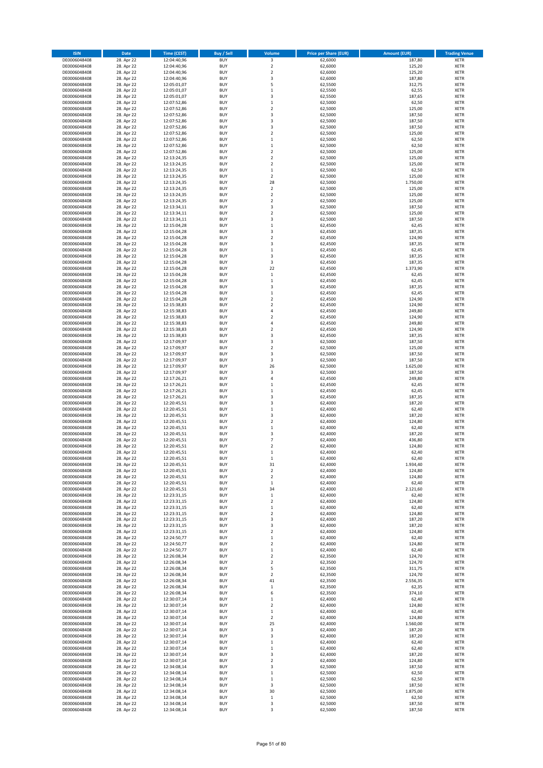| ISIN | Date | Time (CEST) | Buy / Sell | Volume | Price per Share (EUR) | Amount (EUR) | Trading Venue |
|---|---|---|---|---|---|---|---|
| DE0006048408 | 28. Apr 22 | 12:04:40,96 | BUY | 3 | 62,6000 | 187,80 | XETR |
| DE0006048408 | 28. Apr 22 | 12:04:40,96 | BUY | 2 | 62,6000 | 125,20 | XETR |
| DE0006048408 | 28. Apr 22 | 12:04:40,96 | BUY | 2 | 62,6000 | 125,20 | XETR |
| DE0006048408 | 28. Apr 22 | 12:04:40,96 | BUY | 3 | 62,6000 | 187,80 | XETR |
| DE0006048408 | 28. Apr 22 | 12:05:01,07 | BUY | 5 | 62,5500 | 312,75 | XETR |
| DE0006048408 | 28. Apr 22 | 12:05:01,07 | BUY | 1 | 62,5500 | 62,55 | XETR |
| DE0006048408 | 28. Apr 22 | 12:05:01,07 | BUY | 3 | 62,5500 | 187,65 | XETR |
| DE0006048408 | 28. Apr 22 | 12:07:52,86 | BUY | 1 | 62,5000 | 62,50 | XETR |
| DE0006048408 | 28. Apr 22 | 12:07:52,86 | BUY | 2 | 62,5000 | 125,00 | XETR |
| DE0006048408 | 28. Apr 22 | 12:07:52,86 | BUY | 3 | 62,5000 | 187,50 | XETR |
| DE0006048408 | 28. Apr 22 | 12:07:52,86 | BUY | 3 | 62,5000 | 187,50 | XETR |
| DE0006048408 | 28. Apr 22 | 12:07:52,86 | BUY | 3 | 62,5000 | 187,50 | XETR |
| DE0006048408 | 28. Apr 22 | 12:07:52,86 | BUY | 2 | 62,5000 | 125,00 | XETR |
| DE0006048408 | 28. Apr 22 | 12:07:52,86 | BUY | 1 | 62,5000 | 62,50 | XETR |
| DE0006048408 | 28. Apr 22 | 12:07:52,86 | BUY | 1 | 62,5000 | 62,50 | XETR |
| DE0006048408 | 28. Apr 22 | 12:07:52,86 | BUY | 2 | 62,5000 | 125,00 | XETR |
| DE0006048408 | 28. Apr 22 | 12:13:24,35 | BUY | 2 | 62,5000 | 125,00 | XETR |
| DE0006048408 | 28. Apr 22 | 12:13:24,35 | BUY | 2 | 62,5000 | 125,00 | XETR |
| DE0006048408 | 28. Apr 22 | 12:13:24,35 | BUY | 1 | 62,5000 | 62,50 | XETR |
| DE0006048408 | 28. Apr 22 | 12:13:24,35 | BUY | 2 | 62,5000 | 125,00 | XETR |
| DE0006048408 | 28. Apr 22 | 12:13:24,35 | BUY | 28 | 62,5000 | 1.750,00 | XETR |
| DE0006048408 | 28. Apr 22 | 12:13:24,35 | BUY | 2 | 62,5000 | 125,00 | XETR |
| DE0006048408 | 28. Apr 22 | 12:13:24,35 | BUY | 2 | 62,5000 | 125,00 | XETR |
| DE0006048408 | 28. Apr 22 | 12:13:24,35 | BUY | 2 | 62,5000 | 125,00 | XETR |
| DE0006048408 | 28. Apr 22 | 12:13:34,11 | BUY | 3 | 62,5000 | 187,50 | XETR |
| DE0006048408 | 28. Apr 22 | 12:13:34,11 | BUY | 2 | 62,5000 | 125,00 | XETR |
| DE0006048408 | 28. Apr 22 | 12:13:34,11 | BUY | 3 | 62,5000 | 187,50 | XETR |
| DE0006048408 | 28. Apr 22 | 12:15:04,28 | BUY | 1 | 62,4500 | 62,45 | XETR |
| DE0006048408 | 28. Apr 22 | 12:15:04,28 | BUY | 3 | 62,4500 | 187,35 | XETR |
| DE0006048408 | 28. Apr 22 | 12:15:04,28 | BUY | 2 | 62,4500 | 124,90 | XETR |
| DE0006048408 | 28. Apr 22 | 12:15:04,28 | BUY | 3 | 62,4500 | 187,35 | XETR |
| DE0006048408 | 28. Apr 22 | 12:15:04,28 | BUY | 1 | 62,4500 | 62,45 | XETR |
| DE0006048408 | 28. Apr 22 | 12:15:04,28 | BUY | 3 | 62,4500 | 187,35 | XETR |
| DE0006048408 | 28. Apr 22 | 12:15:04,28 | BUY | 3 | 62,4500 | 187,35 | XETR |
| DE0006048408 | 28. Apr 22 | 12:15:04,28 | BUY | 22 | 62,4500 | 1.373,90 | XETR |
| DE0006048408 | 28. Apr 22 | 12:15:04,28 | BUY | 1 | 62,4500 | 62,45 | XETR |
| DE0006048408 | 28. Apr 22 | 12:15:04,28 | BUY | 1 | 62,4500 | 62,45 | XETR |
| DE0006048408 | 28. Apr 22 | 12:15:04,28 | BUY | 3 | 62,4500 | 187,35 | XETR |
| DE0006048408 | 28. Apr 22 | 12:15:04,28 | BUY | 1 | 62,4500 | 62,45 | XETR |
| DE0006048408 | 28. Apr 22 | 12:15:04,28 | BUY | 2 | 62,4500 | 124,90 | XETR |
| DE0006048408 | 28. Apr 22 | 12:15:38,83 | BUY | 2 | 62,4500 | 124,90 | XETR |
| DE0006048408 | 28. Apr 22 | 12:15:38,83 | BUY | 4 | 62,4500 | 249,80 | XETR |
| DE0006048408 | 28. Apr 22 | 12:15:38,83 | BUY | 2 | 62,4500 | 124,90 | XETR |
| DE0006048408 | 28. Apr 22 | 12:15:38,83 | BUY | 4 | 62,4500 | 249,80 | XETR |
| DE0006048408 | 28. Apr 22 | 12:15:38,83 | BUY | 2 | 62,4500 | 124,90 | XETR |
| DE0006048408 | 28. Apr 22 | 12:15:38,83 | BUY | 3 | 62,4500 | 187,35 | XETR |
| DE0006048408 | 28. Apr 22 | 12:17:09,97 | BUY | 3 | 62,5000 | 187,50 | XETR |
| DE0006048408 | 28. Apr 22 | 12:17:09,97 | BUY | 2 | 62,5000 | 125,00 | XETR |
| DE0006048408 | 28. Apr 22 | 12:17:09,97 | BUY | 3 | 62,5000 | 187,50 | XETR |
| DE0006048408 | 28. Apr 22 | 12:17:09,97 | BUY | 3 | 62,5000 | 187,50 | XETR |
| DE0006048408 | 28. Apr 22 | 12:17:09,97 | BUY | 26 | 62,5000 | 1.625,00 | XETR |
| DE0006048408 | 28. Apr 22 | 12:17:09,97 | BUY | 3 | 62,5000 | 187,50 | XETR |
| DE0006048408 | 28. Apr 22 | 12:17:26,21 | BUY | 4 | 62,4500 | 249,80 | XETR |
| DE0006048408 | 28. Apr 22 | 12:17:26,21 | BUY | 1 | 62,4500 | 62,45 | XETR |
| DE0006048408 | 28. Apr 22 | 12:17:26,21 | BUY | 1 | 62,4500 | 62,45 | XETR |
| DE0006048408 | 28. Apr 22 | 12:17:26,21 | BUY | 3 | 62,4500 | 187,35 | XETR |
| DE0006048408 | 28. Apr 22 | 12:20:45,51 | BUY | 3 | 62,4000 | 187,20 | XETR |
| DE0006048408 | 28. Apr 22 | 12:20:45,51 | BUY | 1 | 62,4000 | 62,40 | XETR |
| DE0006048408 | 28. Apr 22 | 12:20:45,51 | BUY | 3 | 62,4000 | 187,20 | XETR |
| DE0006048408 | 28. Apr 22 | 12:20:45,51 | BUY | 2 | 62,4000 | 124,80 | XETR |
| DE0006048408 | 28. Apr 22 | 12:20:45,51 | BUY | 1 | 62,4000 | 62,40 | XETR |
| DE0006048408 | 28. Apr 22 | 12:20:45,51 | BUY | 3 | 62,4000 | 187,20 | XETR |
| DE0006048408 | 28. Apr 22 | 12:20:45,51 | BUY | 7 | 62,4000 | 436,80 | XETR |
| DE0006048408 | 28. Apr 22 | 12:20:45,51 | BUY | 2 | 62,4000 | 124,80 | XETR |
| DE0006048408 | 28. Apr 22 | 12:20:45,51 | BUY | 1 | 62,4000 | 62,40 | XETR |
| DE0006048408 | 28. Apr 22 | 12:20:45,51 | BUY | 1 | 62,4000 | 62,40 | XETR |
| DE0006048408 | 28. Apr 22 | 12:20:45,51 | BUY | 31 | 62,4000 | 1.934,40 | XETR |
| DE0006048408 | 28. Apr 22 | 12:20:45,51 | BUY | 2 | 62,4000 | 124,80 | XETR |
| DE0006048408 | 28. Apr 22 | 12:20:45,51 | BUY | 2 | 62,4000 | 124,80 | XETR |
| DE0006048408 | 28. Apr 22 | 12:20:45,51 | BUY | 1 | 62,4000 | 62,40 | XETR |
| DE0006048408 | 28. Apr 22 | 12:20:45,51 | BUY | 34 | 62,4000 | 2.121,60 | XETR |
| DE0006048408 | 28. Apr 22 | 12:23:31,15 | BUY | 1 | 62,4000 | 62,40 | XETR |
| DE0006048408 | 28. Apr 22 | 12:23:31,15 | BUY | 2 | 62,4000 | 124,80 | XETR |
| DE0006048408 | 28. Apr 22 | 12:23:31,15 | BUY | 1 | 62,4000 | 62,40 | XETR |
| DE0006048408 | 28. Apr 22 | 12:23:31,15 | BUY | 2 | 62,4000 | 124,80 | XETR |
| DE0006048408 | 28. Apr 22 | 12:23:31,15 | BUY | 3 | 62,4000 | 187,20 | XETR |
| DE0006048408 | 28. Apr 22 | 12:23:31,15 | BUY | 3 | 62,4000 | 187,20 | XETR |
| DE0006048408 | 28. Apr 22 | 12:23:31,15 | BUY | 2 | 62,4000 | 124,80 | XETR |
| DE0006048408 | 28. Apr 22 | 12:24:50,77 | BUY | 1 | 62,4000 | 62,40 | XETR |
| DE0006048408 | 28. Apr 22 | 12:24:50,77 | BUY | 2 | 62,4000 | 124,80 | XETR |
| DE0006048408 | 28. Apr 22 | 12:24:50,77 | BUY | 1 | 62,4000 | 62,40 | XETR |
| DE0006048408 | 28. Apr 22 | 12:26:08,34 | BUY | 2 | 62,3500 | 124,70 | XETR |
| DE0006048408 | 28. Apr 22 | 12:26:08,34 | BUY | 2 | 62,3500 | 124,70 | XETR |
| DE0006048408 | 28. Apr 22 | 12:26:08,34 | BUY | 5 | 62,3500 | 311,75 | XETR |
| DE0006048408 | 28. Apr 22 | 12:26:08,34 | BUY | 2 | 62,3500 | 124,70 | XETR |
| DE0006048408 | 28. Apr 22 | 12:26:08,34 | BUY | 41 | 62,3500 | 2.556,35 | XETR |
| DE0006048408 | 28. Apr 22 | 12:26:08,34 | BUY | 1 | 62,3500 | 62,35 | XETR |
| DE0006048408 | 28. Apr 22 | 12:26:08,34 | BUY | 6 | 62,3500 | 374,10 | XETR |
| DE0006048408 | 28. Apr 22 | 12:30:07,14 | BUY | 1 | 62,4000 | 62,40 | XETR |
| DE0006048408 | 28. Apr 22 | 12:30:07,14 | BUY | 2 | 62,4000 | 124,80 | XETR |
| DE0006048408 | 28. Apr 22 | 12:30:07,14 | BUY | 1 | 62,4000 | 62,40 | XETR |
| DE0006048408 | 28. Apr 22 | 12:30:07,14 | BUY | 2 | 62,4000 | 124,80 | XETR |
| DE0006048408 | 28. Apr 22 | 12:30:07,14 | BUY | 25 | 62,4000 | 1.560,00 | XETR |
| DE0006048408 | 28. Apr 22 | 12:30:07,14 | BUY | 3 | 62,4000 | 187,20 | XETR |
| DE0006048408 | 28. Apr 22 | 12:30:07,14 | BUY | 3 | 62,4000 | 187,20 | XETR |
| DE0006048408 | 28. Apr 22 | 12:30:07,14 | BUY | 1 | 62,4000 | 62,40 | XETR |
| DE0006048408 | 28. Apr 22 | 12:30:07,14 | BUY | 1 | 62,4000 | 62,40 | XETR |
| DE0006048408 | 28. Apr 22 | 12:30:07,14 | BUY | 3 | 62,4000 | 187,20 | XETR |
| DE0006048408 | 28. Apr 22 | 12:30:07,14 | BUY | 2 | 62,4000 | 124,80 | XETR |
| DE0006048408 | 28. Apr 22 | 12:34:08,14 | BUY | 3 | 62,5000 | 187,50 | XETR |
| DE0006048408 | 28. Apr 22 | 12:34:08,14 | BUY | 1 | 62,5000 | 62,50 | XETR |
| DE0006048408 | 28. Apr 22 | 12:34:08,14 | BUY | 1 | 62,5000 | 62,50 | XETR |
| DE0006048408 | 28. Apr 22 | 12:34:08,14 | BUY | 3 | 62,5000 | 187,50 | XETR |
| DE0006048408 | 28. Apr 22 | 12:34:08,14 | BUY | 30 | 62,5000 | 1.875,00 | XETR |
| DE0006048408 | 28. Apr 22 | 12:34:08,14 | BUY | 1 | 62,5000 | 62,50 | XETR |
| DE0006048408 | 28. Apr 22 | 12:34:08,14 | BUY | 3 | 62,5000 | 187,50 | XETR |
| DE0006048408 | 28. Apr 22 | 12:34:08,14 | BUY | 3 | 62,5000 | 187,50 | XETR |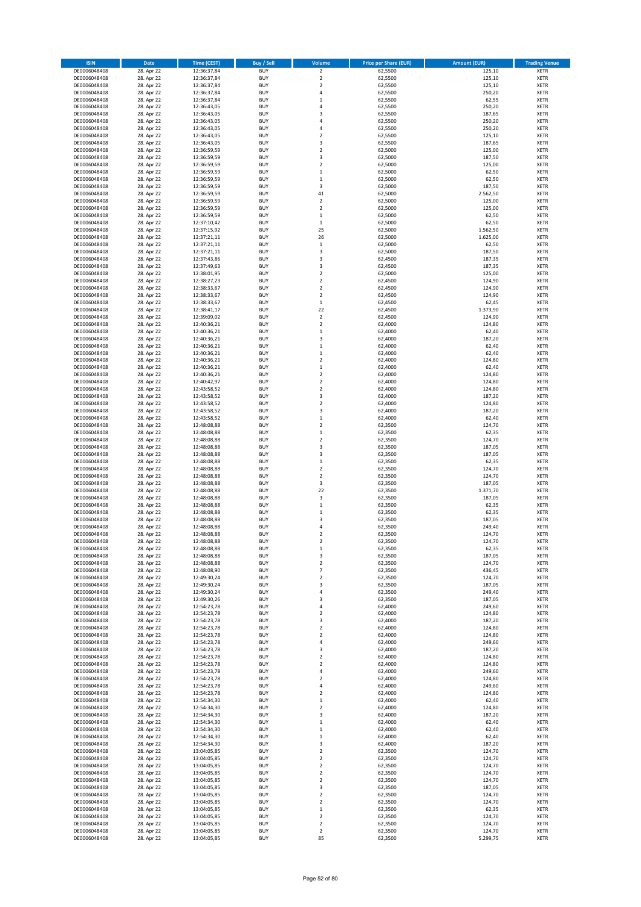| ISIN | Date | Time (CEST) | Buy / Sell | Volume | Price per Share (EUR) | Amount (EUR) | Trading Venue |
|---|---|---|---|---|---|---|---|
| DE0006048408 | 28. Apr 22 | 12:36:37,84 | BUY | 2 | 62,5500 | 125,10 | XETR |
| DE0006048408 | 28. Apr 22 | 12:36:37,84 | BUY | 2 | 62,5500 | 125,10 | XETR |
| DE0006048408 | 28. Apr 22 | 12:36:37,84 | BUY | 2 | 62,5500 | 125,10 | XETR |
| DE0006048408 | 28. Apr 22 | 12:36:37,84 | BUY | 4 | 62,5500 | 250,20 | XETR |
| DE0006048408 | 28. Apr 22 | 12:36:37,84 | BUY | 1 | 62,5500 | 62,55 | XETR |
| DE0006048408 | 28. Apr 22 | 12:36:43,05 | BUY | 4 | 62,5500 | 250,20 | XETR |
| DE0006048408 | 28. Apr 22 | 12:36:43,05 | BUY | 3 | 62,5500 | 187,65 | XETR |
| DE0006048408 | 28. Apr 22 | 12:36:43,05 | BUY | 4 | 62,5500 | 250,20 | XETR |
| DE0006048408 | 28. Apr 22 | 12:36:43,05 | BUY | 4 | 62,5500 | 250,20 | XETR |
| DE0006048408 | 28. Apr 22 | 12:36:43,05 | BUY | 2 | 62,5500 | 125,10 | XETR |
| DE0006048408 | 28. Apr 22 | 12:36:43,05 | BUY | 3 | 62,5500 | 187,65 | XETR |
| DE0006048408 | 28. Apr 22 | 12:36:59,59 | BUY | 2 | 62,5000 | 125,00 | XETR |
| DE0006048408 | 28. Apr 22 | 12:36:59,59 | BUY | 3 | 62,5000 | 187,50 | XETR |
| DE0006048408 | 28. Apr 22 | 12:36:59,59 | BUY | 2 | 62,5000 | 125,00 | XETR |
| DE0006048408 | 28. Apr 22 | 12:36:59,59 | BUY | 1 | 62,5000 | 62,50 | XETR |
| DE0006048408 | 28. Apr 22 | 12:36:59,59 | BUY | 1 | 62,5000 | 62,50 | XETR |
| DE0006048408 | 28. Apr 22 | 12:36:59,59 | BUY | 3 | 62,5000 | 187,50 | XETR |
| DE0006048408 | 28. Apr 22 | 12:36:59,59 | BUY | 41 | 62,5000 | 2.562,50 | XETR |
| DE0006048408 | 28. Apr 22 | 12:36:59,59 | BUY | 2 | 62,5000 | 125,00 | XETR |
| DE0006048408 | 28. Apr 22 | 12:36:59,59 | BUY | 2 | 62,5000 | 125,00 | XETR |
| DE0006048408 | 28. Apr 22 | 12:36:59,59 | BUY | 1 | 62,5000 | 62,50 | XETR |
| DE0006048408 | 28. Apr 22 | 12:37:10,42 | BUY | 1 | 62,5000 | 62,50 | XETR |
| DE0006048408 | 28. Apr 22 | 12:37:15,92 | BUY | 25 | 62,5000 | 1.562,50 | XETR |
| DE0006048408 | 28. Apr 22 | 12:37:21,11 | BUY | 26 | 62,5000 | 1.625,00 | XETR |
| DE0006048408 | 28. Apr 22 | 12:37:21,11 | BUY | 1 | 62,5000 | 62,50 | XETR |
| DE0006048408 | 28. Apr 22 | 12:37:21,11 | BUY | 3 | 62,5000 | 187,50 | XETR |
| DE0006048408 | 28. Apr 22 | 12:37:43,86 | BUY | 3 | 62,4500 | 187,35 | XETR |
| DE0006048408 | 28. Apr 22 | 12:37:49,63 | BUY | 3 | 62,4500 | 187,35 | XETR |
| DE0006048408 | 28. Apr 22 | 12:38:01,95 | BUY | 2 | 62,5000 | 125,00 | XETR |
| DE0006048408 | 28. Apr 22 | 12:38:27,23 | BUY | 2 | 62,4500 | 124,90 | XETR |
| DE0006048408 | 28. Apr 22 | 12:38:33,67 | BUY | 2 | 62,4500 | 124,90 | XETR |
| DE0006048408 | 28. Apr 22 | 12:38:33,67 | BUY | 2 | 62,4500 | 124,90 | XETR |
| DE0006048408 | 28. Apr 22 | 12:38:33,67 | BUY | 1 | 62,4500 | 62,45 | XETR |
| DE0006048408 | 28. Apr 22 | 12:38:41,17 | BUY | 22 | 62,4500 | 1.373,90 | XETR |
| DE0006048408 | 28. Apr 22 | 12:39:09,02 | BUY | 2 | 62,4500 | 124,90 | XETR |
| DE0006048408 | 28. Apr 22 | 12:40:36,21 | BUY | 2 | 62,4000 | 124,80 | XETR |
| DE0006048408 | 28. Apr 22 | 12:40:36,21 | BUY | 1 | 62,4000 | 62,40 | XETR |
| DE0006048408 | 28. Apr 22 | 12:40:36,21 | BUY | 3 | 62,4000 | 187,20 | XETR |
| DE0006048408 | 28. Apr 22 | 12:40:36,21 | BUY | 1 | 62,4000 | 62,40 | XETR |
| DE0006048408 | 28. Apr 22 | 12:40:36,21 | BUY | 1 | 62,4000 | 62,40 | XETR |
| DE0006048408 | 28. Apr 22 | 12:40:36,21 | BUY | 2 | 62,4000 | 124,80 | XETR |
| DE0006048408 | 28. Apr 22 | 12:40:36,21 | BUY | 1 | 62,4000 | 62,40 | XETR |
| DE0006048408 | 28. Apr 22 | 12:40:36,21 | BUY | 2 | 62,4000 | 124,80 | XETR |
| DE0006048408 | 28. Apr 22 | 12:40:42,97 | BUY | 2 | 62,4000 | 124,80 | XETR |
| DE0006048408 | 28. Apr 22 | 12:43:58,52 | BUY | 2 | 62,4000 | 124,80 | XETR |
| DE0006048408 | 28. Apr 22 | 12:43:58,52 | BUY | 3 | 62,4000 | 187,20 | XETR |
| DE0006048408 | 28. Apr 22 | 12:43:58,52 | BUY | 2 | 62,4000 | 124,80 | XETR |
| DE0006048408 | 28. Apr 22 | 12:43:58,52 | BUY | 3 | 62,4000 | 187,20 | XETR |
| DE0006048408 | 28. Apr 22 | 12:43:58,52 | BUY | 1 | 62,4000 | 62,40 | XETR |
| DE0006048408 | 28. Apr 22 | 12:48:08,88 | BUY | 2 | 62,3500 | 124,70 | XETR |
| DE0006048408 | 28. Apr 22 | 12:48:08,88 | BUY | 1 | 62,3500 | 62,35 | XETR |
| DE0006048408 | 28. Apr 22 | 12:48:08,88 | BUY | 2 | 62,3500 | 124,70 | XETR |
| DE0006048408 | 28. Apr 22 | 12:48:08,88 | BUY | 3 | 62,3500 | 187,05 | XETR |
| DE0006048408 | 28. Apr 22 | 12:48:08,88 | BUY | 3 | 62,3500 | 187,05 | XETR |
| DE0006048408 | 28. Apr 22 | 12:48:08,88 | BUY | 1 | 62,3500 | 62,35 | XETR |
| DE0006048408 | 28. Apr 22 | 12:48:08,88 | BUY | 2 | 62,3500 | 124,70 | XETR |
| DE0006048408 | 28. Apr 22 | 12:48:08,88 | BUY | 2 | 62,3500 | 124,70 | XETR |
| DE0006048408 | 28. Apr 22 | 12:48:08,88 | BUY | 3 | 62,3500 | 187,05 | XETR |
| DE0006048408 | 28. Apr 22 | 12:48:08,88 | BUY | 22 | 62,3500 | 1.371,70 | XETR |
| DE0006048408 | 28. Apr 22 | 12:48:08,88 | BUY | 3 | 62,3500 | 187,05 | XETR |
| DE0006048408 | 28. Apr 22 | 12:48:08,88 | BUY | 1 | 62,3500 | 62,35 | XETR |
| DE0006048408 | 28. Apr 22 | 12:48:08,88 | BUY | 1 | 62,3500 | 62,35 | XETR |
| DE0006048408 | 28. Apr 22 | 12:48:08,88 | BUY | 3 | 62,3500 | 187,05 | XETR |
| DE0006048408 | 28. Apr 22 | 12:48:08,88 | BUY | 4 | 62,3500 | 249,40 | XETR |
| DE0006048408 | 28. Apr 22 | 12:48:08,88 | BUY | 2 | 62,3500 | 124,70 | XETR |
| DE0006048408 | 28. Apr 22 | 12:48:08,88 | BUY | 2 | 62,3500 | 124,70 | XETR |
| DE0006048408 | 28. Apr 22 | 12:48:08,88 | BUY | 1 | 62,3500 | 62,35 | XETR |
| DE0006048408 | 28. Apr 22 | 12:48:08,88 | BUY | 3 | 62,3500 | 187,05 | XETR |
| DE0006048408 | 28. Apr 22 | 12:48:08,88 | BUY | 2 | 62,3500 | 124,70 | XETR |
| DE0006048408 | 28. Apr 22 | 12:48:08,90 | BUY | 7 | 62,3500 | 436,45 | XETR |
| DE0006048408 | 28. Apr 22 | 12:49:30,24 | BUY | 2 | 62,3500 | 124,70 | XETR |
| DE0006048408 | 28. Apr 22 | 12:49:30,24 | BUY | 3 | 62,3500 | 187,05 | XETR |
| DE0006048408 | 28. Apr 22 | 12:49:30,24 | BUY | 4 | 62,3500 | 249,40 | XETR |
| DE0006048408 | 28. Apr 22 | 12:49:30,26 | BUY | 3 | 62,3500 | 187,05 | XETR |
| DE0006048408 | 28. Apr 22 | 12:54:23,78 | BUY | 4 | 62,4000 | 249,60 | XETR |
| DE0006048408 | 28. Apr 22 | 12:54:23,78 | BUY | 2 | 62,4000 | 124,80 | XETR |
| DE0006048408 | 28. Apr 22 | 12:54:23,78 | BUY | 3 | 62,4000 | 187,20 | XETR |
| DE0006048408 | 28. Apr 22 | 12:54:23,78 | BUY | 2 | 62,4000 | 124,80 | XETR |
| DE0006048408 | 28. Apr 22 | 12:54:23,78 | BUY | 2 | 62,4000 | 124,80 | XETR |
| DE0006048408 | 28. Apr 22 | 12:54:23,78 | BUY | 4 | 62,4000 | 249,60 | XETR |
| DE0006048408 | 28. Apr 22 | 12:54:23,78 | BUY | 3 | 62,4000 | 187,20 | XETR |
| DE0006048408 | 28. Apr 22 | 12:54:23,78 | BUY | 2 | 62,4000 | 124,80 | XETR |
| DE0006048408 | 28. Apr 22 | 12:54:23,78 | BUY | 2 | 62,4000 | 124,80 | XETR |
| DE0006048408 | 28. Apr 22 | 12:54:23,78 | BUY | 4 | 62,4000 | 249,60 | XETR |
| DE0006048408 | 28. Apr 22 | 12:54:23,78 | BUY | 2 | 62,4000 | 124,80 | XETR |
| DE0006048408 | 28. Apr 22 | 12:54:23,78 | BUY | 4 | 62,4000 | 249,60 | XETR |
| DE0006048408 | 28. Apr 22 | 12:54:23,78 | BUY | 2 | 62,4000 | 124,80 | XETR |
| DE0006048408 | 28. Apr 22 | 12:54:34,30 | BUY | 1 | 62,4000 | 62,40 | XETR |
| DE0006048408 | 28. Apr 22 | 12:54:34,30 | BUY | 2 | 62,4000 | 124,80 | XETR |
| DE0006048408 | 28. Apr 22 | 12:54:34,30 | BUY | 3 | 62,4000 | 187,20 | XETR |
| DE0006048408 | 28. Apr 22 | 12:54:34,30 | BUY | 1 | 62,4000 | 62,40 | XETR |
| DE0006048408 | 28. Apr 22 | 12:54:34,30 | BUY | 1 | 62,4000 | 62,40 | XETR |
| DE0006048408 | 28. Apr 22 | 12:54:34,30 | BUY | 1 | 62,4000 | 62,40 | XETR |
| DE0006048408 | 28. Apr 22 | 12:54:34,30 | BUY | 3 | 62,4000 | 187,20 | XETR |
| DE0006048408 | 28. Apr 22 | 13:04:05,85 | BUY | 2 | 62,3500 | 124,70 | XETR |
| DE0006048408 | 28. Apr 22 | 13:04:05,85 | BUY | 2 | 62,3500 | 124,70 | XETR |
| DE0006048408 | 28. Apr 22 | 13:04:05,85 | BUY | 2 | 62,3500 | 124,70 | XETR |
| DE0006048408 | 28. Apr 22 | 13:04:05,85 | BUY | 2 | 62,3500 | 124,70 | XETR |
| DE0006048408 | 28. Apr 22 | 13:04:05,85 | BUY | 2 | 62,3500 | 124,70 | XETR |
| DE0006048408 | 28. Apr 22 | 13:04:05,85 | BUY | 3 | 62,3500 | 187,05 | XETR |
| DE0006048408 | 28. Apr 22 | 13:04:05,85 | BUY | 2 | 62,3500 | 124,70 | XETR |
| DE0006048408 | 28. Apr 22 | 13:04:05,85 | BUY | 2 | 62,3500 | 124,70 | XETR |
| DE0006048408 | 28. Apr 22 | 13:04:05,85 | BUY | 1 | 62,3500 | 62,35 | XETR |
| DE0006048408 | 28. Apr 22 | 13:04:05,85 | BUY | 2 | 62,3500 | 124,70 | XETR |
| DE0006048408 | 28. Apr 22 | 13:04:05,85 | BUY | 2 | 62,3500 | 124,70 | XETR |
| DE0006048408 | 28. Apr 22 | 13:04:05,85 | BUY | 2 | 62,3500 | 124,70 | XETR |
| DE0006048408 | 28. Apr 22 | 13:04:05,85 | BUY | 85 | 62,3500 | 5.299,75 | XETR |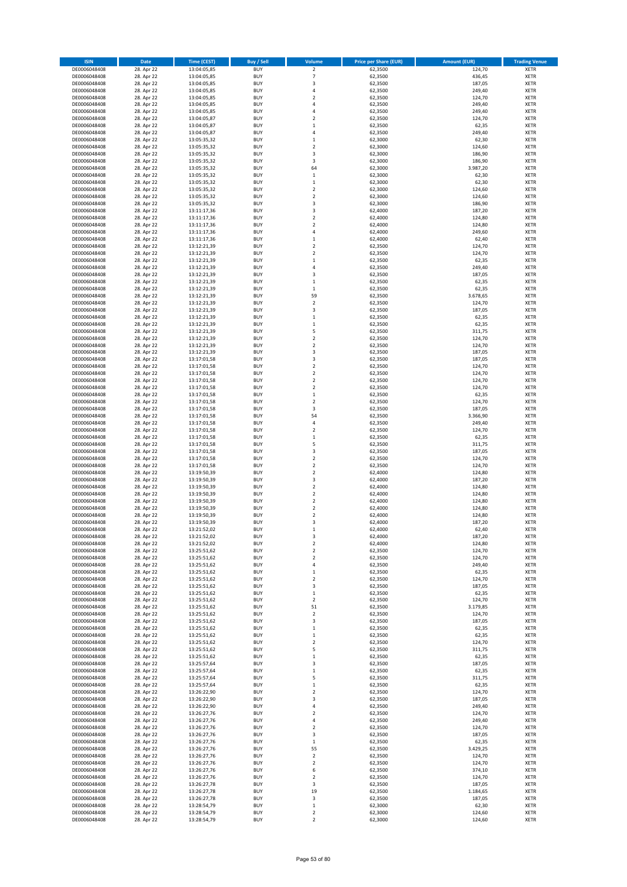| ISIN | Date | Time (CEST) | Buy / Sell | Volume | Price per Share (EUR) | Amount (EUR) | Trading Venue |
|---|---|---|---|---|---|---|---|
| DE0006048408 | 28. Apr 22 | 13:04:05,85 | BUY | 2 | 62,3500 | 124,70 | XETR |
| DE0006048408 | 28. Apr 22 | 13:04:05,85 | BUY | 7 | 62,3500 | 436,45 | XETR |
| DE0006048408 | 28. Apr 22 | 13:04:05,85 | BUY | 3 | 62,3500 | 187,05 | XETR |
| DE0006048408 | 28. Apr 22 | 13:04:05,85 | BUY | 4 | 62,3500 | 249,40 | XETR |
| DE0006048408 | 28. Apr 22 | 13:04:05,85 | BUY | 2 | 62,3500 | 124,70 | XETR |
| DE0006048408 | 28. Apr 22 | 13:04:05,85 | BUY | 4 | 62,3500 | 249,40 | XETR |
| DE0006048408 | 28. Apr 22 | 13:04:05,85 | BUY | 4 | 62,3500 | 249,40 | XETR |
| DE0006048408 | 28. Apr 22 | 13:04:05,87 | BUY | 2 | 62,3500 | 124,70 | XETR |
| DE0006048408 | 28. Apr 22 | 13:04:05,87 | BUY | 1 | 62,3500 | 62,35 | XETR |
| DE0006048408 | 28. Apr 22 | 13:04:05,87 | BUY | 4 | 62,3500 | 249,40 | XETR |
| DE0006048408 | 28. Apr 22 | 13:05:35,32 | BUY | 1 | 62,3000 | 62,30 | XETR |
| DE0006048408 | 28. Apr 22 | 13:05:35,32 | BUY | 2 | 62,3000 | 124,60 | XETR |
| DE0006048408 | 28. Apr 22 | 13:05:35,32 | BUY | 3 | 62,3000 | 186,90 | XETR |
| DE0006048408 | 28. Apr 22 | 13:05:35,32 | BUY | 3 | 62,3000 | 186,90 | XETR |
| DE0006048408 | 28. Apr 22 | 13:05:35,32 | BUY | 64 | 62,3000 | 3.987,20 | XETR |
| DE0006048408 | 28. Apr 22 | 13:05:35,32 | BUY | 1 | 62,3000 | 62,30 | XETR |
| DE0006048408 | 28. Apr 22 | 13:05:35,32 | BUY | 1 | 62,3000 | 62,30 | XETR |
| DE0006048408 | 28. Apr 22 | 13:05:35,32 | BUY | 2 | 62,3000 | 124,60 | XETR |
| DE0006048408 | 28. Apr 22 | 13:05:35,32 | BUY | 2 | 62,3000 | 124,60 | XETR |
| DE0006048408 | 28. Apr 22 | 13:05:35,32 | BUY | 3 | 62,3000 | 186,90 | XETR |
| DE0006048408 | 28. Apr 22 | 13:11:17,36 | BUY | 3 | 62,4000 | 187,20 | XETR |
| DE0006048408 | 28. Apr 22 | 13:11:17,36 | BUY | 2 | 62,4000 | 124,80 | XETR |
| DE0006048408 | 28. Apr 22 | 13:11:17,36 | BUY | 2 | 62,4000 | 124,80 | XETR |
| DE0006048408 | 28. Apr 22 | 13:11:17,36 | BUY | 4 | 62,4000 | 249,60 | XETR |
| DE0006048408 | 28. Apr 22 | 13:11:17,36 | BUY | 1 | 62,4000 | 62,40 | XETR |
| DE0006048408 | 28. Apr 22 | 13:12:21,39 | BUY | 2 | 62,3500 | 124,70 | XETR |
| DE0006048408 | 28. Apr 22 | 13:12:21,39 | BUY | 2 | 62,3500 | 124,70 | XETR |
| DE0006048408 | 28. Apr 22 | 13:12:21,39 | BUY | 1 | 62,3500 | 62,35 | XETR |
| DE0006048408 | 28. Apr 22 | 13:12:21,39 | BUY | 4 | 62,3500 | 249,40 | XETR |
| DE0006048408 | 28. Apr 22 | 13:12:21,39 | BUY | 3 | 62,3500 | 187,05 | XETR |
| DE0006048408 | 28. Apr 22 | 13:12:21,39 | BUY | 1 | 62,3500 | 62,35 | XETR |
| DE0006048408 | 28. Apr 22 | 13:12:21,39 | BUY | 1 | 62,3500 | 62,35 | XETR |
| DE0006048408 | 28. Apr 22 | 13:12:21,39 | BUY | 59 | 62,3500 | 3.678,65 | XETR |
| DE0006048408 | 28. Apr 22 | 13:12:21,39 | BUY | 2 | 62,3500 | 124,70 | XETR |
| DE0006048408 | 28. Apr 22 | 13:12:21,39 | BUY | 3 | 62,3500 | 187,05 | XETR |
| DE0006048408 | 28. Apr 22 | 13:12:21,39 | BUY | 1 | 62,3500 | 62,35 | XETR |
| DE0006048408 | 28. Apr 22 | 13:12:21,39 | BUY | 1 | 62,3500 | 62,35 | XETR |
| DE0006048408 | 28. Apr 22 | 13:12:21,39 | BUY | 5 | 62,3500 | 311,75 | XETR |
| DE0006048408 | 28. Apr 22 | 13:12:21,39 | BUY | 2 | 62,3500 | 124,70 | XETR |
| DE0006048408 | 28. Apr 22 | 13:12:21,39 | BUY | 2 | 62,3500 | 124,70 | XETR |
| DE0006048408 | 28. Apr 22 | 13:12:21,39 | BUY | 3 | 62,3500 | 187,05 | XETR |
| DE0006048408 | 28. Apr 22 | 13:17:01,58 | BUY | 3 | 62,3500 | 187,05 | XETR |
| DE0006048408 | 28. Apr 22 | 13:17:01,58 | BUY | 2 | 62,3500 | 124,70 | XETR |
| DE0006048408 | 28. Apr 22 | 13:17:01,58 | BUY | 2 | 62,3500 | 124,70 | XETR |
| DE0006048408 | 28. Apr 22 | 13:17:01,58 | BUY | 2 | 62,3500 | 124,70 | XETR |
| DE0006048408 | 28. Apr 22 | 13:17:01,58 | BUY | 2 | 62,3500 | 124,70 | XETR |
| DE0006048408 | 28. Apr 22 | 13:17:01,58 | BUY | 1 | 62,3500 | 62,35 | XETR |
| DE0006048408 | 28. Apr 22 | 13:17:01,58 | BUY | 2 | 62,3500 | 124,70 | XETR |
| DE0006048408 | 28. Apr 22 | 13:17:01,58 | BUY | 3 | 62,3500 | 187,05 | XETR |
| DE0006048408 | 28. Apr 22 | 13:17:01,58 | BUY | 54 | 62,3500 | 3.366,90 | XETR |
| DE0006048408 | 28. Apr 22 | 13:17:01,58 | BUY | 4 | 62,3500 | 249,40 | XETR |
| DE0006048408 | 28. Apr 22 | 13:17:01,58 | BUY | 2 | 62,3500 | 124,70 | XETR |
| DE0006048408 | 28. Apr 22 | 13:17:01,58 | BUY | 1 | 62,3500 | 62,35 | XETR |
| DE0006048408 | 28. Apr 22 | 13:17:01,58 | BUY | 5 | 62,3500 | 311,75 | XETR |
| DE0006048408 | 28. Apr 22 | 13:17:01,58 | BUY | 3 | 62,3500 | 187,05 | XETR |
| DE0006048408 | 28. Apr 22 | 13:17:01,58 | BUY | 2 | 62,3500 | 124,70 | XETR |
| DE0006048408 | 28. Apr 22 | 13:17:01,58 | BUY | 2 | 62,3500 | 124,70 | XETR |
| DE0006048408 | 28. Apr 22 | 13:19:50,39 | BUY | 2 | 62,4000 | 124,80 | XETR |
| DE0006048408 | 28. Apr 22 | 13:19:50,39 | BUY | 3 | 62,4000 | 187,20 | XETR |
| DE0006048408 | 28. Apr 22 | 13:19:50,39 | BUY | 2 | 62,4000 | 124,80 | XETR |
| DE0006048408 | 28. Apr 22 | 13:19:50,39 | BUY | 2 | 62,4000 | 124,80 | XETR |
| DE0006048408 | 28. Apr 22 | 13:19:50,39 | BUY | 2 | 62,4000 | 124,80 | XETR |
| DE0006048408 | 28. Apr 22 | 13:19:50,39 | BUY | 2 | 62,4000 | 124,80 | XETR |
| DE0006048408 | 28. Apr 22 | 13:19:50,39 | BUY | 2 | 62,4000 | 124,80 | XETR |
| DE0006048408 | 28. Apr 22 | 13:19:50,39 | BUY | 3 | 62,4000 | 187,20 | XETR |
| DE0006048408 | 28. Apr 22 | 13:21:52,02 | BUY | 1 | 62,4000 | 62,40 | XETR |
| DE0006048408 | 28. Apr 22 | 13:21:52,02 | BUY | 3 | 62,4000 | 187,20 | XETR |
| DE0006048408 | 28. Apr 22 | 13:21:52,02 | BUY | 2 | 62,4000 | 124,80 | XETR |
| DE0006048408 | 28. Apr 22 | 13:25:51,62 | BUY | 2 | 62,3500 | 124,70 | XETR |
| DE0006048408 | 28. Apr 22 | 13:25:51,62 | BUY | 2 | 62,3500 | 124,70 | XETR |
| DE0006048408 | 28. Apr 22 | 13:25:51,62 | BUY | 4 | 62,3500 | 249,40 | XETR |
| DE0006048408 | 28. Apr 22 | 13:25:51,62 | BUY | 1 | 62,3500 | 62,35 | XETR |
| DE0006048408 | 28. Apr 22 | 13:25:51,62 | BUY | 2 | 62,3500 | 124,70 | XETR |
| DE0006048408 | 28. Apr 22 | 13:25:51,62 | BUY | 3 | 62,3500 | 187,05 | XETR |
| DE0006048408 | 28. Apr 22 | 13:25:51,62 | BUY | 1 | 62,3500 | 62,35 | XETR |
| DE0006048408 | 28. Apr 22 | 13:25:51,62 | BUY | 2 | 62,3500 | 124,70 | XETR |
| DE0006048408 | 28. Apr 22 | 13:25:51,62 | BUY | 51 | 62,3500 | 3.179,85 | XETR |
| DE0006048408 | 28. Apr 22 | 13:25:51,62 | BUY | 2 | 62,3500 | 124,70 | XETR |
| DE0006048408 | 28. Apr 22 | 13:25:51,62 | BUY | 3 | 62,3500 | 187,05 | XETR |
| DE0006048408 | 28. Apr 22 | 13:25:51,62 | BUY | 1 | 62,3500 | 62,35 | XETR |
| DE0006048408 | 28. Apr 22 | 13:25:51,62 | BUY | 1 | 62,3500 | 62,35 | XETR |
| DE0006048408 | 28. Apr 22 | 13:25:51,62 | BUY | 2 | 62,3500 | 124,70 | XETR |
| DE0006048408 | 28. Apr 22 | 13:25:51,62 | BUY | 5 | 62,3500 | 311,75 | XETR |
| DE0006048408 | 28. Apr 22 | 13:25:51,62 | BUY | 1 | 62,3500 | 62,35 | XETR |
| DE0006048408 | 28. Apr 22 | 13:25:57,64 | BUY | 3 | 62,3500 | 187,05 | XETR |
| DE0006048408 | 28. Apr 22 | 13:25:57,64 | BUY | 1 | 62,3500 | 62,35 | XETR |
| DE0006048408 | 28. Apr 22 | 13:25:57,64 | BUY | 5 | 62,3500 | 311,75 | XETR |
| DE0006048408 | 28. Apr 22 | 13:25:57,64 | BUY | 1 | 62,3500 | 62,35 | XETR |
| DE0006048408 | 28. Apr 22 | 13:26:22,90 | BUY | 2 | 62,3500 | 124,70 | XETR |
| DE0006048408 | 28. Apr 22 | 13:26:22,90 | BUY | 3 | 62,3500 | 187,05 | XETR |
| DE0006048408 | 28. Apr 22 | 13:26:22,90 | BUY | 4 | 62,3500 | 249,40 | XETR |
| DE0006048408 | 28. Apr 22 | 13:26:27,76 | BUY | 2 | 62,3500 | 124,70 | XETR |
| DE0006048408 | 28. Apr 22 | 13:26:27,76 | BUY | 4 | 62,3500 | 249,40 | XETR |
| DE0006048408 | 28. Apr 22 | 13:26:27,76 | BUY | 2 | 62,3500 | 124,70 | XETR |
| DE0006048408 | 28. Apr 22 | 13:26:27,76 | BUY | 3 | 62,3500 | 187,05 | XETR |
| DE0006048408 | 28. Apr 22 | 13:26:27,76 | BUY | 1 | 62,3500 | 62,35 | XETR |
| DE0006048408 | 28. Apr 22 | 13:26:27,76 | BUY | 55 | 62,3500 | 3.429,25 | XETR |
| DE0006048408 | 28. Apr 22 | 13:26:27,76 | BUY | 2 | 62,3500 | 124,70 | XETR |
| DE0006048408 | 28. Apr 22 | 13:26:27,76 | BUY | 2 | 62,3500 | 124,70 | XETR |
| DE0006048408 | 28. Apr 22 | 13:26:27,76 | BUY | 6 | 62,3500 | 374,10 | XETR |
| DE0006048408 | 28. Apr 22 | 13:26:27,76 | BUY | 2 | 62,3500 | 124,70 | XETR |
| DE0006048408 | 28. Apr 22 | 13:26:27,78 | BUY | 3 | 62,3500 | 187,05 | XETR |
| DE0006048408 | 28. Apr 22 | 13:26:27,78 | BUY | 19 | 62,3500 | 1.184,65 | XETR |
| DE0006048408 | 28. Apr 22 | 13:26:27,78 | BUY | 3 | 62,3500 | 187,05 | XETR |
| DE0006048408 | 28. Apr 22 | 13:28:54,79 | BUY | 1 | 62,3000 | 62,30 | XETR |
| DE0006048408 | 28. Apr 22 | 13:28:54,79 | BUY | 2 | 62,3000 | 124,60 | XETR |
| DE0006048408 | 28. Apr 22 | 13:28:54,79 | BUY | 2 | 62,3000 | 124,60 | XETR |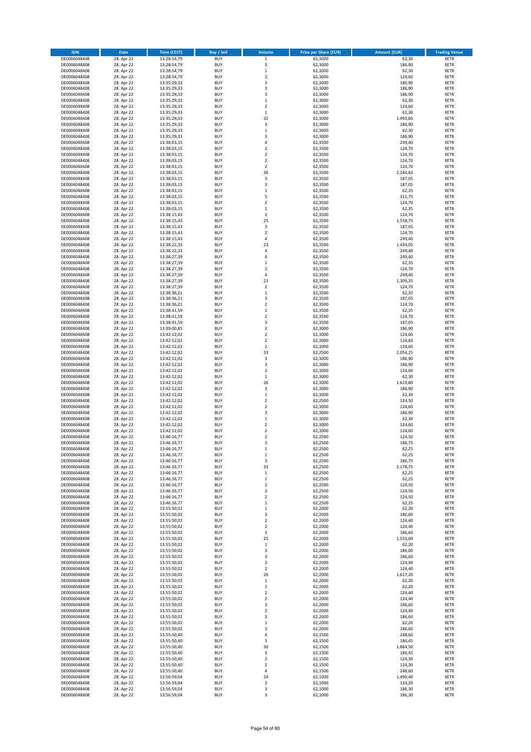| ISIN | Date | Time (CEST) | Buy / Sell | Volume | Price per Share (EUR) | Amount (EUR) | Trading Venue |
|---|---|---|---|---|---|---|---|
| DE0006048408 | 28. Apr 22 | 13:28:54,79 | BUY | 1 | 62,3000 | 62,30 | XETR |
| DE0006048408 | 28. Apr 22 | 13:28:54,79 | BUY | 3 | 62,3000 | 186,90 | XETR |
| DE0006048408 | 28. Apr 22 | 13:28:54,79 | BUY | 1 | 62,3000 | 62,30 | XETR |
| DE0006048408 | 28. Apr 22 | 13:28:54,79 | BUY | 2 | 62,3000 | 124,60 | XETR |
| DE0006048408 | 28. Apr 22 | 13:35:29,33 | BUY | 3 | 62,3000 | 186,90 | XETR |
| DE0006048408 | 28. Apr 22 | 13:35:29,33 | BUY | 3 | 62,3000 | 186,90 | XETR |
| DE0006048408 | 28. Apr 22 | 13:35:29,33 | BUY | 3 | 62,3000 | 186,90 | XETR |
| DE0006048408 | 28. Apr 22 | 13:35:29,33 | BUY | 1 | 62,3000 | 62,30 | XETR |
| DE0006048408 | 28. Apr 22 | 13:35:29,33 | BUY | 2 | 62,3000 | 124,60 | XETR |
| DE0006048408 | 28. Apr 22 | 13:35:29,33 | BUY | 1 | 62,3000 | 62,30 | XETR |
| DE0006048408 | 28. Apr 22 | 13:35:29,33 | BUY | 32 | 62,3000 | 1.993,60 | XETR |
| DE0006048408 | 28. Apr 22 | 13:35:29,33 | BUY | 3 | 62,3000 | 186,90 | XETR |
| DE0006048408 | 28. Apr 22 | 13:35:29,33 | BUY | 1 | 62,3000 | 62,30 | XETR |
| DE0006048408 | 28. Apr 22 | 13:35:29,33 | BUY | 3 | 62,3000 | 186,90 | XETR |
| DE0006048408 | 28. Apr 22 | 13:38:03,15 | BUY | 4 | 62,3500 | 249,40 | XETR |
| DE0006048408 | 28. Apr 22 | 13:38:03,15 | BUY | 2 | 62,3500 | 124,70 | XETR |
| DE0006048408 | 28. Apr 22 | 13:38:03,15 | BUY | 2 | 62,3500 | 124,70 | XETR |
| DE0006048408 | 28. Apr 22 | 13:38:03,15 | BUY | 2 | 62,3500 | 124,70 | XETR |
| DE0006048408 | 28. Apr 22 | 13:38:03,15 | BUY | 2 | 62,3500 | 124,70 | XETR |
| DE0006048408 | 28. Apr 22 | 13:38:03,15 | BUY | 36 | 62,3500 | 2.244,60 | XETR |
| DE0006048408 | 28. Apr 22 | 13:38:03,15 | BUY | 3 | 62,3500 | 187,05 | XETR |
| DE0006048408 | 28. Apr 22 | 13:38:03,15 | BUY | 3 | 62,3500 | 187,05 | XETR |
| DE0006048408 | 28. Apr 22 | 13:38:03,15 | BUY | 1 | 62,3500 | 62,35 | XETR |
| DE0006048408 | 28. Apr 22 | 13:38:03,15 | BUY | 5 | 62,3500 | 311,75 | XETR |
| DE0006048408 | 28. Apr 22 | 13:38:03,15 | BUY | 2 | 62,3500 | 124,70 | XETR |
| DE0006048408 | 28. Apr 22 | 13:38:03,15 | BUY | 1 | 62,3500 | 62,35 | XETR |
| DE0006048408 | 28. Apr 22 | 13:38:15,43 | BUY | 2 | 62,3500 | 124,70 | XETR |
| DE0006048408 | 28. Apr 22 | 13:38:15,43 | BUY | 25 | 62,3500 | 1.558,75 | XETR |
| DE0006048408 | 28. Apr 22 | 13:38:15,43 | BUY | 3 | 62,3500 | 187,05 | XETR |
| DE0006048408 | 28. Apr 22 | 13:38:15,43 | BUY | 2 | 62,3500 | 124,70 | XETR |
| DE0006048408 | 28. Apr 22 | 13:38:15,43 | BUY | 4 | 62,3500 | 249,40 | XETR |
| DE0006048408 | 28. Apr 22 | 13:38:22,33 | BUY | 23 | 62,3500 | 1.434,05 | XETR |
| DE0006048408 | 28. Apr 22 | 13:38:22,33 | BUY | 4 | 62,3500 | 249,40 | XETR |
| DE0006048408 | 28. Apr 22 | 13:38:27,39 | BUY | 4 | 62,3500 | 249,40 | XETR |
| DE0006048408 | 28. Apr 22 | 13:38:27,39 | BUY | 1 | 62,3500 | 62,35 | XETR |
| DE0006048408 | 28. Apr 22 | 13:38:27,39 | BUY | 2 | 62,3500 | 124,70 | XETR |
| DE0006048408 | 28. Apr 22 | 13:38:27,39 | BUY | 4 | 62,3500 | 249,40 | XETR |
| DE0006048408 | 28. Apr 22 | 13:38:27,39 | BUY | 21 | 62,3500 | 1.309,35 | XETR |
| DE0006048408 | 28. Apr 22 | 13:38:27,39 | BUY | 2 | 62,3500 | 124,70 | XETR |
| DE0006048408 | 28. Apr 22 | 13:38:36,21 | BUY | 1 | 62,3500 | 62,35 | XETR |
| DE0006048408 | 28. Apr 22 | 13:38:36,21 | BUY | 3 | 62,3500 | 187,05 | XETR |
| DE0006048408 | 28. Apr 22 | 13:38:36,21 | BUY | 2 | 62,3500 | 124,70 | XETR |
| DE0006048408 | 28. Apr 22 | 13:38:41,59 | BUY | 1 | 62,3500 | 62,35 | XETR |
| DE0006048408 | 28. Apr 22 | 13:38:41,59 | BUY | 2 | 62,3500 | 124,70 | XETR |
| DE0006048408 | 28. Apr 22 | 13:38:41,59 | BUY | 3 | 62,3500 | 187,05 | XETR |
| DE0006048408 | 28. Apr 22 | 13:39:00,85 | BUY | 3 | 62,3000 | 186,90 | XETR |
| DE0006048408 | 28. Apr 22 | 13:42:12,02 | BUY | 2 | 62,3000 | 124,60 | XETR |
| DE0006048408 | 28. Apr 22 | 13:42:12,02 | BUY | 2 | 62,3000 | 124,60 | XETR |
| DE0006048408 | 28. Apr 22 | 13:42:12,02 | BUY | 2 | 62,3000 | 124,60 | XETR |
| DE0006048408 | 28. Apr 22 | 13:42:12,02 | BUY | 33 | 62,2500 | 2.054,25 | XETR |
| DE0006048408 | 28. Apr 22 | 13:42:12,02 | BUY | 3 | 62,3000 | 186,90 | XETR |
| DE0006048408 | 28. Apr 22 | 13:42:12,02 | BUY | 3 | 62,3000 | 186,90 | XETR |
| DE0006048408 | 28. Apr 22 | 13:42:12,02 | BUY | 2 | 62,3000 | 124,60 | XETR |
| DE0006048408 | 28. Apr 22 | 13:42:12,02 | BUY | 1 | 62,3000 | 62,30 | XETR |
| DE0006048408 | 28. Apr 22 | 13:42:12,02 | BUY | 26 | 62,3000 | 1.619,80 | XETR |
| DE0006048408 | 28. Apr 22 | 13:42:12,02 | BUY | 3 | 62,3000 | 186,90 | XETR |
| DE0006048408 | 28. Apr 22 | 13:42:12,02 | BUY | 1 | 62,3000 | 62,30 | XETR |
| DE0006048408 | 28. Apr 22 | 13:42:12,02 | BUY | 2 | 62,2500 | 124,50 | XETR |
| DE0006048408 | 28. Apr 22 | 13:42:12,02 | BUY | 2 | 62,3000 | 124,60 | XETR |
| DE0006048408 | 28. Apr 22 | 13:42:12,02 | BUY | 3 | 62,3000 | 186,90 | XETR |
| DE0006048408 | 28. Apr 22 | 13:42:12,02 | BUY | 1 | 62,3000 | 62,30 | XETR |
| DE0006048408 | 28. Apr 22 | 13:42:12,02 | BUY | 2 | 62,3000 | 124,60 | XETR |
| DE0006048408 | 28. Apr 22 | 13:42:12,02 | BUY | 2 | 62,3000 | 124,60 | XETR |
| DE0006048408 | 28. Apr 22 | 13:46:16,77 | BUY | 2 | 62,2500 | 124,50 | XETR |
| DE0006048408 | 28. Apr 22 | 13:46:16,77 | BUY | 3 | 62,2500 | 186,75 | XETR |
| DE0006048408 | 28. Apr 22 | 13:46:16,77 | BUY | 1 | 62,2500 | 62,25 | XETR |
| DE0006048408 | 28. Apr 22 | 13:46:16,77 | BUY | 1 | 62,2500 | 62,25 | XETR |
| DE0006048408 | 28. Apr 22 | 13:46:16,77 | BUY | 3 | 62,2500 | 186,75 | XETR |
| DE0006048408 | 28. Apr 22 | 13:46:16,77 | BUY | 35 | 62,2500 | 2.178,75 | XETR |
| DE0006048408 | 28. Apr 22 | 13:46:16,77 | BUY | 1 | 62,2500 | 62,25 | XETR |
| DE0006048408 | 28. Apr 22 | 13:46:16,77 | BUY | 1 | 62,2500 | 62,25 | XETR |
| DE0006048408 | 28. Apr 22 | 13:46:16,77 | BUY | 2 | 62,2500 | 124,50 | XETR |
| DE0006048408 | 28. Apr 22 | 13:46:16,77 | BUY | 2 | 62,2500 | 124,50 | XETR |
| DE0006048408 | 28. Apr 22 | 13:46:16,77 | BUY | 2 | 62,2500 | 124,50 | XETR |
| DE0006048408 | 28. Apr 22 | 13:46:16,77 | BUY | 1 | 62,2500 | 62,25 | XETR |
| DE0006048408 | 28. Apr 22 | 13:55:50,02 | BUY | 1 | 62,2000 | 62,20 | XETR |
| DE0006048408 | 28. Apr 22 | 13:55:50,02 | BUY | 3 | 62,2000 | 186,60 | XETR |
| DE0006048408 | 28. Apr 22 | 13:55:50,02 | BUY | 2 | 62,2000 | 124,40 | XETR |
| DE0006048408 | 28. Apr 22 | 13:55:50,02 | BUY | 2 | 62,2000 | 124,40 | XETR |
| DE0006048408 | 28. Apr 22 | 13:55:50,02 | BUY | 3 | 62,2000 | 186,60 | XETR |
| DE0006048408 | 28. Apr 22 | 13:55:50,02 | BUY | 25 | 62,2000 | 1.555,00 | XETR |
| DE0006048408 | 28. Apr 22 | 13:55:50,02 | BUY | 1 | 62,2000 | 62,20 | XETR |
| DE0006048408 | 28. Apr 22 | 13:55:50,02 | BUY | 3 | 62,2000 | 186,60 | XETR |
| DE0006048408 | 28. Apr 22 | 13:55:50,02 | BUY | 3 | 62,2000 | 186,60 | XETR |
| DE0006048408 | 28. Apr 22 | 13:55:50,02 | BUY | 2 | 62,2000 | 124,40 | XETR |
| DE0006048408 | 28. Apr 22 | 13:55:50,02 | BUY | 2 | 62,2000 | 124,40 | XETR |
| DE0006048408 | 28. Apr 22 | 13:55:50,02 | BUY | 26 | 62,2000 | 1.617,20 | XETR |
| DE0006048408 | 28. Apr 22 | 13:55:50,02 | BUY | 1 | 62,2000 | 62,20 | XETR |
| DE0006048408 | 28. Apr 22 | 13:55:50,02 | BUY | 1 | 62,2000 | 62,20 | XETR |
| DE0006048408 | 28. Apr 22 | 13:55:50,02 | BUY | 2 | 62,2000 | 124,40 | XETR |
| DE0006048408 | 28. Apr 22 | 13:55:50,02 | BUY | 2 | 62,2000 | 124,40 | XETR |
| DE0006048408 | 28. Apr 22 | 13:55:50,02 | BUY | 3 | 62,2000 | 186,60 | XETR |
| DE0006048408 | 28. Apr 22 | 13:55:50,02 | BUY | 2 | 62,2000 | 124,40 | XETR |
| DE0006048408 | 28. Apr 22 | 13:55:50,02 | BUY | 3 | 62,2000 | 186,60 | XETR |
| DE0006048408 | 28. Apr 22 | 13:55:50,02 | BUY | 1 | 62,2000 | 62,20 | XETR |
| DE0006048408 | 28. Apr 22 | 13:55:50,02 | BUY | 3 | 62,2000 | 186,60 | XETR |
| DE0006048408 | 28. Apr 22 | 13:55:50,40 | BUY | 4 | 62,1500 | 248,60 | XETR |
| DE0006048408 | 28. Apr 22 | 13:55:50,40 | BUY | 3 | 62,1500 | 186,45 | XETR |
| DE0006048408 | 28. Apr 22 | 13:55:50,40 | BUY | 30 | 62,1500 | 1.864,50 | XETR |
| DE0006048408 | 28. Apr 22 | 13:55:50,40 | BUY | 3 | 62,1500 | 186,45 | XETR |
| DE0006048408 | 28. Apr 22 | 13:55:50,40 | BUY | 2 | 62,1500 | 124,30 | XETR |
| DE0006048408 | 28. Apr 22 | 13:55:50,40 | BUY | 2 | 62,1500 | 124,30 | XETR |
| DE0006048408 | 28. Apr 22 | 13:55:50,40 | BUY | 4 | 62,1500 | 248,60 | XETR |
| DE0006048408 | 28. Apr 22 | 13:56:59,04 | BUY | 24 | 62,1000 | 1.490,40 | XETR |
| DE0006048408 | 28. Apr 22 | 13:56:59,04 | BUY | 2 | 62,1000 | 124,20 | XETR |
| DE0006048408 | 28. Apr 22 | 13:56:59,04 | BUY | 3 | 62,1000 | 186,30 | XETR |
| DE0006048408 | 28. Apr 22 | 13:56:59,04 | BUY | 3 | 62,1000 | 186,30 | XETR |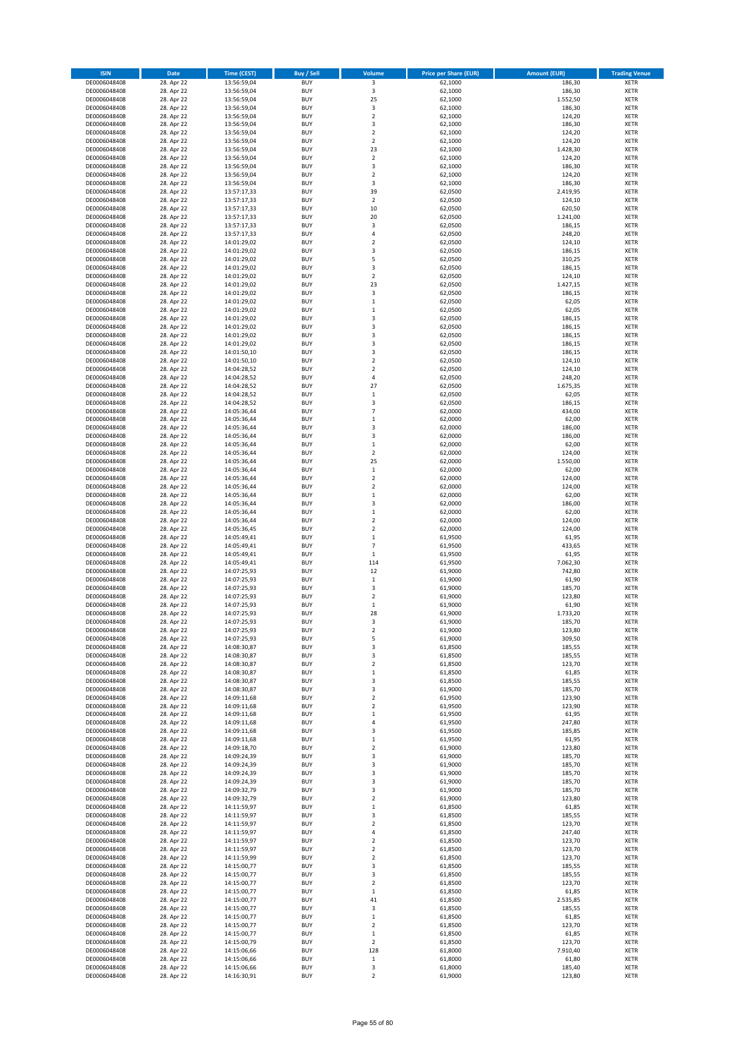| ISIN | Date | Time (CEST) | Buy / Sell | Volume | Price per Share (EUR) | Amount (EUR) | Trading Venue |
|---|---|---|---|---|---|---|---|
| DE0006048408 | 28. Apr 22 | 13:56:59,04 | BUY | 3 | 62,1000 | 186,30 | XETR |
| DE0006048408 | 28. Apr 22 | 13:56:59,04 | BUY | 3 | 62,1000 | 186,30 | XETR |
| DE0006048408 | 28. Apr 22 | 13:56:59,04 | BUY | 25 | 62,1000 | 1.552,50 | XETR |
| DE0006048408 | 28. Apr 22 | 13:56:59,04 | BUY | 3 | 62,1000 | 186,30 | XETR |
| DE0006048408 | 28. Apr 22 | 13:56:59,04 | BUY | 2 | 62,1000 | 124,20 | XETR |
| DE0006048408 | 28. Apr 22 | 13:56:59,04 | BUY | 3 | 62,1000 | 186,30 | XETR |
| DE0006048408 | 28. Apr 22 | 13:56:59,04 | BUY | 2 | 62,1000 | 124,20 | XETR |
| DE0006048408 | 28. Apr 22 | 13:56:59,04 | BUY | 2 | 62,1000 | 124,20 | XETR |
| DE0006048408 | 28. Apr 22 | 13:56:59,04 | BUY | 23 | 62,1000 | 1.428,30 | XETR |
| DE0006048408 | 28. Apr 22 | 13:56:59,04 | BUY | 2 | 62,1000 | 124,20 | XETR |
| DE0006048408 | 28. Apr 22 | 13:56:59,04 | BUY | 3 | 62,1000 | 186,30 | XETR |
| DE0006048408 | 28. Apr 22 | 13:56:59,04 | BUY | 2 | 62,1000 | 124,20 | XETR |
| DE0006048408 | 28. Apr 22 | 13:56:59,04 | BUY | 3 | 62,1000 | 186,30 | XETR |
| DE0006048408 | 28. Apr 22 | 13:57:17,33 | BUY | 39 | 62,0500 | 2.419,95 | XETR |
| DE0006048408 | 28. Apr 22 | 13:57:17,33 | BUY | 2 | 62,0500 | 124,10 | XETR |
| DE0006048408 | 28. Apr 22 | 13:57:17,33 | BUY | 10 | 62,0500 | 620,50 | XETR |
| DE0006048408 | 28. Apr 22 | 13:57:17,33 | BUY | 20 | 62,0500 | 1.241,00 | XETR |
| DE0006048408 | 28. Apr 22 | 13:57:17,33 | BUY | 3 | 62,0500 | 186,15 | XETR |
| DE0006048408 | 28. Apr 22 | 13:57:17,33 | BUY | 4 | 62,0500 | 248,20 | XETR |
| DE0006048408 | 28. Apr 22 | 14:01:29,02 | BUY | 2 | 62,0500 | 124,10 | XETR |
| DE0006048408 | 28. Apr 22 | 14:01:29,02 | BUY | 3 | 62,0500 | 186,15 | XETR |
| DE0006048408 | 28. Apr 22 | 14:01:29,02 | BUY | 5 | 62,0500 | 310,25 | XETR |
| DE0006048408 | 28. Apr 22 | 14:01:29,02 | BUY | 3 | 62,0500 | 186,15 | XETR |
| DE0006048408 | 28. Apr 22 | 14:01:29,02 | BUY | 2 | 62,0500 | 124,10 | XETR |
| DE0006048408 | 28. Apr 22 | 14:01:29,02 | BUY | 23 | 62,0500 | 1.427,15 | XETR |
| DE0006048408 | 28. Apr 22 | 14:01:29,02 | BUY | 3 | 62,0500 | 186,15 | XETR |
| DE0006048408 | 28. Apr 22 | 14:01:29,02 | BUY | 1 | 62,0500 | 62,05 | XETR |
| DE0006048408 | 28. Apr 22 | 14:01:29,02 | BUY | 1 | 62,0500 | 62,05 | XETR |
| DE0006048408 | 28. Apr 22 | 14:01:29,02 | BUY | 3 | 62,0500 | 186,15 | XETR |
| DE0006048408 | 28. Apr 22 | 14:01:29,02 | BUY | 3 | 62,0500 | 186,15 | XETR |
| DE0006048408 | 28. Apr 22 | 14:01:29,02 | BUY | 3 | 62,0500 | 186,15 | XETR |
| DE0006048408 | 28. Apr 22 | 14:01:29,02 | BUY | 3 | 62,0500 | 186,15 | XETR |
| DE0006048408 | 28. Apr 22 | 14:01:50,10 | BUY | 3 | 62,0500 | 186,15 | XETR |
| DE0006048408 | 28. Apr 22 | 14:01:50,10 | BUY | 2 | 62,0500 | 124,10 | XETR |
| DE0006048408 | 28. Apr 22 | 14:04:28,52 | BUY | 2 | 62,0500 | 124,10 | XETR |
| DE0006048408 | 28. Apr 22 | 14:04:28,52 | BUY | 4 | 62,0500 | 248,20 | XETR |
| DE0006048408 | 28. Apr 22 | 14:04:28,52 | BUY | 27 | 62,0500 | 1.675,35 | XETR |
| DE0006048408 | 28. Apr 22 | 14:04:28,52 | BUY | 1 | 62,0500 | 62,05 | XETR |
| DE0006048408 | 28. Apr 22 | 14:04:28,52 | BUY | 3 | 62,0500 | 186,15 | XETR |
| DE0006048408 | 28. Apr 22 | 14:05:36,44 | BUY | 7 | 62,0000 | 434,00 | XETR |
| DE0006048408 | 28. Apr 22 | 14:05:36,44 | BUY | 1 | 62,0000 | 62,00 | XETR |
| DE0006048408 | 28. Apr 22 | 14:05:36,44 | BUY | 3 | 62,0000 | 186,00 | XETR |
| DE0006048408 | 28. Apr 22 | 14:05:36,44 | BUY | 3 | 62,0000 | 186,00 | XETR |
| DE0006048408 | 28. Apr 22 | 14:05:36,44 | BUY | 1 | 62,0000 | 62,00 | XETR |
| DE0006048408 | 28. Apr 22 | 14:05:36,44 | BUY | 2 | 62,0000 | 124,00 | XETR |
| DE0006048408 | 28. Apr 22 | 14:05:36,44 | BUY | 25 | 62,0000 | 1.550,00 | XETR |
| DE0006048408 | 28. Apr 22 | 14:05:36,44 | BUY | 1 | 62,0000 | 62,00 | XETR |
| DE0006048408 | 28. Apr 22 | 14:05:36,44 | BUY | 2 | 62,0000 | 124,00 | XETR |
| DE0006048408 | 28. Apr 22 | 14:05:36,44 | BUY | 2 | 62,0000 | 124,00 | XETR |
| DE0006048408 | 28. Apr 22 | 14:05:36,44 | BUY | 1 | 62,0000 | 62,00 | XETR |
| DE0006048408 | 28. Apr 22 | 14:05:36,44 | BUY | 3 | 62,0000 | 186,00 | XETR |
| DE0006048408 | 28. Apr 22 | 14:05:36,44 | BUY | 1 | 62,0000 | 62,00 | XETR |
| DE0006048408 | 28. Apr 22 | 14:05:36,44 | BUY | 2 | 62,0000 | 124,00 | XETR |
| DE0006048408 | 28. Apr 22 | 14:05:36,45 | BUY | 2 | 62,0000 | 124,00 | XETR |
| DE0006048408 | 28. Apr 22 | 14:05:49,41 | BUY | 1 | 61,9500 | 61,95 | XETR |
| DE0006048408 | 28. Apr 22 | 14:05:49,41 | BUY | 7 | 61,9500 | 433,65 | XETR |
| DE0006048408 | 28. Apr 22 | 14:05:49,41 | BUY | 1 | 61,9500 | 61,95 | XETR |
| DE0006048408 | 28. Apr 22 | 14:05:49,41 | BUY | 114 | 61,9500 | 7.062,30 | XETR |
| DE0006048408 | 28. Apr 22 | 14:07:25,93 | BUY | 12 | 61,9000 | 742,80 | XETR |
| DE0006048408 | 28. Apr 22 | 14:07:25,93 | BUY | 1 | 61,9000 | 61,90 | XETR |
| DE0006048408 | 28. Apr 22 | 14:07:25,93 | BUY | 3 | 61,9000 | 185,70 | XETR |
| DE0006048408 | 28. Apr 22 | 14:07:25,93 | BUY | 2 | 61,9000 | 123,80 | XETR |
| DE0006048408 | 28. Apr 22 | 14:07:25,93 | BUY | 1 | 61,9000 | 61,90 | XETR |
| DE0006048408 | 28. Apr 22 | 14:07:25,93 | BUY | 28 | 61,9000 | 1.733,20 | XETR |
| DE0006048408 | 28. Apr 22 | 14:07:25,93 | BUY | 3 | 61,9000 | 185,70 | XETR |
| DE0006048408 | 28. Apr 22 | 14:07:25,93 | BUY | 2 | 61,9000 | 123,80 | XETR |
| DE0006048408 | 28. Apr 22 | 14:07:25,93 | BUY | 5 | 61,9000 | 309,50 | XETR |
| DE0006048408 | 28. Apr 22 | 14:08:30,87 | BUY | 3 | 61,8500 | 185,55 | XETR |
| DE0006048408 | 28. Apr 22 | 14:08:30,87 | BUY | 3 | 61,8500 | 185,55 | XETR |
| DE0006048408 | 28. Apr 22 | 14:08:30,87 | BUY | 2 | 61,8500 | 123,70 | XETR |
| DE0006048408 | 28. Apr 22 | 14:08:30,87 | BUY | 1 | 61,8500 | 61,85 | XETR |
| DE0006048408 | 28. Apr 22 | 14:08:30,87 | BUY | 3 | 61,8500 | 185,55 | XETR |
| DE0006048408 | 28. Apr 22 | 14:08:30,87 | BUY | 3 | 61,9000 | 185,70 | XETR |
| DE0006048408 | 28. Apr 22 | 14:09:11,68 | BUY | 2 | 61,9500 | 123,90 | XETR |
| DE0006048408 | 28. Apr 22 | 14:09:11,68 | BUY | 2 | 61,9500 | 123,90 | XETR |
| DE0006048408 | 28. Apr 22 | 14:09:11,68 | BUY | 1 | 61,9500 | 61,95 | XETR |
| DE0006048408 | 28. Apr 22 | 14:09:11,68 | BUY | 4 | 61,9500 | 247,80 | XETR |
| DE0006048408 | 28. Apr 22 | 14:09:11,68 | BUY | 3 | 61,9500 | 185,85 | XETR |
| DE0006048408 | 28. Apr 22 | 14:09:11,68 | BUY | 1 | 61,9500 | 61,95 | XETR |
| DE0006048408 | 28. Apr 22 | 14:09:18,70 | BUY | 2 | 61,9000 | 123,80 | XETR |
| DE0006048408 | 28. Apr 22 | 14:09:24,39 | BUY | 3 | 61,9000 | 185,70 | XETR |
| DE0006048408 | 28. Apr 22 | 14:09:24,39 | BUY | 3 | 61,9000 | 185,70 | XETR |
| DE0006048408 | 28. Apr 22 | 14:09:24,39 | BUY | 3 | 61,9000 | 185,70 | XETR |
| DE0006048408 | 28. Apr 22 | 14:09:24,39 | BUY | 3 | 61,9000 | 185,70 | XETR |
| DE0006048408 | 28. Apr 22 | 14:09:32,79 | BUY | 3 | 61,9000 | 185,70 | XETR |
| DE0006048408 | 28. Apr 22 | 14:09:32,79 | BUY | 2 | 61,9000 | 123,80 | XETR |
| DE0006048408 | 28. Apr 22 | 14:11:59,97 | BUY | 1 | 61,8500 | 61,85 | XETR |
| DE0006048408 | 28. Apr 22 | 14:11:59,97 | BUY | 3 | 61,8500 | 185,55 | XETR |
| DE0006048408 | 28. Apr 22 | 14:11:59,97 | BUY | 2 | 61,8500 | 123,70 | XETR |
| DE0006048408 | 28. Apr 22 | 14:11:59,97 | BUY | 4 | 61,8500 | 247,40 | XETR |
| DE0006048408 | 28. Apr 22 | 14:11:59,97 | BUY | 2 | 61,8500 | 123,70 | XETR |
| DE0006048408 | 28. Apr 22 | 14:11:59,97 | BUY | 2 | 61,8500 | 123,70 | XETR |
| DE0006048408 | 28. Apr 22 | 14:11:59,99 | BUY | 2 | 61,8500 | 123,70 | XETR |
| DE0006048408 | 28. Apr 22 | 14:15:00,77 | BUY | 3 | 61,8500 | 185,55 | XETR |
| DE0006048408 | 28. Apr 22 | 14:15:00,77 | BUY | 3 | 61,8500 | 185,55 | XETR |
| DE0006048408 | 28. Apr 22 | 14:15:00,77 | BUY | 2 | 61,8500 | 123,70 | XETR |
| DE0006048408 | 28. Apr 22 | 14:15:00,77 | BUY | 1 | 61,8500 | 61,85 | XETR |
| DE0006048408 | 28. Apr 22 | 14:15:00,77 | BUY | 41 | 61,8500 | 2.535,85 | XETR |
| DE0006048408 | 28. Apr 22 | 14:15:00,77 | BUY | 3 | 61,8500 | 185,55 | XETR |
| DE0006048408 | 28. Apr 22 | 14:15:00,77 | BUY | 1 | 61,8500 | 61,85 | XETR |
| DE0006048408 | 28. Apr 22 | 14:15:00,77 | BUY | 2 | 61,8500 | 123,70 | XETR |
| DE0006048408 | 28. Apr 22 | 14:15:00,77 | BUY | 1 | 61,8500 | 61,85 | XETR |
| DE0006048408 | 28. Apr 22 | 14:15:00,79 | BUY | 2 | 61,8500 | 123,70 | XETR |
| DE0006048408 | 28. Apr 22 | 14:15:06,66 | BUY | 128 | 61,8000 | 7.910,40 | XETR |
| DE0006048408 | 28. Apr 22 | 14:15:06,66 | BUY | 1 | 61,8000 | 61,80 | XETR |
| DE0006048408 | 28. Apr 22 | 14:15:06,66 | BUY | 3 | 61,8000 | 185,40 | XETR |
| DE0006048408 | 28. Apr 22 | 14:16:30,91 | BUY | 2 | 61,9000 | 123,80 | XETR |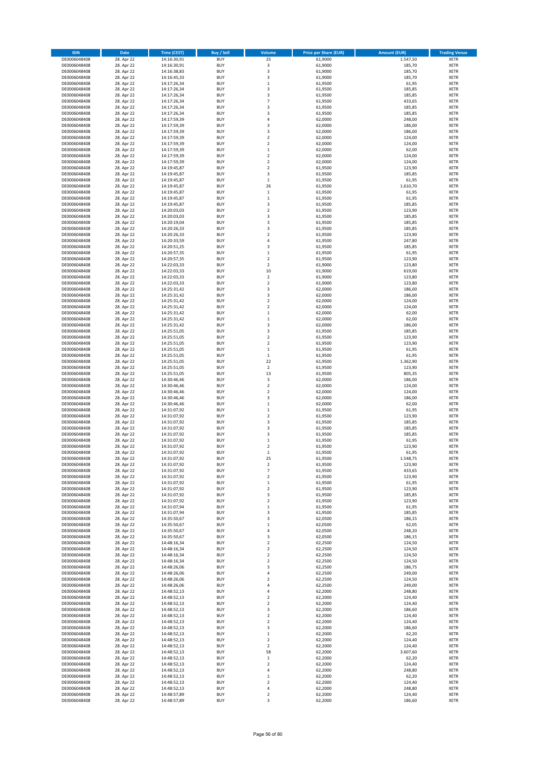| ISIN | Date | Time (CEST) | Buy / Sell | Volume | Price per Share (EUR) | Amount (EUR) | Trading Venue |
|---|---|---|---|---|---|---|---|
| DE0006048408 | 28. Apr 22 | 14:16:30,91 | BUY | 25 | 61,9000 | 1.547,50 | XETR |
| DE0006048408 | 28. Apr 22 | 14:16:30,91 | BUY | 3 | 61,9000 | 185,70 | XETR |
| DE0006048408 | 28. Apr 22 | 14:16:38,83 | BUY | 3 | 61,9000 | 185,70 | XETR |
| DE0006048408 | 28. Apr 22 | 14:16:45,33 | BUY | 3 | 61,9000 | 185,70 | XETR |
| DE0006048408 | 28. Apr 22 | 14:17:26,34 | BUY | 1 | 61,9500 | 61,95 | XETR |
| DE0006048408 | 28. Apr 22 | 14:17:26,34 | BUY | 3 | 61,9500 | 185,85 | XETR |
| DE0006048408 | 28. Apr 22 | 14:17:26,34 | BUY | 3 | 61,9500 | 185,85 | XETR |
| DE0006048408 | 28. Apr 22 | 14:17:26,34 | BUY | 7 | 61,9500 | 433,65 | XETR |
| DE0006048408 | 28. Apr 22 | 14:17:26,34 | BUY | 3 | 61,9500 | 185,85 | XETR |
| DE0006048408 | 28. Apr 22 | 14:17:26,34 | BUY | 3 | 61,9500 | 185,85 | XETR |
| DE0006048408 | 28. Apr 22 | 14:17:59,39 | BUY | 4 | 62,0000 | 248,00 | XETR |
| DE0006048408 | 28. Apr 22 | 14:17:59,39 | BUY | 3 | 62,0000 | 186,00 | XETR |
| DE0006048408 | 28. Apr 22 | 14:17:59,39 | BUY | 3 | 62,0000 | 186,00 | XETR |
| DE0006048408 | 28. Apr 22 | 14:17:59,39 | BUY | 2 | 62,0000 | 124,00 | XETR |
| DE0006048408 | 28. Apr 22 | 14:17:59,39 | BUY | 2 | 62,0000 | 124,00 | XETR |
| DE0006048408 | 28. Apr 22 | 14:17:59,39 | BUY | 1 | 62,0000 | 62,00 | XETR |
| DE0006048408 | 28. Apr 22 | 14:17:59,39 | BUY | 2 | 62,0000 | 124,00 | XETR |
| DE0006048408 | 28. Apr 22 | 14:17:59,39 | BUY | 2 | 62,0000 | 124,00 | XETR |
| DE0006048408 | 28. Apr 22 | 14:19:45,87 | BUY | 2 | 61,9500 | 123,90 | XETR |
| DE0006048408 | 28. Apr 22 | 14:19:45,87 | BUY | 3 | 61,9500 | 185,85 | XETR |
| DE0006048408 | 28. Apr 22 | 14:19:45,87 | BUY | 1 | 61,9500 | 61,95 | XETR |
| DE0006048408 | 28. Apr 22 | 14:19:45,87 | BUY | 26 | 61,9500 | 1.610,70 | XETR |
| DE0006048408 | 28. Apr 22 | 14:19:45,87 | BUY | 1 | 61,9500 | 61,95 | XETR |
| DE0006048408 | 28. Apr 22 | 14:19:45,87 | BUY | 1 | 61,9500 | 61,95 | XETR |
| DE0006048408 | 28. Apr 22 | 14:19:45,87 | BUY | 3 | 61,9500 | 185,85 | XETR |
| DE0006048408 | 28. Apr 22 | 14:20:03,03 | BUY | 2 | 61,9500 | 123,90 | XETR |
| DE0006048408 | 28. Apr 22 | 14:20:03,03 | BUY | 3 | 61,9500 | 185,85 | XETR |
| DE0006048408 | 28. Apr 22 | 14:20:19,04 | BUY | 3 | 61,9500 | 185,85 | XETR |
| DE0006048408 | 28. Apr 22 | 14:20:26,33 | BUY | 3 | 61,9500 | 185,85 | XETR |
| DE0006048408 | 28. Apr 22 | 14:20:26,33 | BUY | 2 | 61,9500 | 123,90 | XETR |
| DE0006048408 | 28. Apr 22 | 14:20:33,59 | BUY | 4 | 61,9500 | 247,80 | XETR |
| DE0006048408 | 28. Apr 22 | 14:20:51,25 | BUY | 3 | 61,9500 | 185,85 | XETR |
| DE0006048408 | 28. Apr 22 | 14:20:57,35 | BUY | 1 | 61,9500 | 61,95 | XETR |
| DE0006048408 | 28. Apr 22 | 14:20:57,35 | BUY | 2 | 61,9500 | 123,90 | XETR |
| DE0006048408 | 28. Apr 22 | 14:22:03,33 | BUY | 2 | 61,9000 | 123,80 | XETR |
| DE0006048408 | 28. Apr 22 | 14:22:03,33 | BUY | 10 | 61,9000 | 619,00 | XETR |
| DE0006048408 | 28. Apr 22 | 14:22:03,33 | BUY | 2 | 61,9000 | 123,80 | XETR |
| DE0006048408 | 28. Apr 22 | 14:22:03,33 | BUY | 2 | 61,9000 | 123,80 | XETR |
| DE0006048408 | 28. Apr 22 | 14:25:31,42 | BUY | 3 | 62,0000 | 186,00 | XETR |
| DE0006048408 | 28. Apr 22 | 14:25:31,42 | BUY | 3 | 62,0000 | 186,00 | XETR |
| DE0006048408 | 28. Apr 22 | 14:25:31,42 | BUY | 2 | 62,0000 | 124,00 | XETR |
| DE0006048408 | 28. Apr 22 | 14:25:31,42 | BUY | 2 | 62,0000 | 124,00 | XETR |
| DE0006048408 | 28. Apr 22 | 14:25:31,42 | BUY | 1 | 62,0000 | 62,00 | XETR |
| DE0006048408 | 28. Apr 22 | 14:25:31,42 | BUY | 1 | 62,0000 | 62,00 | XETR |
| DE0006048408 | 28. Apr 22 | 14:25:31,42 | BUY | 3 | 62,0000 | 186,00 | XETR |
| DE0006048408 | 28. Apr 22 | 14:25:51,05 | BUY | 3 | 61,9500 | 185,85 | XETR |
| DE0006048408 | 28. Apr 22 | 14:25:51,05 | BUY | 2 | 61,9500 | 123,90 | XETR |
| DE0006048408 | 28. Apr 22 | 14:25:51,05 | BUY | 2 | 61,9500 | 123,90 | XETR |
| DE0006048408 | 28. Apr 22 | 14:25:51,05 | BUY | 1 | 61,9500 | 61,95 | XETR |
| DE0006048408 | 28. Apr 22 | 14:25:51,05 | BUY | 1 | 61,9500 | 61,95 | XETR |
| DE0006048408 | 28. Apr 22 | 14:25:51,05 | BUY | 22 | 61,9500 | 1.362,90 | XETR |
| DE0006048408 | 28. Apr 22 | 14:25:51,05 | BUY | 2 | 61,9500 | 123,90 | XETR |
| DE0006048408 | 28. Apr 22 | 14:25:51,05 | BUY | 13 | 61,9500 | 805,35 | XETR |
| DE0006048408 | 28. Apr 22 | 14:30:46,46 | BUY | 3 | 62,0000 | 186,00 | XETR |
| DE0006048408 | 28. Apr 22 | 14:30:46,46 | BUY | 2 | 62,0000 | 124,00 | XETR |
| DE0006048408 | 28. Apr 22 | 14:30:46,46 | BUY | 2 | 62,0000 | 124,00 | XETR |
| DE0006048408 | 28. Apr 22 | 14:30:46,46 | BUY | 3 | 62,0000 | 186,00 | XETR |
| DE0006048408 | 28. Apr 22 | 14:30:46,46 | BUY | 1 | 62,0000 | 62,00 | XETR |
| DE0006048408 | 28. Apr 22 | 14:31:07,92 | BUY | 1 | 61,9500 | 61,95 | XETR |
| DE0006048408 | 28. Apr 22 | 14:31:07,92 | BUY | 2 | 61,9500 | 123,90 | XETR |
| DE0006048408 | 28. Apr 22 | 14:31:07,92 | BUY | 3 | 61,9500 | 185,85 | XETR |
| DE0006048408 | 28. Apr 22 | 14:31:07,92 | BUY | 3 | 61,9500 | 185,85 | XETR |
| DE0006048408 | 28. Apr 22 | 14:31:07,92 | BUY | 3 | 61,9500 | 185,85 | XETR |
| DE0006048408 | 28. Apr 22 | 14:31:07,92 | BUY | 1 | 61,9500 | 61,95 | XETR |
| DE0006048408 | 28. Apr 22 | 14:31:07,92 | BUY | 2 | 61,9500 | 123,90 | XETR |
| DE0006048408 | 28. Apr 22 | 14:31:07,92 | BUY | 1 | 61,9500 | 61,95 | XETR |
| DE0006048408 | 28. Apr 22 | 14:31:07,92 | BUY | 25 | 61,9500 | 1.548,75 | XETR |
| DE0006048408 | 28. Apr 22 | 14:31:07,92 | BUY | 2 | 61,9500 | 123,90 | XETR |
| DE0006048408 | 28. Apr 22 | 14:31:07,92 | BUY | 7 | 61,9500 | 433,65 | XETR |
| DE0006048408 | 28. Apr 22 | 14:31:07,92 | BUY | 2 | 61,9500 | 123,90 | XETR |
| DE0006048408 | 28. Apr 22 | 14:31:07,92 | BUY | 1 | 61,9500 | 61,95 | XETR |
| DE0006048408 | 28. Apr 22 | 14:31:07,92 | BUY | 2 | 61,9500 | 123,90 | XETR |
| DE0006048408 | 28. Apr 22 | 14:31:07,92 | BUY | 3 | 61,9500 | 185,85 | XETR |
| DE0006048408 | 28. Apr 22 | 14:31:07,92 | BUY | 2 | 61,9500 | 123,90 | XETR |
| DE0006048408 | 28. Apr 22 | 14:31:07,94 | BUY | 1 | 61,9500 | 61,95 | XETR |
| DE0006048408 | 28. Apr 22 | 14:31:07,94 | BUY | 3 | 61,9500 | 185,85 | XETR |
| DE0006048408 | 28. Apr 22 | 14:35:50,67 | BUY | 3 | 62,0500 | 186,15 | XETR |
| DE0006048408 | 28. Apr 22 | 14:35:50,67 | BUY | 1 | 62,0500 | 62,05 | XETR |
| DE0006048408 | 28. Apr 22 | 14:35:50,67 | BUY | 4 | 62,0500 | 248,20 | XETR |
| DE0006048408 | 28. Apr 22 | 14:35:50,67 | BUY | 3 | 62,0500 | 186,15 | XETR |
| DE0006048408 | 28. Apr 22 | 14:48:16,34 | BUY | 2 | 62,2500 | 124,50 | XETR |
| DE0006048408 | 28. Apr 22 | 14:48:16,34 | BUY | 2 | 62,2500 | 124,50 | XETR |
| DE0006048408 | 28. Apr 22 | 14:48:16,34 | BUY | 2 | 62,2500 | 124,50 | XETR |
| DE0006048408 | 28. Apr 22 | 14:48:16,34 | BUY | 2 | 62,2500 | 124,50 | XETR |
| DE0006048408 | 28. Apr 22 | 14:48:26,06 | BUY | 3 | 62,2500 | 186,75 | XETR |
| DE0006048408 | 28. Apr 22 | 14:48:26,06 | BUY | 4 | 62,2500 | 249,00 | XETR |
| DE0006048408 | 28. Apr 22 | 14:48:26,06 | BUY | 2 | 62,2500 | 124,50 | XETR |
| DE0006048408 | 28. Apr 22 | 14:48:26,06 | BUY | 4 | 62,2500 | 249,00 | XETR |
| DE0006048408 | 28. Apr 22 | 14:48:52,13 | BUY | 4 | 62,2000 | 248,80 | XETR |
| DE0006048408 | 28. Apr 22 | 14:48:52,13 | BUY | 2 | 62,2000 | 124,40 | XETR |
| DE0006048408 | 28. Apr 22 | 14:48:52,13 | BUY | 2 | 62,2000 | 124,40 | XETR |
| DE0006048408 | 28. Apr 22 | 14:48:52,13 | BUY | 3 | 62,2000 | 186,60 | XETR |
| DE0006048408 | 28. Apr 22 | 14:48:52,13 | BUY | 2 | 62,2000 | 124,40 | XETR |
| DE0006048408 | 28. Apr 22 | 14:48:52,13 | BUY | 2 | 62,2000 | 124,40 | XETR |
| DE0006048408 | 28. Apr 22 | 14:48:52,13 | BUY | 3 | 62,2000 | 186,60 | XETR |
| DE0006048408 | 28. Apr 22 | 14:48:52,13 | BUY | 1 | 62,2000 | 62,20 | XETR |
| DE0006048408 | 28. Apr 22 | 14:48:52,13 | BUY | 2 | 62,2000 | 124,40 | XETR |
| DE0006048408 | 28. Apr 22 | 14:48:52,13 | BUY | 2 | 62,2000 | 124,40 | XETR |
| DE0006048408 | 28. Apr 22 | 14:48:52,13 | BUY | 58 | 62,2000 | 3.607,60 | XETR |
| DE0006048408 | 28. Apr 22 | 14:48:52,13 | BUY | 1 | 62,2000 | 62,20 | XETR |
| DE0006048408 | 28. Apr 22 | 14:48:52,13 | BUY | 2 | 62,2000 | 124,40 | XETR |
| DE0006048408 | 28. Apr 22 | 14:48:52,13 | BUY | 4 | 62,2000 | 248,80 | XETR |
| DE0006048408 | 28. Apr 22 | 14:48:52,13 | BUY | 1 | 62,2000 | 62,20 | XETR |
| DE0006048408 | 28. Apr 22 | 14:48:52,13 | BUY | 2 | 62,2000 | 124,40 | XETR |
| DE0006048408 | 28. Apr 22 | 14:48:52,13 | BUY | 4 | 62,2000 | 248,80 | XETR |
| DE0006048408 | 28. Apr 22 | 14:48:57,89 | BUY | 2 | 62,2000 | 124,40 | XETR |
| DE0006048408 | 28. Apr 22 | 14:48:57,89 | BUY | 3 | 62,2000 | 186,60 | XETR |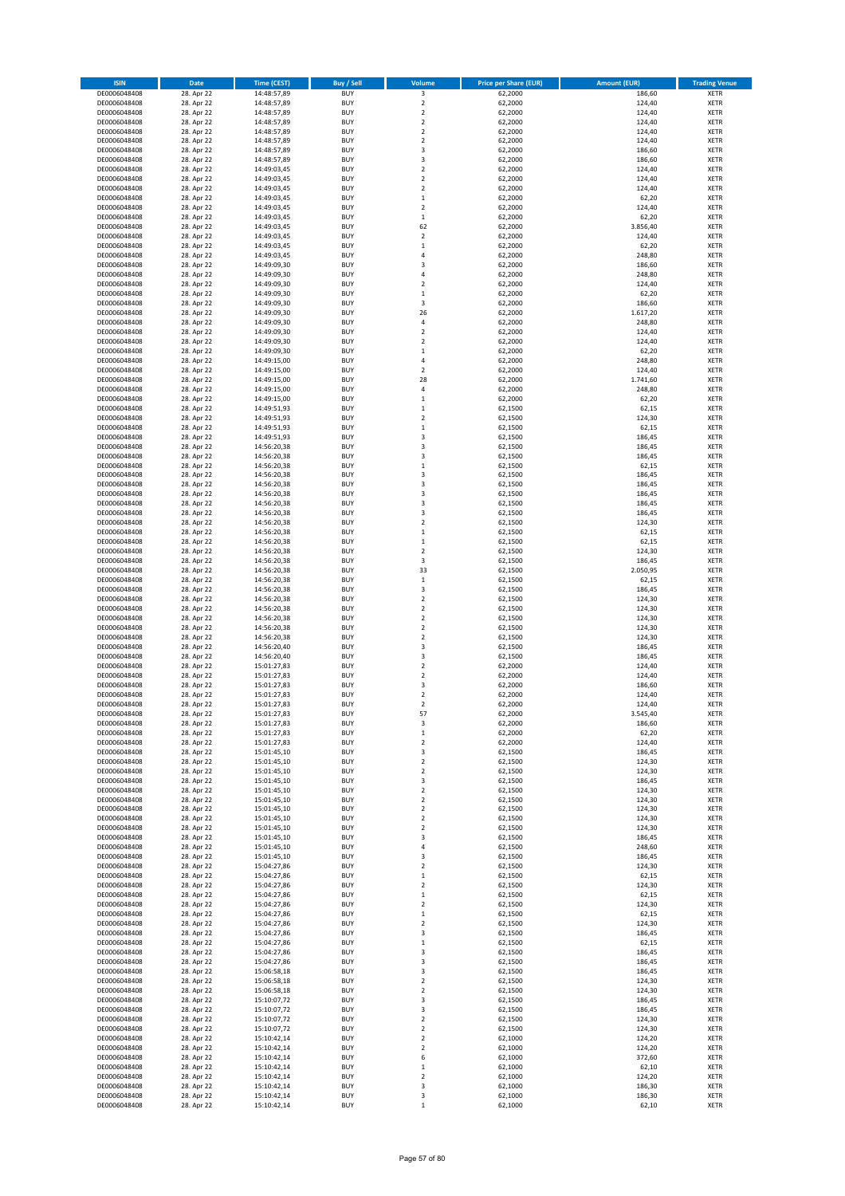| ISIN | Date | Time (CEST) | Buy / Sell | Volume | Price per Share (EUR) | Amount (EUR) | Trading Venue |
|---|---|---|---|---|---|---|---|
| DE0006048408 | 28. Apr 22 | 14:48:57,89 | BUY | 3 | 62,2000 | 186,60 | XETR |
| DE0006048408 | 28. Apr 22 | 14:48:57,89 | BUY | 2 | 62,2000 | 124,40 | XETR |
| DE0006048408 | 28. Apr 22 | 14:48:57,89 | BUY | 2 | 62,2000 | 124,40 | XETR |
| DE0006048408 | 28. Apr 22 | 14:48:57,89 | BUY | 2 | 62,2000 | 124,40 | XETR |
| DE0006048408 | 28. Apr 22 | 14:48:57,89 | BUY | 2 | 62,2000 | 124,40 | XETR |
| DE0006048408 | 28. Apr 22 | 14:48:57,89 | BUY | 2 | 62,2000 | 124,40 | XETR |
| DE0006048408 | 28. Apr 22 | 14:48:57,89 | BUY | 3 | 62,2000 | 186,60 | XETR |
| DE0006048408 | 28. Apr 22 | 14:48:57,89 | BUY | 3 | 62,2000 | 186,60 | XETR |
| DE0006048408 | 28. Apr 22 | 14:49:03,45 | BUY | 2 | 62,2000 | 124,40 | XETR |
| DE0006048408 | 28. Apr 22 | 14:49:03,45 | BUY | 2 | 62,2000 | 124,40 | XETR |
| DE0006048408 | 28. Apr 22 | 14:49:03,45 | BUY | 2 | 62,2000 | 124,40 | XETR |
| DE0006048408 | 28. Apr 22 | 14:49:03,45 | BUY | 1 | 62,2000 | 62,20 | XETR |
| DE0006048408 | 28. Apr 22 | 14:49:03,45 | BUY | 2 | 62,2000 | 124,40 | XETR |
| DE0006048408 | 28. Apr 22 | 14:49:03,45 | BUY | 1 | 62,2000 | 62,20 | XETR |
| DE0006048408 | 28. Apr 22 | 14:49:03,45 | BUY | 62 | 62,2000 | 3.856,40 | XETR |
| DE0006048408 | 28. Apr 22 | 14:49:03,45 | BUY | 2 | 62,2000 | 124,40 | XETR |
| DE0006048408 | 28. Apr 22 | 14:49:03,45 | BUY | 1 | 62,2000 | 62,20 | XETR |
| DE0006048408 | 28. Apr 22 | 14:49:03,45 | BUY | 4 | 62,2000 | 248,80 | XETR |
| DE0006048408 | 28. Apr 22 | 14:49:09,30 | BUY | 3 | 62,2000 | 186,60 | XETR |
| DE0006048408 | 28. Apr 22 | 14:49:09,30 | BUY | 4 | 62,2000 | 248,80 | XETR |
| DE0006048408 | 28. Apr 22 | 14:49:09,30 | BUY | 2 | 62,2000 | 124,40 | XETR |
| DE0006048408 | 28. Apr 22 | 14:49:09,30 | BUY | 1 | 62,2000 | 62,20 | XETR |
| DE0006048408 | 28. Apr 22 | 14:49:09,30 | BUY | 3 | 62,2000 | 186,60 | XETR |
| DE0006048408 | 28. Apr 22 | 14:49:09,30 | BUY | 26 | 62,2000 | 1.617,20 | XETR |
| DE0006048408 | 28. Apr 22 | 14:49:09,30 | BUY | 4 | 62,2000 | 248,80 | XETR |
| DE0006048408 | 28. Apr 22 | 14:49:09,30 | BUY | 2 | 62,2000 | 124,40 | XETR |
| DE0006048408 | 28. Apr 22 | 14:49:09,30 | BUY | 2 | 62,2000 | 124,40 | XETR |
| DE0006048408 | 28. Apr 22 | 14:49:09,30 | BUY | 1 | 62,2000 | 62,20 | XETR |
| DE0006048408 | 28. Apr 22 | 14:49:15,00 | BUY | 4 | 62,2000 | 248,80 | XETR |
| DE0006048408 | 28. Apr 22 | 14:49:15,00 | BUY | 2 | 62,2000 | 124,40 | XETR |
| DE0006048408 | 28. Apr 22 | 14:49:15,00 | BUY | 28 | 62,2000 | 1.741,60 | XETR |
| DE0006048408 | 28. Apr 22 | 14:49:15,00 | BUY | 4 | 62,2000 | 248,80 | XETR |
| DE0006048408 | 28. Apr 22 | 14:49:15,00 | BUY | 1 | 62,2000 | 62,20 | XETR |
| DE0006048408 | 28. Apr 22 | 14:49:51,93 | BUY | 1 | 62,1500 | 62,15 | XETR |
| DE0006048408 | 28. Apr 22 | 14:49:51,93 | BUY | 2 | 62,1500 | 124,30 | XETR |
| DE0006048408 | 28. Apr 22 | 14:49:51,93 | BUY | 1 | 62,1500 | 62,15 | XETR |
| DE0006048408 | 28. Apr 22 | 14:49:51,93 | BUY | 3 | 62,1500 | 186,45 | XETR |
| DE0006048408 | 28. Apr 22 | 14:56:20,38 | BUY | 3 | 62,1500 | 186,45 | XETR |
| DE0006048408 | 28. Apr 22 | 14:56:20,38 | BUY | 3 | 62,1500 | 186,45 | XETR |
| DE0006048408 | 28. Apr 22 | 14:56:20,38 | BUY | 1 | 62,1500 | 62,15 | XETR |
| DE0006048408 | 28. Apr 22 | 14:56:20,38 | BUY | 3 | 62,1500 | 186,45 | XETR |
| DE0006048408 | 28. Apr 22 | 14:56:20,38 | BUY | 3 | 62,1500 | 186,45 | XETR |
| DE0006048408 | 28. Apr 22 | 14:56:20,38 | BUY | 3 | 62,1500 | 186,45 | XETR |
| DE0006048408 | 28. Apr 22 | 14:56:20,38 | BUY | 3 | 62,1500 | 186,45 | XETR |
| DE0006048408 | 28. Apr 22 | 14:56:20,38 | BUY | 3 | 62,1500 | 186,45 | XETR |
| DE0006048408 | 28. Apr 22 | 14:56:20,38 | BUY | 2 | 62,1500 | 124,30 | XETR |
| DE0006048408 | 28. Apr 22 | 14:56:20,38 | BUY | 1 | 62,1500 | 62,15 | XETR |
| DE0006048408 | 28. Apr 22 | 14:56:20,38 | BUY | 1 | 62,1500 | 62,15 | XETR |
| DE0006048408 | 28. Apr 22 | 14:56:20,38 | BUY | 2 | 62,1500 | 124,30 | XETR |
| DE0006048408 | 28. Apr 22 | 14:56:20,38 | BUY | 3 | 62,1500 | 186,45 | XETR |
| DE0006048408 | 28. Apr 22 | 14:56:20,38 | BUY | 33 | 62,1500 | 2.050,95 | XETR |
| DE0006048408 | 28. Apr 22 | 14:56:20,38 | BUY | 1 | 62,1500 | 62,15 | XETR |
| DE0006048408 | 28. Apr 22 | 14:56:20,38 | BUY | 3 | 62,1500 | 186,45 | XETR |
| DE0006048408 | 28. Apr 22 | 14:56:20,38 | BUY | 2 | 62,1500 | 124,30 | XETR |
| DE0006048408 | 28. Apr 22 | 14:56:20,38 | BUY | 2 | 62,1500 | 124,30 | XETR |
| DE0006048408 | 28. Apr 22 | 14:56:20,38 | BUY | 2 | 62,1500 | 124,30 | XETR |
| DE0006048408 | 28. Apr 22 | 14:56:20,38 | BUY | 2 | 62,1500 | 124,30 | XETR |
| DE0006048408 | 28. Apr 22 | 14:56:20,38 | BUY | 2 | 62,1500 | 124,30 | XETR |
| DE0006048408 | 28. Apr 22 | 14:56:20,40 | BUY | 3 | 62,1500 | 186,45 | XETR |
| DE0006048408 | 28. Apr 22 | 14:56:20,40 | BUY | 3 | 62,1500 | 186,45 | XETR |
| DE0006048408 | 28. Apr 22 | 15:01:27,83 | BUY | 2 | 62,2000 | 124,40 | XETR |
| DE0006048408 | 28. Apr 22 | 15:01:27,83 | BUY | 2 | 62,2000 | 124,40 | XETR |
| DE0006048408 | 28. Apr 22 | 15:01:27,83 | BUY | 3 | 62,2000 | 186,60 | XETR |
| DE0006048408 | 28. Apr 22 | 15:01:27,83 | BUY | 2 | 62,2000 | 124,40 | XETR |
| DE0006048408 | 28. Apr 22 | 15:01:27,83 | BUY | 2 | 62,2000 | 124,40 | XETR |
| DE0006048408 | 28. Apr 22 | 15:01:27,83 | BUY | 57 | 62,2000 | 3.545,40 | XETR |
| DE0006048408 | 28. Apr 22 | 15:01:27,83 | BUY | 3 | 62,2000 | 186,60 | XETR |
| DE0006048408 | 28. Apr 22 | 15:01:27,83 | BUY | 1 | 62,2000 | 62,20 | XETR |
| DE0006048408 | 28. Apr 22 | 15:01:27,83 | BUY | 2 | 62,2000 | 124,40 | XETR |
| DE0006048408 | 28. Apr 22 | 15:01:45,10 | BUY | 3 | 62,1500 | 186,45 | XETR |
| DE0006048408 | 28. Apr 22 | 15:01:45,10 | BUY | 2 | 62,1500 | 124,30 | XETR |
| DE0006048408 | 28. Apr 22 | 15:01:45,10 | BUY | 2 | 62,1500 | 124,30 | XETR |
| DE0006048408 | 28. Apr 22 | 15:01:45,10 | BUY | 3 | 62,1500 | 186,45 | XETR |
| DE0006048408 | 28. Apr 22 | 15:01:45,10 | BUY | 2 | 62,1500 | 124,30 | XETR |
| DE0006048408 | 28. Apr 22 | 15:01:45,10 | BUY | 2 | 62,1500 | 124,30 | XETR |
| DE0006048408 | 28. Apr 22 | 15:01:45,10 | BUY | 2 | 62,1500 | 124,30 | XETR |
| DE0006048408 | 28. Apr 22 | 15:01:45,10 | BUY | 2 | 62,1500 | 124,30 | XETR |
| DE0006048408 | 28. Apr 22 | 15:01:45,10 | BUY | 2 | 62,1500 | 124,30 | XETR |
| DE0006048408 | 28. Apr 22 | 15:01:45,10 | BUY | 3 | 62,1500 | 186,45 | XETR |
| DE0006048408 | 28. Apr 22 | 15:01:45,10 | BUY | 4 | 62,1500 | 248,60 | XETR |
| DE0006048408 | 28. Apr 22 | 15:01:45,10 | BUY | 3 | 62,1500 | 186,45 | XETR |
| DE0006048408 | 28. Apr 22 | 15:04:27,86 | BUY | 2 | 62,1500 | 124,30 | XETR |
| DE0006048408 | 28. Apr 22 | 15:04:27,86 | BUY | 1 | 62,1500 | 62,15 | XETR |
| DE0006048408 | 28. Apr 22 | 15:04:27,86 | BUY | 2 | 62,1500 | 124,30 | XETR |
| DE0006048408 | 28. Apr 22 | 15:04:27,86 | BUY | 1 | 62,1500 | 62,15 | XETR |
| DE0006048408 | 28. Apr 22 | 15:04:27,86 | BUY | 2 | 62,1500 | 124,30 | XETR |
| DE0006048408 | 28. Apr 22 | 15:04:27,86 | BUY | 1 | 62,1500 | 62,15 | XETR |
| DE0006048408 | 28. Apr 22 | 15:04:27,86 | BUY | 2 | 62,1500 | 124,30 | XETR |
| DE0006048408 | 28. Apr 22 | 15:04:27,86 | BUY | 3 | 62,1500 | 186,45 | XETR |
| DE0006048408 | 28. Apr 22 | 15:04:27,86 | BUY | 1 | 62,1500 | 62,15 | XETR |
| DE0006048408 | 28. Apr 22 | 15:04:27,86 | BUY | 3 | 62,1500 | 186,45 | XETR |
| DE0006048408 | 28. Apr 22 | 15:04:27,86 | BUY | 3 | 62,1500 | 186,45 | XETR |
| DE0006048408 | 28. Apr 22 | 15:06:58,18 | BUY | 3 | 62,1500 | 186,45 | XETR |
| DE0006048408 | 28. Apr 22 | 15:06:58,18 | BUY | 2 | 62,1500 | 124,30 | XETR |
| DE0006048408 | 28. Apr 22 | 15:06:58,18 | BUY | 2 | 62,1500 | 124,30 | XETR |
| DE0006048408 | 28. Apr 22 | 15:10:07,72 | BUY | 3 | 62,1500 | 186,45 | XETR |
| DE0006048408 | 28. Apr 22 | 15:10:07,72 | BUY | 3 | 62,1500 | 186,45 | XETR |
| DE0006048408 | 28. Apr 22 | 15:10:07,72 | BUY | 2 | 62,1500 | 124,30 | XETR |
| DE0006048408 | 28. Apr 22 | 15:10:07,72 | BUY | 2 | 62,1500 | 124,30 | XETR |
| DE0006048408 | 28. Apr 22 | 15:10:42,14 | BUY | 2 | 62,1000 | 124,20 | XETR |
| DE0006048408 | 28. Apr 22 | 15:10:42,14 | BUY | 2 | 62,1000 | 124,20 | XETR |
| DE0006048408 | 28. Apr 22 | 15:10:42,14 | BUY | 6 | 62,1000 | 372,60 | XETR |
| DE0006048408 | 28. Apr 22 | 15:10:42,14 | BUY | 1 | 62,1000 | 62,10 | XETR |
| DE0006048408 | 28. Apr 22 | 15:10:42,14 | BUY | 2 | 62,1000 | 124,20 | XETR |
| DE0006048408 | 28. Apr 22 | 15:10:42,14 | BUY | 3 | 62,1000 | 186,30 | XETR |
| DE0006048408 | 28. Apr 22 | 15:10:42,14 | BUY | 3 | 62,1000 | 186,30 | XETR |
| DE0006048408 | 28. Apr 22 | 15:10:42,14 | BUY | 1 | 62,1000 | 62,10 | XETR |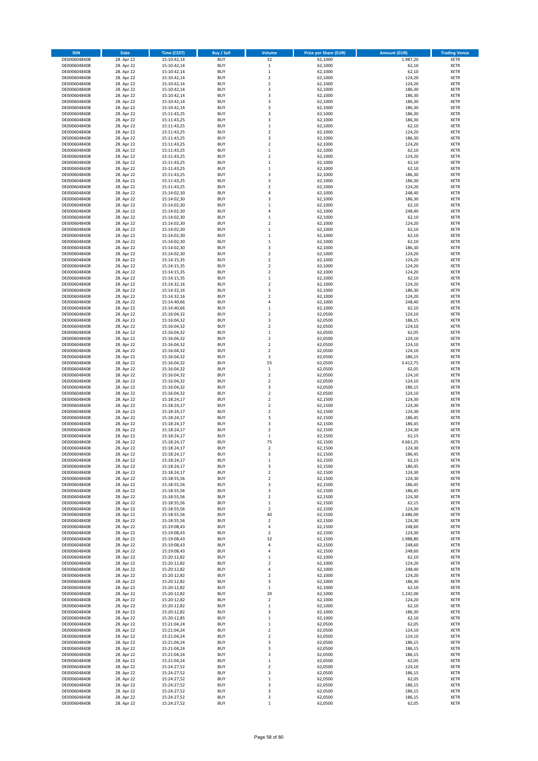| ISIN | Date | Time (CEST) | Buy / Sell | Volume | Price per Share (EUR) | Amount (EUR) | Trading Venue |
|---|---|---|---|---|---|---|---|
| DE0006048408 | 28. Apr 22 | 15:10:42,14 | BUY | 32 | 62,1000 | 1.987,20 | XETR |
| DE0006048408 | 28. Apr 22 | 15:10:42,14 | BUY | 1 | 62,1000 | 62,10 | XETR |
| DE0006048408 | 28. Apr 22 | 15:10:42,14 | BUY | 1 | 62,1000 | 62,10 | XETR |
| DE0006048408 | 28. Apr 22 | 15:10:42,14 | BUY | 2 | 62,1000 | 124,20 | XETR |
| DE0006048408 | 28. Apr 22 | 15:10:42,14 | BUY | 2 | 62,1000 | 124,20 | XETR |
| DE0006048408 | 28. Apr 22 | 15:10:42,14 | BUY | 3 | 62,1000 | 186,30 | XETR |
| DE0006048408 | 28. Apr 22 | 15:10:42,14 | BUY | 3 | 62,1000 | 186,30 | XETR |
| DE0006048408 | 28. Apr 22 | 15:10:42,14 | BUY | 3 | 62,1000 | 186,30 | XETR |
| DE0006048408 | 28. Apr 22 | 15:10:42,14 | BUY | 3 | 62,1000 | 186,30 | XETR |
| DE0006048408 | 28. Apr 22 | 15:11:43,25 | BUY | 3 | 62,1000 | 186,30 | XETR |
| DE0006048408 | 28. Apr 22 | 15:11:43,25 | BUY | 3 | 62,1000 | 186,30 | XETR |
| DE0006048408 | 28. Apr 22 | 15:11:43,25 | BUY | 1 | 62,1000 | 62,10 | XETR |
| DE0006048408 | 28. Apr 22 | 15:11:43,25 | BUY | 2 | 62,1000 | 124,20 | XETR |
| DE0006048408 | 28. Apr 22 | 15:11:43,25 | BUY | 3 | 62,1000 | 186,30 | XETR |
| DE0006048408 | 28. Apr 22 | 15:11:43,25 | BUY | 2 | 62,1000 | 124,20 | XETR |
| DE0006048408 | 28. Apr 22 | 15:11:43,25 | BUY | 1 | 62,1000 | 62,10 | XETR |
| DE0006048408 | 28. Apr 22 | 15:11:43,25 | BUY | 2 | 62,1000 | 124,20 | XETR |
| DE0006048408 | 28. Apr 22 | 15:11:43,25 | BUY | 1 | 62,1000 | 62,10 | XETR |
| DE0006048408 | 28. Apr 22 | 15:11:43,25 | BUY | 1 | 62,1000 | 62,10 | XETR |
| DE0006048408 | 28. Apr 22 | 15:11:43,25 | BUY | 3 | 62,1000 | 186,30 | XETR |
| DE0006048408 | 28. Apr 22 | 15:11:43,25 | BUY | 3 | 62,1000 | 186,30 | XETR |
| DE0006048408 | 28. Apr 22 | 15:11:43,25 | BUY | 2 | 62,1000 | 124,20 | XETR |
| DE0006048408 | 28. Apr 22 | 15:14:02,30 | BUY | 4 | 62,1000 | 248,40 | XETR |
| DE0006048408 | 28. Apr 22 | 15:14:02,30 | BUY | 3 | 62,1000 | 186,30 | XETR |
| DE0006048408 | 28. Apr 22 | 15:14:02,30 | BUY | 1 | 62,1000 | 62,10 | XETR |
| DE0006048408 | 28. Apr 22 | 15:14:02,30 | BUY | 4 | 62,1000 | 248,40 | XETR |
| DE0006048408 | 28. Apr 22 | 15:14:02,30 | BUY | 1 | 62,1000 | 62,10 | XETR |
| DE0006048408 | 28. Apr 22 | 15:14:02,30 | BUY | 2 | 62,1000 | 124,20 | XETR |
| DE0006048408 | 28. Apr 22 | 15:14:02,30 | BUY | 1 | 62,1000 | 62,10 | XETR |
| DE0006048408 | 28. Apr 22 | 15:14:02,30 | BUY | 1 | 62,1000 | 62,10 | XETR |
| DE0006048408 | 28. Apr 22 | 15:14:02,30 | BUY | 1 | 62,1000 | 62,10 | XETR |
| DE0006048408 | 28. Apr 22 | 15:14:02,30 | BUY | 3 | 62,1000 | 186,30 | XETR |
| DE0006048408 | 28. Apr 22 | 15:14:02,30 | BUY | 2 | 62,1000 | 124,20 | XETR |
| DE0006048408 | 28. Apr 22 | 15:14:15,35 | BUY | 2 | 62,1000 | 124,20 | XETR |
| DE0006048408 | 28. Apr 22 | 15:14:15,35 | BUY | 2 | 62,1000 | 124,20 | XETR |
| DE0006048408 | 28. Apr 22 | 15:14:15,35 | BUY | 2 | 62,1000 | 124,20 | XETR |
| DE0006048408 | 28. Apr 22 | 15:14:15,35 | BUY | 1 | 62,1000 | 62,10 | XETR |
| DE0006048408 | 28. Apr 22 | 15:14:32,16 | BUY | 2 | 62,1000 | 124,20 | XETR |
| DE0006048408 | 28. Apr 22 | 15:14:32,16 | BUY | 3 | 62,1000 | 186,30 | XETR |
| DE0006048408 | 28. Apr 22 | 15:14:32,16 | BUY | 2 | 62,1000 | 124,20 | XETR |
| DE0006048408 | 28. Apr 22 | 15:14:40,66 | BUY | 4 | 62,1000 | 248,40 | XETR |
| DE0006048408 | 28. Apr 22 | 15:14:40,66 | BUY | 1 | 62,1000 | 62,10 | XETR |
| DE0006048408 | 28. Apr 22 | 15:16:04,32 | BUY | 2 | 62,0500 | 124,10 | XETR |
| DE0006048408 | 28. Apr 22 | 15:16:04,32 | BUY | 3 | 62,0500 | 186,15 | XETR |
| DE0006048408 | 28. Apr 22 | 15:16:04,32 | BUY | 2 | 62,0500 | 124,10 | XETR |
| DE0006048408 | 28. Apr 22 | 15:16:04,32 | BUY | 1 | 62,0500 | 62,05 | XETR |
| DE0006048408 | 28. Apr 22 | 15:16:04,32 | BUY | 2 | 62,0500 | 124,10 | XETR |
| DE0006048408 | 28. Apr 22 | 15:16:04,32 | BUY | 2 | 62,0500 | 124,10 | XETR |
| DE0006048408 | 28. Apr 22 | 15:16:04,32 | BUY | 2 | 62,0500 | 124,10 | XETR |
| DE0006048408 | 28. Apr 22 | 15:16:04,32 | BUY | 3 | 62,0500 | 186,15 | XETR |
| DE0006048408 | 28. Apr 22 | 15:16:04,32 | BUY | 55 | 62,0500 | 3.412,75 | XETR |
| DE0006048408 | 28. Apr 22 | 15:16:04,32 | BUY | 1 | 62,0500 | 62,05 | XETR |
| DE0006048408 | 28. Apr 22 | 15:16:04,32 | BUY | 2 | 62,0500 | 124,10 | XETR |
| DE0006048408 | 28. Apr 22 | 15:16:04,32 | BUY | 2 | 62,0500 | 124,10 | XETR |
| DE0006048408 | 28. Apr 22 | 15:16:04,32 | BUY | 3 | 62,0500 | 186,15 | XETR |
| DE0006048408 | 28. Apr 22 | 15:16:04,32 | BUY | 2 | 62,0500 | 124,10 | XETR |
| DE0006048408 | 28. Apr 22 | 15:18:24,17 | BUY | 2 | 62,1500 | 124,30 | XETR |
| DE0006048408 | 28. Apr 22 | 15:18:24,17 | BUY | 2 | 62,1500 | 124,30 | XETR |
| DE0006048408 | 28. Apr 22 | 15:18:24,17 | BUY | 2 | 62,1500 | 124,30 | XETR |
| DE0006048408 | 28. Apr 22 | 15:18:24,17 | BUY | 3 | 62,1500 | 186,45 | XETR |
| DE0006048408 | 28. Apr 22 | 15:18:24,17 | BUY | 3 | 62,1500 | 186,45 | XETR |
| DE0006048408 | 28. Apr 22 | 15:18:24,17 | BUY | 2 | 62,1500 | 124,30 | XETR |
| DE0006048408 | 28. Apr 22 | 15:18:24,17 | BUY | 1 | 62,1500 | 62,15 | XETR |
| DE0006048408 | 28. Apr 22 | 15:18:24,17 | BUY | 75 | 62,1500 | 4.661,25 | XETR |
| DE0006048408 | 28. Apr 22 | 15:18:24,17 | BUY | 2 | 62,1500 | 124,30 | XETR |
| DE0006048408 | 28. Apr 22 | 15:18:24,17 | BUY | 3 | 62,1500 | 186,45 | XETR |
| DE0006048408 | 28. Apr 22 | 15:18:24,17 | BUY | 1 | 62,1500 | 62,15 | XETR |
| DE0006048408 | 28. Apr 22 | 15:18:24,17 | BUY | 3 | 62,1500 | 186,45 | XETR |
| DE0006048408 | 28. Apr 22 | 15:18:24,17 | BUY | 2 | 62,1500 | 124,30 | XETR |
| DE0006048408 | 28. Apr 22 | 15:18:55,56 | BUY | 2 | 62,1500 | 124,30 | XETR |
| DE0006048408 | 28. Apr 22 | 15:18:55,56 | BUY | 3 | 62,1500 | 186,45 | XETR |
| DE0006048408 | 28. Apr 22 | 15:18:55,56 | BUY | 3 | 62,1500 | 186,45 | XETR |
| DE0006048408 | 28. Apr 22 | 15:18:55,56 | BUY | 2 | 62,1500 | 124,30 | XETR |
| DE0006048408 | 28. Apr 22 | 15:18:55,56 | BUY | 1 | 62,1500 | 62,15 | XETR |
| DE0006048408 | 28. Apr 22 | 15:18:55,56 | BUY | 2 | 62,1500 | 124,30 | XETR |
| DE0006048408 | 28. Apr 22 | 15:18:55,56 | BUY | 40 | 62,1500 | 2.486,00 | XETR |
| DE0006048408 | 28. Apr 22 | 15:18:55,56 | BUY | 2 | 62,1500 | 124,30 | XETR |
| DE0006048408 | 28. Apr 22 | 15:19:08,43 | BUY | 4 | 62,1500 | 248,60 | XETR |
| DE0006048408 | 28. Apr 22 | 15:19:08,43 | BUY | 2 | 62,1500 | 124,30 | XETR |
| DE0006048408 | 28. Apr 22 | 15:19:08,43 | BUY | 32 | 62,1500 | 1.988,80 | XETR |
| DE0006048408 | 28. Apr 22 | 15:19:08,43 | BUY | 4 | 62,1500 | 248,60 | XETR |
| DE0006048408 | 28. Apr 22 | 15:19:08,43 | BUY | 4 | 62,1500 | 248,60 | XETR |
| DE0006048408 | 28. Apr 22 | 15:20:12,82 | BUY | 1 | 62,1000 | 62,10 | XETR |
| DE0006048408 | 28. Apr 22 | 15:20:12,82 | BUY | 2 | 62,1000 | 124,20 | XETR |
| DE0006048408 | 28. Apr 22 | 15:20:12,82 | BUY | 4 | 62,1000 | 248,40 | XETR |
| DE0006048408 | 28. Apr 22 | 15:20:12,82 | BUY | 2 | 62,1000 | 124,20 | XETR |
| DE0006048408 | 28. Apr 22 | 15:20:12,82 | BUY | 3 | 62,1000 | 186,30 | XETR |
| DE0006048408 | 28. Apr 22 | 15:20:12,82 | BUY | 1 | 62,1000 | 62,10 | XETR |
| DE0006048408 | 28. Apr 22 | 15:20:12,82 | BUY | 20 | 62,1000 | 1.242,00 | XETR |
| DE0006048408 | 28. Apr 22 | 15:20:12,82 | BUY | 2 | 62,1000 | 124,20 | XETR |
| DE0006048408 | 28. Apr 22 | 15:20:12,82 | BUY | 1 | 62,1000 | 62,10 | XETR |
| DE0006048408 | 28. Apr 22 | 15:20:12,82 | BUY | 3 | 62,1000 | 186,30 | XETR |
| DE0006048408 | 28. Apr 22 | 15:20:12,85 | BUY | 1 | 62,1000 | 62,10 | XETR |
| DE0006048408 | 28. Apr 22 | 15:21:04,24 | BUY | 1 | 62,0500 | 62,05 | XETR |
| DE0006048408 | 28. Apr 22 | 15:21:04,24 | BUY | 2 | 62,0500 | 124,10 | XETR |
| DE0006048408 | 28. Apr 22 | 15:21:04,24 | BUY | 2 | 62,0500 | 124,10 | XETR |
| DE0006048408 | 28. Apr 22 | 15:21:04,24 | BUY | 3 | 62,0500 | 186,15 | XETR |
| DE0006048408 | 28. Apr 22 | 15:21:04,24 | BUY | 3 | 62,0500 | 186,15 | XETR |
| DE0006048408 | 28. Apr 22 | 15:21:04,24 | BUY | 3 | 62,0500 | 186,15 | XETR |
| DE0006048408 | 28. Apr 22 | 15:21:04,24 | BUY | 1 | 62,0500 | 62,05 | XETR |
| DE0006048408 | 28. Apr 22 | 15:24:27,52 | BUY | 2 | 62,0500 | 124,10 | XETR |
| DE0006048408 | 28. Apr 22 | 15:24:27,52 | BUY | 3 | 62,0500 | 186,15 | XETR |
| DE0006048408 | 28. Apr 22 | 15:24:27,52 | BUY | 1 | 62,0500 | 62,05 | XETR |
| DE0006048408 | 28. Apr 22 | 15:24:27,52 | BUY | 3 | 62,0500 | 186,15 | XETR |
| DE0006048408 | 28. Apr 22 | 15:24:27,52 | BUY | 3 | 62,0500 | 186,15 | XETR |
| DE0006048408 | 28. Apr 22 | 15:24:27,52 | BUY | 3 | 62,0500 | 186,15 | XETR |
| DE0006048408 | 28. Apr 22 | 15:24:27,52 | BUY | 1 | 62,0500 | 62,05 | XETR |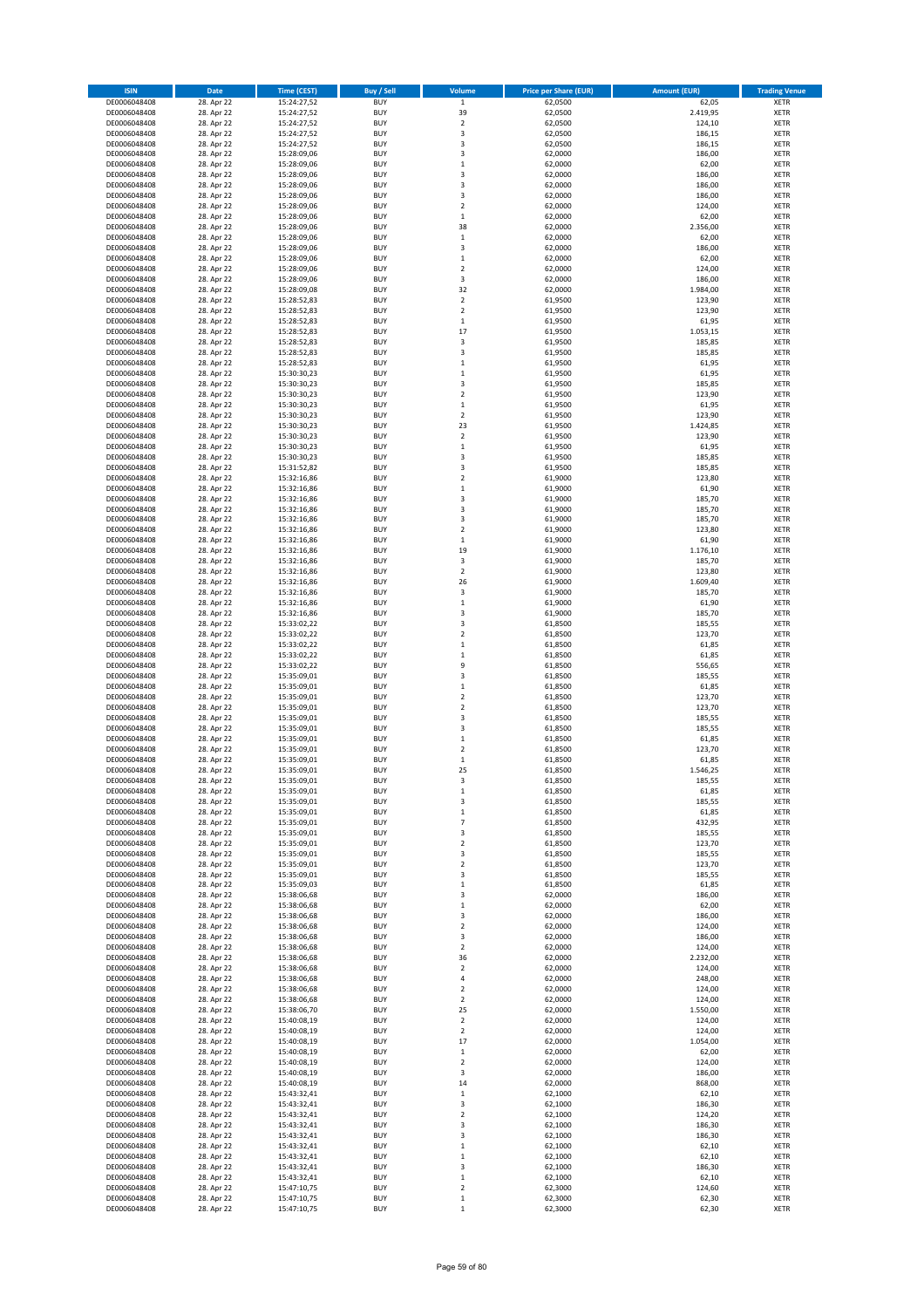| ISIN | Date | Time (CEST) | Buy / Sell | Volume | Price per Share (EUR) | Amount (EUR) | Trading Venue |
|---|---|---|---|---|---|---|---|
| DE0006048408 | 28. Apr 22 | 15:24:27,52 | BUY | 1 | 62,0500 | 62,05 | XETR |
| DE0006048408 | 28. Apr 22 | 15:24:27,52 | BUY | 39 | 62,0500 | 2.419,95 | XETR |
| DE0006048408 | 28. Apr 22 | 15:24:27,52 | BUY | 2 | 62,0500 | 124,10 | XETR |
| DE0006048408 | 28. Apr 22 | 15:24:27,52 | BUY | 3 | 62,0500 | 186,15 | XETR |
| DE0006048408 | 28. Apr 22 | 15:24:27,52 | BUY | 3 | 62,0500 | 186,15 | XETR |
| DE0006048408 | 28. Apr 22 | 15:28:09,06 | BUY | 3 | 62,0000 | 186,00 | XETR |
| DE0006048408 | 28. Apr 22 | 15:28:09,06 | BUY | 1 | 62,0000 | 62,00 | XETR |
| DE0006048408 | 28. Apr 22 | 15:28:09,06 | BUY | 3 | 62,0000 | 186,00 | XETR |
| DE0006048408 | 28. Apr 22 | 15:28:09,06 | BUY | 3 | 62,0000 | 186,00 | XETR |
| DE0006048408 | 28. Apr 22 | 15:28:09,06 | BUY | 3 | 62,0000 | 186,00 | XETR |
| DE0006048408 | 28. Apr 22 | 15:28:09,06 | BUY | 2 | 62,0000 | 124,00 | XETR |
| DE0006048408 | 28. Apr 22 | 15:28:09,06 | BUY | 1 | 62,0000 | 62,00 | XETR |
| DE0006048408 | 28. Apr 22 | 15:28:09,06 | BUY | 38 | 62,0000 | 2.356,00 | XETR |
| DE0006048408 | 28. Apr 22 | 15:28:09,06 | BUY | 1 | 62,0000 | 62,00 | XETR |
| DE0006048408 | 28. Apr 22 | 15:28:09,06 | BUY | 3 | 62,0000 | 186,00 | XETR |
| DE0006048408 | 28. Apr 22 | 15:28:09,06 | BUY | 1 | 62,0000 | 62,00 | XETR |
| DE0006048408 | 28. Apr 22 | 15:28:09,06 | BUY | 2 | 62,0000 | 124,00 | XETR |
| DE0006048408 | 28. Apr 22 | 15:28:09,06 | BUY | 3 | 62,0000 | 186,00 | XETR |
| DE0006048408 | 28. Apr 22 | 15:28:09,08 | BUY | 32 | 62,0000 | 1.984,00 | XETR |
| DE0006048408 | 28. Apr 22 | 15:28:52,83 | BUY | 2 | 61,9500 | 123,90 | XETR |
| DE0006048408 | 28. Apr 22 | 15:28:52,83 | BUY | 2 | 61,9500 | 123,90 | XETR |
| DE0006048408 | 28. Apr 22 | 15:28:52,83 | BUY | 1 | 61,9500 | 61,95 | XETR |
| DE0006048408 | 28. Apr 22 | 15:28:52,83 | BUY | 17 | 61,9500 | 1.053,15 | XETR |
| DE0006048408 | 28. Apr 22 | 15:28:52,83 | BUY | 3 | 61,9500 | 185,85 | XETR |
| DE0006048408 | 28. Apr 22 | 15:28:52,83 | BUY | 3 | 61,9500 | 185,85 | XETR |
| DE0006048408 | 28. Apr 22 | 15:28:52,83 | BUY | 1 | 61,9500 | 61,95 | XETR |
| DE0006048408 | 28. Apr 22 | 15:30:30,23 | BUY | 1 | 61,9500 | 61,95 | XETR |
| DE0006048408 | 28. Apr 22 | 15:30:30,23 | BUY | 3 | 61,9500 | 185,85 | XETR |
| DE0006048408 | 28. Apr 22 | 15:30:30,23 | BUY | 2 | 61,9500 | 123,90 | XETR |
| DE0006048408 | 28. Apr 22 | 15:30:30,23 | BUY | 1 | 61,9500 | 61,95 | XETR |
| DE0006048408 | 28. Apr 22 | 15:30:30,23 | BUY | 2 | 61,9500 | 123,90 | XETR |
| DE0006048408 | 28. Apr 22 | 15:30:30,23 | BUY | 23 | 61,9500 | 1.424,85 | XETR |
| DE0006048408 | 28. Apr 22 | 15:30:30,23 | BUY | 2 | 61,9500 | 123,90 | XETR |
| DE0006048408 | 28. Apr 22 | 15:30:30,23 | BUY | 1 | 61,9500 | 61,95 | XETR |
| DE0006048408 | 28. Apr 22 | 15:30:30,23 | BUY | 3 | 61,9500 | 185,85 | XETR |
| DE0006048408 | 28. Apr 22 | 15:31:52,82 | BUY | 3 | 61,9500 | 185,85 | XETR |
| DE0006048408 | 28. Apr 22 | 15:32:16,86 | BUY | 2 | 61,9000 | 123,80 | XETR |
| DE0006048408 | 28. Apr 22 | 15:32:16,86 | BUY | 1 | 61,9000 | 61,90 | XETR |
| DE0006048408 | 28. Apr 22 | 15:32:16,86 | BUY | 3 | 61,9000 | 185,70 | XETR |
| DE0006048408 | 28. Apr 22 | 15:32:16,86 | BUY | 3 | 61,9000 | 185,70 | XETR |
| DE0006048408 | 28. Apr 22 | 15:32:16,86 | BUY | 3 | 61,9000 | 185,70 | XETR |
| DE0006048408 | 28. Apr 22 | 15:32:16,86 | BUY | 2 | 61,9000 | 123,80 | XETR |
| DE0006048408 | 28. Apr 22 | 15:32:16,86 | BUY | 1 | 61,9000 | 61,90 | XETR |
| DE0006048408 | 28. Apr 22 | 15:32:16,86 | BUY | 19 | 61,9000 | 1.176,10 | XETR |
| DE0006048408 | 28. Apr 22 | 15:32:16,86 | BUY | 3 | 61,9000 | 185,70 | XETR |
| DE0006048408 | 28. Apr 22 | 15:32:16,86 | BUY | 2 | 61,9000 | 123,80 | XETR |
| DE0006048408 | 28. Apr 22 | 15:32:16,86 | BUY | 26 | 61,9000 | 1.609,40 | XETR |
| DE0006048408 | 28. Apr 22 | 15:32:16,86 | BUY | 3 | 61,9000 | 185,70 | XETR |
| DE0006048408 | 28. Apr 22 | 15:32:16,86 | BUY | 1 | 61,9000 | 61,90 | XETR |
| DE0006048408 | 28. Apr 22 | 15:32:16,86 | BUY | 3 | 61,9000 | 185,70 | XETR |
| DE0006048408 | 28. Apr 22 | 15:33:02,22 | BUY | 3 | 61,8500 | 185,55 | XETR |
| DE0006048408 | 28. Apr 22 | 15:33:02,22 | BUY | 2 | 61,8500 | 123,70 | XETR |
| DE0006048408 | 28. Apr 22 | 15:33:02,22 | BUY | 1 | 61,8500 | 61,85 | XETR |
| DE0006048408 | 28. Apr 22 | 15:33:02,22 | BUY | 1 | 61,8500 | 61,85 | XETR |
| DE0006048408 | 28. Apr 22 | 15:33:02,22 | BUY | 9 | 61,8500 | 556,65 | XETR |
| DE0006048408 | 28. Apr 22 | 15:35:09,01 | BUY | 3 | 61,8500 | 185,55 | XETR |
| DE0006048408 | 28. Apr 22 | 15:35:09,01 | BUY | 1 | 61,8500 | 61,85 | XETR |
| DE0006048408 | 28. Apr 22 | 15:35:09,01 | BUY | 2 | 61,8500 | 123,70 | XETR |
| DE0006048408 | 28. Apr 22 | 15:35:09,01 | BUY | 2 | 61,8500 | 123,70 | XETR |
| DE0006048408 | 28. Apr 22 | 15:35:09,01 | BUY | 3 | 61,8500 | 185,55 | XETR |
| DE0006048408 | 28. Apr 22 | 15:35:09,01 | BUY | 3 | 61,8500 | 185,55 | XETR |
| DE0006048408 | 28. Apr 22 | 15:35:09,01 | BUY | 1 | 61,8500 | 61,85 | XETR |
| DE0006048408 | 28. Apr 22 | 15:35:09,01 | BUY | 2 | 61,8500 | 123,70 | XETR |
| DE0006048408 | 28. Apr 22 | 15:35:09,01 | BUY | 1 | 61,8500 | 61,85 | XETR |
| DE0006048408 | 28. Apr 22 | 15:35:09,01 | BUY | 25 | 61,8500 | 1.546,25 | XETR |
| DE0006048408 | 28. Apr 22 | 15:35:09,01 | BUY | 3 | 61,8500 | 185,55 | XETR |
| DE0006048408 | 28. Apr 22 | 15:35:09,01 | BUY | 1 | 61,8500 | 61,85 | XETR |
| DE0006048408 | 28. Apr 22 | 15:35:09,01 | BUY | 3 | 61,8500 | 185,55 | XETR |
| DE0006048408 | 28. Apr 22 | 15:35:09,01 | BUY | 1 | 61,8500 | 61,85 | XETR |
| DE0006048408 | 28. Apr 22 | 15:35:09,01 | BUY | 7 | 61,8500 | 432,95 | XETR |
| DE0006048408 | 28. Apr 22 | 15:35:09,01 | BUY | 3 | 61,8500 | 185,55 | XETR |
| DE0006048408 | 28. Apr 22 | 15:35:09,01 | BUY | 2 | 61,8500 | 123,70 | XETR |
| DE0006048408 | 28. Apr 22 | 15:35:09,01 | BUY | 3 | 61,8500 | 185,55 | XETR |
| DE0006048408 | 28. Apr 22 | 15:35:09,01 | BUY | 2 | 61,8500 | 123,70 | XETR |
| DE0006048408 | 28. Apr 22 | 15:35:09,01 | BUY | 3 | 61,8500 | 185,55 | XETR |
| DE0006048408 | 28. Apr 22 | 15:35:09,03 | BUY | 1 | 61,8500 | 61,85 | XETR |
| DE0006048408 | 28. Apr 22 | 15:38:06,68 | BUY | 3 | 62,0000 | 186,00 | XETR |
| DE0006048408 | 28. Apr 22 | 15:38:06,68 | BUY | 1 | 62,0000 | 62,00 | XETR |
| DE0006048408 | 28. Apr 22 | 15:38:06,68 | BUY | 3 | 62,0000 | 186,00 | XETR |
| DE0006048408 | 28. Apr 22 | 15:38:06,68 | BUY | 2 | 62,0000 | 124,00 | XETR |
| DE0006048408 | 28. Apr 22 | 15:38:06,68 | BUY | 3 | 62,0000 | 186,00 | XETR |
| DE0006048408 | 28. Apr 22 | 15:38:06,68 | BUY | 2 | 62,0000 | 124,00 | XETR |
| DE0006048408 | 28. Apr 22 | 15:38:06,68 | BUY | 36 | 62,0000 | 2.232,00 | XETR |
| DE0006048408 | 28. Apr 22 | 15:38:06,68 | BUY | 2 | 62,0000 | 124,00 | XETR |
| DE0006048408 | 28. Apr 22 | 15:38:06,68 | BUY | 4 | 62,0000 | 248,00 | XETR |
| DE0006048408 | 28. Apr 22 | 15:38:06,68 | BUY | 2 | 62,0000 | 124,00 | XETR |
| DE0006048408 | 28. Apr 22 | 15:38:06,68 | BUY | 2 | 62,0000 | 124,00 | XETR |
| DE0006048408 | 28. Apr 22 | 15:38:06,70 | BUY | 25 | 62,0000 | 1.550,00 | XETR |
| DE0006048408 | 28. Apr 22 | 15:40:08,19 | BUY | 2 | 62,0000 | 124,00 | XETR |
| DE0006048408 | 28. Apr 22 | 15:40:08,19 | BUY | 2 | 62,0000 | 124,00 | XETR |
| DE0006048408 | 28. Apr 22 | 15:40:08,19 | BUY | 17 | 62,0000 | 1.054,00 | XETR |
| DE0006048408 | 28. Apr 22 | 15:40:08,19 | BUY | 1 | 62,0000 | 62,00 | XETR |
| DE0006048408 | 28. Apr 22 | 15:40:08,19 | BUY | 2 | 62,0000 | 124,00 | XETR |
| DE0006048408 | 28. Apr 22 | 15:40:08,19 | BUY | 3 | 62,0000 | 186,00 | XETR |
| DE0006048408 | 28. Apr 22 | 15:40:08,19 | BUY | 14 | 62,0000 | 868,00 | XETR |
| DE0006048408 | 28. Apr 22 | 15:43:32,41 | BUY | 1 | 62,1000 | 62,10 | XETR |
| DE0006048408 | 28. Apr 22 | 15:43:32,41 | BUY | 3 | 62,1000 | 186,30 | XETR |
| DE0006048408 | 28. Apr 22 | 15:43:32,41 | BUY | 2 | 62,1000 | 124,20 | XETR |
| DE0006048408 | 28. Apr 22 | 15:43:32,41 | BUY | 3 | 62,1000 | 186,30 | XETR |
| DE0006048408 | 28. Apr 22 | 15:43:32,41 | BUY | 3 | 62,1000 | 186,30 | XETR |
| DE0006048408 | 28. Apr 22 | 15:43:32,41 | BUY | 1 | 62,1000 | 62,10 | XETR |
| DE0006048408 | 28. Apr 22 | 15:43:32,41 | BUY | 1 | 62,1000 | 62,10 | XETR |
| DE0006048408 | 28. Apr 22 | 15:43:32,41 | BUY | 3 | 62,1000 | 186,30 | XETR |
| DE0006048408 | 28. Apr 22 | 15:43:32,41 | BUY | 1 | 62,1000 | 62,10 | XETR |
| DE0006048408 | 28. Apr 22 | 15:47:10,75 | BUY | 2 | 62,3000 | 124,60 | XETR |
| DE0006048408 | 28. Apr 22 | 15:47:10,75 | BUY | 1 | 62,3000 | 62,30 | XETR |
| DE0006048408 | 28. Apr 22 | 15:47:10,75 | BUY | 1 | 62,3000 | 62,30 | XETR |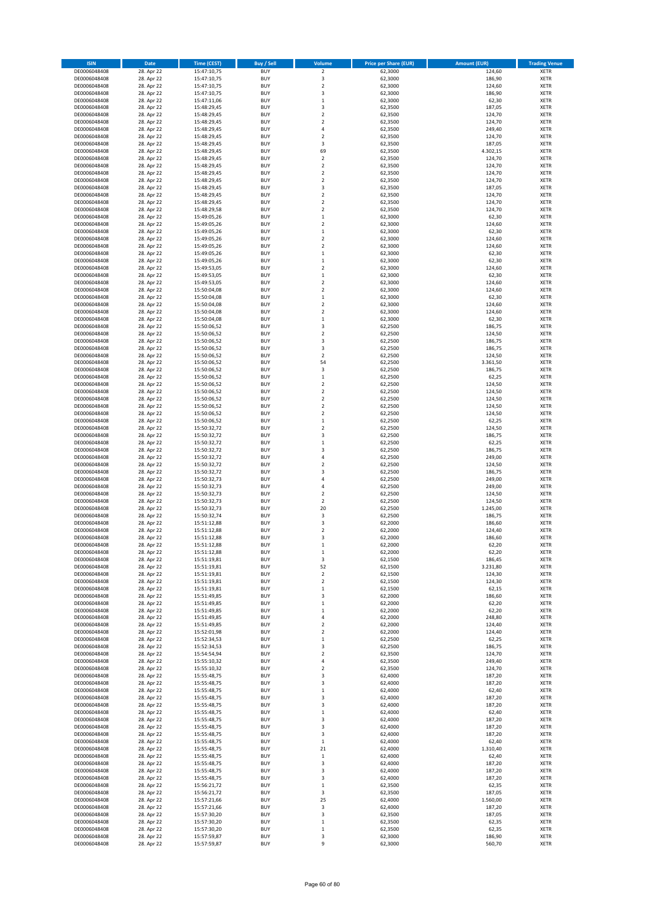| ISIN | Date | Time (CEST) | Buy / Sell | Volume | Price per Share (EUR) | Amount (EUR) | Trading Venue |
|---|---|---|---|---|---|---|---|
| DE0006048408 | 28. Apr 22 | 15:47:10,75 | BUY | 2 | 62,3000 | 124,60 | XETR |
| DE0006048408 | 28. Apr 22 | 15:47:10,75 | BUY | 3 | 62,3000 | 186,90 | XETR |
| DE0006048408 | 28. Apr 22 | 15:47:10,75 | BUY | 2 | 62,3000 | 124,60 | XETR |
| DE0006048408 | 28. Apr 22 | 15:47:10,75 | BUY | 3 | 62,3000 | 186,90 | XETR |
| DE0006048408 | 28. Apr 22 | 15:47:11,06 | BUY | 1 | 62,3000 | 62,30 | XETR |
| DE0006048408 | 28. Apr 22 | 15:48:29,45 | BUY | 3 | 62,3500 | 187,05 | XETR |
| DE0006048408 | 28. Apr 22 | 15:48:29,45 | BUY | 2 | 62,3500 | 124,70 | XETR |
| DE0006048408 | 28. Apr 22 | 15:48:29,45 | BUY | 2 | 62,3500 | 124,70 | XETR |
| DE0006048408 | 28. Apr 22 | 15:48:29,45 | BUY | 4 | 62,3500 | 249,40 | XETR |
| DE0006048408 | 28. Apr 22 | 15:48:29,45 | BUY | 2 | 62,3500 | 124,70 | XETR |
| DE0006048408 | 28. Apr 22 | 15:48:29,45 | BUY | 3 | 62,3500 | 187,05 | XETR |
| DE0006048408 | 28. Apr 22 | 15:48:29,45 | BUY | 69 | 62,3500 | 4.302,15 | XETR |
| DE0006048408 | 28. Apr 22 | 15:48:29,45 | BUY | 2 | 62,3500 | 124,70 | XETR |
| DE0006048408 | 28. Apr 22 | 15:48:29,45 | BUY | 2 | 62,3500 | 124,70 | XETR |
| DE0006048408 | 28. Apr 22 | 15:48:29,45 | BUY | 2 | 62,3500 | 124,70 | XETR |
| DE0006048408 | 28. Apr 22 | 15:48:29,45 | BUY | 2 | 62,3500 | 124,70 | XETR |
| DE0006048408 | 28. Apr 22 | 15:48:29,45 | BUY | 3 | 62,3500 | 187,05 | XETR |
| DE0006048408 | 28. Apr 22 | 15:48:29,45 | BUY | 2 | 62,3500 | 124,70 | XETR |
| DE0006048408 | 28. Apr 22 | 15:48:29,45 | BUY | 2 | 62,3500 | 124,70 | XETR |
| DE0006048408 | 28. Apr 22 | 15:48:29,58 | BUY | 2 | 62,3500 | 124,70 | XETR |
| DE0006048408 | 28. Apr 22 | 15:49:05,26 | BUY | 1 | 62,3000 | 62,30 | XETR |
| DE0006048408 | 28. Apr 22 | 15:49:05,26 | BUY | 2 | 62,3000 | 124,60 | XETR |
| DE0006048408 | 28. Apr 22 | 15:49:05,26 | BUY | 1 | 62,3000 | 62,30 | XETR |
| DE0006048408 | 28. Apr 22 | 15:49:05,26 | BUY | 2 | 62,3000 | 124,60 | XETR |
| DE0006048408 | 28. Apr 22 | 15:49:05,26 | BUY | 2 | 62,3000 | 124,60 | XETR |
| DE0006048408 | 28. Apr 22 | 15:49:05,26 | BUY | 1 | 62,3000 | 62,30 | XETR |
| DE0006048408 | 28. Apr 22 | 15:49:05,26 | BUY | 1 | 62,3000 | 62,30 | XETR |
| DE0006048408 | 28. Apr 22 | 15:49:53,05 | BUY | 2 | 62,3000 | 124,60 | XETR |
| DE0006048408 | 28. Apr 22 | 15:49:53,05 | BUY | 1 | 62,3000 | 62,30 | XETR |
| DE0006048408 | 28. Apr 22 | 15:49:53,05 | BUY | 2 | 62,3000 | 124,60 | XETR |
| DE0006048408 | 28. Apr 22 | 15:50:04,08 | BUY | 2 | 62,3000 | 124,60 | XETR |
| DE0006048408 | 28. Apr 22 | 15:50:04,08 | BUY | 1 | 62,3000 | 62,30 | XETR |
| DE0006048408 | 28. Apr 22 | 15:50:04,08 | BUY | 2 | 62,3000 | 124,60 | XETR |
| DE0006048408 | 28. Apr 22 | 15:50:04,08 | BUY | 2 | 62,3000 | 124,60 | XETR |
| DE0006048408 | 28. Apr 22 | 15:50:04,08 | BUY | 1 | 62,3000 | 62,30 | XETR |
| DE0006048408 | 28. Apr 22 | 15:50:06,52 | BUY | 3 | 62,2500 | 186,75 | XETR |
| DE0006048408 | 28. Apr 22 | 15:50:06,52 | BUY | 2 | 62,2500 | 124,50 | XETR |
| DE0006048408 | 28. Apr 22 | 15:50:06,52 | BUY | 3 | 62,2500 | 186,75 | XETR |
| DE0006048408 | 28. Apr 22 | 15:50:06,52 | BUY | 3 | 62,2500 | 186,75 | XETR |
| DE0006048408 | 28. Apr 22 | 15:50:06,52 | BUY | 2 | 62,2500 | 124,50 | XETR |
| DE0006048408 | 28. Apr 22 | 15:50:06,52 | BUY | 54 | 62,2500 | 3.361,50 | XETR |
| DE0006048408 | 28. Apr 22 | 15:50:06,52 | BUY | 3 | 62,2500 | 186,75 | XETR |
| DE0006048408 | 28. Apr 22 | 15:50:06,52 | BUY | 1 | 62,2500 | 62,25 | XETR |
| DE0006048408 | 28. Apr 22 | 15:50:06,52 | BUY | 2 | 62,2500 | 124,50 | XETR |
| DE0006048408 | 28. Apr 22 | 15:50:06,52 | BUY | 2 | 62,2500 | 124,50 | XETR |
| DE0006048408 | 28. Apr 22 | 15:50:06,52 | BUY | 2 | 62,2500 | 124,50 | XETR |
| DE0006048408 | 28. Apr 22 | 15:50:06,52 | BUY | 2 | 62,2500 | 124,50 | XETR |
| DE0006048408 | 28. Apr 22 | 15:50:06,52 | BUY | 2 | 62,2500 | 124,50 | XETR |
| DE0006048408 | 28. Apr 22 | 15:50:06,52 | BUY | 1 | 62,2500 | 62,25 | XETR |
| DE0006048408 | 28. Apr 22 | 15:50:32,72 | BUY | 2 | 62,2500 | 124,50 | XETR |
| DE0006048408 | 28. Apr 22 | 15:50:32,72 | BUY | 3 | 62,2500 | 186,75 | XETR |
| DE0006048408 | 28. Apr 22 | 15:50:32,72 | BUY | 1 | 62,2500 | 62,25 | XETR |
| DE0006048408 | 28. Apr 22 | 15:50:32,72 | BUY | 3 | 62,2500 | 186,75 | XETR |
| DE0006048408 | 28. Apr 22 | 15:50:32,72 | BUY | 4 | 62,2500 | 249,00 | XETR |
| DE0006048408 | 28. Apr 22 | 15:50:32,72 | BUY | 2 | 62,2500 | 124,50 | XETR |
| DE0006048408 | 28. Apr 22 | 15:50:32,72 | BUY | 3 | 62,2500 | 186,75 | XETR |
| DE0006048408 | 28. Apr 22 | 15:50:32,73 | BUY | 4 | 62,2500 | 249,00 | XETR |
| DE0006048408 | 28. Apr 22 | 15:50:32,73 | BUY | 4 | 62,2500 | 249,00 | XETR |
| DE0006048408 | 28. Apr 22 | 15:50:32,73 | BUY | 2 | 62,2500 | 124,50 | XETR |
| DE0006048408 | 28. Apr 22 | 15:50:32,73 | BUY | 2 | 62,2500 | 124,50 | XETR |
| DE0006048408 | 28. Apr 22 | 15:50:32,73 | BUY | 20 | 62,2500 | 1.245,00 | XETR |
| DE0006048408 | 28. Apr 22 | 15:50:32,74 | BUY | 3 | 62,2500 | 186,75 | XETR |
| DE0006048408 | 28. Apr 22 | 15:51:12,88 | BUY | 3 | 62,2000 | 186,60 | XETR |
| DE0006048408 | 28. Apr 22 | 15:51:12,88 | BUY | 2 | 62,2000 | 124,40 | XETR |
| DE0006048408 | 28. Apr 22 | 15:51:12,88 | BUY | 3 | 62,2000 | 186,60 | XETR |
| DE0006048408 | 28. Apr 22 | 15:51:12,88 | BUY | 1 | 62,2000 | 62,20 | XETR |
| DE0006048408 | 28. Apr 22 | 15:51:12,88 | BUY | 1 | 62,2000 | 62,20 | XETR |
| DE0006048408 | 28. Apr 22 | 15:51:19,81 | BUY | 3 | 62,1500 | 186,45 | XETR |
| DE0006048408 | 28. Apr 22 | 15:51:19,81 | BUY | 52 | 62,1500 | 3.231,80 | XETR |
| DE0006048408 | 28. Apr 22 | 15:51:19,81 | BUY | 2 | 62,1500 | 124,30 | XETR |
| DE0006048408 | 28. Apr 22 | 15:51:19,81 | BUY | 2 | 62,1500 | 124,30 | XETR |
| DE0006048408 | 28. Apr 22 | 15:51:19,81 | BUY | 1 | 62,1500 | 62,15 | XETR |
| DE0006048408 | 28. Apr 22 | 15:51:49,85 | BUY | 3 | 62,2000 | 186,60 | XETR |
| DE0006048408 | 28. Apr 22 | 15:51:49,85 | BUY | 1 | 62,2000 | 62,20 | XETR |
| DE0006048408 | 28. Apr 22 | 15:51:49,85 | BUY | 1 | 62,2000 | 62,20 | XETR |
| DE0006048408 | 28. Apr 22 | 15:51:49,85 | BUY | 4 | 62,2000 | 248,80 | XETR |
| DE0006048408 | 28. Apr 22 | 15:51:49,85 | BUY | 2 | 62,2000 | 124,40 | XETR |
| DE0006048408 | 28. Apr 22 | 15:52:01,98 | BUY | 2 | 62,2000 | 124,40 | XETR |
| DE0006048408 | 28. Apr 22 | 15:52:34,53 | BUY | 1 | 62,2500 | 62,25 | XETR |
| DE0006048408 | 28. Apr 22 | 15:52:34,53 | BUY | 3 | 62,2500 | 186,75 | XETR |
| DE0006048408 | 28. Apr 22 | 15:54:54,94 | BUY | 2 | 62,3500 | 124,70 | XETR |
| DE0006048408 | 28. Apr 22 | 15:55:10,32 | BUY | 4 | 62,3500 | 249,40 | XETR |
| DE0006048408 | 28. Apr 22 | 15:55:10,32 | BUY | 2 | 62,3500 | 124,70 | XETR |
| DE0006048408 | 28. Apr 22 | 15:55:48,75 | BUY | 3 | 62,4000 | 187,20 | XETR |
| DE0006048408 | 28. Apr 22 | 15:55:48,75 | BUY | 3 | 62,4000 | 187,20 | XETR |
| DE0006048408 | 28. Apr 22 | 15:55:48,75 | BUY | 1 | 62,4000 | 62,40 | XETR |
| DE0006048408 | 28. Apr 22 | 15:55:48,75 | BUY | 3 | 62,4000 | 187,20 | XETR |
| DE0006048408 | 28. Apr 22 | 15:55:48,75 | BUY | 3 | 62,4000 | 187,20 | XETR |
| DE0006048408 | 28. Apr 22 | 15:55:48,75 | BUY | 1 | 62,4000 | 62,40 | XETR |
| DE0006048408 | 28. Apr 22 | 15:55:48,75 | BUY | 3 | 62,4000 | 187,20 | XETR |
| DE0006048408 | 28. Apr 22 | 15:55:48,75 | BUY | 3 | 62,4000 | 187,20 | XETR |
| DE0006048408 | 28. Apr 22 | 15:55:48,75 | BUY | 3 | 62,4000 | 187,20 | XETR |
| DE0006048408 | 28. Apr 22 | 15:55:48,75 | BUY | 1 | 62,4000 | 62,40 | XETR |
| DE0006048408 | 28. Apr 22 | 15:55:48,75 | BUY | 21 | 62,4000 | 1.310,40 | XETR |
| DE0006048408 | 28. Apr 22 | 15:55:48,75 | BUY | 1 | 62,4000 | 62,40 | XETR |
| DE0006048408 | 28. Apr 22 | 15:55:48,75 | BUY | 3 | 62,4000 | 187,20 | XETR |
| DE0006048408 | 28. Apr 22 | 15:55:48,75 | BUY | 3 | 62,4000 | 187,20 | XETR |
| DE0006048408 | 28. Apr 22 | 15:55:48,75 | BUY | 3 | 62,4000 | 187,20 | XETR |
| DE0006048408 | 28. Apr 22 | 15:56:21,72 | BUY | 1 | 62,3500 | 62,35 | XETR |
| DE0006048408 | 28. Apr 22 | 15:56:21,72 | BUY | 3 | 62,3500 | 187,05 | XETR |
| DE0006048408 | 28. Apr 22 | 15:57:21,66 | BUY | 25 | 62,4000 | 1.560,00 | XETR |
| DE0006048408 | 28. Apr 22 | 15:57:21,66 | BUY | 3 | 62,4000 | 187,20 | XETR |
| DE0006048408 | 28. Apr 22 | 15:57:30,20 | BUY | 3 | 62,3500 | 187,05 | XETR |
| DE0006048408 | 28. Apr 22 | 15:57:30,20 | BUY | 1 | 62,3500 | 62,35 | XETR |
| DE0006048408 | 28. Apr 22 | 15:57:30,20 | BUY | 1 | 62,3500 | 62,35 | XETR |
| DE0006048408 | 28. Apr 22 | 15:57:59,87 | BUY | 3 | 62,3000 | 186,90 | XETR |
| DE0006048408 | 28. Apr 22 | 15:57:59,87 | BUY | 9 | 62,3000 | 560,70 | XETR |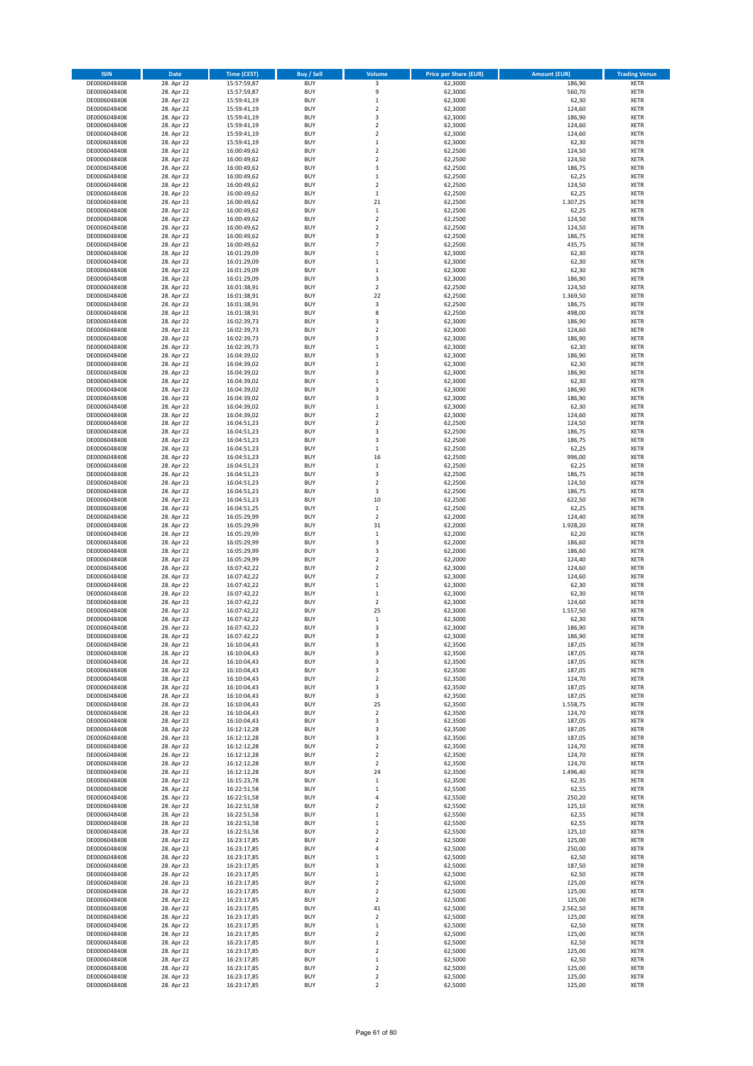| ISIN | Date | Time (CEST) | Buy / Sell | Volume | Price per Share (EUR) | Amount (EUR) | Trading Venue |
|---|---|---|---|---|---|---|---|
| DE0006048408 | 28. Apr 22 | 15:57:59,87 | BUY | 3 | 62,3000 | 186,90 | XETR |
| DE0006048408 | 28. Apr 22 | 15:57:59,87 | BUY | 9 | 62,3000 | 560,70 | XETR |
| DE0006048408 | 28. Apr 22 | 15:59:41,19 | BUY | 1 | 62,3000 | 62,30 | XETR |
| DE0006048408 | 28. Apr 22 | 15:59:41,19 | BUY | 2 | 62,3000 | 124,60 | XETR |
| DE0006048408 | 28. Apr 22 | 15:59:41,19 | BUY | 3 | 62,3000 | 186,90 | XETR |
| DE0006048408 | 28. Apr 22 | 15:59:41,19 | BUY | 2 | 62,3000 | 124,60 | XETR |
| DE0006048408 | 28. Apr 22 | 15:59:41,19 | BUY | 2 | 62,3000 | 124,60 | XETR |
| DE0006048408 | 28. Apr 22 | 15:59:41,19 | BUY | 1 | 62,3000 | 62,30 | XETR |
| DE0006048408 | 28. Apr 22 | 16:00:49,62 | BUY | 2 | 62,2500 | 124,50 | XETR |
| DE0006048408 | 28. Apr 22 | 16:00:49,62 | BUY | 2 | 62,2500 | 124,50 | XETR |
| DE0006048408 | 28. Apr 22 | 16:00:49,62 | BUY | 3 | 62,2500 | 186,75 | XETR |
| DE0006048408 | 28. Apr 22 | 16:00:49,62 | BUY | 1 | 62,2500 | 62,25 | XETR |
| DE0006048408 | 28. Apr 22 | 16:00:49,62 | BUY | 2 | 62,2500 | 124,50 | XETR |
| DE0006048408 | 28. Apr 22 | 16:00:49,62 | BUY | 1 | 62,2500 | 62,25 | XETR |
| DE0006048408 | 28. Apr 22 | 16:00:49,62 | BUY | 21 | 62,2500 | 1.307,25 | XETR |
| DE0006048408 | 28. Apr 22 | 16:00:49,62 | BUY | 1 | 62,2500 | 62,25 | XETR |
| DE0006048408 | 28. Apr 22 | 16:00:49,62 | BUY | 2 | 62,2500 | 124,50 | XETR |
| DE0006048408 | 28. Apr 22 | 16:00:49,62 | BUY | 2 | 62,2500 | 124,50 | XETR |
| DE0006048408 | 28. Apr 22 | 16:00:49,62 | BUY | 3 | 62,2500 | 186,75 | XETR |
| DE0006048408 | 28. Apr 22 | 16:00:49,62 | BUY | 7 | 62,2500 | 435,75 | XETR |
| DE0006048408 | 28. Apr 22 | 16:01:29,09 | BUY | 1 | 62,3000 | 62,30 | XETR |
| DE0006048408 | 28. Apr 22 | 16:01:29,09 | BUY | 1 | 62,3000 | 62,30 | XETR |
| DE0006048408 | 28. Apr 22 | 16:01:29,09 | BUY | 1 | 62,3000 | 62,30 | XETR |
| DE0006048408 | 28. Apr 22 | 16:01:29,09 | BUY | 3 | 62,3000 | 186,90 | XETR |
| DE0006048408 | 28. Apr 22 | 16:01:38,91 | BUY | 2 | 62,2500 | 124,50 | XETR |
| DE0006048408 | 28. Apr 22 | 16:01:38,91 | BUY | 22 | 62,2500 | 1.369,50 | XETR |
| DE0006048408 | 28. Apr 22 | 16:01:38,91 | BUY | 3 | 62,2500 | 186,75 | XETR |
| DE0006048408 | 28. Apr 22 | 16:01:38,91 | BUY | 8 | 62,2500 | 498,00 | XETR |
| DE0006048408 | 28. Apr 22 | 16:02:39,73 | BUY | 3 | 62,3000 | 186,90 | XETR |
| DE0006048408 | 28. Apr 22 | 16:02:39,73 | BUY | 2 | 62,3000 | 124,60 | XETR |
| DE0006048408 | 28. Apr 22 | 16:02:39,73 | BUY | 3 | 62,3000 | 186,90 | XETR |
| DE0006048408 | 28. Apr 22 | 16:02:39,73 | BUY | 1 | 62,3000 | 62,30 | XETR |
| DE0006048408 | 28. Apr 22 | 16:04:39,02 | BUY | 3 | 62,3000 | 186,90 | XETR |
| DE0006048408 | 28. Apr 22 | 16:04:39,02 | BUY | 1 | 62,3000 | 62,30 | XETR |
| DE0006048408 | 28. Apr 22 | 16:04:39,02 | BUY | 3 | 62,3000 | 186,90 | XETR |
| DE0006048408 | 28. Apr 22 | 16:04:39,02 | BUY | 1 | 62,3000 | 62,30 | XETR |
| DE0006048408 | 28. Apr 22 | 16:04:39,02 | BUY | 3 | 62,3000 | 186,90 | XETR |
| DE0006048408 | 28. Apr 22 | 16:04:39,02 | BUY | 3 | 62,3000 | 186,90 | XETR |
| DE0006048408 | 28. Apr 22 | 16:04:39,02 | BUY | 1 | 62,3000 | 62,30 | XETR |
| DE0006048408 | 28. Apr 22 | 16:04:39,02 | BUY | 2 | 62,3000 | 124,60 | XETR |
| DE0006048408 | 28. Apr 22 | 16:04:51,23 | BUY | 2 | 62,2500 | 124,50 | XETR |
| DE0006048408 | 28. Apr 22 | 16:04:51,23 | BUY | 3 | 62,2500 | 186,75 | XETR |
| DE0006048408 | 28. Apr 22 | 16:04:51,23 | BUY | 3 | 62,2500 | 186,75 | XETR |
| DE0006048408 | 28. Apr 22 | 16:04:51,23 | BUY | 1 | 62,2500 | 62,25 | XETR |
| DE0006048408 | 28. Apr 22 | 16:04:51,23 | BUY | 16 | 62,2500 | 996,00 | XETR |
| DE0006048408 | 28. Apr 22 | 16:04:51,23 | BUY | 1 | 62,2500 | 62,25 | XETR |
| DE0006048408 | 28. Apr 22 | 16:04:51,23 | BUY | 3 | 62,2500 | 186,75 | XETR |
| DE0006048408 | 28. Apr 22 | 16:04:51,23 | BUY | 2 | 62,2500 | 124,50 | XETR |
| DE0006048408 | 28. Apr 22 | 16:04:51,23 | BUY | 3 | 62,2500 | 186,75 | XETR |
| DE0006048408 | 28. Apr 22 | 16:04:51,23 | BUY | 10 | 62,2500 | 622,50 | XETR |
| DE0006048408 | 28. Apr 22 | 16:04:51,25 | BUY | 1 | 62,2500 | 62,25 | XETR |
| DE0006048408 | 28. Apr 22 | 16:05:29,99 | BUY | 2 | 62,2000 | 124,40 | XETR |
| DE0006048408 | 28. Apr 22 | 16:05:29,99 | BUY | 31 | 62,2000 | 1.928,20 | XETR |
| DE0006048408 | 28. Apr 22 | 16:05:29,99 | BUY | 1 | 62,2000 | 62,20 | XETR |
| DE0006048408 | 28. Apr 22 | 16:05:29,99 | BUY | 3 | 62,2000 | 186,60 | XETR |
| DE0006048408 | 28. Apr 22 | 16:05:29,99 | BUY | 3 | 62,2000 | 186,60 | XETR |
| DE0006048408 | 28. Apr 22 | 16:05:29,99 | BUY | 2 | 62,2000 | 124,40 | XETR |
| DE0006048408 | 28. Apr 22 | 16:07:42,22 | BUY | 2 | 62,3000 | 124,60 | XETR |
| DE0006048408 | 28. Apr 22 | 16:07:42,22 | BUY | 2 | 62,3000 | 124,60 | XETR |
| DE0006048408 | 28. Apr 22 | 16:07:42,22 | BUY | 1 | 62,3000 | 62,30 | XETR |
| DE0006048408 | 28. Apr 22 | 16:07:42,22 | BUY | 1 | 62,3000 | 62,30 | XETR |
| DE0006048408 | 28. Apr 22 | 16:07:42,22 | BUY | 2 | 62,3000 | 124,60 | XETR |
| DE0006048408 | 28. Apr 22 | 16:07:42,22 | BUY | 25 | 62,3000 | 1.557,50 | XETR |
| DE0006048408 | 28. Apr 22 | 16:07:42,22 | BUY | 1 | 62,3000 | 62,30 | XETR |
| DE0006048408 | 28. Apr 22 | 16:07:42,22 | BUY | 3 | 62,3000 | 186,90 | XETR |
| DE0006048408 | 28. Apr 22 | 16:07:42,22 | BUY | 3 | 62,3000 | 186,90 | XETR |
| DE0006048408 | 28. Apr 22 | 16:10:04,43 | BUY | 3 | 62,3500 | 187,05 | XETR |
| DE0006048408 | 28. Apr 22 | 16:10:04,43 | BUY | 3 | 62,3500 | 187,05 | XETR |
| DE0006048408 | 28. Apr 22 | 16:10:04,43 | BUY | 3 | 62,3500 | 187,05 | XETR |
| DE0006048408 | 28. Apr 22 | 16:10:04,43 | BUY | 3 | 62,3500 | 187,05 | XETR |
| DE0006048408 | 28. Apr 22 | 16:10:04,43 | BUY | 2 | 62,3500 | 124,70 | XETR |
| DE0006048408 | 28. Apr 22 | 16:10:04,43 | BUY | 3 | 62,3500 | 187,05 | XETR |
| DE0006048408 | 28. Apr 22 | 16:10:04,43 | BUY | 3 | 62,3500 | 187,05 | XETR |
| DE0006048408 | 28. Apr 22 | 16:10:04,43 | BUY | 25 | 62,3500 | 1.558,75 | XETR |
| DE0006048408 | 28. Apr 22 | 16:10:04,43 | BUY | 2 | 62,3500 | 124,70 | XETR |
| DE0006048408 | 28. Apr 22 | 16:10:04,43 | BUY | 3 | 62,3500 | 187,05 | XETR |
| DE0006048408 | 28. Apr 22 | 16:12:12,28 | BUY | 3 | 62,3500 | 187,05 | XETR |
| DE0006048408 | 28. Apr 22 | 16:12:12,28 | BUY | 3 | 62,3500 | 187,05 | XETR |
| DE0006048408 | 28. Apr 22 | 16:12:12,28 | BUY | 2 | 62,3500 | 124,70 | XETR |
| DE0006048408 | 28. Apr 22 | 16:12:12,28 | BUY | 2 | 62,3500 | 124,70 | XETR |
| DE0006048408 | 28. Apr 22 | 16:12:12,28 | BUY | 2 | 62,3500 | 124,70 | XETR |
| DE0006048408 | 28. Apr 22 | 16:12:12,28 | BUY | 24 | 62,3500 | 1.496,40 | XETR |
| DE0006048408 | 28. Apr 22 | 16:15:23,78 | BUY | 1 | 62,3500 | 62,35 | XETR |
| DE0006048408 | 28. Apr 22 | 16:22:51,58 | BUY | 1 | 62,5500 | 62,55 | XETR |
| DE0006048408 | 28. Apr 22 | 16:22:51,58 | BUY | 4 | 62,5500 | 250,20 | XETR |
| DE0006048408 | 28. Apr 22 | 16:22:51,58 | BUY | 2 | 62,5500 | 125,10 | XETR |
| DE0006048408 | 28. Apr 22 | 16:22:51,58 | BUY | 1 | 62,5500 | 62,55 | XETR |
| DE0006048408 | 28. Apr 22 | 16:22:51,58 | BUY | 1 | 62,5500 | 62,55 | XETR |
| DE0006048408 | 28. Apr 22 | 16:22:51,58 | BUY | 2 | 62,5500 | 125,10 | XETR |
| DE0006048408 | 28. Apr 22 | 16:23:17,85 | BUY | 2 | 62,5000 | 125,00 | XETR |
| DE0006048408 | 28. Apr 22 | 16:23:17,85 | BUY | 4 | 62,5000 | 250,00 | XETR |
| DE0006048408 | 28. Apr 22 | 16:23:17,85 | BUY | 1 | 62,5000 | 62,50 | XETR |
| DE0006048408 | 28. Apr 22 | 16:23:17,85 | BUY | 3 | 62,5000 | 187,50 | XETR |
| DE0006048408 | 28. Apr 22 | 16:23:17,85 | BUY | 1 | 62,5000 | 62,50 | XETR |
| DE0006048408 | 28. Apr 22 | 16:23:17,85 | BUY | 2 | 62,5000 | 125,00 | XETR |
| DE0006048408 | 28. Apr 22 | 16:23:17,85 | BUY | 2 | 62,5000 | 125,00 | XETR |
| DE0006048408 | 28. Apr 22 | 16:23:17,85 | BUY | 2 | 62,5000 | 125,00 | XETR |
| DE0006048408 | 28. Apr 22 | 16:23:17,85 | BUY | 41 | 62,5000 | 2.562,50 | XETR |
| DE0006048408 | 28. Apr 22 | 16:23:17,85 | BUY | 2 | 62,5000 | 125,00 | XETR |
| DE0006048408 | 28. Apr 22 | 16:23:17,85 | BUY | 1 | 62,5000 | 62,50 | XETR |
| DE0006048408 | 28. Apr 22 | 16:23:17,85 | BUY | 2 | 62,5000 | 125,00 | XETR |
| DE0006048408 | 28. Apr 22 | 16:23:17,85 | BUY | 1 | 62,5000 | 62,50 | XETR |
| DE0006048408 | 28. Apr 22 | 16:23:17,85 | BUY | 2 | 62,5000 | 125,00 | XETR |
| DE0006048408 | 28. Apr 22 | 16:23:17,85 | BUY | 1 | 62,5000 | 62,50 | XETR |
| DE0006048408 | 28. Apr 22 | 16:23:17,85 | BUY | 2 | 62,5000 | 125,00 | XETR |
| DE0006048408 | 28. Apr 22 | 16:23:17,85 | BUY | 2 | 62,5000 | 125,00 | XETR |
| DE0006048408 | 28. Apr 22 | 16:23:17,85 | BUY | 2 | 62,5000 | 125,00 | XETR |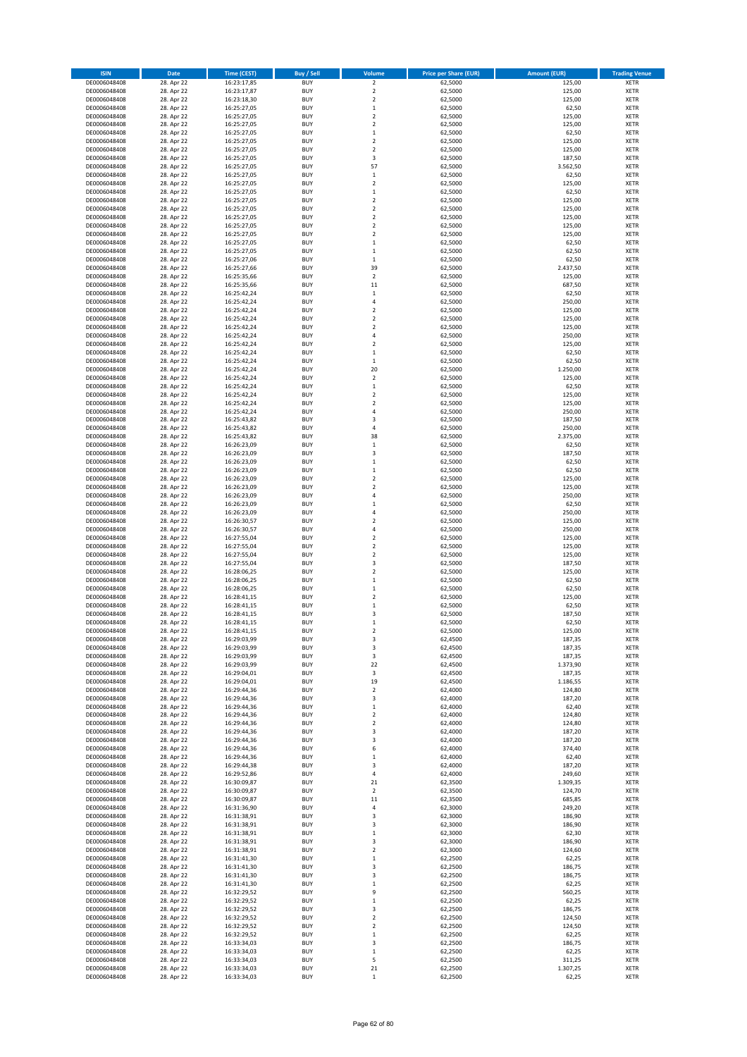| ISIN | Date | Time (CEST) | Buy / Sell | Volume | Price per Share (EUR) | Amount (EUR) | Trading Venue |
|---|---|---|---|---|---|---|---|
| DE0006048408 | 28. Apr 22 | 16:23:17,85 | BUY | 2 | 62,5000 | 125,00 | XETR |
| DE0006048408 | 28. Apr 22 | 16:23:17,87 | BUY | 2 | 62,5000 | 125,00 | XETR |
| DE0006048408 | 28. Apr 22 | 16:23:18,30 | BUY | 2 | 62,5000 | 125,00 | XETR |
| DE0006048408 | 28. Apr 22 | 16:25:27,05 | BUY | 1 | 62,5000 | 62,50 | XETR |
| DE0006048408 | 28. Apr 22 | 16:25:27,05 | BUY | 2 | 62,5000 | 125,00 | XETR |
| DE0006048408 | 28. Apr 22 | 16:25:27,05 | BUY | 2 | 62,5000 | 125,00 | XETR |
| DE0006048408 | 28. Apr 22 | 16:25:27,05 | BUY | 1 | 62,5000 | 62,50 | XETR |
| DE0006048408 | 28. Apr 22 | 16:25:27,05 | BUY | 2 | 62,5000 | 125,00 | XETR |
| DE0006048408 | 28. Apr 22 | 16:25:27,05 | BUY | 2 | 62,5000 | 125,00 | XETR |
| DE0006048408 | 28. Apr 22 | 16:25:27,05 | BUY | 3 | 62,5000 | 187,50 | XETR |
| DE0006048408 | 28. Apr 22 | 16:25:27,05 | BUY | 57 | 62,5000 | 3.562,50 | XETR |
| DE0006048408 | 28. Apr 22 | 16:25:27,05 | BUY | 1 | 62,5000 | 62,50 | XETR |
| DE0006048408 | 28. Apr 22 | 16:25:27,05 | BUY | 2 | 62,5000 | 125,00 | XETR |
| DE0006048408 | 28. Apr 22 | 16:25:27,05 | BUY | 1 | 62,5000 | 62,50 | XETR |
| DE0006048408 | 28. Apr 22 | 16:25:27,05 | BUY | 2 | 62,5000 | 125,00 | XETR |
| DE0006048408 | 28. Apr 22 | 16:25:27,05 | BUY | 2 | 62,5000 | 125,00 | XETR |
| DE0006048408 | 28. Apr 22 | 16:25:27,05 | BUY | 2 | 62,5000 | 125,00 | XETR |
| DE0006048408 | 28. Apr 22 | 16:25:27,05 | BUY | 2 | 62,5000 | 125,00 | XETR |
| DE0006048408 | 28. Apr 22 | 16:25:27,05 | BUY | 2 | 62,5000 | 125,00 | XETR |
| DE0006048408 | 28. Apr 22 | 16:25:27,05 | BUY | 1 | 62,5000 | 62,50 | XETR |
| DE0006048408 | 28. Apr 22 | 16:25:27,05 | BUY | 1 | 62,5000 | 62,50 | XETR |
| DE0006048408 | 28. Apr 22 | 16:25:27,06 | BUY | 1 | 62,5000 | 62,50 | XETR |
| DE0006048408 | 28. Apr 22 | 16:25:27,66 | BUY | 39 | 62,5000 | 2.437,50 | XETR |
| DE0006048408 | 28. Apr 22 | 16:25:35,66 | BUY | 2 | 62,5000 | 125,00 | XETR |
| DE0006048408 | 28. Apr 22 | 16:25:35,66 | BUY | 11 | 62,5000 | 687,50 | XETR |
| DE0006048408 | 28. Apr 22 | 16:25:42,24 | BUY | 1 | 62,5000 | 62,50 | XETR |
| DE0006048408 | 28. Apr 22 | 16:25:42,24 | BUY | 4 | 62,5000 | 250,00 | XETR |
| DE0006048408 | 28. Apr 22 | 16:25:42,24 | BUY | 2 | 62,5000 | 125,00 | XETR |
| DE0006048408 | 28. Apr 22 | 16:25:42,24 | BUY | 2 | 62,5000 | 125,00 | XETR |
| DE0006048408 | 28. Apr 22 | 16:25:42,24 | BUY | 2 | 62,5000 | 125,00 | XETR |
| DE0006048408 | 28. Apr 22 | 16:25:42,24 | BUY | 4 | 62,5000 | 250,00 | XETR |
| DE0006048408 | 28. Apr 22 | 16:25:42,24 | BUY | 2 | 62,5000 | 125,00 | XETR |
| DE0006048408 | 28. Apr 22 | 16:25:42,24 | BUY | 1 | 62,5000 | 62,50 | XETR |
| DE0006048408 | 28. Apr 22 | 16:25:42,24 | BUY | 1 | 62,5000 | 62,50 | XETR |
| DE0006048408 | 28. Apr 22 | 16:25:42,24 | BUY | 20 | 62,5000 | 1.250,00 | XETR |
| DE0006048408 | 28. Apr 22 | 16:25:42,24 | BUY | 2 | 62,5000 | 125,00 | XETR |
| DE0006048408 | 28. Apr 22 | 16:25:42,24 | BUY | 1 | 62,5000 | 62,50 | XETR |
| DE0006048408 | 28. Apr 22 | 16:25:42,24 | BUY | 2 | 62,5000 | 125,00 | XETR |
| DE0006048408 | 28. Apr 22 | 16:25:42,24 | BUY | 2 | 62,5000 | 125,00 | XETR |
| DE0006048408 | 28. Apr 22 | 16:25:42,24 | BUY | 4 | 62,5000 | 250,00 | XETR |
| DE0006048408 | 28. Apr 22 | 16:25:43,82 | BUY | 3 | 62,5000 | 187,50 | XETR |
| DE0006048408 | 28. Apr 22 | 16:25:43,82 | BUY | 4 | 62,5000 | 250,00 | XETR |
| DE0006048408 | 28. Apr 22 | 16:25:43,82 | BUY | 38 | 62,5000 | 2.375,00 | XETR |
| DE0006048408 | 28. Apr 22 | 16:26:23,09 | BUY | 1 | 62,5000 | 62,50 | XETR |
| DE0006048408 | 28. Apr 22 | 16:26:23,09 | BUY | 3 | 62,5000 | 187,50 | XETR |
| DE0006048408 | 28. Apr 22 | 16:26:23,09 | BUY | 1 | 62,5000 | 62,50 | XETR |
| DE0006048408 | 28. Apr 22 | 16:26:23,09 | BUY | 1 | 62,5000 | 62,50 | XETR |
| DE0006048408 | 28. Apr 22 | 16:26:23,09 | BUY | 2 | 62,5000 | 125,00 | XETR |
| DE0006048408 | 28. Apr 22 | 16:26:23,09 | BUY | 2 | 62,5000 | 125,00 | XETR |
| DE0006048408 | 28. Apr 22 | 16:26:23,09 | BUY | 4 | 62,5000 | 250,00 | XETR |
| DE0006048408 | 28. Apr 22 | 16:26:23,09 | BUY | 1 | 62,5000 | 62,50 | XETR |
| DE0006048408 | 28. Apr 22 | 16:26:23,09 | BUY | 4 | 62,5000 | 250,00 | XETR |
| DE0006048408 | 28. Apr 22 | 16:26:30,57 | BUY | 2 | 62,5000 | 125,00 | XETR |
| DE0006048408 | 28. Apr 22 | 16:26:30,57 | BUY | 4 | 62,5000 | 250,00 | XETR |
| DE0006048408 | 28. Apr 22 | 16:27:55,04 | BUY | 2 | 62,5000 | 125,00 | XETR |
| DE0006048408 | 28. Apr 22 | 16:27:55,04 | BUY | 2 | 62,5000 | 125,00 | XETR |
| DE0006048408 | 28. Apr 22 | 16:27:55,04 | BUY | 2 | 62,5000 | 125,00 | XETR |
| DE0006048408 | 28. Apr 22 | 16:27:55,04 | BUY | 3 | 62,5000 | 187,50 | XETR |
| DE0006048408 | 28. Apr 22 | 16:28:06,25 | BUY | 2 | 62,5000 | 125,00 | XETR |
| DE0006048408 | 28. Apr 22 | 16:28:06,25 | BUY | 1 | 62,5000 | 62,50 | XETR |
| DE0006048408 | 28. Apr 22 | 16:28:06,25 | BUY | 1 | 62,5000 | 62,50 | XETR |
| DE0006048408 | 28. Apr 22 | 16:28:41,15 | BUY | 2 | 62,5000 | 125,00 | XETR |
| DE0006048408 | 28. Apr 22 | 16:28:41,15 | BUY | 1 | 62,5000 | 62,50 | XETR |
| DE0006048408 | 28. Apr 22 | 16:28:41,15 | BUY | 3 | 62,5000 | 187,50 | XETR |
| DE0006048408 | 28. Apr 22 | 16:28:41,15 | BUY | 1 | 62,5000 | 62,50 | XETR |
| DE0006048408 | 28. Apr 22 | 16:28:41,15 | BUY | 2 | 62,5000 | 125,00 | XETR |
| DE0006048408 | 28. Apr 22 | 16:29:03,99 | BUY | 3 | 62,4500 | 187,35 | XETR |
| DE0006048408 | 28. Apr 22 | 16:29:03,99 | BUY | 3 | 62,4500 | 187,35 | XETR |
| DE0006048408 | 28. Apr 22 | 16:29:03,99 | BUY | 3 | 62,4500 | 187,35 | XETR |
| DE0006048408 | 28. Apr 22 | 16:29:03,99 | BUY | 22 | 62,4500 | 1.373,90 | XETR |
| DE0006048408 | 28. Apr 22 | 16:29:04,01 | BUY | 3 | 62,4500 | 187,35 | XETR |
| DE0006048408 | 28. Apr 22 | 16:29:04,01 | BUY | 19 | 62,4500 | 1.186,55 | XETR |
| DE0006048408 | 28. Apr 22 | 16:29:44,36 | BUY | 2 | 62,4000 | 124,80 | XETR |
| DE0006048408 | 28. Apr 22 | 16:29:44,36 | BUY | 3 | 62,4000 | 187,20 | XETR |
| DE0006048408 | 28. Apr 22 | 16:29:44,36 | BUY | 1 | 62,4000 | 62,40 | XETR |
| DE0006048408 | 28. Apr 22 | 16:29:44,36 | BUY | 2 | 62,4000 | 124,80 | XETR |
| DE0006048408 | 28. Apr 22 | 16:29:44,36 | BUY | 2 | 62,4000 | 124,80 | XETR |
| DE0006048408 | 28. Apr 22 | 16:29:44,36 | BUY | 3 | 62,4000 | 187,20 | XETR |
| DE0006048408 | 28. Apr 22 | 16:29:44,36 | BUY | 3 | 62,4000 | 187,20 | XETR |
| DE0006048408 | 28. Apr 22 | 16:29:44,36 | BUY | 6 | 62,4000 | 374,40 | XETR |
| DE0006048408 | 28. Apr 22 | 16:29:44,36 | BUY | 1 | 62,4000 | 62,40 | XETR |
| DE0006048408 | 28. Apr 22 | 16:29:44,38 | BUY | 3 | 62,4000 | 187,20 | XETR |
| DE0006048408 | 28. Apr 22 | 16:29:52,86 | BUY | 4 | 62,4000 | 249,60 | XETR |
| DE0006048408 | 28. Apr 22 | 16:30:09,87 | BUY | 21 | 62,3500 | 1.309,35 | XETR |
| DE0006048408 | 28. Apr 22 | 16:30:09,87 | BUY | 2 | 62,3500 | 124,70 | XETR |
| DE0006048408 | 28. Apr 22 | 16:30:09,87 | BUY | 11 | 62,3500 | 685,85 | XETR |
| DE0006048408 | 28. Apr 22 | 16:31:36,90 | BUY | 4 | 62,3000 | 249,20 | XETR |
| DE0006048408 | 28. Apr 22 | 16:31:38,91 | BUY | 3 | 62,3000 | 186,90 | XETR |
| DE0006048408 | 28. Apr 22 | 16:31:38,91 | BUY | 3 | 62,3000 | 186,90 | XETR |
| DE0006048408 | 28. Apr 22 | 16:31:38,91 | BUY | 1 | 62,3000 | 62,30 | XETR |
| DE0006048408 | 28. Apr 22 | 16:31:38,91 | BUY | 3 | 62,3000 | 186,90 | XETR |
| DE0006048408 | 28. Apr 22 | 16:31:38,91 | BUY | 2 | 62,3000 | 124,60 | XETR |
| DE0006048408 | 28. Apr 22 | 16:31:41,30 | BUY | 1 | 62,2500 | 62,25 | XETR |
| DE0006048408 | 28. Apr 22 | 16:31:41,30 | BUY | 3 | 62,2500 | 186,75 | XETR |
| DE0006048408 | 28. Apr 22 | 16:31:41,30 | BUY | 3 | 62,2500 | 186,75 | XETR |
| DE0006048408 | 28. Apr 22 | 16:31:41,30 | BUY | 1 | 62,2500 | 62,25 | XETR |
| DE0006048408 | 28. Apr 22 | 16:32:29,52 | BUY | 9 | 62,2500 | 560,25 | XETR |
| DE0006048408 | 28. Apr 22 | 16:32:29,52 | BUY | 1 | 62,2500 | 62,25 | XETR |
| DE0006048408 | 28. Apr 22 | 16:32:29,52 | BUY | 3 | 62,2500 | 186,75 | XETR |
| DE0006048408 | 28. Apr 22 | 16:32:29,52 | BUY | 2 | 62,2500 | 124,50 | XETR |
| DE0006048408 | 28. Apr 22 | 16:32:29,52 | BUY | 2 | 62,2500 | 124,50 | XETR |
| DE0006048408 | 28. Apr 22 | 16:32:29,52 | BUY | 1 | 62,2500 | 62,25 | XETR |
| DE0006048408 | 28. Apr 22 | 16:33:34,03 | BUY | 3 | 62,2500 | 186,75 | XETR |
| DE0006048408 | 28. Apr 22 | 16:33:34,03 | BUY | 1 | 62,2500 | 62,25 | XETR |
| DE0006048408 | 28. Apr 22 | 16:33:34,03 | BUY | 5 | 62,2500 | 311,25 | XETR |
| DE0006048408 | 28. Apr 22 | 16:33:34,03 | BUY | 21 | 62,2500 | 1.307,25 | XETR |
| DE0006048408 | 28. Apr 22 | 16:33:34,03 | BUY | 1 | 62,2500 | 62,25 | XETR |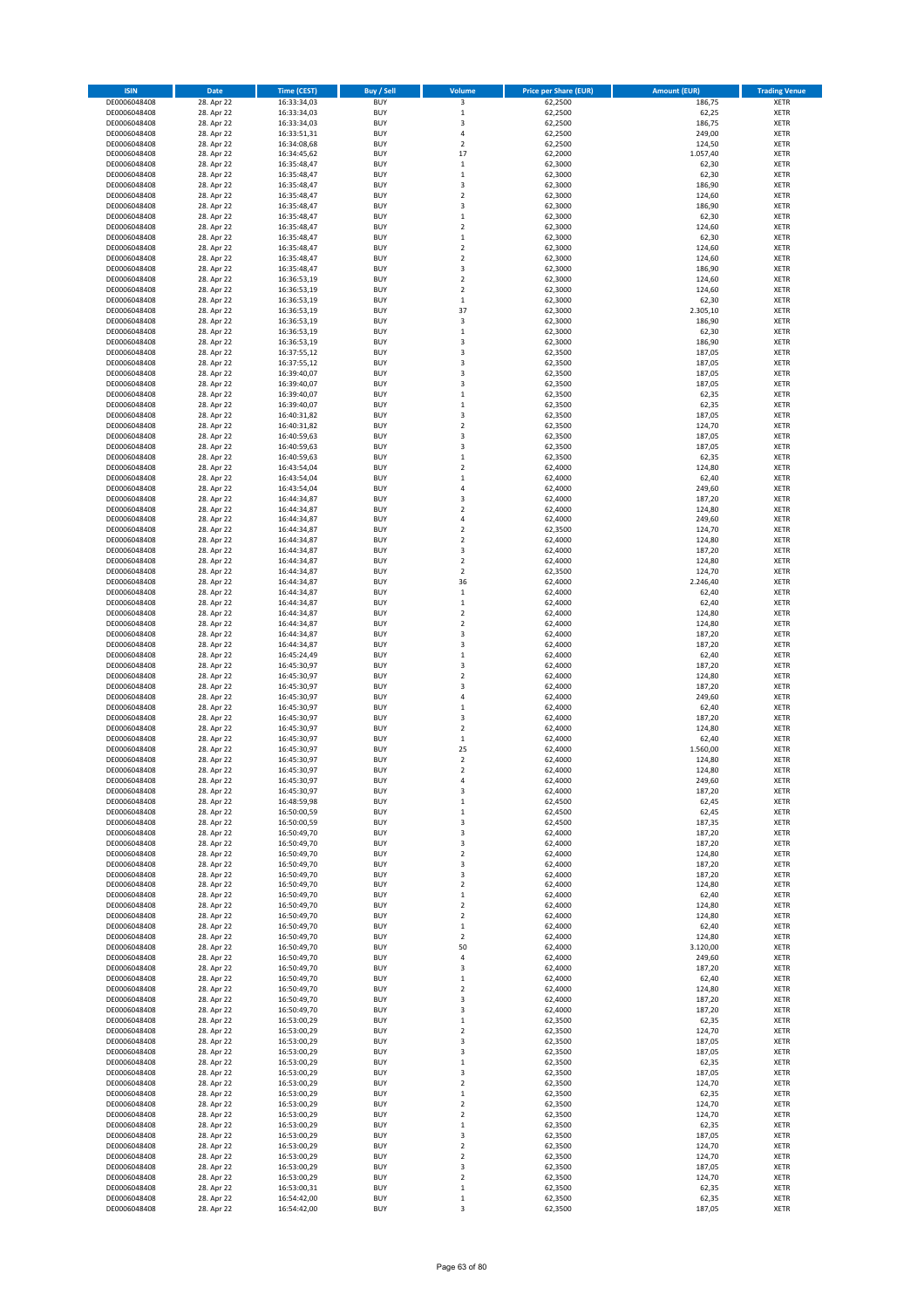| ISIN | Date | Time (CEST) | Buy / Sell | Volume | Price per Share (EUR) | Amount (EUR) | Trading Venue |
|---|---|---|---|---|---|---|---|
| DE0006048408 | 28. Apr 22 | 16:33:34,03 | BUY | 3 | 62,2500 | 186,75 | XETR |
| DE0006048408 | 28. Apr 22 | 16:33:34,03 | BUY | 1 | 62,2500 | 62,25 | XETR |
| DE0006048408 | 28. Apr 22 | 16:33:34,03 | BUY | 3 | 62,2500 | 186,75 | XETR |
| DE0006048408 | 28. Apr 22 | 16:33:51,31 | BUY | 4 | 62,2500 | 249,00 | XETR |
| DE0006048408 | 28. Apr 22 | 16:34:08,68 | BUY | 2 | 62,2500 | 124,50 | XETR |
| DE0006048408 | 28. Apr 22 | 16:34:45,62 | BUY | 17 | 62,2000 | 1.057,40 | XETR |
| DE0006048408 | 28. Apr 22 | 16:35:48,47 | BUY | 1 | 62,3000 | 62,30 | XETR |
| DE0006048408 | 28. Apr 22 | 16:35:48,47 | BUY | 1 | 62,3000 | 62,30 | XETR |
| DE0006048408 | 28. Apr 22 | 16:35:48,47 | BUY | 3 | 62,3000 | 186,90 | XETR |
| DE0006048408 | 28. Apr 22 | 16:35:48,47 | BUY | 2 | 62,3000 | 124,60 | XETR |
| DE0006048408 | 28. Apr 22 | 16:35:48,47 | BUY | 3 | 62,3000 | 186,90 | XETR |
| DE0006048408 | 28. Apr 22 | 16:35:48,47 | BUY | 1 | 62,3000 | 62,30 | XETR |
| DE0006048408 | 28. Apr 22 | 16:35:48,47 | BUY | 2 | 62,3000 | 124,60 | XETR |
| DE0006048408 | 28. Apr 22 | 16:35:48,47 | BUY | 1 | 62,3000 | 62,30 | XETR |
| DE0006048408 | 28. Apr 22 | 16:35:48,47 | BUY | 2 | 62,3000 | 124,60 | XETR |
| DE0006048408 | 28. Apr 22 | 16:35:48,47 | BUY | 2 | 62,3000 | 124,60 | XETR |
| DE0006048408 | 28. Apr 22 | 16:35:48,47 | BUY | 3 | 62,3000 | 186,90 | XETR |
| DE0006048408 | 28. Apr 22 | 16:36:53,19 | BUY | 2 | 62,3000 | 124,60 | XETR |
| DE0006048408 | 28. Apr 22 | 16:36:53,19 | BUY | 2 | 62,3000 | 124,60 | XETR |
| DE0006048408 | 28. Apr 22 | 16:36:53,19 | BUY | 1 | 62,3000 | 62,30 | XETR |
| DE0006048408 | 28. Apr 22 | 16:36:53,19 | BUY | 37 | 62,3000 | 2.305,10 | XETR |
| DE0006048408 | 28. Apr 22 | 16:36:53,19 | BUY | 3 | 62,3000 | 186,90 | XETR |
| DE0006048408 | 28. Apr 22 | 16:36:53,19 | BUY | 1 | 62,3000 | 62,30 | XETR |
| DE0006048408 | 28. Apr 22 | 16:36:53,19 | BUY | 3 | 62,3000 | 186,90 | XETR |
| DE0006048408 | 28. Apr 22 | 16:37:55,12 | BUY | 3 | 62,3500 | 187,05 | XETR |
| DE0006048408 | 28. Apr 22 | 16:37:55,12 | BUY | 3 | 62,3500 | 187,05 | XETR |
| DE0006048408 | 28. Apr 22 | 16:39:40,07 | BUY | 3 | 62,3500 | 187,05 | XETR |
| DE0006048408 | 28. Apr 22 | 16:39:40,07 | BUY | 3 | 62,3500 | 187,05 | XETR |
| DE0006048408 | 28. Apr 22 | 16:39:40,07 | BUY | 1 | 62,3500 | 62,35 | XETR |
| DE0006048408 | 28. Apr 22 | 16:39:40,07 | BUY | 1 | 62,3500 | 62,35 | XETR |
| DE0006048408 | 28. Apr 22 | 16:40:31,82 | BUY | 3 | 62,3500 | 187,05 | XETR |
| DE0006048408 | 28. Apr 22 | 16:40:31,82 | BUY | 2 | 62,3500 | 124,70 | XETR |
| DE0006048408 | 28. Apr 22 | 16:40:59,63 | BUY | 3 | 62,3500 | 187,05 | XETR |
| DE0006048408 | 28. Apr 22 | 16:40:59,63 | BUY | 3 | 62,3500 | 187,05 | XETR |
| DE0006048408 | 28. Apr 22 | 16:40:59,63 | BUY | 1 | 62,3500 | 62,35 | XETR |
| DE0006048408 | 28. Apr 22 | 16:43:54,04 | BUY | 2 | 62,4000 | 124,80 | XETR |
| DE0006048408 | 28. Apr 22 | 16:43:54,04 | BUY | 1 | 62,4000 | 62,40 | XETR |
| DE0006048408 | 28. Apr 22 | 16:43:54,04 | BUY | 4 | 62,4000 | 249,60 | XETR |
| DE0006048408 | 28. Apr 22 | 16:44:34,87 | BUY | 3 | 62,4000 | 187,20 | XETR |
| DE0006048408 | 28. Apr 22 | 16:44:34,87 | BUY | 2 | 62,4000 | 124,80 | XETR |
| DE0006048408 | 28. Apr 22 | 16:44:34,87 | BUY | 4 | 62,4000 | 249,60 | XETR |
| DE0006048408 | 28. Apr 22 | 16:44:34,87 | BUY | 2 | 62,3500 | 124,70 | XETR |
| DE0006048408 | 28. Apr 22 | 16:44:34,87 | BUY | 2 | 62,4000 | 124,80 | XETR |
| DE0006048408 | 28. Apr 22 | 16:44:34,87 | BUY | 3 | 62,4000 | 187,20 | XETR |
| DE0006048408 | 28. Apr 22 | 16:44:34,87 | BUY | 2 | 62,4000 | 124,80 | XETR |
| DE0006048408 | 28. Apr 22 | 16:44:34,87 | BUY | 2 | 62,3500 | 124,70 | XETR |
| DE0006048408 | 28. Apr 22 | 16:44:34,87 | BUY | 36 | 62,4000 | 2.246,40 | XETR |
| DE0006048408 | 28. Apr 22 | 16:44:34,87 | BUY | 1 | 62,4000 | 62,40 | XETR |
| DE0006048408 | 28. Apr 22 | 16:44:34,87 | BUY | 1 | 62,4000 | 62,40 | XETR |
| DE0006048408 | 28. Apr 22 | 16:44:34,87 | BUY | 2 | 62,4000 | 124,80 | XETR |
| DE0006048408 | 28. Apr 22 | 16:44:34,87 | BUY | 2 | 62,4000 | 124,80 | XETR |
| DE0006048408 | 28. Apr 22 | 16:44:34,87 | BUY | 3 | 62,4000 | 187,20 | XETR |
| DE0006048408 | 28. Apr 22 | 16:44:34,87 | BUY | 3 | 62,4000 | 187,20 | XETR |
| DE0006048408 | 28. Apr 22 | 16:45:24,49 | BUY | 1 | 62,4000 | 62,40 | XETR |
| DE0006048408 | 28. Apr 22 | 16:45:30,97 | BUY | 3 | 62,4000 | 187,20 | XETR |
| DE0006048408 | 28. Apr 22 | 16:45:30,97 | BUY | 2 | 62,4000 | 124,80 | XETR |
| DE0006048408 | 28. Apr 22 | 16:45:30,97 | BUY | 3 | 62,4000 | 187,20 | XETR |
| DE0006048408 | 28. Apr 22 | 16:45:30,97 | BUY | 4 | 62,4000 | 249,60 | XETR |
| DE0006048408 | 28. Apr 22 | 16:45:30,97 | BUY | 1 | 62,4000 | 62,40 | XETR |
| DE0006048408 | 28. Apr 22 | 16:45:30,97 | BUY | 3 | 62,4000 | 187,20 | XETR |
| DE0006048408 | 28. Apr 22 | 16:45:30,97 | BUY | 2 | 62,4000 | 124,80 | XETR |
| DE0006048408 | 28. Apr 22 | 16:45:30,97 | BUY | 1 | 62,4000 | 62,40 | XETR |
| DE0006048408 | 28. Apr 22 | 16:45:30,97 | BUY | 25 | 62,4000 | 1.560,00 | XETR |
| DE0006048408 | 28. Apr 22 | 16:45:30,97 | BUY | 2 | 62,4000 | 124,80 | XETR |
| DE0006048408 | 28. Apr 22 | 16:45:30,97 | BUY | 2 | 62,4000 | 124,80 | XETR |
| DE0006048408 | 28. Apr 22 | 16:45:30,97 | BUY | 4 | 62,4000 | 249,60 | XETR |
| DE0006048408 | 28. Apr 22 | 16:45:30,97 | BUY | 3 | 62,4000 | 187,20 | XETR |
| DE0006048408 | 28. Apr 22 | 16:48:59,98 | BUY | 1 | 62,4500 | 62,45 | XETR |
| DE0006048408 | 28. Apr 22 | 16:50:00,59 | BUY | 1 | 62,4500 | 62,45 | XETR |
| DE0006048408 | 28. Apr 22 | 16:50:00,59 | BUY | 3 | 62,4500 | 187,35 | XETR |
| DE0006048408 | 28. Apr 22 | 16:50:49,70 | BUY | 3 | 62,4000 | 187,20 | XETR |
| DE0006048408 | 28. Apr 22 | 16:50:49,70 | BUY | 3 | 62,4000 | 187,20 | XETR |
| DE0006048408 | 28. Apr 22 | 16:50:49,70 | BUY | 2 | 62,4000 | 124,80 | XETR |
| DE0006048408 | 28. Apr 22 | 16:50:49,70 | BUY | 3 | 62,4000 | 187,20 | XETR |
| DE0006048408 | 28. Apr 22 | 16:50:49,70 | BUY | 3 | 62,4000 | 187,20 | XETR |
| DE0006048408 | 28. Apr 22 | 16:50:49,70 | BUY | 2 | 62,4000 | 124,80 | XETR |
| DE0006048408 | 28. Apr 22 | 16:50:49,70 | BUY | 1 | 62,4000 | 62,40 | XETR |
| DE0006048408 | 28. Apr 22 | 16:50:49,70 | BUY | 2 | 62,4000 | 124,80 | XETR |
| DE0006048408 | 28. Apr 22 | 16:50:49,70 | BUY | 2 | 62,4000 | 124,80 | XETR |
| DE0006048408 | 28. Apr 22 | 16:50:49,70 | BUY | 1 | 62,4000 | 62,40 | XETR |
| DE0006048408 | 28. Apr 22 | 16:50:49,70 | BUY | 2 | 62,4000 | 124,80 | XETR |
| DE0006048408 | 28. Apr 22 | 16:50:49,70 | BUY | 50 | 62,4000 | 3.120,00 | XETR |
| DE0006048408 | 28. Apr 22 | 16:50:49,70 | BUY | 4 | 62,4000 | 249,60 | XETR |
| DE0006048408 | 28. Apr 22 | 16:50:49,70 | BUY | 3 | 62,4000 | 187,20 | XETR |
| DE0006048408 | 28. Apr 22 | 16:50:49,70 | BUY | 1 | 62,4000 | 62,40 | XETR |
| DE0006048408 | 28. Apr 22 | 16:50:49,70 | BUY | 2 | 62,4000 | 124,80 | XETR |
| DE0006048408 | 28. Apr 22 | 16:50:49,70 | BUY | 3 | 62,4000 | 187,20 | XETR |
| DE0006048408 | 28. Apr 22 | 16:50:49,70 | BUY | 3 | 62,4000 | 187,20 | XETR |
| DE0006048408 | 28. Apr 22 | 16:53:00,29 | BUY | 1 | 62,3500 | 62,35 | XETR |
| DE0006048408 | 28. Apr 22 | 16:53:00,29 | BUY | 2 | 62,3500 | 124,70 | XETR |
| DE0006048408 | 28. Apr 22 | 16:53:00,29 | BUY | 3 | 62,3500 | 187,05 | XETR |
| DE0006048408 | 28. Apr 22 | 16:53:00,29 | BUY | 3 | 62,3500 | 187,05 | XETR |
| DE0006048408 | 28. Apr 22 | 16:53:00,29 | BUY | 1 | 62,3500 | 62,35 | XETR |
| DE0006048408 | 28. Apr 22 | 16:53:00,29 | BUY | 3 | 62,3500 | 187,05 | XETR |
| DE0006048408 | 28. Apr 22 | 16:53:00,29 | BUY | 2 | 62,3500 | 124,70 | XETR |
| DE0006048408 | 28. Apr 22 | 16:53:00,29 | BUY | 1 | 62,3500 | 62,35 | XETR |
| DE0006048408 | 28. Apr 22 | 16:53:00,29 | BUY | 2 | 62,3500 | 124,70 | XETR |
| DE0006048408 | 28. Apr 22 | 16:53:00,29 | BUY | 2 | 62,3500 | 124,70 | XETR |
| DE0006048408 | 28. Apr 22 | 16:53:00,29 | BUY | 1 | 62,3500 | 62,35 | XETR |
| DE0006048408 | 28. Apr 22 | 16:53:00,29 | BUY | 3 | 62,3500 | 187,05 | XETR |
| DE0006048408 | 28. Apr 22 | 16:53:00,29 | BUY | 2 | 62,3500 | 124,70 | XETR |
| DE0006048408 | 28. Apr 22 | 16:53:00,29 | BUY | 2 | 62,3500 | 124,70 | XETR |
| DE0006048408 | 28. Apr 22 | 16:53:00,29 | BUY | 3 | 62,3500 | 187,05 | XETR |
| DE0006048408 | 28. Apr 22 | 16:53:00,29 | BUY | 2 | 62,3500 | 124,70 | XETR |
| DE0006048408 | 28. Apr 22 | 16:53:00,31 | BUY | 1 | 62,3500 | 62,35 | XETR |
| DE0006048408 | 28. Apr 22 | 16:54:42,00 | BUY | 1 | 62,3500 | 62,35 | XETR |
| DE0006048408 | 28. Apr 22 | 16:54:42,00 | BUY | 3 | 62,3500 | 187,05 | XETR |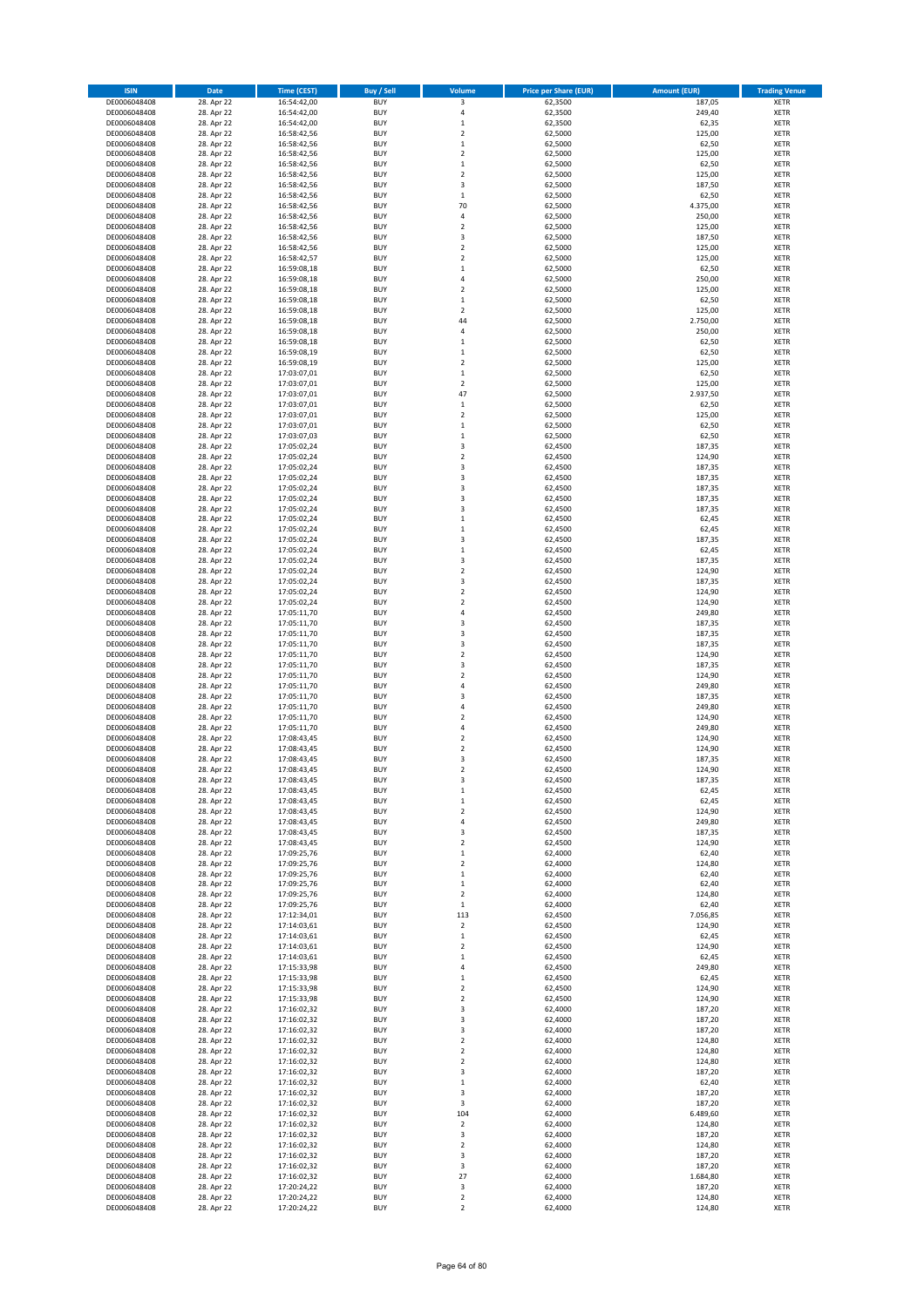| ISIN | Date | Time (CEST) | Buy / Sell | Volume | Price per Share (EUR) | Amount (EUR) | Trading Venue |
|---|---|---|---|---|---|---|---|
| DE0006048408 | 28. Apr 22 | 16:54:42,00 | BUY | 3 | 62,3500 | 187,05 | XETR |
| DE0006048408 | 28. Apr 22 | 16:54:42,00 | BUY | 4 | 62,3500 | 249,40 | XETR |
| DE0006048408 | 28. Apr 22 | 16:54:42,00 | BUY | 1 | 62,3500 | 62,35 | XETR |
| DE0006048408 | 28. Apr 22 | 16:58:42,56 | BUY | 2 | 62,5000 | 125,00 | XETR |
| DE0006048408 | 28. Apr 22 | 16:58:42,56 | BUY | 1 | 62,5000 | 62,50 | XETR |
| DE0006048408 | 28. Apr 22 | 16:58:42,56 | BUY | 2 | 62,5000 | 125,00 | XETR |
| DE0006048408 | 28. Apr 22 | 16:58:42,56 | BUY | 1 | 62,5000 | 62,50 | XETR |
| DE0006048408 | 28. Apr 22 | 16:58:42,56 | BUY | 2 | 62,5000 | 125,00 | XETR |
| DE0006048408 | 28. Apr 22 | 16:58:42,56 | BUY | 3 | 62,5000 | 187,50 | XETR |
| DE0006048408 | 28. Apr 22 | 16:58:42,56 | BUY | 1 | 62,5000 | 62,50 | XETR |
| DE0006048408 | 28. Apr 22 | 16:58:42,56 | BUY | 70 | 62,5000 | 4.375,00 | XETR |
| DE0006048408 | 28. Apr 22 | 16:58:42,56 | BUY | 4 | 62,5000 | 250,00 | XETR |
| DE0006048408 | 28. Apr 22 | 16:58:42,56 | BUY | 2 | 62,5000 | 125,00 | XETR |
| DE0006048408 | 28. Apr 22 | 16:58:42,56 | BUY | 3 | 62,5000 | 187,50 | XETR |
| DE0006048408 | 28. Apr 22 | 16:58:42,56 | BUY | 2 | 62,5000 | 125,00 | XETR |
| DE0006048408 | 28. Apr 22 | 16:58:42,57 | BUY | 2 | 62,5000 | 125,00 | XETR |
| DE0006048408 | 28. Apr 22 | 16:59:08,18 | BUY | 1 | 62,5000 | 62,50 | XETR |
| DE0006048408 | 28. Apr 22 | 16:59:08,18 | BUY | 4 | 62,5000 | 250,00 | XETR |
| DE0006048408 | 28. Apr 22 | 16:59:08,18 | BUY | 2 | 62,5000 | 125,00 | XETR |
| DE0006048408 | 28. Apr 22 | 16:59:08,18 | BUY | 1 | 62,5000 | 62,50 | XETR |
| DE0006048408 | 28. Apr 22 | 16:59:08,18 | BUY | 2 | 62,5000 | 125,00 | XETR |
| DE0006048408 | 28. Apr 22 | 16:59:08,18 | BUY | 44 | 62,5000 | 2.750,00 | XETR |
| DE0006048408 | 28. Apr 22 | 16:59:08,18 | BUY | 4 | 62,5000 | 250,00 | XETR |
| DE0006048408 | 28. Apr 22 | 16:59:08,18 | BUY | 1 | 62,5000 | 62,50 | XETR |
| DE0006048408 | 28. Apr 22 | 16:59:08,19 | BUY | 1 | 62,5000 | 62,50 | XETR |
| DE0006048408 | 28. Apr 22 | 16:59:08,19 | BUY | 2 | 62,5000 | 125,00 | XETR |
| DE0006048408 | 28. Apr 22 | 17:03:07,01 | BUY | 1 | 62,5000 | 62,50 | XETR |
| DE0006048408 | 28. Apr 22 | 17:03:07,01 | BUY | 2 | 62,5000 | 125,00 | XETR |
| DE0006048408 | 28. Apr 22 | 17:03:07,01 | BUY | 47 | 62,5000 | 2.937,50 | XETR |
| DE0006048408 | 28. Apr 22 | 17:03:07,01 | BUY | 1 | 62,5000 | 62,50 | XETR |
| DE0006048408 | 28. Apr 22 | 17:03:07,01 | BUY | 2 | 62,5000 | 125,00 | XETR |
| DE0006048408 | 28. Apr 22 | 17:03:07,01 | BUY | 1 | 62,5000 | 62,50 | XETR |
| DE0006048408 | 28. Apr 22 | 17:03:07,03 | BUY | 1 | 62,5000 | 62,50 | XETR |
| DE0006048408 | 28. Apr 22 | 17:05:02,24 | BUY | 3 | 62,4500 | 187,35 | XETR |
| DE0006048408 | 28. Apr 22 | 17:05:02,24 | BUY | 2 | 62,4500 | 124,90 | XETR |
| DE0006048408 | 28. Apr 22 | 17:05:02,24 | BUY | 3 | 62,4500 | 187,35 | XETR |
| DE0006048408 | 28. Apr 22 | 17:05:02,24 | BUY | 3 | 62,4500 | 187,35 | XETR |
| DE0006048408 | 28. Apr 22 | 17:05:02,24 | BUY | 3 | 62,4500 | 187,35 | XETR |
| DE0006048408 | 28. Apr 22 | 17:05:02,24 | BUY | 3 | 62,4500 | 187,35 | XETR |
| DE0006048408 | 28. Apr 22 | 17:05:02,24 | BUY | 3 | 62,4500 | 187,35 | XETR |
| DE0006048408 | 28. Apr 22 | 17:05:02,24 | BUY | 1 | 62,4500 | 62,45 | XETR |
| DE0006048408 | 28. Apr 22 | 17:05:02,24 | BUY | 1 | 62,4500 | 62,45 | XETR |
| DE0006048408 | 28. Apr 22 | 17:05:02,24 | BUY | 3 | 62,4500 | 187,35 | XETR |
| DE0006048408 | 28. Apr 22 | 17:05:02,24 | BUY | 1 | 62,4500 | 62,45 | XETR |
| DE0006048408 | 28. Apr 22 | 17:05:02,24 | BUY | 3 | 62,4500 | 187,35 | XETR |
| DE0006048408 | 28. Apr 22 | 17:05:02,24 | BUY | 2 | 62,4500 | 124,90 | XETR |
| DE0006048408 | 28. Apr 22 | 17:05:02,24 | BUY | 3 | 62,4500 | 187,35 | XETR |
| DE0006048408 | 28. Apr 22 | 17:05:02,24 | BUY | 2 | 62,4500 | 124,90 | XETR |
| DE0006048408 | 28. Apr 22 | 17:05:02,24 | BUY | 2 | 62,4500 | 124,90 | XETR |
| DE0006048408 | 28. Apr 22 | 17:05:11,70 | BUY | 4 | 62,4500 | 249,80 | XETR |
| DE0006048408 | 28. Apr 22 | 17:05:11,70 | BUY | 3 | 62,4500 | 187,35 | XETR |
| DE0006048408 | 28. Apr 22 | 17:05:11,70 | BUY | 3 | 62,4500 | 187,35 | XETR |
| DE0006048408 | 28. Apr 22 | 17:05:11,70 | BUY | 3 | 62,4500 | 187,35 | XETR |
| DE0006048408 | 28. Apr 22 | 17:05:11,70 | BUY | 2 | 62,4500 | 124,90 | XETR |
| DE0006048408 | 28. Apr 22 | 17:05:11,70 | BUY | 3 | 62,4500 | 187,35 | XETR |
| DE0006048408 | 28. Apr 22 | 17:05:11,70 | BUY | 2 | 62,4500 | 124,90 | XETR |
| DE0006048408 | 28. Apr 22 | 17:05:11,70 | BUY | 4 | 62,4500 | 249,80 | XETR |
| DE0006048408 | 28. Apr 22 | 17:05:11,70 | BUY | 3 | 62,4500 | 187,35 | XETR |
| DE0006048408 | 28. Apr 22 | 17:05:11,70 | BUY | 4 | 62,4500 | 249,80 | XETR |
| DE0006048408 | 28. Apr 22 | 17:05:11,70 | BUY | 2 | 62,4500 | 124,90 | XETR |
| DE0006048408 | 28. Apr 22 | 17:05:11,70 | BUY | 4 | 62,4500 | 249,80 | XETR |
| DE0006048408 | 28. Apr 22 | 17:08:43,45 | BUY | 2 | 62,4500 | 124,90 | XETR |
| DE0006048408 | 28. Apr 22 | 17:08:43,45 | BUY | 2 | 62,4500 | 124,90 | XETR |
| DE0006048408 | 28. Apr 22 | 17:08:43,45 | BUY | 3 | 62,4500 | 187,35 | XETR |
| DE0006048408 | 28. Apr 22 | 17:08:43,45 | BUY | 2 | 62,4500 | 124,90 | XETR |
| DE0006048408 | 28. Apr 22 | 17:08:43,45 | BUY | 3 | 62,4500 | 187,35 | XETR |
| DE0006048408 | 28. Apr 22 | 17:08:43,45 | BUY | 1 | 62,4500 | 62,45 | XETR |
| DE0006048408 | 28. Apr 22 | 17:08:43,45 | BUY | 1 | 62,4500 | 62,45 | XETR |
| DE0006048408 | 28. Apr 22 | 17:08:43,45 | BUY | 2 | 62,4500 | 124,90 | XETR |
| DE0006048408 | 28. Apr 22 | 17:08:43,45 | BUY | 4 | 62,4500 | 249,80 | XETR |
| DE0006048408 | 28. Apr 22 | 17:08:43,45 | BUY | 3 | 62,4500 | 187,35 | XETR |
| DE0006048408 | 28. Apr 22 | 17:08:43,45 | BUY | 2 | 62,4500 | 124,90 | XETR |
| DE0006048408 | 28. Apr 22 | 17:09:25,76 | BUY | 1 | 62,4000 | 62,40 | XETR |
| DE0006048408 | 28. Apr 22 | 17:09:25,76 | BUY | 2 | 62,4000 | 124,80 | XETR |
| DE0006048408 | 28. Apr 22 | 17:09:25,76 | BUY | 1 | 62,4000 | 62,40 | XETR |
| DE0006048408 | 28. Apr 22 | 17:09:25,76 | BUY | 1 | 62,4000 | 62,40 | XETR |
| DE0006048408 | 28. Apr 22 | 17:09:25,76 | BUY | 2 | 62,4000 | 124,80 | XETR |
| DE0006048408 | 28. Apr 22 | 17:09:25,76 | BUY | 1 | 62,4000 | 62,40 | XETR |
| DE0006048408 | 28. Apr 22 | 17:12:34,01 | BUY | 113 | 62,4500 | 7.056,85 | XETR |
| DE0006048408 | 28. Apr 22 | 17:14:03,61 | BUY | 2 | 62,4500 | 124,90 | XETR |
| DE0006048408 | 28. Apr 22 | 17:14:03,61 | BUY | 1 | 62,4500 | 62,45 | XETR |
| DE0006048408 | 28. Apr 22 | 17:14:03,61 | BUY | 2 | 62,4500 | 124,90 | XETR |
| DE0006048408 | 28. Apr 22 | 17:14:03,61 | BUY | 1 | 62,4500 | 62,45 | XETR |
| DE0006048408 | 28. Apr 22 | 17:15:33,98 | BUY | 4 | 62,4500 | 249,80 | XETR |
| DE0006048408 | 28. Apr 22 | 17:15:33,98 | BUY | 1 | 62,4500 | 62,45 | XETR |
| DE0006048408 | 28. Apr 22 | 17:15:33,98 | BUY | 2 | 62,4500 | 124,90 | XETR |
| DE0006048408 | 28. Apr 22 | 17:15:33,98 | BUY | 2 | 62,4500 | 124,90 | XETR |
| DE0006048408 | 28. Apr 22 | 17:16:02,32 | BUY | 3 | 62,4000 | 187,20 | XETR |
| DE0006048408 | 28. Apr 22 | 17:16:02,32 | BUY | 3 | 62,4000 | 187,20 | XETR |
| DE0006048408 | 28. Apr 22 | 17:16:02,32 | BUY | 3 | 62,4000 | 187,20 | XETR |
| DE0006048408 | 28. Apr 22 | 17:16:02,32 | BUY | 2 | 62,4000 | 124,80 | XETR |
| DE0006048408 | 28. Apr 22 | 17:16:02,32 | BUY | 2 | 62,4000 | 124,80 | XETR |
| DE0006048408 | 28. Apr 22 | 17:16:02,32 | BUY | 2 | 62,4000 | 124,80 | XETR |
| DE0006048408 | 28. Apr 22 | 17:16:02,32 | BUY | 3 | 62,4000 | 187,20 | XETR |
| DE0006048408 | 28. Apr 22 | 17:16:02,32 | BUY | 1 | 62,4000 | 62,40 | XETR |
| DE0006048408 | 28. Apr 22 | 17:16:02,32 | BUY | 3 | 62,4000 | 187,20 | XETR |
| DE0006048408 | 28. Apr 22 | 17:16:02,32 | BUY | 3 | 62,4000 | 187,20 | XETR |
| DE0006048408 | 28. Apr 22 | 17:16:02,32 | BUY | 104 | 62,4000 | 6.489,60 | XETR |
| DE0006048408 | 28. Apr 22 | 17:16:02,32 | BUY | 2 | 62,4000 | 124,80 | XETR |
| DE0006048408 | 28. Apr 22 | 17:16:02,32 | BUY | 3 | 62,4000 | 187,20 | XETR |
| DE0006048408 | 28. Apr 22 | 17:16:02,32 | BUY | 2 | 62,4000 | 124,80 | XETR |
| DE0006048408 | 28. Apr 22 | 17:16:02,32 | BUY | 3 | 62,4000 | 187,20 | XETR |
| DE0006048408 | 28. Apr 22 | 17:16:02,32 | BUY | 3 | 62,4000 | 187,20 | XETR |
| DE0006048408 | 28. Apr 22 | 17:16:02,32 | BUY | 27 | 62,4000 | 1.684,80 | XETR |
| DE0006048408 | 28. Apr 22 | 17:20:24,22 | BUY | 3 | 62,4000 | 187,20 | XETR |
| DE0006048408 | 28. Apr 22 | 17:20:24,22 | BUY | 2 | 62,4000 | 124,80 | XETR |
| DE0006048408 | 28. Apr 22 | 17:20:24,22 | BUY | 2 | 62,4000 | 124,80 | XETR |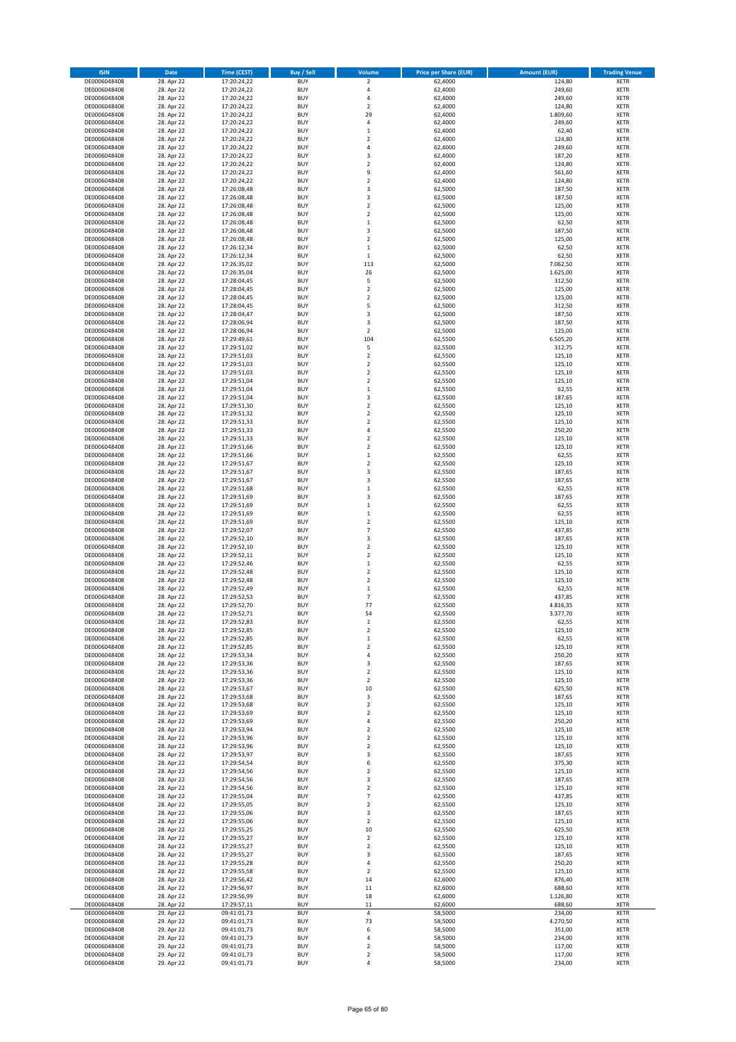| ISIN | Date | Time (CEST) | Buy / Sell | Volume | Price per Share (EUR) | Amount (EUR) | Trading Venue |
|---|---|---|---|---|---|---|---|
| DE0006048408 | 28. Apr 22 | 17:20:24,22 | BUY | 2 | 62,4000 | 124,80 | XETR |
| DE0006048408 | 28. Apr 22 | 17:20:24,22 | BUY | 4 | 62,4000 | 249,60 | XETR |
| DE0006048408 | 28. Apr 22 | 17:20:24,22 | BUY | 4 | 62,4000 | 249,60 | XETR |
| DE0006048408 | 28. Apr 22 | 17:20:24,22 | BUY | 2 | 62,4000 | 124,80 | XETR |
| DE0006048408 | 28. Apr 22 | 17:20:24,22 | BUY | 29 | 62,4000 | 1.809,60 | XETR |
| DE0006048408 | 28. Apr 22 | 17:20:24,22 | BUY | 4 | 62,4000 | 249,60 | XETR |
| DE0006048408 | 28. Apr 22 | 17:20:24,22 | BUY | 1 | 62,4000 | 62,40 | XETR |
| DE0006048408 | 28. Apr 22 | 17:20:24,22 | BUY | 2 | 62,4000 | 124,80 | XETR |
| DE0006048408 | 28. Apr 22 | 17:20:24,22 | BUY | 4 | 62,4000 | 249,60 | XETR |
| DE0006048408 | 28. Apr 22 | 17:20:24,22 | BUY | 3 | 62,4000 | 187,20 | XETR |
| DE0006048408 | 28. Apr 22 | 17:20:24,22 | BUY | 2 | 62,4000 | 124,80 | XETR |
| DE0006048408 | 28. Apr 22 | 17:20:24,22 | BUY | 9 | 62,4000 | 561,60 | XETR |
| DE0006048408 | 28. Apr 22 | 17:20:24,22 | BUY | 2 | 62,4000 | 124,80 | XETR |
| DE0006048408 | 28. Apr 22 | 17:26:08,48 | BUY | 3 | 62,5000 | 187,50 | XETR |
| DE0006048408 | 28. Apr 22 | 17:26:08,48 | BUY | 3 | 62,5000 | 187,50 | XETR |
| DE0006048408 | 28. Apr 22 | 17:26:08,48 | BUY | 2 | 62,5000 | 125,00 | XETR |
| DE0006048408 | 28. Apr 22 | 17:26:08,48 | BUY | 2 | 62,5000 | 125,00 | XETR |
| DE0006048408 | 28. Apr 22 | 17:26:08,48 | BUY | 1 | 62,5000 | 62,50 | XETR |
| DE0006048408 | 28. Apr 22 | 17:26:08,48 | BUY | 3 | 62,5000 | 187,50 | XETR |
| DE0006048408 | 28. Apr 22 | 17:26:08,48 | BUY | 2 | 62,5000 | 125,00 | XETR |
| DE0006048408 | 28. Apr 22 | 17:26:12,34 | BUY | 1 | 62,5000 | 62,50 | XETR |
| DE0006048408 | 28. Apr 22 | 17:26:12,34 | BUY | 1 | 62,5000 | 62,50 | XETR |
| DE0006048408 | 28. Apr 22 | 17:26:35,02 | BUY | 113 | 62,5000 | 7.062,50 | XETR |
| DE0006048408 | 28. Apr 22 | 17:26:35,04 | BUY | 26 | 62,5000 | 1.625,00 | XETR |
| DE0006048408 | 28. Apr 22 | 17:28:04,45 | BUY | 5 | 62,5000 | 312,50 | XETR |
| DE0006048408 | 28. Apr 22 | 17:28:04,45 | BUY | 2 | 62,5000 | 125,00 | XETR |
| DE0006048408 | 28. Apr 22 | 17:28:04,45 | BUY | 2 | 62,5000 | 125,00 | XETR |
| DE0006048408 | 28. Apr 22 | 17:28:04,45 | BUY | 5 | 62,5000 | 312,50 | XETR |
| DE0006048408 | 28. Apr 22 | 17:28:04,47 | BUY | 3 | 62,5000 | 187,50 | XETR |
| DE0006048408 | 28. Apr 22 | 17:28:06,94 | BUY | 3 | 62,5000 | 187,50 | XETR |
| DE0006048408 | 28. Apr 22 | 17:28:06,94 | BUY | 2 | 62,5000 | 125,00 | XETR |
| DE0006048408 | 28. Apr 22 | 17:29:49,61 | BUY | 104 | 62,5500 | 6.505,20 | XETR |
| DE0006048408 | 28. Apr 22 | 17:29:51,02 | BUY | 5 | 62,5500 | 312,75 | XETR |
| DE0006048408 | 28. Apr 22 | 17:29:51,03 | BUY | 2 | 62,5500 | 125,10 | XETR |
| DE0006048408 | 28. Apr 22 | 17:29:51,03 | BUY | 2 | 62,5500 | 125,10 | XETR |
| DE0006048408 | 28. Apr 22 | 17:29:51,03 | BUY | 2 | 62,5500 | 125,10 | XETR |
| DE0006048408 | 28. Apr 22 | 17:29:51,04 | BUY | 2 | 62,5500 | 125,10 | XETR |
| DE0006048408 | 28. Apr 22 | 17:29:51,04 | BUY | 1 | 62,5500 | 62,55 | XETR |
| DE0006048408 | 28. Apr 22 | 17:29:51,04 | BUY | 3 | 62,5500 | 187,65 | XETR |
| DE0006048408 | 28. Apr 22 | 17:29:51,30 | BUY | 2 | 62,5500 | 125,10 | XETR |
| DE0006048408 | 28. Apr 22 | 17:29:51,32 | BUY | 2 | 62,5500 | 125,10 | XETR |
| DE0006048408 | 28. Apr 22 | 17:29:51,33 | BUY | 2 | 62,5500 | 125,10 | XETR |
| DE0006048408 | 28. Apr 22 | 17:29:51,33 | BUY | 4 | 62,5500 | 250,20 | XETR |
| DE0006048408 | 28. Apr 22 | 17:29:51,33 | BUY | 2 | 62,5500 | 125,10 | XETR |
| DE0006048408 | 28. Apr 22 | 17:29:51,66 | BUY | 2 | 62,5500 | 125,10 | XETR |
| DE0006048408 | 28. Apr 22 | 17:29:51,66 | BUY | 1 | 62,5500 | 62,55 | XETR |
| DE0006048408 | 28. Apr 22 | 17:29:51,67 | BUY | 2 | 62,5500 | 125,10 | XETR |
| DE0006048408 | 28. Apr 22 | 17:29:51,67 | BUY | 3 | 62,5500 | 187,65 | XETR |
| DE0006048408 | 28. Apr 22 | 17:29:51,67 | BUY | 3 | 62,5500 | 187,65 | XETR |
| DE0006048408 | 28. Apr 22 | 17:29:51,68 | BUY | 1 | 62,5500 | 62,55 | XETR |
| DE0006048408 | 28. Apr 22 | 17:29:51,69 | BUY | 3 | 62,5500 | 187,65 | XETR |
| DE0006048408 | 28. Apr 22 | 17:29:51,69 | BUY | 1 | 62,5500 | 62,55 | XETR |
| DE0006048408 | 28. Apr 22 | 17:29:51,69 | BUY | 1 | 62,5500 | 62,55 | XETR |
| DE0006048408 | 28. Apr 22 | 17:29:51,69 | BUY | 2 | 62,5500 | 125,10 | XETR |
| DE0006048408 | 28. Apr 22 | 17:29:52,07 | BUY | 7 | 62,5500 | 437,85 | XETR |
| DE0006048408 | 28. Apr 22 | 17:29:52,10 | BUY | 3 | 62,5500 | 187,65 | XETR |
| DE0006048408 | 28. Apr 22 | 17:29:52,10 | BUY | 2 | 62,5500 | 125,10 | XETR |
| DE0006048408 | 28. Apr 22 | 17:29:52,11 | BUY | 2 | 62,5500 | 125,10 | XETR |
| DE0006048408 | 28. Apr 22 | 17:29:52,46 | BUY | 1 | 62,5500 | 62,55 | XETR |
| DE0006048408 | 28. Apr 22 | 17:29:52,48 | BUY | 2 | 62,5500 | 125,10 | XETR |
| DE0006048408 | 28. Apr 22 | 17:29:52,48 | BUY | 2 | 62,5500 | 125,10 | XETR |
| DE0006048408 | 28. Apr 22 | 17:29:52,49 | BUY | 1 | 62,5500 | 62,55 | XETR |
| DE0006048408 | 28. Apr 22 | 17:29:52,53 | BUY | 7 | 62,5500 | 437,85 | XETR |
| DE0006048408 | 28. Apr 22 | 17:29:52,70 | BUY | 77 | 62,5500 | 4.816,35 | XETR |
| DE0006048408 | 28. Apr 22 | 17:29:52,71 | BUY | 54 | 62,5500 | 3.377,70 | XETR |
| DE0006048408 | 28. Apr 22 | 17:29:52,83 | BUY | 1 | 62,5500 | 62,55 | XETR |
| DE0006048408 | 28. Apr 22 | 17:29:52,85 | BUY | 2 | 62,5500 | 125,10 | XETR |
| DE0006048408 | 28. Apr 22 | 17:29:52,85 | BUY | 1 | 62,5500 | 62,55 | XETR |
| DE0006048408 | 28. Apr 22 | 17:29:52,85 | BUY | 2 | 62,5500 | 125,10 | XETR |
| DE0006048408 | 28. Apr 22 | 17:29:53,34 | BUY | 4 | 62,5500 | 250,20 | XETR |
| DE0006048408 | 28. Apr 22 | 17:29:53,36 | BUY | 3 | 62,5500 | 187,65 | XETR |
| DE0006048408 | 28. Apr 22 | 17:29:53,36 | BUY | 2 | 62,5500 | 125,10 | XETR |
| DE0006048408 | 28. Apr 22 | 17:29:53,36 | BUY | 2 | 62,5500 | 125,10 | XETR |
| DE0006048408 | 28. Apr 22 | 17:29:53,67 | BUY | 10 | 62,5500 | 625,50 | XETR |
| DE0006048408 | 28. Apr 22 | 17:29:53,68 | BUY | 3 | 62,5500 | 187,65 | XETR |
| DE0006048408 | 28. Apr 22 | 17:29:53,68 | BUY | 2 | 62,5500 | 125,10 | XETR |
| DE0006048408 | 28. Apr 22 | 17:29:53,69 | BUY | 2 | 62,5500 | 125,10 | XETR |
| DE0006048408 | 28. Apr 22 | 17:29:53,69 | BUY | 4 | 62,5500 | 250,20 | XETR |
| DE0006048408 | 28. Apr 22 | 17:29:53,94 | BUY | 2 | 62,5500 | 125,10 | XETR |
| DE0006048408 | 28. Apr 22 | 17:29:53,96 | BUY | 2 | 62,5500 | 125,10 | XETR |
| DE0006048408 | 28. Apr 22 | 17:29:53,96 | BUY | 2 | 62,5500 | 125,10 | XETR |
| DE0006048408 | 28. Apr 22 | 17:29:53,97 | BUY | 3 | 62,5500 | 187,65 | XETR |
| DE0006048408 | 28. Apr 22 | 17:29:54,54 | BUY | 6 | 62,5500 | 375,30 | XETR |
| DE0006048408 | 28. Apr 22 | 17:29:54,56 | BUY | 2 | 62,5500 | 125,10 | XETR |
| DE0006048408 | 28. Apr 22 | 17:29:54,56 | BUY | 3 | 62,5500 | 187,65 | XETR |
| DE0006048408 | 28. Apr 22 | 17:29:54,56 | BUY | 2 | 62,5500 | 125,10 | XETR |
| DE0006048408 | 28. Apr 22 | 17:29:55,04 | BUY | 7 | 62,5500 | 437,85 | XETR |
| DE0006048408 | 28. Apr 22 | 17:29:55,05 | BUY | 2 | 62,5500 | 125,10 | XETR |
| DE0006048408 | 28. Apr 22 | 17:29:55,06 | BUY | 3 | 62,5500 | 187,65 | XETR |
| DE0006048408 | 28. Apr 22 | 17:29:55,06 | BUY | 2 | 62,5500 | 125,10 | XETR |
| DE0006048408 | 28. Apr 22 | 17:29:55,25 | BUY | 10 | 62,5500 | 625,50 | XETR |
| DE0006048408 | 28. Apr 22 | 17:29:55,27 | BUY | 2 | 62,5500 | 125,10 | XETR |
| DE0006048408 | 28. Apr 22 | 17:29:55,27 | BUY | 2 | 62,5500 | 125,10 | XETR |
| DE0006048408 | 28. Apr 22 | 17:29:55,27 | BUY | 3 | 62,5500 | 187,65 | XETR |
| DE0006048408 | 28. Apr 22 | 17:29:55,28 | BUY | 4 | 62,5500 | 250,20 | XETR |
| DE0006048408 | 28. Apr 22 | 17:29:55,58 | BUY | 2 | 62,5500 | 125,10 | XETR |
| DE0006048408 | 28. Apr 22 | 17:29:56,42 | BUY | 14 | 62,6000 | 876,40 | XETR |
| DE0006048408 | 28. Apr 22 | 17:29:56,97 | BUY | 11 | 62,6000 | 688,60 | XETR |
| DE0006048408 | 28. Apr 22 | 17:29:56,99 | BUY | 18 | 62,6000 | 1.126,80 | XETR |
| DE0006048408 | 28. Apr 22 | 17:29:57,11 | BUY | 11 | 62,6000 | 688,60 | XETR |
| DE0006048408 | 29. Apr 22 | 09:41:01,73 | BUY | 4 | 58,5000 | 234,00 | XETR |
| DE0006048408 | 29. Apr 22 | 09:41:01,73 | BUY | 73 | 58,5000 | 4.270,50 | XETR |
| DE0006048408 | 29. Apr 22 | 09:41:01,73 | BUY | 6 | 58,5000 | 351,00 | XETR |
| DE0006048408 | 29. Apr 22 | 09:41:01,73 | BUY | 4 | 58,5000 | 234,00 | XETR |
| DE0006048408 | 29. Apr 22 | 09:41:01,73 | BUY | 2 | 58,5000 | 117,00 | XETR |
| DE0006048408 | 29. Apr 22 | 09:41:01,73 | BUY | 2 | 58,5000 | 117,00 | XETR |
| DE0006048408 | 29. Apr 22 | 09:41:01,73 | BUY | 4 | 58,5000 | 234,00 | XETR |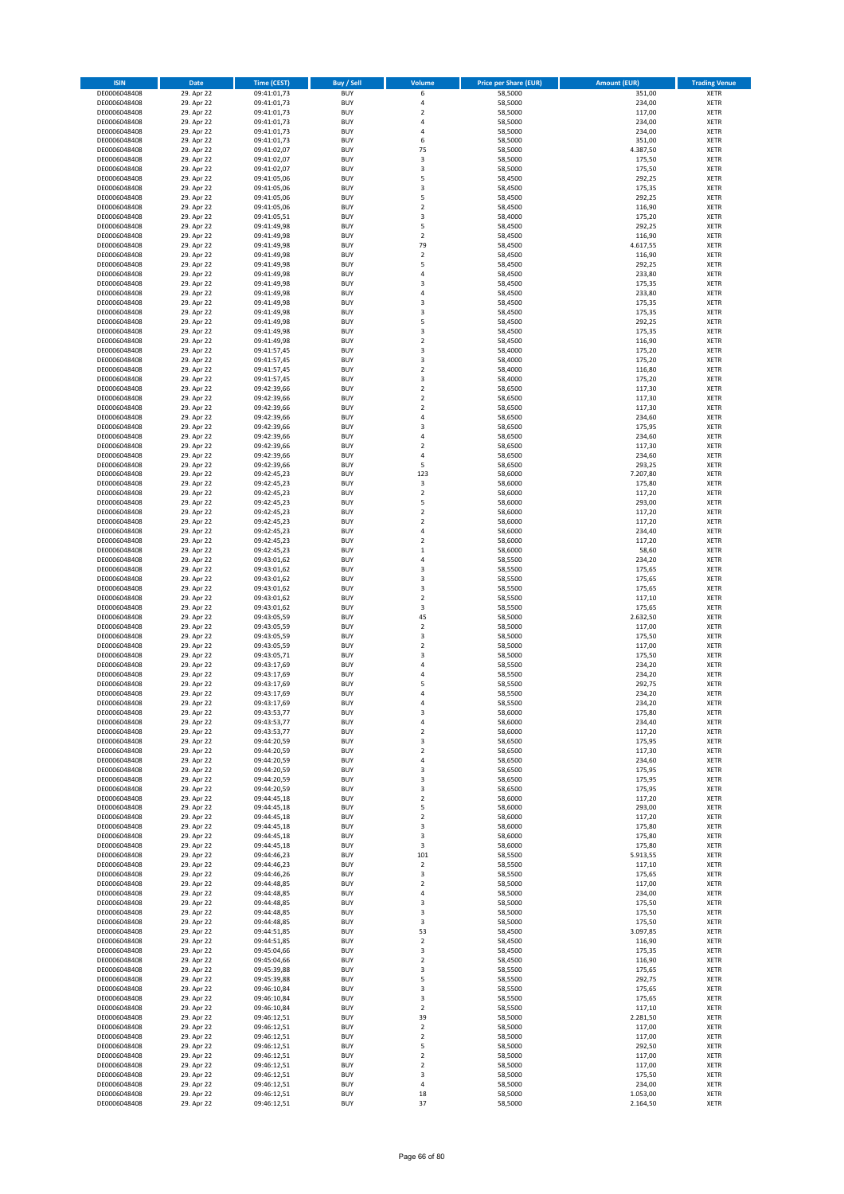| ISIN | Date | Time (CEST) | Buy / Sell | Volume | Price per Share (EUR) | Amount (EUR) | Trading Venue |
|---|---|---|---|---|---|---|---|
| DE0006048408 | 29. Apr 22 | 09:41:01,73 | BUY | 6 | 58,5000 | 351,00 | XETR |
| DE0006048408 | 29. Apr 22 | 09:41:01,73 | BUY | 4 | 58,5000 | 234,00 | XETR |
| DE0006048408 | 29. Apr 22 | 09:41:01,73 | BUY | 2 | 58,5000 | 117,00 | XETR |
| DE0006048408 | 29. Apr 22 | 09:41:01,73 | BUY | 4 | 58,5000 | 234,00 | XETR |
| DE0006048408 | 29. Apr 22 | 09:41:01,73 | BUY | 4 | 58,5000 | 234,00 | XETR |
| DE0006048408 | 29. Apr 22 | 09:41:01,73 | BUY | 6 | 58,5000 | 351,00 | XETR |
| DE0006048408 | 29. Apr 22 | 09:41:02,07 | BUY | 75 | 58,5000 | 4.387,50 | XETR |
| DE0006048408 | 29. Apr 22 | 09:41:02,07 | BUY | 3 | 58,5000 | 175,50 | XETR |
| DE0006048408 | 29. Apr 22 | 09:41:02,07 | BUY | 3 | 58,5000 | 175,50 | XETR |
| DE0006048408 | 29. Apr 22 | 09:41:05,06 | BUY | 5 | 58,4500 | 292,25 | XETR |
| DE0006048408 | 29. Apr 22 | 09:41:05,06 | BUY | 3 | 58,4500 | 175,35 | XETR |
| DE0006048408 | 29. Apr 22 | 09:41:05,06 | BUY | 5 | 58,4500 | 292,25 | XETR |
| DE0006048408 | 29. Apr 22 | 09:41:05,06 | BUY | 2 | 58,4500 | 116,90 | XETR |
| DE0006048408 | 29. Apr 22 | 09:41:05,51 | BUY | 3 | 58,4000 | 175,20 | XETR |
| DE0006048408 | 29. Apr 22 | 09:41:49,98 | BUY | 5 | 58,4500 | 292,25 | XETR |
| DE0006048408 | 29. Apr 22 | 09:41:49,98 | BUY | 2 | 58,4500 | 116,90 | XETR |
| DE0006048408 | 29. Apr 22 | 09:41:49,98 | BUY | 79 | 58,4500 | 4.617,55 | XETR |
| DE0006048408 | 29. Apr 22 | 09:41:49,98 | BUY | 2 | 58,4500 | 116,90 | XETR |
| DE0006048408 | 29. Apr 22 | 09:41:49,98 | BUY | 5 | 58,4500 | 292,25 | XETR |
| DE0006048408 | 29. Apr 22 | 09:41:49,98 | BUY | 4 | 58,4500 | 233,80 | XETR |
| DE0006048408 | 29. Apr 22 | 09:41:49,98 | BUY | 3 | 58,4500 | 175,35 | XETR |
| DE0006048408 | 29. Apr 22 | 09:41:49,98 | BUY | 4 | 58,4500 | 233,80 | XETR |
| DE0006048408 | 29. Apr 22 | 09:41:49,98 | BUY | 3 | 58,4500 | 175,35 | XETR |
| DE0006048408 | 29. Apr 22 | 09:41:49,98 | BUY | 3 | 58,4500 | 175,35 | XETR |
| DE0006048408 | 29. Apr 22 | 09:41:49,98 | BUY | 5 | 58,4500 | 292,25 | XETR |
| DE0006048408 | 29. Apr 22 | 09:41:49,98 | BUY | 3 | 58,4500 | 175,35 | XETR |
| DE0006048408 | 29. Apr 22 | 09:41:49,98 | BUY | 2 | 58,4500 | 116,90 | XETR |
| DE0006048408 | 29. Apr 22 | 09:41:57,45 | BUY | 3 | 58,4000 | 175,20 | XETR |
| DE0006048408 | 29. Apr 22 | 09:41:57,45 | BUY | 3 | 58,4000 | 175,20 | XETR |
| DE0006048408 | 29. Apr 22 | 09:41:57,45 | BUY | 2 | 58,4000 | 116,80 | XETR |
| DE0006048408 | 29. Apr 22 | 09:41:57,45 | BUY | 3 | 58,4000 | 175,20 | XETR |
| DE0006048408 | 29. Apr 22 | 09:42:39,66 | BUY | 2 | 58,6500 | 117,30 | XETR |
| DE0006048408 | 29. Apr 22 | 09:42:39,66 | BUY | 2 | 58,6500 | 117,30 | XETR |
| DE0006048408 | 29. Apr 22 | 09:42:39,66 | BUY | 2 | 58,6500 | 117,30 | XETR |
| DE0006048408 | 29. Apr 22 | 09:42:39,66 | BUY | 4 | 58,6500 | 234,60 | XETR |
| DE0006048408 | 29. Apr 22 | 09:42:39,66 | BUY | 3 | 58,6500 | 175,95 | XETR |
| DE0006048408 | 29. Apr 22 | 09:42:39,66 | BUY | 4 | 58,6500 | 234,60 | XETR |
| DE0006048408 | 29. Apr 22 | 09:42:39,66 | BUY | 2 | 58,6500 | 117,30 | XETR |
| DE0006048408 | 29. Apr 22 | 09:42:39,66 | BUY | 4 | 58,6500 | 234,60 | XETR |
| DE0006048408 | 29. Apr 22 | 09:42:39,66 | BUY | 5 | 58,6500 | 293,25 | XETR |
| DE0006048408 | 29. Apr 22 | 09:42:45,23 | BUY | 123 | 58,6000 | 7.207,80 | XETR |
| DE0006048408 | 29. Apr 22 | 09:42:45,23 | BUY | 3 | 58,6000 | 175,80 | XETR |
| DE0006048408 | 29. Apr 22 | 09:42:45,23 | BUY | 2 | 58,6000 | 117,20 | XETR |
| DE0006048408 | 29. Apr 22 | 09:42:45,23 | BUY | 5 | 58,6000 | 293,00 | XETR |
| DE0006048408 | 29. Apr 22 | 09:42:45,23 | BUY | 2 | 58,6000 | 117,20 | XETR |
| DE0006048408 | 29. Apr 22 | 09:42:45,23 | BUY | 2 | 58,6000 | 117,20 | XETR |
| DE0006048408 | 29. Apr 22 | 09:42:45,23 | BUY | 4 | 58,6000 | 234,40 | XETR |
| DE0006048408 | 29. Apr 22 | 09:42:45,23 | BUY | 2 | 58,6000 | 117,20 | XETR |
| DE0006048408 | 29. Apr 22 | 09:42:45,23 | BUY | 1 | 58,6000 | 58,60 | XETR |
| DE0006048408 | 29. Apr 22 | 09:43:01,62 | BUY | 4 | 58,5500 | 234,20 | XETR |
| DE0006048408 | 29. Apr 22 | 09:43:01,62 | BUY | 3 | 58,5500 | 175,65 | XETR |
| DE0006048408 | 29. Apr 22 | 09:43:01,62 | BUY | 3 | 58,5500 | 175,65 | XETR |
| DE0006048408 | 29. Apr 22 | 09:43:01,62 | BUY | 3 | 58,5500 | 175,65 | XETR |
| DE0006048408 | 29. Apr 22 | 09:43:01,62 | BUY | 2 | 58,5500 | 117,10 | XETR |
| DE0006048408 | 29. Apr 22 | 09:43:01,62 | BUY | 3 | 58,5500 | 175,65 | XETR |
| DE0006048408 | 29. Apr 22 | 09:43:05,59 | BUY | 45 | 58,5000 | 2.632,50 | XETR |
| DE0006048408 | 29. Apr 22 | 09:43:05,59 | BUY | 2 | 58,5000 | 117,00 | XETR |
| DE0006048408 | 29. Apr 22 | 09:43:05,59 | BUY | 3 | 58,5000 | 175,50 | XETR |
| DE0006048408 | 29. Apr 22 | 09:43:05,59 | BUY | 2 | 58,5000 | 117,00 | XETR |
| DE0006048408 | 29. Apr 22 | 09:43:05,71 | BUY | 3 | 58,5000 | 175,50 | XETR |
| DE0006048408 | 29. Apr 22 | 09:43:17,69 | BUY | 4 | 58,5500 | 234,20 | XETR |
| DE0006048408 | 29. Apr 22 | 09:43:17,69 | BUY | 4 | 58,5500 | 234,20 | XETR |
| DE0006048408 | 29. Apr 22 | 09:43:17,69 | BUY | 5 | 58,5500 | 292,75 | XETR |
| DE0006048408 | 29. Apr 22 | 09:43:17,69 | BUY | 4 | 58,5500 | 234,20 | XETR |
| DE0006048408 | 29. Apr 22 | 09:43:17,69 | BUY | 4 | 58,5500 | 234,20 | XETR |
| DE0006048408 | 29. Apr 22 | 09:43:53,77 | BUY | 3 | 58,6000 | 175,80 | XETR |
| DE0006048408 | 29. Apr 22 | 09:43:53,77 | BUY | 4 | 58,6000 | 234,40 | XETR |
| DE0006048408 | 29. Apr 22 | 09:43:53,77 | BUY | 2 | 58,6000 | 117,20 | XETR |
| DE0006048408 | 29. Apr 22 | 09:44:20,59 | BUY | 3 | 58,6500 | 175,95 | XETR |
| DE0006048408 | 29. Apr 22 | 09:44:20,59 | BUY | 2 | 58,6500 | 117,30 | XETR |
| DE0006048408 | 29. Apr 22 | 09:44:20,59 | BUY | 4 | 58,6500 | 234,60 | XETR |
| DE0006048408 | 29. Apr 22 | 09:44:20,59 | BUY | 3 | 58,6500 | 175,95 | XETR |
| DE0006048408 | 29. Apr 22 | 09:44:20,59 | BUY | 3 | 58,6500 | 175,95 | XETR |
| DE0006048408 | 29. Apr 22 | 09:44:20,59 | BUY | 3 | 58,6500 | 175,95 | XETR |
| DE0006048408 | 29. Apr 22 | 09:44:45,18 | BUY | 2 | 58,6000 | 117,20 | XETR |
| DE0006048408 | 29. Apr 22 | 09:44:45,18 | BUY | 5 | 58,6000 | 293,00 | XETR |
| DE0006048408 | 29. Apr 22 | 09:44:45,18 | BUY | 2 | 58,6000 | 117,20 | XETR |
| DE0006048408 | 29. Apr 22 | 09:44:45,18 | BUY | 3 | 58,6000 | 175,80 | XETR |
| DE0006048408 | 29. Apr 22 | 09:44:45,18 | BUY | 3 | 58,6000 | 175,80 | XETR |
| DE0006048408 | 29. Apr 22 | 09:44:45,18 | BUY | 3 | 58,6000 | 175,80 | XETR |
| DE0006048408 | 29. Apr 22 | 09:44:46,23 | BUY | 101 | 58,5500 | 5.913,55 | XETR |
| DE0006048408 | 29. Apr 22 | 09:44:46,23 | BUY | 2 | 58,5500 | 117,10 | XETR |
| DE0006048408 | 29. Apr 22 | 09:44:46,26 | BUY | 3 | 58,5500 | 175,65 | XETR |
| DE0006048408 | 29. Apr 22 | 09:44:48,85 | BUY | 2 | 58,5000 | 117,00 | XETR |
| DE0006048408 | 29. Apr 22 | 09:44:48,85 | BUY | 4 | 58,5000 | 234,00 | XETR |
| DE0006048408 | 29. Apr 22 | 09:44:48,85 | BUY | 3 | 58,5000 | 175,50 | XETR |
| DE0006048408 | 29. Apr 22 | 09:44:48,85 | BUY | 3 | 58,5000 | 175,50 | XETR |
| DE0006048408 | 29. Apr 22 | 09:44:48,85 | BUY | 3 | 58,5000 | 175,50 | XETR |
| DE0006048408 | 29. Apr 22 | 09:44:51,85 | BUY | 53 | 58,4500 | 3.097,85 | XETR |
| DE0006048408 | 29. Apr 22 | 09:44:51,85 | BUY | 2 | 58,4500 | 116,90 | XETR |
| DE0006048408 | 29. Apr 22 | 09:45:04,66 | BUY | 3 | 58,4500 | 175,35 | XETR |
| DE0006048408 | 29. Apr 22 | 09:45:04,66 | BUY | 2 | 58,4500 | 116,90 | XETR |
| DE0006048408 | 29. Apr 22 | 09:45:39,88 | BUY | 3 | 58,5500 | 175,65 | XETR |
| DE0006048408 | 29. Apr 22 | 09:45:39,88 | BUY | 5 | 58,5500 | 292,75 | XETR |
| DE0006048408 | 29. Apr 22 | 09:46:10,84 | BUY | 3 | 58,5500 | 175,65 | XETR |
| DE0006048408 | 29. Apr 22 | 09:46:10,84 | BUY | 3 | 58,5500 | 175,65 | XETR |
| DE0006048408 | 29. Apr 22 | 09:46:10,84 | BUY | 2 | 58,5500 | 117,10 | XETR |
| DE0006048408 | 29. Apr 22 | 09:46:12,51 | BUY | 39 | 58,5000 | 2.281,50 | XETR |
| DE0006048408 | 29. Apr 22 | 09:46:12,51 | BUY | 2 | 58,5000 | 117,00 | XETR |
| DE0006048408 | 29. Apr 22 | 09:46:12,51 | BUY | 2 | 58,5000 | 117,00 | XETR |
| DE0006048408 | 29. Apr 22 | 09:46:12,51 | BUY | 5 | 58,5000 | 292,50 | XETR |
| DE0006048408 | 29. Apr 22 | 09:46:12,51 | BUY | 2 | 58,5000 | 117,00 | XETR |
| DE0006048408 | 29. Apr 22 | 09:46:12,51 | BUY | 2 | 58,5000 | 117,00 | XETR |
| DE0006048408 | 29. Apr 22 | 09:46:12,51 | BUY | 3 | 58,5000 | 175,50 | XETR |
| DE0006048408 | 29. Apr 22 | 09:46:12,51 | BUY | 4 | 58,5000 | 234,00 | XETR |
| DE0006048408 | 29. Apr 22 | 09:46:12,51 | BUY | 18 | 58,5000 | 1.053,00 | XETR |
| DE0006048408 | 29. Apr 22 | 09:46:12,51 | BUY | 37 | 58,5000 | 2.164,50 | XETR |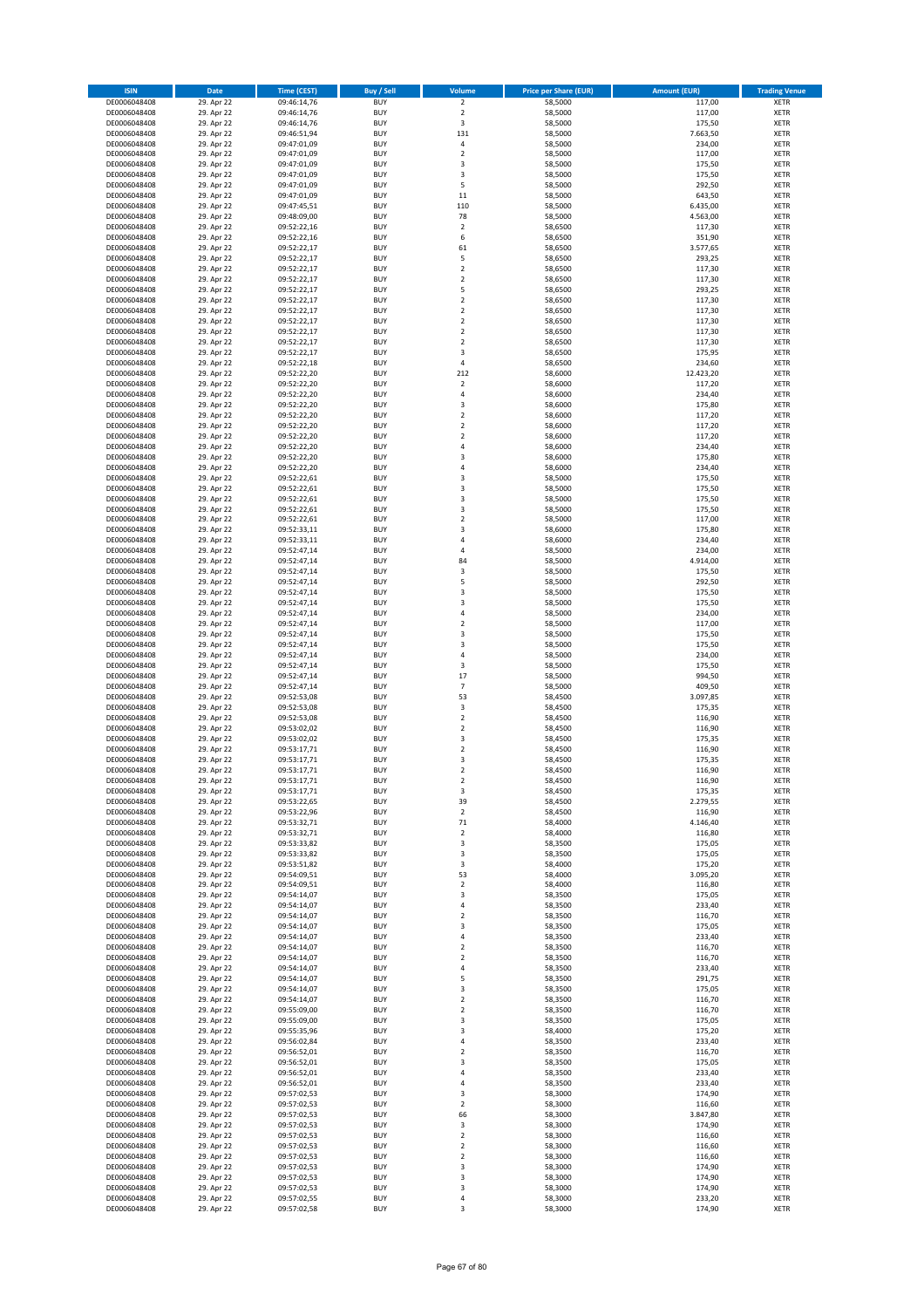| ISIN | Date | Time (CEST) | Buy / Sell | Volume | Price per Share (EUR) | Amount (EUR) | Trading Venue |
|---|---|---|---|---|---|---|---|
| DE0006048408 | 29. Apr 22 | 09:46:14,76 | BUY | 2 | 58,5000 | 117,00 | XETR |
| DE0006048408 | 29. Apr 22 | 09:46:14,76 | BUY | 2 | 58,5000 | 117,00 | XETR |
| DE0006048408 | 29. Apr 22 | 09:46:14,76 | BUY | 3 | 58,5000 | 175,50 | XETR |
| DE0006048408 | 29. Apr 22 | 09:46:51,94 | BUY | 131 | 58,5000 | 7.663,50 | XETR |
| DE0006048408 | 29. Apr 22 | 09:47:01,09 | BUY | 4 | 58,5000 | 234,00 | XETR |
| DE0006048408 | 29. Apr 22 | 09:47:01,09 | BUY | 2 | 58,5000 | 117,00 | XETR |
| DE0006048408 | 29. Apr 22 | 09:47:01,09 | BUY | 3 | 58,5000 | 175,50 | XETR |
| DE0006048408 | 29. Apr 22 | 09:47:01,09 | BUY | 3 | 58,5000 | 175,50 | XETR |
| DE0006048408 | 29. Apr 22 | 09:47:01,09 | BUY | 5 | 58,5000 | 292,50 | XETR |
| DE0006048408 | 29. Apr 22 | 09:47:01,09 | BUY | 11 | 58,5000 | 643,50 | XETR |
| DE0006048408 | 29. Apr 22 | 09:47:45,51 | BUY | 110 | 58,5000 | 6.435,00 | XETR |
| DE0006048408 | 29. Apr 22 | 09:48:09,00 | BUY | 78 | 58,5000 | 4.563,00 | XETR |
| DE0006048408 | 29. Apr 22 | 09:52:22,16 | BUY | 2 | 58,6500 | 117,30 | XETR |
| DE0006048408 | 29. Apr 22 | 09:52:22,16 | BUY | 6 | 58,6500 | 351,90 | XETR |
| DE0006048408 | 29. Apr 22 | 09:52:22,17 | BUY | 61 | 58,6500 | 3.577,65 | XETR |
| DE0006048408 | 29. Apr 22 | 09:52:22,17 | BUY | 5 | 58,6500 | 293,25 | XETR |
| DE0006048408 | 29. Apr 22 | 09:52:22,17 | BUY | 2 | 58,6500 | 117,30 | XETR |
| DE0006048408 | 29. Apr 22 | 09:52:22,17 | BUY | 2 | 58,6500 | 117,30 | XETR |
| DE0006048408 | 29. Apr 22 | 09:52:22,17 | BUY | 5 | 58,6500 | 293,25 | XETR |
| DE0006048408 | 29. Apr 22 | 09:52:22,17 | BUY | 2 | 58,6500 | 117,30 | XETR |
| DE0006048408 | 29. Apr 22 | 09:52:22,17 | BUY | 2 | 58,6500 | 117,30 | XETR |
| DE0006048408 | 29. Apr 22 | 09:52:22,17 | BUY | 2 | 58,6500 | 117,30 | XETR |
| DE0006048408 | 29. Apr 22 | 09:52:22,17 | BUY | 2 | 58,6500 | 117,30 | XETR |
| DE0006048408 | 29. Apr 22 | 09:52:22,17 | BUY | 2 | 58,6500 | 117,30 | XETR |
| DE0006048408 | 29. Apr 22 | 09:52:22,17 | BUY | 3 | 58,6500 | 175,95 | XETR |
| DE0006048408 | 29. Apr 22 | 09:52:22,18 | BUY | 4 | 58,6500 | 234,60 | XETR |
| DE0006048408 | 29. Apr 22 | 09:52:22,20 | BUY | 212 | 58,6000 | 12.423,20 | XETR |
| DE0006048408 | 29. Apr 22 | 09:52:22,20 | BUY | 2 | 58,6000 | 117,20 | XETR |
| DE0006048408 | 29. Apr 22 | 09:52:22,20 | BUY | 4 | 58,6000 | 234,40 | XETR |
| DE0006048408 | 29. Apr 22 | 09:52:22,20 | BUY | 3 | 58,6000 | 175,80 | XETR |
| DE0006048408 | 29. Apr 22 | 09:52:22,20 | BUY | 2 | 58,6000 | 117,20 | XETR |
| DE0006048408 | 29. Apr 22 | 09:52:22,20 | BUY | 2 | 58,6000 | 117,20 | XETR |
| DE0006048408 | 29. Apr 22 | 09:52:22,20 | BUY | 2 | 58,6000 | 117,20 | XETR |
| DE0006048408 | 29. Apr 22 | 09:52:22,20 | BUY | 4 | 58,6000 | 234,40 | XETR |
| DE0006048408 | 29. Apr 22 | 09:52:22,20 | BUY | 3 | 58,6000 | 175,80 | XETR |
| DE0006048408 | 29. Apr 22 | 09:52:22,20 | BUY | 4 | 58,6000 | 234,40 | XETR |
| DE0006048408 | 29. Apr 22 | 09:52:22,61 | BUY | 3 | 58,5000 | 175,50 | XETR |
| DE0006048408 | 29. Apr 22 | 09:52:22,61 | BUY | 3 | 58,5000 | 175,50 | XETR |
| DE0006048408 | 29. Apr 22 | 09:52:22,61 | BUY | 3 | 58,5000 | 175,50 | XETR |
| DE0006048408 | 29. Apr 22 | 09:52:22,61 | BUY | 3 | 58,5000 | 175,50 | XETR |
| DE0006048408 | 29. Apr 22 | 09:52:22,61 | BUY | 2 | 58,5000 | 117,00 | XETR |
| DE0006048408 | 29. Apr 22 | 09:52:33,11 | BUY | 3 | 58,6000 | 175,80 | XETR |
| DE0006048408 | 29. Apr 22 | 09:52:33,11 | BUY | 4 | 58,6000 | 234,40 | XETR |
| DE0006048408 | 29. Apr 22 | 09:52:47,14 | BUY | 4 | 58,5000 | 234,00 | XETR |
| DE0006048408 | 29. Apr 22 | 09:52:47,14 | BUY | 84 | 58,5000 | 4.914,00 | XETR |
| DE0006048408 | 29. Apr 22 | 09:52:47,14 | BUY | 3 | 58,5000 | 175,50 | XETR |
| DE0006048408 | 29. Apr 22 | 09:52:47,14 | BUY | 5 | 58,5000 | 292,50 | XETR |
| DE0006048408 | 29. Apr 22 | 09:52:47,14 | BUY | 3 | 58,5000 | 175,50 | XETR |
| DE0006048408 | 29. Apr 22 | 09:52:47,14 | BUY | 3 | 58,5000 | 175,50 | XETR |
| DE0006048408 | 29. Apr 22 | 09:52:47,14 | BUY | 4 | 58,5000 | 234,00 | XETR |
| DE0006048408 | 29. Apr 22 | 09:52:47,14 | BUY | 2 | 58,5000 | 117,00 | XETR |
| DE0006048408 | 29. Apr 22 | 09:52:47,14 | BUY | 3 | 58,5000 | 175,50 | XETR |
| DE0006048408 | 29. Apr 22 | 09:52:47,14 | BUY | 3 | 58,5000 | 175,50 | XETR |
| DE0006048408 | 29. Apr 22 | 09:52:47,14 | BUY | 4 | 58,5000 | 234,00 | XETR |
| DE0006048408 | 29. Apr 22 | 09:52:47,14 | BUY | 3 | 58,5000 | 175,50 | XETR |
| DE0006048408 | 29. Apr 22 | 09:52:47,14 | BUY | 17 | 58,5000 | 994,50 | XETR |
| DE0006048408 | 29. Apr 22 | 09:52:47,14 | BUY | 7 | 58,5000 | 409,50 | XETR |
| DE0006048408 | 29. Apr 22 | 09:52:53,08 | BUY | 53 | 58,4500 | 3.097,85 | XETR |
| DE0006048408 | 29. Apr 22 | 09:52:53,08 | BUY | 3 | 58,4500 | 175,35 | XETR |
| DE0006048408 | 29. Apr 22 | 09:52:53,08 | BUY | 2 | 58,4500 | 116,90 | XETR |
| DE0006048408 | 29. Apr 22 | 09:53:02,02 | BUY | 2 | 58,4500 | 116,90 | XETR |
| DE0006048408 | 29. Apr 22 | 09:53:02,02 | BUY | 3 | 58,4500 | 175,35 | XETR |
| DE0006048408 | 29. Apr 22 | 09:53:17,71 | BUY | 2 | 58,4500 | 116,90 | XETR |
| DE0006048408 | 29. Apr 22 | 09:53:17,71 | BUY | 3 | 58,4500 | 175,35 | XETR |
| DE0006048408 | 29. Apr 22 | 09:53:17,71 | BUY | 2 | 58,4500 | 116,90 | XETR |
| DE0006048408 | 29. Apr 22 | 09:53:17,71 | BUY | 2 | 58,4500 | 116,90 | XETR |
| DE0006048408 | 29. Apr 22 | 09:53:17,71 | BUY | 3 | 58,4500 | 175,35 | XETR |
| DE0006048408 | 29. Apr 22 | 09:53:22,65 | BUY | 39 | 58,4500 | 2.279,55 | XETR |
| DE0006048408 | 29. Apr 22 | 09:53:22,96 | BUY | 2 | 58,4500 | 116,90 | XETR |
| DE0006048408 | 29. Apr 22 | 09:53:32,71 | BUY | 71 | 58,4000 | 4.146,40 | XETR |
| DE0006048408 | 29. Apr 22 | 09:53:32,71 | BUY | 2 | 58,4000 | 116,80 | XETR |
| DE0006048408 | 29. Apr 22 | 09:53:33,82 | BUY | 3 | 58,3500 | 175,05 | XETR |
| DE0006048408 | 29. Apr 22 | 09:53:33,82 | BUY | 3 | 58,3500 | 175,05 | XETR |
| DE0006048408 | 29. Apr 22 | 09:53:51,82 | BUY | 3 | 58,4000 | 175,20 | XETR |
| DE0006048408 | 29. Apr 22 | 09:54:09,51 | BUY | 53 | 58,4000 | 3.095,20 | XETR |
| DE0006048408 | 29. Apr 22 | 09:54:09,51 | BUY | 2 | 58,4000 | 116,80 | XETR |
| DE0006048408 | 29. Apr 22 | 09:54:14,07 | BUY | 3 | 58,3500 | 175,05 | XETR |
| DE0006048408 | 29. Apr 22 | 09:54:14,07 | BUY | 4 | 58,3500 | 233,40 | XETR |
| DE0006048408 | 29. Apr 22 | 09:54:14,07 | BUY | 2 | 58,3500 | 116,70 | XETR |
| DE0006048408 | 29. Apr 22 | 09:54:14,07 | BUY | 3 | 58,3500 | 175,05 | XETR |
| DE0006048408 | 29. Apr 22 | 09:54:14,07 | BUY | 4 | 58,3500 | 233,40 | XETR |
| DE0006048408 | 29. Apr 22 | 09:54:14,07 | BUY | 2 | 58,3500 | 116,70 | XETR |
| DE0006048408 | 29. Apr 22 | 09:54:14,07 | BUY | 2 | 58,3500 | 116,70 | XETR |
| DE0006048408 | 29. Apr 22 | 09:54:14,07 | BUY | 4 | 58,3500 | 233,40 | XETR |
| DE0006048408 | 29. Apr 22 | 09:54:14,07 | BUY | 5 | 58,3500 | 291,75 | XETR |
| DE0006048408 | 29. Apr 22 | 09:54:14,07 | BUY | 3 | 58,3500 | 175,05 | XETR |
| DE0006048408 | 29. Apr 22 | 09:54:14,07 | BUY | 2 | 58,3500 | 116,70 | XETR |
| DE0006048408 | 29. Apr 22 | 09:55:09,00 | BUY | 2 | 58,3500 | 116,70 | XETR |
| DE0006048408 | 29. Apr 22 | 09:55:09,00 | BUY | 3 | 58,3500 | 175,05 | XETR |
| DE0006048408 | 29. Apr 22 | 09:55:35,96 | BUY | 3 | 58,4000 | 175,20 | XETR |
| DE0006048408 | 29. Apr 22 | 09:56:02,84 | BUY | 4 | 58,3500 | 233,40 | XETR |
| DE0006048408 | 29. Apr 22 | 09:56:52,01 | BUY | 2 | 58,3500 | 116,70 | XETR |
| DE0006048408 | 29. Apr 22 | 09:56:52,01 | BUY | 3 | 58,3500 | 175,05 | XETR |
| DE0006048408 | 29. Apr 22 | 09:56:52,01 | BUY | 4 | 58,3500 | 233,40 | XETR |
| DE0006048408 | 29. Apr 22 | 09:56:52,01 | BUY | 4 | 58,3500 | 233,40 | XETR |
| DE0006048408 | 29. Apr 22 | 09:57:02,53 | BUY | 3 | 58,3000 | 174,90 | XETR |
| DE0006048408 | 29. Apr 22 | 09:57:02,53 | BUY | 2 | 58,3000 | 116,60 | XETR |
| DE0006048408 | 29. Apr 22 | 09:57:02,53 | BUY | 66 | 58,3000 | 3.847,80 | XETR |
| DE0006048408 | 29. Apr 22 | 09:57:02,53 | BUY | 3 | 58,3000 | 174,90 | XETR |
| DE0006048408 | 29. Apr 22 | 09:57:02,53 | BUY | 2 | 58,3000 | 116,60 | XETR |
| DE0006048408 | 29. Apr 22 | 09:57:02,53 | BUY | 2 | 58,3000 | 116,60 | XETR |
| DE0006048408 | 29. Apr 22 | 09:57:02,53 | BUY | 2 | 58,3000 | 116,60 | XETR |
| DE0006048408 | 29. Apr 22 | 09:57:02,53 | BUY | 3 | 58,3000 | 174,90 | XETR |
| DE0006048408 | 29. Apr 22 | 09:57:02,53 | BUY | 3 | 58,3000 | 174,90 | XETR |
| DE0006048408 | 29. Apr 22 | 09:57:02,53 | BUY | 3 | 58,3000 | 174,90 | XETR |
| DE0006048408 | 29. Apr 22 | 09:57:02,55 | BUY | 4 | 58,3000 | 233,20 | XETR |
| DE0006048408 | 29. Apr 22 | 09:57:02,58 | BUY | 3 | 58,3000 | 174,90 | XETR |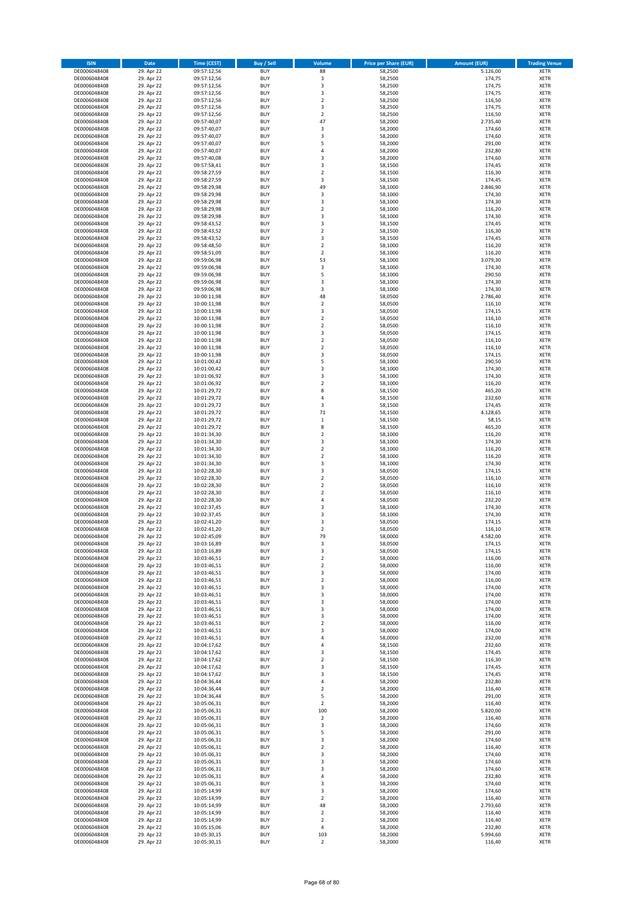| ISIN | Date | Time (CEST) | Buy / Sell | Volume | Price per Share (EUR) | Amount (EUR) | Trading Venue |
|---|---|---|---|---|---|---|---|
| DE0006048408 | 29. Apr 22 | 09:57:12,56 | BUY | 88 | 58,2500 | 5.126,00 | XETR |
| DE0006048408 | 29. Apr 22 | 09:57:12,56 | BUY | 3 | 58,2500 | 174,75 | XETR |
| DE0006048408 | 29. Apr 22 | 09:57:12,56 | BUY | 3 | 58,2500 | 174,75 | XETR |
| DE0006048408 | 29. Apr 22 | 09:57:12,56 | BUY | 3 | 58,2500 | 174,75 | XETR |
| DE0006048408 | 29. Apr 22 | 09:57:12,56 | BUY | 2 | 58,2500 | 116,50 | XETR |
| DE0006048408 | 29. Apr 22 | 09:57:12,56 | BUY | 3 | 58,2500 | 174,75 | XETR |
| DE0006048408 | 29. Apr 22 | 09:57:12,56 | BUY | 2 | 58,2500 | 116,50 | XETR |
| DE0006048408 | 29. Apr 22 | 09:57:40,07 | BUY | 47 | 58,2000 | 2.735,40 | XETR |
| DE0006048408 | 29. Apr 22 | 09:57:40,07 | BUY | 3 | 58,2000 | 174,60 | XETR |
| DE0006048408 | 29. Apr 22 | 09:57:40,07 | BUY | 3 | 58,2000 | 174,60 | XETR |
| DE0006048408 | 29. Apr 22 | 09:57:40,07 | BUY | 5 | 58,2000 | 291,00 | XETR |
| DE0006048408 | 29. Apr 22 | 09:57:40,07 | BUY | 4 | 58,2000 | 232,80 | XETR |
| DE0006048408 | 29. Apr 22 | 09:57:40,08 | BUY | 3 | 58,2000 | 174,60 | XETR |
| DE0006048408 | 29. Apr 22 | 09:57:58,41 | BUY | 3 | 58,1500 | 174,45 | XETR |
| DE0006048408 | 29. Apr 22 | 09:58:27,59 | BUY | 2 | 58,1500 | 116,30 | XETR |
| DE0006048408 | 29. Apr 22 | 09:58:27,59 | BUY | 3 | 58,1500 | 174,45 | XETR |
| DE0006048408 | 29. Apr 22 | 09:58:29,98 | BUY | 49 | 58,1000 | 2.846,90 | XETR |
| DE0006048408 | 29. Apr 22 | 09:58:29,98 | BUY | 3 | 58,1000 | 174,30 | XETR |
| DE0006048408 | 29. Apr 22 | 09:58:29,98 | BUY | 3 | 58,1000 | 174,30 | XETR |
| DE0006048408 | 29. Apr 22 | 09:58:29,98 | BUY | 2 | 58,1000 | 116,20 | XETR |
| DE0006048408 | 29. Apr 22 | 09:58:29,98 | BUY | 3 | 58,1000 | 174,30 | XETR |
| DE0006048408 | 29. Apr 22 | 09:58:43,52 | BUY | 3 | 58,1500 | 174,45 | XETR |
| DE0006048408 | 29. Apr 22 | 09:58:43,52 | BUY | 2 | 58,1500 | 116,30 | XETR |
| DE0006048408 | 29. Apr 22 | 09:58:43,52 | BUY | 3 | 58,1500 | 174,45 | XETR |
| DE0006048408 | 29. Apr 22 | 09:58:48,50 | BUY | 2 | 58,1000 | 116,20 | XETR |
| DE0006048408 | 29. Apr 22 | 09:58:51,09 | BUY | 2 | 58,1000 | 116,20 | XETR |
| DE0006048408 | 29. Apr 22 | 09:59:06,98 | BUY | 53 | 58,1000 | 3.079,30 | XETR |
| DE0006048408 | 29. Apr 22 | 09:59:06,98 | BUY | 3 | 58,1000 | 174,30 | XETR |
| DE0006048408 | 29. Apr 22 | 09:59:06,98 | BUY | 5 | 58,1000 | 290,50 | XETR |
| DE0006048408 | 29. Apr 22 | 09:59:06,98 | BUY | 3 | 58,1000 | 174,30 | XETR |
| DE0006048408 | 29. Apr 22 | 09:59:06,98 | BUY | 3 | 58,1000 | 174,30 | XETR |
| DE0006048408 | 29. Apr 22 | 10:00:11,98 | BUY | 48 | 58,0500 | 2.786,40 | XETR |
| DE0006048408 | 29. Apr 22 | 10:00:11,98 | BUY | 2 | 58,0500 | 116,10 | XETR |
| DE0006048408 | 29. Apr 22 | 10:00:11,98 | BUY | 3 | 58,0500 | 174,15 | XETR |
| DE0006048408 | 29. Apr 22 | 10:00:11,98 | BUY | 2 | 58,0500 | 116,10 | XETR |
| DE0006048408 | 29. Apr 22 | 10:00:11,98 | BUY | 2 | 58,0500 | 116,10 | XETR |
| DE0006048408 | 29. Apr 22 | 10:00:11,98 | BUY | 3 | 58,0500 | 174,15 | XETR |
| DE0006048408 | 29. Apr 22 | 10:00:11,98 | BUY | 2 | 58,0500 | 116,10 | XETR |
| DE0006048408 | 29. Apr 22 | 10:00:11,98 | BUY | 2 | 58,0500 | 116,10 | XETR |
| DE0006048408 | 29. Apr 22 | 10:00:11,98 | BUY | 3 | 58,0500 | 174,15 | XETR |
| DE0006048408 | 29. Apr 22 | 10:01:00,42 | BUY | 5 | 58,1000 | 290,50 | XETR |
| DE0006048408 | 29. Apr 22 | 10:01:00,42 | BUY | 3 | 58,1000 | 174,30 | XETR |
| DE0006048408 | 29. Apr 22 | 10:01:06,92 | BUY | 3 | 58,1000 | 174,30 | XETR |
| DE0006048408 | 29. Apr 22 | 10:01:06,92 | BUY | 2 | 58,1000 | 116,20 | XETR |
| DE0006048408 | 29. Apr 22 | 10:01:29,72 | BUY | 8 | 58,1500 | 465,20 | XETR |
| DE0006048408 | 29. Apr 22 | 10:01:29,72 | BUY | 4 | 58,1500 | 232,60 | XETR |
| DE0006048408 | 29. Apr 22 | 10:01:29,72 | BUY | 3 | 58,1500 | 174,45 | XETR |
| DE0006048408 | 29. Apr 22 | 10:01:29,72 | BUY | 71 | 58,1500 | 4.128,65 | XETR |
| DE0006048408 | 29. Apr 22 | 10:01:29,72 | BUY | 1 | 58,1500 | 58,15 | XETR |
| DE0006048408 | 29. Apr 22 | 10:01:29,72 | BUY | 8 | 58,1500 | 465,20 | XETR |
| DE0006048408 | 29. Apr 22 | 10:01:34,30 | BUY | 2 | 58,1000 | 116,20 | XETR |
| DE0006048408 | 29. Apr 22 | 10:01:34,30 | BUY | 3 | 58,1000 | 174,30 | XETR |
| DE0006048408 | 29. Apr 22 | 10:01:34,30 | BUY | 2 | 58,1000 | 116,20 | XETR |
| DE0006048408 | 29. Apr 22 | 10:01:34,30 | BUY | 2 | 58,1000 | 116,20 | XETR |
| DE0006048408 | 29. Apr 22 | 10:01:34,30 | BUY | 3 | 58,1000 | 174,30 | XETR |
| DE0006048408 | 29. Apr 22 | 10:02:28,30 | BUY | 3 | 58,0500 | 174,15 | XETR |
| DE0006048408 | 29. Apr 22 | 10:02:28,30 | BUY | 2 | 58,0500 | 116,10 | XETR |
| DE0006048408 | 29. Apr 22 | 10:02:28,30 | BUY | 2 | 58,0500 | 116,10 | XETR |
| DE0006048408 | 29. Apr 22 | 10:02:28,30 | BUY | 2 | 58,0500 | 116,10 | XETR |
| DE0006048408 | 29. Apr 22 | 10:02:28,30 | BUY | 4 | 58,0500 | 232,20 | XETR |
| DE0006048408 | 29. Apr 22 | 10:02:37,45 | BUY | 3 | 58,1000 | 174,30 | XETR |
| DE0006048408 | 29. Apr 22 | 10:02:37,45 | BUY | 3 | 58,1000 | 174,30 | XETR |
| DE0006048408 | 29. Apr 22 | 10:02:41,20 | BUY | 3 | 58,0500 | 174,15 | XETR |
| DE0006048408 | 29. Apr 22 | 10:02:41,20 | BUY | 2 | 58,0500 | 116,10 | XETR |
| DE0006048408 | 29. Apr 22 | 10:02:45,09 | BUY | 79 | 58,0000 | 4.582,00 | XETR |
| DE0006048408 | 29. Apr 22 | 10:03:16,89 | BUY | 3 | 58,0500 | 174,15 | XETR |
| DE0006048408 | 29. Apr 22 | 10:03:16,89 | BUY | 3 | 58,0500 | 174,15 | XETR |
| DE0006048408 | 29. Apr 22 | 10:03:46,51 | BUY | 2 | 58,0000 | 116,00 | XETR |
| DE0006048408 | 29. Apr 22 | 10:03:46,51 | BUY | 2 | 58,0000 | 116,00 | XETR |
| DE0006048408 | 29. Apr 22 | 10:03:46,51 | BUY | 3 | 58,0000 | 174,00 | XETR |
| DE0006048408 | 29. Apr 22 | 10:03:46,51 | BUY | 2 | 58,0000 | 116,00 | XETR |
| DE0006048408 | 29. Apr 22 | 10:03:46,51 | BUY | 3 | 58,0000 | 174,00 | XETR |
| DE0006048408 | 29. Apr 22 | 10:03:46,51 | BUY | 3 | 58,0000 | 174,00 | XETR |
| DE0006048408 | 29. Apr 22 | 10:03:46,51 | BUY | 3 | 58,0000 | 174,00 | XETR |
| DE0006048408 | 29. Apr 22 | 10:03:46,51 | BUY | 3 | 58,0000 | 174,00 | XETR |
| DE0006048408 | 29. Apr 22 | 10:03:46,51 | BUY | 3 | 58,0000 | 174,00 | XETR |
| DE0006048408 | 29. Apr 22 | 10:03:46,51 | BUY | 2 | 58,0000 | 116,00 | XETR |
| DE0006048408 | 29. Apr 22 | 10:03:46,51 | BUY | 3 | 58,0000 | 174,00 | XETR |
| DE0006048408 | 29. Apr 22 | 10:03:46,51 | BUY | 4 | 58,0000 | 232,00 | XETR |
| DE0006048408 | 29. Apr 22 | 10:04:17,62 | BUY | 4 | 58,1500 | 232,60 | XETR |
| DE0006048408 | 29. Apr 22 | 10:04:17,62 | BUY | 3 | 58,1500 | 174,45 | XETR |
| DE0006048408 | 29. Apr 22 | 10:04:17,62 | BUY | 2 | 58,1500 | 116,30 | XETR |
| DE0006048408 | 29. Apr 22 | 10:04:17,62 | BUY | 3 | 58,1500 | 174,45 | XETR |
| DE0006048408 | 29. Apr 22 | 10:04:17,62 | BUY | 3 | 58,1500 | 174,45 | XETR |
| DE0006048408 | 29. Apr 22 | 10:04:36,44 | BUY | 4 | 58,2000 | 232,80 | XETR |
| DE0006048408 | 29. Apr 22 | 10:04:36,44 | BUY | 2 | 58,2000 | 116,40 | XETR |
| DE0006048408 | 29. Apr 22 | 10:04:36,44 | BUY | 5 | 58,2000 | 291,00 | XETR |
| DE0006048408 | 29. Apr 22 | 10:05:06,31 | BUY | 2 | 58,2000 | 116,40 | XETR |
| DE0006048408 | 29. Apr 22 | 10:05:06,31 | BUY | 100 | 58,2000 | 5.820,00 | XETR |
| DE0006048408 | 29. Apr 22 | 10:05:06,31 | BUY | 2 | 58,2000 | 116,40 | XETR |
| DE0006048408 | 29. Apr 22 | 10:05:06,31 | BUY | 3 | 58,2000 | 174,60 | XETR |
| DE0006048408 | 29. Apr 22 | 10:05:06,31 | BUY | 5 | 58,2000 | 291,00 | XETR |
| DE0006048408 | 29. Apr 22 | 10:05:06,31 | BUY | 3 | 58,2000 | 174,60 | XETR |
| DE0006048408 | 29. Apr 22 | 10:05:06,31 | BUY | 2 | 58,2000 | 116,40 | XETR |
| DE0006048408 | 29. Apr 22 | 10:05:06,31 | BUY | 3 | 58,2000 | 174,60 | XETR |
| DE0006048408 | 29. Apr 22 | 10:05:06,31 | BUY | 3 | 58,2000 | 174,60 | XETR |
| DE0006048408 | 29. Apr 22 | 10:05:06,31 | BUY | 3 | 58,2000 | 174,60 | XETR |
| DE0006048408 | 29. Apr 22 | 10:05:06,31 | BUY | 4 | 58,2000 | 232,80 | XETR |
| DE0006048408 | 29. Apr 22 | 10:05:06,31 | BUY | 3 | 58,2000 | 174,60 | XETR |
| DE0006048408 | 29. Apr 22 | 10:05:14,99 | BUY | 3 | 58,2000 | 174,60 | XETR |
| DE0006048408 | 29. Apr 22 | 10:05:14,99 | BUY | 2 | 58,2000 | 116,40 | XETR |
| DE0006048408 | 29. Apr 22 | 10:05:14,99 | BUY | 48 | 58,2000 | 2.793,60 | XETR |
| DE0006048408 | 29. Apr 22 | 10:05:14,99 | BUY | 2 | 58,2000 | 116,40 | XETR |
| DE0006048408 | 29. Apr 22 | 10:05:14,99 | BUY | 2 | 58,2000 | 116,40 | XETR |
| DE0006048408 | 29. Apr 22 | 10:05:15,06 | BUY | 4 | 58,2000 | 232,80 | XETR |
| DE0006048408 | 29. Apr 22 | 10:05:30,15 | BUY | 103 | 58,2000 | 5.994,60 | XETR |
| DE0006048408 | 29. Apr 22 | 10:05:30,15 | BUY | 2 | 58,2000 | 116,40 | XETR |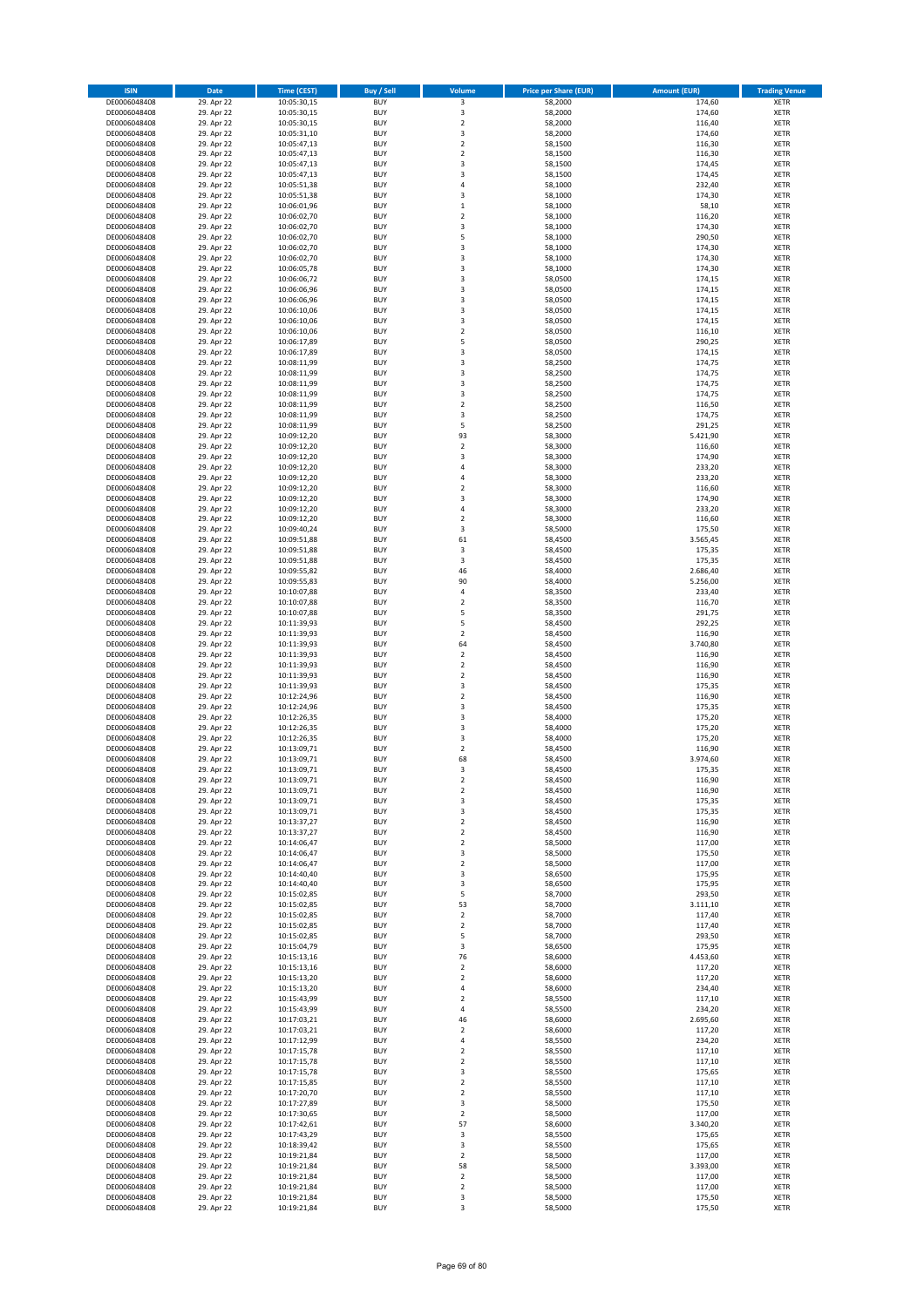| ISIN | Date | Time (CEST) | Buy / Sell | Volume | Price per Share (EUR) | Amount (EUR) | Trading Venue |
|---|---|---|---|---|---|---|---|
| DE0006048408 | 29. Apr 22 | 10:05:30,15 | BUY | 3 | 58,2000 | 174,60 | XETR |
| DE0006048408 | 29. Apr 22 | 10:05:30,15 | BUY | 3 | 58,2000 | 174,60 | XETR |
| DE0006048408 | 29. Apr 22 | 10:05:30,15 | BUY | 2 | 58,2000 | 116,40 | XETR |
| DE0006048408 | 29. Apr 22 | 10:05:31,10 | BUY | 3 | 58,2000 | 174,60 | XETR |
| DE0006048408 | 29. Apr 22 | 10:05:47,13 | BUY | 2 | 58,1500 | 116,30 | XETR |
| DE0006048408 | 29. Apr 22 | 10:05:47,13 | BUY | 2 | 58,1500 | 116,30 | XETR |
| DE0006048408 | 29. Apr 22 | 10:05:47,13 | BUY | 3 | 58,1500 | 174,45 | XETR |
| DE0006048408 | 29. Apr 22 | 10:05:47,13 | BUY | 3 | 58,1500 | 174,45 | XETR |
| DE0006048408 | 29. Apr 22 | 10:05:51,38 | BUY | 4 | 58,1000 | 232,40 | XETR |
| DE0006048408 | 29. Apr 22 | 10:05:51,38 | BUY | 3 | 58,1000 | 174,30 | XETR |
| DE0006048408 | 29. Apr 22 | 10:06:01,96 | BUY | 1 | 58,1000 | 58,10 | XETR |
| DE0006048408 | 29. Apr 22 | 10:06:02,70 | BUY | 2 | 58,1000 | 116,20 | XETR |
| DE0006048408 | 29. Apr 22 | 10:06:02,70 | BUY | 3 | 58,1000 | 174,30 | XETR |
| DE0006048408 | 29. Apr 22 | 10:06:02,70 | BUY | 5 | 58,1000 | 290,50 | XETR |
| DE0006048408 | 29. Apr 22 | 10:06:02,70 | BUY | 3 | 58,1000 | 174,30 | XETR |
| DE0006048408 | 29. Apr 22 | 10:06:02,70 | BUY | 3 | 58,1000 | 174,30 | XETR |
| DE0006048408 | 29. Apr 22 | 10:06:05,78 | BUY | 3 | 58,1000 | 174,30 | XETR |
| DE0006048408 | 29. Apr 22 | 10:06:06,72 | BUY | 3 | 58,0500 | 174,15 | XETR |
| DE0006048408 | 29. Apr 22 | 10:06:06,96 | BUY | 3 | 58,0500 | 174,15 | XETR |
| DE0006048408 | 29. Apr 22 | 10:06:06,96 | BUY | 3 | 58,0500 | 174,15 | XETR |
| DE0006048408 | 29. Apr 22 | 10:06:10,06 | BUY | 3 | 58,0500 | 174,15 | XETR |
| DE0006048408 | 29. Apr 22 | 10:06:10,06 | BUY | 3 | 58,0500 | 174,15 | XETR |
| DE0006048408 | 29. Apr 22 | 10:06:10,06 | BUY | 2 | 58,0500 | 116,10 | XETR |
| DE0006048408 | 29. Apr 22 | 10:06:17,89 | BUY | 5 | 58,0500 | 290,25 | XETR |
| DE0006048408 | 29. Apr 22 | 10:06:17,89 | BUY | 3 | 58,0500 | 174,15 | XETR |
| DE0006048408 | 29. Apr 22 | 10:08:11,99 | BUY | 3 | 58,2500 | 174,75 | XETR |
| DE0006048408 | 29. Apr 22 | 10:08:11,99 | BUY | 3 | 58,2500 | 174,75 | XETR |
| DE0006048408 | 29. Apr 22 | 10:08:11,99 | BUY | 3 | 58,2500 | 174,75 | XETR |
| DE0006048408 | 29. Apr 22 | 10:08:11,99 | BUY | 3 | 58,2500 | 174,75 | XETR |
| DE0006048408 | 29. Apr 22 | 10:08:11,99 | BUY | 2 | 58,2500 | 116,50 | XETR |
| DE0006048408 | 29. Apr 22 | 10:08:11,99 | BUY | 3 | 58,2500 | 174,75 | XETR |
| DE0006048408 | 29. Apr 22 | 10:08:11,99 | BUY | 5 | 58,2500 | 291,25 | XETR |
| DE0006048408 | 29. Apr 22 | 10:09:12,20 | BUY | 93 | 58,3000 | 5.421,90 | XETR |
| DE0006048408 | 29. Apr 22 | 10:09:12,20 | BUY | 2 | 58,3000 | 116,60 | XETR |
| DE0006048408 | 29. Apr 22 | 10:09:12,20 | BUY | 3 | 58,3000 | 174,90 | XETR |
| DE0006048408 | 29. Apr 22 | 10:09:12,20 | BUY | 4 | 58,3000 | 233,20 | XETR |
| DE0006048408 | 29. Apr 22 | 10:09:12,20 | BUY | 4 | 58,3000 | 233,20 | XETR |
| DE0006048408 | 29. Apr 22 | 10:09:12,20 | BUY | 2 | 58,3000 | 116,60 | XETR |
| DE0006048408 | 29. Apr 22 | 10:09:12,20 | BUY | 3 | 58,3000 | 174,90 | XETR |
| DE0006048408 | 29. Apr 22 | 10:09:12,20 | BUY | 4 | 58,3000 | 233,20 | XETR |
| DE0006048408 | 29. Apr 22 | 10:09:12,20 | BUY | 2 | 58,3000 | 116,60 | XETR |
| DE0006048408 | 29. Apr 22 | 10:09:40,24 | BUY | 3 | 58,5000 | 175,50 | XETR |
| DE0006048408 | 29. Apr 22 | 10:09:51,88 | BUY | 61 | 58,4500 | 3.565,45 | XETR |
| DE0006048408 | 29. Apr 22 | 10:09:51,88 | BUY | 3 | 58,4500 | 175,35 | XETR |
| DE0006048408 | 29. Apr 22 | 10:09:51,88 | BUY | 3 | 58,4500 | 175,35 | XETR |
| DE0006048408 | 29. Apr 22 | 10:09:55,82 | BUY | 46 | 58,4000 | 2.686,40 | XETR |
| DE0006048408 | 29. Apr 22 | 10:09:55,83 | BUY | 90 | 58,4000 | 5.256,00 | XETR |
| DE0006048408 | 29. Apr 22 | 10:10:07,88 | BUY | 4 | 58,3500 | 233,40 | XETR |
| DE0006048408 | 29. Apr 22 | 10:10:07,88 | BUY | 2 | 58,3500 | 116,70 | XETR |
| DE0006048408 | 29. Apr 22 | 10:10:07,88 | BUY | 5 | 58,3500 | 291,75 | XETR |
| DE0006048408 | 29. Apr 22 | 10:11:39,93 | BUY | 5 | 58,4500 | 292,25 | XETR |
| DE0006048408 | 29. Apr 22 | 10:11:39,93 | BUY | 2 | 58,4500 | 116,90 | XETR |
| DE0006048408 | 29. Apr 22 | 10:11:39,93 | BUY | 64 | 58,4500 | 3.740,80 | XETR |
| DE0006048408 | 29. Apr 22 | 10:11:39,93 | BUY | 2 | 58,4500 | 116,90 | XETR |
| DE0006048408 | 29. Apr 22 | 10:11:39,93 | BUY | 2 | 58,4500 | 116,90 | XETR |
| DE0006048408 | 29. Apr 22 | 10:11:39,93 | BUY | 2 | 58,4500 | 116,90 | XETR |
| DE0006048408 | 29. Apr 22 | 10:11:39,93 | BUY | 3 | 58,4500 | 175,35 | XETR |
| DE0006048408 | 29. Apr 22 | 10:12:24,96 | BUY | 2 | 58,4500 | 116,90 | XETR |
| DE0006048408 | 29. Apr 22 | 10:12:24,96 | BUY | 3 | 58,4500 | 175,35 | XETR |
| DE0006048408 | 29. Apr 22 | 10:12:26,35 | BUY | 3 | 58,4000 | 175,20 | XETR |
| DE0006048408 | 29. Apr 22 | 10:12:26,35 | BUY | 3 | 58,4000 | 175,20 | XETR |
| DE0006048408 | 29. Apr 22 | 10:12:26,35 | BUY | 3 | 58,4000 | 175,20 | XETR |
| DE0006048408 | 29. Apr 22 | 10:13:09,71 | BUY | 2 | 58,4500 | 116,90 | XETR |
| DE0006048408 | 29. Apr 22 | 10:13:09,71 | BUY | 68 | 58,4500 | 3.974,60 | XETR |
| DE0006048408 | 29. Apr 22 | 10:13:09,71 | BUY | 3 | 58,4500 | 175,35 | XETR |
| DE0006048408 | 29. Apr 22 | 10:13:09,71 | BUY | 2 | 58,4500 | 116,90 | XETR |
| DE0006048408 | 29. Apr 22 | 10:13:09,71 | BUY | 2 | 58,4500 | 116,90 | XETR |
| DE0006048408 | 29. Apr 22 | 10:13:09,71 | BUY | 3 | 58,4500 | 175,35 | XETR |
| DE0006048408 | 29. Apr 22 | 10:13:09,71 | BUY | 3 | 58,4500 | 175,35 | XETR |
| DE0006048408 | 29. Apr 22 | 10:13:37,27 | BUY | 2 | 58,4500 | 116,90 | XETR |
| DE0006048408 | 29. Apr 22 | 10:13:37,27 | BUY | 2 | 58,4500 | 116,90 | XETR |
| DE0006048408 | 29. Apr 22 | 10:14:06,47 | BUY | 2 | 58,5000 | 117,00 | XETR |
| DE0006048408 | 29. Apr 22 | 10:14:06,47 | BUY | 3 | 58,5000 | 175,50 | XETR |
| DE0006048408 | 29. Apr 22 | 10:14:06,47 | BUY | 2 | 58,5000 | 117,00 | XETR |
| DE0006048408 | 29. Apr 22 | 10:14:40,40 | BUY | 3 | 58,6500 | 175,95 | XETR |
| DE0006048408 | 29. Apr 22 | 10:14:40,40 | BUY | 3 | 58,6500 | 175,95 | XETR |
| DE0006048408 | 29. Apr 22 | 10:15:02,85 | BUY | 5 | 58,7000 | 293,50 | XETR |
| DE0006048408 | 29. Apr 22 | 10:15:02,85 | BUY | 53 | 58,7000 | 3.111,10 | XETR |
| DE0006048408 | 29. Apr 22 | 10:15:02,85 | BUY | 2 | 58,7000 | 117,40 | XETR |
| DE0006048408 | 29. Apr 22 | 10:15:02,85 | BUY | 2 | 58,7000 | 117,40 | XETR |
| DE0006048408 | 29. Apr 22 | 10:15:02,85 | BUY | 5 | 58,7000 | 293,50 | XETR |
| DE0006048408 | 29. Apr 22 | 10:15:04,79 | BUY | 3 | 58,6500 | 175,95 | XETR |
| DE0006048408 | 29. Apr 22 | 10:15:13,16 | BUY | 76 | 58,6000 | 4.453,60 | XETR |
| DE0006048408 | 29. Apr 22 | 10:15:13,16 | BUY | 2 | 58,6000 | 117,20 | XETR |
| DE0006048408 | 29. Apr 22 | 10:15:13,20 | BUY | 2 | 58,6000 | 117,20 | XETR |
| DE0006048408 | 29. Apr 22 | 10:15:13,20 | BUY | 4 | 58,6000 | 234,40 | XETR |
| DE0006048408 | 29. Apr 22 | 10:15:43,99 | BUY | 2 | 58,5500 | 117,10 | XETR |
| DE0006048408 | 29. Apr 22 | 10:15:43,99 | BUY | 4 | 58,5500 | 234,20 | XETR |
| DE0006048408 | 29. Apr 22 | 10:17:03,21 | BUY | 46 | 58,6000 | 2.695,60 | XETR |
| DE0006048408 | 29. Apr 22 | 10:17:03,21 | BUY | 2 | 58,6000 | 117,20 | XETR |
| DE0006048408 | 29. Apr 22 | 10:17:12,99 | BUY | 4 | 58,5500 | 234,20 | XETR |
| DE0006048408 | 29. Apr 22 | 10:17:15,78 | BUY | 2 | 58,5500 | 117,10 | XETR |
| DE0006048408 | 29. Apr 22 | 10:17:15,78 | BUY | 2 | 58,5500 | 117,10 | XETR |
| DE0006048408 | 29. Apr 22 | 10:17:15,78 | BUY | 3 | 58,5500 | 175,65 | XETR |
| DE0006048408 | 29. Apr 22 | 10:17:15,85 | BUY | 2 | 58,5500 | 117,10 | XETR |
| DE0006048408 | 29. Apr 22 | 10:17:20,70 | BUY | 2 | 58,5500 | 117,10 | XETR |
| DE0006048408 | 29. Apr 22 | 10:17:27,89 | BUY | 3 | 58,5000 | 175,50 | XETR |
| DE0006048408 | 29. Apr 22 | 10:17:30,65 | BUY | 2 | 58,5000 | 117,00 | XETR |
| DE0006048408 | 29. Apr 22 | 10:17:42,61 | BUY | 57 | 58,6000 | 3.340,20 | XETR |
| DE0006048408 | 29. Apr 22 | 10:17:43,29 | BUY | 3 | 58,5500 | 175,65 | XETR |
| DE0006048408 | 29. Apr 22 | 10:18:39,42 | BUY | 3 | 58,5500 | 175,65 | XETR |
| DE0006048408 | 29. Apr 22 | 10:19:21,84 | BUY | 2 | 58,5000 | 117,00 | XETR |
| DE0006048408 | 29. Apr 22 | 10:19:21,84 | BUY | 58 | 58,5000 | 3.393,00 | XETR |
| DE0006048408 | 29. Apr 22 | 10:19:21,84 | BUY | 2 | 58,5000 | 117,00 | XETR |
| DE0006048408 | 29. Apr 22 | 10:19:21,84 | BUY | 2 | 58,5000 | 117,00 | XETR |
| DE0006048408 | 29. Apr 22 | 10:19:21,84 | BUY | 3 | 58,5000 | 175,50 | XETR |
| DE0006048408 | 29. Apr 22 | 10:19:21,84 | BUY | 3 | 58,5000 | 175,50 | XETR |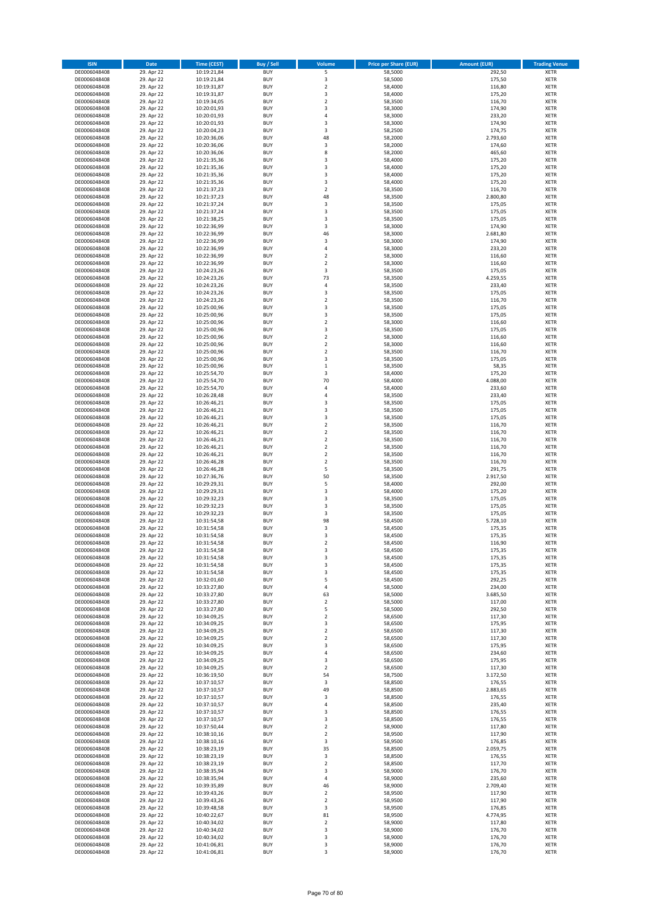| ISIN | Date | Time (CEST) | Buy / Sell | Volume | Price per Share (EUR) | Amount (EUR) | Trading Venue |
|---|---|---|---|---|---|---|---|
| DE0006048408 | 29. Apr 22 | 10:19:21,84 | BUY | 5 | 58,5000 | 292,50 | XETR |
| DE0006048408 | 29. Apr 22 | 10:19:21,84 | BUY | 3 | 58,5000 | 175,50 | XETR |
| DE0006048408 | 29. Apr 22 | 10:19:31,87 | BUY | 2 | 58,4000 | 116,80 | XETR |
| DE0006048408 | 29. Apr 22 | 10:19:31,87 | BUY | 3 | 58,4000 | 175,20 | XETR |
| DE0006048408 | 29. Apr 22 | 10:19:34,05 | BUY | 2 | 58,3500 | 116,70 | XETR |
| DE0006048408 | 29. Apr 22 | 10:20:01,93 | BUY | 3 | 58,3000 | 174,90 | XETR |
| DE0006048408 | 29. Apr 22 | 10:20:01,93 | BUY | 4 | 58,3000 | 233,20 | XETR |
| DE0006048408 | 29. Apr 22 | 10:20:01,93 | BUY | 3 | 58,3000 | 174,90 | XETR |
| DE0006048408 | 29. Apr 22 | 10:20:04,23 | BUY | 3 | 58,2500 | 174,75 | XETR |
| DE0006048408 | 29. Apr 22 | 10:20:36,06 | BUY | 48 | 58,2000 | 2.793,60 | XETR |
| DE0006048408 | 29. Apr 22 | 10:20:36,06 | BUY | 3 | 58,2000 | 174,60 | XETR |
| DE0006048408 | 29. Apr 22 | 10:20:36,06 | BUY | 8 | 58,2000 | 465,60 | XETR |
| DE0006048408 | 29. Apr 22 | 10:21:35,36 | BUY | 3 | 58,4000 | 175,20 | XETR |
| DE0006048408 | 29. Apr 22 | 10:21:35,36 | BUY | 3 | 58,4000 | 175,20 | XETR |
| DE0006048408 | 29. Apr 22 | 10:21:35,36 | BUY | 3 | 58,4000 | 175,20 | XETR |
| DE0006048408 | 29. Apr 22 | 10:21:35,36 | BUY | 3 | 58,4000 | 175,20 | XETR |
| DE0006048408 | 29. Apr 22 | 10:21:37,23 | BUY | 2 | 58,3500 | 116,70 | XETR |
| DE0006048408 | 29. Apr 22 | 10:21:37,23 | BUY | 48 | 58,3500 | 2.800,80 | XETR |
| DE0006048408 | 29. Apr 22 | 10:21:37,24 | BUY | 3 | 58,3500 | 175,05 | XETR |
| DE0006048408 | 29. Apr 22 | 10:21:37,24 | BUY | 3 | 58,3500 | 175,05 | XETR |
| DE0006048408 | 29. Apr 22 | 10:21:38,25 | BUY | 3 | 58,3500 | 175,05 | XETR |
| DE0006048408 | 29. Apr 22 | 10:22:36,99 | BUY | 3 | 58,3000 | 174,90 | XETR |
| DE0006048408 | 29. Apr 22 | 10:22:36,99 | BUY | 46 | 58,3000 | 2.681,80 | XETR |
| DE0006048408 | 29. Apr 22 | 10:22:36,99 | BUY | 3 | 58,3000 | 174,90 | XETR |
| DE0006048408 | 29. Apr 22 | 10:22:36,99 | BUY | 4 | 58,3000 | 233,20 | XETR |
| DE0006048408 | 29. Apr 22 | 10:22:36,99 | BUY | 2 | 58,3000 | 116,60 | XETR |
| DE0006048408 | 29. Apr 22 | 10:22:36,99 | BUY | 2 | 58,3000 | 116,60 | XETR |
| DE0006048408 | 29. Apr 22 | 10:24:23,26 | BUY | 3 | 58,3500 | 175,05 | XETR |
| DE0006048408 | 29. Apr 22 | 10:24:23,26 | BUY | 73 | 58,3500 | 4.259,55 | XETR |
| DE0006048408 | 29. Apr 22 | 10:24:23,26 | BUY | 4 | 58,3500 | 233,40 | XETR |
| DE0006048408 | 29. Apr 22 | 10:24:23,26 | BUY | 3 | 58,3500 | 175,05 | XETR |
| DE0006048408 | 29. Apr 22 | 10:24:23,26 | BUY | 2 | 58,3500 | 116,70 | XETR |
| DE0006048408 | 29. Apr 22 | 10:25:00,96 | BUY | 3 | 58,3500 | 175,05 | XETR |
| DE0006048408 | 29. Apr 22 | 10:25:00,96 | BUY | 3 | 58,3500 | 175,05 | XETR |
| DE0006048408 | 29. Apr 22 | 10:25:00,96 | BUY | 2 | 58,3000 | 116,60 | XETR |
| DE0006048408 | 29. Apr 22 | 10:25:00,96 | BUY | 3 | 58,3500 | 175,05 | XETR |
| DE0006048408 | 29. Apr 22 | 10:25:00,96 | BUY | 2 | 58,3000 | 116,60 | XETR |
| DE0006048408 | 29. Apr 22 | 10:25:00,96 | BUY | 2 | 58,3000 | 116,60 | XETR |
| DE0006048408 | 29. Apr 22 | 10:25:00,96 | BUY | 2 | 58,3500 | 116,70 | XETR |
| DE0006048408 | 29. Apr 22 | 10:25:00,96 | BUY | 3 | 58,3500 | 175,05 | XETR |
| DE0006048408 | 29. Apr 22 | 10:25:00,96 | BUY | 1 | 58,3500 | 58,35 | XETR |
| DE0006048408 | 29. Apr 22 | 10:25:54,70 | BUY | 3 | 58,4000 | 175,20 | XETR |
| DE0006048408 | 29. Apr 22 | 10:25:54,70 | BUY | 70 | 58,4000 | 4.088,00 | XETR |
| DE0006048408 | 29. Apr 22 | 10:25:54,70 | BUY | 4 | 58,4000 | 233,60 | XETR |
| DE0006048408 | 29. Apr 22 | 10:26:28,48 | BUY | 4 | 58,3500 | 233,40 | XETR |
| DE0006048408 | 29. Apr 22 | 10:26:46,21 | BUY | 3 | 58,3500 | 175,05 | XETR |
| DE0006048408 | 29. Apr 22 | 10:26:46,21 | BUY | 3 | 58,3500 | 175,05 | XETR |
| DE0006048408 | 29. Apr 22 | 10:26:46,21 | BUY | 3 | 58,3500 | 175,05 | XETR |
| DE0006048408 | 29. Apr 22 | 10:26:46,21 | BUY | 2 | 58,3500 | 116,70 | XETR |
| DE0006048408 | 29. Apr 22 | 10:26:46,21 | BUY | 2 | 58,3500 | 116,70 | XETR |
| DE0006048408 | 29. Apr 22 | 10:26:46,21 | BUY | 2 | 58,3500 | 116,70 | XETR |
| DE0006048408 | 29. Apr 22 | 10:26:46,21 | BUY | 2 | 58,3500 | 116,70 | XETR |
| DE0006048408 | 29. Apr 22 | 10:26:46,21 | BUY | 2 | 58,3500 | 116,70 | XETR |
| DE0006048408 | 29. Apr 22 | 10:26:46,28 | BUY | 2 | 58,3500 | 116,70 | XETR |
| DE0006048408 | 29. Apr 22 | 10:26:46,28 | BUY | 5 | 58,3500 | 291,75 | XETR |
| DE0006048408 | 29. Apr 22 | 10:27:36,76 | BUY | 50 | 58,3500 | 2.917,50 | XETR |
| DE0006048408 | 29. Apr 22 | 10:29:29,31 | BUY | 5 | 58,4000 | 292,00 | XETR |
| DE0006048408 | 29. Apr 22 | 10:29:29,31 | BUY | 3 | 58,4000 | 175,20 | XETR |
| DE0006048408 | 29. Apr 22 | 10:29:32,23 | BUY | 3 | 58,3500 | 175,05 | XETR |
| DE0006048408 | 29. Apr 22 | 10:29:32,23 | BUY | 3 | 58,3500 | 175,05 | XETR |
| DE0006048408 | 29. Apr 22 | 10:29:32,23 | BUY | 3 | 58,3500 | 175,05 | XETR |
| DE0006048408 | 29. Apr 22 | 10:31:54,58 | BUY | 98 | 58,4500 | 5.728,10 | XETR |
| DE0006048408 | 29. Apr 22 | 10:31:54,58 | BUY | 3 | 58,4500 | 175,35 | XETR |
| DE0006048408 | 29. Apr 22 | 10:31:54,58 | BUY | 3 | 58,4500 | 175,35 | XETR |
| DE0006048408 | 29. Apr 22 | 10:31:54,58 | BUY | 2 | 58,4500 | 116,90 | XETR |
| DE0006048408 | 29. Apr 22 | 10:31:54,58 | BUY | 3 | 58,4500 | 175,35 | XETR |
| DE0006048408 | 29. Apr 22 | 10:31:54,58 | BUY | 3 | 58,4500 | 175,35 | XETR |
| DE0006048408 | 29. Apr 22 | 10:31:54,58 | BUY | 3 | 58,4500 | 175,35 | XETR |
| DE0006048408 | 29. Apr 22 | 10:31:54,58 | BUY | 3 | 58,4500 | 175,35 | XETR |
| DE0006048408 | 29. Apr 22 | 10:32:01,60 | BUY | 5 | 58,4500 | 292,25 | XETR |
| DE0006048408 | 29. Apr 22 | 10:33:27,80 | BUY | 4 | 58,5000 | 234,00 | XETR |
| DE0006048408 | 29. Apr 22 | 10:33:27,80 | BUY | 63 | 58,5000 | 3.685,50 | XETR |
| DE0006048408 | 29. Apr 22 | 10:33:27,80 | BUY | 2 | 58,5000 | 117,00 | XETR |
| DE0006048408 | 29. Apr 22 | 10:33:27,80 | BUY | 5 | 58,5000 | 292,50 | XETR |
| DE0006048408 | 29. Apr 22 | 10:34:09,25 | BUY | 2 | 58,6500 | 117,30 | XETR |
| DE0006048408 | 29. Apr 22 | 10:34:09,25 | BUY | 3 | 58,6500 | 175,95 | XETR |
| DE0006048408 | 29. Apr 22 | 10:34:09,25 | BUY | 2 | 58,6500 | 117,30 | XETR |
| DE0006048408 | 29. Apr 22 | 10:34:09,25 | BUY | 2 | 58,6500 | 117,30 | XETR |
| DE0006048408 | 29. Apr 22 | 10:34:09,25 | BUY | 3 | 58,6500 | 175,95 | XETR |
| DE0006048408 | 29. Apr 22 | 10:34:09,25 | BUY | 4 | 58,6500 | 234,60 | XETR |
| DE0006048408 | 29. Apr 22 | 10:34:09,25 | BUY | 3 | 58,6500 | 175,95 | XETR |
| DE0006048408 | 29. Apr 22 | 10:34:09,25 | BUY | 2 | 58,6500 | 117,30 | XETR |
| DE0006048408 | 29. Apr 22 | 10:36:19,50 | BUY | 54 | 58,7500 | 3.172,50 | XETR |
| DE0006048408 | 29. Apr 22 | 10:37:10,57 | BUY | 3 | 58,8500 | 176,55 | XETR |
| DE0006048408 | 29. Apr 22 | 10:37:10,57 | BUY | 49 | 58,8500 | 2.883,65 | XETR |
| DE0006048408 | 29. Apr 22 | 10:37:10,57 | BUY | 3 | 58,8500 | 176,55 | XETR |
| DE0006048408 | 29. Apr 22 | 10:37:10,57 | BUY | 4 | 58,8500 | 235,40 | XETR |
| DE0006048408 | 29. Apr 22 | 10:37:10,57 | BUY | 3 | 58,8500 | 176,55 | XETR |
| DE0006048408 | 29. Apr 22 | 10:37:10,57 | BUY | 3 | 58,8500 | 176,55 | XETR |
| DE0006048408 | 29. Apr 22 | 10:37:50,44 | BUY | 2 | 58,9000 | 117,80 | XETR |
| DE0006048408 | 29. Apr 22 | 10:38:10,16 | BUY | 2 | 58,9500 | 117,90 | XETR |
| DE0006048408 | 29. Apr 22 | 10:38:10,16 | BUY | 3 | 58,9500 | 176,85 | XETR |
| DE0006048408 | 29. Apr 22 | 10:38:23,19 | BUY | 35 | 58,8500 | 2.059,75 | XETR |
| DE0006048408 | 29. Apr 22 | 10:38:23,19 | BUY | 3 | 58,8500 | 176,55 | XETR |
| DE0006048408 | 29. Apr 22 | 10:38:23,19 | BUY | 2 | 58,8500 | 117,70 | XETR |
| DE0006048408 | 29. Apr 22 | 10:38:35,94 | BUY | 3 | 58,9000 | 176,70 | XETR |
| DE0006048408 | 29. Apr 22 | 10:38:35,94 | BUY | 4 | 58,9000 | 235,60 | XETR |
| DE0006048408 | 29. Apr 22 | 10:39:35,89 | BUY | 46 | 58,9000 | 2.709,40 | XETR |
| DE0006048408 | 29. Apr 22 | 10:39:43,26 | BUY | 2 | 58,9500 | 117,90 | XETR |
| DE0006048408 | 29. Apr 22 | 10:39:43,26 | BUY | 2 | 58,9500 | 117,90 | XETR |
| DE0006048408 | 29. Apr 22 | 10:39:48,58 | BUY | 3 | 58,9500 | 176,85 | XETR |
| DE0006048408 | 29. Apr 22 | 10:40:22,67 | BUY | 81 | 58,9500 | 4.774,95 | XETR |
| DE0006048408 | 29. Apr 22 | 10:40:34,02 | BUY | 2 | 58,9000 | 117,80 | XETR |
| DE0006048408 | 29. Apr 22 | 10:40:34,02 | BUY | 3 | 58,9000 | 176,70 | XETR |
| DE0006048408 | 29. Apr 22 | 10:40:34,02 | BUY | 3 | 58,9000 | 176,70 | XETR |
| DE0006048408 | 29. Apr 22 | 10:41:06,81 | BUY | 3 | 58,9000 | 176,70 | XETR |
| DE0006048408 | 29. Apr 22 | 10:41:06,81 | BUY | 3 | 58,9000 | 176,70 | XETR |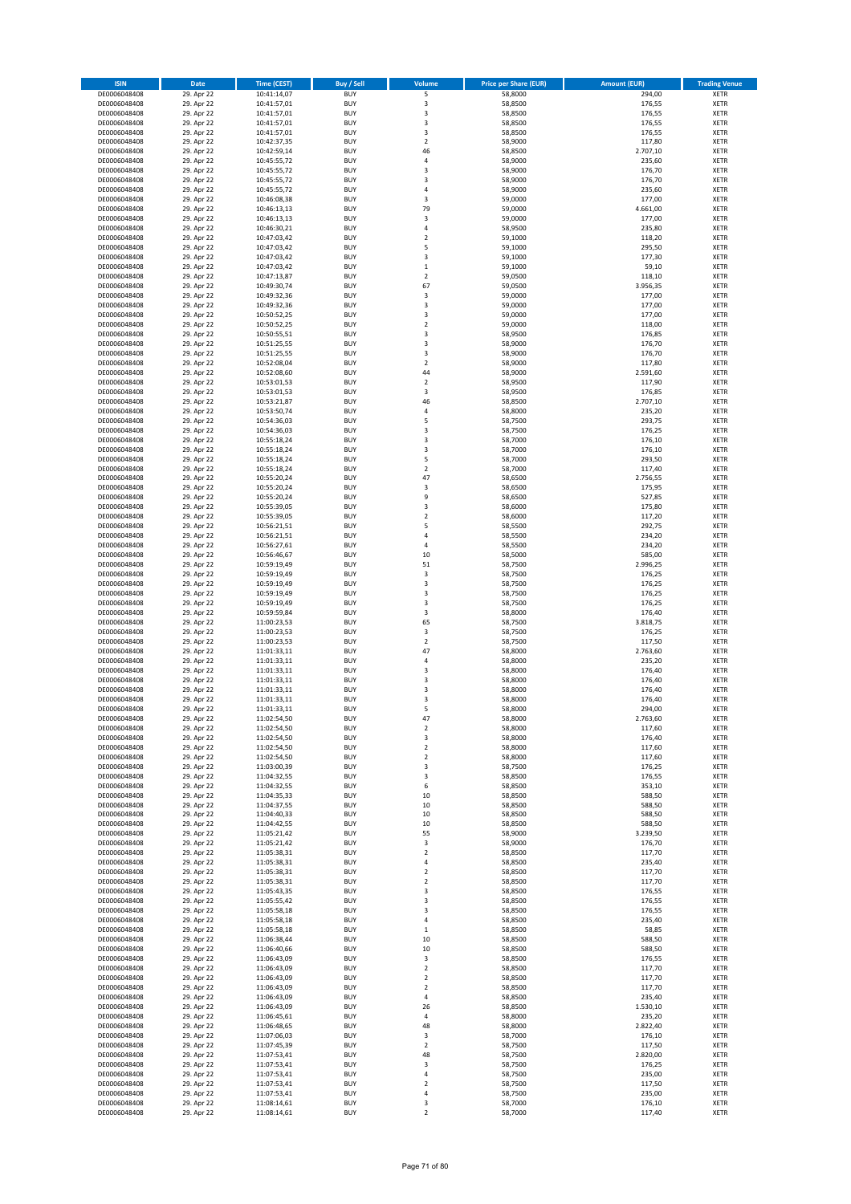| ISIN | Date | Time (CEST) | Buy / Sell | Volume | Price per Share (EUR) | Amount (EUR) | Trading Venue |
|---|---|---|---|---|---|---|---|
| DE0006048408 | 29. Apr 22 | 10:41:14,07 | BUY | 5 | 58,8000 | 294,00 | XETR |
| DE0006048408 | 29. Apr 22 | 10:41:57,01 | BUY | 3 | 58,8500 | 176,55 | XETR |
| DE0006048408 | 29. Apr 22 | 10:41:57,01 | BUY | 3 | 58,8500 | 176,55 | XETR |
| DE0006048408 | 29. Apr 22 | 10:41:57,01 | BUY | 3 | 58,8500 | 176,55 | XETR |
| DE0006048408 | 29. Apr 22 | 10:41:57,01 | BUY | 3 | 58,8500 | 176,55 | XETR |
| DE0006048408 | 29. Apr 22 | 10:42:37,35 | BUY | 2 | 58,9000 | 117,80 | XETR |
| DE0006048408 | 29. Apr 22 | 10:42:59,14 | BUY | 46 | 58,8500 | 2.707,10 | XETR |
| DE0006048408 | 29. Apr 22 | 10:45:55,72 | BUY | 4 | 58,9000 | 235,60 | XETR |
| DE0006048408 | 29. Apr 22 | 10:45:55,72 | BUY | 3 | 58,9000 | 176,70 | XETR |
| DE0006048408 | 29. Apr 22 | 10:45:55,72 | BUY | 3 | 58,9000 | 176,70 | XETR |
| DE0006048408 | 29. Apr 22 | 10:45:55,72 | BUY | 4 | 58,9000 | 235,60 | XETR |
| DE0006048408 | 29. Apr 22 | 10:46:08,38 | BUY | 3 | 59,0000 | 177,00 | XETR |
| DE0006048408 | 29. Apr 22 | 10:46:13,13 | BUY | 79 | 59,0000 | 4.661,00 | XETR |
| DE0006048408 | 29. Apr 22 | 10:46:13,13 | BUY | 3 | 59,0000 | 177,00 | XETR |
| DE0006048408 | 29. Apr 22 | 10:46:30,21 | BUY | 4 | 58,9500 | 235,80 | XETR |
| DE0006048408 | 29. Apr 22 | 10:47:03,42 | BUY | 2 | 59,1000 | 118,20 | XETR |
| DE0006048408 | 29. Apr 22 | 10:47:03,42 | BUY | 5 | 59,1000 | 295,50 | XETR |
| DE0006048408 | 29. Apr 22 | 10:47:03,42 | BUY | 3 | 59,1000 | 177,30 | XETR |
| DE0006048408 | 29. Apr 22 | 10:47:03,42 | BUY | 1 | 59,1000 | 59,10 | XETR |
| DE0006048408 | 29. Apr 22 | 10:47:13,87 | BUY | 2 | 59,0500 | 118,10 | XETR |
| DE0006048408 | 29. Apr 22 | 10:49:30,74 | BUY | 67 | 59,0500 | 3.956,35 | XETR |
| DE0006048408 | 29. Apr 22 | 10:49:32,36 | BUY | 3 | 59,0000 | 177,00 | XETR |
| DE0006048408 | 29. Apr 22 | 10:49:32,36 | BUY | 3 | 59,0000 | 177,00 | XETR |
| DE0006048408 | 29. Apr 22 | 10:50:52,25 | BUY | 3 | 59,0000 | 177,00 | XETR |
| DE0006048408 | 29. Apr 22 | 10:50:52,25 | BUY | 2 | 59,0000 | 118,00 | XETR |
| DE0006048408 | 29. Apr 22 | 10:50:55,51 | BUY | 3 | 58,9500 | 176,85 | XETR |
| DE0006048408 | 29. Apr 22 | 10:51:25,55 | BUY | 3 | 58,9000 | 176,70 | XETR |
| DE0006048408 | 29. Apr 22 | 10:51:25,55 | BUY | 3 | 58,9000 | 176,70 | XETR |
| DE0006048408 | 29. Apr 22 | 10:52:08,04 | BUY | 2 | 58,9000 | 117,80 | XETR |
| DE0006048408 | 29. Apr 22 | 10:52:08,60 | BUY | 44 | 58,9000 | 2.591,60 | XETR |
| DE0006048408 | 29. Apr 22 | 10:53:01,53 | BUY | 2 | 58,9500 | 117,90 | XETR |
| DE0006048408 | 29. Apr 22 | 10:53:01,53 | BUY | 3 | 58,9500 | 176,85 | XETR |
| DE0006048408 | 29. Apr 22 | 10:53:21,87 | BUY | 46 | 58,8500 | 2.707,10 | XETR |
| DE0006048408 | 29. Apr 22 | 10:53:50,74 | BUY | 4 | 58,8000 | 235,20 | XETR |
| DE0006048408 | 29. Apr 22 | 10:54:36,03 | BUY | 5 | 58,7500 | 293,75 | XETR |
| DE0006048408 | 29. Apr 22 | 10:54:36,03 | BUY | 3 | 58,7500 | 176,25 | XETR |
| DE0006048408 | 29. Apr 22 | 10:55:18,24 | BUY | 3 | 58,7000 | 176,10 | XETR |
| DE0006048408 | 29. Apr 22 | 10:55:18,24 | BUY | 3 | 58,7000 | 176,10 | XETR |
| DE0006048408 | 29. Apr 22 | 10:55:18,24 | BUY | 5 | 58,7000 | 293,50 | XETR |
| DE0006048408 | 29. Apr 22 | 10:55:18,24 | BUY | 2 | 58,7000 | 117,40 | XETR |
| DE0006048408 | 29. Apr 22 | 10:55:20,24 | BUY | 47 | 58,6500 | 2.756,55 | XETR |
| DE0006048408 | 29. Apr 22 | 10:55:20,24 | BUY | 3 | 58,6500 | 175,95 | XETR |
| DE0006048408 | 29. Apr 22 | 10:55:20,24 | BUY | 9 | 58,6500 | 527,85 | XETR |
| DE0006048408 | 29. Apr 22 | 10:55:39,05 | BUY | 3 | 58,6000 | 175,80 | XETR |
| DE0006048408 | 29. Apr 22 | 10:55:39,05 | BUY | 2 | 58,6000 | 117,20 | XETR |
| DE0006048408 | 29. Apr 22 | 10:56:21,51 | BUY | 5 | 58,5500 | 292,75 | XETR |
| DE0006048408 | 29. Apr 22 | 10:56:21,51 | BUY | 4 | 58,5500 | 234,20 | XETR |
| DE0006048408 | 29. Apr 22 | 10:56:27,61 | BUY | 4 | 58,5500 | 234,20 | XETR |
| DE0006048408 | 29. Apr 22 | 10:56:46,67 | BUY | 10 | 58,5000 | 585,00 | XETR |
| DE0006048408 | 29. Apr 22 | 10:59:19,49 | BUY | 51 | 58,7500 | 2.996,25 | XETR |
| DE0006048408 | 29. Apr 22 | 10:59:19,49 | BUY | 3 | 58,7500 | 176,25 | XETR |
| DE0006048408 | 29. Apr 22 | 10:59:19,49 | BUY | 3 | 58,7500 | 176,25 | XETR |
| DE0006048408 | 29. Apr 22 | 10:59:19,49 | BUY | 3 | 58,7500 | 176,25 | XETR |
| DE0006048408 | 29. Apr 22 | 10:59:19,49 | BUY | 3 | 58,7500 | 176,25 | XETR |
| DE0006048408 | 29. Apr 22 | 10:59:59,84 | BUY | 3 | 58,8000 | 176,40 | XETR |
| DE0006048408 | 29. Apr 22 | 11:00:23,53 | BUY | 65 | 58,7500 | 3.818,75 | XETR |
| DE0006048408 | 29. Apr 22 | 11:00:23,53 | BUY | 3 | 58,7500 | 176,25 | XETR |
| DE0006048408 | 29. Apr 22 | 11:00:23,53 | BUY | 2 | 58,7500 | 117,50 | XETR |
| DE0006048408 | 29. Apr 22 | 11:01:33,11 | BUY | 47 | 58,8000 | 2.763,60 | XETR |
| DE0006048408 | 29. Apr 22 | 11:01:33,11 | BUY | 4 | 58,8000 | 235,20 | XETR |
| DE0006048408 | 29. Apr 22 | 11:01:33,11 | BUY | 3 | 58,8000 | 176,40 | XETR |
| DE0006048408 | 29. Apr 22 | 11:01:33,11 | BUY | 3 | 58,8000 | 176,40 | XETR |
| DE0006048408 | 29. Apr 22 | 11:01:33,11 | BUY | 3 | 58,8000 | 176,40 | XETR |
| DE0006048408 | 29. Apr 22 | 11:01:33,11 | BUY | 3 | 58,8000 | 176,40 | XETR |
| DE0006048408 | 29. Apr 22 | 11:01:33,11 | BUY | 5 | 58,8000 | 294,00 | XETR |
| DE0006048408 | 29. Apr 22 | 11:02:54,50 | BUY | 47 | 58,8000 | 2.763,60 | XETR |
| DE0006048408 | 29. Apr 22 | 11:02:54,50 | BUY | 2 | 58,8000 | 117,60 | XETR |
| DE0006048408 | 29. Apr 22 | 11:02:54,50 | BUY | 3 | 58,8000 | 176,40 | XETR |
| DE0006048408 | 29. Apr 22 | 11:02:54,50 | BUY | 2 | 58,8000 | 117,60 | XETR |
| DE0006048408 | 29. Apr 22 | 11:02:54,50 | BUY | 2 | 58,8000 | 117,60 | XETR |
| DE0006048408 | 29. Apr 22 | 11:03:00,39 | BUY | 3 | 58,7500 | 176,25 | XETR |
| DE0006048408 | 29. Apr 22 | 11:04:32,55 | BUY | 3 | 58,8500 | 176,55 | XETR |
| DE0006048408 | 29. Apr 22 | 11:04:32,55 | BUY | 6 | 58,8500 | 353,10 | XETR |
| DE0006048408 | 29. Apr 22 | 11:04:35,33 | BUY | 10 | 58,8500 | 588,50 | XETR |
| DE0006048408 | 29. Apr 22 | 11:04:37,55 | BUY | 10 | 58,8500 | 588,50 | XETR |
| DE0006048408 | 29. Apr 22 | 11:04:40,33 | BUY | 10 | 58,8500 | 588,50 | XETR |
| DE0006048408 | 29. Apr 22 | 11:04:42,55 | BUY | 10 | 58,8500 | 588,50 | XETR |
| DE0006048408 | 29. Apr 22 | 11:05:21,42 | BUY | 55 | 58,9000 | 3.239,50 | XETR |
| DE0006048408 | 29. Apr 22 | 11:05:21,42 | BUY | 3 | 58,9000 | 176,70 | XETR |
| DE0006048408 | 29. Apr 22 | 11:05:38,31 | BUY | 2 | 58,8500 | 117,70 | XETR |
| DE0006048408 | 29. Apr 22 | 11:05:38,31 | BUY | 4 | 58,8500 | 235,40 | XETR |
| DE0006048408 | 29. Apr 22 | 11:05:38,31 | BUY | 2 | 58,8500 | 117,70 | XETR |
| DE0006048408 | 29. Apr 22 | 11:05:38,31 | BUY | 2 | 58,8500 | 117,70 | XETR |
| DE0006048408 | 29. Apr 22 | 11:05:43,35 | BUY | 3 | 58,8500 | 176,55 | XETR |
| DE0006048408 | 29. Apr 22 | 11:05:55,42 | BUY | 3 | 58,8500 | 176,55 | XETR |
| DE0006048408 | 29. Apr 22 | 11:05:58,18 | BUY | 3 | 58,8500 | 176,55 | XETR |
| DE0006048408 | 29. Apr 22 | 11:05:58,18 | BUY | 4 | 58,8500 | 235,40 | XETR |
| DE0006048408 | 29. Apr 22 | 11:05:58,18 | BUY | 1 | 58,8500 | 58,85 | XETR |
| DE0006048408 | 29. Apr 22 | 11:06:38,44 | BUY | 10 | 58,8500 | 588,50 | XETR |
| DE0006048408 | 29. Apr 22 | 11:06:40,66 | BUY | 10 | 58,8500 | 588,50 | XETR |
| DE0006048408 | 29. Apr 22 | 11:06:43,09 | BUY | 3 | 58,8500 | 176,55 | XETR |
| DE0006048408 | 29. Apr 22 | 11:06:43,09 | BUY | 2 | 58,8500 | 117,70 | XETR |
| DE0006048408 | 29. Apr 22 | 11:06:43,09 | BUY | 2 | 58,8500 | 117,70 | XETR |
| DE0006048408 | 29. Apr 22 | 11:06:43,09 | BUY | 2 | 58,8500 | 117,70 | XETR |
| DE0006048408 | 29. Apr 22 | 11:06:43,09 | BUY | 4 | 58,8500 | 235,40 | XETR |
| DE0006048408 | 29. Apr 22 | 11:06:43,09 | BUY | 26 | 58,8500 | 1.530,10 | XETR |
| DE0006048408 | 29. Apr 22 | 11:06:45,61 | BUY | 4 | 58,8000 | 235,20 | XETR |
| DE0006048408 | 29. Apr 22 | 11:06:48,65 | BUY | 48 | 58,8000 | 2.822,40 | XETR |
| DE0006048408 | 29. Apr 22 | 11:07:06,03 | BUY | 3 | 58,7000 | 176,10 | XETR |
| DE0006048408 | 29. Apr 22 | 11:07:45,39 | BUY | 2 | 58,7500 | 117,50 | XETR |
| DE0006048408 | 29. Apr 22 | 11:07:53,41 | BUY | 48 | 58,7500 | 2.820,00 | XETR |
| DE0006048408 | 29. Apr 22 | 11:07:53,41 | BUY | 3 | 58,7500 | 176,25 | XETR |
| DE0006048408 | 29. Apr 22 | 11:07:53,41 | BUY | 4 | 58,7500 | 235,00 | XETR |
| DE0006048408 | 29. Apr 22 | 11:07:53,41 | BUY | 2 | 58,7500 | 117,50 | XETR |
| DE0006048408 | 29. Apr 22 | 11:07:53,41 | BUY | 4 | 58,7500 | 235,00 | XETR |
| DE0006048408 | 29. Apr 22 | 11:08:14,61 | BUY | 3 | 58,7000 | 176,10 | XETR |
| DE0006048408 | 29. Apr 22 | 11:08:14,61 | BUY | 2 | 58,7000 | 117,40 | XETR |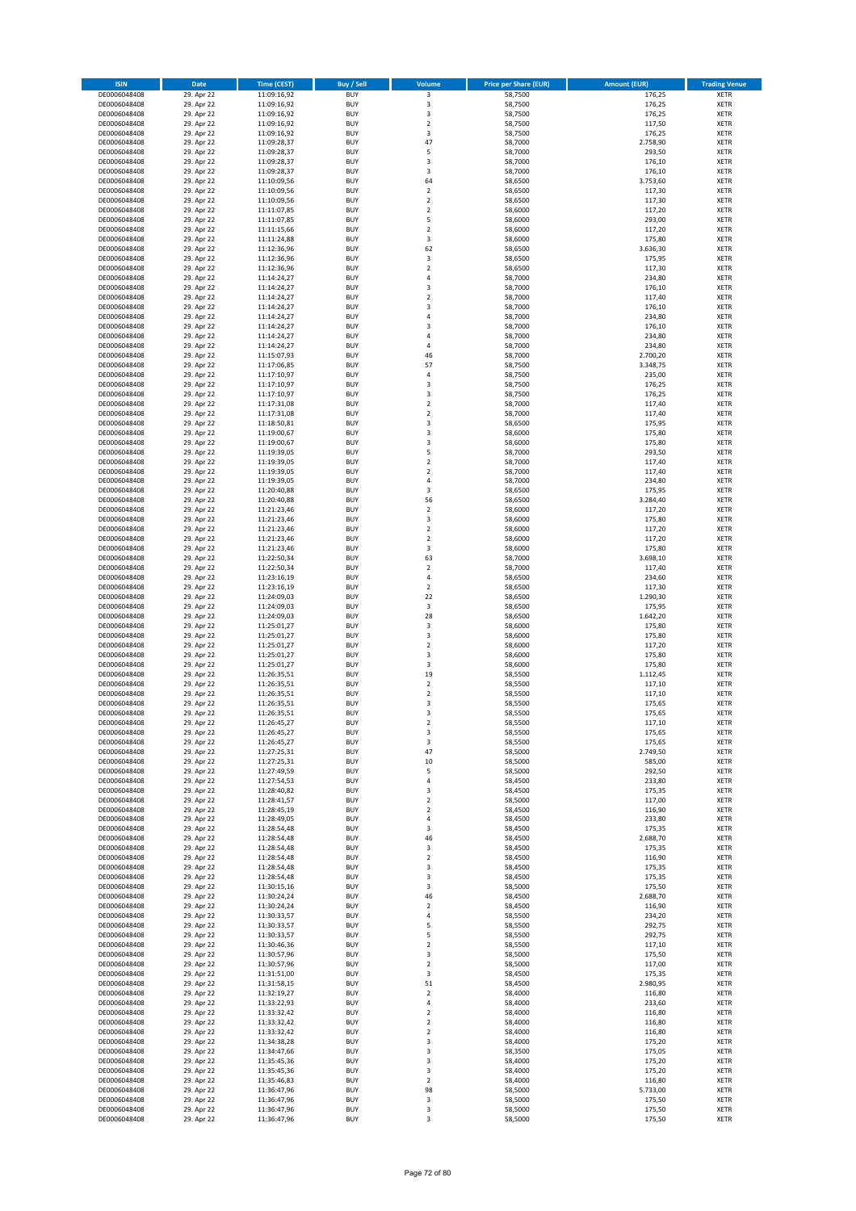| ISIN | Date | Time (CEST) | Buy / Sell | Volume | Price per Share (EUR) | Amount (EUR) | Trading Venue |
|---|---|---|---|---|---|---|---|
| DE0006048408 | 29. Apr 22 | 11:09:16,92 | BUY | 3 | 58,7500 | 176,25 | XETR |
| DE0006048408 | 29. Apr 22 | 11:09:16,92 | BUY | 3 | 58,7500 | 176,25 | XETR |
| DE0006048408 | 29. Apr 22 | 11:09:16,92 | BUY | 3 | 58,7500 | 176,25 | XETR |
| DE0006048408 | 29. Apr 22 | 11:09:16,92 | BUY | 2 | 58,7500 | 117,50 | XETR |
| DE0006048408 | 29. Apr 22 | 11:09:16,92 | BUY | 3 | 58,7500 | 176,25 | XETR |
| DE0006048408 | 29. Apr 22 | 11:09:28,37 | BUY | 47 | 58,7000 | 2.758,90 | XETR |
| DE0006048408 | 29. Apr 22 | 11:09:28,37 | BUY | 5 | 58,7000 | 293,50 | XETR |
| DE0006048408 | 29. Apr 22 | 11:09:28,37 | BUY | 3 | 58,7000 | 176,10 | XETR |
| DE0006048408 | 29. Apr 22 | 11:09:28,37 | BUY | 3 | 58,7000 | 176,10 | XETR |
| DE0006048408 | 29. Apr 22 | 11:10:09,56 | BUY | 64 | 58,6500 | 3.753,60 | XETR |
| DE0006048408 | 29. Apr 22 | 11:10:09,56 | BUY | 2 | 58,6500 | 117,30 | XETR |
| DE0006048408 | 29. Apr 22 | 11:10:09,56 | BUY | 2 | 58,6500 | 117,30 | XETR |
| DE0006048408 | 29. Apr 22 | 11:11:07,85 | BUY | 2 | 58,6000 | 117,20 | XETR |
| DE0006048408 | 29. Apr 22 | 11:11:07,85 | BUY | 5 | 58,6000 | 293,00 | XETR |
| DE0006048408 | 29. Apr 22 | 11:11:15,66 | BUY | 2 | 58,6000 | 117,20 | XETR |
| DE0006048408 | 29. Apr 22 | 11:11:24,88 | BUY | 3 | 58,6000 | 175,80 | XETR |
| DE0006048408 | 29. Apr 22 | 11:12:36,96 | BUY | 62 | 58,6500 | 3.636,30 | XETR |
| DE0006048408 | 29. Apr 22 | 11:12:36,96 | BUY | 3 | 58,6500 | 175,95 | XETR |
| DE0006048408 | 29. Apr 22 | 11:12:36,96 | BUY | 2 | 58,6500 | 117,30 | XETR |
| DE0006048408 | 29. Apr 22 | 11:14:24,27 | BUY | 4 | 58,7000 | 234,80 | XETR |
| DE0006048408 | 29. Apr 22 | 11:14:24,27 | BUY | 3 | 58,7000 | 176,10 | XETR |
| DE0006048408 | 29. Apr 22 | 11:14:24,27 | BUY | 2 | 58,7000 | 117,40 | XETR |
| DE0006048408 | 29. Apr 22 | 11:14:24,27 | BUY | 3 | 58,7000 | 176,10 | XETR |
| DE0006048408 | 29. Apr 22 | 11:14:24,27 | BUY | 4 | 58,7000 | 234,80 | XETR |
| DE0006048408 | 29. Apr 22 | 11:14:24,27 | BUY | 3 | 58,7000 | 176,10 | XETR |
| DE0006048408 | 29. Apr 22 | 11:14:24,27 | BUY | 4 | 58,7000 | 234,80 | XETR |
| DE0006048408 | 29. Apr 22 | 11:14:24,27 | BUY | 4 | 58,7000 | 234,80 | XETR |
| DE0006048408 | 29. Apr 22 | 11:15:07,93 | BUY | 46 | 58,7000 | 2.700,20 | XETR |
| DE0006048408 | 29. Apr 22 | 11:17:06,85 | BUY | 57 | 58,7500 | 3.348,75 | XETR |
| DE0006048408 | 29. Apr 22 | 11:17:10,97 | BUY | 4 | 58,7500 | 235,00 | XETR |
| DE0006048408 | 29. Apr 22 | 11:17:10,97 | BUY | 3 | 58,7500 | 176,25 | XETR |
| DE0006048408 | 29. Apr 22 | 11:17:10,97 | BUY | 3 | 58,7500 | 176,25 | XETR |
| DE0006048408 | 29. Apr 22 | 11:17:31,08 | BUY | 2 | 58,7000 | 117,40 | XETR |
| DE0006048408 | 29. Apr 22 | 11:17:31,08 | BUY | 2 | 58,7000 | 117,40 | XETR |
| DE0006048408 | 29. Apr 22 | 11:18:50,81 | BUY | 3 | 58,6500 | 175,95 | XETR |
| DE0006048408 | 29. Apr 22 | 11:19:00,67 | BUY | 3 | 58,6000 | 175,80 | XETR |
| DE0006048408 | 29. Apr 22 | 11:19:00,67 | BUY | 3 | 58,6000 | 175,80 | XETR |
| DE0006048408 | 29. Apr 22 | 11:19:39,05 | BUY | 5 | 58,7000 | 293,50 | XETR |
| DE0006048408 | 29. Apr 22 | 11:19:39,05 | BUY | 2 | 58,7000 | 117,40 | XETR |
| DE0006048408 | 29. Apr 22 | 11:19:39,05 | BUY | 2 | 58,7000 | 117,40 | XETR |
| DE0006048408 | 29. Apr 22 | 11:19:39,05 | BUY | 4 | 58,7000 | 234,80 | XETR |
| DE0006048408 | 29. Apr 22 | 11:20:40,88 | BUY | 3 | 58,6500 | 175,95 | XETR |
| DE0006048408 | 29. Apr 22 | 11:20:40,88 | BUY | 56 | 58,6500 | 3.284,40 | XETR |
| DE0006048408 | 29. Apr 22 | 11:21:23,46 | BUY | 2 | 58,6000 | 117,20 | XETR |
| DE0006048408 | 29. Apr 22 | 11:21:23,46 | BUY | 3 | 58,6000 | 175,80 | XETR |
| DE0006048408 | 29. Apr 22 | 11:21:23,46 | BUY | 2 | 58,6000 | 117,20 | XETR |
| DE0006048408 | 29. Apr 22 | 11:21:23,46 | BUY | 2 | 58,6000 | 117,20 | XETR |
| DE0006048408 | 29. Apr 22 | 11:21:23,46 | BUY | 3 | 58,6000 | 175,80 | XETR |
| DE0006048408 | 29. Apr 22 | 11:22:50,34 | BUY | 63 | 58,7000 | 3.698,10 | XETR |
| DE0006048408 | 29. Apr 22 | 11:22:50,34 | BUY | 2 | 58,7000 | 117,40 | XETR |
| DE0006048408 | 29. Apr 22 | 11:23:16,19 | BUY | 4 | 58,6500 | 234,60 | XETR |
| DE0006048408 | 29. Apr 22 | 11:23:16,19 | BUY | 2 | 58,6500 | 117,30 | XETR |
| DE0006048408 | 29. Apr 22 | 11:24:09,03 | BUY | 22 | 58,6500 | 1.290,30 | XETR |
| DE0006048408 | 29. Apr 22 | 11:24:09,03 | BUY | 3 | 58,6500 | 175,95 | XETR |
| DE0006048408 | 29. Apr 22 | 11:24:09,03 | BUY | 28 | 58,6500 | 1.642,20 | XETR |
| DE0006048408 | 29. Apr 22 | 11:25:01,27 | BUY | 3 | 58,6000 | 175,80 | XETR |
| DE0006048408 | 29. Apr 22 | 11:25:01,27 | BUY | 3 | 58,6000 | 175,80 | XETR |
| DE0006048408 | 29. Apr 22 | 11:25:01,27 | BUY | 2 | 58,6000 | 117,20 | XETR |
| DE0006048408 | 29. Apr 22 | 11:25:01,27 | BUY | 3 | 58,6000 | 175,80 | XETR |
| DE0006048408 | 29. Apr 22 | 11:25:01,27 | BUY | 3 | 58,6000 | 175,80 | XETR |
| DE0006048408 | 29. Apr 22 | 11:26:35,51 | BUY | 19 | 58,5500 | 1.112,45 | XETR |
| DE0006048408 | 29. Apr 22 | 11:26:35,51 | BUY | 2 | 58,5500 | 117,10 | XETR |
| DE0006048408 | 29. Apr 22 | 11:26:35,51 | BUY | 2 | 58,5500 | 117,10 | XETR |
| DE0006048408 | 29. Apr 22 | 11:26:35,51 | BUY | 3 | 58,5500 | 175,65 | XETR |
| DE0006048408 | 29. Apr 22 | 11:26:35,51 | BUY | 3 | 58,5500 | 175,65 | XETR |
| DE0006048408 | 29. Apr 22 | 11:26:45,27 | BUY | 2 | 58,5500 | 117,10 | XETR |
| DE0006048408 | 29. Apr 22 | 11:26:45,27 | BUY | 3 | 58,5500 | 175,65 | XETR |
| DE0006048408 | 29. Apr 22 | 11:26:45,27 | BUY | 3 | 58,5500 | 175,65 | XETR |
| DE0006048408 | 29. Apr 22 | 11:27:25,31 | BUY | 47 | 58,5000 | 2.749,50 | XETR |
| DE0006048408 | 29. Apr 22 | 11:27:25,31 | BUY | 10 | 58,5000 | 585,00 | XETR |
| DE0006048408 | 29. Apr 22 | 11:27:49,59 | BUY | 5 | 58,5000 | 292,50 | XETR |
| DE0006048408 | 29. Apr 22 | 11:27:54,53 | BUY | 4 | 58,4500 | 233,80 | XETR |
| DE0006048408 | 29. Apr 22 | 11:28:40,82 | BUY | 3 | 58,4500 | 175,35 | XETR |
| DE0006048408 | 29. Apr 22 | 11:28:41,57 | BUY | 2 | 58,5000 | 117,00 | XETR |
| DE0006048408 | 29. Apr 22 | 11:28:45,19 | BUY | 2 | 58,4500 | 116,90 | XETR |
| DE0006048408 | 29. Apr 22 | 11:28:49,05 | BUY | 4 | 58,4500 | 233,80 | XETR |
| DE0006048408 | 29. Apr 22 | 11:28:54,48 | BUY | 3 | 58,4500 | 175,35 | XETR |
| DE0006048408 | 29. Apr 22 | 11:28:54,48 | BUY | 46 | 58,4500 | 2.688,70 | XETR |
| DE0006048408 | 29. Apr 22 | 11:28:54,48 | BUY | 3 | 58,4500 | 175,35 | XETR |
| DE0006048408 | 29. Apr 22 | 11:28:54,48 | BUY | 2 | 58,4500 | 116,90 | XETR |
| DE0006048408 | 29. Apr 22 | 11:28:54,48 | BUY | 3 | 58,4500 | 175,35 | XETR |
| DE0006048408 | 29. Apr 22 | 11:28:54,48 | BUY | 3 | 58,4500 | 175,35 | XETR |
| DE0006048408 | 29. Apr 22 | 11:30:15,16 | BUY | 3 | 58,5000 | 175,50 | XETR |
| DE0006048408 | 29. Apr 22 | 11:30:24,24 | BUY | 46 | 58,4500 | 2.688,70 | XETR |
| DE0006048408 | 29. Apr 22 | 11:30:24,24 | BUY | 2 | 58,4500 | 116,90 | XETR |
| DE0006048408 | 29. Apr 22 | 11:30:33,57 | BUY | 4 | 58,5500 | 234,20 | XETR |
| DE0006048408 | 29. Apr 22 | 11:30:33,57 | BUY | 5 | 58,5500 | 292,75 | XETR |
| DE0006048408 | 29. Apr 22 | 11:30:33,57 | BUY | 5 | 58,5500 | 292,75 | XETR |
| DE0006048408 | 29. Apr 22 | 11:30:46,36 | BUY | 2 | 58,5500 | 117,10 | XETR |
| DE0006048408 | 29. Apr 22 | 11:30:57,96 | BUY | 3 | 58,5000 | 175,50 | XETR |
| DE0006048408 | 29. Apr 22 | 11:30:57,96 | BUY | 2 | 58,5000 | 117,00 | XETR |
| DE0006048408 | 29. Apr 22 | 11:31:51,00 | BUY | 3 | 58,4500 | 175,35 | XETR |
| DE0006048408 | 29. Apr 22 | 11:31:58,15 | BUY | 51 | 58,4500 | 2.980,95 | XETR |
| DE0006048408 | 29. Apr 22 | 11:32:19,27 | BUY | 2 | 58,4000 | 116,80 | XETR |
| DE0006048408 | 29. Apr 22 | 11:33:22,93 | BUY | 4 | 58,4000 | 233,60 | XETR |
| DE0006048408 | 29. Apr 22 | 11:33:32,42 | BUY | 2 | 58,4000 | 116,80 | XETR |
| DE0006048408 | 29. Apr 22 | 11:33:32,42 | BUY | 2 | 58,4000 | 116,80 | XETR |
| DE0006048408 | 29. Apr 22 | 11:33:32,42 | BUY | 2 | 58,4000 | 116,80 | XETR |
| DE0006048408 | 29. Apr 22 | 11:34:38,28 | BUY | 3 | 58,4000 | 175,20 | XETR |
| DE0006048408 | 29. Apr 22 | 11:34:47,66 | BUY | 3 | 58,3500 | 175,05 | XETR |
| DE0006048408 | 29. Apr 22 | 11:35:45,36 | BUY | 3 | 58,4000 | 175,20 | XETR |
| DE0006048408 | 29. Apr 22 | 11:35:45,36 | BUY | 3 | 58,4000 | 175,20 | XETR |
| DE0006048408 | 29. Apr 22 | 11:35:46,83 | BUY | 2 | 58,4000 | 116,80 | XETR |
| DE0006048408 | 29. Apr 22 | 11:36:47,96 | BUY | 98 | 58,5000 | 5.733,00 | XETR |
| DE0006048408 | 29. Apr 22 | 11:36:47,96 | BUY | 3 | 58,5000 | 175,50 | XETR |
| DE0006048408 | 29. Apr 22 | 11:36:47,96 | BUY | 3 | 58,5000 | 175,50 | XETR |
| DE0006048408 | 29. Apr 22 | 11:36:47,96 | BUY | 3 | 58,5000 | 175,50 | XETR |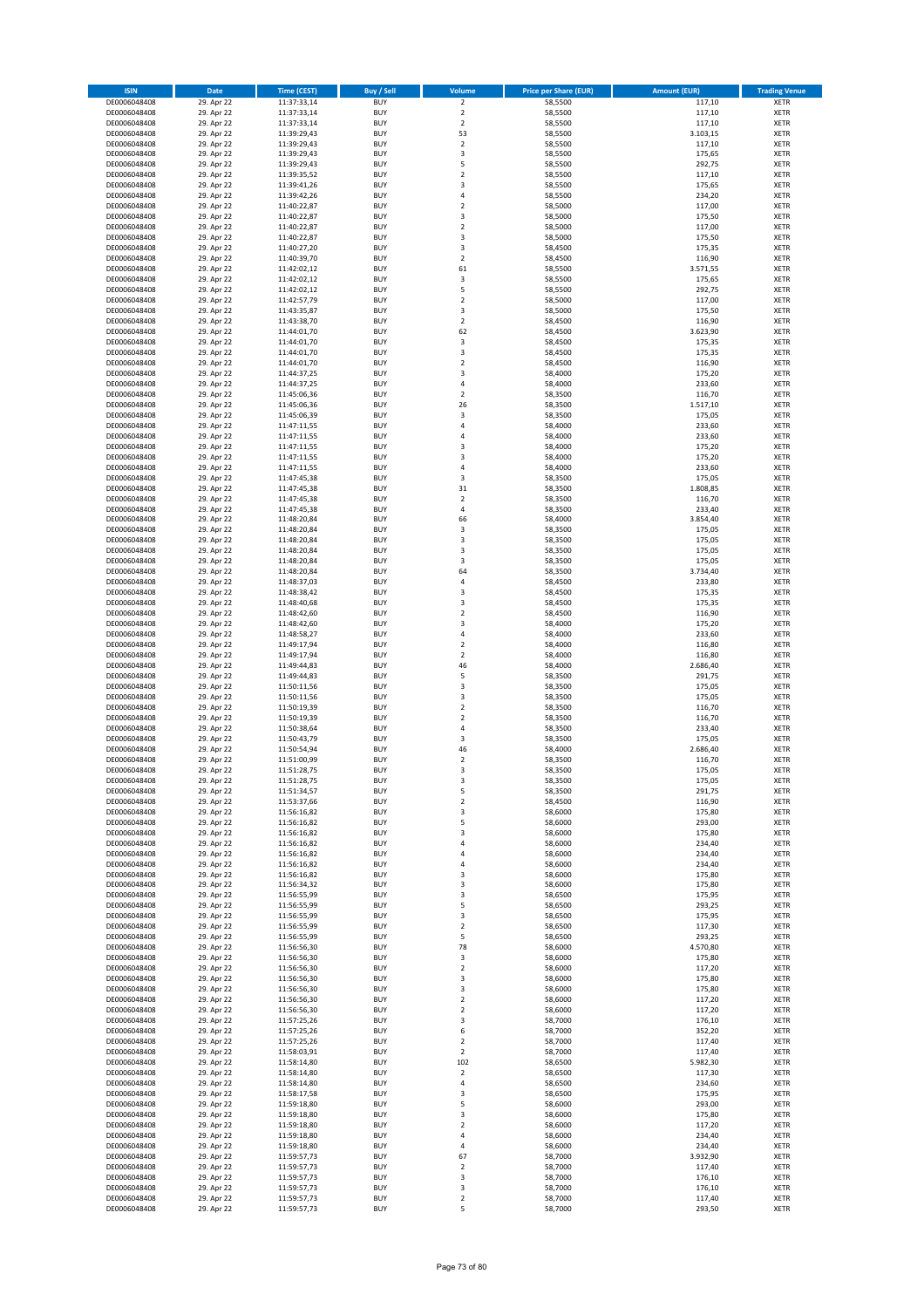| ISIN | Date | Time (CEST) | Buy / Sell | Volume | Price per Share (EUR) | Amount (EUR) | Trading Venue |
|---|---|---|---|---|---|---|---|
| DE0006048408 | 29. Apr 22 | 11:37:33,14 | BUY | 2 | 58,5500 | 117,10 | XETR |
| DE0006048408 | 29. Apr 22 | 11:37:33,14 | BUY | 2 | 58,5500 | 117,10 | XETR |
| DE0006048408 | 29. Apr 22 | 11:37:33,14 | BUY | 2 | 58,5500 | 117,10 | XETR |
| DE0006048408 | 29. Apr 22 | 11:39:29,43 | BUY | 53 | 58,5500 | 3.103,15 | XETR |
| DE0006048408 | 29. Apr 22 | 11:39:29,43 | BUY | 2 | 58,5500 | 117,10 | XETR |
| DE0006048408 | 29. Apr 22 | 11:39:29,43 | BUY | 3 | 58,5500 | 175,65 | XETR |
| DE0006048408 | 29. Apr 22 | 11:39:29,43 | BUY | 5 | 58,5500 | 292,75 | XETR |
| DE0006048408 | 29. Apr 22 | 11:39:35,52 | BUY | 2 | 58,5500 | 117,10 | XETR |
| DE0006048408 | 29. Apr 22 | 11:39:41,26 | BUY | 3 | 58,5500 | 175,65 | XETR |
| DE0006048408 | 29. Apr 22 | 11:39:42,26 | BUY | 4 | 58,5500 | 234,20 | XETR |
| DE0006048408 | 29. Apr 22 | 11:40:22,87 | BUY | 2 | 58,5000 | 117,00 | XETR |
| DE0006048408 | 29. Apr 22 | 11:40:22,87 | BUY | 3 | 58,5000 | 175,50 | XETR |
| DE0006048408 | 29. Apr 22 | 11:40:22,87 | BUY | 2 | 58,5000 | 117,00 | XETR |
| DE0006048408 | 29. Apr 22 | 11:40:22,87 | BUY | 3 | 58,5000 | 175,50 | XETR |
| DE0006048408 | 29. Apr 22 | 11:40:27,20 | BUY | 3 | 58,4500 | 175,35 | XETR |
| DE0006048408 | 29. Apr 22 | 11:40:39,70 | BUY | 2 | 58,4500 | 116,90 | XETR |
| DE0006048408 | 29. Apr 22 | 11:42:02,12 | BUY | 61 | 58,5500 | 3.571,55 | XETR |
| DE0006048408 | 29. Apr 22 | 11:42:02,12 | BUY | 3 | 58,5500 | 175,65 | XETR |
| DE0006048408 | 29. Apr 22 | 11:42:02,12 | BUY | 5 | 58,5500 | 292,75 | XETR |
| DE0006048408 | 29. Apr 22 | 11:42:57,79 | BUY | 2 | 58,5000 | 117,00 | XETR |
| DE0006048408 | 29. Apr 22 | 11:43:35,87 | BUY | 3 | 58,5000 | 175,50 | XETR |
| DE0006048408 | 29. Apr 22 | 11:43:38,70 | BUY | 2 | 58,4500 | 116,90 | XETR |
| DE0006048408 | 29. Apr 22 | 11:44:01,70 | BUY | 62 | 58,4500 | 3.623,90 | XETR |
| DE0006048408 | 29. Apr 22 | 11:44:01,70 | BUY | 3 | 58,4500 | 175,35 | XETR |
| DE0006048408 | 29. Apr 22 | 11:44:01,70 | BUY | 3 | 58,4500 | 175,35 | XETR |
| DE0006048408 | 29. Apr 22 | 11:44:01,70 | BUY | 2 | 58,4500 | 116,90 | XETR |
| DE0006048408 | 29. Apr 22 | 11:44:37,25 | BUY | 3 | 58,4000 | 175,20 | XETR |
| DE0006048408 | 29. Apr 22 | 11:44:37,25 | BUY | 4 | 58,4000 | 233,60 | XETR |
| DE0006048408 | 29. Apr 22 | 11:45:06,36 | BUY | 2 | 58,3500 | 116,70 | XETR |
| DE0006048408 | 29. Apr 22 | 11:45:06,36 | BUY | 26 | 58,3500 | 1.517,10 | XETR |
| DE0006048408 | 29. Apr 22 | 11:45:06,39 | BUY | 3 | 58,3500 | 175,05 | XETR |
| DE0006048408 | 29. Apr 22 | 11:47:11,55 | BUY | 4 | 58,4000 | 233,60 | XETR |
| DE0006048408 | 29. Apr 22 | 11:47:11,55 | BUY | 4 | 58,4000 | 233,60 | XETR |
| DE0006048408 | 29. Apr 22 | 11:47:11,55 | BUY | 3 | 58,4000 | 175,20 | XETR |
| DE0006048408 | 29. Apr 22 | 11:47:11,55 | BUY | 3 | 58,4000 | 175,20 | XETR |
| DE0006048408 | 29. Apr 22 | 11:47:11,55 | BUY | 4 | 58,4000 | 233,60 | XETR |
| DE0006048408 | 29. Apr 22 | 11:47:45,38 | BUY | 3 | 58,3500 | 175,05 | XETR |
| DE0006048408 | 29. Apr 22 | 11:47:45,38 | BUY | 31 | 58,3500 | 1.808,85 | XETR |
| DE0006048408 | 29. Apr 22 | 11:47:45,38 | BUY | 2 | 58,3500 | 116,70 | XETR |
| DE0006048408 | 29. Apr 22 | 11:47:45,38 | BUY | 4 | 58,3500 | 233,40 | XETR |
| DE0006048408 | 29. Apr 22 | 11:48:20,84 | BUY | 66 | 58,4000 | 3.854,40 | XETR |
| DE0006048408 | 29. Apr 22 | 11:48:20,84 | BUY | 3 | 58,3500 | 175,05 | XETR |
| DE0006048408 | 29. Apr 22 | 11:48:20,84 | BUY | 3 | 58,3500 | 175,05 | XETR |
| DE0006048408 | 29. Apr 22 | 11:48:20,84 | BUY | 3 | 58,3500 | 175,05 | XETR |
| DE0006048408 | 29. Apr 22 | 11:48:20,84 | BUY | 3 | 58,3500 | 175,05 | XETR |
| DE0006048408 | 29. Apr 22 | 11:48:20,84 | BUY | 64 | 58,3500 | 3.734,40 | XETR |
| DE0006048408 | 29. Apr 22 | 11:48:37,03 | BUY | 4 | 58,4500 | 233,80 | XETR |
| DE0006048408 | 29. Apr 22 | 11:48:38,42 | BUY | 3 | 58,4500 | 175,35 | XETR |
| DE0006048408 | 29. Apr 22 | 11:48:40,68 | BUY | 3 | 58,4500 | 175,35 | XETR |
| DE0006048408 | 29. Apr 22 | 11:48:42,60 | BUY | 2 | 58,4500 | 116,90 | XETR |
| DE0006048408 | 29. Apr 22 | 11:48:42,60 | BUY | 3 | 58,4000 | 175,20 | XETR |
| DE0006048408 | 29. Apr 22 | 11:48:58,27 | BUY | 4 | 58,4000 | 233,60 | XETR |
| DE0006048408 | 29. Apr 22 | 11:49:17,94 | BUY | 2 | 58,4000 | 116,80 | XETR |
| DE0006048408 | 29. Apr 22 | 11:49:17,94 | BUY | 2 | 58,4000 | 116,80 | XETR |
| DE0006048408 | 29. Apr 22 | 11:49:44,83 | BUY | 46 | 58,4000 | 2.686,40 | XETR |
| DE0006048408 | 29. Apr 22 | 11:49:44,83 | BUY | 5 | 58,3500 | 291,75 | XETR |
| DE0006048408 | 29. Apr 22 | 11:50:11,56 | BUY | 3 | 58,3500 | 175,05 | XETR |
| DE0006048408 | 29. Apr 22 | 11:50:11,56 | BUY | 3 | 58,3500 | 175,05 | XETR |
| DE0006048408 | 29. Apr 22 | 11:50:19,39 | BUY | 2 | 58,3500 | 116,70 | XETR |
| DE0006048408 | 29. Apr 22 | 11:50:19,39 | BUY | 2 | 58,3500 | 116,70 | XETR |
| DE0006048408 | 29. Apr 22 | 11:50:38,64 | BUY | 4 | 58,3500 | 233,40 | XETR |
| DE0006048408 | 29. Apr 22 | 11:50:43,79 | BUY | 3 | 58,3500 | 175,05 | XETR |
| DE0006048408 | 29. Apr 22 | 11:50:54,94 | BUY | 46 | 58,4000 | 2.686,40 | XETR |
| DE0006048408 | 29. Apr 22 | 11:51:00,99 | BUY | 2 | 58,3500 | 116,70 | XETR |
| DE0006048408 | 29. Apr 22 | 11:51:28,75 | BUY | 3 | 58,3500 | 175,05 | XETR |
| DE0006048408 | 29. Apr 22 | 11:51:28,75 | BUY | 3 | 58,3500 | 175,05 | XETR |
| DE0006048408 | 29. Apr 22 | 11:51:34,57 | BUY | 5 | 58,3500 | 291,75 | XETR |
| DE0006048408 | 29. Apr 22 | 11:53:37,66 | BUY | 2 | 58,4500 | 116,90 | XETR |
| DE0006048408 | 29. Apr 22 | 11:56:16,82 | BUY | 3 | 58,6000 | 175,80 | XETR |
| DE0006048408 | 29. Apr 22 | 11:56:16,82 | BUY | 5 | 58,6000 | 293,00 | XETR |
| DE0006048408 | 29. Apr 22 | 11:56:16,82 | BUY | 3 | 58,6000 | 175,80 | XETR |
| DE0006048408 | 29. Apr 22 | 11:56:16,82 | BUY | 4 | 58,6000 | 234,40 | XETR |
| DE0006048408 | 29. Apr 22 | 11:56:16,82 | BUY | 4 | 58,6000 | 234,40 | XETR |
| DE0006048408 | 29. Apr 22 | 11:56:16,82 | BUY | 4 | 58,6000 | 234,40 | XETR |
| DE0006048408 | 29. Apr 22 | 11:56:16,82 | BUY | 3 | 58,6000 | 175,80 | XETR |
| DE0006048408 | 29. Apr 22 | 11:56:34,32 | BUY | 3 | 58,6000 | 175,80 | XETR |
| DE0006048408 | 29. Apr 22 | 11:56:55,99 | BUY | 3 | 58,6500 | 175,95 | XETR |
| DE0006048408 | 29. Apr 22 | 11:56:55,99 | BUY | 5 | 58,6500 | 293,25 | XETR |
| DE0006048408 | 29. Apr 22 | 11:56:55,99 | BUY | 3 | 58,6500 | 175,95 | XETR |
| DE0006048408 | 29. Apr 22 | 11:56:55,99 | BUY | 2 | 58,6500 | 117,30 | XETR |
| DE0006048408 | 29. Apr 22 | 11:56:55,99 | BUY | 5 | 58,6500 | 293,25 | XETR |
| DE0006048408 | 29. Apr 22 | 11:56:56,30 | BUY | 78 | 58,6000 | 4.570,80 | XETR |
| DE0006048408 | 29. Apr 22 | 11:56:56,30 | BUY | 3 | 58,6000 | 175,80 | XETR |
| DE0006048408 | 29. Apr 22 | 11:56:56,30 | BUY | 2 | 58,6000 | 117,20 | XETR |
| DE0006048408 | 29. Apr 22 | 11:56:56,30 | BUY | 3 | 58,6000 | 175,80 | XETR |
| DE0006048408 | 29. Apr 22 | 11:56:56,30 | BUY | 3 | 58,6000 | 175,80 | XETR |
| DE0006048408 | 29. Apr 22 | 11:56:56,30 | BUY | 2 | 58,6000 | 117,20 | XETR |
| DE0006048408 | 29. Apr 22 | 11:56:56,30 | BUY | 2 | 58,6000 | 117,20 | XETR |
| DE0006048408 | 29. Apr 22 | 11:57:25,26 | BUY | 3 | 58,7000 | 176,10 | XETR |
| DE0006048408 | 29. Apr 22 | 11:57:25,26 | BUY | 6 | 58,7000 | 352,20 | XETR |
| DE0006048408 | 29. Apr 22 | 11:57:25,26 | BUY | 2 | 58,7000 | 117,40 | XETR |
| DE0006048408 | 29. Apr 22 | 11:58:03,91 | BUY | 2 | 58,7000 | 117,40 | XETR |
| DE0006048408 | 29. Apr 22 | 11:58:14,80 | BUY | 102 | 58,6500 | 5.982,30 | XETR |
| DE0006048408 | 29. Apr 22 | 11:58:14,80 | BUY | 2 | 58,6500 | 117,30 | XETR |
| DE0006048408 | 29. Apr 22 | 11:58:14,80 | BUY | 4 | 58,6500 | 234,60 | XETR |
| DE0006048408 | 29. Apr 22 | 11:58:17,58 | BUY | 3 | 58,6500 | 175,95 | XETR |
| DE0006048408 | 29. Apr 22 | 11:59:18,80 | BUY | 5 | 58,6000 | 293,00 | XETR |
| DE0006048408 | 29. Apr 22 | 11:59:18,80 | BUY | 3 | 58,6000 | 175,80 | XETR |
| DE0006048408 | 29. Apr 22 | 11:59:18,80 | BUY | 2 | 58,6000 | 117,20 | XETR |
| DE0006048408 | 29. Apr 22 | 11:59:18,80 | BUY | 4 | 58,6000 | 234,40 | XETR |
| DE0006048408 | 29. Apr 22 | 11:59:18,80 | BUY | 4 | 58,6000 | 234,40 | XETR |
| DE0006048408 | 29. Apr 22 | 11:59:57,73 | BUY | 67 | 58,7000 | 3.932,90 | XETR |
| DE0006048408 | 29. Apr 22 | 11:59:57,73 | BUY | 2 | 58,7000 | 117,40 | XETR |
| DE0006048408 | 29. Apr 22 | 11:59:57,73 | BUY | 3 | 58,7000 | 176,10 | XETR |
| DE0006048408 | 29. Apr 22 | 11:59:57,73 | BUY | 3 | 58,7000 | 176,10 | XETR |
| DE0006048408 | 29. Apr 22 | 11:59:57,73 | BUY | 2 | 58,7000 | 117,40 | XETR |
| DE0006048408 | 29. Apr 22 | 11:59:57,73 | BUY | 5 | 58,7000 | 293,50 | XETR |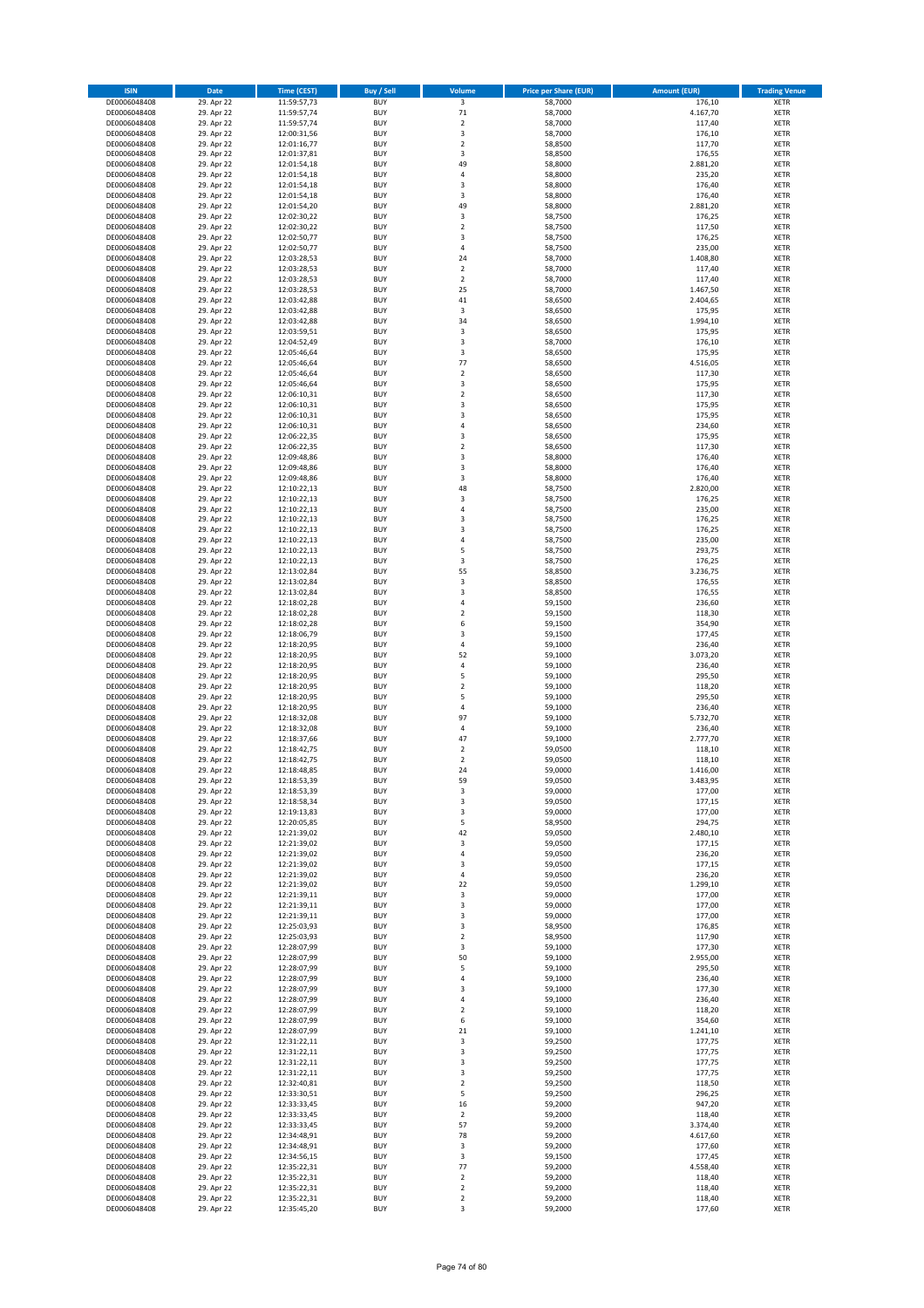| ISIN | Date | Time (CEST) | Buy / Sell | Volume | Price per Share (EUR) | Amount (EUR) | Trading Venue |
|---|---|---|---|---|---|---|---|
| DE0006048408 | 29. Apr 22 | 11:59:57,73 | BUY | 3 | 58,7000 | 176,10 | XETR |
| DE0006048408 | 29. Apr 22 | 11:59:57,74 | BUY | 71 | 58,7000 | 4.167,70 | XETR |
| DE0006048408 | 29. Apr 22 | 11:59:57,74 | BUY | 2 | 58,7000 | 117,40 | XETR |
| DE0006048408 | 29. Apr 22 | 12:00:31,56 | BUY | 3 | 58,7000 | 176,10 | XETR |
| DE0006048408 | 29. Apr 22 | 12:01:16,77 | BUY | 2 | 58,8500 | 117,70 | XETR |
| DE0006048408 | 29. Apr 22 | 12:01:37,81 | BUY | 3 | 58,8500 | 176,55 | XETR |
| DE0006048408 | 29. Apr 22 | 12:01:54,18 | BUY | 49 | 58,8000 | 2.881,20 | XETR |
| DE0006048408 | 29. Apr 22 | 12:01:54,18 | BUY | 4 | 58,8000 | 235,20 | XETR |
| DE0006048408 | 29. Apr 22 | 12:01:54,18 | BUY | 3 | 58,8000 | 176,40 | XETR |
| DE0006048408 | 29. Apr 22 | 12:01:54,18 | BUY | 3 | 58,8000 | 176,40 | XETR |
| DE0006048408 | 29. Apr 22 | 12:01:54,20 | BUY | 49 | 58,8000 | 2.881,20 | XETR |
| DE0006048408 | 29. Apr 22 | 12:02:30,22 | BUY | 3 | 58,7500 | 176,25 | XETR |
| DE0006048408 | 29. Apr 22 | 12:02:30,22 | BUY | 2 | 58,7500 | 117,50 | XETR |
| DE0006048408 | 29. Apr 22 | 12:02:50,77 | BUY | 3 | 58,7500 | 176,25 | XETR |
| DE0006048408 | 29. Apr 22 | 12:02:50,77 | BUY | 4 | 58,7500 | 235,00 | XETR |
| DE0006048408 | 29. Apr 22 | 12:03:28,53 | BUY | 24 | 58,7000 | 1.408,80 | XETR |
| DE0006048408 | 29. Apr 22 | 12:03:28,53 | BUY | 2 | 58,7000 | 117,40 | XETR |
| DE0006048408 | 29. Apr 22 | 12:03:28,53 | BUY | 2 | 58,7000 | 117,40 | XETR |
| DE0006048408 | 29. Apr 22 | 12:03:28,53 | BUY | 25 | 58,7000 | 1.467,50 | XETR |
| DE0006048408 | 29. Apr 22 | 12:03:42,88 | BUY | 41 | 58,6500 | 2.404,65 | XETR |
| DE0006048408 | 29. Apr 22 | 12:03:42,88 | BUY | 3 | 58,6500 | 175,95 | XETR |
| DE0006048408 | 29. Apr 22 | 12:03:42,88 | BUY | 34 | 58,6500 | 1.994,10 | XETR |
| DE0006048408 | 29. Apr 22 | 12:03:59,51 | BUY | 3 | 58,6500 | 175,95 | XETR |
| DE0006048408 | 29. Apr 22 | 12:04:52,49 | BUY | 3 | 58,7000 | 176,10 | XETR |
| DE0006048408 | 29. Apr 22 | 12:05:46,64 | BUY | 3 | 58,6500 | 175,95 | XETR |
| DE0006048408 | 29. Apr 22 | 12:05:46,64 | BUY | 77 | 58,6500 | 4.516,05 | XETR |
| DE0006048408 | 29. Apr 22 | 12:05:46,64 | BUY | 2 | 58,6500 | 117,30 | XETR |
| DE0006048408 | 29. Apr 22 | 12:05:46,64 | BUY | 3 | 58,6500 | 175,95 | XETR |
| DE0006048408 | 29. Apr 22 | 12:06:10,31 | BUY | 2 | 58,6500 | 117,30 | XETR |
| DE0006048408 | 29. Apr 22 | 12:06:10,31 | BUY | 3 | 58,6500 | 175,95 | XETR |
| DE0006048408 | 29. Apr 22 | 12:06:10,31 | BUY | 3 | 58,6500 | 175,95 | XETR |
| DE0006048408 | 29. Apr 22 | 12:06:10,31 | BUY | 4 | 58,6500 | 234,60 | XETR |
| DE0006048408 | 29. Apr 22 | 12:06:22,35 | BUY | 3 | 58,6500 | 175,95 | XETR |
| DE0006048408 | 29. Apr 22 | 12:06:22,35 | BUY | 2 | 58,6500 | 117,30 | XETR |
| DE0006048408 | 29. Apr 22 | 12:09:48,86 | BUY | 3 | 58,8000 | 176,40 | XETR |
| DE0006048408 | 29. Apr 22 | 12:09:48,86 | BUY | 3 | 58,8000 | 176,40 | XETR |
| DE0006048408 | 29. Apr 22 | 12:09:48,86 | BUY | 3 | 58,8000 | 176,40 | XETR |
| DE0006048408 | 29. Apr 22 | 12:10:22,13 | BUY | 48 | 58,7500 | 2.820,00 | XETR |
| DE0006048408 | 29. Apr 22 | 12:10:22,13 | BUY | 3 | 58,7500 | 176,25 | XETR |
| DE0006048408 | 29. Apr 22 | 12:10:22,13 | BUY | 4 | 58,7500 | 235,00 | XETR |
| DE0006048408 | 29. Apr 22 | 12:10:22,13 | BUY | 3 | 58,7500 | 176,25 | XETR |
| DE0006048408 | 29. Apr 22 | 12:10:22,13 | BUY | 3 | 58,7500 | 176,25 | XETR |
| DE0006048408 | 29. Apr 22 | 12:10:22,13 | BUY | 4 | 58,7500 | 235,00 | XETR |
| DE0006048408 | 29. Apr 22 | 12:10:22,13 | BUY | 5 | 58,7500 | 293,75 | XETR |
| DE0006048408 | 29. Apr 22 | 12:10:22,13 | BUY | 3 | 58,7500 | 176,25 | XETR |
| DE0006048408 | 29. Apr 22 | 12:13:02,84 | BUY | 55 | 58,8500 | 3.236,75 | XETR |
| DE0006048408 | 29. Apr 22 | 12:13:02,84 | BUY | 3 | 58,8500 | 176,55 | XETR |
| DE0006048408 | 29. Apr 22 | 12:13:02,84 | BUY | 3 | 58,8500 | 176,55 | XETR |
| DE0006048408 | 29. Apr 22 | 12:18:02,28 | BUY | 4 | 59,1500 | 236,60 | XETR |
| DE0006048408 | 29. Apr 22 | 12:18:02,28 | BUY | 2 | 59,1500 | 118,30 | XETR |
| DE0006048408 | 29. Apr 22 | 12:18:02,28 | BUY | 6 | 59,1500 | 354,90 | XETR |
| DE0006048408 | 29. Apr 22 | 12:18:06,79 | BUY | 3 | 59,1500 | 177,45 | XETR |
| DE0006048408 | 29. Apr 22 | 12:18:20,95 | BUY | 4 | 59,1000 | 236,40 | XETR |
| DE0006048408 | 29. Apr 22 | 12:18:20,95 | BUY | 52 | 59,1000 | 3.073,20 | XETR |
| DE0006048408 | 29. Apr 22 | 12:18:20,95 | BUY | 4 | 59,1000 | 236,40 | XETR |
| DE0006048408 | 29. Apr 22 | 12:18:20,95 | BUY | 5 | 59,1000 | 295,50 | XETR |
| DE0006048408 | 29. Apr 22 | 12:18:20,95 | BUY | 2 | 59,1000 | 118,20 | XETR |
| DE0006048408 | 29. Apr 22 | 12:18:20,95 | BUY | 5 | 59,1000 | 295,50 | XETR |
| DE0006048408 | 29. Apr 22 | 12:18:20,95 | BUY | 4 | 59,1000 | 236,40 | XETR |
| DE0006048408 | 29. Apr 22 | 12:18:32,08 | BUY | 97 | 59,1000 | 5.732,70 | XETR |
| DE0006048408 | 29. Apr 22 | 12:18:32,08 | BUY | 4 | 59,1000 | 236,40 | XETR |
| DE0006048408 | 29. Apr 22 | 12:18:37,66 | BUY | 47 | 59,1000 | 2.777,70 | XETR |
| DE0006048408 | 29. Apr 22 | 12:18:42,75 | BUY | 2 | 59,0500 | 118,10 | XETR |
| DE0006048408 | 29. Apr 22 | 12:18:42,75 | BUY | 2 | 59,0500 | 118,10 | XETR |
| DE0006048408 | 29. Apr 22 | 12:18:48,85 | BUY | 24 | 59,0000 | 1.416,00 | XETR |
| DE0006048408 | 29. Apr 22 | 12:18:53,39 | BUY | 59 | 59,0500 | 3.483,95 | XETR |
| DE0006048408 | 29. Apr 22 | 12:18:53,39 | BUY | 3 | 59,0000 | 177,00 | XETR |
| DE0006048408 | 29. Apr 22 | 12:18:58,34 | BUY | 3 | 59,0500 | 177,15 | XETR |
| DE0006048408 | 29. Apr 22 | 12:19:13,83 | BUY | 3 | 59,0000 | 177,00 | XETR |
| DE0006048408 | 29. Apr 22 | 12:20:05,85 | BUY | 5 | 58,9500 | 294,75 | XETR |
| DE0006048408 | 29. Apr 22 | 12:21:39,02 | BUY | 42 | 59,0500 | 2.480,10 | XETR |
| DE0006048408 | 29. Apr 22 | 12:21:39,02 | BUY | 3 | 59,0500 | 177,15 | XETR |
| DE0006048408 | 29. Apr 22 | 12:21:39,02 | BUY | 4 | 59,0500 | 236,20 | XETR |
| DE0006048408 | 29. Apr 22 | 12:21:39,02 | BUY | 3 | 59,0500 | 177,15 | XETR |
| DE0006048408 | 29. Apr 22 | 12:21:39,02 | BUY | 4 | 59,0500 | 236,20 | XETR |
| DE0006048408 | 29. Apr 22 | 12:21:39,02 | BUY | 22 | 59,0500 | 1.299,10 | XETR |
| DE0006048408 | 29. Apr 22 | 12:21:39,11 | BUY | 3 | 59,0000 | 177,00 | XETR |
| DE0006048408 | 29. Apr 22 | 12:21:39,11 | BUY | 3 | 59,0000 | 177,00 | XETR |
| DE0006048408 | 29. Apr 22 | 12:21:39,11 | BUY | 3 | 59,0000 | 177,00 | XETR |
| DE0006048408 | 29. Apr 22 | 12:25:03,93 | BUY | 3 | 58,9500 | 176,85 | XETR |
| DE0006048408 | 29. Apr 22 | 12:25:03,93 | BUY | 2 | 58,9500 | 117,90 | XETR |
| DE0006048408 | 29. Apr 22 | 12:28:07,99 | BUY | 3 | 59,1000 | 177,30 | XETR |
| DE0006048408 | 29. Apr 22 | 12:28:07,99 | BUY | 50 | 59,1000 | 2.955,00 | XETR |
| DE0006048408 | 29. Apr 22 | 12:28:07,99 | BUY | 5 | 59,1000 | 295,50 | XETR |
| DE0006048408 | 29. Apr 22 | 12:28:07,99 | BUY | 4 | 59,1000 | 236,40 | XETR |
| DE0006048408 | 29. Apr 22 | 12:28:07,99 | BUY | 3 | 59,1000 | 177,30 | XETR |
| DE0006048408 | 29. Apr 22 | 12:28:07,99 | BUY | 4 | 59,1000 | 236,40 | XETR |
| DE0006048408 | 29. Apr 22 | 12:28:07,99 | BUY | 2 | 59,1000 | 118,20 | XETR |
| DE0006048408 | 29. Apr 22 | 12:28:07,99 | BUY | 6 | 59,1000 | 354,60 | XETR |
| DE0006048408 | 29. Apr 22 | 12:28:07,99 | BUY | 21 | 59,1000 | 1.241,10 | XETR |
| DE0006048408 | 29. Apr 22 | 12:31:22,11 | BUY | 3 | 59,2500 | 177,75 | XETR |
| DE0006048408 | 29. Apr 22 | 12:31:22,11 | BUY | 3 | 59,2500 | 177,75 | XETR |
| DE0006048408 | 29. Apr 22 | 12:31:22,11 | BUY | 3 | 59,2500 | 177,75 | XETR |
| DE0006048408 | 29. Apr 22 | 12:31:22,11 | BUY | 3 | 59,2500 | 177,75 | XETR |
| DE0006048408 | 29. Apr 22 | 12:32:40,81 | BUY | 2 | 59,2500 | 118,50 | XETR |
| DE0006048408 | 29. Apr 22 | 12:33:30,51 | BUY | 5 | 59,2500 | 296,25 | XETR |
| DE0006048408 | 29. Apr 22 | 12:33:33,45 | BUY | 16 | 59,2000 | 947,20 | XETR |
| DE0006048408 | 29. Apr 22 | 12:33:33,45 | BUY | 2 | 59,2000 | 118,40 | XETR |
| DE0006048408 | 29. Apr 22 | 12:33:33,45 | BUY | 57 | 59,2000 | 3.374,40 | XETR |
| DE0006048408 | 29. Apr 22 | 12:34:48,91 | BUY | 78 | 59,2000 | 4.617,60 | XETR |
| DE0006048408 | 29. Apr 22 | 12:34:48,91 | BUY | 3 | 59,2000 | 177,60 | XETR |
| DE0006048408 | 29. Apr 22 | 12:34:56,15 | BUY | 3 | 59,1500 | 177,45 | XETR |
| DE0006048408 | 29. Apr 22 | 12:35:22,31 | BUY | 77 | 59,2000 | 4.558,40 | XETR |
| DE0006048408 | 29. Apr 22 | 12:35:22,31 | BUY | 2 | 59,2000 | 118,40 | XETR |
| DE0006048408 | 29. Apr 22 | 12:35:22,31 | BUY | 2 | 59,2000 | 118,40 | XETR |
| DE0006048408 | 29. Apr 22 | 12:35:22,31 | BUY | 2 | 59,2000 | 118,40 | XETR |
| DE0006048408 | 29. Apr 22 | 12:35:45,20 | BUY | 3 | 59,2000 | 177,60 | XETR |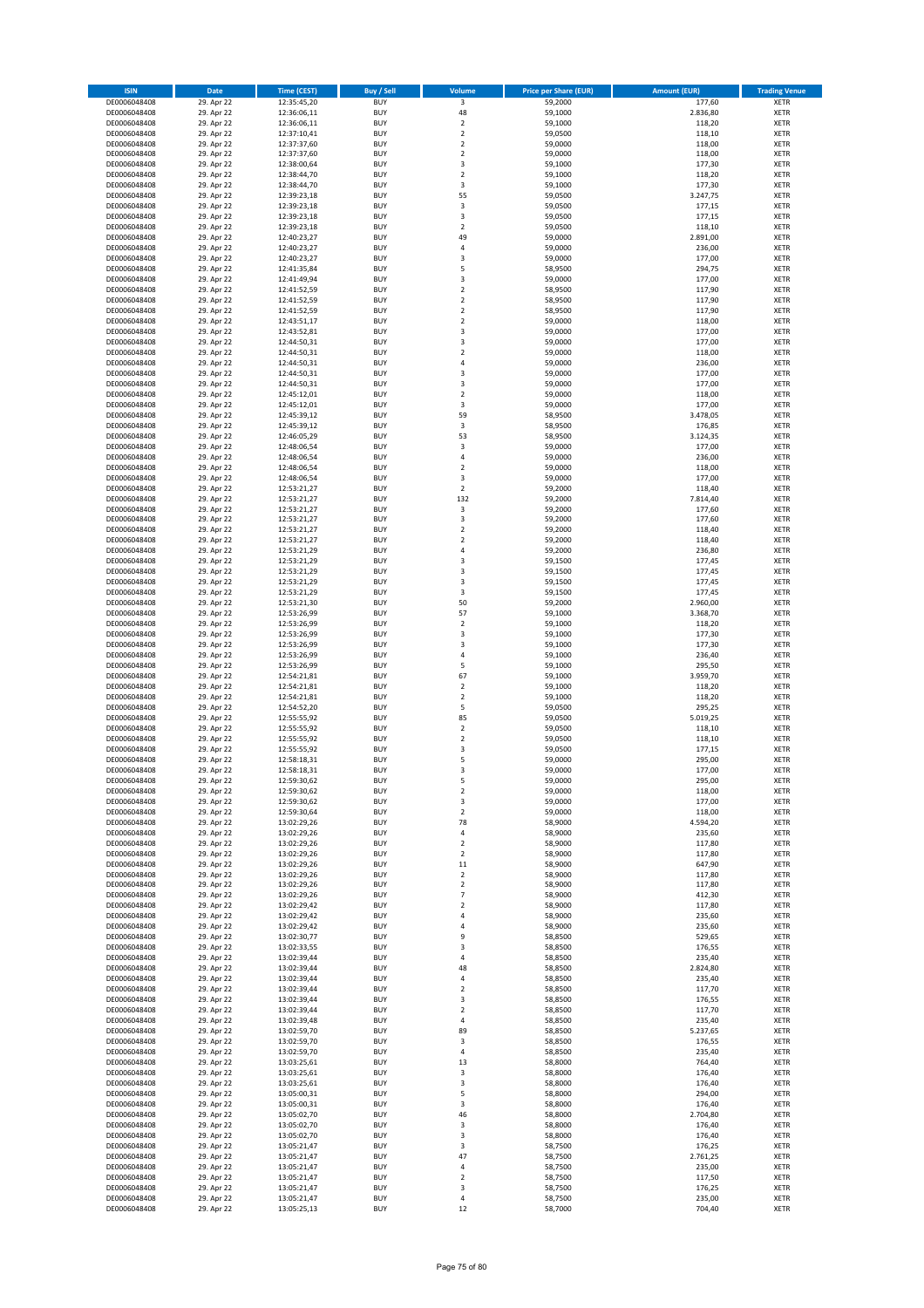| ISIN | Date | Time (CEST) | Buy / Sell | Volume | Price per Share (EUR) | Amount (EUR) | Trading Venue |
|---|---|---|---|---|---|---|---|
| DE0006048408 | 29. Apr 22 | 12:35:45,20 | BUY | 3 | 59,2000 | 177,60 | XETR |
| DE0006048408 | 29. Apr 22 | 12:36:06,11 | BUY | 48 | 59,1000 | 2.836,80 | XETR |
| DE0006048408 | 29. Apr 22 | 12:36:06,11 | BUY | 2 | 59,1000 | 118,20 | XETR |
| DE0006048408 | 29. Apr 22 | 12:37:10,41 | BUY | 2 | 59,0500 | 118,10 | XETR |
| DE0006048408 | 29. Apr 22 | 12:37:37,60 | BUY | 2 | 59,0000 | 118,00 | XETR |
| DE0006048408 | 29. Apr 22 | 12:37:37,60 | BUY | 2 | 59,0000 | 118,00 | XETR |
| DE0006048408 | 29. Apr 22 | 12:38:00,64 | BUY | 3 | 59,1000 | 177,30 | XETR |
| DE0006048408 | 29. Apr 22 | 12:38:44,70 | BUY | 2 | 59,1000 | 118,20 | XETR |
| DE0006048408 | 29. Apr 22 | 12:38:44,70 | BUY | 3 | 59,1000 | 177,30 | XETR |
| DE0006048408 | 29. Apr 22 | 12:39:23,18 | BUY | 55 | 59,0500 | 3.247,75 | XETR |
| DE0006048408 | 29. Apr 22 | 12:39:23,18 | BUY | 3 | 59,0500 | 177,15 | XETR |
| DE0006048408 | 29. Apr 22 | 12:39:23,18 | BUY | 3 | 59,0500 | 177,15 | XETR |
| DE0006048408 | 29. Apr 22 | 12:39:23,18 | BUY | 2 | 59,0500 | 118,10 | XETR |
| DE0006048408 | 29. Apr 22 | 12:40:23,27 | BUY | 49 | 59,0000 | 2.891,00 | XETR |
| DE0006048408 | 29. Apr 22 | 12:40:23,27 | BUY | 4 | 59,0000 | 236,00 | XETR |
| DE0006048408 | 29. Apr 22 | 12:40:23,27 | BUY | 3 | 59,0000 | 177,00 | XETR |
| DE0006048408 | 29. Apr 22 | 12:41:35,84 | BUY | 5 | 58,9500 | 294,75 | XETR |
| DE0006048408 | 29. Apr 22 | 12:41:49,94 | BUY | 3 | 59,0000 | 177,00 | XETR |
| DE0006048408 | 29. Apr 22 | 12:41:52,59 | BUY | 2 | 58,9500 | 117,90 | XETR |
| DE0006048408 | 29. Apr 22 | 12:41:52,59 | BUY | 2 | 58,9500 | 117,90 | XETR |
| DE0006048408 | 29. Apr 22 | 12:41:52,59 | BUY | 2 | 58,9500 | 117,90 | XETR |
| DE0006048408 | 29. Apr 22 | 12:43:51,17 | BUY | 2 | 59,0000 | 118,00 | XETR |
| DE0006048408 | 29. Apr 22 | 12:43:52,81 | BUY | 3 | 59,0000 | 177,00 | XETR |
| DE0006048408 | 29. Apr 22 | 12:44:50,31 | BUY | 3 | 59,0000 | 177,00 | XETR |
| DE0006048408 | 29. Apr 22 | 12:44:50,31 | BUY | 2 | 59,0000 | 118,00 | XETR |
| DE0006048408 | 29. Apr 22 | 12:44:50,31 | BUY | 4 | 59,0000 | 236,00 | XETR |
| DE0006048408 | 29. Apr 22 | 12:44:50,31 | BUY | 3 | 59,0000 | 177,00 | XETR |
| DE0006048408 | 29. Apr 22 | 12:44:50,31 | BUY | 3 | 59,0000 | 177,00 | XETR |
| DE0006048408 | 29. Apr 22 | 12:45:12,01 | BUY | 2 | 59,0000 | 118,00 | XETR |
| DE0006048408 | 29. Apr 22 | 12:45:12,01 | BUY | 3 | 59,0000 | 177,00 | XETR |
| DE0006048408 | 29. Apr 22 | 12:45:39,12 | BUY | 59 | 58,9500 | 3.478,05 | XETR |
| DE0006048408 | 29. Apr 22 | 12:45:39,12 | BUY | 3 | 58,9500 | 176,85 | XETR |
| DE0006048408 | 29. Apr 22 | 12:46:05,29 | BUY | 53 | 58,9500 | 3.124,35 | XETR |
| DE0006048408 | 29. Apr 22 | 12:48:06,54 | BUY | 3 | 59,0000 | 177,00 | XETR |
| DE0006048408 | 29. Apr 22 | 12:48:06,54 | BUY | 4 | 59,0000 | 236,00 | XETR |
| DE0006048408 | 29. Apr 22 | 12:48:06,54 | BUY | 2 | 59,0000 | 118,00 | XETR |
| DE0006048408 | 29. Apr 22 | 12:48:06,54 | BUY | 3 | 59,0000 | 177,00 | XETR |
| DE0006048408 | 29. Apr 22 | 12:53:21,27 | BUY | 2 | 59,2000 | 118,40 | XETR |
| DE0006048408 | 29. Apr 22 | 12:53:21,27 | BUY | 132 | 59,2000 | 7.814,40 | XETR |
| DE0006048408 | 29. Apr 22 | 12:53:21,27 | BUY | 3 | 59,2000 | 177,60 | XETR |
| DE0006048408 | 29. Apr 22 | 12:53:21,27 | BUY | 3 | 59,2000 | 177,60 | XETR |
| DE0006048408 | 29. Apr 22 | 12:53:21,27 | BUY | 2 | 59,2000 | 118,40 | XETR |
| DE0006048408 | 29. Apr 22 | 12:53:21,27 | BUY | 2 | 59,2000 | 118,40 | XETR |
| DE0006048408 | 29. Apr 22 | 12:53:21,29 | BUY | 4 | 59,2000 | 236,80 | XETR |
| DE0006048408 | 29. Apr 22 | 12:53:21,29 | BUY | 3 | 59,1500 | 177,45 | XETR |
| DE0006048408 | 29. Apr 22 | 12:53:21,29 | BUY | 3 | 59,1500 | 177,45 | XETR |
| DE0006048408 | 29. Apr 22 | 12:53:21,29 | BUY | 3 | 59,1500 | 177,45 | XETR |
| DE0006048408 | 29. Apr 22 | 12:53:21,29 | BUY | 3 | 59,1500 | 177,45 | XETR |
| DE0006048408 | 29. Apr 22 | 12:53:21,30 | BUY | 50 | 59,2000 | 2.960,00 | XETR |
| DE0006048408 | 29. Apr 22 | 12:53:26,99 | BUY | 57 | 59,1000 | 3.368,70 | XETR |
| DE0006048408 | 29. Apr 22 | 12:53:26,99 | BUY | 2 | 59,1000 | 118,20 | XETR |
| DE0006048408 | 29. Apr 22 | 12:53:26,99 | BUY | 3 | 59,1000 | 177,30 | XETR |
| DE0006048408 | 29. Apr 22 | 12:53:26,99 | BUY | 3 | 59,1000 | 177,30 | XETR |
| DE0006048408 | 29. Apr 22 | 12:53:26,99 | BUY | 4 | 59,1000 | 236,40 | XETR |
| DE0006048408 | 29. Apr 22 | 12:53:26,99 | BUY | 5 | 59,1000 | 295,50 | XETR |
| DE0006048408 | 29. Apr 22 | 12:54:21,81 | BUY | 67 | 59,1000 | 3.959,70 | XETR |
| DE0006048408 | 29. Apr 22 | 12:54:21,81 | BUY | 2 | 59,1000 | 118,20 | XETR |
| DE0006048408 | 29. Apr 22 | 12:54:21,81 | BUY | 2 | 59,1000 | 118,20 | XETR |
| DE0006048408 | 29. Apr 22 | 12:54:52,20 | BUY | 5 | 59,0500 | 295,25 | XETR |
| DE0006048408 | 29. Apr 22 | 12:55:55,92 | BUY | 85 | 59,0500 | 5.019,25 | XETR |
| DE0006048408 | 29. Apr 22 | 12:55:55,92 | BUY | 2 | 59,0500 | 118,10 | XETR |
| DE0006048408 | 29. Apr 22 | 12:55:55,92 | BUY | 2 | 59,0500 | 118,10 | XETR |
| DE0006048408 | 29. Apr 22 | 12:55:55,92 | BUY | 3 | 59,0500 | 177,15 | XETR |
| DE0006048408 | 29. Apr 22 | 12:58:18,31 | BUY | 5 | 59,0000 | 295,00 | XETR |
| DE0006048408 | 29. Apr 22 | 12:58:18,31 | BUY | 3 | 59,0000 | 177,00 | XETR |
| DE0006048408 | 29. Apr 22 | 12:59:30,62 | BUY | 5 | 59,0000 | 295,00 | XETR |
| DE0006048408 | 29. Apr 22 | 12:59:30,62 | BUY | 2 | 59,0000 | 118,00 | XETR |
| DE0006048408 | 29. Apr 22 | 12:59:30,62 | BUY | 3 | 59,0000 | 177,00 | XETR |
| DE0006048408 | 29. Apr 22 | 12:59:30,64 | BUY | 2 | 59,0000 | 118,00 | XETR |
| DE0006048408 | 29. Apr 22 | 13:02:29,26 | BUY | 78 | 58,9000 | 4.594,20 | XETR |
| DE0006048408 | 29. Apr 22 | 13:02:29,26 | BUY | 4 | 58,9000 | 235,60 | XETR |
| DE0006048408 | 29. Apr 22 | 13:02:29,26 | BUY | 2 | 58,9000 | 117,80 | XETR |
| DE0006048408 | 29. Apr 22 | 13:02:29,26 | BUY | 2 | 58,9000 | 117,80 | XETR |
| DE0006048408 | 29. Apr 22 | 13:02:29,26 | BUY | 11 | 58,9000 | 647,90 | XETR |
| DE0006048408 | 29. Apr 22 | 13:02:29,26 | BUY | 2 | 58,9000 | 117,80 | XETR |
| DE0006048408 | 29. Apr 22 | 13:02:29,26 | BUY | 2 | 58,9000 | 117,80 | XETR |
| DE0006048408 | 29. Apr 22 | 13:02:29,26 | BUY | 7 | 58,9000 | 412,30 | XETR |
| DE0006048408 | 29. Apr 22 | 13:02:29,42 | BUY | 2 | 58,9000 | 117,80 | XETR |
| DE0006048408 | 29. Apr 22 | 13:02:29,42 | BUY | 4 | 58,9000 | 235,60 | XETR |
| DE0006048408 | 29. Apr 22 | 13:02:29,42 | BUY | 4 | 58,9000 | 235,60 | XETR |
| DE0006048408 | 29. Apr 22 | 13:02:30,77 | BUY | 9 | 58,8500 | 529,65 | XETR |
| DE0006048408 | 29. Apr 22 | 13:02:33,55 | BUY | 3 | 58,8500 | 176,55 | XETR |
| DE0006048408 | 29. Apr 22 | 13:02:39,44 | BUY | 4 | 58,8500 | 235,40 | XETR |
| DE0006048408 | 29. Apr 22 | 13:02:39,44 | BUY | 48 | 58,8500 | 2.824,80 | XETR |
| DE0006048408 | 29. Apr 22 | 13:02:39,44 | BUY | 4 | 58,8500 | 235,40 | XETR |
| DE0006048408 | 29. Apr 22 | 13:02:39,44 | BUY | 2 | 58,8500 | 117,70 | XETR |
| DE0006048408 | 29. Apr 22 | 13:02:39,44 | BUY | 3 | 58,8500 | 176,55 | XETR |
| DE0006048408 | 29. Apr 22 | 13:02:39,44 | BUY | 2 | 58,8500 | 117,70 | XETR |
| DE0006048408 | 29. Apr 22 | 13:02:39,48 | BUY | 4 | 58,8500 | 235,40 | XETR |
| DE0006048408 | 29. Apr 22 | 13:02:59,70 | BUY | 89 | 58,8500 | 5.237,65 | XETR |
| DE0006048408 | 29. Apr 22 | 13:02:59,70 | BUY | 3 | 58,8500 | 176,55 | XETR |
| DE0006048408 | 29. Apr 22 | 13:02:59,70 | BUY | 4 | 58,8500 | 235,40 | XETR |
| DE0006048408 | 29. Apr 22 | 13:03:25,61 | BUY | 13 | 58,8000 | 764,40 | XETR |
| DE0006048408 | 29. Apr 22 | 13:03:25,61 | BUY | 3 | 58,8000 | 176,40 | XETR |
| DE0006048408 | 29. Apr 22 | 13:03:25,61 | BUY | 3 | 58,8000 | 176,40 | XETR |
| DE0006048408 | 29. Apr 22 | 13:05:00,31 | BUY | 5 | 58,8000 | 294,00 | XETR |
| DE0006048408 | 29. Apr 22 | 13:05:00,31 | BUY | 3 | 58,8000 | 176,40 | XETR |
| DE0006048408 | 29. Apr 22 | 13:05:02,70 | BUY | 46 | 58,8000 | 2.704,80 | XETR |
| DE0006048408 | 29. Apr 22 | 13:05:02,70 | BUY | 3 | 58,8000 | 176,40 | XETR |
| DE0006048408 | 29. Apr 22 | 13:05:02,70 | BUY | 3 | 58,8000 | 176,40 | XETR |
| DE0006048408 | 29. Apr 22 | 13:05:21,47 | BUY | 3 | 58,7500 | 176,25 | XETR |
| DE0006048408 | 29. Apr 22 | 13:05:21,47 | BUY | 47 | 58,7500 | 2.761,25 | XETR |
| DE0006048408 | 29. Apr 22 | 13:05:21,47 | BUY | 4 | 58,7500 | 235,00 | XETR |
| DE0006048408 | 29. Apr 22 | 13:05:21,47 | BUY | 2 | 58,7500 | 117,50 | XETR |
| DE0006048408 | 29. Apr 22 | 13:05:21,47 | BUY | 3 | 58,7500 | 176,25 | XETR |
| DE0006048408 | 29. Apr 22 | 13:05:21,47 | BUY | 4 | 58,7500 | 235,00 | XETR |
| DE0006048408 | 29. Apr 22 | 13:05:25,13 | BUY | 12 | 58,7000 | 704,40 | XETR |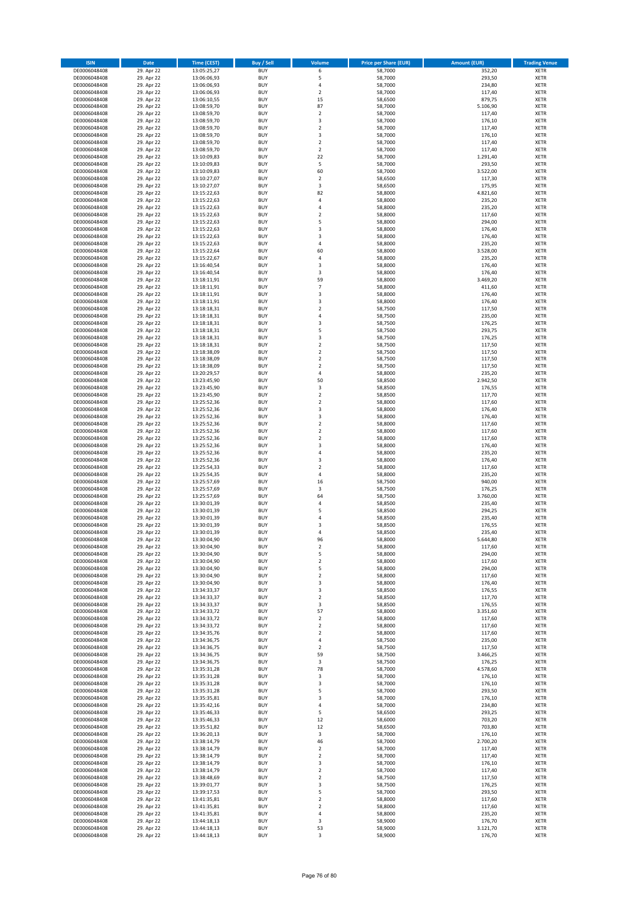| ISIN | Date | Time (CEST) | Buy / Sell | Volume | Price per Share (EUR) | Amount (EUR) | Trading Venue |
|---|---|---|---|---|---|---|---|
| DE0006048408 | 29. Apr 22 | 13:05:25,27 | BUY | 6 | 58,7000 | 352,20 | XETR |
| DE0006048408 | 29. Apr 22 | 13:06:06,93 | BUY | 5 | 58,7000 | 293,50 | XETR |
| DE0006048408 | 29. Apr 22 | 13:06:06,93 | BUY | 4 | 58,7000 | 234,80 | XETR |
| DE0006048408 | 29. Apr 22 | 13:06:06,93 | BUY | 2 | 58,7000 | 117,40 | XETR |
| DE0006048408 | 29. Apr 22 | 13:06:10,55 | BUY | 15 | 58,6500 | 879,75 | XETR |
| DE0006048408 | 29. Apr 22 | 13:08:59,70 | BUY | 87 | 58,7000 | 5.106,90 | XETR |
| DE0006048408 | 29. Apr 22 | 13:08:59,70 | BUY | 2 | 58,7000 | 117,40 | XETR |
| DE0006048408 | 29. Apr 22 | 13:08:59,70 | BUY | 3 | 58,7000 | 176,10 | XETR |
| DE0006048408 | 29. Apr 22 | 13:08:59,70 | BUY | 2 | 58,7000 | 117,40 | XETR |
| DE0006048408 | 29. Apr 22 | 13:08:59,70 | BUY | 3 | 58,7000 | 176,10 | XETR |
| DE0006048408 | 29. Apr 22 | 13:08:59,70 | BUY | 2 | 58,7000 | 117,40 | XETR |
| DE0006048408 | 29. Apr 22 | 13:08:59,70 | BUY | 2 | 58,7000 | 117,40 | XETR |
| DE0006048408 | 29. Apr 22 | 13:10:09,83 | BUY | 22 | 58,7000 | 1.291,40 | XETR |
| DE0006048408 | 29. Apr 22 | 13:10:09,83 | BUY | 5 | 58,7000 | 293,50 | XETR |
| DE0006048408 | 29. Apr 22 | 13:10:09,83 | BUY | 60 | 58,7000 | 3.522,00 | XETR |
| DE0006048408 | 29. Apr 22 | 13:10:27,07 | BUY | 2 | 58,6500 | 117,30 | XETR |
| DE0006048408 | 29. Apr 22 | 13:10:27,07 | BUY | 3 | 58,6500 | 175,95 | XETR |
| DE0006048408 | 29. Apr 22 | 13:15:22,63 | BUY | 82 | 58,8000 | 4.821,60 | XETR |
| DE0006048408 | 29. Apr 22 | 13:15:22,63 | BUY | 4 | 58,8000 | 235,20 | XETR |
| DE0006048408 | 29. Apr 22 | 13:15:22,63 | BUY | 4 | 58,8000 | 235,20 | XETR |
| DE0006048408 | 29. Apr 22 | 13:15:22,63 | BUY | 2 | 58,8000 | 117,60 | XETR |
| DE0006048408 | 29. Apr 22 | 13:15:22,63 | BUY | 5 | 58,8000 | 294,00 | XETR |
| DE0006048408 | 29. Apr 22 | 13:15:22,63 | BUY | 3 | 58,8000 | 176,40 | XETR |
| DE0006048408 | 29. Apr 22 | 13:15:22,63 | BUY | 3 | 58,8000 | 176,40 | XETR |
| DE0006048408 | 29. Apr 22 | 13:15:22,63 | BUY | 4 | 58,8000 | 235,20 | XETR |
| DE0006048408 | 29. Apr 22 | 13:15:22,64 | BUY | 60 | 58,8000 | 3.528,00 | XETR |
| DE0006048408 | 29. Apr 22 | 13:15:22,67 | BUY | 4 | 58,8000 | 235,20 | XETR |
| DE0006048408 | 29. Apr 22 | 13:16:40,54 | BUY | 3 | 58,8000 | 176,40 | XETR |
| DE0006048408 | 29. Apr 22 | 13:16:40,54 | BUY | 3 | 58,8000 | 176,40 | XETR |
| DE0006048408 | 29. Apr 22 | 13:18:11,91 | BUY | 59 | 58,8000 | 3.469,20 | XETR |
| DE0006048408 | 29. Apr 22 | 13:18:11,91 | BUY | 7 | 58,8000 | 411,60 | XETR |
| DE0006048408 | 29. Apr 22 | 13:18:11,91 | BUY | 3 | 58,8000 | 176,40 | XETR |
| DE0006048408 | 29. Apr 22 | 13:18:11,91 | BUY | 3 | 58,8000 | 176,40 | XETR |
| DE0006048408 | 29. Apr 22 | 13:18:18,31 | BUY | 2 | 58,7500 | 117,50 | XETR |
| DE0006048408 | 29. Apr 22 | 13:18:18,31 | BUY | 4 | 58,7500 | 235,00 | XETR |
| DE0006048408 | 29. Apr 22 | 13:18:18,31 | BUY | 3 | 58,7500 | 176,25 | XETR |
| DE0006048408 | 29. Apr 22 | 13:18:18,31 | BUY | 5 | 58,7500 | 293,75 | XETR |
| DE0006048408 | 29. Apr 22 | 13:18:18,31 | BUY | 3 | 58,7500 | 176,25 | XETR |
| DE0006048408 | 29. Apr 22 | 13:18:18,31 | BUY | 2 | 58,7500 | 117,50 | XETR |
| DE0006048408 | 29. Apr 22 | 13:18:38,09 | BUY | 2 | 58,7500 | 117,50 | XETR |
| DE0006048408 | 29. Apr 22 | 13:18:38,09 | BUY | 2 | 58,7500 | 117,50 | XETR |
| DE0006048408 | 29. Apr 22 | 13:18:38,09 | BUY | 2 | 58,7500 | 117,50 | XETR |
| DE0006048408 | 29. Apr 22 | 13:20:29,57 | BUY | 4 | 58,8000 | 235,20 | XETR |
| DE0006048408 | 29. Apr 22 | 13:23:45,90 | BUY | 50 | 58,8500 | 2.942,50 | XETR |
| DE0006048408 | 29. Apr 22 | 13:23:45,90 | BUY | 3 | 58,8500 | 176,55 | XETR |
| DE0006048408 | 29. Apr 22 | 13:23:45,90 | BUY | 2 | 58,8500 | 117,70 | XETR |
| DE0006048408 | 29. Apr 22 | 13:25:52,36 | BUY | 2 | 58,8000 | 117,60 | XETR |
| DE0006048408 | 29. Apr 22 | 13:25:52,36 | BUY | 3 | 58,8000 | 176,40 | XETR |
| DE0006048408 | 29. Apr 22 | 13:25:52,36 | BUY | 3 | 58,8000 | 176,40 | XETR |
| DE0006048408 | 29. Apr 22 | 13:25:52,36 | BUY | 2 | 58,8000 | 117,60 | XETR |
| DE0006048408 | 29. Apr 22 | 13:25:52,36 | BUY | 2 | 58,8000 | 117,60 | XETR |
| DE0006048408 | 29. Apr 22 | 13:25:52,36 | BUY | 2 | 58,8000 | 117,60 | XETR |
| DE0006048408 | 29. Apr 22 | 13:25:52,36 | BUY | 3 | 58,8000 | 176,40 | XETR |
| DE0006048408 | 29. Apr 22 | 13:25:52,36 | BUY | 4 | 58,8000 | 235,20 | XETR |
| DE0006048408 | 29. Apr 22 | 13:25:52,36 | BUY | 3 | 58,8000 | 176,40 | XETR |
| DE0006048408 | 29. Apr 22 | 13:25:54,33 | BUY | 2 | 58,8000 | 117,60 | XETR |
| DE0006048408 | 29. Apr 22 | 13:25:54,35 | BUY | 4 | 58,8000 | 235,20 | XETR |
| DE0006048408 | 29. Apr 22 | 13:25:57,69 | BUY | 16 | 58,7500 | 940,00 | XETR |
| DE0006048408 | 29. Apr 22 | 13:25:57,69 | BUY | 3 | 58,7500 | 176,25 | XETR |
| DE0006048408 | 29. Apr 22 | 13:25:57,69 | BUY | 64 | 58,7500 | 3.760,00 | XETR |
| DE0006048408 | 29. Apr 22 | 13:30:01,39 | BUY | 4 | 58,8500 | 235,40 | XETR |
| DE0006048408 | 29. Apr 22 | 13:30:01,39 | BUY | 5 | 58,8500 | 294,25 | XETR |
| DE0006048408 | 29. Apr 22 | 13:30:01,39 | BUY | 4 | 58,8500 | 235,40 | XETR |
| DE0006048408 | 29. Apr 22 | 13:30:01,39 | BUY | 3 | 58,8500 | 176,55 | XETR |
| DE0006048408 | 29. Apr 22 | 13:30:01,39 | BUY | 4 | 58,8500 | 235,40 | XETR |
| DE0006048408 | 29. Apr 22 | 13:30:04,90 | BUY | 96 | 58,8000 | 5.644,80 | XETR |
| DE0006048408 | 29. Apr 22 | 13:30:04,90 | BUY | 2 | 58,8000 | 117,60 | XETR |
| DE0006048408 | 29. Apr 22 | 13:30:04,90 | BUY | 5 | 58,8000 | 294,00 | XETR |
| DE0006048408 | 29. Apr 22 | 13:30:04,90 | BUY | 2 | 58,8000 | 117,60 | XETR |
| DE0006048408 | 29. Apr 22 | 13:30:04,90 | BUY | 5 | 58,8000 | 294,00 | XETR |
| DE0006048408 | 29. Apr 22 | 13:30:04,90 | BUY | 2 | 58,8000 | 117,60 | XETR |
| DE0006048408 | 29. Apr 22 | 13:30:04,90 | BUY | 3 | 58,8000 | 176,40 | XETR |
| DE0006048408 | 29. Apr 22 | 13:34:33,37 | BUY | 3 | 58,8500 | 176,55 | XETR |
| DE0006048408 | 29. Apr 22 | 13:34:33,37 | BUY | 2 | 58,8500 | 117,70 | XETR |
| DE0006048408 | 29. Apr 22 | 13:34:33,37 | BUY | 3 | 58,8500 | 176,55 | XETR |
| DE0006048408 | 29. Apr 22 | 13:34:33,72 | BUY | 57 | 58,8000 | 3.351,60 | XETR |
| DE0006048408 | 29. Apr 22 | 13:34:33,72 | BUY | 2 | 58,8000 | 117,60 | XETR |
| DE0006048408 | 29. Apr 22 | 13:34:33,72 | BUY | 2 | 58,8000 | 117,60 | XETR |
| DE0006048408 | 29. Apr 22 | 13:34:35,76 | BUY | 2 | 58,8000 | 117,60 | XETR |
| DE0006048408 | 29. Apr 22 | 13:34:36,75 | BUY | 4 | 58,7500 | 235,00 | XETR |
| DE0006048408 | 29. Apr 22 | 13:34:36,75 | BUY | 2 | 58,7500 | 117,50 | XETR |
| DE0006048408 | 29. Apr 22 | 13:34:36,75 | BUY | 59 | 58,7500 | 3.466,25 | XETR |
| DE0006048408 | 29. Apr 22 | 13:34:36,75 | BUY | 3 | 58,7500 | 176,25 | XETR |
| DE0006048408 | 29. Apr 22 | 13:35:31,28 | BUY | 78 | 58,7000 | 4.578,60 | XETR |
| DE0006048408 | 29. Apr 22 | 13:35:31,28 | BUY | 3 | 58,7000 | 176,10 | XETR |
| DE0006048408 | 29. Apr 22 | 13:35:31,28 | BUY | 3 | 58,7000 | 176,10 | XETR |
| DE0006048408 | 29. Apr 22 | 13:35:31,28 | BUY | 5 | 58,7000 | 293,50 | XETR |
| DE0006048408 | 29. Apr 22 | 13:35:35,81 | BUY | 3 | 58,7000 | 176,10 | XETR |
| DE0006048408 | 29. Apr 22 | 13:35:42,16 | BUY | 4 | 58,7000 | 234,80 | XETR |
| DE0006048408 | 29. Apr 22 | 13:35:46,33 | BUY | 5 | 58,6500 | 293,25 | XETR |
| DE0006048408 | 29. Apr 22 | 13:35:46,33 | BUY | 12 | 58,6000 | 703,20 | XETR |
| DE0006048408 | 29. Apr 22 | 13:35:51,82 | BUY | 12 | 58,6500 | 703,80 | XETR |
| DE0006048408 | 29. Apr 22 | 13:36:20,13 | BUY | 3 | 58,7000 | 176,10 | XETR |
| DE0006048408 | 29. Apr 22 | 13:38:14,79 | BUY | 46 | 58,7000 | 2.700,20 | XETR |
| DE0006048408 | 29. Apr 22 | 13:38:14,79 | BUY | 2 | 58,7000 | 117,40 | XETR |
| DE0006048408 | 29. Apr 22 | 13:38:14,79 | BUY | 2 | 58,7000 | 117,40 | XETR |
| DE0006048408 | 29. Apr 22 | 13:38:14,79 | BUY | 3 | 58,7000 | 176,10 | XETR |
| DE0006048408 | 29. Apr 22 | 13:38:14,79 | BUY | 2 | 58,7000 | 117,40 | XETR |
| DE0006048408 | 29. Apr 22 | 13:38:48,69 | BUY | 2 | 58,7500 | 117,50 | XETR |
| DE0006048408 | 29. Apr 22 | 13:39:01,77 | BUY | 3 | 58,7500 | 176,25 | XETR |
| DE0006048408 | 29. Apr 22 | 13:39:17,53 | BUY | 5 | 58,7000 | 293,50 | XETR |
| DE0006048408 | 29. Apr 22 | 13:41:35,81 | BUY | 2 | 58,8000 | 117,60 | XETR |
| DE0006048408 | 29. Apr 22 | 13:41:35,81 | BUY | 2 | 58,8000 | 117,60 | XETR |
| DE0006048408 | 29. Apr 22 | 13:41:35,81 | BUY | 4 | 58,8000 | 235,20 | XETR |
| DE0006048408 | 29. Apr 22 | 13:44:18,13 | BUY | 3 | 58,9000 | 176,70 | XETR |
| DE0006048408 | 29. Apr 22 | 13:44:18,13 | BUY | 53 | 58,9000 | 3.121,70 | XETR |
| DE0006048408 | 29. Apr 22 | 13:44:18,13 | BUY | 3 | 58,9000 | 176,70 | XETR |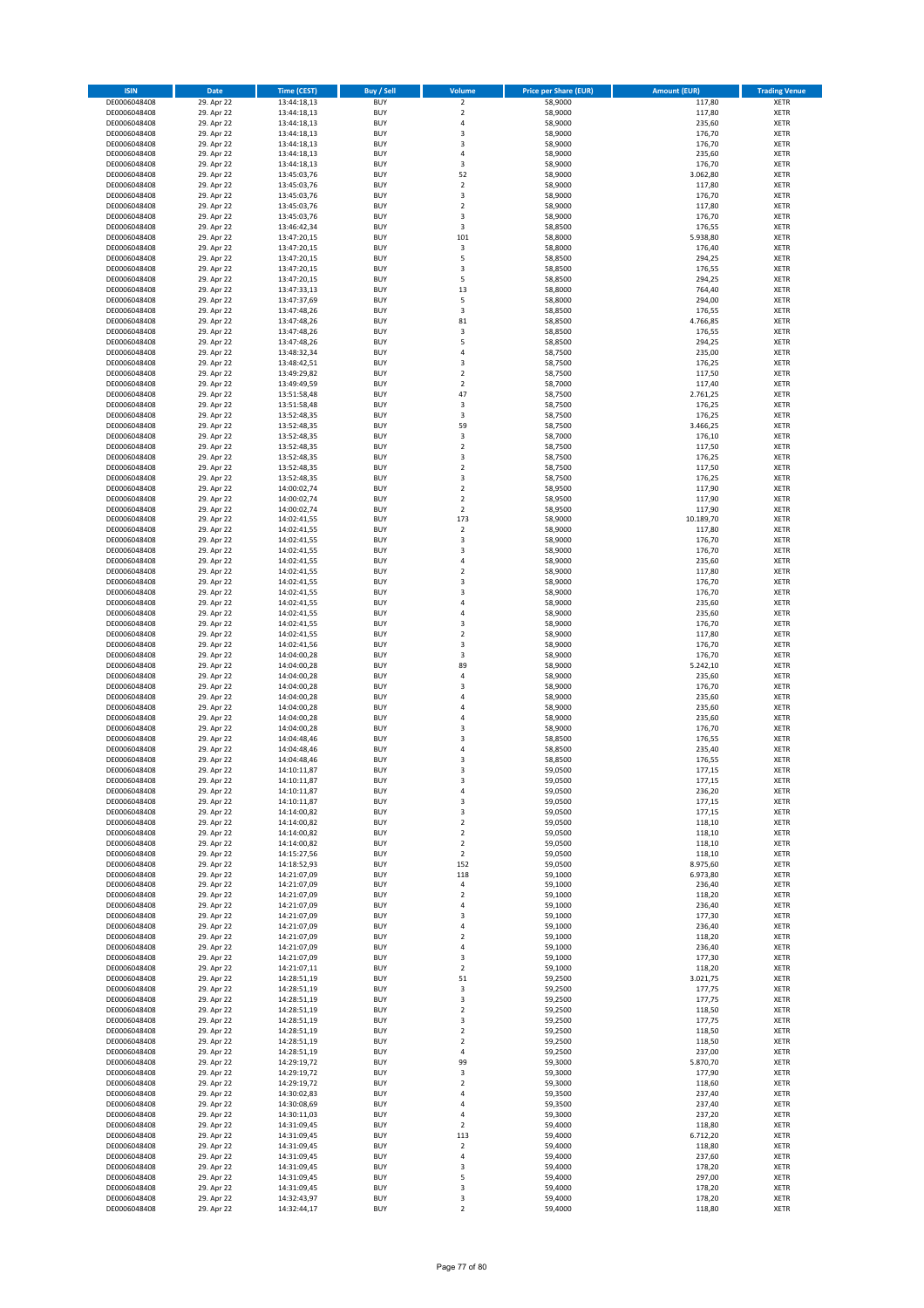| ISIN | Date | Time (CEST) | Buy / Sell | Volume | Price per Share (EUR) | Amount (EUR) | Trading Venue |
|---|---|---|---|---|---|---|---|
| DE0006048408 | 29. Apr 22 | 13:44:18,13 | BUY | 2 | 58,9000 | 117,80 | XETR |
| DE0006048408 | 29. Apr 22 | 13:44:18,13 | BUY | 2 | 58,9000 | 117,80 | XETR |
| DE0006048408 | 29. Apr 22 | 13:44:18,13 | BUY | 4 | 58,9000 | 235,60 | XETR |
| DE0006048408 | 29. Apr 22 | 13:44:18,13 | BUY | 3 | 58,9000 | 176,70 | XETR |
| DE0006048408 | 29. Apr 22 | 13:44:18,13 | BUY | 3 | 58,9000 | 176,70 | XETR |
| DE0006048408 | 29. Apr 22 | 13:44:18,13 | BUY | 4 | 58,9000 | 235,60 | XETR |
| DE0006048408 | 29. Apr 22 | 13:44:18,13 | BUY | 3 | 58,9000 | 176,70 | XETR |
| DE0006048408 | 29. Apr 22 | 13:45:03,76 | BUY | 52 | 58,9000 | 3.062,80 | XETR |
| DE0006048408 | 29. Apr 22 | 13:45:03,76 | BUY | 2 | 58,9000 | 117,80 | XETR |
| DE0006048408 | 29. Apr 22 | 13:45:03,76 | BUY | 3 | 58,9000 | 176,70 | XETR |
| DE0006048408 | 29. Apr 22 | 13:45:03,76 | BUY | 2 | 58,9000 | 117,80 | XETR |
| DE0006048408 | 29. Apr 22 | 13:45:03,76 | BUY | 3 | 58,9000 | 176,70 | XETR |
| DE0006048408 | 29. Apr 22 | 13:46:42,34 | BUY | 3 | 58,8500 | 176,55 | XETR |
| DE0006048408 | 29. Apr 22 | 13:47:20,15 | BUY | 101 | 58,8000 | 5.938,80 | XETR |
| DE0006048408 | 29. Apr 22 | 13:47:20,15 | BUY | 3 | 58,8000 | 176,40 | XETR |
| DE0006048408 | 29. Apr 22 | 13:47:20,15 | BUY | 5 | 58,8500 | 294,25 | XETR |
| DE0006048408 | 29. Apr 22 | 13:47:20,15 | BUY | 3 | 58,8500 | 176,55 | XETR |
| DE0006048408 | 29. Apr 22 | 13:47:20,15 | BUY | 5 | 58,8500 | 294,25 | XETR |
| DE0006048408 | 29. Apr 22 | 13:47:33,13 | BUY | 13 | 58,8000 | 764,40 | XETR |
| DE0006048408 | 29. Apr 22 | 13:47:37,69 | BUY | 5 | 58,8000 | 294,00 | XETR |
| DE0006048408 | 29. Apr 22 | 13:47:48,26 | BUY | 3 | 58,8500 | 176,55 | XETR |
| DE0006048408 | 29. Apr 22 | 13:47:48,26 | BUY | 81 | 58,8500 | 4.766,85 | XETR |
| DE0006048408 | 29. Apr 22 | 13:47:48,26 | BUY | 3 | 58,8500 | 176,55 | XETR |
| DE0006048408 | 29. Apr 22 | 13:47:48,26 | BUY | 5 | 58,8500 | 294,25 | XETR |
| DE0006048408 | 29. Apr 22 | 13:48:32,34 | BUY | 4 | 58,7500 | 235,00 | XETR |
| DE0006048408 | 29. Apr 22 | 13:48:42,51 | BUY | 3 | 58,7500 | 176,25 | XETR |
| DE0006048408 | 29. Apr 22 | 13:49:29,82 | BUY | 2 | 58,7500 | 117,50 | XETR |
| DE0006048408 | 29. Apr 22 | 13:49:49,59 | BUY | 2 | 58,7000 | 117,40 | XETR |
| DE0006048408 | 29. Apr 22 | 13:51:58,48 | BUY | 47 | 58,7500 | 2.761,25 | XETR |
| DE0006048408 | 29. Apr 22 | 13:51:58,48 | BUY | 3 | 58,7500 | 176,25 | XETR |
| DE0006048408 | 29. Apr 22 | 13:52:48,35 | BUY | 3 | 58,7500 | 176,25 | XETR |
| DE0006048408 | 29. Apr 22 | 13:52:48,35 | BUY | 59 | 58,7500 | 3.466,25 | XETR |
| DE0006048408 | 29. Apr 22 | 13:52:48,35 | BUY | 3 | 58,7000 | 176,10 | XETR |
| DE0006048408 | 29. Apr 22 | 13:52:48,35 | BUY | 2 | 58,7500 | 117,50 | XETR |
| DE0006048408 | 29. Apr 22 | 13:52:48,35 | BUY | 3 | 58,7500 | 176,25 | XETR |
| DE0006048408 | 29. Apr 22 | 13:52:48,35 | BUY | 2 | 58,7500 | 117,50 | XETR |
| DE0006048408 | 29. Apr 22 | 13:52:48,35 | BUY | 3 | 58,7500 | 176,25 | XETR |
| DE0006048408 | 29. Apr 22 | 14:00:02,74 | BUY | 2 | 58,9500 | 117,90 | XETR |
| DE0006048408 | 29. Apr 22 | 14:00:02,74 | BUY | 2 | 58,9500 | 117,90 | XETR |
| DE0006048408 | 29. Apr 22 | 14:00:02,74 | BUY | 2 | 58,9500 | 117,90 | XETR |
| DE0006048408 | 29. Apr 22 | 14:02:41,55 | BUY | 173 | 58,9000 | 10.189,70 | XETR |
| DE0006048408 | 29. Apr 22 | 14:02:41,55 | BUY | 2 | 58,9000 | 117,80 | XETR |
| DE0006048408 | 29. Apr 22 | 14:02:41,55 | BUY | 3 | 58,9000 | 176,70 | XETR |
| DE0006048408 | 29. Apr 22 | 14:02:41,55 | BUY | 3 | 58,9000 | 176,70 | XETR |
| DE0006048408 | 29. Apr 22 | 14:02:41,55 | BUY | 4 | 58,9000 | 235,60 | XETR |
| DE0006048408 | 29. Apr 22 | 14:02:41,55 | BUY | 2 | 58,9000 | 117,80 | XETR |
| DE0006048408 | 29. Apr 22 | 14:02:41,55 | BUY | 3 | 58,9000 | 176,70 | XETR |
| DE0006048408 | 29. Apr 22 | 14:02:41,55 | BUY | 3 | 58,9000 | 176,70 | XETR |
| DE0006048408 | 29. Apr 22 | 14:02:41,55 | BUY | 4 | 58,9000 | 235,60 | XETR |
| DE0006048408 | 29. Apr 22 | 14:02:41,55 | BUY | 4 | 58,9000 | 235,60 | XETR |
| DE0006048408 | 29. Apr 22 | 14:02:41,55 | BUY | 3 | 58,9000 | 176,70 | XETR |
| DE0006048408 | 29. Apr 22 | 14:02:41,55 | BUY | 2 | 58,9000 | 117,80 | XETR |
| DE0006048408 | 29. Apr 22 | 14:02:41,56 | BUY | 3 | 58,9000 | 176,70 | XETR |
| DE0006048408 | 29. Apr 22 | 14:04:00,28 | BUY | 3 | 58,9000 | 176,70 | XETR |
| DE0006048408 | 29. Apr 22 | 14:04:00,28 | BUY | 89 | 58,9000 | 5.242,10 | XETR |
| DE0006048408 | 29. Apr 22 | 14:04:00,28 | BUY | 4 | 58,9000 | 235,60 | XETR |
| DE0006048408 | 29. Apr 22 | 14:04:00,28 | BUY | 3 | 58,9000 | 176,70 | XETR |
| DE0006048408 | 29. Apr 22 | 14:04:00,28 | BUY | 4 | 58,9000 | 235,60 | XETR |
| DE0006048408 | 29. Apr 22 | 14:04:00,28 | BUY | 4 | 58,9000 | 235,60 | XETR |
| DE0006048408 | 29. Apr 22 | 14:04:00,28 | BUY | 4 | 58,9000 | 235,60 | XETR |
| DE0006048408 | 29. Apr 22 | 14:04:00,28 | BUY | 3 | 58,9000 | 176,70 | XETR |
| DE0006048408 | 29. Apr 22 | 14:04:48,46 | BUY | 3 | 58,8500 | 176,55 | XETR |
| DE0006048408 | 29. Apr 22 | 14:04:48,46 | BUY | 4 | 58,8500 | 235,40 | XETR |
| DE0006048408 | 29. Apr 22 | 14:04:48,46 | BUY | 3 | 58,8500 | 176,55 | XETR |
| DE0006048408 | 29. Apr 22 | 14:10:11,87 | BUY | 3 | 59,0500 | 177,15 | XETR |
| DE0006048408 | 29. Apr 22 | 14:10:11,87 | BUY | 3 | 59,0500 | 177,15 | XETR |
| DE0006048408 | 29. Apr 22 | 14:10:11,87 | BUY | 4 | 59,0500 | 236,20 | XETR |
| DE0006048408 | 29. Apr 22 | 14:10:11,87 | BUY | 3 | 59,0500 | 177,15 | XETR |
| DE0006048408 | 29. Apr 22 | 14:14:00,82 | BUY | 3 | 59,0500 | 177,15 | XETR |
| DE0006048408 | 29. Apr 22 | 14:14:00,82 | BUY | 2 | 59,0500 | 118,10 | XETR |
| DE0006048408 | 29. Apr 22 | 14:14:00,82 | BUY | 2 | 59,0500 | 118,10 | XETR |
| DE0006048408 | 29. Apr 22 | 14:14:00,82 | BUY | 2 | 59,0500 | 118,10 | XETR |
| DE0006048408 | 29. Apr 22 | 14:15:27,56 | BUY | 2 | 59,0500 | 118,10 | XETR |
| DE0006048408 | 29. Apr 22 | 14:18:52,93 | BUY | 152 | 59,0500 | 8.975,60 | XETR |
| DE0006048408 | 29. Apr 22 | 14:21:07,09 | BUY | 118 | 59,1000 | 6.973,80 | XETR |
| DE0006048408 | 29. Apr 22 | 14:21:07,09 | BUY | 4 | 59,1000 | 236,40 | XETR |
| DE0006048408 | 29. Apr 22 | 14:21:07,09 | BUY | 2 | 59,1000 | 118,20 | XETR |
| DE0006048408 | 29. Apr 22 | 14:21:07,09 | BUY | 4 | 59,1000 | 236,40 | XETR |
| DE0006048408 | 29. Apr 22 | 14:21:07,09 | BUY | 3 | 59,1000 | 177,30 | XETR |
| DE0006048408 | 29. Apr 22 | 14:21:07,09 | BUY | 4 | 59,1000 | 236,40 | XETR |
| DE0006048408 | 29. Apr 22 | 14:21:07,09 | BUY | 2 | 59,1000 | 118,20 | XETR |
| DE0006048408 | 29. Apr 22 | 14:21:07,09 | BUY | 4 | 59,1000 | 236,40 | XETR |
| DE0006048408 | 29. Apr 22 | 14:21:07,09 | BUY | 3 | 59,1000 | 177,30 | XETR |
| DE0006048408 | 29. Apr 22 | 14:21:07,11 | BUY | 2 | 59,1000 | 118,20 | XETR |
| DE0006048408 | 29. Apr 22 | 14:28:51,19 | BUY | 51 | 59,2500 | 3.021,75 | XETR |
| DE0006048408 | 29. Apr 22 | 14:28:51,19 | BUY | 3 | 59,2500 | 177,75 | XETR |
| DE0006048408 | 29. Apr 22 | 14:28:51,19 | BUY | 3 | 59,2500 | 177,75 | XETR |
| DE0006048408 | 29. Apr 22 | 14:28:51,19 | BUY | 2 | 59,2500 | 118,50 | XETR |
| DE0006048408 | 29. Apr 22 | 14:28:51,19 | BUY | 3 | 59,2500 | 177,75 | XETR |
| DE0006048408 | 29. Apr 22 | 14:28:51,19 | BUY | 2 | 59,2500 | 118,50 | XETR |
| DE0006048408 | 29. Apr 22 | 14:28:51,19 | BUY | 2 | 59,2500 | 118,50 | XETR |
| DE0006048408 | 29. Apr 22 | 14:28:51,19 | BUY | 4 | 59,2500 | 237,00 | XETR |
| DE0006048408 | 29. Apr 22 | 14:29:19,72 | BUY | 99 | 59,3000 | 5.870,70 | XETR |
| DE0006048408 | 29. Apr 22 | 14:29:19,72 | BUY | 3 | 59,3000 | 177,90 | XETR |
| DE0006048408 | 29. Apr 22 | 14:29:19,72 | BUY | 2 | 59,3000 | 118,60 | XETR |
| DE0006048408 | 29. Apr 22 | 14:30:02,83 | BUY | 4 | 59,3500 | 237,40 | XETR |
| DE0006048408 | 29. Apr 22 | 14:30:08,69 | BUY | 4 | 59,3500 | 237,40 | XETR |
| DE0006048408 | 29. Apr 22 | 14:30:11,03 | BUY | 4 | 59,3000 | 237,20 | XETR |
| DE0006048408 | 29. Apr 22 | 14:31:09,45 | BUY | 2 | 59,4000 | 118,80 | XETR |
| DE0006048408 | 29. Apr 22 | 14:31:09,45 | BUY | 113 | 59,4000 | 6.712,20 | XETR |
| DE0006048408 | 29. Apr 22 | 14:31:09,45 | BUY | 2 | 59,4000 | 118,80 | XETR |
| DE0006048408 | 29. Apr 22 | 14:31:09,45 | BUY | 4 | 59,4000 | 237,60 | XETR |
| DE0006048408 | 29. Apr 22 | 14:31:09,45 | BUY | 3 | 59,4000 | 178,20 | XETR |
| DE0006048408 | 29. Apr 22 | 14:31:09,45 | BUY | 5 | 59,4000 | 297,00 | XETR |
| DE0006048408 | 29. Apr 22 | 14:31:09,45 | BUY | 3 | 59,4000 | 178,20 | XETR |
| DE0006048408 | 29. Apr 22 | 14:32:43,97 | BUY | 3 | 59,4000 | 178,20 | XETR |
| DE0006048408 | 29. Apr 22 | 14:32:44,17 | BUY | 2 | 59,4000 | 118,80 | XETR |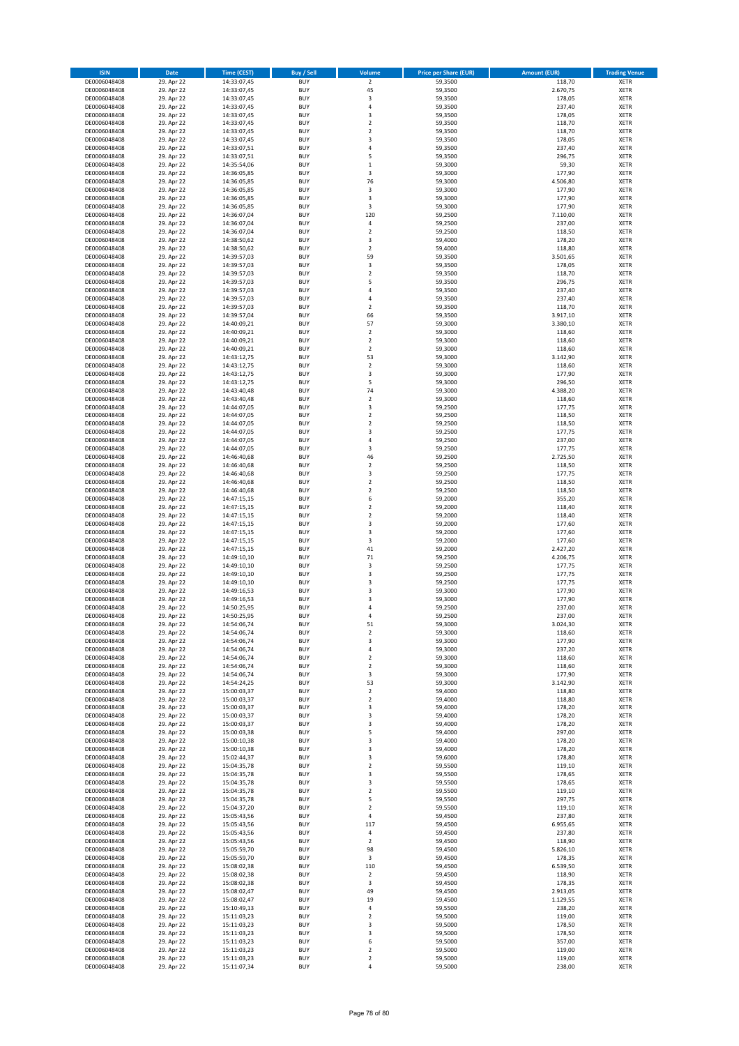| ISIN | Date | Time (CEST) | Buy / Sell | Volume | Price per Share (EUR) | Amount (EUR) | Trading Venue |
|---|---|---|---|---|---|---|---|
| DE0006048408 | 29. Apr 22 | 14:33:07,45 | BUY | 2 | 59,3500 | 118,70 | XETR |
| DE0006048408 | 29. Apr 22 | 14:33:07,45 | BUY | 45 | 59,3500 | 2.670,75 | XETR |
| DE0006048408 | 29. Apr 22 | 14:33:07,45 | BUY | 3 | 59,3500 | 178,05 | XETR |
| DE0006048408 | 29. Apr 22 | 14:33:07,45 | BUY | 4 | 59,3500 | 237,40 | XETR |
| DE0006048408 | 29. Apr 22 | 14:33:07,45 | BUY | 3 | 59,3500 | 178,05 | XETR |
| DE0006048408 | 29. Apr 22 | 14:33:07,45 | BUY | 2 | 59,3500 | 118,70 | XETR |
| DE0006048408 | 29. Apr 22 | 14:33:07,45 | BUY | 2 | 59,3500 | 118,70 | XETR |
| DE0006048408 | 29. Apr 22 | 14:33:07,45 | BUY | 3 | 59,3500 | 178,05 | XETR |
| DE0006048408 | 29. Apr 22 | 14:33:07,51 | BUY | 4 | 59,3500 | 237,40 | XETR |
| DE0006048408 | 29. Apr 22 | 14:33:07,51 | BUY | 5 | 59,3500 | 296,75 | XETR |
| DE0006048408 | 29. Apr 22 | 14:35:54,06 | BUY | 1 | 59,3000 | 59,30 | XETR |
| DE0006048408 | 29. Apr 22 | 14:36:05,85 | BUY | 3 | 59,3000 | 177,90 | XETR |
| DE0006048408 | 29. Apr 22 | 14:36:05,85 | BUY | 76 | 59,3000 | 4.506,80 | XETR |
| DE0006048408 | 29. Apr 22 | 14:36:05,85 | BUY | 3 | 59,3000 | 177,90 | XETR |
| DE0006048408 | 29. Apr 22 | 14:36:05,85 | BUY | 3 | 59,3000 | 177,90 | XETR |
| DE0006048408 | 29. Apr 22 | 14:36:05,85 | BUY | 3 | 59,3000 | 177,90 | XETR |
| DE0006048408 | 29. Apr 22 | 14:36:07,04 | BUY | 120 | 59,2500 | 7.110,00 | XETR |
| DE0006048408 | 29. Apr 22 | 14:36:07,04 | BUY | 4 | 59,2500 | 237,00 | XETR |
| DE0006048408 | 29. Apr 22 | 14:36:07,04 | BUY | 2 | 59,2500 | 118,50 | XETR |
| DE0006048408 | 29. Apr 22 | 14:38:50,62 | BUY | 3 | 59,4000 | 178,20 | XETR |
| DE0006048408 | 29. Apr 22 | 14:38:50,62 | BUY | 2 | 59,4000 | 118,80 | XETR |
| DE0006048408 | 29. Apr 22 | 14:39:57,03 | BUY | 59 | 59,3500 | 3.501,65 | XETR |
| DE0006048408 | 29. Apr 22 | 14:39:57,03 | BUY | 3 | 59,3500 | 178,05 | XETR |
| DE0006048408 | 29. Apr 22 | 14:39:57,03 | BUY | 2 | 59,3500 | 118,70 | XETR |
| DE0006048408 | 29. Apr 22 | 14:39:57,03 | BUY | 5 | 59,3500 | 296,75 | XETR |
| DE0006048408 | 29. Apr 22 | 14:39:57,03 | BUY | 4 | 59,3500 | 237,40 | XETR |
| DE0006048408 | 29. Apr 22 | 14:39:57,03 | BUY | 4 | 59,3500 | 237,40 | XETR |
| DE0006048408 | 29. Apr 22 | 14:39:57,03 | BUY | 2 | 59,3500 | 118,70 | XETR |
| DE0006048408 | 29. Apr 22 | 14:39:57,04 | BUY | 66 | 59,3500 | 3.917,10 | XETR |
| DE0006048408 | 29. Apr 22 | 14:40:09,21 | BUY | 57 | 59,3000 | 3.380,10 | XETR |
| DE0006048408 | 29. Apr 22 | 14:40:09,21 | BUY | 2 | 59,3000 | 118,60 | XETR |
| DE0006048408 | 29. Apr 22 | 14:40:09,21 | BUY | 2 | 59,3000 | 118,60 | XETR |
| DE0006048408 | 29. Apr 22 | 14:40:09,21 | BUY | 2 | 59,3000 | 118,60 | XETR |
| DE0006048408 | 29. Apr 22 | 14:43:12,75 | BUY | 53 | 59,3000 | 3.142,90 | XETR |
| DE0006048408 | 29. Apr 22 | 14:43:12,75 | BUY | 2 | 59,3000 | 118,60 | XETR |
| DE0006048408 | 29. Apr 22 | 14:43:12,75 | BUY | 3 | 59,3000 | 177,90 | XETR |
| DE0006048408 | 29. Apr 22 | 14:43:12,75 | BUY | 5 | 59,3000 | 296,50 | XETR |
| DE0006048408 | 29. Apr 22 | 14:43:40,48 | BUY | 74 | 59,3000 | 4.388,20 | XETR |
| DE0006048408 | 29. Apr 22 | 14:43:40,48 | BUY | 2 | 59,3000 | 118,60 | XETR |
| DE0006048408 | 29. Apr 22 | 14:44:07,05 | BUY | 3 | 59,2500 | 177,75 | XETR |
| DE0006048408 | 29. Apr 22 | 14:44:07,05 | BUY | 2 | 59,2500 | 118,50 | XETR |
| DE0006048408 | 29. Apr 22 | 14:44:07,05 | BUY | 2 | 59,2500 | 118,50 | XETR |
| DE0006048408 | 29. Apr 22 | 14:44:07,05 | BUY | 3 | 59,2500 | 177,75 | XETR |
| DE0006048408 | 29. Apr 22 | 14:44:07,05 | BUY | 4 | 59,2500 | 237,00 | XETR |
| DE0006048408 | 29. Apr 22 | 14:44:07,05 | BUY | 3 | 59,2500 | 177,75 | XETR |
| DE0006048408 | 29. Apr 22 | 14:46:40,68 | BUY | 46 | 59,2500 | 2.725,50 | XETR |
| DE0006048408 | 29. Apr 22 | 14:46:40,68 | BUY | 2 | 59,2500 | 118,50 | XETR |
| DE0006048408 | 29. Apr 22 | 14:46:40,68 | BUY | 3 | 59,2500 | 177,75 | XETR |
| DE0006048408 | 29. Apr 22 | 14:46:40,68 | BUY | 2 | 59,2500 | 118,50 | XETR |
| DE0006048408 | 29. Apr 22 | 14:46:40,68 | BUY | 2 | 59,2500 | 118,50 | XETR |
| DE0006048408 | 29. Apr 22 | 14:47:15,15 | BUY | 6 | 59,2000 | 355,20 | XETR |
| DE0006048408 | 29. Apr 22 | 14:47:15,15 | BUY | 2 | 59,2000 | 118,40 | XETR |
| DE0006048408 | 29. Apr 22 | 14:47:15,15 | BUY | 2 | 59,2000 | 118,40 | XETR |
| DE0006048408 | 29. Apr 22 | 14:47:15,15 | BUY | 3 | 59,2000 | 177,60 | XETR |
| DE0006048408 | 29. Apr 22 | 14:47:15,15 | BUY | 3 | 59,2000 | 177,60 | XETR |
| DE0006048408 | 29. Apr 22 | 14:47:15,15 | BUY | 3 | 59,2000 | 177,60 | XETR |
| DE0006048408 | 29. Apr 22 | 14:47:15,15 | BUY | 41 | 59,2000 | 2.427,20 | XETR |
| DE0006048408 | 29. Apr 22 | 14:49:10,10 | BUY | 71 | 59,2500 | 4.206,75 | XETR |
| DE0006048408 | 29. Apr 22 | 14:49:10,10 | BUY | 3 | 59,2500 | 177,75 | XETR |
| DE0006048408 | 29. Apr 22 | 14:49:10,10 | BUY | 3 | 59,2500 | 177,75 | XETR |
| DE0006048408 | 29. Apr 22 | 14:49:10,10 | BUY | 3 | 59,2500 | 177,75 | XETR |
| DE0006048408 | 29. Apr 22 | 14:49:16,53 | BUY | 3 | 59,3000 | 177,90 | XETR |
| DE0006048408 | 29. Apr 22 | 14:49:16,53 | BUY | 3 | 59,3000 | 177,90 | XETR |
| DE0006048408 | 29. Apr 22 | 14:50:25,95 | BUY | 4 | 59,2500 | 237,00 | XETR |
| DE0006048408 | 29. Apr 22 | 14:50:25,95 | BUY | 4 | 59,2500 | 237,00 | XETR |
| DE0006048408 | 29. Apr 22 | 14:54:06,74 | BUY | 51 | 59,3000 | 3.024,30 | XETR |
| DE0006048408 | 29. Apr 22 | 14:54:06,74 | BUY | 2 | 59,3000 | 118,60 | XETR |
| DE0006048408 | 29. Apr 22 | 14:54:06,74 | BUY | 3 | 59,3000 | 177,90 | XETR |
| DE0006048408 | 29. Apr 22 | 14:54:06,74 | BUY | 4 | 59,3000 | 237,20 | XETR |
| DE0006048408 | 29. Apr 22 | 14:54:06,74 | BUY | 2 | 59,3000 | 118,60 | XETR |
| DE0006048408 | 29. Apr 22 | 14:54:06,74 | BUY | 2 | 59,3000 | 118,60 | XETR |
| DE0006048408 | 29. Apr 22 | 14:54:06,74 | BUY | 3 | 59,3000 | 177,90 | XETR |
| DE0006048408 | 29. Apr 22 | 14:54:24,25 | BUY | 53 | 59,3000 | 3.142,90 | XETR |
| DE0006048408 | 29. Apr 22 | 15:00:03,37 | BUY | 2 | 59,4000 | 118,80 | XETR |
| DE0006048408 | 29. Apr 22 | 15:00:03,37 | BUY | 2 | 59,4000 | 118,80 | XETR |
| DE0006048408 | 29. Apr 22 | 15:00:03,37 | BUY | 3 | 59,4000 | 178,20 | XETR |
| DE0006048408 | 29. Apr 22 | 15:00:03,37 | BUY | 3 | 59,4000 | 178,20 | XETR |
| DE0006048408 | 29. Apr 22 | 15:00:03,37 | BUY | 3 | 59,4000 | 178,20 | XETR |
| DE0006048408 | 29. Apr 22 | 15:00:03,38 | BUY | 5 | 59,4000 | 297,00 | XETR |
| DE0006048408 | 29. Apr 22 | 15:00:10,38 | BUY | 3 | 59,4000 | 178,20 | XETR |
| DE0006048408 | 29. Apr 22 | 15:00:10,38 | BUY | 3 | 59,4000 | 178,20 | XETR |
| DE0006048408 | 29. Apr 22 | 15:02:44,37 | BUY | 3 | 59,6000 | 178,80 | XETR |
| DE0006048408 | 29. Apr 22 | 15:04:35,78 | BUY | 2 | 59,5500 | 119,10 | XETR |
| DE0006048408 | 29. Apr 22 | 15:04:35,78 | BUY | 3 | 59,5500 | 178,65 | XETR |
| DE0006048408 | 29. Apr 22 | 15:04:35,78 | BUY | 3 | 59,5500 | 178,65 | XETR |
| DE0006048408 | 29. Apr 22 | 15:04:35,78 | BUY | 2 | 59,5500 | 119,10 | XETR |
| DE0006048408 | 29. Apr 22 | 15:04:35,78 | BUY | 5 | 59,5500 | 297,75 | XETR |
| DE0006048408 | 29. Apr 22 | 15:04:37,20 | BUY | 2 | 59,5500 | 119,10 | XETR |
| DE0006048408 | 29. Apr 22 | 15:05:43,56 | BUY | 4 | 59,4500 | 237,80 | XETR |
| DE0006048408 | 29. Apr 22 | 15:05:43,56 | BUY | 117 | 59,4500 | 6.955,65 | XETR |
| DE0006048408 | 29. Apr 22 | 15:05:43,56 | BUY | 4 | 59,4500 | 237,80 | XETR |
| DE0006048408 | 29. Apr 22 | 15:05:43,56 | BUY | 2 | 59,4500 | 118,90 | XETR |
| DE0006048408 | 29. Apr 22 | 15:05:59,70 | BUY | 98 | 59,4500 | 5.826,10 | XETR |
| DE0006048408 | 29. Apr 22 | 15:05:59,70 | BUY | 3 | 59,4500 | 178,35 | XETR |
| DE0006048408 | 29. Apr 22 | 15:08:02,38 | BUY | 110 | 59,4500 | 6.539,50 | XETR |
| DE0006048408 | 29. Apr 22 | 15:08:02,38 | BUY | 2 | 59,4500 | 118,90 | XETR |
| DE0006048408 | 29. Apr 22 | 15:08:02,38 | BUY | 3 | 59,4500 | 178,35 | XETR |
| DE0006048408 | 29. Apr 22 | 15:08:02,47 | BUY | 49 | 59,4500 | 2.913,05 | XETR |
| DE0006048408 | 29. Apr 22 | 15:08:02,47 | BUY | 19 | 59,4500 | 1.129,55 | XETR |
| DE0006048408 | 29. Apr 22 | 15:10:49,13 | BUY | 4 | 59,5500 | 238,20 | XETR |
| DE0006048408 | 29. Apr 22 | 15:11:03,23 | BUY | 2 | 59,5000 | 119,00 | XETR |
| DE0006048408 | 29. Apr 22 | 15:11:03,23 | BUY | 3 | 59,5000 | 178,50 | XETR |
| DE0006048408 | 29. Apr 22 | 15:11:03,23 | BUY | 3 | 59,5000 | 178,50 | XETR |
| DE0006048408 | 29. Apr 22 | 15:11:03,23 | BUY | 6 | 59,5000 | 357,00 | XETR |
| DE0006048408 | 29. Apr 22 | 15:11:03,23 | BUY | 2 | 59,5000 | 119,00 | XETR |
| DE0006048408 | 29. Apr 22 | 15:11:03,23 | BUY | 2 | 59,5000 | 119,00 | XETR |
| DE0006048408 | 29. Apr 22 | 15:11:07,34 | BUY | 4 | 59,5000 | 238,00 | XETR |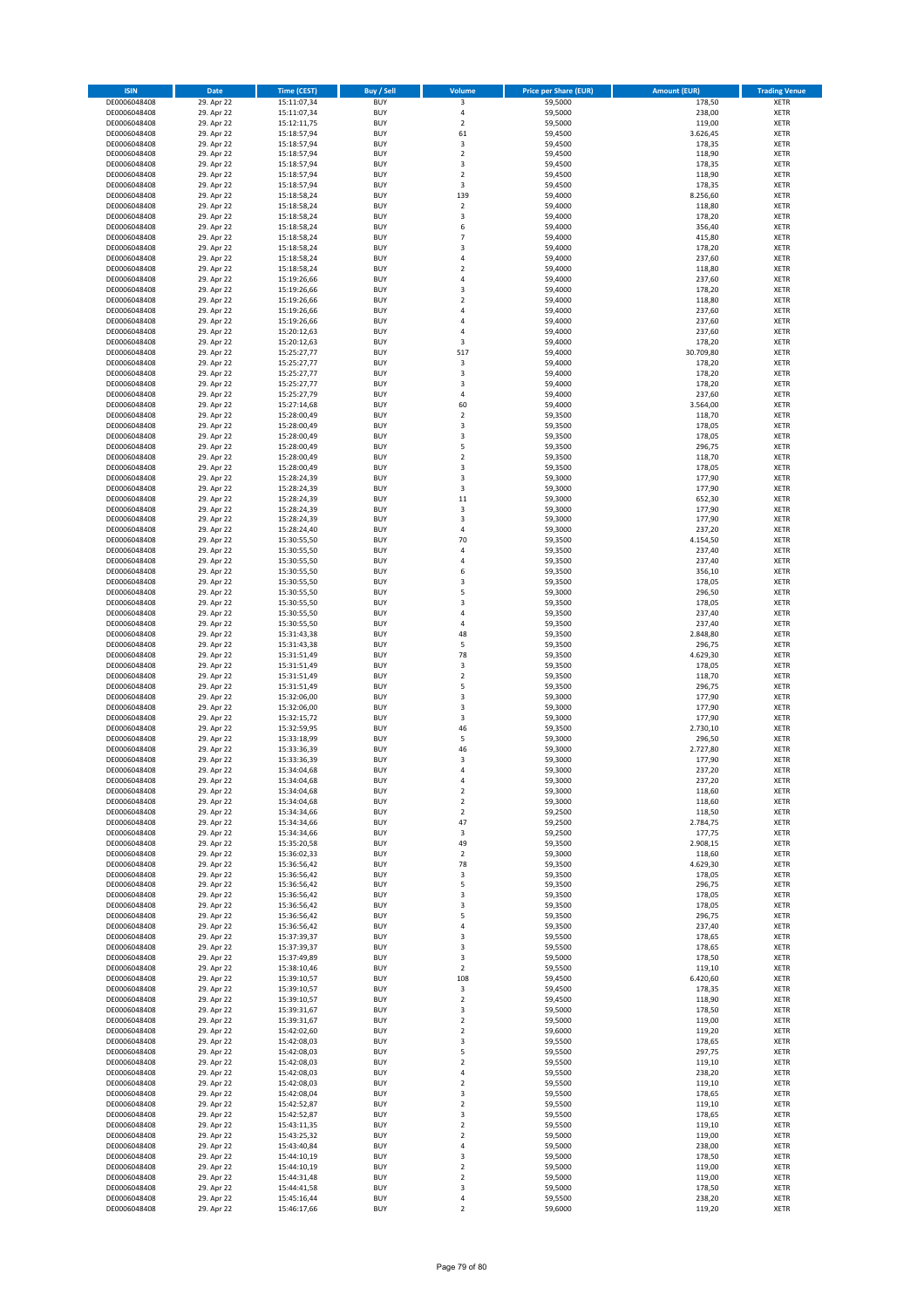| ISIN | Date | Time (CEST) | Buy / Sell | Volume | Price per Share (EUR) | Amount (EUR) | Trading Venue |
|---|---|---|---|---|---|---|---|
| DE0006048408 | 29. Apr 22 | 15:11:07,34 | BUY | 3 | 59,5000 | 178,50 | XETR |
| DE0006048408 | 29. Apr 22 | 15:11:07,34 | BUY | 4 | 59,5000 | 238,00 | XETR |
| DE0006048408 | 29. Apr 22 | 15:12:11,75 | BUY | 2 | 59,5000 | 119,00 | XETR |
| DE0006048408 | 29. Apr 22 | 15:18:57,94 | BUY | 61 | 59,4500 | 3.626,45 | XETR |
| DE0006048408 | 29. Apr 22 | 15:18:57,94 | BUY | 3 | 59,4500 | 178,35 | XETR |
| DE0006048408 | 29. Apr 22 | 15:18:57,94 | BUY | 2 | 59,4500 | 118,90 | XETR |
| DE0006048408 | 29. Apr 22 | 15:18:57,94 | BUY | 3 | 59,4500 | 178,35 | XETR |
| DE0006048408 | 29. Apr 22 | 15:18:57,94 | BUY | 2 | 59,4500 | 118,90 | XETR |
| DE0006048408 | 29. Apr 22 | 15:18:57,94 | BUY | 3 | 59,4500 | 178,35 | XETR |
| DE0006048408 | 29. Apr 22 | 15:18:58,24 | BUY | 139 | 59,4000 | 8.256,60 | XETR |
| DE0006048408 | 29. Apr 22 | 15:18:58,24 | BUY | 2 | 59,4000 | 118,80 | XETR |
| DE0006048408 | 29. Apr 22 | 15:18:58,24 | BUY | 3 | 59,4000 | 178,20 | XETR |
| DE0006048408 | 29. Apr 22 | 15:18:58,24 | BUY | 6 | 59,4000 | 356,40 | XETR |
| DE0006048408 | 29. Apr 22 | 15:18:58,24 | BUY | 7 | 59,4000 | 415,80 | XETR |
| DE0006048408 | 29. Apr 22 | 15:18:58,24 | BUY | 3 | 59,4000 | 178,20 | XETR |
| DE0006048408 | 29. Apr 22 | 15:18:58,24 | BUY | 4 | 59,4000 | 237,60 | XETR |
| DE0006048408 | 29. Apr 22 | 15:18:58,24 | BUY | 2 | 59,4000 | 118,80 | XETR |
| DE0006048408 | 29. Apr 22 | 15:19:26,66 | BUY | 4 | 59,4000 | 237,60 | XETR |
| DE0006048408 | 29. Apr 22 | 15:19:26,66 | BUY | 3 | 59,4000 | 178,20 | XETR |
| DE0006048408 | 29. Apr 22 | 15:19:26,66 | BUY | 2 | 59,4000 | 118,80 | XETR |
| DE0006048408 | 29. Apr 22 | 15:19:26,66 | BUY | 4 | 59,4000 | 237,60 | XETR |
| DE0006048408 | 29. Apr 22 | 15:19:26,66 | BUY | 4 | 59,4000 | 237,60 | XETR |
| DE0006048408 | 29. Apr 22 | 15:20:12,63 | BUY | 4 | 59,4000 | 237,60 | XETR |
| DE0006048408 | 29. Apr 22 | 15:20:12,63 | BUY | 3 | 59,4000 | 178,20 | XETR |
| DE0006048408 | 29. Apr 22 | 15:25:27,77 | BUY | 517 | 59,4000 | 30.709,80 | XETR |
| DE0006048408 | 29. Apr 22 | 15:25:27,77 | BUY | 3 | 59,4000 | 178,20 | XETR |
| DE0006048408 | 29. Apr 22 | 15:25:27,77 | BUY | 3 | 59,4000 | 178,20 | XETR |
| DE0006048408 | 29. Apr 22 | 15:25:27,77 | BUY | 3 | 59,4000 | 178,20 | XETR |
| DE0006048408 | 29. Apr 22 | 15:25:27,79 | BUY | 4 | 59,4000 | 237,60 | XETR |
| DE0006048408 | 29. Apr 22 | 15:27:14,68 | BUY | 60 | 59,4000 | 3.564,00 | XETR |
| DE0006048408 | 29. Apr 22 | 15:28:00,49 | BUY | 2 | 59,3500 | 118,70 | XETR |
| DE0006048408 | 29. Apr 22 | 15:28:00,49 | BUY | 3 | 59,3500 | 178,05 | XETR |
| DE0006048408 | 29. Apr 22 | 15:28:00,49 | BUY | 3 | 59,3500 | 178,05 | XETR |
| DE0006048408 | 29. Apr 22 | 15:28:00,49 | BUY | 5 | 59,3500 | 296,75 | XETR |
| DE0006048408 | 29. Apr 22 | 15:28:00,49 | BUY | 2 | 59,3500 | 118,70 | XETR |
| DE0006048408 | 29. Apr 22 | 15:28:00,49 | BUY | 3 | 59,3500 | 178,05 | XETR |
| DE0006048408 | 29. Apr 22 | 15:28:24,39 | BUY | 3 | 59,3000 | 177,90 | XETR |
| DE0006048408 | 29. Apr 22 | 15:28:24,39 | BUY | 3 | 59,3000 | 177,90 | XETR |
| DE0006048408 | 29. Apr 22 | 15:28:24,39 | BUY | 11 | 59,3000 | 652,30 | XETR |
| DE0006048408 | 29. Apr 22 | 15:28:24,39 | BUY | 3 | 59,3000 | 177,90 | XETR |
| DE0006048408 | 29. Apr 22 | 15:28:24,39 | BUY | 3 | 59,3000 | 177,90 | XETR |
| DE0006048408 | 29. Apr 22 | 15:28:24,40 | BUY | 4 | 59,3000 | 237,20 | XETR |
| DE0006048408 | 29. Apr 22 | 15:30:55,50 | BUY | 70 | 59,3500 | 4.154,50 | XETR |
| DE0006048408 | 29. Apr 22 | 15:30:55,50 | BUY | 4 | 59,3500 | 237,40 | XETR |
| DE0006048408 | 29. Apr 22 | 15:30:55,50 | BUY | 4 | 59,3500 | 237,40 | XETR |
| DE0006048408 | 29. Apr 22 | 15:30:55,50 | BUY | 6 | 59,3500 | 356,10 | XETR |
| DE0006048408 | 29. Apr 22 | 15:30:55,50 | BUY | 3 | 59,3500 | 178,05 | XETR |
| DE0006048408 | 29. Apr 22 | 15:30:55,50 | BUY | 5 | 59,3000 | 296,50 | XETR |
| DE0006048408 | 29. Apr 22 | 15:30:55,50 | BUY | 3 | 59,3500 | 178,05 | XETR |
| DE0006048408 | 29. Apr 22 | 15:30:55,50 | BUY | 4 | 59,3500 | 237,40 | XETR |
| DE0006048408 | 29. Apr 22 | 15:30:55,50 | BUY | 4 | 59,3500 | 237,40 | XETR |
| DE0006048408 | 29. Apr 22 | 15:31:43,38 | BUY | 48 | 59,3500 | 2.848,80 | XETR |
| DE0006048408 | 29. Apr 22 | 15:31:43,38 | BUY | 5 | 59,3500 | 296,75 | XETR |
| DE0006048408 | 29. Apr 22 | 15:31:51,49 | BUY | 78 | 59,3500 | 4.629,30 | XETR |
| DE0006048408 | 29. Apr 22 | 15:31:51,49 | BUY | 3 | 59,3500 | 178,05 | XETR |
| DE0006048408 | 29. Apr 22 | 15:31:51,49 | BUY | 2 | 59,3500 | 118,70 | XETR |
| DE0006048408 | 29. Apr 22 | 15:31:51,49 | BUY | 5 | 59,3500 | 296,75 | XETR |
| DE0006048408 | 29. Apr 22 | 15:32:06,00 | BUY | 3 | 59,3000 | 177,90 | XETR |
| DE0006048408 | 29. Apr 22 | 15:32:06,00 | BUY | 3 | 59,3000 | 177,90 | XETR |
| DE0006048408 | 29. Apr 22 | 15:32:15,72 | BUY | 3 | 59,3000 | 177,90 | XETR |
| DE0006048408 | 29. Apr 22 | 15:32:59,95 | BUY | 46 | 59,3500 | 2.730,10 | XETR |
| DE0006048408 | 29. Apr 22 | 15:33:18,99 | BUY | 5 | 59,3000 | 296,50 | XETR |
| DE0006048408 | 29. Apr 22 | 15:33:36,39 | BUY | 46 | 59,3000 | 2.727,80 | XETR |
| DE0006048408 | 29. Apr 22 | 15:33:36,39 | BUY | 3 | 59,3000 | 177,90 | XETR |
| DE0006048408 | 29. Apr 22 | 15:34:04,68 | BUY | 4 | 59,3000 | 237,20 | XETR |
| DE0006048408 | 29. Apr 22 | 15:34:04,68 | BUY | 4 | 59,3000 | 237,20 | XETR |
| DE0006048408 | 29. Apr 22 | 15:34:04,68 | BUY | 2 | 59,3000 | 118,60 | XETR |
| DE0006048408 | 29. Apr 22 | 15:34:04,68 | BUY | 2 | 59,3000 | 118,60 | XETR |
| DE0006048408 | 29. Apr 22 | 15:34:34,66 | BUY | 2 | 59,2500 | 118,50 | XETR |
| DE0006048408 | 29. Apr 22 | 15:34:34,66 | BUY | 47 | 59,2500 | 2.784,75 | XETR |
| DE0006048408 | 29. Apr 22 | 15:34:34,66 | BUY | 3 | 59,2500 | 177,75 | XETR |
| DE0006048408 | 29. Apr 22 | 15:35:20,58 | BUY | 49 | 59,3500 | 2.908,15 | XETR |
| DE0006048408 | 29. Apr 22 | 15:36:02,33 | BUY | 2 | 59,3000 | 118,60 | XETR |
| DE0006048408 | 29. Apr 22 | 15:36:56,42 | BUY | 78 | 59,3500 | 4.629,30 | XETR |
| DE0006048408 | 29. Apr 22 | 15:36:56,42 | BUY | 3 | 59,3500 | 178,05 | XETR |
| DE0006048408 | 29. Apr 22 | 15:36:56,42 | BUY | 5 | 59,3500 | 296,75 | XETR |
| DE0006048408 | 29. Apr 22 | 15:36:56,42 | BUY | 3 | 59,3500 | 178,05 | XETR |
| DE0006048408 | 29. Apr 22 | 15:36:56,42 | BUY | 3 | 59,3500 | 178,05 | XETR |
| DE0006048408 | 29. Apr 22 | 15:36:56,42 | BUY | 5 | 59,3500 | 296,75 | XETR |
| DE0006048408 | 29. Apr 22 | 15:36:56,42 | BUY | 4 | 59,3500 | 237,40 | XETR |
| DE0006048408 | 29. Apr 22 | 15:37:39,37 | BUY | 3 | 59,5500 | 178,65 | XETR |
| DE0006048408 | 29. Apr 22 | 15:37:39,37 | BUY | 3 | 59,5500 | 178,65 | XETR |
| DE0006048408 | 29. Apr 22 | 15:37:49,89 | BUY | 3 | 59,5000 | 178,50 | XETR |
| DE0006048408 | 29. Apr 22 | 15:38:10,46 | BUY | 2 | 59,5500 | 119,10 | XETR |
| DE0006048408 | 29. Apr 22 | 15:39:10,57 | BUY | 108 | 59,4500 | 6.420,60 | XETR |
| DE0006048408 | 29. Apr 22 | 15:39:10,57 | BUY | 3 | 59,4500 | 178,35 | XETR |
| DE0006048408 | 29. Apr 22 | 15:39:10,57 | BUY | 2 | 59,4500 | 118,90 | XETR |
| DE0006048408 | 29. Apr 22 | 15:39:31,67 | BUY | 3 | 59,5000 | 178,50 | XETR |
| DE0006048408 | 29. Apr 22 | 15:39:31,67 | BUY | 2 | 59,5000 | 119,00 | XETR |
| DE0006048408 | 29. Apr 22 | 15:42:02,60 | BUY | 2 | 59,6000 | 119,20 | XETR |
| DE0006048408 | 29. Apr 22 | 15:42:08,03 | BUY | 3 | 59,5500 | 178,65 | XETR |
| DE0006048408 | 29. Apr 22 | 15:42:08,03 | BUY | 5 | 59,5500 | 297,75 | XETR |
| DE0006048408 | 29. Apr 22 | 15:42:08,03 | BUY | 2 | 59,5500 | 119,10 | XETR |
| DE0006048408 | 29. Apr 22 | 15:42:08,03 | BUY | 4 | 59,5500 | 238,20 | XETR |
| DE0006048408 | 29. Apr 22 | 15:42:08,03 | BUY | 2 | 59,5500 | 119,10 | XETR |
| DE0006048408 | 29. Apr 22 | 15:42:08,04 | BUY | 3 | 59,5500 | 178,65 | XETR |
| DE0006048408 | 29. Apr 22 | 15:42:52,87 | BUY | 2 | 59,5500 | 119,10 | XETR |
| DE0006048408 | 29. Apr 22 | 15:42:52,87 | BUY | 3 | 59,5500 | 178,65 | XETR |
| DE0006048408 | 29. Apr 22 | 15:43:11,35 | BUY | 2 | 59,5500 | 119,10 | XETR |
| DE0006048408 | 29. Apr 22 | 15:43:25,32 | BUY | 2 | 59,5000 | 119,00 | XETR |
| DE0006048408 | 29. Apr 22 | 15:43:40,84 | BUY | 4 | 59,5000 | 238,00 | XETR |
| DE0006048408 | 29. Apr 22 | 15:44:10,19 | BUY | 3 | 59,5000 | 178,50 | XETR |
| DE0006048408 | 29. Apr 22 | 15:44:10,19 | BUY | 2 | 59,5000 | 119,00 | XETR |
| DE0006048408 | 29. Apr 22 | 15:44:31,48 | BUY | 2 | 59,5000 | 119,00 | XETR |
| DE0006048408 | 29. Apr 22 | 15:44:41,58 | BUY | 3 | 59,5000 | 178,50 | XETR |
| DE0006048408 | 29. Apr 22 | 15:45:16,44 | BUY | 4 | 59,5500 | 238,20 | XETR |
| DE0006048408 | 29. Apr 22 | 15:46:17,66 | BUY | 2 | 59,6000 | 119,20 | XETR |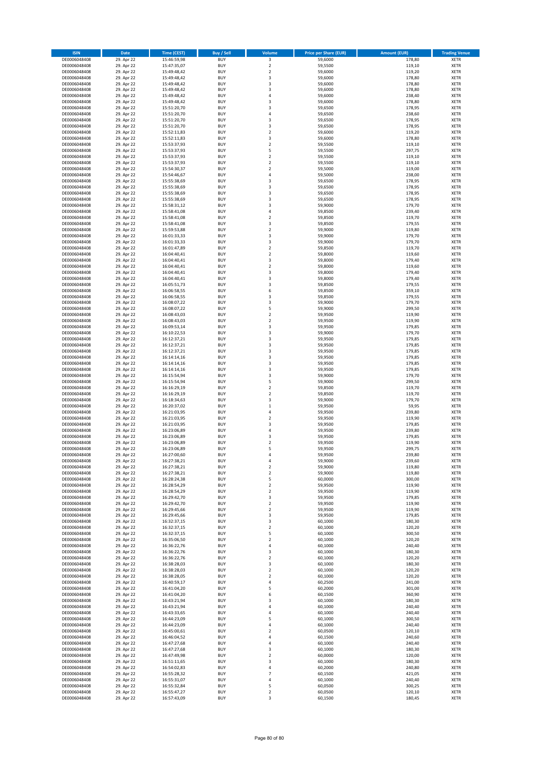| ISIN | Date | Time (CEST) | Buy / Sell | Volume | Price per Share (EUR) | Amount (EUR) | Trading Venue |
|---|---|---|---|---|---|---|---|
| DE0006048408 | 29. Apr 22 | 15:46:59,98 | BUY | 3 | 59,6000 | 178,80 | XETR |
| DE0006048408 | 29. Apr 22 | 15:47:35,07 | BUY | 2 | 59,5500 | 119,10 | XETR |
| DE0006048408 | 29. Apr 22 | 15:49:48,42 | BUY | 2 | 59,6000 | 119,20 | XETR |
| DE0006048408 | 29. Apr 22 | 15:49:48,42 | BUY | 3 | 59,6000 | 178,80 | XETR |
| DE0006048408 | 29. Apr 22 | 15:49:48,42 | BUY | 3 | 59,6000 | 178,80 | XETR |
| DE0006048408 | 29. Apr 22 | 15:49:48,42 | BUY | 3 | 59,6000 | 178,80 | XETR |
| DE0006048408 | 29. Apr 22 | 15:49:48,42 | BUY | 4 | 59,6000 | 238,40 | XETR |
| DE0006048408 | 29. Apr 22 | 15:49:48,42 | BUY | 3 | 59,6000 | 178,80 | XETR |
| DE0006048408 | 29. Apr 22 | 15:51:20,70 | BUY | 3 | 59,6500 | 178,95 | XETR |
| DE0006048408 | 29. Apr 22 | 15:51:20,70 | BUY | 4 | 59,6500 | 238,60 | XETR |
| DE0006048408 | 29. Apr 22 | 15:51:20,70 | BUY | 3 | 59,6500 | 178,95 | XETR |
| DE0006048408 | 29. Apr 22 | 15:51:20,70 | BUY | 3 | 59,6500 | 178,95 | XETR |
| DE0006048408 | 29. Apr 22 | 15:52:11,83 | BUY | 2 | 59,6000 | 119,20 | XETR |
| DE0006048408 | 29. Apr 22 | 15:52:11,83 | BUY | 3 | 59,6000 | 178,80 | XETR |
| DE0006048408 | 29. Apr 22 | 15:53:37,93 | BUY | 2 | 59,5500 | 119,10 | XETR |
| DE0006048408 | 29. Apr 22 | 15:53:37,93 | BUY | 5 | 59,5500 | 297,75 | XETR |
| DE0006048408 | 29. Apr 22 | 15:53:37,93 | BUY | 2 | 59,5500 | 119,10 | XETR |
| DE0006048408 | 29. Apr 22 | 15:53:37,93 | BUY | 2 | 59,5500 | 119,10 | XETR |
| DE0006048408 | 29. Apr 22 | 15:54:30,37 | BUY | 2 | 59,5000 | 119,00 | XETR |
| DE0006048408 | 29. Apr 22 | 15:54:46,67 | BUY | 4 | 59,5000 | 238,00 | XETR |
| DE0006048408 | 29. Apr 22 | 15:55:38,69 | BUY | 3 | 59,6500 | 178,95 | XETR |
| DE0006048408 | 29. Apr 22 | 15:55:38,69 | BUY | 3 | 59,6500 | 178,95 | XETR |
| DE0006048408 | 29. Apr 22 | 15:55:38,69 | BUY | 3 | 59,6500 | 178,95 | XETR |
| DE0006048408 | 29. Apr 22 | 15:55:38,69 | BUY | 3 | 59,6500 | 178,95 | XETR |
| DE0006048408 | 29. Apr 22 | 15:58:31,12 | BUY | 3 | 59,9000 | 179,70 | XETR |
| DE0006048408 | 29. Apr 22 | 15:58:41,08 | BUY | 4 | 59,8500 | 239,40 | XETR |
| DE0006048408 | 29. Apr 22 | 15:58:41,08 | BUY | 2 | 59,8500 | 119,70 | XETR |
| DE0006048408 | 29. Apr 22 | 15:58:41,08 | BUY | 3 | 59,8500 | 179,55 | XETR |
| DE0006048408 | 29. Apr 22 | 15:59:53,88 | BUY | 2 | 59,9000 | 119,80 | XETR |
| DE0006048408 | 29. Apr 22 | 16:01:33,33 | BUY | 3 | 59,9000 | 179,70 | XETR |
| DE0006048408 | 29. Apr 22 | 16:01:33,33 | BUY | 3 | 59,9000 | 179,70 | XETR |
| DE0006048408 | 29. Apr 22 | 16:01:47,89 | BUY | 2 | 59,8500 | 119,70 | XETR |
| DE0006048408 | 29. Apr 22 | 16:04:40,41 | BUY | 2 | 59,8000 | 119,60 | XETR |
| DE0006048408 | 29. Apr 22 | 16:04:40,41 | BUY | 3 | 59,8000 | 179,40 | XETR |
| DE0006048408 | 29. Apr 22 | 16:04:40,41 | BUY | 2 | 59,8000 | 119,60 | XETR |
| DE0006048408 | 29. Apr 22 | 16:04:40,41 | BUY | 3 | 59,8000 | 179,40 | XETR |
| DE0006048408 | 29. Apr 22 | 16:04:40,41 | BUY | 3 | 59,8000 | 179,40 | XETR |
| DE0006048408 | 29. Apr 22 | 16:05:51,73 | BUY | 3 | 59,8500 | 179,55 | XETR |
| DE0006048408 | 29. Apr 22 | 16:06:58,55 | BUY | 6 | 59,8500 | 359,10 | XETR |
| DE0006048408 | 29. Apr 22 | 16:06:58,55 | BUY | 3 | 59,8500 | 179,55 | XETR |
| DE0006048408 | 29. Apr 22 | 16:08:07,22 | BUY | 3 | 59,9000 | 179,70 | XETR |
| DE0006048408 | 29. Apr 22 | 16:08:07,22 | BUY | 5 | 59,9000 | 299,50 | XETR |
| DE0006048408 | 29. Apr 22 | 16:08:43,03 | BUY | 2 | 59,9500 | 119,90 | XETR |
| DE0006048408 | 29. Apr 22 | 16:08:43,03 | BUY | 2 | 59,9500 | 119,90 | XETR |
| DE0006048408 | 29. Apr 22 | 16:09:53,14 | BUY | 3 | 59,9500 | 179,85 | XETR |
| DE0006048408 | 29. Apr 22 | 16:10:22,53 | BUY | 3 | 59,9000 | 179,70 | XETR |
| DE0006048408 | 29. Apr 22 | 16:12:37,21 | BUY | 3 | 59,9500 | 179,85 | XETR |
| DE0006048408 | 29. Apr 22 | 16:12:37,21 | BUY | 3 | 59,9500 | 179,85 | XETR |
| DE0006048408 | 29. Apr 22 | 16:12:37,21 | BUY | 3 | 59,9500 | 179,85 | XETR |
| DE0006048408 | 29. Apr 22 | 16:14:14,16 | BUY | 3 | 59,9500 | 179,85 | XETR |
| DE0006048408 | 29. Apr 22 | 16:14:14,16 | BUY | 3 | 59,9500 | 179,85 | XETR |
| DE0006048408 | 29. Apr 22 | 16:14:14,16 | BUY | 3 | 59,9500 | 179,85 | XETR |
| DE0006048408 | 29. Apr 22 | 16:15:54,94 | BUY | 3 | 59,9000 | 179,70 | XETR |
| DE0006048408 | 29. Apr 22 | 16:15:54,94 | BUY | 5 | 59,9000 | 299,50 | XETR |
| DE0006048408 | 29. Apr 22 | 16:16:29,19 | BUY | 2 | 59,8500 | 119,70 | XETR |
| DE0006048408 | 29. Apr 22 | 16:16:29,19 | BUY | 2 | 59,8500 | 119,70 | XETR |
| DE0006048408 | 29. Apr 22 | 16:18:34,63 | BUY | 3 | 59,9000 | 179,70 | XETR |
| DE0006048408 | 29. Apr 22 | 16:20:37,02 | BUY | 1 | 59,9500 | 59,95 | XETR |
| DE0006048408 | 29. Apr 22 | 16:21:03,95 | BUY | 4 | 59,9500 | 239,80 | XETR |
| DE0006048408 | 29. Apr 22 | 16:21:03,95 | BUY | 2 | 59,9500 | 119,90 | XETR |
| DE0006048408 | 29. Apr 22 | 16:21:03,95 | BUY | 3 | 59,9500 | 179,85 | XETR |
| DE0006048408 | 29. Apr 22 | 16:23:06,89 | BUY | 4 | 59,9500 | 239,80 | XETR |
| DE0006048408 | 29. Apr 22 | 16:23:06,89 | BUY | 3 | 59,9500 | 179,85 | XETR |
| DE0006048408 | 29. Apr 22 | 16:23:06,89 | BUY | 2 | 59,9500 | 119,90 | XETR |
| DE0006048408 | 29. Apr 22 | 16:23:06,89 | BUY | 5 | 59,9500 | 299,75 | XETR |
| DE0006048408 | 29. Apr 22 | 16:27:00,60 | BUY | 4 | 59,9500 | 239,80 | XETR |
| DE0006048408 | 29. Apr 22 | 16:27:38,21 | BUY | 4 | 59,9000 | 239,60 | XETR |
| DE0006048408 | 29. Apr 22 | 16:27:38,21 | BUY | 2 | 59,9000 | 119,80 | XETR |
| DE0006048408 | 29. Apr 22 | 16:27:38,21 | BUY | 2 | 59,9000 | 119,80 | XETR |
| DE0006048408 | 29. Apr 22 | 16:28:24,38 | BUY | 5 | 60,0000 | 300,00 | XETR |
| DE0006048408 | 29. Apr 22 | 16:28:54,29 | BUY | 2 | 59,9500 | 119,90 | XETR |
| DE0006048408 | 29. Apr 22 | 16:28:54,29 | BUY | 2 | 59,9500 | 119,90 | XETR |
| DE0006048408 | 29. Apr 22 | 16:29:42,70 | BUY | 3 | 59,9500 | 179,85 | XETR |
| DE0006048408 | 29. Apr 22 | 16:29:42,70 | BUY | 2 | 59,9500 | 119,90 | XETR |
| DE0006048408 | 29. Apr 22 | 16:29:45,66 | BUY | 2 | 59,9500 | 119,90 | XETR |
| DE0006048408 | 29. Apr 22 | 16:29:45,66 | BUY | 3 | 59,9500 | 179,85 | XETR |
| DE0006048408 | 29. Apr 22 | 16:32:37,15 | BUY | 3 | 60,1000 | 180,30 | XETR |
| DE0006048408 | 29. Apr 22 | 16:32:37,15 | BUY | 2 | 60,1000 | 120,20 | XETR |
| DE0006048408 | 29. Apr 22 | 16:32:37,15 | BUY | 5 | 60,1000 | 300,50 | XETR |
| DE0006048408 | 29. Apr 22 | 16:35:06,50 | BUY | 2 | 60,1000 | 120,20 | XETR |
| DE0006048408 | 29. Apr 22 | 16:36:22,76 | BUY | 4 | 60,1000 | 240,40 | XETR |
| DE0006048408 | 29. Apr 22 | 16:36:22,76 | BUY | 3 | 60,1000 | 180,30 | XETR |
| DE0006048408 | 29. Apr 22 | 16:36:22,76 | BUY | 2 | 60,1000 | 120,20 | XETR |
| DE0006048408 | 29. Apr 22 | 16:38:28,03 | BUY | 3 | 60,1000 | 180,30 | XETR |
| DE0006048408 | 29. Apr 22 | 16:38:28,03 | BUY | 2 | 60,1000 | 120,20 | XETR |
| DE0006048408 | 29. Apr 22 | 16:38:28,05 | BUY | 2 | 60,1000 | 120,20 | XETR |
| DE0006048408 | 29. Apr 22 | 16:40:59,17 | BUY | 4 | 60,2500 | 241,00 | XETR |
| DE0006048408 | 29. Apr 22 | 16:41:04,20 | BUY | 5 | 60,2000 | 301,00 | XETR |
| DE0006048408 | 29. Apr 22 | 16:41:04,20 | BUY | 6 | 60,1500 | 360,90 | XETR |
| DE0006048408 | 29. Apr 22 | 16:43:21,94 | BUY | 3 | 60,1000 | 180,30 | XETR |
| DE0006048408 | 29. Apr 22 | 16:43:21,94 | BUY | 4 | 60,1000 | 240,40 | XETR |
| DE0006048408 | 29. Apr 22 | 16:43:33,65 | BUY | 4 | 60,1000 | 240,40 | XETR |
| DE0006048408 | 29. Apr 22 | 16:44:23,09 | BUY | 5 | 60,1000 | 300,50 | XETR |
| DE0006048408 | 29. Apr 22 | 16:44:23,09 | BUY | 4 | 60,1000 | 240,40 | XETR |
| DE0006048408 | 29. Apr 22 | 16:45:00,61 | BUY | 2 | 60,0500 | 120,10 | XETR |
| DE0006048408 | 29. Apr 22 | 16:46:04,52 | BUY | 4 | 60,1500 | 240,60 | XETR |
| DE0006048408 | 29. Apr 22 | 16:47:27,68 | BUY | 4 | 60,1000 | 240,40 | XETR |
| DE0006048408 | 29. Apr 22 | 16:47:27,68 | BUY | 3 | 60,1000 | 180,30 | XETR |
| DE0006048408 | 29. Apr 22 | 16:47:49,98 | BUY | 2 | 60,0000 | 120,00 | XETR |
| DE0006048408 | 29. Apr 22 | 16:51:11,65 | BUY | 3 | 60,1000 | 180,30 | XETR |
| DE0006048408 | 29. Apr 22 | 16:54:02,83 | BUY | 4 | 60,2000 | 240,80 | XETR |
| DE0006048408 | 29. Apr 22 | 16:55:28,32 | BUY | 7 | 60,1500 | 421,05 | XETR |
| DE0006048408 | 29. Apr 22 | 16:55:31,07 | BUY | 4 | 60,1000 | 240,40 | XETR |
| DE0006048408 | 29. Apr 22 | 16:55:32,84 | BUY | 5 | 60,0500 | 300,25 | XETR |
| DE0006048408 | 29. Apr 22 | 16:55:47,27 | BUY | 2 | 60,0500 | 120,10 | XETR |
| DE0006048408 | 29. Apr 22 | 16:57:43,09 | BUY | 3 | 60,1500 | 180,45 | XETR |